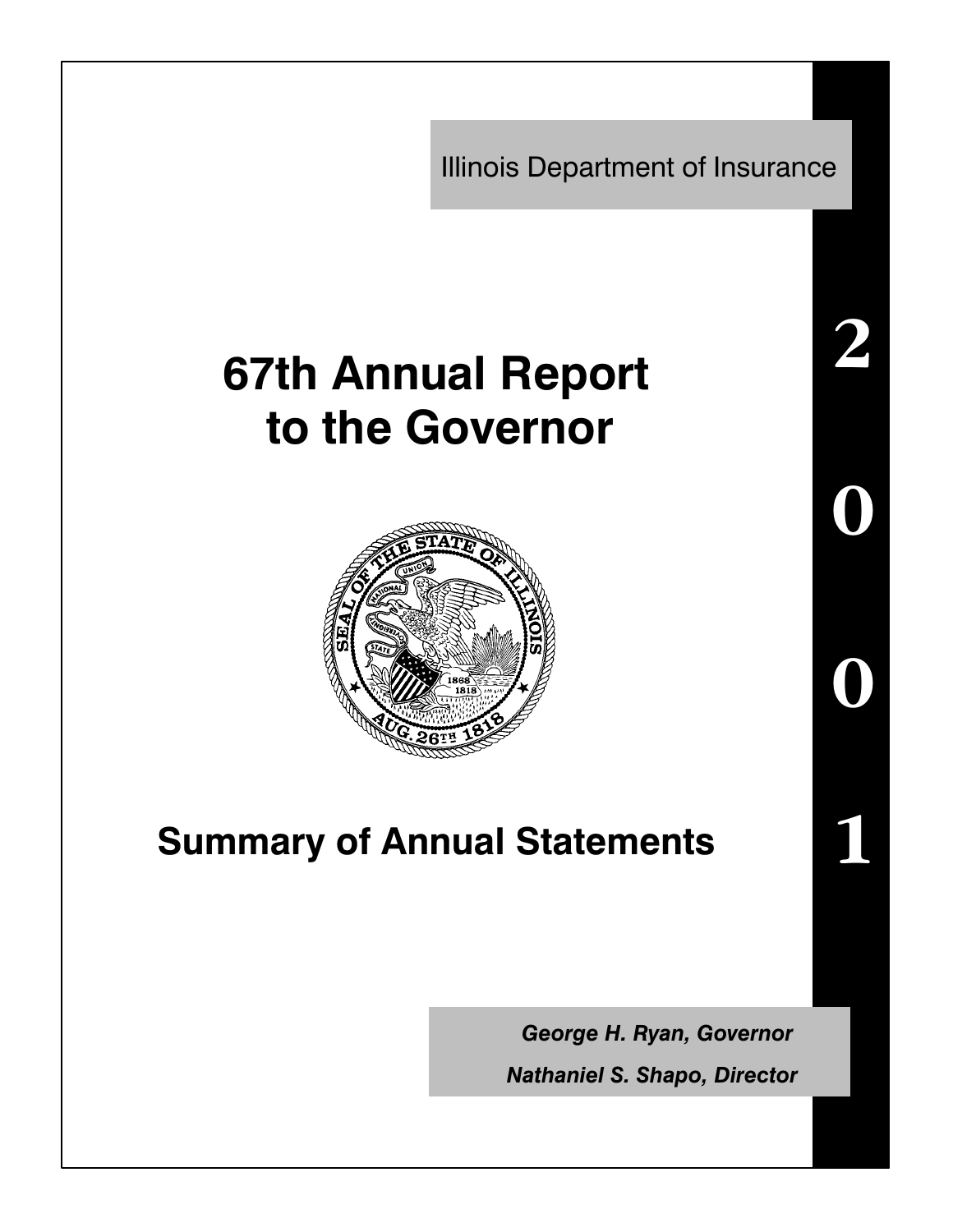Illinois Department of Insurance

# 67th Annual Report to the Governor

## Summary of Annual Statements

2001

*George H. Ryan, Governor*

*Nathaniel S. Shapo, Director*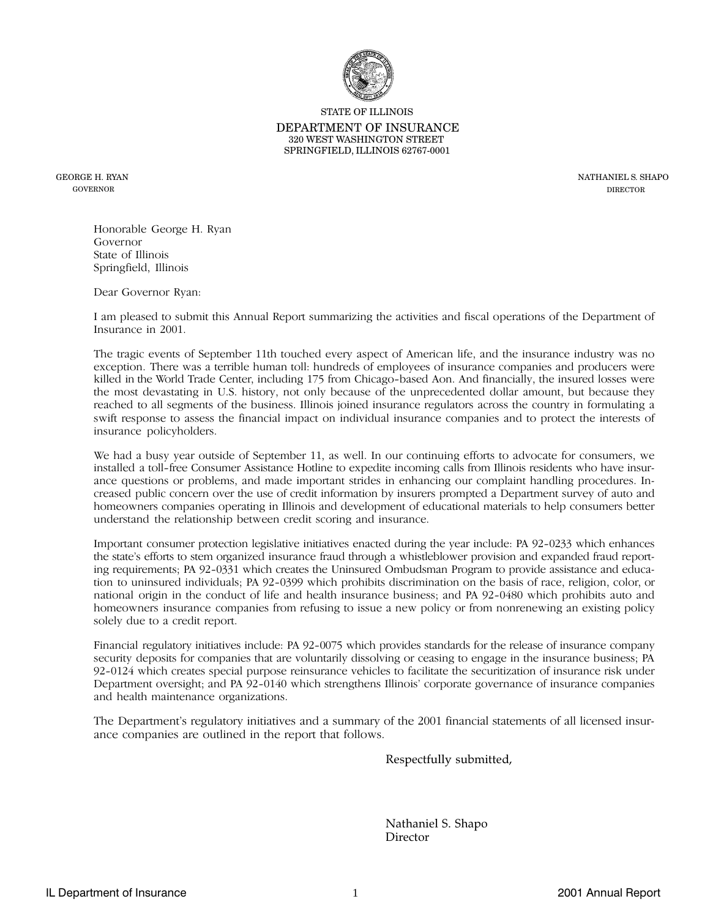STATE OF ILLINOIS

DEPARTMENT OF INSURANCE

320 WEST WASHINGTON STREET

SPRINGFIELD, ILLINOIS 62767-0001

GEORGE H. RYAN
GOVERNOR

NATHANIEL S. SHAPO
DIRECTOR

Honorable George H. Ryan
Governor
State of Illinois
Springfield, Illinois

Dear Governor Ryan:

I am pleased to submit this Annual Report summarizing the activities and fiscal operations of the Department of Insurance in 2001.

The tragic events of September 11th touched every aspect of American life, and the insurance industry was no exception. There was a terrible human toll: hundreds of employees of insurance companies and producers were killed in the World Trade Center, including 175 from Chicago-based Aon. And financially, the insured losses were the most devastating in U.S. history, not only because of the unprecedented dollar amount, but because they reached to all segments of the business. Illinois joined insurance regulators across the country in formulating a swift response to assess the financial impact on individual insurance companies and to protect the interests of insurance policyholders.

We had a busy year outside of September 11, as well. In our continuing efforts to advocate for consumers, we installed a toll-free Consumer Assistance Hotline to expedite incoming calls from Illinois residents who have insurance questions or problems, and made important strides in enhancing our complaint handling procedures. Increased public concern over the use of credit information by insurers prompted a Department survey of auto and homeowners companies operating in Illinois and development of educational materials to help consumers better understand the relationship between credit scoring and insurance.

Important consumer protection legislative initiatives enacted during the year include: PA 92-0233 which enhances the state's efforts to stem organized insurance fraud through a whistleblower provision and expanded fraud reporting requirements; PA 92-0331 which creates the Uninsured Ombudsman Program to provide assistance and education to uninsured individuals; PA 92-0399 which prohibits discrimination on the basis of race, religion, color, or national origin in the conduct of life and health insurance business; and PA 92-0480 which prohibits auto and homeowners insurance companies from refusing to issue a new policy or from nonrenewing an existing policy solely due to a credit report.

Financial regulatory initiatives include: PA 92-0075 which provides standards for the release of insurance company security deposits for companies that are voluntarily dissolving or ceasing to engage in the insurance business; PA 92-0124 which creates special purpose reinsurance vehicles to facilitate the securitization of insurance risk under Department oversight; and PA 92-0140 which strengthens Illinois' corporate governance of insurance companies and health maintenance organizations.

The Department's regulatory initiatives and a summary of the 2001 financial statements of all licensed insurance companies are outlined in the report that follows.

Respectfully submitted,

Nathaniel S. Shapo
Director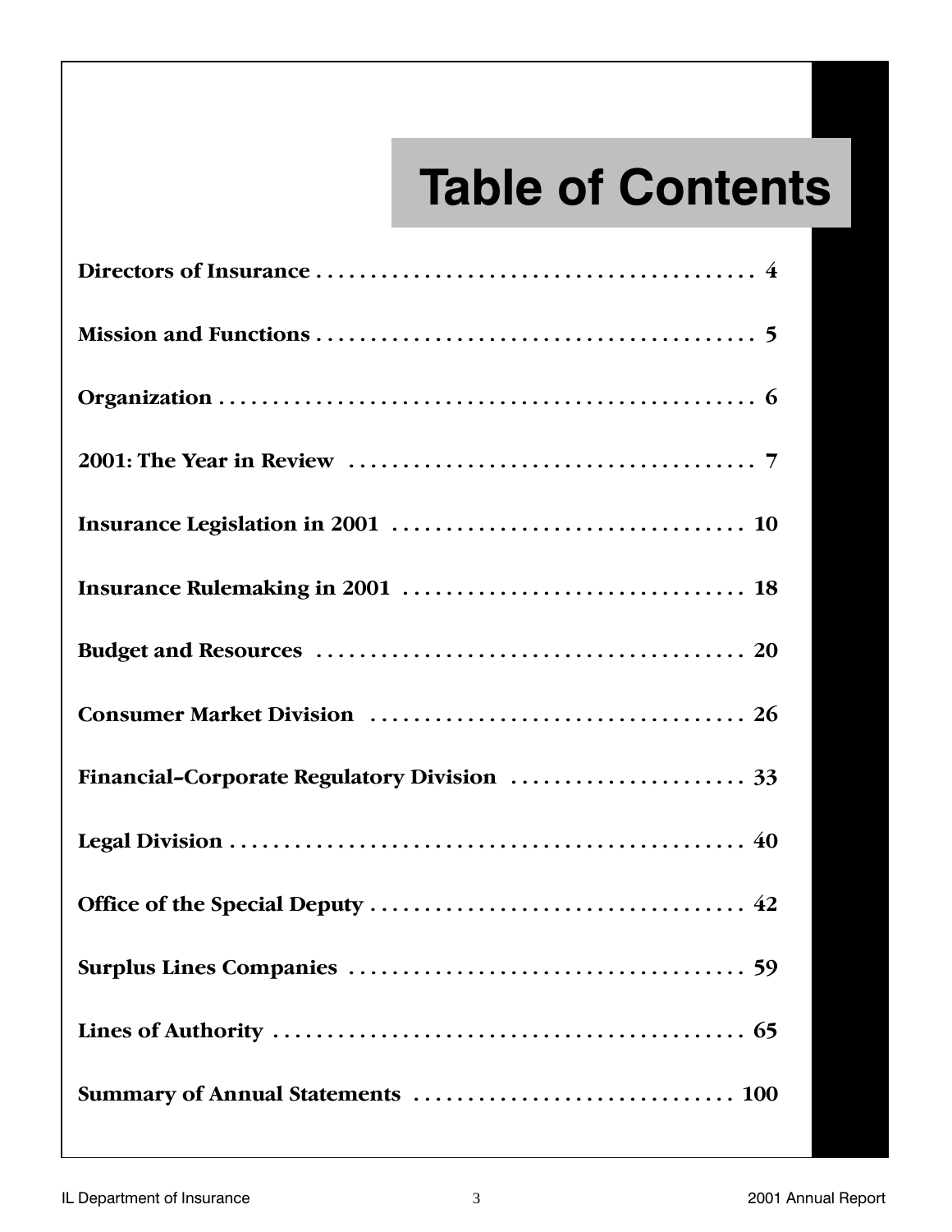# Table of Contents

| Section | Page |
|---|---|
| **Directors of Insurance** | 4 |
| **Mission and Functions** | 5 |
| **Organization** | 6 |
| **2001: The Year in Review** | 7 |
| **Insurance Legislation in 2001** | 10 |
| **Insurance Rulemaking in 2001** | 18 |
| **Budget and Resources** | 20 |
| **Consumer Market Division** | 26 |
| **Financial–Corporate Regulatory Division** | 33 |
| **Legal Division** | 40 |
| **Office of the Special Deputy** | 42 |
| **Surplus Lines Companies** | 59 |
| **Lines of Authority** | 65 |
| **Summary of Annual Statements** | 100 |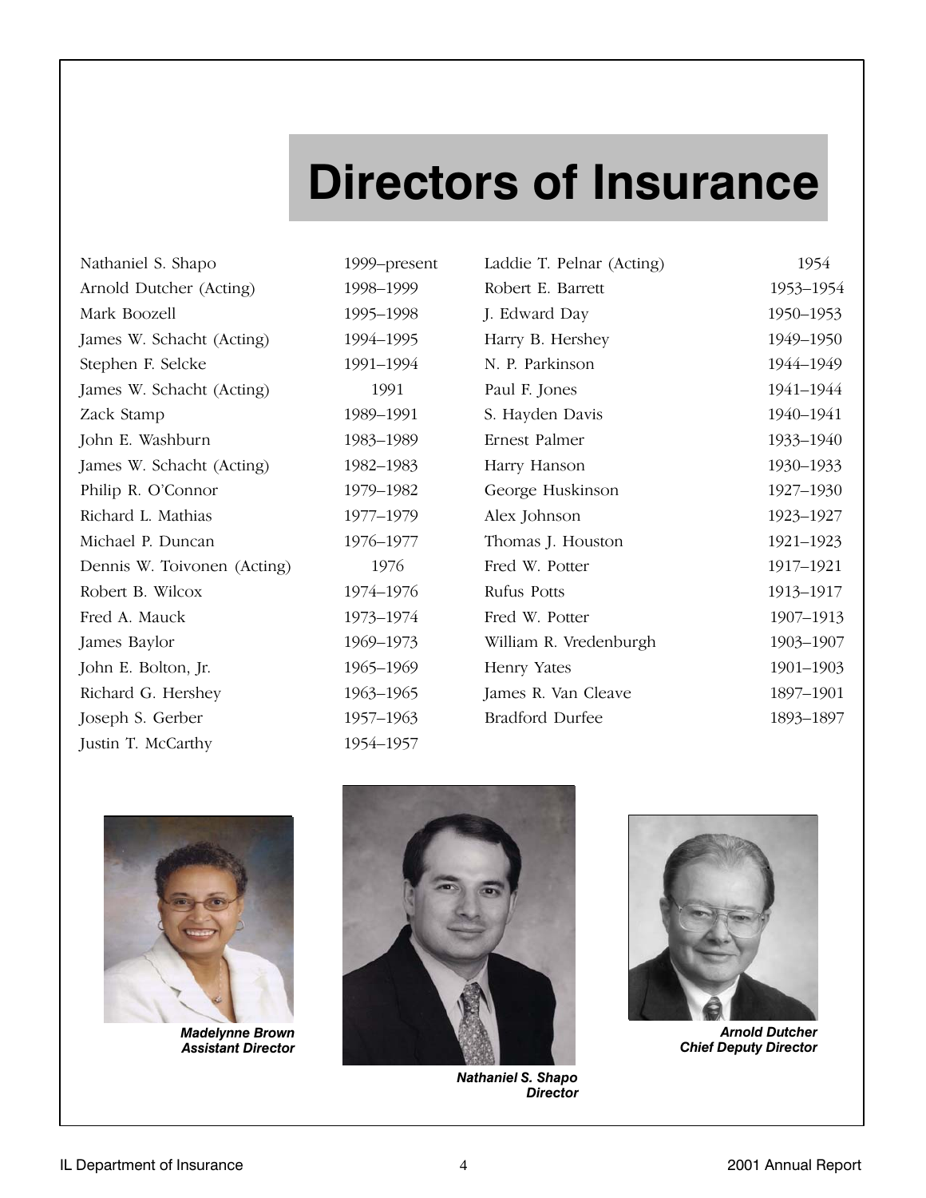# Directors of Insurance

| Name | Years |
|---|---|
| Nathaniel S. Shapo | 1999–present |
| Arnold Dutcher (Acting) | 1998–1999 |
| Mark Boozell | 1995–1998 |
| James W. Schacht (Acting) | 1994–1995 |
| Stephen F. Selcke | 1991–1994 |
| James W. Schacht (Acting) | 1991 |
| Zack Stamp | 1989–1991 |
| John E. Washburn | 1983–1989 |
| James W. Schacht (Acting) | 1982–1983 |
| Philip R. O'Connor | 1979–1982 |
| Richard L. Mathias | 1977–1979 |
| Michael P. Duncan | 1976–1977 |
| Dennis W. Toivonen (Acting) | 1976 |
| Robert B. Wilcox | 1974–1976 |
| Fred A. Mauck | 1973–1974 |
| James Baylor | 1969–1973 |
| John E. Bolton, Jr. | 1965–1969 |
| Richard G. Hershey | 1963–1965 |
| Joseph S. Gerber | 1957–1963 |
| Justin T. McCarthy | 1954–1957 |
| Laddie T. Pelnar (Acting) | 1954 |
| Robert E. Barrett | 1953–1954 |
| J. Edward Day | 1950–1953 |
| Harry B. Hershey | 1949–1950 |
| N. P. Parkinson | 1944–1949 |
| Paul F. Jones | 1941–1944 |
| S. Hayden Davis | 1940–1941 |
| Ernest Palmer | 1933–1940 |
| Harry Hanson | 1930–1933 |
| George Huskinson | 1927–1930 |
| Alex Johnson | 1923–1927 |
| Thomas J. Houston | 1921–1923 |
| Fred W. Potter | 1917–1921 |
| Rufus Potts | 1913–1917 |
| Fred W. Potter | 1907–1913 |
| William R. Vredenburgh | 1903–1907 |
| Henry Yates | 1901–1903 |
| James R. Van Cleave | 1897–1901 |
| Bradford Durfee | 1893–1897 |

***Madelynne Brown***
***Assistant Director***

***Nathaniel S. Shapo***
***Director***

***Arnold Dutcher***
***Chief Deputy Director***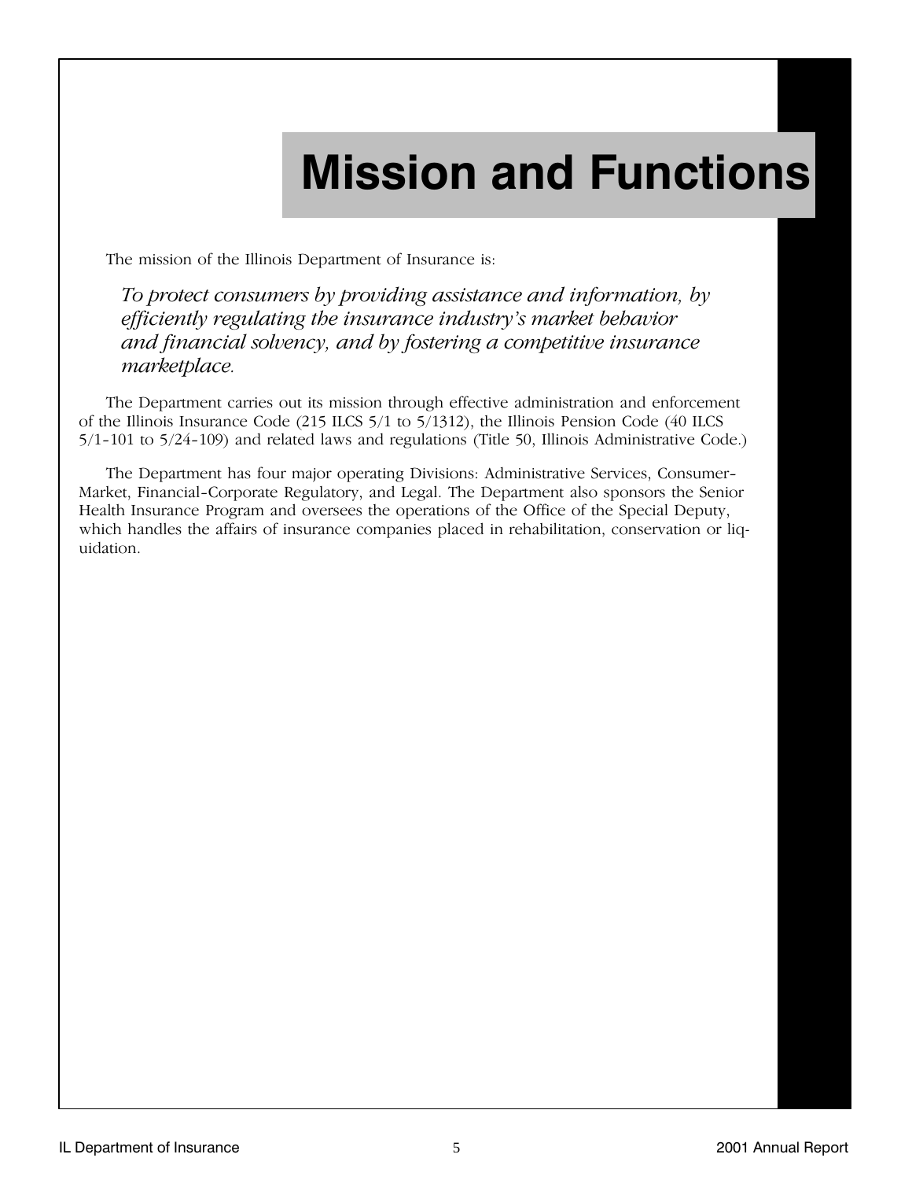# Mission and Functions

The mission of the Illinois Department of Insurance is:

*To protect consumers by providing assistance and information, by efficiently regulating the insurance industry's market behavior and financial solvency, and by fostering a competitive insurance marketplace.*

The Department carries out its mission through effective administration and enforcement of the Illinois Insurance Code (215 ILCS 5/1 to 5/1312), the Illinois Pension Code (40 ILCS 5/1-101 to 5/24-109) and related laws and regulations (Title 50, Illinois Administrative Code.)

The Department has four major operating Divisions: Administrative Services, Consumer-Market, Financial-Corporate Regulatory, and Legal. The Department also sponsors the Senior Health Insurance Program and oversees the operations of the Office of the Special Deputy, which handles the affairs of insurance companies placed in rehabilitation, conservation or liquidation.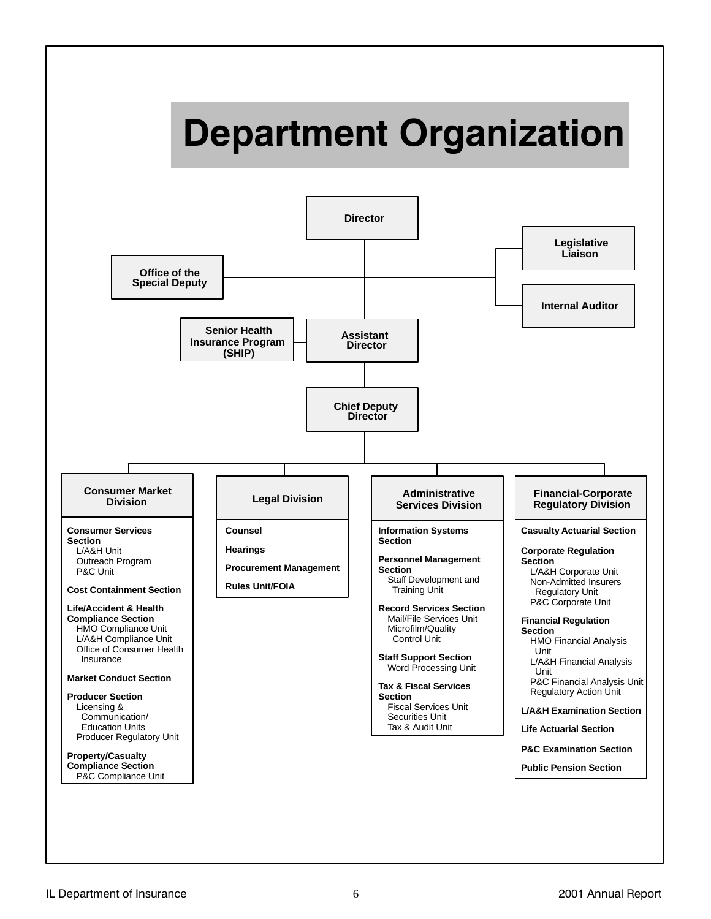# Department Organization

**Director**

- **Office of the Special Deputy**
- **Legislative Liaison**
- **Internal Auditor**

**Assistant Director**

- **Senior Health Insurance Program (SHIP)**

**Chief Deputy Director**

## Consumer Market Division

**Consumer Services Section**
- L/A&H Unit
- Outreach Program
- P&C Unit

**Cost Containment Section**

**Life/Accident & Health Compliance Section**
- HMO Compliance Unit
- L/A&H Compliance Unit
- Office of Consumer Health Insurance

**Market Conduct Section**

**Producer Section**
- Licensing & Communication/ Education Units
- Producer Regulatory Unit

**Property/Casualty Compliance Section**
- P&C Compliance Unit

## Legal Division

**Counsel**

**Hearings**

**Procurement Management**

**Rules Unit/FOIA**

## Administrative Services Division

**Information Systems Section**

**Personnel Management Section**
- Staff Development and Training Unit

**Record Services Section**
- Mail/File Services Unit
- Microfilm/Quality Control Unit

**Staff Support Section**
- Word Processing Unit

**Tax & Fiscal Services Section**
- Fiscal Services Unit
- Securities Unit
- Tax & Audit Unit

## Financial-Corporate Regulatory Division

**Casualty Actuarial Section**

**Corporate Regulation Section**
- L/A&H Corporate Unit
- Non-Admitted Insurers Regulatory Unit
- P&C Corporate Unit

**Financial Regulation Section**
- HMO Financial Analysis Unit
- L/A&H Financial Analysis Unit
- P&C Financial Analysis Unit
- Regulatory Action Unit

**L/A&H Examination Section**

**Life Actuarial Section**

**P&C Examination Section**

**Public Pension Section**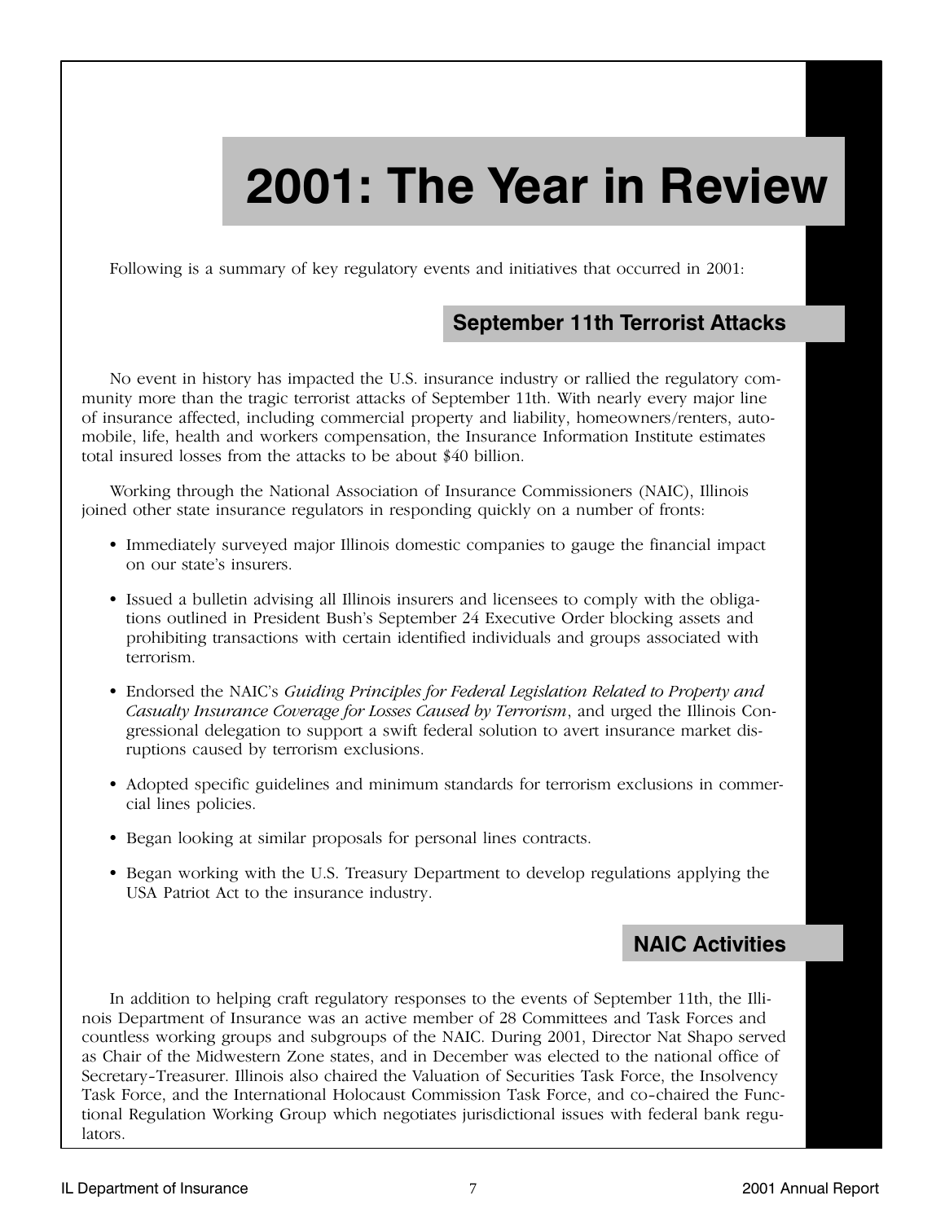# 2001: The Year in Review

Following is a summary of key regulatory events and initiatives that occurred in 2001:

## September 11th Terrorist Attacks

No event in history has impacted the U.S. insurance industry or rallied the regulatory community more than the tragic terrorist attacks of September 11th. With nearly every major line of insurance affected, including commercial property and liability, homeowners/renters, automobile, life, health and workers compensation, the Insurance Information Institute estimates total insured losses from the attacks to be about $40 billion.

Working through the National Association of Insurance Commissioners (NAIC), Illinois joined other state insurance regulators in responding quickly on a number of fronts:

- Immediately surveyed major Illinois domestic companies to gauge the financial impact on our state's insurers.
- Issued a bulletin advising all Illinois insurers and licensees to comply with the obligations outlined in President Bush's September 24 Executive Order blocking assets and prohibiting transactions with certain identified individuals and groups associated with terrorism.
- Endorsed the NAIC's *Guiding Principles for Federal Legislation Related to Property and Casualty Insurance Coverage for Losses Caused by Terrorism*, and urged the Illinois Congressional delegation to support a swift federal solution to avert insurance market disruptions caused by terrorism exclusions.
- Adopted specific guidelines and minimum standards for terrorism exclusions in commercial lines policies.
- Began looking at similar proposals for personal lines contracts.
- Began working with the U.S. Treasury Department to develop regulations applying the USA Patriot Act to the insurance industry.

## NAIC Activities

In addition to helping craft regulatory responses to the events of September 11th, the Illinois Department of Insurance was an active member of 28 Committees and Task Forces and countless working groups and subgroups of the NAIC. During 2001, Director Nat Shapo served as Chair of the Midwestern Zone states, and in December was elected to the national office of Secretary-Treasurer. Illinois also chaired the Valuation of Securities Task Force, the Insolvency Task Force, and the International Holocaust Commission Task Force, and co-chaired the Functional Regulation Working Group which negotiates jurisdictional issues with federal bank regulators.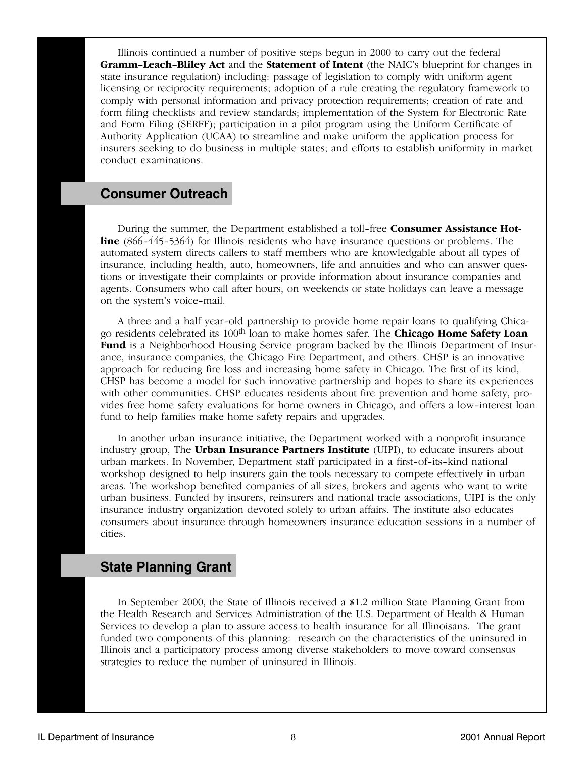Illinois continued a number of positive steps begun in 2000 to carry out the federal **Gramm–Leach–Bliley Act** and the **Statement of Intent** (the NAIC's blueprint for changes in state insurance regulation) including: passage of legislation to comply with uniform agent licensing or reciprocity requirements; adoption of a rule creating the regulatory framework to comply with personal information and privacy protection requirements; creation of rate and form filing checklists and review standards; implementation of the System for Electronic Rate and Form Filing (SERFF); participation in a pilot program using the Uniform Certificate of Authority Application (UCAA) to streamline and make uniform the application process for insurers seeking to do business in multiple states; and efforts to establish uniformity in market conduct examinations.

## Consumer Outreach

During the summer, the Department established a toll-free **Consumer Assistance Hotline** (866-445-5364) for Illinois residents who have insurance questions or problems. The automated system directs callers to staff members who are knowledgable about all types of insurance, including health, auto, homeowners, life and annuities and who can answer questions or investigate their complaints or provide information about insurance companies and agents. Consumers who call after hours, on weekends or state holidays can leave a message on the system's voice-mail.

A three and a half year-old partnership to provide home repair loans to qualifying Chicago residents celebrated its 100th loan to make homes safer. The **Chicago Home Safety Loan Fund** is a Neighborhood Housing Service program backed by the Illinois Department of Insurance, insurance companies, the Chicago Fire Department, and others. CHSP is an innovative approach for reducing fire loss and increasing home safety in Chicago. The first of its kind, CHSP has become a model for such innovative partnership and hopes to share its experiences with other communities. CHSP educates residents about fire prevention and home safety, provides free home safety evaluations for home owners in Chicago, and offers a low-interest loan fund to help families make home safety repairs and upgrades.

In another urban insurance initiative, the Department worked with a nonprofit insurance industry group, The **Urban Insurance Partners Institute** (UIPI), to educate insurers about urban markets. In November, Department staff participated in a first-of-its-kind national workshop designed to help insurers gain the tools necessary to compete effectively in urban areas. The workshop benefited companies of all sizes, brokers and agents who want to write urban business. Funded by insurers, reinsurers and national trade associations, UIPI is the only insurance industry organization devoted solely to urban affairs. The institute also educates consumers about insurance through homeowners insurance education sessions in a number of cities.

## State Planning Grant

In September 2000, the State of Illinois received a $1.2 million State Planning Grant from the Health Research and Services Administration of the U.S. Department of Health & Human Services to develop a plan to assure access to health insurance for all Illinoisans. The grant funded two components of this planning: research on the characteristics of the uninsured in Illinois and a participatory process among diverse stakeholders to move toward consensus strategies to reduce the number of uninsured in Illinois.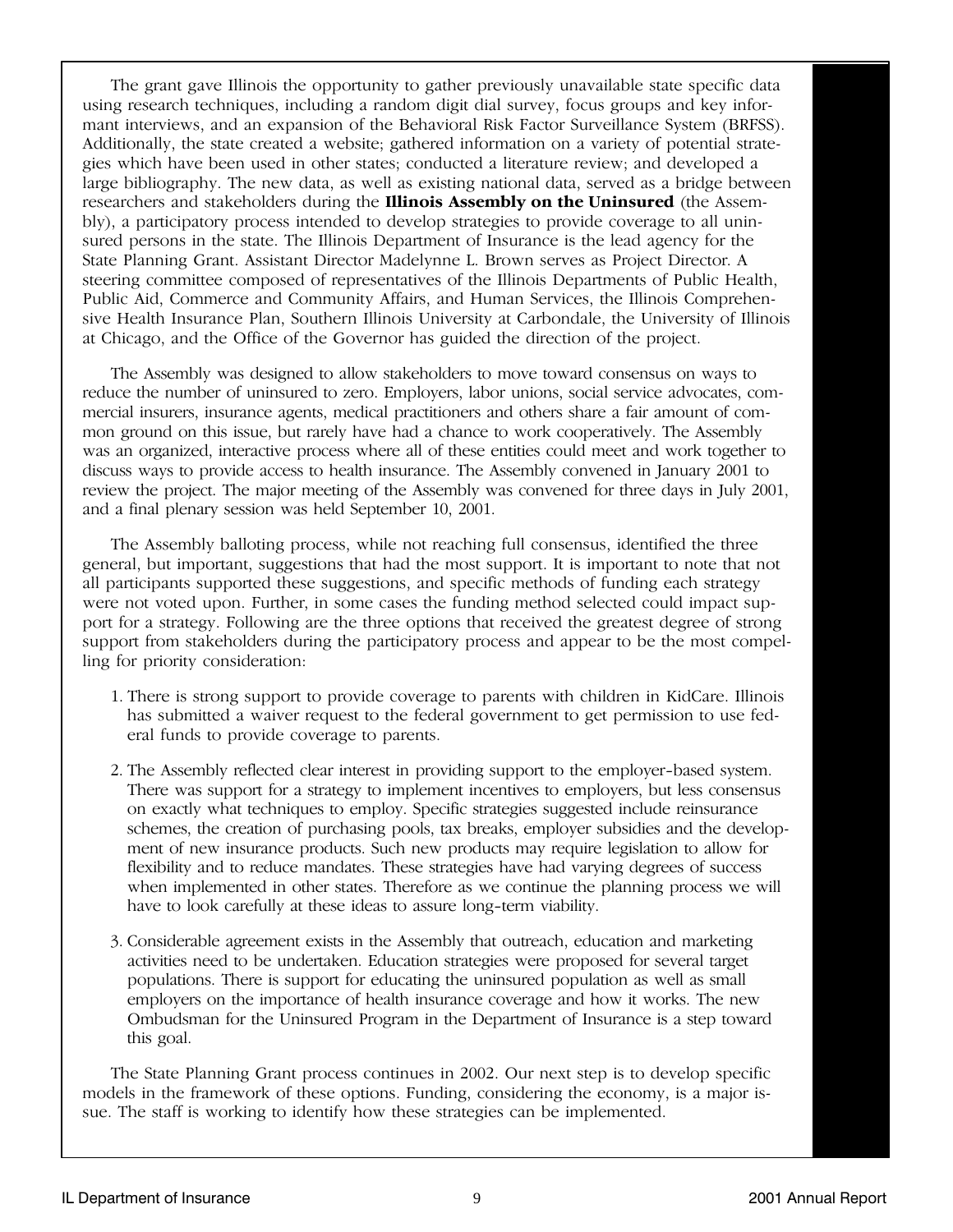The grant gave Illinois the opportunity to gather previously unavailable state specific data using research techniques, including a random digit dial survey, focus groups and key informant interviews, and an expansion of the Behavioral Risk Factor Surveillance System (BRFSS). Additionally, the state created a website; gathered information on a variety of potential strategies which have been used in other states; conducted a literature review; and developed a large bibliography. The new data, as well as existing national data, served as a bridge between researchers and stakeholders during the **Illinois Assembly on the Uninsured** (the Assembly), a participatory process intended to develop strategies to provide coverage to all uninsured persons in the state. The Illinois Department of Insurance is the lead agency for the State Planning Grant. Assistant Director Madelynne L. Brown serves as Project Director. A steering committee composed of representatives of the Illinois Departments of Public Health, Public Aid, Commerce and Community Affairs, and Human Services, the Illinois Comprehensive Health Insurance Plan, Southern Illinois University at Carbondale, the University of Illinois at Chicago, and the Office of the Governor has guided the direction of the project.

The Assembly was designed to allow stakeholders to move toward consensus on ways to reduce the number of uninsured to zero. Employers, labor unions, social service advocates, commercial insurers, insurance agents, medical practitioners and others share a fair amount of common ground on this issue, but rarely have had a chance to work cooperatively. The Assembly was an organized, interactive process where all of these entities could meet and work together to discuss ways to provide access to health insurance. The Assembly convened in January 2001 to review the project. The major meeting of the Assembly was convened for three days in July 2001, and a final plenary session was held September 10, 2001.

The Assembly balloting process, while not reaching full consensus, identified the three general, but important, suggestions that had the most support. It is important to note that not all participants supported these suggestions, and specific methods of funding each strategy were not voted upon. Further, in some cases the funding method selected could impact support for a strategy. Following are the three options that received the greatest degree of strong support from stakeholders during the participatory process and appear to be the most compelling for priority consideration:

1. There is strong support to provide coverage to parents with children in KidCare. Illinois has submitted a waiver request to the federal government to get permission to use federal funds to provide coverage to parents.
2. The Assembly reflected clear interest in providing support to the employer-based system. There was support for a strategy to implement incentives to employers, but less consensus on exactly what techniques to employ. Specific strategies suggested include reinsurance schemes, the creation of purchasing pools, tax breaks, employer subsidies and the development of new insurance products. Such new products may require legislation to allow for flexibility and to reduce mandates. These strategies have had varying degrees of success when implemented in other states. Therefore as we continue the planning process we will have to look carefully at these ideas to assure long-term viability.
3. Considerable agreement exists in the Assembly that outreach, education and marketing activities need to be undertaken. Education strategies were proposed for several target populations. There is support for educating the uninsured population as well as small employers on the importance of health insurance coverage and how it works. The new Ombudsman for the Uninsured Program in the Department of Insurance is a step toward this goal.

The State Planning Grant process continues in 2002. Our next step is to develop specific models in the framework of these options. Funding, considering the economy, is a major issue. The staff is working to identify how these strategies can be implemented.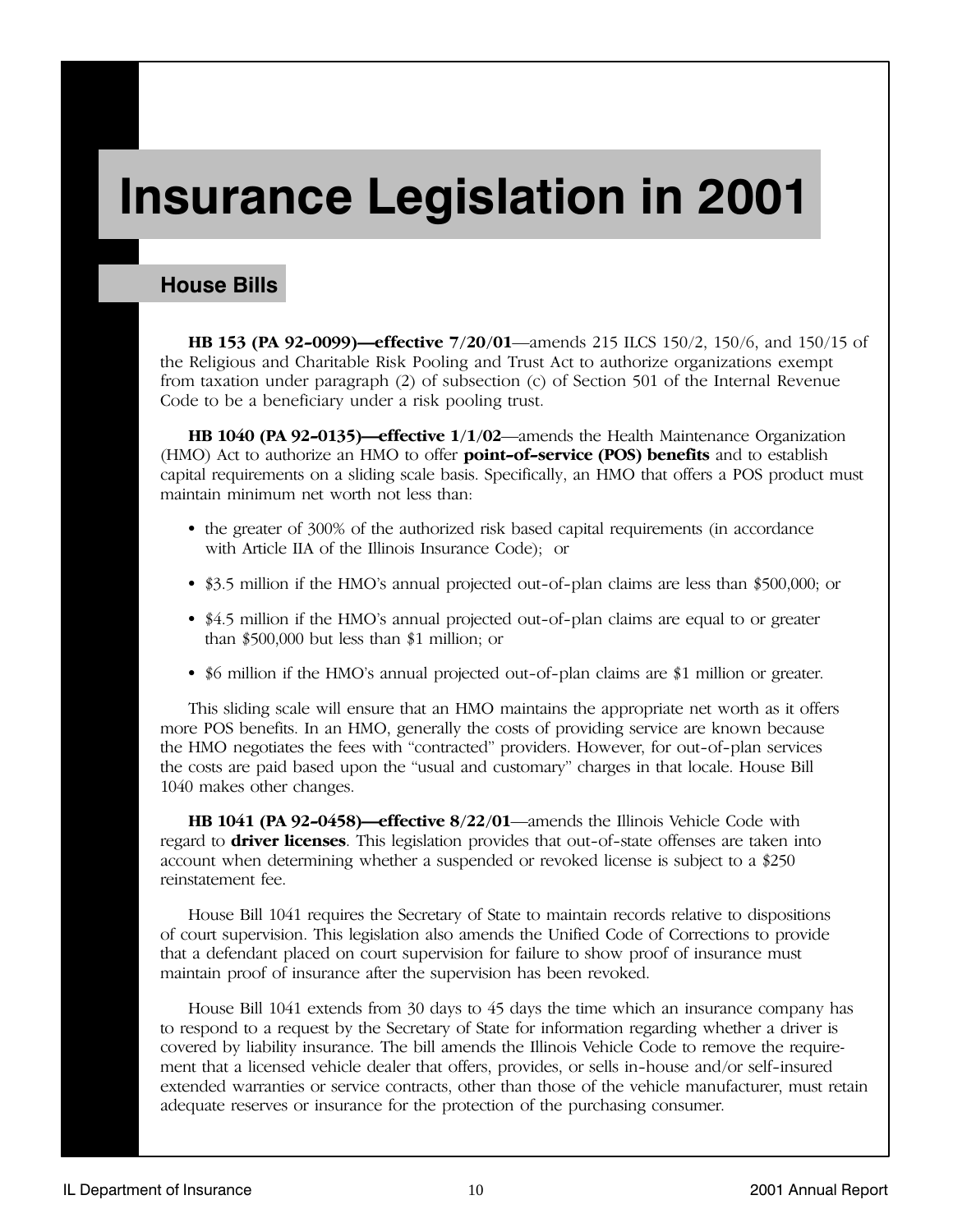# Insurance Legislation in 2001

## House Bills

**HB 153 (PA 92-0099)—effective 7/20/01**—amends 215 ILCS 150/2, 150/6, and 150/15 of the Religious and Charitable Risk Pooling and Trust Act to authorize organizations exempt from taxation under paragraph (2) of subsection (c) of Section 501 of the Internal Revenue Code to be a beneficiary under a risk pooling trust.

**HB 1040 (PA 92-0135)—effective 1/1/02**—amends the Health Maintenance Organization (HMO) Act to authorize an HMO to offer **point-of-service (POS) benefits** and to establish capital requirements on a sliding scale basis. Specifically, an HMO that offers a POS product must maintain minimum net worth not less than:

- the greater of 300% of the authorized risk based capital requirements (in accordance with Article IIA of the Illinois Insurance Code); or
- \$3.5 million if the HMO's annual projected out-of-plan claims are less than \$500,000; or
- \$4.5 million if the HMO's annual projected out-of-plan claims are equal to or greater than \$500,000 but less than \$1 million; or
- \$6 million if the HMO's annual projected out-of-plan claims are \$1 million or greater.

This sliding scale will ensure that an HMO maintains the appropriate net worth as it offers more POS benefits. In an HMO, generally the costs of providing service are known because the HMO negotiates the fees with "contracted" providers. However, for out-of-plan services the costs are paid based upon the "usual and customary" charges in that locale. House Bill 1040 makes other changes.

**HB 1041 (PA 92-0458)—effective 8/22/01**—amends the Illinois Vehicle Code with regard to **driver licenses**. This legislation provides that out-of-state offenses are taken into account when determining whether a suspended or revoked license is subject to a \$250 reinstatement fee.

House Bill 1041 requires the Secretary of State to maintain records relative to dispositions of court supervision. This legislation also amends the Unified Code of Corrections to provide that a defendant placed on court supervision for failure to show proof of insurance must maintain proof of insurance after the supervision has been revoked.

House Bill 1041 extends from 30 days to 45 days the time which an insurance company has to respond to a request by the Secretary of State for information regarding whether a driver is covered by liability insurance. The bill amends the Illinois Vehicle Code to remove the requirement that a licensed vehicle dealer that offers, provides, or sells in-house and/or self-insured extended warranties or service contracts, other than those of the vehicle manufacturer, must retain adequate reserves or insurance for the protection of the purchasing consumer.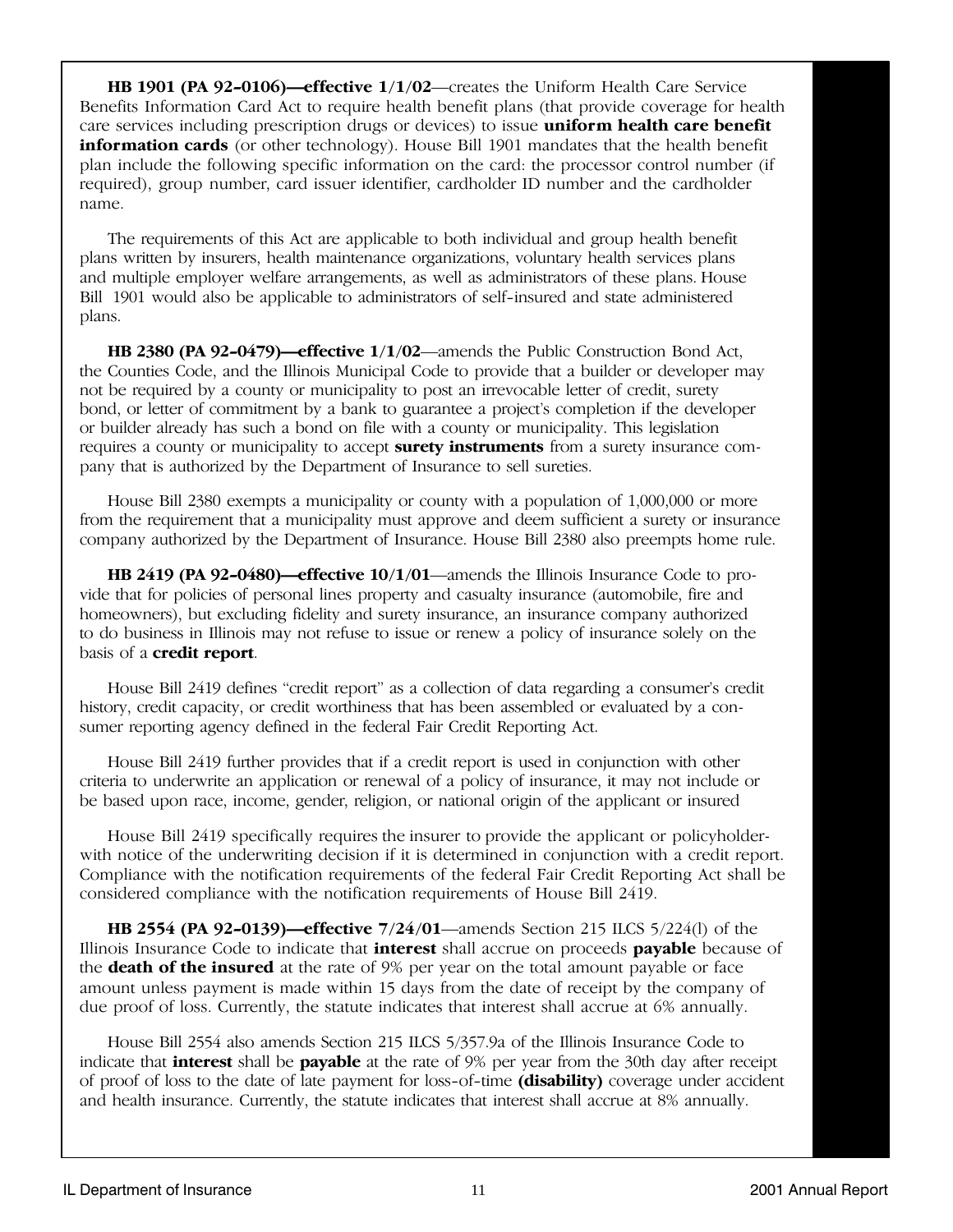**HB 1901 (PA 92-0106)—effective 1/1/02**—creates the Uniform Health Care Service Benefits Information Card Act to require health benefit plans (that provide coverage for health care services including prescription drugs or devices) to issue **uniform health care benefit information cards** (or other technology). House Bill 1901 mandates that the health benefit plan include the following specific information on the card: the processor control number (if required), group number, card issuer identifier, cardholder ID number and the cardholder name.

The requirements of this Act are applicable to both individual and group health benefit plans written by insurers, health maintenance organizations, voluntary health services plans and multiple employer welfare arrangements, as well as administrators of these plans. House Bill 1901 would also be applicable to administrators of self-insured and state administered plans.

**HB 2380 (PA 92-0479)—effective 1/1/02**—amends the Public Construction Bond Act, the Counties Code, and the Illinois Municipal Code to provide that a builder or developer may not be required by a county or municipality to post an irrevocable letter of credit, surety bond, or letter of commitment by a bank to guarantee a project's completion if the developer or builder already has such a bond on file with a county or municipality. This legislation requires a county or municipality to accept **surety instruments** from a surety insurance company that is authorized by the Department of Insurance to sell sureties.

House Bill 2380 exempts a municipality or county with a population of 1,000,000 or more from the requirement that a municipality must approve and deem sufficient a surety or insurance company authorized by the Department of Insurance. House Bill 2380 also preempts home rule.

**HB 2419 (PA 92-0480)—effective 10/1/01**—amends the Illinois Insurance Code to provide that for policies of personal lines property and casualty insurance (automobile, fire and homeowners), but excluding fidelity and surety insurance, an insurance company authorized to do business in Illinois may not refuse to issue or renew a policy of insurance solely on the basis of a **credit report**.

House Bill 2419 defines "credit report" as a collection of data regarding a consumer's credit history, credit capacity, or credit worthiness that has been assembled or evaluated by a consumer reporting agency defined in the federal Fair Credit Reporting Act.

House Bill 2419 further provides that if a credit report is used in conjunction with other criteria to underwrite an application or renewal of a policy of insurance, it may not include or be based upon race, income, gender, religion, or national origin of the applicant or insured

House Bill 2419 specifically requires the insurer to provide the applicant or policyholder with notice of the underwriting decision if it is determined in conjunction with a credit report. Compliance with the notification requirements of the federal Fair Credit Reporting Act shall be considered compliance with the notification requirements of House Bill 2419.

**HB 2554 (PA 92-0139)—effective 7/24/01**—amends Section 215 ILCS 5/224(l) of the Illinois Insurance Code to indicate that **interest** shall accrue on proceeds **payable** because of the **death of the insured** at the rate of 9% per year on the total amount payable or face amount unless payment is made within 15 days from the date of receipt by the company of due proof of loss. Currently, the statute indicates that interest shall accrue at 6% annually.

House Bill 2554 also amends Section 215 ILCS 5/357.9a of the Illinois Insurance Code to indicate that **interest** shall be **payable** at the rate of 9% per year from the 30th day after receipt of proof of loss to the date of late payment for loss-of-time **(disability)** coverage under accident and health insurance. Currently, the statute indicates that interest shall accrue at 8% annually.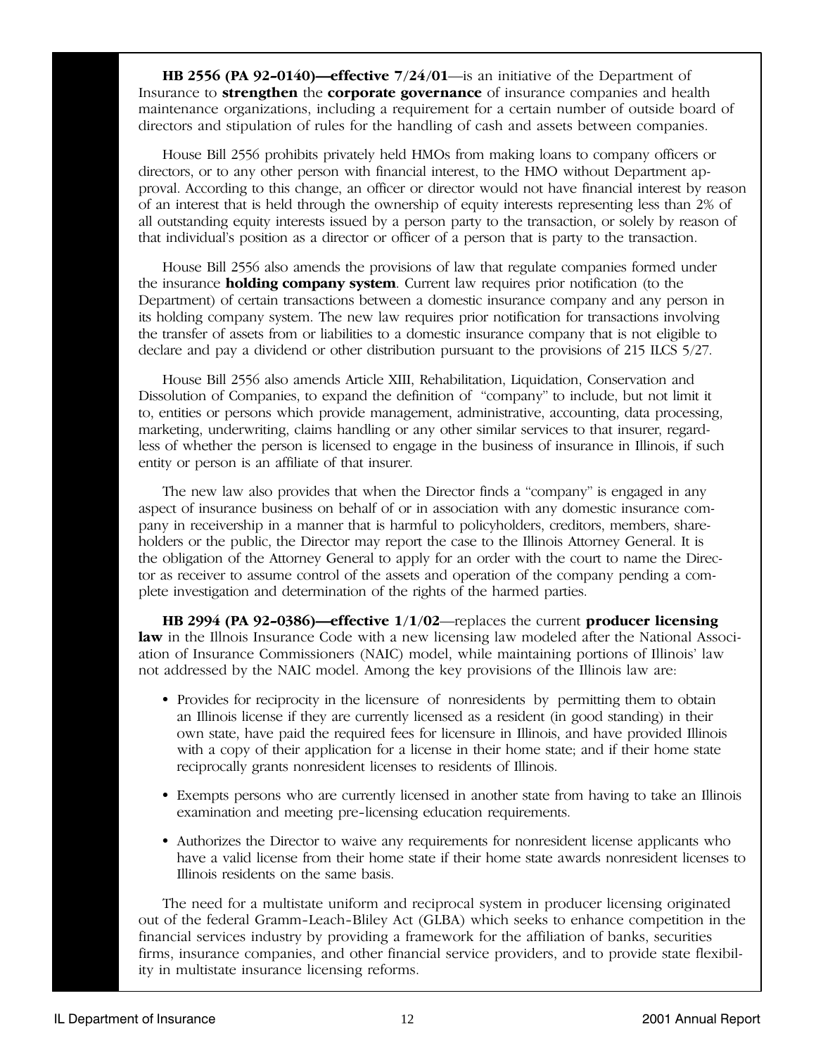**HB 2556 (PA 92-0140)—effective 7/24/01**—is an initiative of the Department of Insurance to **strengthen** the **corporate governance** of insurance companies and health maintenance organizations, including a requirement for a certain number of outside board of directors and stipulation of rules for the handling of cash and assets between companies.

House Bill 2556 prohibits privately held HMOs from making loans to company officers or directors, or to any other person with financial interest, to the HMO without Department approval. According to this change, an officer or director would not have financial interest by reason of an interest that is held through the ownership of equity interests representing less than 2% of all outstanding equity interests issued by a person party to the transaction, or solely by reason of that individual's position as a director or officer of a person that is party to the transaction.

House Bill 2556 also amends the provisions of law that regulate companies formed under the insurance **holding company system**. Current law requires prior notification (to the Department) of certain transactions between a domestic insurance company and any person in its holding company system. The new law requires prior notification for transactions involving the transfer of assets from or liabilities to a domestic insurance company that is not eligible to declare and pay a dividend or other distribution pursuant to the provisions of 215 ILCS 5/27.

House Bill 2556 also amends Article XIII, Rehabilitation, Liquidation, Conservation and Dissolution of Companies, to expand the definition of "company" to include, but not limit it to, entities or persons which provide management, administrative, accounting, data processing, marketing, underwriting, claims handling or any other similar services to that insurer, regardless of whether the person is licensed to engage in the business of insurance in Illinois, if such entity or person is an affiliate of that insurer.

The new law also provides that when the Director finds a "company" is engaged in any aspect of insurance business on behalf of or in association with any domestic insurance company in receivership in a manner that is harmful to policyholders, creditors, members, shareholders or the public, the Director may report the case to the Illinois Attorney General. It is the obligation of the Attorney General to apply for an order with the court to name the Director as receiver to assume control of the assets and operation of the company pending a complete investigation and determination of the rights of the harmed parties.

**HB 2994 (PA 92-0386)—effective 1/1/02**—replaces the current **producer licensing law** in the Illnois Insurance Code with a new licensing law modeled after the National Association of Insurance Commissioners (NAIC) model, while maintaining portions of Illinois' law not addressed by the NAIC model. Among the key provisions of the Illinois law are:

- Provides for reciprocity in the licensure of nonresidents by permitting them to obtain an Illinois license if they are currently licensed as a resident (in good standing) in their own state, have paid the required fees for licensure in Illinois, and have provided Illinois with a copy of their application for a license in their home state; and if their home state reciprocally grants nonresident licenses to residents of Illinois.
- Exempts persons who are currently licensed in another state from having to take an Illinois examination and meeting pre-licensing education requirements.
- Authorizes the Director to waive any requirements for nonresident license applicants who have a valid license from their home state if their home state awards nonresident licenses to Illinois residents on the same basis.

The need for a multistate uniform and reciprocal system in producer licensing originated out of the federal Gramm-Leach-Bliley Act (GLBA) which seeks to enhance competition in the financial services industry by providing a framework for the affiliation of banks, securities firms, insurance companies, and other financial service providers, and to provide state flexibility in multistate insurance licensing reforms.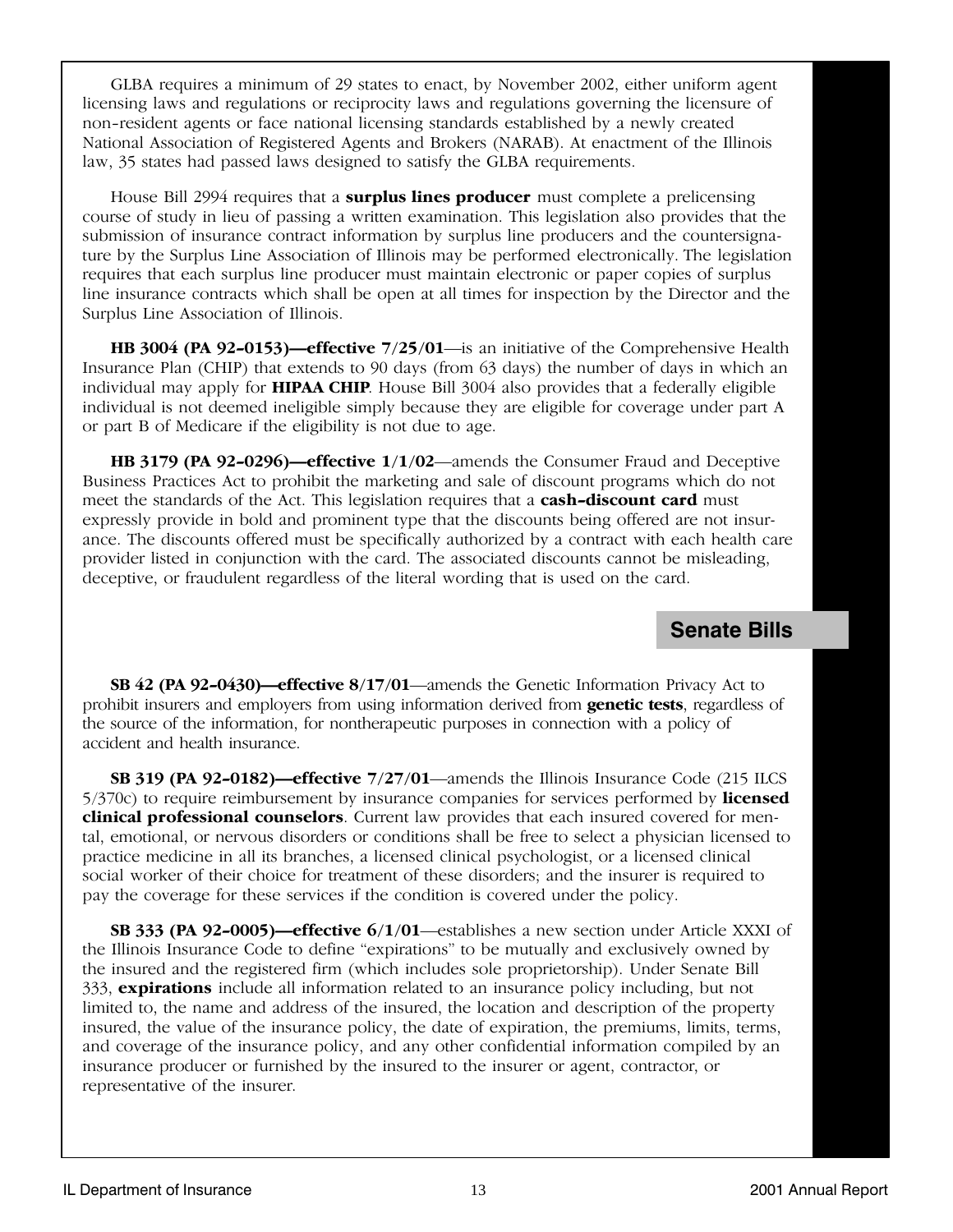GLBA requires a minimum of 29 states to enact, by November 2002, either uniform agent licensing laws and regulations or reciprocity laws and regulations governing the licensure of non-resident agents or face national licensing standards established by a newly created National Association of Registered Agents and Brokers (NARAB). At enactment of the Illinois law, 35 states had passed laws designed to satisfy the GLBA requirements.

House Bill 2994 requires that a **surplus lines producer** must complete a prelicensing course of study in lieu of passing a written examination. This legislation also provides that the submission of insurance contract information by surplus line producers and the countersignature by the Surplus Line Association of Illinois may be performed electronically. The legislation requires that each surplus line producer must maintain electronic or paper copies of surplus line insurance contracts which shall be open at all times for inspection by the Director and the Surplus Line Association of Illinois.

**HB 3004 (PA 92-0153)—effective 7/25/01**—is an initiative of the Comprehensive Health Insurance Plan (CHIP) that extends to 90 days (from 63 days) the number of days in which an individual may apply for **HIPAA CHIP**. House Bill 3004 also provides that a federally eligible individual is not deemed ineligible simply because they are eligible for coverage under part A or part B of Medicare if the eligibility is not due to age.

**HB 3179 (PA 92-0296)—effective 1/1/02**—amends the Consumer Fraud and Deceptive Business Practices Act to prohibit the marketing and sale of discount programs which do not meet the standards of the Act. This legislation requires that a **cash-discount card** must expressly provide in bold and prominent type that the discounts being offered are not insurance. The discounts offered must be specifically authorized by a contract with each health care provider listed in conjunction with the card. The associated discounts cannot be misleading, deceptive, or fraudulent regardless of the literal wording that is used on the card.

## Senate Bills

**SB 42 (PA 92-0430)—effective 8/17/01**—amends the Genetic Information Privacy Act to prohibit insurers and employers from using information derived from **genetic tests**, regardless of the source of the information, for nontherapeutic purposes in connection with a policy of accident and health insurance.

**SB 319 (PA 92-0182)—effective 7/27/01**—amends the Illinois Insurance Code (215 ILCS 5/370c) to require reimbursement by insurance companies for services performed by **licensed clinical professional counselors**. Current law provides that each insured covered for mental, emotional, or nervous disorders or conditions shall be free to select a physician licensed to practice medicine in all its branches, a licensed clinical psychologist, or a licensed clinical social worker of their choice for treatment of these disorders; and the insurer is required to pay the coverage for these services if the condition is covered under the policy.

**SB 333 (PA 92-0005)—effective 6/1/01**—establishes a new section under Article XXXI of the Illinois Insurance Code to define "expirations" to be mutually and exclusively owned by the insured and the registered firm (which includes sole proprietorship). Under Senate Bill 333, **expirations** include all information related to an insurance policy including, but not limited to, the name and address of the insured, the location and description of the property insured, the value of the insurance policy, the date of expiration, the premiums, limits, terms, and coverage of the insurance policy, and any other confidential information compiled by an insurance producer or furnished by the insured to the insurer or agent, contractor, or representative of the insurer.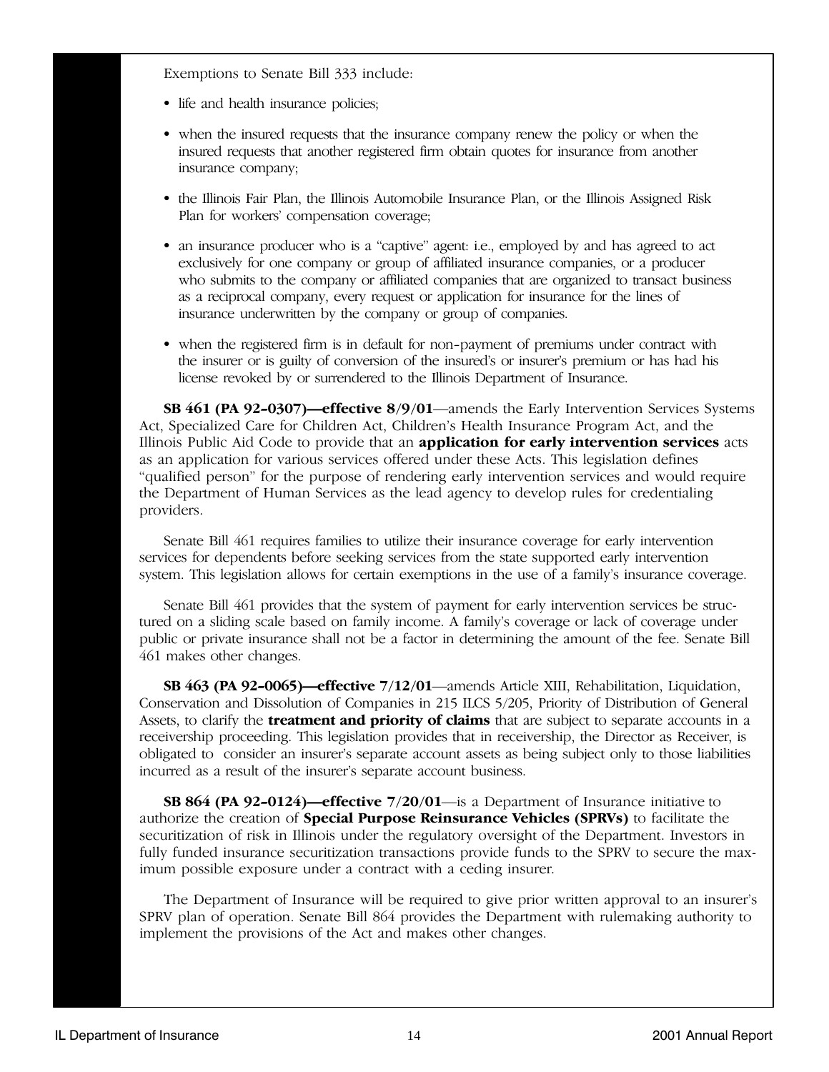Exemptions to Senate Bill 333 include:

- life and health insurance policies;
- when the insured requests that the insurance company renew the policy or when the insured requests that another registered firm obtain quotes for insurance from another insurance company;
- the Illinois Fair Plan, the Illinois Automobile Insurance Plan, or the Illinois Assigned Risk Plan for workers' compensation coverage;
- an insurance producer who is a "captive" agent: i.e., employed by and has agreed to act exclusively for one company or group of affiliated insurance companies, or a producer who submits to the company or affiliated companies that are organized to transact business as a reciprocal company, every request or application for insurance for the lines of insurance underwritten by the company or group of companies.
- when the registered firm is in default for non-payment of premiums under contract with the insurer or is guilty of conversion of the insured's or insurer's premium or has had his license revoked by or surrendered to the Illinois Department of Insurance.

**SB 461 (PA 92-0307)—effective 8/9/01**—amends the Early Intervention Services Systems Act, Specialized Care for Children Act, Children's Health Insurance Program Act, and the Illinois Public Aid Code to provide that an **application for early intervention services** acts as an application for various services offered under these Acts. This legislation defines "qualified person" for the purpose of rendering early intervention services and would require the Department of Human Services as the lead agency to develop rules for credentialing providers.

Senate Bill 461 requires families to utilize their insurance coverage for early intervention services for dependents before seeking services from the state supported early intervention system. This legislation allows for certain exemptions in the use of a family's insurance coverage.

Senate Bill 461 provides that the system of payment for early intervention services be structured on a sliding scale based on family income. A family's coverage or lack of coverage under public or private insurance shall not be a factor in determining the amount of the fee. Senate Bill 461 makes other changes.

**SB 463 (PA 92-0065)—effective 7/12/01**—amends Article XIII, Rehabilitation, Liquidation, Conservation and Dissolution of Companies in 215 ILCS 5/205, Priority of Distribution of General Assets, to clarify the **treatment and priority of claims** that are subject to separate accounts in a receivership proceeding. This legislation provides that in receivership, the Director as Receiver, is obligated to consider an insurer's separate account assets as being subject only to those liabilities incurred as a result of the insurer's separate account business.

**SB 864 (PA 92-0124)—effective 7/20/01**—is a Department of Insurance initiative to authorize the creation of **Special Purpose Reinsurance Vehicles (SPRVs)** to facilitate the securitization of risk in Illinois under the regulatory oversight of the Department. Investors in fully funded insurance securitization transactions provide funds to the SPRV to secure the maximum possible exposure under a contract with a ceding insurer.

The Department of Insurance will be required to give prior written approval to an insurer's SPRV plan of operation. Senate Bill 864 provides the Department with rulemaking authority to implement the provisions of the Act and makes other changes.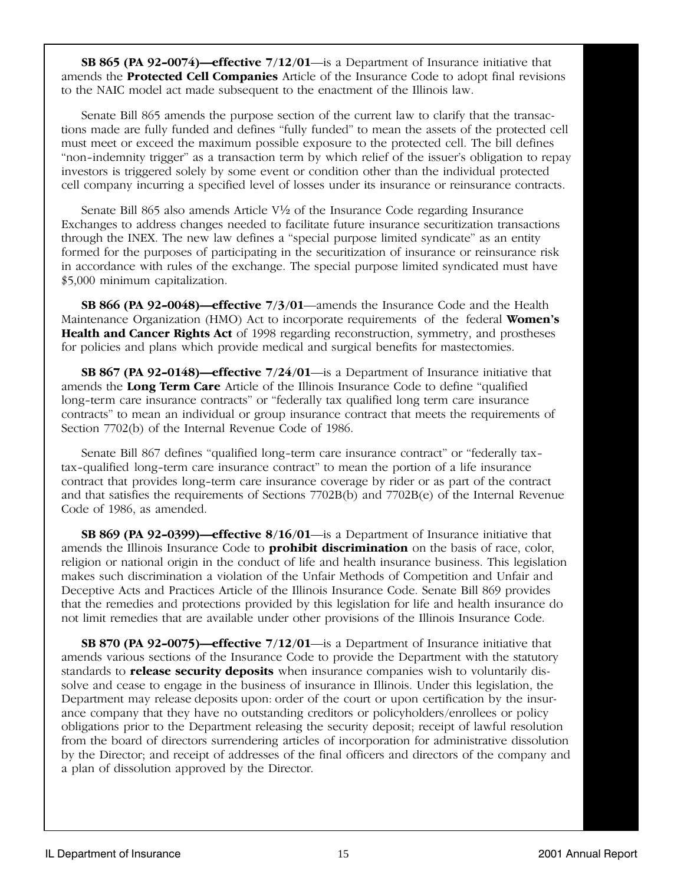**SB 865 (PA 92-0074)—effective 7/12/01**—is a Department of Insurance initiative that amends the **Protected Cell Companies** Article of the Insurance Code to adopt final revisions to the NAIC model act made subsequent to the enactment of the Illinois law.

Senate Bill 865 amends the purpose section of the current law to clarify that the transactions made are fully funded and defines "fully funded" to mean the assets of the protected cell must meet or exceed the maximum possible exposure to the protected cell. The bill defines "non-indemnity trigger" as a transaction term by which relief of the issuer's obligation to repay investors is triggered solely by some event or condition other than the individual protected cell company incurring a specified level of losses under its insurance or reinsurance contracts.

Senate Bill 865 also amends Article V½ of the Insurance Code regarding Insurance Exchanges to address changes needed to facilitate future insurance securitization transactions through the INEX. The new law defines a "special purpose limited syndicate" as an entity formed for the purposes of participating in the securitization of insurance or reinsurance risk in accordance with rules of the exchange. The special purpose limited syndicated must have $5,000 minimum capitalization.

**SB 866 (PA 92-0048)—effective 7/3/01**—amends the Insurance Code and the Health Maintenance Organization (HMO) Act to incorporate requirements of the federal **Women's Health and Cancer Rights Act** of 1998 regarding reconstruction, symmetry, and prostheses for policies and plans which provide medical and surgical benefits for mastectomies.

**SB 867 (PA 92-0148)—effective 7/24/01**—is a Department of Insurance initiative that amends the **Long Term Care** Article of the Illinois Insurance Code to define "qualified long-term care insurance contracts" or "federally tax qualified long term care insurance contracts" to mean an individual or group insurance contract that meets the requirements of Section 7702(b) of the Internal Revenue Code of 1986.

Senate Bill 867 defines "qualified long-term care insurance contract" or "federally tax-tax-qualified long-term care insurance contract" to mean the portion of a life insurance contract that provides long-term care insurance coverage by rider or as part of the contract and that satisfies the requirements of Sections 7702B(b) and 7702B(e) of the Internal Revenue Code of 1986, as amended.

**SB 869 (PA 92-0399)—effective 8/16/01**—is a Department of Insurance initiative that amends the Illinois Insurance Code to **prohibit discrimination** on the basis of race, color, religion or national origin in the conduct of life and health insurance business. This legislation makes such discrimination a violation of the Unfair Methods of Competition and Unfair and Deceptive Acts and Practices Article of the Illinois Insurance Code. Senate Bill 869 provides that the remedies and protections provided by this legislation for life and health insurance do not limit remedies that are available under other provisions of the Illinois Insurance Code.

**SB 870 (PA 92-0075)—effective 7/12/01**—is a Department of Insurance initiative that amends various sections of the Insurance Code to provide the Department with the statutory standards to **release security deposits** when insurance companies wish to voluntarily dissolve and cease to engage in the business of insurance in Illinois. Under this legislation, the Department may release deposits upon: order of the court or upon certification by the insurance company that they have no outstanding creditors or policyholders/enrollees or policy obligations prior to the Department releasing the security deposit; receipt of lawful resolution from the board of directors surrendering articles of incorporation for administrative dissolution by the Director; and receipt of addresses of the final officers and directors of the company and a plan of dissolution approved by the Director.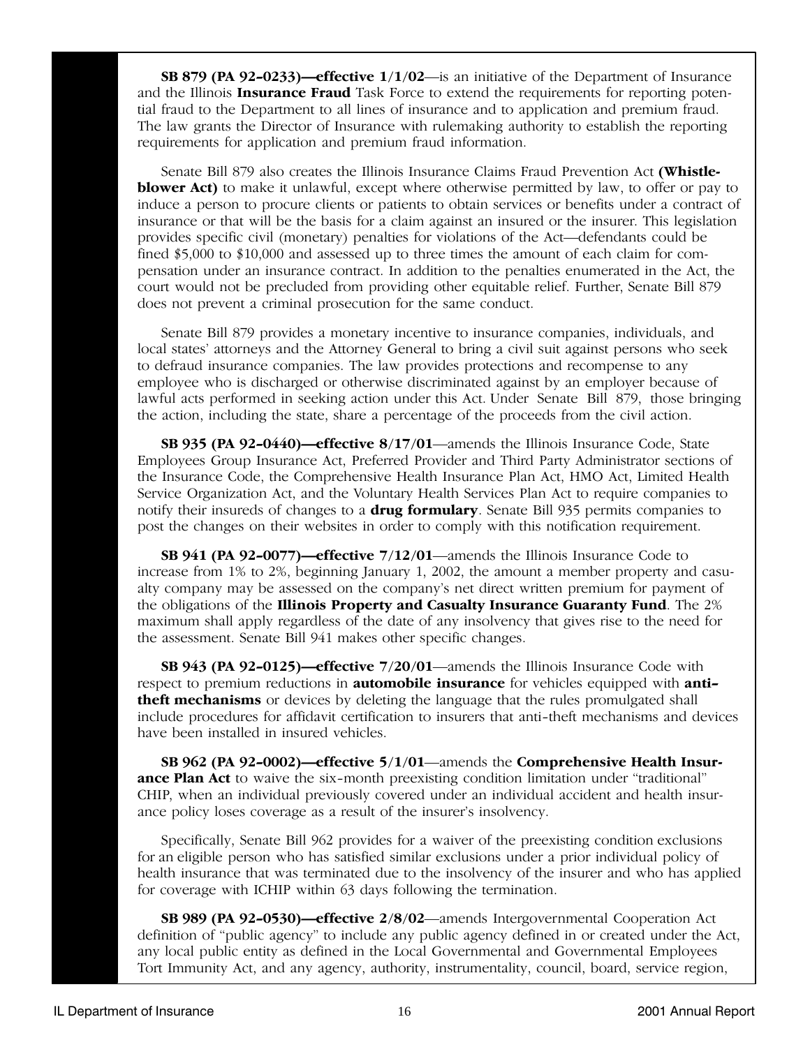**SB 879 (PA 92-0233)—effective 1/1/02**—is an initiative of the Department of Insurance and the Illinois **Insurance Fraud** Task Force to extend the requirements for reporting potential fraud to the Department to all lines of insurance and to application and premium fraud. The law grants the Director of Insurance with rulemaking authority to establish the reporting requirements for application and premium fraud information.

Senate Bill 879 also creates the Illinois Insurance Claims Fraud Prevention Act **(Whistleblower Act)** to make it unlawful, except where otherwise permitted by law, to offer or pay to induce a person to procure clients or patients to obtain services or benefits under a contract of insurance or that will be the basis for a claim against an insured or the insurer. This legislation provides specific civil (monetary) penalties for violations of the Act—defendants could be fined $5,000 to $10,000 and assessed up to three times the amount of each claim for compensation under an insurance contract. In addition to the penalties enumerated in the Act, the court would not be precluded from providing other equitable relief. Further, Senate Bill 879 does not prevent a criminal prosecution for the same conduct.

Senate Bill 879 provides a monetary incentive to insurance companies, individuals, and local states' attorneys and the Attorney General to bring a civil suit against persons who seek to defraud insurance companies. The law provides protections and recompense to any employee who is discharged or otherwise discriminated against by an employer because of lawful acts performed in seeking action under this Act. Under Senate Bill 879, those bringing the action, including the state, share a percentage of the proceeds from the civil action.

**SB 935 (PA 92-0440)—effective 8/17/01**—amends the Illinois Insurance Code, State Employees Group Insurance Act, Preferred Provider and Third Party Administrator sections of the Insurance Code, the Comprehensive Health Insurance Plan Act, HMO Act, Limited Health Service Organization Act, and the Voluntary Health Services Plan Act to require companies to notify their insureds of changes to a **drug formulary**. Senate Bill 935 permits companies to post the changes on their websites in order to comply with this notification requirement.

**SB 941 (PA 92-0077)—effective 7/12/01**—amends the Illinois Insurance Code to increase from 1% to 2%, beginning January 1, 2002, the amount a member property and casualty company may be assessed on the company's net direct written premium for payment of the obligations of the **Illinois Property and Casualty Insurance Guaranty Fund**. The 2% maximum shall apply regardless of the date of any insolvency that gives rise to the need for the assessment. Senate Bill 941 makes other specific changes.

**SB 943 (PA 92-0125)—effective 7/20/01**—amends the Illinois Insurance Code with respect to premium reductions in **automobile insurance** for vehicles equipped with **anti-theft mechanisms** or devices by deleting the language that the rules promulgated shall include procedures for affidavit certification to insurers that anti-theft mechanisms and devices have been installed in insured vehicles.

**SB 962 (PA 92-0002)—effective 5/1/01**—amends the **Comprehensive Health Insurance Plan Act** to waive the six-month preexisting condition limitation under "traditional" CHIP, when an individual previously covered under an individual accident and health insurance policy loses coverage as a result of the insurer's insolvency.

Specifically, Senate Bill 962 provides for a waiver of the preexisting condition exclusions for an eligible person who has satisfied similar exclusions under a prior individual policy of health insurance that was terminated due to the insolvency of the insurer and who has applied for coverage with ICHIP within 63 days following the termination.

**SB 989 (PA 92-0530)—effective 2/8/02**—amends Intergovernmental Cooperation Act definition of "public agency" to include any public agency defined in or created under the Act, any local public entity as defined in the Local Governmental and Governmental Employees Tort Immunity Act, and any agency, authority, instrumentality, council, board, service region,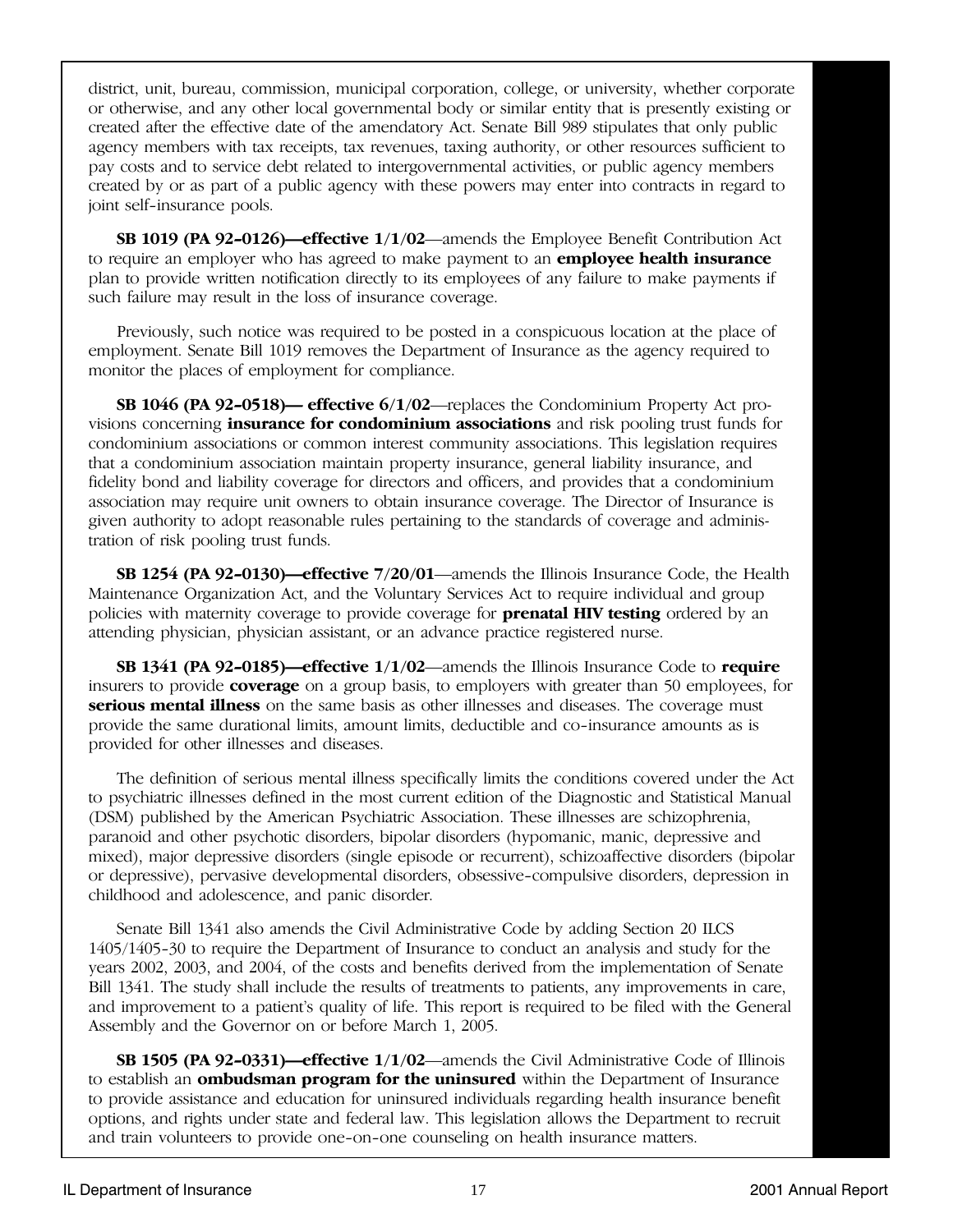district, unit, bureau, commission, municipal corporation, college, or university, whether corporate or otherwise, and any other local governmental body or similar entity that is presently existing or created after the effective date of the amendatory Act. Senate Bill 989 stipulates that only public agency members with tax receipts, tax revenues, taxing authority, or other resources sufficient to pay costs and to service debt related to intergovernmental activities, or public agency members created by or as part of a public agency with these powers may enter into contracts in regard to joint self-insurance pools.

**SB 1019 (PA 92-0126)—effective 1/1/02**—amends the Employee Benefit Contribution Act to require an employer who has agreed to make payment to an **employee health insurance** plan to provide written notification directly to its employees of any failure to make payments if such failure may result in the loss of insurance coverage.

Previously, such notice was required to be posted in a conspicuous location at the place of employment. Senate Bill 1019 removes the Department of Insurance as the agency required to monitor the places of employment for compliance.

**SB 1046 (PA 92-0518)— effective 6/1/02**—replaces the Condominium Property Act provisions concerning **insurance for condominium associations** and risk pooling trust funds for condominium associations or common interest community associations. This legislation requires that a condominium association maintain property insurance, general liability insurance, and fidelity bond and liability coverage for directors and officers, and provides that a condominium association may require unit owners to obtain insurance coverage. The Director of Insurance is given authority to adopt reasonable rules pertaining to the standards of coverage and administration of risk pooling trust funds.

**SB 1254 (PA 92-0130)—effective 7/20/01**—amends the Illinois Insurance Code, the Health Maintenance Organization Act, and the Voluntary Services Act to require individual and group policies with maternity coverage to provide coverage for **prenatal HIV testing** ordered by an attending physician, physician assistant, or an advance practice registered nurse.

**SB 1341 (PA 92-0185)—effective 1/1/02**—amends the Illinois Insurance Code to **require** insurers to provide **coverage** on a group basis, to employers with greater than 50 employees, for **serious mental illness** on the same basis as other illnesses and diseases. The coverage must provide the same durational limits, amount limits, deductible and co-insurance amounts as is provided for other illnesses and diseases.

The definition of serious mental illness specifically limits the conditions covered under the Act to psychiatric illnesses defined in the most current edition of the Diagnostic and Statistical Manual (DSM) published by the American Psychiatric Association. These illnesses are schizophrenia, paranoid and other psychotic disorders, bipolar disorders (hypomanic, manic, depressive and mixed), major depressive disorders (single episode or recurrent), schizoaffective disorders (bipolar or depressive), pervasive developmental disorders, obsessive-compulsive disorders, depression in childhood and adolescence, and panic disorder.

Senate Bill 1341 also amends the Civil Administrative Code by adding Section 20 ILCS 1405/1405-30 to require the Department of Insurance to conduct an analysis and study for the years 2002, 2003, and 2004, of the costs and benefits derived from the implementation of Senate Bill 1341. The study shall include the results of treatments to patients, any improvements in care, and improvement to a patient's quality of life. This report is required to be filed with the General Assembly and the Governor on or before March 1, 2005.

**SB 1505 (PA 92-0331)—effective 1/1/02**—amends the Civil Administrative Code of Illinois to establish an **ombudsman program for the uninsured** within the Department of Insurance to provide assistance and education for uninsured individuals regarding health insurance benefit options, and rights under state and federal law. This legislation allows the Department to recruit and train volunteers to provide one-on-one counseling on health insurance matters.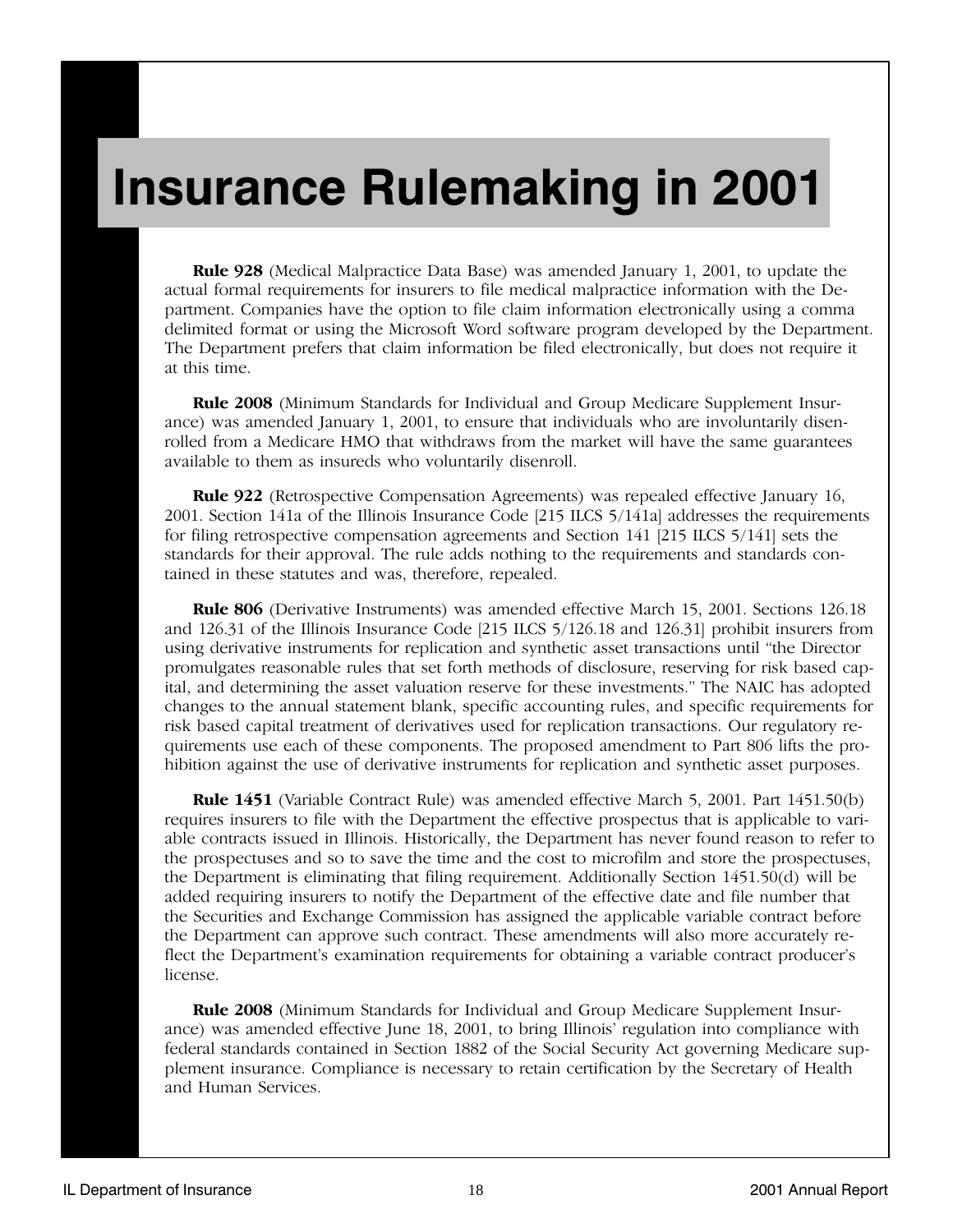# Insurance Rulemaking in 2001

**Rule 928** (Medical Malpractice Data Base) was amended January 1, 2001, to update the actual formal requirements for insurers to file medical malpractice information with the Department. Companies have the option to file claim information electronically using a comma delimited format or using the Microsoft Word software program developed by the Department. The Department prefers that claim information be filed electronically, but does not require it at this time.

**Rule 2008** (Minimum Standards for Individual and Group Medicare Supplement Insurance) was amended January 1, 2001, to ensure that individuals who are involuntarily disenrolled from a Medicare HMO that withdraws from the market will have the same guarantees available to them as insureds who voluntarily disenroll.

**Rule 922** (Retrospective Compensation Agreements) was repealed effective January 16, 2001. Section 141a of the Illinois Insurance Code [215 ILCS 5/141a] addresses the requirements for filing retrospective compensation agreements and Section 141 [215 ILCS 5/141] sets the standards for their approval. The rule adds nothing to the requirements and standards contained in these statutes and was, therefore, repealed.

**Rule 806** (Derivative Instruments) was amended effective March 15, 2001. Sections 126.18 and 126.31 of the Illinois Insurance Code [215 ILCS 5/126.18 and 126.31] prohibit insurers from using derivative instruments for replication and synthetic asset transactions until "the Director promulgates reasonable rules that set forth methods of disclosure, reserving for risk based capital, and determining the asset valuation reserve for these investments." The NAIC has adopted changes to the annual statement blank, specific accounting rules, and specific requirements for risk based capital treatment of derivatives used for replication transactions. Our regulatory requirements use each of these components. The proposed amendment to Part 806 lifts the prohibition against the use of derivative instruments for replication and synthetic asset purposes.

**Rule 1451** (Variable Contract Rule) was amended effective March 5, 2001. Part 1451.50(b) requires insurers to file with the Department the effective prospectus that is applicable to variable contracts issued in Illinois. Historically, the Department has never found reason to refer to the prospectuses and so to save the time and the cost to microfilm and store the prospectuses, the Department is eliminating that filing requirement. Additionally Section 1451.50(d) will be added requiring insurers to notify the Department of the effective date and file number that the Securities and Exchange Commission has assigned the applicable variable contract before the Department can approve such contract. These amendments will also more accurately reflect the Department's examination requirements for obtaining a variable contract producer's license.

**Rule 2008** (Minimum Standards for Individual and Group Medicare Supplement Insurance) was amended effective June 18, 2001, to bring Illinois' regulation into compliance with federal standards contained in Section 1882 of the Social Security Act governing Medicare supplement insurance. Compliance is necessary to retain certification by the Secretary of Health and Human Services.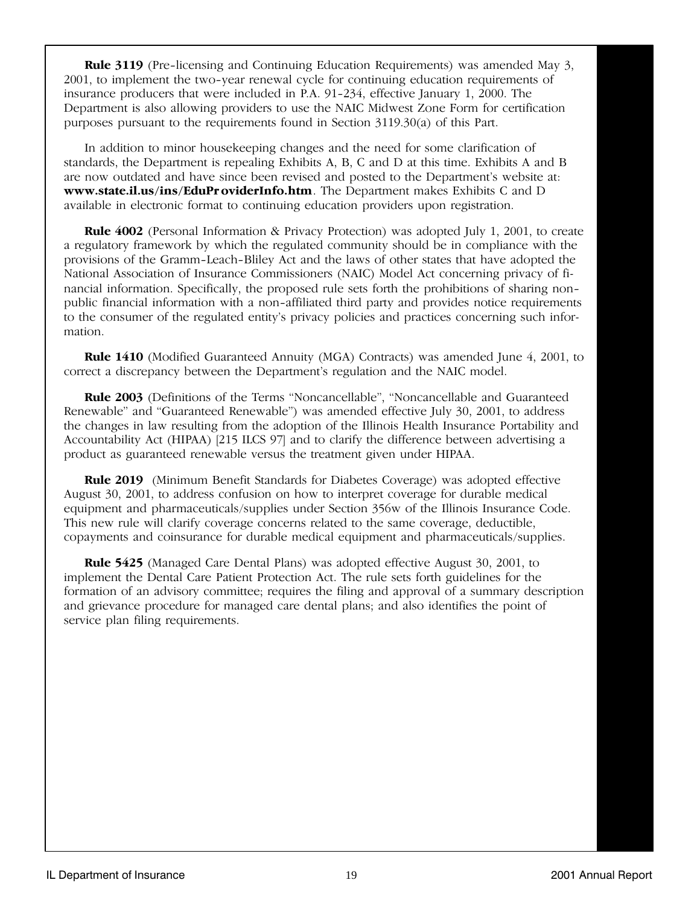**Rule 3119** (Pre-licensing and Continuing Education Requirements) was amended May 3, 2001, to implement the two-year renewal cycle for continuing education requirements of insurance producers that were included in P.A. 91-234, effective January 1, 2000. The Department is also allowing providers to use the NAIC Midwest Zone Form for certification purposes pursuant to the requirements found in Section 3119.30(a) of this Part.

In addition to minor housekeeping changes and the need for some clarification of standards, the Department is repealing Exhibits A, B, C and D at this time. Exhibits A and B are now outdated and have since been revised and posted to the Department's website at: **www.state.il.us/ins/EduProviderInfo.htm**. The Department makes Exhibits C and D available in electronic format to continuing education providers upon registration.

**Rule 4002** (Personal Information & Privacy Protection) was adopted July 1, 2001, to create a regulatory framework by which the regulated community should be in compliance with the provisions of the Gramm-Leach-Bliley Act and the laws of other states that have adopted the National Association of Insurance Commissioners (NAIC) Model Act concerning privacy of financial information. Specifically, the proposed rule sets forth the prohibitions of sharing non-public financial information with a non-affiliated third party and provides notice requirements to the consumer of the regulated entity's privacy policies and practices concerning such information.

**Rule 1410** (Modified Guaranteed Annuity (MGA) Contracts) was amended June 4, 2001, to correct a discrepancy between the Department's regulation and the NAIC model.

**Rule 2003** (Definitions of the Terms "Noncancellable", "Noncancellable and Guaranteed Renewable" and "Guaranteed Renewable") was amended effective July 30, 2001, to address the changes in law resulting from the adoption of the Illinois Health Insurance Portability and Accountability Act (HIPAA) [215 ILCS 97] and to clarify the difference between advertising a product as guaranteed renewable versus the treatment given under HIPAA.

**Rule 2019** (Minimum Benefit Standards for Diabetes Coverage) was adopted effective August 30, 2001, to address confusion on how to interpret coverage for durable medical equipment and pharmaceuticals/supplies under Section 356w of the Illinois Insurance Code. This new rule will clarify coverage concerns related to the same coverage, deductible, copayments and coinsurance for durable medical equipment and pharmaceuticals/supplies.

**Rule 5425** (Managed Care Dental Plans) was adopted effective August 30, 2001, to implement the Dental Care Patient Protection Act. The rule sets forth guidelines for the formation of an advisory committee; requires the filing and approval of a summary description and grievance procedure for managed care dental plans; and also identifies the point of service plan filing requirements.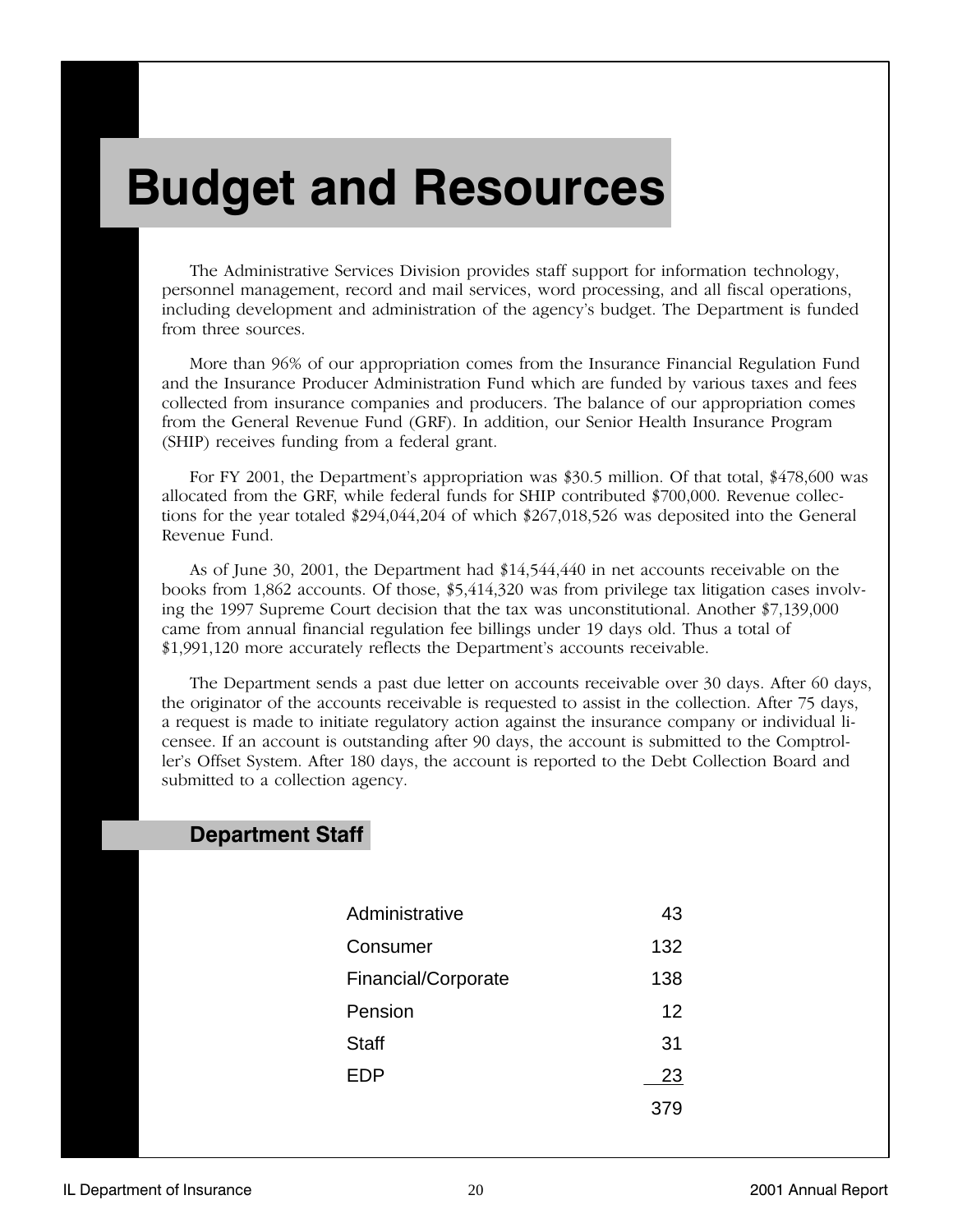# Budget and Resources

The Administrative Services Division provides staff support for information technology, personnel management, record and mail services, word processing, and all fiscal operations, including development and administration of the agency's budget. The Department is funded from three sources.

More than 96% of our appropriation comes from the Insurance Financial Regulation Fund and the Insurance Producer Administration Fund which are funded by various taxes and fees collected from insurance companies and producers. The balance of our appropriation comes from the General Revenue Fund (GRF). In addition, our Senior Health Insurance Program (SHIP) receives funding from a federal grant.

For FY 2001, the Department's appropriation was $30.5 million. Of that total, $478,600 was allocated from the GRF, while federal funds for SHIP contributed $700,000. Revenue collections for the year totaled $294,044,204 of which $267,018,526 was deposited into the General Revenue Fund.

As of June 30, 2001, the Department had $14,544,440 in net accounts receivable on the books from 1,862 accounts. Of those, $5,414,320 was from privilege tax litigation cases involving the 1997 Supreme Court decision that the tax was unconstitutional. Another $7,139,000 came from annual financial regulation fee billings under 19 days old. Thus a total of $1,991,120 more accurately reflects the Department's accounts receivable.

The Department sends a past due letter on accounts receivable over 30 days. After 60 days, the originator of the accounts receivable is requested to assist in the collection. After 75 days, a request is made to initiate regulatory action against the insurance company or individual licensee. If an account is outstanding after 90 days, the account is submitted to the Comptroller's Offset System. After 180 days, the account is reported to the Debt Collection Board and submitted to a collection agency.

## Department Staff

| | |
|---|---|
| Administrative | 43 |
| Consumer | 132 |
| Financial/Corporate | 138 |
| Pension | 12 |
| Staff | 31 |
| EDP | 23 |
| | 379 |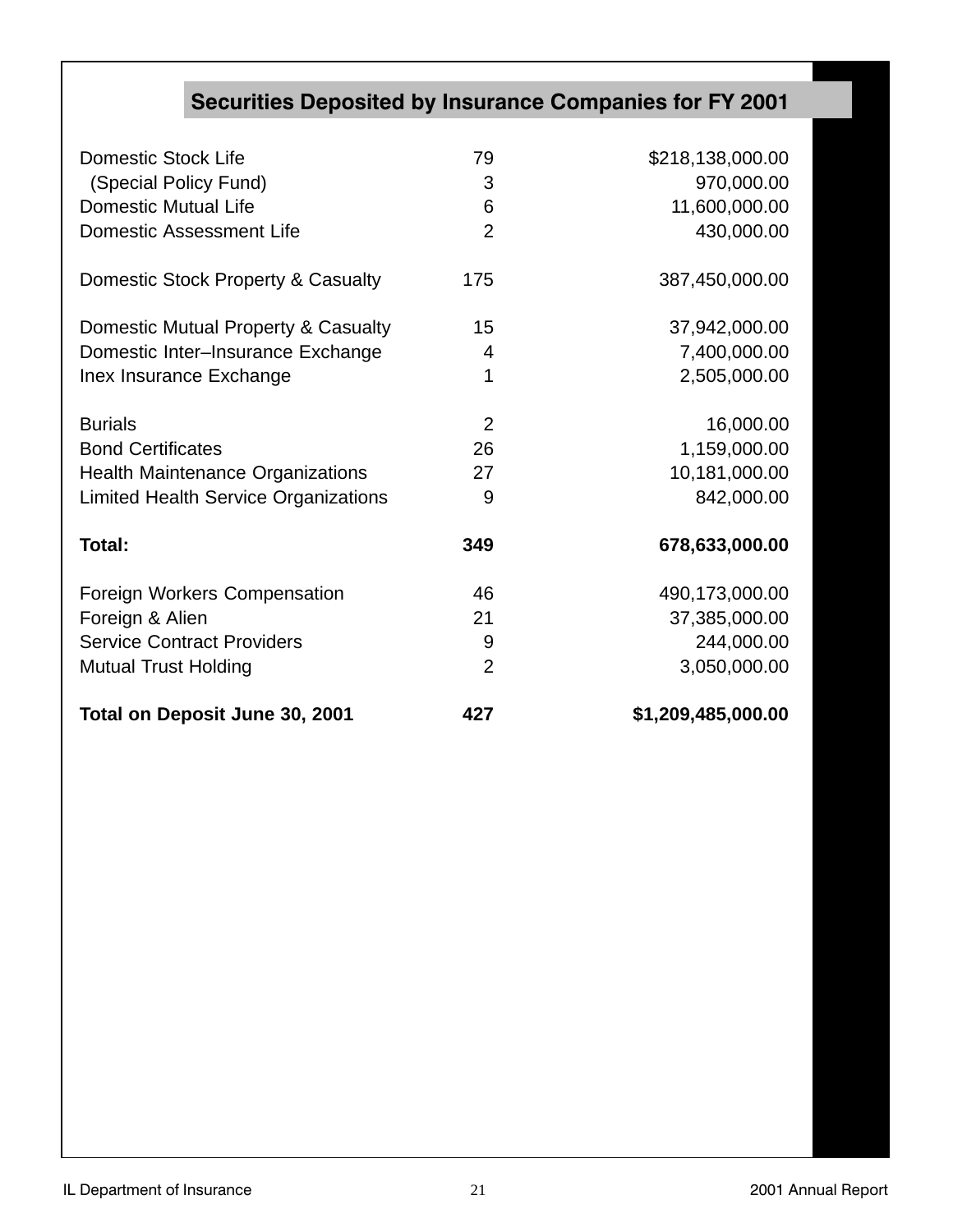## Securities Deposited by Insurance Companies for FY 2001

| | | |
|---|---|---|
| Domestic Stock Life | 79 | $218,138,000.00 |
| (Special Policy Fund) | 3 | 970,000.00 |
| Domestic Mutual Life | 6 | 11,600,000.00 |
| Domestic Assessment Life | 2 | 430,000.00 |
| | | |
| Domestic Stock Property & Casualty | 175 | 387,450,000.00 |
| | | |
| Domestic Mutual Property & Casualty | 15 | 37,942,000.00 |
| Domestic Inter–Insurance Exchange | 4 | 7,400,000.00 |
| Inex Insurance Exchange | 1 | 2,505,000.00 |
| | | |
| Burials | 2 | 16,000.00 |
| Bond Certificates | 26 | 1,159,000.00 |
| Health Maintenance Organizations | 27 | 10,181,000.00 |
| Limited Health Service Organizations | 9 | 842,000.00 |
| | | |
| **Total:** | **349** | **678,633,000.00** |
| | | |
| Foreign Workers Compensation | 46 | 490,173,000.00 |
| Foreign & Alien | 21 | 37,385,000.00 |
| Service Contract Providers | 9 | 244,000.00 |
| Mutual Trust Holding | 2 | 3,050,000.00 |
| | | |
| **Total on Deposit June 30, 2001** | **427** | **$1,209,485,000.00** |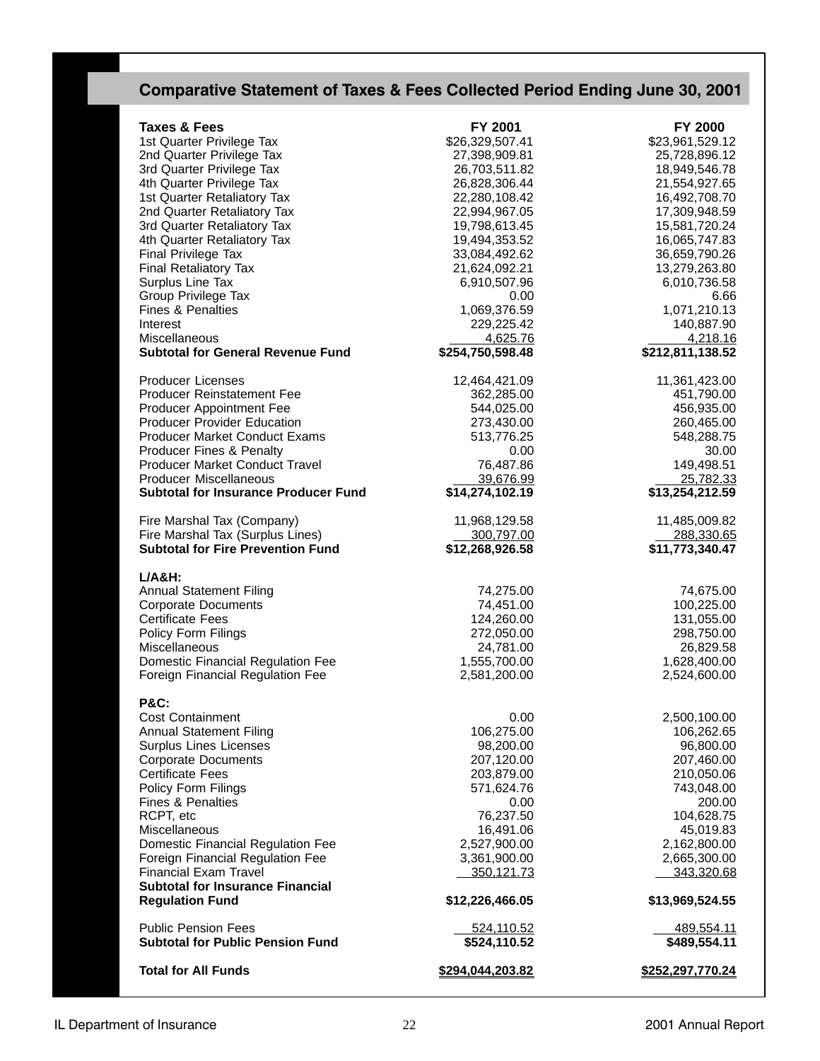## Comparative Statement of Taxes & Fees Collected Period Ending June 30, 2001

| Taxes & Fees | FY 2001 | FY 2000 |
|---|---|---|
| 1st Quarter Privilege Tax | $26,329,507.41 | $23,961,529.12 |
| 2nd Quarter Privilege Tax | 27,398,909.81 | 25,728,896.12 |
| 3rd Quarter Privilege Tax | 26,703,511.82 | 18,949,546.78 |
| 4th Quarter Privilege Tax | 26,828,306.44 | 21,554,927.65 |
| 1st Quarter Retaliatory Tax | 22,280,108.42 | 16,492,708.70 |
| 2nd Quarter Retaliatory Tax | 22,994,967.05 | 17,309,948.59 |
| 3rd Quarter Retaliatory Tax | 19,798,613.45 | 15,581,720.24 |
| 4th Quarter Retaliatory Tax | 19,494,353.52 | 16,065,747.83 |
| Final Privilege Tax | 33,084,492.62 | 36,659,790.26 |
| Final Retaliatory Tax | 21,624,092.21 | 13,279,263.80 |
| Surplus Line Tax | 6,910,507.96 | 6,010,736.58 |
| Group Privilege Tax | 0.00 | 6.66 |
| Fines & Penalties | 1,069,376.59 | 1,071,210.13 |
| Interest | 229,225.42 | 140,887.90 |
| Miscellaneous | 4,625.76 | 4,218.16 |
| **Subtotal for General Revenue Fund** | **$254,750,598.48** | **$212,811,138.52** |
| | | |
| Producer Licenses | 12,464,421.09 | 11,361,423.00 |
| Producer Reinstatement Fee | 362,285.00 | 451,790.00 |
| Producer Appointment Fee | 544,025.00 | 456,935.00 |
| Producer Provider Education | 273,430.00 | 260,465.00 |
| Producer Market Conduct Exams | 513,776.25 | 548,288.75 |
| Producer Fines & Penalty | 0.00 | 30.00 |
| Producer Market Conduct Travel | 76,487.86 | 149,498.51 |
| Producer Miscellaneous | 39,676.99 | 25,782.33 |
| **Subtotal for Insurance Producer Fund** | **$14,274,102.19** | **$13,254,212.59** |
| | | |
| Fire Marshal Tax (Company) | 11,968,129.58 | 11,485,009.82 |
| Fire Marshal Tax (Surplus Lines) | 300,797.00 | 288,330.65 |
| **Subtotal for Fire Prevention Fund** | **$12,268,926.58** | **$11,773,340.47** |
| | | |
| **L/A&H:** | | |
| Annual Statement Filing | 74,275.00 | 74,675.00 |
| Corporate Documents | 74,451.00 | 100,225.00 |
| Certificate Fees | 124,260.00 | 131,055.00 |
| Policy Form Filings | 272,050.00 | 298,750.00 |
| Miscellaneous | 24,781.00 | 26,829.58 |
| Domestic Financial Regulation Fee | 1,555,700.00 | 1,628,400.00 |
| Foreign Financial Regulation Fee | 2,581,200.00 | 2,524,600.00 |
| | | |
| **P&C:** | | |
| Cost Containment | 0.00 | 2,500,100.00 |
| Annual Statement Filing | 106,275.00 | 106,262.65 |
| Surplus Lines Licenses | 98,200.00 | 96,800.00 |
| Corporate Documents | 207,120.00 | 207,460.00 |
| Certificate Fees | 203,879.00 | 210,050.06 |
| Policy Form Filings | 571,624.76 | 743,048.00 |
| Fines & Penalties | 0.00 | 200.00 |
| RCPT, etc | 76,237.50 | 104,628.75 |
| Miscellaneous | 16,491.06 | 45,019.83 |
| Domestic Financial Regulation Fee | 2,527,900.00 | 2,162,800.00 |
| Foreign Financial Regulation Fee | 3,361,900.00 | 2,665,300.00 |
| Financial Exam Travel | 350,121.73 | 343,320.68 |
| **Subtotal for Insurance Financial Regulation Fund** | **$12,226,466.05** | **$13,969,524.55** |
| | | |
| Public Pension Fees | 524,110.52 | 489,554.11 |
| **Subtotal for Public Pension Fund** | **$524,110.52** | **$489,554.11** |
| | | |
| **Total for All Funds** | **$294,044,203.82** | **$252,297,770.24** |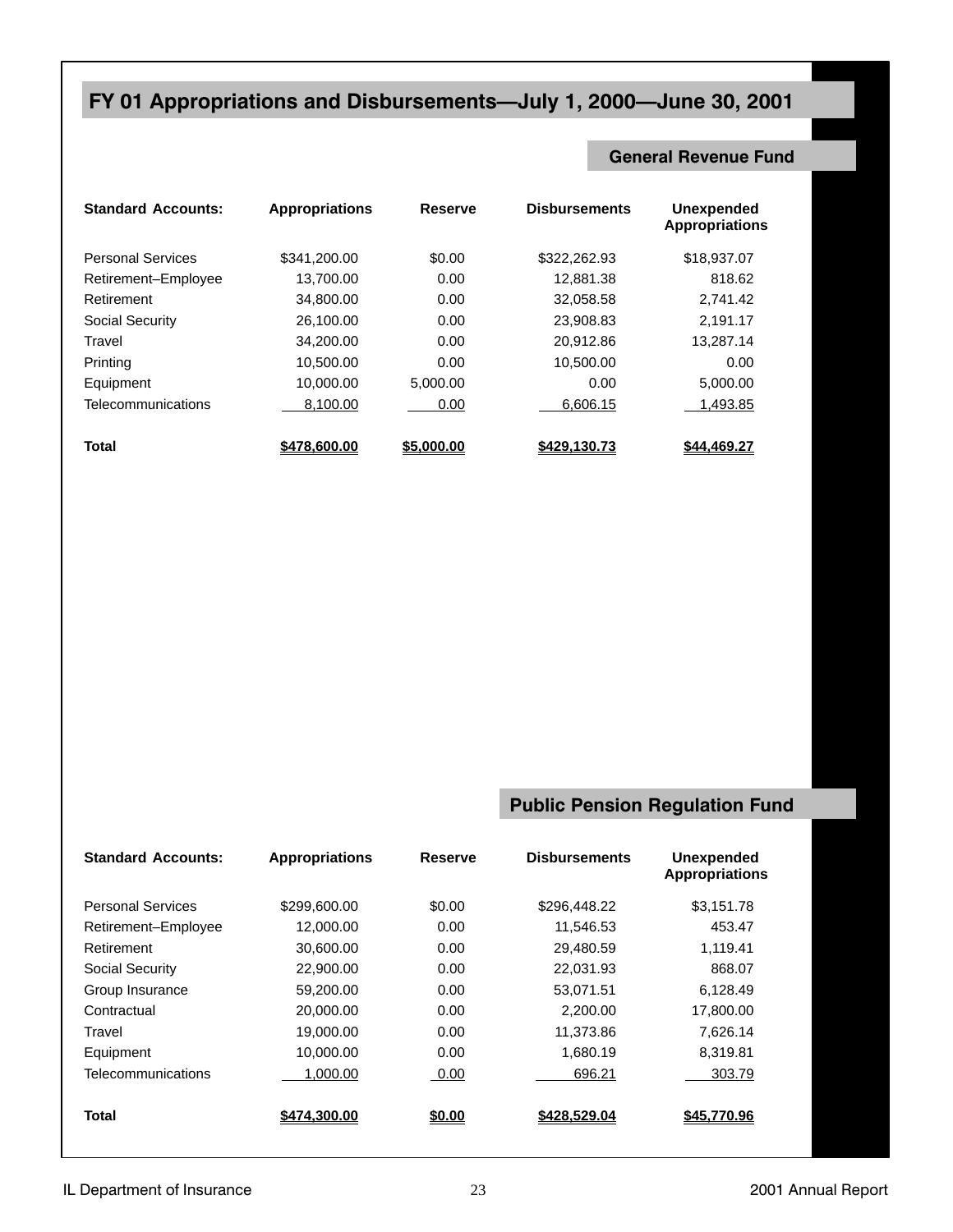# FY 01 Appropriations and Disbursements—July 1, 2000—June 30, 2001

## General Revenue Fund

| Standard Accounts: | Appropriations | Reserve | Disbursements | Unexpended Appropriations |
|---|---|---|---|---|
| Personal Services | $341,200.00 | $0.00 | $322,262.93 | $18,937.07 |
| Retirement–Employee | 13,700.00 | 0.00 | 12,881.38 | 818.62 |
| Retirement | 34,800.00 | 0.00 | 32,058.58 | 2,741.42 |
| Social Security | 26,100.00 | 0.00 | 23,908.83 | 2,191.17 |
| Travel | 34,200.00 | 0.00 | 20,912.86 | 13,287.14 |
| Printing | 10,500.00 | 0.00 | 10,500.00 | 0.00 |
| Equipment | 10,000.00 | 5,000.00 | 0.00 | 5,000.00 |
| Telecommunications | 8,100.00 | 0.00 | 6,606.15 | 1,493.85 |
| **Total** | **$478,600.00** | **$5,000.00** | **$429,130.73** | **$44,469.27** |

## Public Pension Regulation Fund

| Standard Accounts: | Appropriations | Reserve | Disbursements | Unexpended Appropriations |
|---|---|---|---|---|
| Personal Services | $299,600.00 | $0.00 | $296,448.22 | $3,151.78 |
| Retirement–Employee | 12,000.00 | 0.00 | 11,546.53 | 453.47 |
| Retirement | 30,600.00 | 0.00 | 29,480.59 | 1,119.41 |
| Social Security | 22,900.00 | 0.00 | 22,031.93 | 868.07 |
| Group Insurance | 59,200.00 | 0.00 | 53,071.51 | 6,128.49 |
| Contractual | 20,000.00 | 0.00 | 2,200.00 | 17,800.00 |
| Travel | 19,000.00 | 0.00 | 11,373.86 | 7,626.14 |
| Equipment | 10,000.00 | 0.00 | 1,680.19 | 8,319.81 |
| Telecommunications | 1,000.00 | 0.00 | 696.21 | 303.79 |
| **Total** | **$474,300.00** | **$0.00** | **$428,529.04** | **$45,770.96** |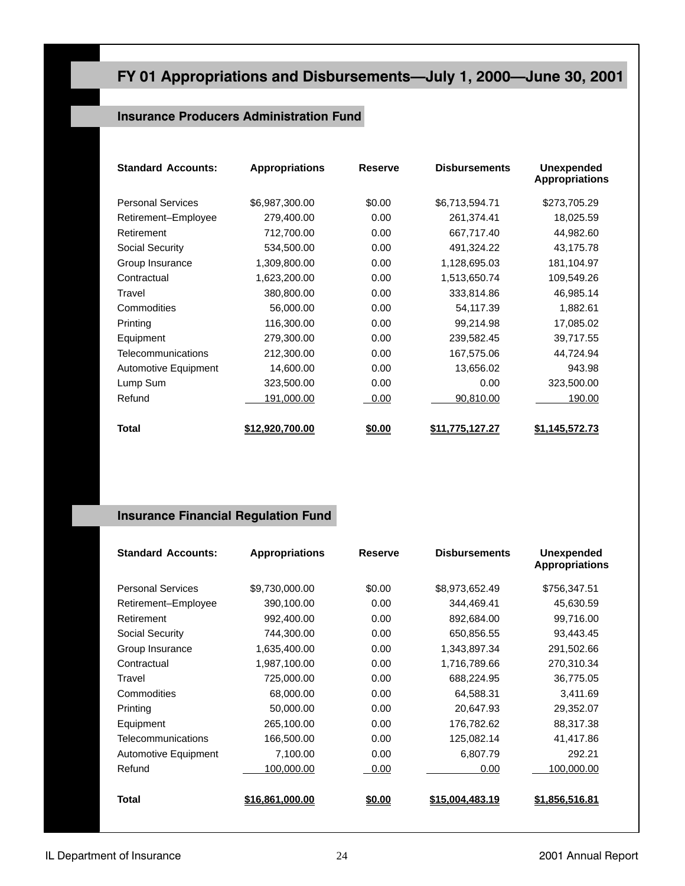# FY 01 Appropriations and Disbursements—July 1, 2000—June 30, 2001

## Insurance Producers Administration Fund

| Standard Accounts: | Appropriations | Reserve | Disbursements | Unexpended Appropriations |
|---|---|---|---|---|
| Personal Services | $6,987,300.00 | $0.00 | $6,713,594.71 | $273,705.29 |
| Retirement–Employee | 279,400.00 | 0.00 | 261,374.41 | 18,025.59 |
| Retirement | 712,700.00 | 0.00 | 667,717.40 | 44,982.60 |
| Social Security | 534,500.00 | 0.00 | 491,324.22 | 43,175.78 |
| Group Insurance | 1,309,800.00 | 0.00 | 1,128,695.03 | 181,104.97 |
| Contractual | 1,623,200.00 | 0.00 | 1,513,650.74 | 109,549.26 |
| Travel | 380,800.00 | 0.00 | 333,814.86 | 46,985.14 |
| Commodities | 56,000.00 | 0.00 | 54,117.39 | 1,882.61 |
| Printing | 116,300.00 | 0.00 | 99,214.98 | 17,085.02 |
| Equipment | 279,300.00 | 0.00 | 239,582.45 | 39,717.55 |
| Telecommunications | 212,300.00 | 0.00 | 167,575.06 | 44,724.94 |
| Automotive Equipment | 14,600.00 | 0.00 | 13,656.02 | 943.98 |
| Lump Sum | 323,500.00 | 0.00 | 0.00 | 323,500.00 |
| Refund | 191,000.00 | 0.00 | 90,810.00 | 190.00 |
| **Total** | **$12,920,700.00** | **$0.00** | **$11,775,127.27** | **$1,145,572.73** |

## Insurance Financial Regulation Fund

| Standard Accounts: | Appropriations | Reserve | Disbursements | Unexpended Appropriations |
|---|---|---|---|---|
| Personal Services | $9,730,000.00 | $0.00 | $8,973,652.49 | $756,347.51 |
| Retirement–Employee | 390,100.00 | 0.00 | 344,469.41 | 45,630.59 |
| Retirement | 992,400.00 | 0.00 | 892,684.00 | 99,716.00 |
| Social Security | 744,300.00 | 0.00 | 650,856.55 | 93,443.45 |
| Group Insurance | 1,635,400.00 | 0.00 | 1,343,897.34 | 291,502.66 |
| Contractual | 1,987,100.00 | 0.00 | 1,716,789.66 | 270,310.34 |
| Travel | 725,000.00 | 0.00 | 688,224.95 | 36,775.05 |
| Commodities | 68,000.00 | 0.00 | 64,588.31 | 3,411.69 |
| Printing | 50,000.00 | 0.00 | 20,647.93 | 29,352.07 |
| Equipment | 265,100.00 | 0.00 | 176,782.62 | 88,317.38 |
| Telecommunications | 166,500.00 | 0.00 | 125,082.14 | 41,417.86 |
| Automotive Equipment | 7,100.00 | 0.00 | 6,807.79 | 292.21 |
| Refund | 100,000.00 | 0.00 | 0.00 | 100,000.00 |
| **Total** | **$16,861,000.00** | **$0.00** | **$15,004,483.19** | **$1,856,516.81** |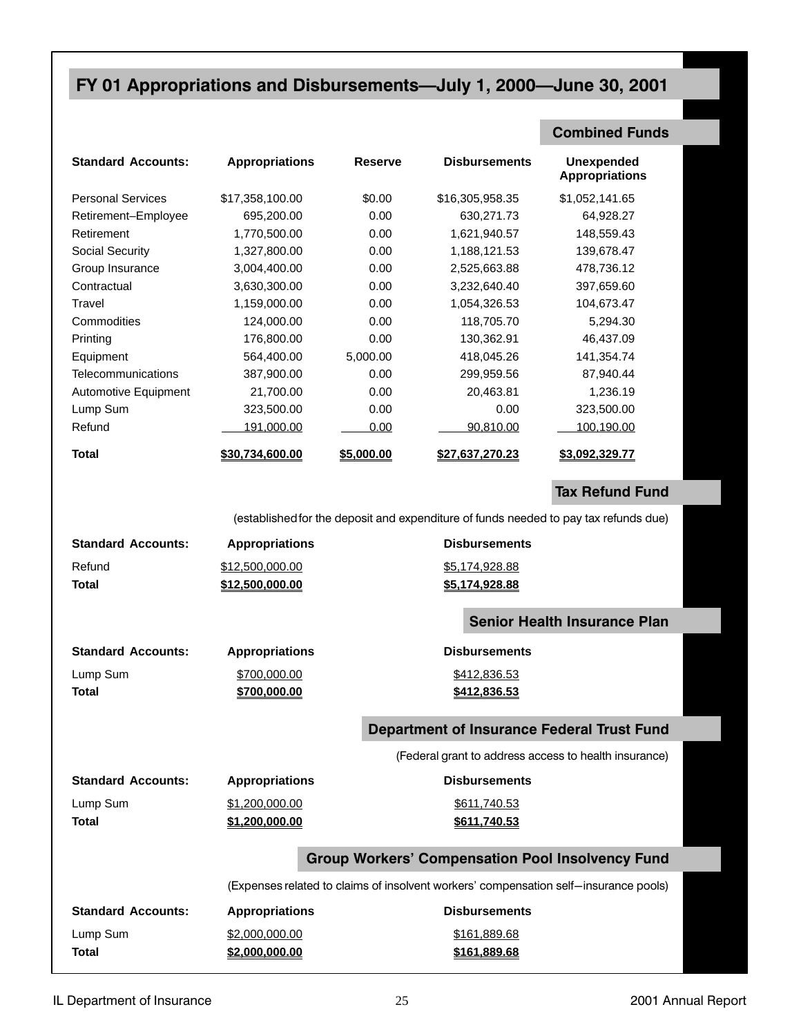# FY 01 Appropriations and Disbursements—July 1, 2000—June 30, 2001

## Combined Funds

| Standard Accounts: | Appropriations | Reserve | Disbursements | Unexpended Appropriations |
|---|---|---|---|---|
| Personal Services | $17,358,100.00 | $0.00 | $16,305,958.35 | $1,052,141.65 |
| Retirement–Employee | 695,200.00 | 0.00 | 630,271.73 | 64,928.27 |
| Retirement | 1,770,500.00 | 0.00 | 1,621,940.57 | 148,559.43 |
| Social Security | 1,327,800.00 | 0.00 | 1,188,121.53 | 139,678.47 |
| Group Insurance | 3,004,400.00 | 0.00 | 2,525,663.88 | 478,736.12 |
| Contractual | 3,630,300.00 | 0.00 | 3,232,640.40 | 397,659.60 |
| Travel | 1,159,000.00 | 0.00 | 1,054,326.53 | 104,673.47 |
| Commodities | 124,000.00 | 0.00 | 118,705.70 | 5,294.30 |
| Printing | 176,800.00 | 0.00 | 130,362.91 | 46,437.09 |
| Equipment | 564,400.00 | 5,000.00 | 418,045.26 | 141,354.74 |
| Telecommunications | 387,900.00 | 0.00 | 299,959.56 | 87,940.44 |
| Automotive Equipment | 21,700.00 | 0.00 | 20,463.81 | 1,236.19 |
| Lump Sum | 323,500.00 | 0.00 | 0.00 | 323,500.00 |
| Refund | 191,000.00 | 0.00 | 90,810.00 | 100,190.00 |
| **Total** | **$30,734,600.00** | **$5,000.00** | **$27,637,270.23** | **$3,092,329.77** |

## Tax Refund Fund

(established for the deposit and expenditure of funds needed to pay tax refunds due)

| Standard Accounts: | Appropriations | Disbursements |
|---|---|---|
| Refund | $12,500,000.00 | $5,174,928.88 |
| **Total** | **$12,500,000.00** | **$5,174,928.88** |

## Senior Health Insurance Plan

| Standard Accounts: | Appropriations | Disbursements |
|---|---|---|
| Lump Sum | $700,000.00 | $412,836.53 |
| **Total** | **$700,000.00** | **$412,836.53** |

## Department of Insurance Federal Trust Fund

(Federal grant to address access to health insurance)

| Standard Accounts: | Appropriations | Disbursements |
|---|---|---|
| Lump Sum | $1,200,000.00 | $611,740.53 |
| **Total** | **$1,200,000.00** | **$611,740.53** |

## Group Workers' Compensation Pool Insolvency Fund

(Expenses related to claims of insolvent workers' compensation self–insurance pools)

| Standard Accounts: | Appropriations | Disbursements |
|---|---|---|
| Lump Sum | $2,000,000.00 | $161,889.68 |
| **Total** | **$2,000,000.00** | **$161,889.68** |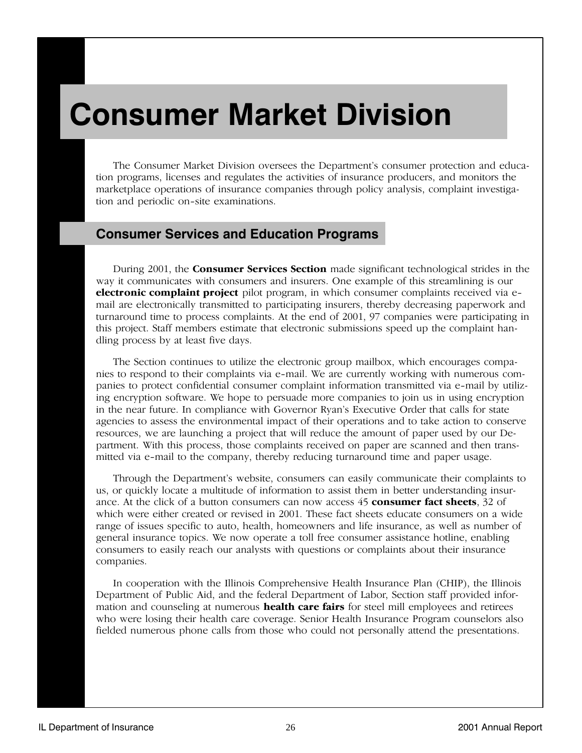# Consumer Market Division

The Consumer Market Division oversees the Department's consumer protection and education programs, licenses and regulates the activities of insurance producers, and monitors the marketplace operations of insurance companies through policy analysis, complaint investigation and periodic on-site examinations.

## Consumer Services and Education Programs

During 2001, the **Consumer Services Section** made significant technological strides in the way it communicates with consumers and insurers. One example of this streamlining is our **electronic complaint project** pilot program, in which consumer complaints received via e-mail are electronically transmitted to participating insurers, thereby decreasing paperwork and turnaround time to process complaints. At the end of 2001, 97 companies were participating in this project. Staff members estimate that electronic submissions speed up the complaint handling process by at least five days.

The Section continues to utilize the electronic group mailbox, which encourages companies to respond to their complaints via e-mail. We are currently working with numerous companies to protect confidential consumer complaint information transmitted via e-mail by utilizing encryption software. We hope to persuade more companies to join us in using encryption in the near future. In compliance with Governor Ryan's Executive Order that calls for state agencies to assess the environmental impact of their operations and to take action to conserve resources, we are launching a project that will reduce the amount of paper used by our Department. With this process, those complaints received on paper are scanned and then transmitted via e-mail to the company, thereby reducing turnaround time and paper usage.

Through the Department's website, consumers can easily communicate their complaints to us, or quickly locate a multitude of information to assist them in better understanding insurance. At the click of a button consumers can now access 45 **consumer fact sheets**, 32 of which were either created or revised in 2001. These fact sheets educate consumers on a wide range of issues specific to auto, health, homeowners and life insurance, as well as number of general insurance topics. We now operate a toll free consumer assistance hotline, enabling consumers to easily reach our analysts with questions or complaints about their insurance companies.

In cooperation with the Illinois Comprehensive Health Insurance Plan (CHIP), the Illinois Department of Public Aid, and the federal Department of Labor, Section staff provided information and counseling at numerous **health care fairs** for steel mill employees and retirees who were losing their health care coverage. Senior Health Insurance Program counselors also fielded numerous phone calls from those who could not personally attend the presentations.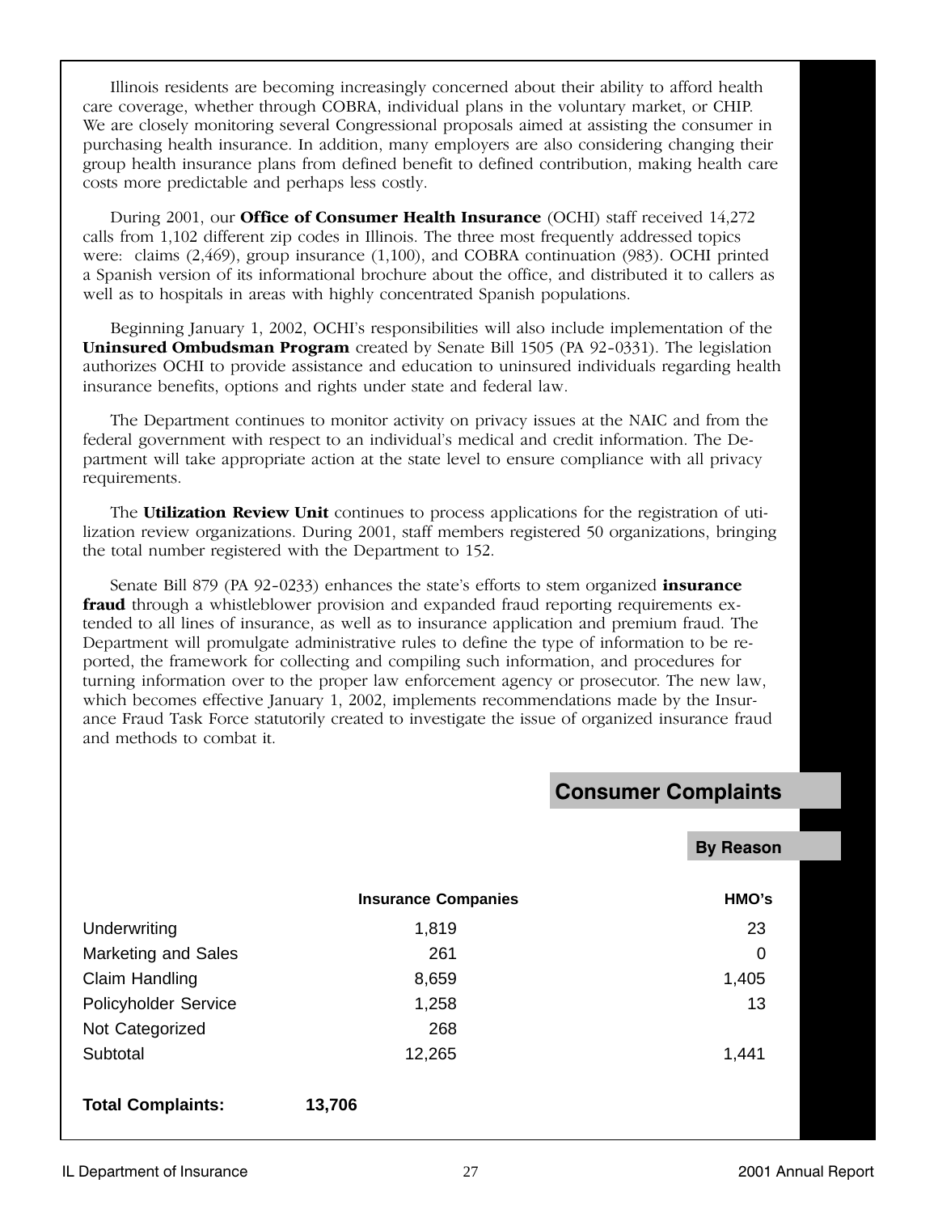Illinois residents are becoming increasingly concerned about their ability to afford health care coverage, whether through COBRA, individual plans in the voluntary market, or CHIP. We are closely monitoring several Congressional proposals aimed at assisting the consumer in purchasing health insurance. In addition, many employers are also considering changing their group health insurance plans from defined benefit to defined contribution, making health care costs more predictable and perhaps less costly.

During 2001, our **Office of Consumer Health Insurance** (OCHI) staff received 14,272 calls from 1,102 different zip codes in Illinois. The three most frequently addressed topics were: claims (2,469), group insurance (1,100), and COBRA continuation (983). OCHI printed a Spanish version of its informational brochure about the office, and distributed it to callers as well as to hospitals in areas with highly concentrated Spanish populations.

Beginning January 1, 2002, OCHI's responsibilities will also include implementation of the **Uninsured Ombudsman Program** created by Senate Bill 1505 (PA 92-0331). The legislation authorizes OCHI to provide assistance and education to uninsured individuals regarding health insurance benefits, options and rights under state and federal law.

The Department continues to monitor activity on privacy issues at the NAIC and from the federal government with respect to an individual's medical and credit information. The Department will take appropriate action at the state level to ensure compliance with all privacy requirements.

The **Utilization Review Unit** continues to process applications for the registration of utilization review organizations. During 2001, staff members registered 50 organizations, bringing the total number registered with the Department to 152.

Senate Bill 879 (PA 92-0233) enhances the state's efforts to stem organized **insurance fraud** through a whistleblower provision and expanded fraud reporting requirements extended to all lines of insurance, as well as to insurance application and premium fraud. The Department will promulgate administrative rules to define the type of information to be reported, the framework for collecting and compiling such information, and procedures for turning information over to the proper law enforcement agency or prosecutor. The new law, which becomes effective January 1, 2002, implements recommendations made by the Insurance Fraud Task Force statutorily created to investigate the issue of organized insurance fraud and methods to combat it.

## Consumer Complaints

### By Reason

| | Insurance Companies | HMO's |
|---|---|---|
| Underwriting | 1,819 | 23 |
| Marketing and Sales | 261 | 0 |
| Claim Handling | 8,659 | 1,405 |
| Policyholder Service | 1,258 | 13 |
| Not Categorized | 268 | |
| Subtotal | 12,265 | 1,441 |
| **Total Complaints:** | **13,706** | |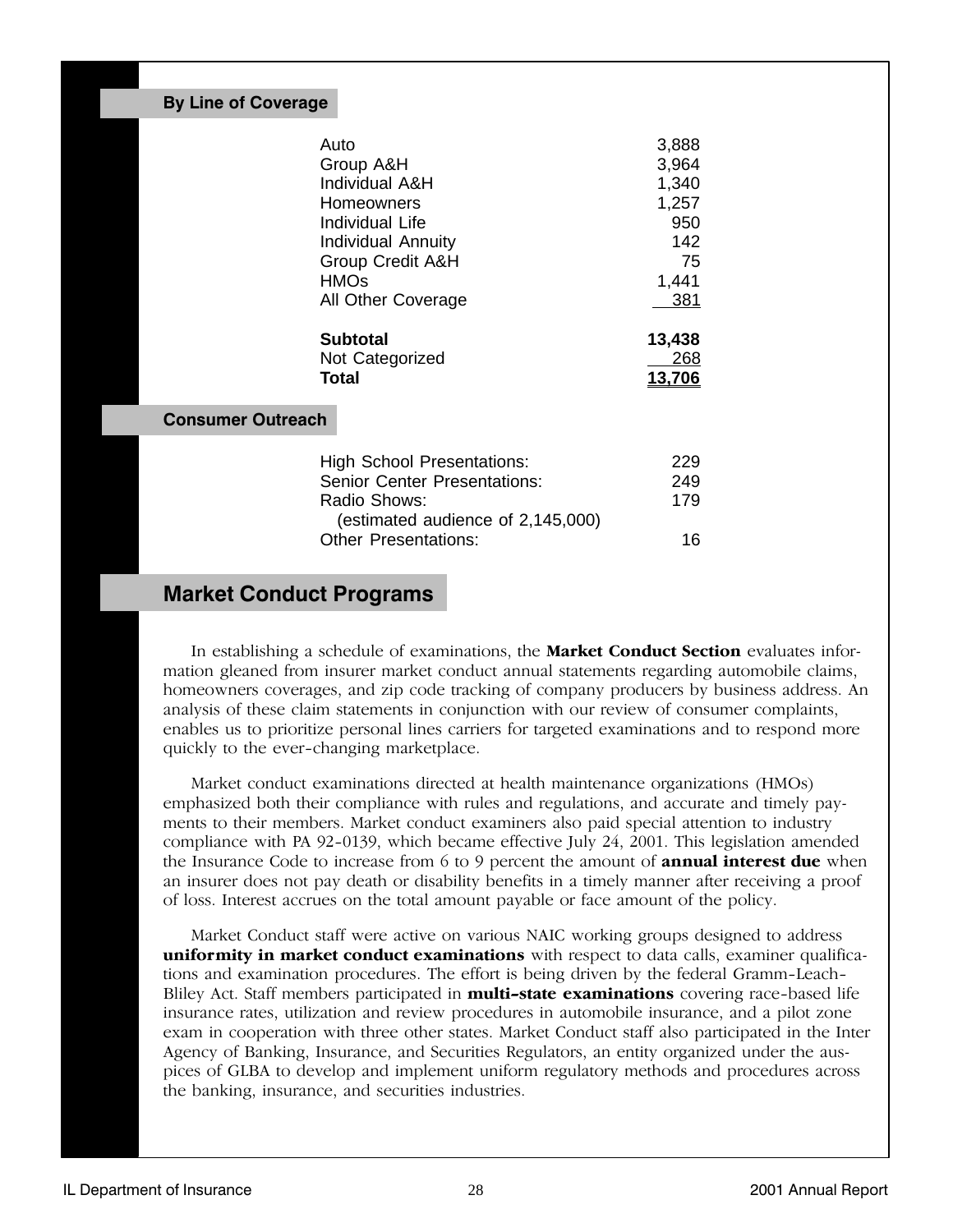### By Line of Coverage

| | |
|---|---|
| Auto | 3,888 |
| Group A&H | 3,964 |
| Individual A&H | 1,340 |
| Homeowners | 1,257 |
| Individual Life | 950 |
| Individual Annuity | 142 |
| Group Credit A&H | 75 |
| HMOs | 1,441 |
| All Other Coverage | 381 |
| **Subtotal** | **13,438** |
| Not Categorized | 268 |
| **Total** | **13,706** |

### Consumer Outreach

| | |
|---|---|
| High School Presentations: | 229 |
| Senior Center Presentations: | 249 |
| Radio Shows: (estimated audience of 2,145,000) | 179 |
| Other Presentations: | 16 |

## Market Conduct Programs

In establishing a schedule of examinations, the **Market Conduct Section** evaluates information gleaned from insurer market conduct annual statements regarding automobile claims, homeowners coverages, and zip code tracking of company producers by business address. An analysis of these claim statements in conjunction with our review of consumer complaints, enables us to prioritize personal lines carriers for targeted examinations and to respond more quickly to the ever-changing marketplace.

Market conduct examinations directed at health maintenance organizations (HMOs) emphasized both their compliance with rules and regulations, and accurate and timely payments to their members. Market conduct examiners also paid special attention to industry compliance with PA 92-0139, which became effective July 24, 2001. This legislation amended the Insurance Code to increase from 6 to 9 percent the amount of **annual interest due** when an insurer does not pay death or disability benefits in a timely manner after receiving a proof of loss. Interest accrues on the total amount payable or face amount of the policy.

Market Conduct staff were active on various NAIC working groups designed to address **uniformity in market conduct examinations** with respect to data calls, examiner qualifications and examination procedures. The effort is being driven by the federal Gramm-Leach-Bliley Act. Staff members participated in **multi-state examinations** covering race-based life insurance rates, utilization and review procedures in automobile insurance, and a pilot zone exam in cooperation with three other states. Market Conduct staff also participated in the Inter Agency of Banking, Insurance, and Securities Regulators, an entity organized under the auspices of GLBA to develop and implement uniform regulatory methods and procedures across the banking, insurance, and securities industries.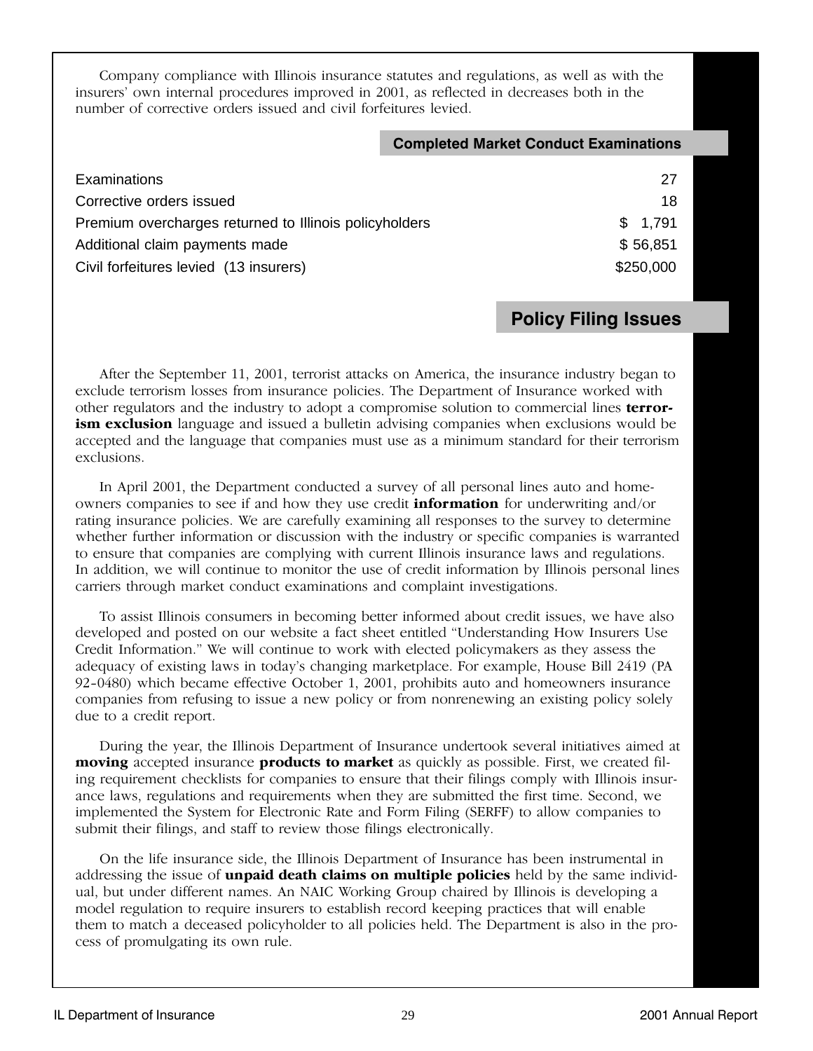Company compliance with Illinois insurance statutes and regulations, as well as with the insurers' own internal procedures improved in 2001, as reflected in decreases both in the number of corrective orders issued and civil forfeitures levied.

| Completed Market Conduct Examinations | |
|---|---|
| Examinations | 27 |
| Corrective orders issued | 18 |
| Premium overcharges returned to Illinois policyholders | $ 1,791 |
| Additional claim payments made | $ 56,851 |
| Civil forfeitures levied (13 insurers) | $250,000 |

## Policy Filing Issues

After the September 11, 2001, terrorist attacks on America, the insurance industry began to exclude terrorism losses from insurance policies. The Department of Insurance worked with other regulators and the industry to adopt a compromise solution to commercial lines **terrorism exclusion** language and issued a bulletin advising companies when exclusions would be accepted and the language that companies must use as a minimum standard for their terrorism exclusions.

In April 2001, the Department conducted a survey of all personal lines auto and homeowners companies to see if and how they use credit **information** for underwriting and/or rating insurance policies. We are carefully examining all responses to the survey to determine whether further information or discussion with the industry or specific companies is warranted to ensure that companies are complying with current Illinois insurance laws and regulations. In addition, we will continue to monitor the use of credit information by Illinois personal lines carriers through market conduct examinations and complaint investigations.

To assist Illinois consumers in becoming better informed about credit issues, we have also developed and posted on our website a fact sheet entitled "Understanding How Insurers Use Credit Information." We will continue to work with elected policymakers as they assess the adequacy of existing laws in today's changing marketplace. For example, House Bill 2419 (PA 92-0480) which became effective October 1, 2001, prohibits auto and homeowners insurance companies from refusing to issue a new policy or from nonrenewing an existing policy solely due to a credit report.

During the year, the Illinois Department of Insurance undertook several initiatives aimed at **moving** accepted insurance **products to market** as quickly as possible. First, we created filing requirement checklists for companies to ensure that their filings comply with Illinois insurance laws, regulations and requirements when they are submitted the first time. Second, we implemented the System for Electronic Rate and Form Filing (SERFF) to allow companies to submit their filings, and staff to review those filings electronically.

On the life insurance side, the Illinois Department of Insurance has been instrumental in addressing the issue of **unpaid death claims on multiple policies** held by the same individual, but under different names. An NAIC Working Group chaired by Illinois is developing a model regulation to require insurers to establish record keeping practices that will enable them to match a deceased policyholder to all policies held. The Department is also in the process of promulgating its own rule.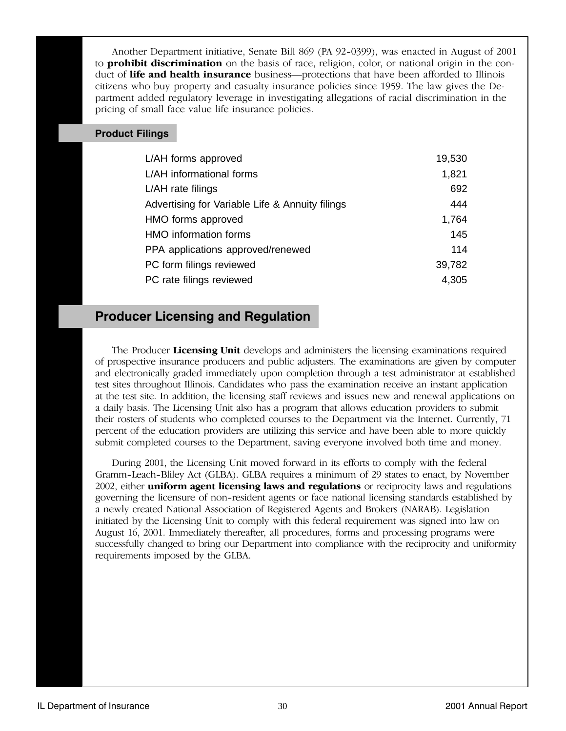Another Department initiative, Senate Bill 869 (PA 92-0399), was enacted in August of 2001 to **prohibit discrimination** on the basis of race, religion, color, or national origin in the conduct of **life and health insurance** business—protections that have been afforded to Illinois citizens who buy property and casualty insurance policies since 1959. The law gives the Department added regulatory leverage in investigating allegations of racial discrimination in the pricing of small face value life insurance policies.

### Product Filings

| | |
|---|---|
| L/AH forms approved | 19,530 |
| L/AH informational forms | 1,821 |
| L/AH rate filings | 692 |
| Advertising for Variable Life & Annuity filings | 444 |
| HMO forms approved | 1,764 |
| HMO information forms | 145 |
| PPA applications approved/renewed | 114 |
| PC form filings reviewed | 39,782 |
| PC rate filings reviewed | 4,305 |

## Producer Licensing and Regulation

The Producer **Licensing Unit** develops and administers the licensing examinations required of prospective insurance producers and public adjusters. The examinations are given by computer and electronically graded immediately upon completion through a test administrator at established test sites throughout Illinois. Candidates who pass the examination receive an instant application at the test site. In addition, the licensing staff reviews and issues new and renewal applications on a daily basis. The Licensing Unit also has a program that allows education providers to submit their rosters of students who completed courses to the Department via the Internet. Currently, 71 percent of the education providers are utilizing this service and have been able to more quickly submit completed courses to the Department, saving everyone involved both time and money.

During 2001, the Licensing Unit moved forward in its efforts to comply with the federal Gramm-Leach-Bliley Act (GLBA). GLBA requires a minimum of 29 states to enact, by November 2002, either **uniform agent licensing laws and regulations** or reciprocity laws and regulations governing the licensure of non-resident agents or face national licensing standards established by a newly created National Association of Registered Agents and Brokers (NARAB). Legislation initiated by the Licensing Unit to comply with this federal requirement was signed into law on August 16, 2001. Immediately thereafter, all procedures, forms and processing programs were successfully changed to bring our Department into compliance with the reciprocity and uniformity requirements imposed by the GLBA.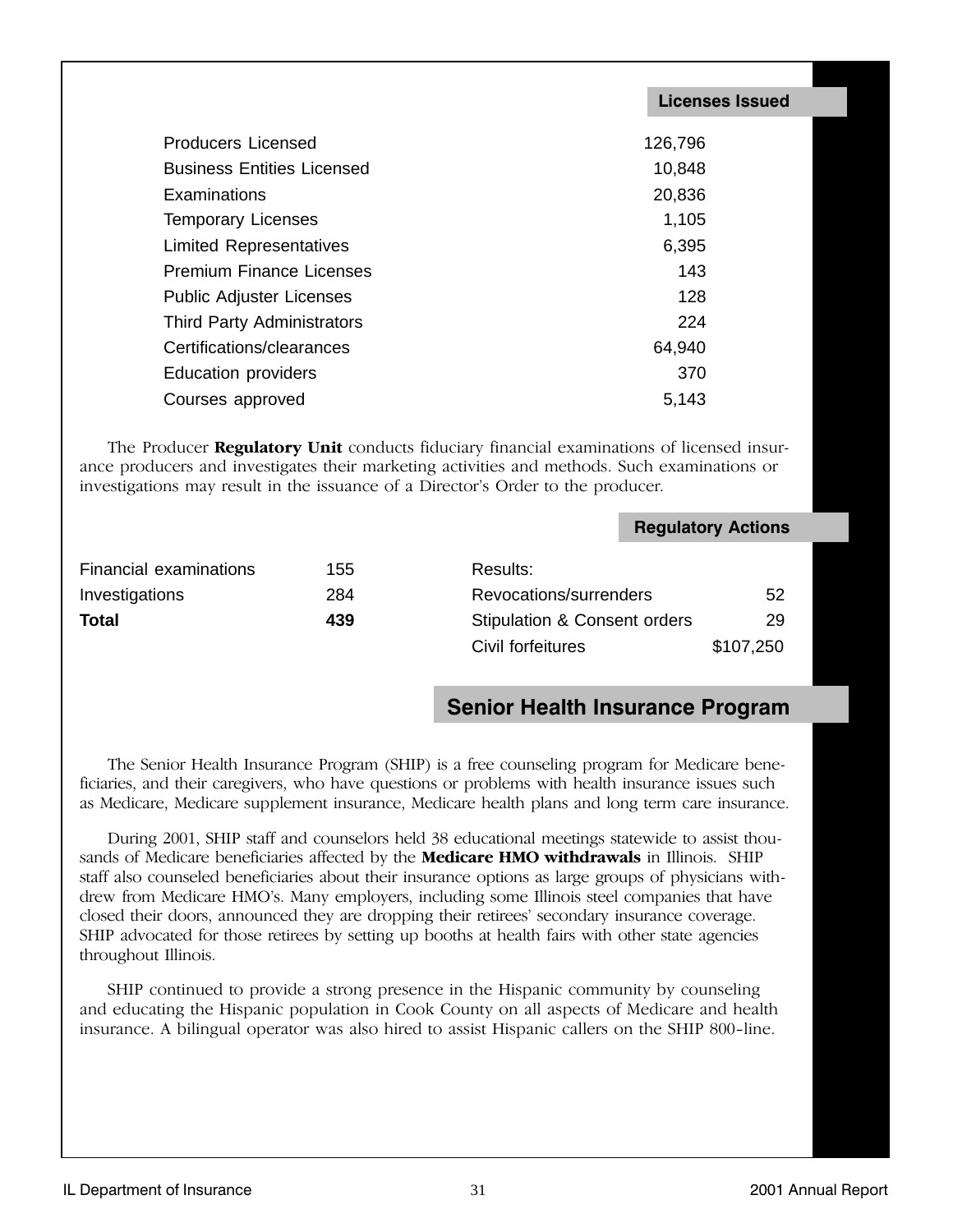### Licenses Issued

| | |
|---|---:|
| Producers Licensed | 126,796 |
| Business Entities Licensed | 10,848 |
| Examinations | 20,836 |
| Temporary Licenses | 1,105 |
| Limited Representatives | 6,395 |
| Premium Finance Licenses | 143 |
| Public Adjuster Licenses | 128 |
| Third Party Administrators | 224 |
| Certifications/clearances | 64,940 |
| Education providers | 370 |
| Courses approved | 5,143 |

The Producer **Regulatory Unit** conducts fiduciary financial examinations of licensed insurance producers and investigates their marketing activities and methods. Such examinations or investigations may result in the issuance of a Director's Order to the producer.

### Regulatory Actions

| | | | |
|---|---:|---|---:|
| Financial examinations | 155 | Results: | |
| Investigations | 284 | Revocations/surrenders | 52 |
| **Total** | **439** | Stipulation & Consent orders | 29 |
| | | Civil forfeitures | $107,250 |

## Senior Health Insurance Program

The Senior Health Insurance Program (SHIP) is a free counseling program for Medicare beneficiaries, and their caregivers, who have questions or problems with health insurance issues such as Medicare, Medicare supplement insurance, Medicare health plans and long term care insurance.

During 2001, SHIP staff and counselors held 38 educational meetings statewide to assist thousands of Medicare beneficiaries affected by the **Medicare HMO withdrawals** in Illinois. SHIP staff also counseled beneficiaries about their insurance options as large groups of physicians withdrew from Medicare HMO's. Many employers, including some Illinois steel companies that have closed their doors, announced they are dropping their retirees' secondary insurance coverage. SHIP advocated for those retirees by setting up booths at health fairs with other state agencies throughout Illinois.

SHIP continued to provide a strong presence in the Hispanic community by counseling and educating the Hispanic population in Cook County on all aspects of Medicare and health insurance. A bilingual operator was also hired to assist Hispanic callers on the SHIP 800-line.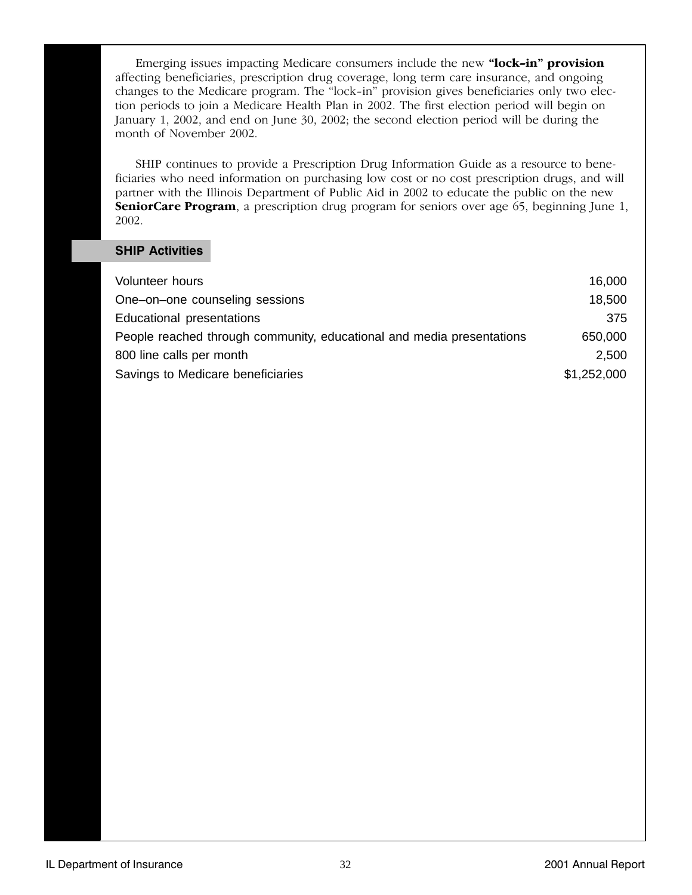Emerging issues impacting Medicare consumers include the new **"lock–in" provision** affecting beneficiaries, prescription drug coverage, long term care insurance, and ongoing changes to the Medicare program. The "lock-in" provision gives beneficiaries only two election periods to join a Medicare Health Plan in 2002. The first election period will begin on January 1, 2002, and end on June 30, 2002; the second election period will be during the month of November 2002.

SHIP continues to provide a Prescription Drug Information Guide as a resource to beneficiaries who need information on purchasing low cost or no cost prescription drugs, and will partner with the Illinois Department of Public Aid in 2002 to educate the public on the new **SeniorCare Program**, a prescription drug program for seniors over age 65, beginning June 1, 2002.

## SHIP Activities

| | |
|---|---:|
| Volunteer hours | 16,000 |
| One–on–one counseling sessions | 18,500 |
| Educational presentations | 375 |
| People reached through community, educational and media presentations | 650,000 |
| 800 line calls per month | 2,500 |
| Savings to Medicare beneficiaries | $1,252,000 |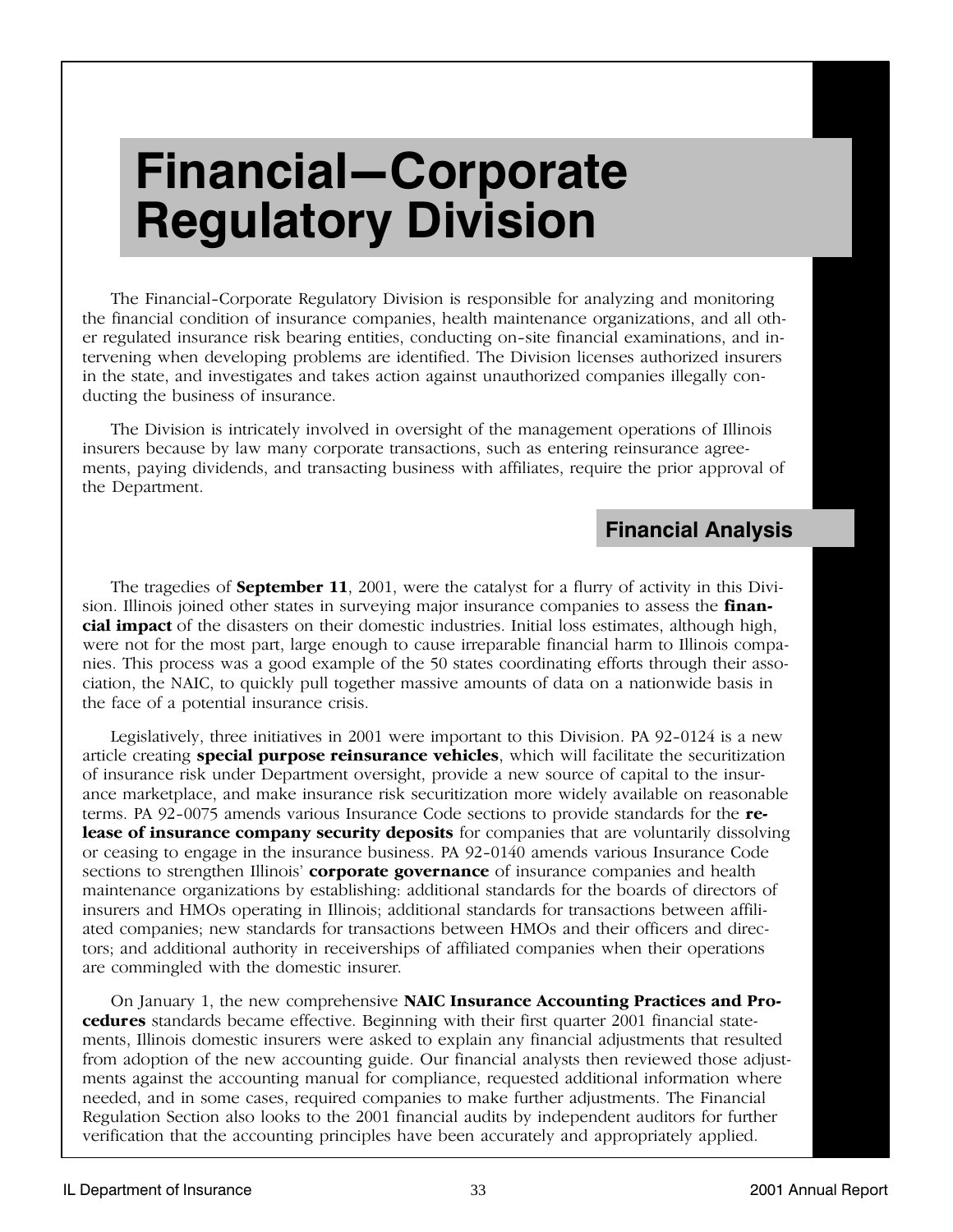# Financial—Corporate Regulatory Division

The Financial-Corporate Regulatory Division is responsible for analyzing and monitoring the financial condition of insurance companies, health maintenance organizations, and all other regulated insurance risk bearing entities, conducting on-site financial examinations, and intervening when developing problems are identified. The Division licenses authorized insurers in the state, and investigates and takes action against unauthorized companies illegally conducting the business of insurance.

The Division is intricately involved in oversight of the management operations of Illinois insurers because by law many corporate transactions, such as entering reinsurance agreements, paying dividends, and transacting business with affiliates, require the prior approval of the Department.

## Financial Analysis

The tragedies of **September 11**, 2001, were the catalyst for a flurry of activity in this Division. Illinois joined other states in surveying major insurance companies to assess the **financial impact** of the disasters on their domestic industries. Initial loss estimates, although high, were not for the most part, large enough to cause irreparable financial harm to Illinois companies. This process was a good example of the 50 states coordinating efforts through their association, the NAIC, to quickly pull together massive amounts of data on a nationwide basis in the face of a potential insurance crisis.

Legislatively, three initiatives in 2001 were important to this Division. PA 92-0124 is a new article creating **special purpose reinsurance vehicles**, which will facilitate the securitization of insurance risk under Department oversight, provide a new source of capital to the insurance marketplace, and make insurance risk securitization more widely available on reasonable terms. PA 92-0075 amends various Insurance Code sections to provide standards for the **release of insurance company security deposits** for companies that are voluntarily dissolving or ceasing to engage in the insurance business. PA 92-0140 amends various Insurance Code sections to strengthen Illinois' **corporate governance** of insurance companies and health maintenance organizations by establishing: additional standards for the boards of directors of insurers and HMOs operating in Illinois; additional standards for transactions between affiliated companies; new standards for transactions between HMOs and their officers and directors; and additional authority in receiverships of affiliated companies when their operations are commingled with the domestic insurer.

On January 1, the new comprehensive **NAIC Insurance Accounting Practices and Procedures** standards became effective. Beginning with their first quarter 2001 financial statements, Illinois domestic insurers were asked to explain any financial adjustments that resulted from adoption of the new accounting guide. Our financial analysts then reviewed those adjustments against the accounting manual for compliance, requested additional information where needed, and in some cases, required companies to make further adjustments. The Financial Regulation Section also looks to the 2001 financial audits by independent auditors for further verification that the accounting principles have been accurately and appropriately applied.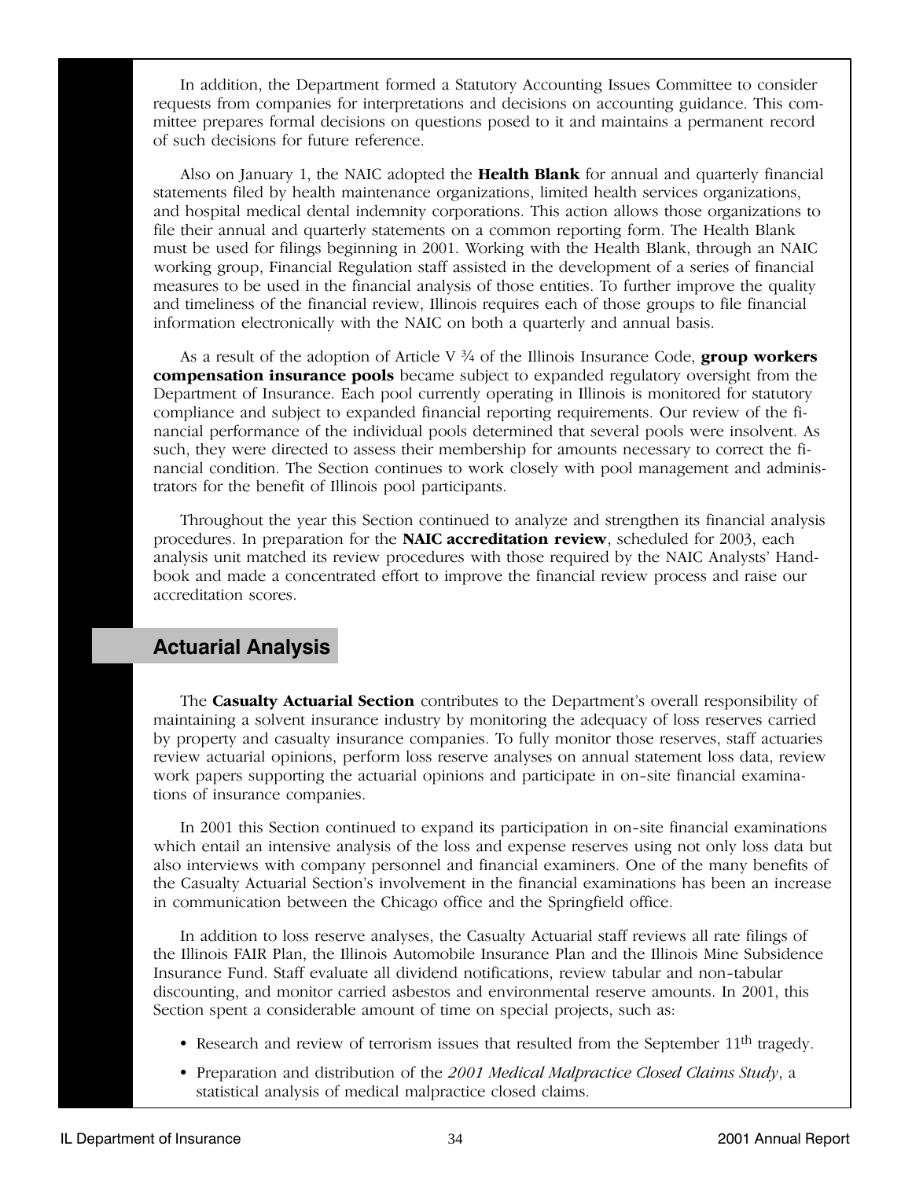In addition, the Department formed a Statutory Accounting Issues Committee to consider requests from companies for interpretations and decisions on accounting guidance. This committee prepares formal decisions on questions posed to it and maintains a permanent record of such decisions for future reference.

Also on January 1, the NAIC adopted the **Health Blank** for annual and quarterly financial statements filed by health maintenance organizations, limited health services organizations, and hospital medical dental indemnity corporations. This action allows those organizations to file their annual and quarterly statements on a common reporting form. The Health Blank must be used for filings beginning in 2001. Working with the Health Blank, through an NAIC working group, Financial Regulation staff assisted in the development of a series of financial measures to be used in the financial analysis of those entities. To further improve the quality and timeliness of the financial review, Illinois requires each of those groups to file financial information electronically with the NAIC on both a quarterly and annual basis.

As a result of the adoption of Article V ¾ of the Illinois Insurance Code, **group workers compensation insurance pools** became subject to expanded regulatory oversight from the Department of Insurance. Each pool currently operating in Illinois is monitored for statutory compliance and subject to expanded financial reporting requirements. Our review of the financial performance of the individual pools determined that several pools were insolvent. As such, they were directed to assess their membership for amounts necessary to correct the financial condition. The Section continues to work closely with pool management and administrators for the benefit of Illinois pool participants.

Throughout the year this Section continued to analyze and strengthen its financial analysis procedures. In preparation for the **NAIC accreditation review**, scheduled for 2003, each analysis unit matched its review procedures with those required by the NAIC Analysts' Handbook and made a concentrated effort to improve the financial review process and raise our accreditation scores.

## Actuarial Analysis

The **Casualty Actuarial Section** contributes to the Department's overall responsibility of maintaining a solvent insurance industry by monitoring the adequacy of loss reserves carried by property and casualty insurance companies. To fully monitor those reserves, staff actuaries review actuarial opinions, perform loss reserve analyses on annual statement loss data, review work papers supporting the actuarial opinions and participate in on-site financial examinations of insurance companies.

In 2001 this Section continued to expand its participation in on-site financial examinations which entail an intensive analysis of the loss and expense reserves using not only loss data but also interviews with company personnel and financial examiners. One of the many benefits of the Casualty Actuarial Section's involvement in the financial examinations has been an increase in communication between the Chicago office and the Springfield office.

In addition to loss reserve analyses, the Casualty Actuarial staff reviews all rate filings of the Illinois FAIR Plan, the Illinois Automobile Insurance Plan and the Illinois Mine Subsidence Insurance Fund. Staff evaluate all dividend notifications, review tabular and non-tabular discounting, and monitor carried asbestos and environmental reserve amounts. In 2001, this Section spent a considerable amount of time on special projects, such as:

- Research and review of terrorism issues that resulted from the September 11th tragedy.
- Preparation and distribution of the *2001 Medical Malpractice Closed Claims Study*, a statistical analysis of medical malpractice closed claims.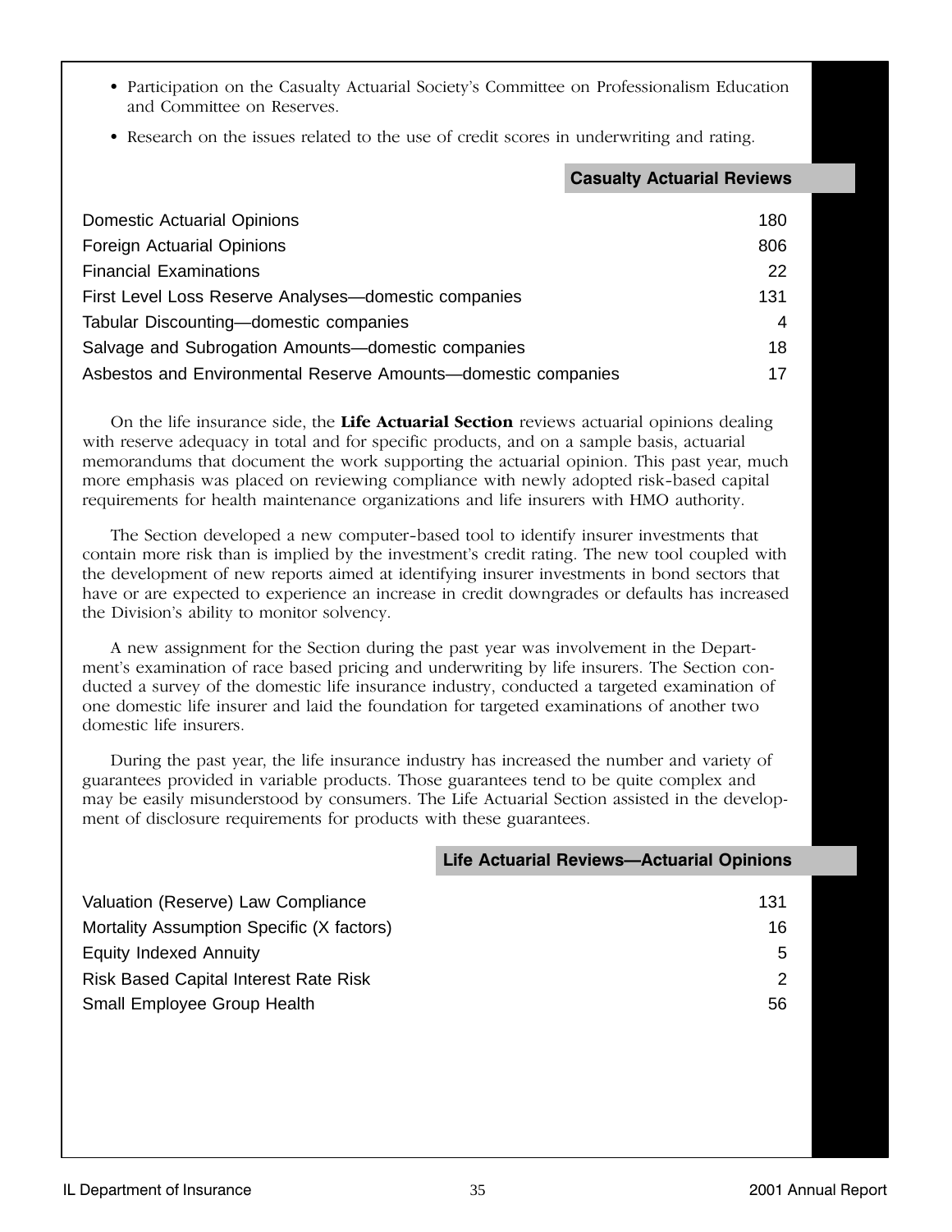- Participation on the Casualty Actuarial Society's Committee on Professionalism Education and Committee on Reserves.
- Research on the issues related to the use of credit scores in underwriting and rating.

| Casualty Actuarial Reviews | |
|---|---|
| Domestic Actuarial Opinions | 180 |
| Foreign Actuarial Opinions | 806 |
| Financial Examinations | 22 |
| First Level Loss Reserve Analyses—domestic companies | 131 |
| Tabular Discounting—domestic companies | 4 |
| Salvage and Subrogation Amounts—domestic companies | 18 |
| Asbestos and Environmental Reserve Amounts—domestic companies | 17 |

On the life insurance side, the **Life Actuarial Section** reviews actuarial opinions dealing with reserve adequacy in total and for specific products, and on a sample basis, actuarial memorandums that document the work supporting the actuarial opinion. This past year, much more emphasis was placed on reviewing compliance with newly adopted risk-based capital requirements for health maintenance organizations and life insurers with HMO authority.

The Section developed a new computer-based tool to identify insurer investments that contain more risk than is implied by the investment's credit rating. The new tool coupled with the development of new reports aimed at identifying insurer investments in bond sectors that have or are expected to experience an increase in credit downgrades or defaults has increased the Division's ability to monitor solvency.

A new assignment for the Section during the past year was involvement in the Department's examination of race based pricing and underwriting by life insurers. The Section conducted a survey of the domestic life insurance industry, conducted a targeted examination of one domestic life insurer and laid the foundation for targeted examinations of another two domestic life insurers.

During the past year, the life insurance industry has increased the number and variety of guarantees provided in variable products. Those guarantees tend to be quite complex and may be easily misunderstood by consumers. The Life Actuarial Section assisted in the development of disclosure requirements for products with these guarantees.

| Life Actuarial Reviews—Actuarial Opinions | |
|---|---|
| Valuation (Reserve) Law Compliance | 131 |
| Mortality Assumption Specific (X factors) | 16 |
| Equity Indexed Annuity | 5 |
| Risk Based Capital Interest Rate Risk | 2 |
| Small Employee Group Health | 56 |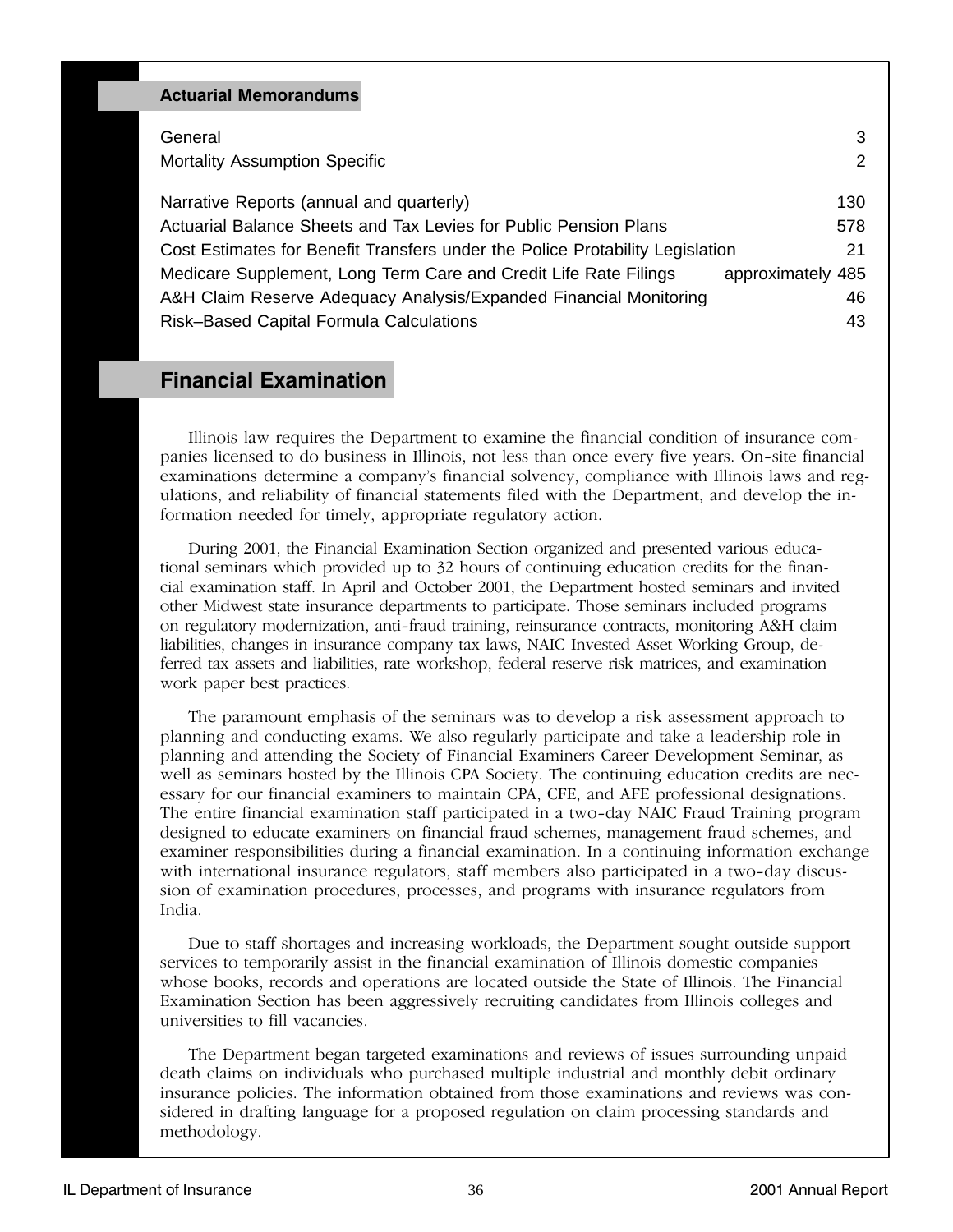### Actuarial Memorandums

| | |
|---|---|
| General | 3 |
| Mortality Assumption Specific | 2 |
| Narrative Reports (annual and quarterly) | 130 |
| Actuarial Balance Sheets and Tax Levies for Public Pension Plans | 578 |
| Cost Estimates for Benefit Transfers under the Police Protability Legislation | 21 |
| Medicare Supplement, Long Term Care and Credit Life Rate Filings | approximately 485 |
| A&H Claim Reserve Adequacy Analysis/Expanded Financial Monitoring | 46 |
| Risk–Based Capital Formula Calculations | 43 |

## Financial Examination

Illinois law requires the Department to examine the financial condition of insurance companies licensed to do business in Illinois, not less than once every five years. On-site financial examinations determine a company's financial solvency, compliance with Illinois laws and regulations, and reliability of financial statements filed with the Department, and develop the information needed for timely, appropriate regulatory action.

During 2001, the Financial Examination Section organized and presented various educational seminars which provided up to 32 hours of continuing education credits for the financial examination staff. In April and October 2001, the Department hosted seminars and invited other Midwest state insurance departments to participate. Those seminars included programs on regulatory modernization, anti-fraud training, reinsurance contracts, monitoring A&H claim liabilities, changes in insurance company tax laws, NAIC Invested Asset Working Group, deferred tax assets and liabilities, rate workshop, federal reserve risk matrices, and examination work paper best practices.

The paramount emphasis of the seminars was to develop a risk assessment approach to planning and conducting exams. We also regularly participate and take a leadership role in planning and attending the Society of Financial Examiners Career Development Seminar, as well as seminars hosted by the Illinois CPA Society. The continuing education credits are necessary for our financial examiners to maintain CPA, CFE, and AFE professional designations. The entire financial examination staff participated in a two-day NAIC Fraud Training program designed to educate examiners on financial fraud schemes, management fraud schemes, and examiner responsibilities during a financial examination. In a continuing information exchange with international insurance regulators, staff members also participated in a two-day discussion of examination procedures, processes, and programs with insurance regulators from India.

Due to staff shortages and increasing workloads, the Department sought outside support services to temporarily assist in the financial examination of Illinois domestic companies whose books, records and operations are located outside the State of Illinois. The Financial Examination Section has been aggressively recruiting candidates from Illinois colleges and universities to fill vacancies.

The Department began targeted examinations and reviews of issues surrounding unpaid death claims on individuals who purchased multiple industrial and monthly debit ordinary insurance policies. The information obtained from those examinations and reviews was considered in drafting language for a proposed regulation on claim processing standards and methodology.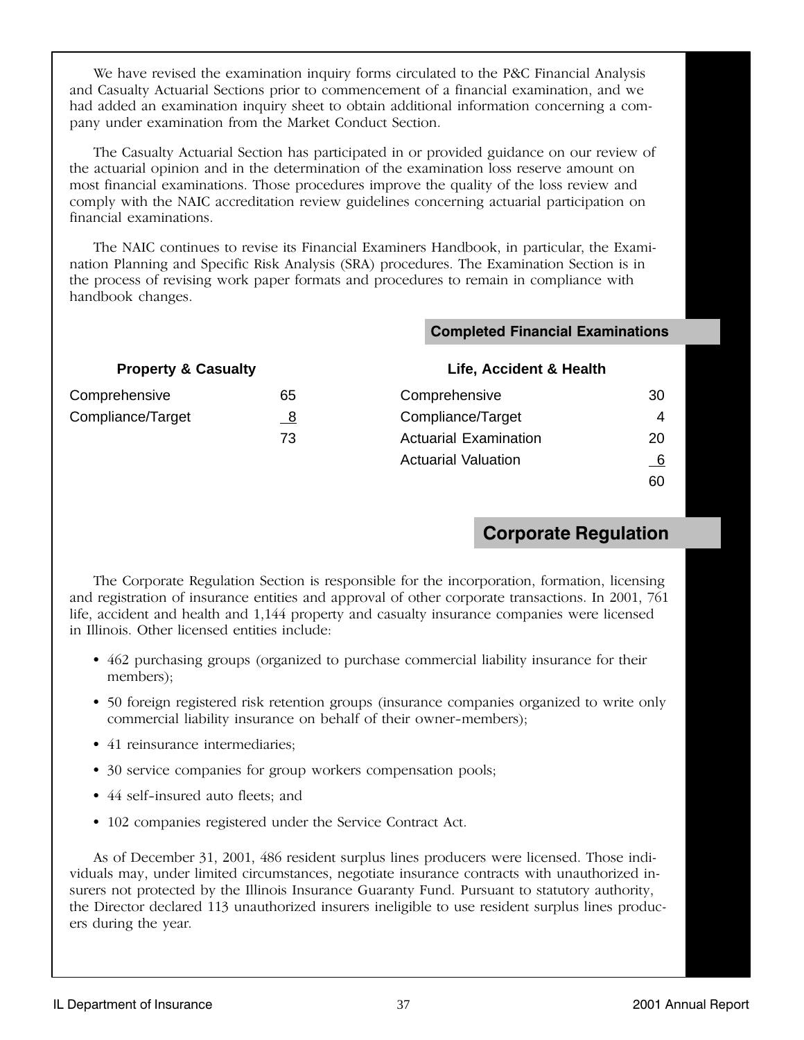We have revised the examination inquiry forms circulated to the P&C Financial Analysis and Casualty Actuarial Sections prior to commencement of a financial examination, and we had added an examination inquiry sheet to obtain additional information concerning a company under examination from the Market Conduct Section.

The Casualty Actuarial Section has participated in or provided guidance on our review of the actuarial opinion and in the determination of the examination loss reserve amount on most financial examinations. Those procedures improve the quality of the loss review and comply with the NAIC accreditation review guidelines concerning actuarial participation on financial examinations.

The NAIC continues to revise its Financial Examiners Handbook, in particular, the Examination Planning and Specific Risk Analysis (SRA) procedures. The Examination Section is in the process of revising work paper formats and procedures to remain in compliance with handbook changes.

### Completed Financial Examinations

| Property & Casualty | | Life, Accident & Health | |
|---|---|---|---|
| Comprehensive | 65 | Comprehensive | 30 |
| Compliance/Target | 8 | Compliance/Target | 4 |
| | 73 | Actuarial Examination | 20 |
| | | Actuarial Valuation | 6 |
| | | | 60 |

## Corporate Regulation

The Corporate Regulation Section is responsible for the incorporation, formation, licensing and registration of insurance entities and approval of other corporate transactions. In 2001, 761 life, accident and health and 1,144 property and casualty insurance companies were licensed in Illinois. Other licensed entities include:

- 462 purchasing groups (organized to purchase commercial liability insurance for their members);
- 50 foreign registered risk retention groups (insurance companies organized to write only commercial liability insurance on behalf of their owner-members);
- 41 reinsurance intermediaries;
- 30 service companies for group workers compensation pools;
- 44 self-insured auto fleets; and
- 102 companies registered under the Service Contract Act.

As of December 31, 2001, 486 resident surplus lines producers were licensed. Those individuals may, under limited circumstances, negotiate insurance contracts with unauthorized insurers not protected by the Illinois Insurance Guaranty Fund. Pursuant to statutory authority, the Director declared 113 unauthorized insurers ineligible to use resident surplus lines producers during the year.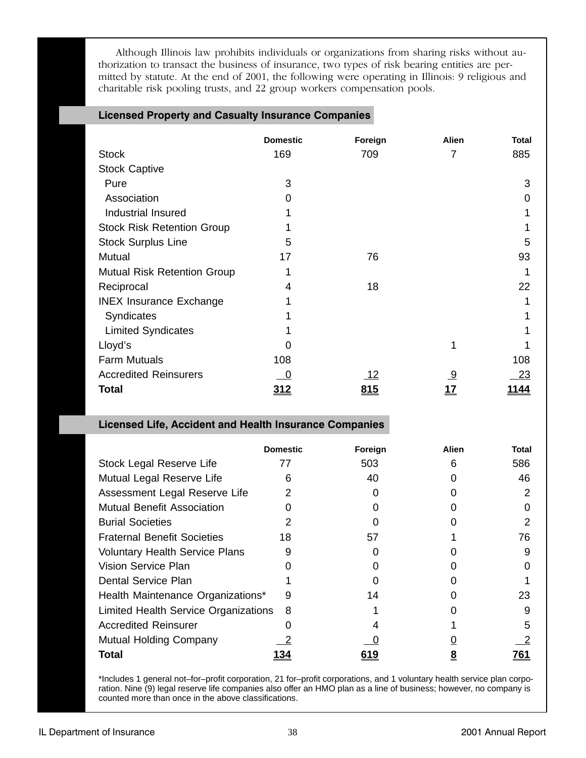Although Illinois law prohibits individuals or organizations from sharing risks without authorization to transact the business of insurance, two types of risk bearing entities are permitted by statute. At the end of 2001, the following were operating in Illinois: 9 religious and charitable risk pooling trusts, and 22 group workers compensation pools.

## Licensed Property and Casualty Insurance Companies

| | Domestic | Foreign | Alien | Total |
|---|---|---|---|---|
| Stock | 169 | 709 | 7 | 885 |
| Stock Captive | | | | |
| Pure | 3 | | | 3 |
| Association | 0 | | | 0 |
| Industrial Insured | 1 | | | 1 |
| Stock Risk Retention Group | 1 | | | 1 |
| Stock Surplus Line | 5 | | | 5 |
| Mutual | 17 | 76 | | 93 |
| Mutual Risk Retention Group | 1 | | | 1 |
| Reciprocal | 4 | 18 | | 22 |
| INEX Insurance Exchange | 1 | | | 1 |
| Syndicates | 1 | | | 1 |
| Limited Syndicates | 1 | | | 1 |
| Lloyd's | 0 | | 1 | 1 |
| Farm Mutuals | 108 | | | 108 |
| Accredited Reinsurers | 0 | 12 | 9 | 23 |
| **Total** | **312** | **815** | **17** | **1144** |

## Licensed Life, Accident and Health Insurance Companies

| | Domestic | Foreign | Alien | Total |
|---|---|---|---|---|
| Stock Legal Reserve Life | 77 | 503 | 6 | 586 |
| Mutual Legal Reserve Life | 6 | 40 | 0 | 46 |
| Assessment Legal Reserve Life | 2 | 0 | 0 | 2 |
| Mutual Benefit Association | 0 | 0 | 0 | 0 |
| Burial Societies | 2 | 0 | 0 | 2 |
| Fraternal Benefit Societies | 18 | 57 | 1 | 76 |
| Voluntary Health Service Plans | 9 | 0 | 0 | 9 |
| Vision Service Plan | 0 | 0 | 0 | 0 |
| Dental Service Plan | 1 | 0 | 0 | 1 |
| Health Maintenance Organizations* | 9 | 14 | 0 | 23 |
| Limited Health Service Organizations | 8 | 1 | 0 | 9 |
| Accredited Reinsurer | 0 | 4 | 1 | 5 |
| Mutual Holding Company | 2 | 0 | 0 | 2 |
| **Total** | **134** | **619** | **8** | **761** |

*Includes 1 general not–for–profit corporation, 21 for–profit corporations, and 1 voluntary health service plan corporation. Nine (9) legal reserve life companies also offer an HMO plan as a line of business; however, no company is counted more than once in the above classifications.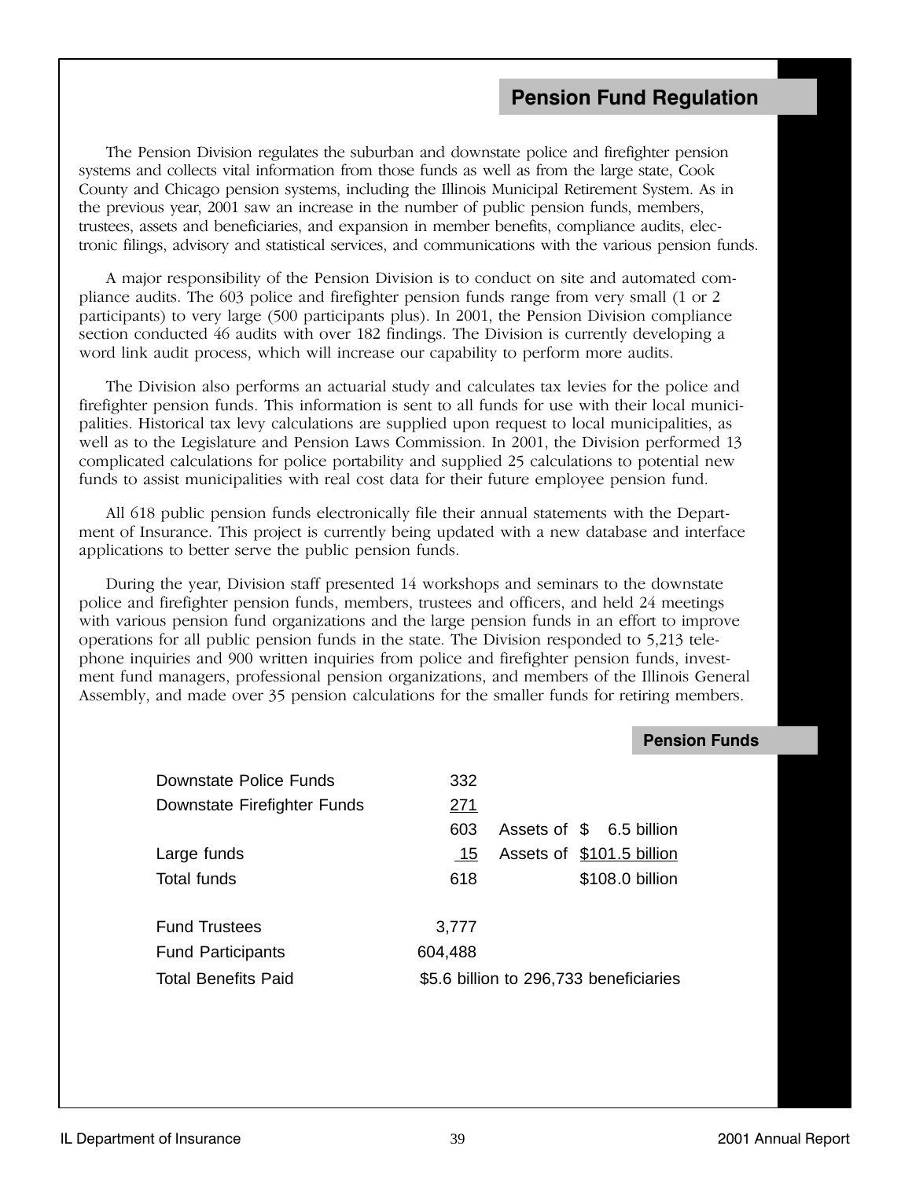## Pension Fund Regulation

The Pension Division regulates the suburban and downstate police and firefighter pension systems and collects vital information from those funds as well as from the large state, Cook County and Chicago pension systems, including the Illinois Municipal Retirement System. As in the previous year, 2001 saw an increase in the number of public pension funds, members, trustees, assets and beneficiaries, and expansion in member benefits, compliance audits, electronic filings, advisory and statistical services, and communications with the various pension funds.

A major responsibility of the Pension Division is to conduct on site and automated compliance audits. The 603 police and firefighter pension funds range from very small (1 or 2 participants) to very large (500 participants plus). In 2001, the Pension Division compliance section conducted 46 audits with over 182 findings. The Division is currently developing a word link audit process, which will increase our capability to perform more audits.

The Division also performs an actuarial study and calculates tax levies for the police and firefighter pension funds. This information is sent to all funds for use with their local municipalities. Historical tax levy calculations are supplied upon request to local municipalities, as well as to the Legislature and Pension Laws Commission. In 2001, the Division performed 13 complicated calculations for police portability and supplied 25 calculations to potential new funds to assist municipalities with real cost data for their future employee pension fund.

All 618 public pension funds electronically file their annual statements with the Department of Insurance. This project is currently being updated with a new database and interface applications to better serve the public pension funds.

During the year, Division staff presented 14 workshops and seminars to the downstate police and firefighter pension funds, members, trustees and officers, and held 24 meetings with various pension fund organizations and the large pension funds in an effort to improve operations for all public pension funds in the state. The Division responded to 5,213 telephone inquiries and 900 written inquiries from police and firefighter pension funds, investment fund managers, professional pension organizations, and members of the Illinois General Assembly, and made over 35 pension calculations for the smaller funds for retiring members.

### Pension Funds

| | | | |
|---|---|---|---|
| Downstate Police Funds | 332 | | |
| Downstate Firefighter Funds | 271 | | |
| | 603 | Assets of | $ 6.5 billion |
| Large funds | 15 | Assets of | $101.5 billion |
| Total funds | 618 | | $108.0 billion |
| | | | |
| Fund Trustees | 3,777 | | |
| Fund Participants | 604,488 | | |
| Total Benefits Paid | $5.6 billion to 296,733 beneficiaries | | |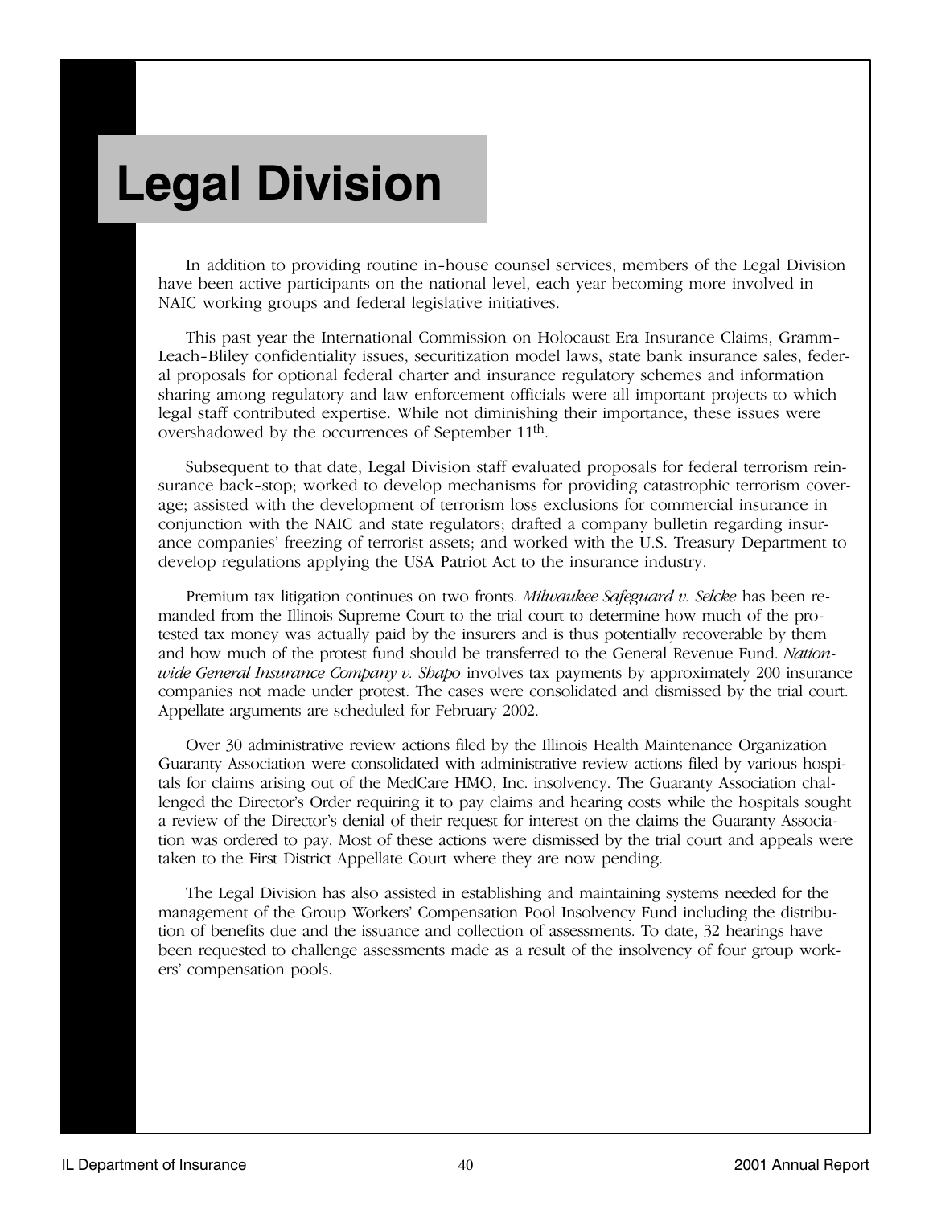# Legal Division

In addition to providing routine in-house counsel services, members of the Legal Division have been active participants on the national level, each year becoming more involved in NAIC working groups and federal legislative initiatives.

This past year the International Commission on Holocaust Era Insurance Claims, Gramm-Leach-Bliley confidentiality issues, securitization model laws, state bank insurance sales, federal proposals for optional federal charter and insurance regulatory schemes and information sharing among regulatory and law enforcement officials were all important projects to which legal staff contributed expertise. While not diminishing their importance, these issues were overshadowed by the occurrences of September 11th.

Subsequent to that date, Legal Division staff evaluated proposals for federal terrorism reinsurance back-stop; worked to develop mechanisms for providing catastrophic terrorism coverage; assisted with the development of terrorism loss exclusions for commercial insurance in conjunction with the NAIC and state regulators; drafted a company bulletin regarding insurance companies' freezing of terrorist assets; and worked with the U.S. Treasury Department to develop regulations applying the USA Patriot Act to the insurance industry.

Premium tax litigation continues on two fronts. *Milwaukee Safeguard v. Selcke* has been remanded from the Illinois Supreme Court to the trial court to determine how much of the protested tax money was actually paid by the insurers and is thus potentially recoverable by them and how much of the protest fund should be transferred to the General Revenue Fund. *Nationwide General Insurance Company v. Shapo* involves tax payments by approximately 200 insurance companies not made under protest. The cases were consolidated and dismissed by the trial court. Appellate arguments are scheduled for February 2002.

Over 30 administrative review actions filed by the Illinois Health Maintenance Organization Guaranty Association were consolidated with administrative review actions filed by various hospitals for claims arising out of the MedCare HMO, Inc. insolvency. The Guaranty Association challenged the Director's Order requiring it to pay claims and hearing costs while the hospitals sought a review of the Director's denial of their request for interest on the claims the Guaranty Association was ordered to pay. Most of these actions were dismissed by the trial court and appeals were taken to the First District Appellate Court where they are now pending.

The Legal Division has also assisted in establishing and maintaining systems needed for the management of the Group Workers' Compensation Pool Insolvency Fund including the distribution of benefits due and the issuance and collection of assessments. To date, 32 hearings have been requested to challenge assessments made as a result of the insolvency of four group workers' compensation pools.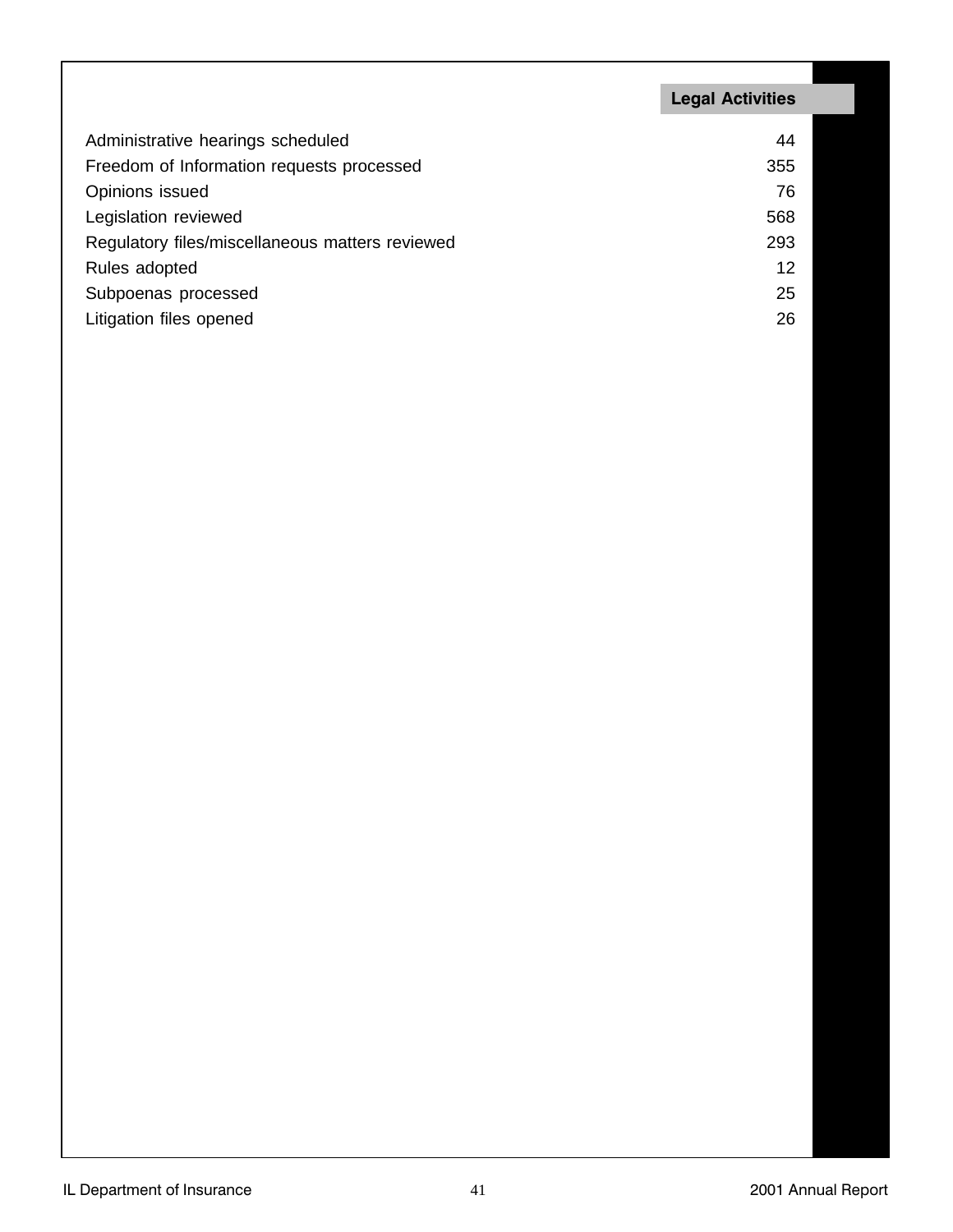## Legal Activities

| | |
|---|---|
| Administrative hearings scheduled | 44 |
| Freedom of Information requests processed | 355 |
| Opinions issued | 76 |
| Legislation reviewed | 568 |
| Regulatory files/miscellaneous matters reviewed | 293 |
| Rules adopted | 12 |
| Subpoenas processed | 25 |
| Litigation files opened | 26 |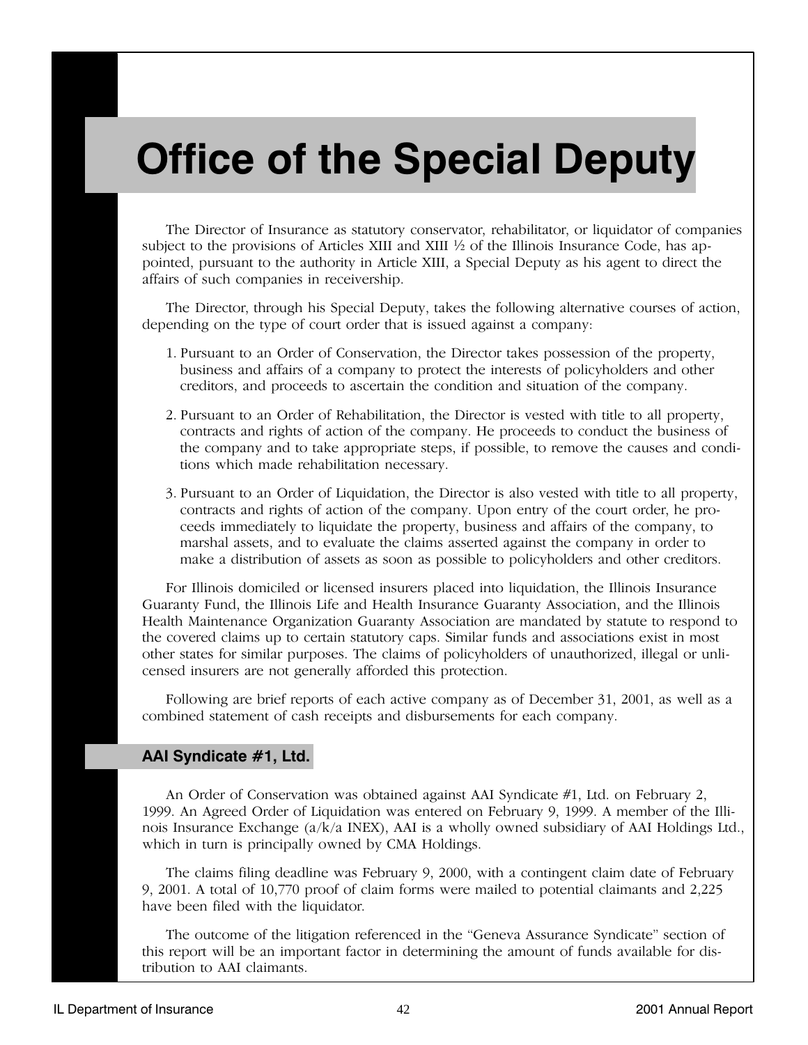# Office of the Special Deputy

The Director of Insurance as statutory conservator, rehabilitator, or liquidator of companies subject to the provisions of Articles XIII and XIII ½ of the Illinois Insurance Code, has appointed, pursuant to the authority in Article XIII, a Special Deputy as his agent to direct the affairs of such companies in receivership.

The Director, through his Special Deputy, takes the following alternative courses of action, depending on the type of court order that is issued against a company:

1. Pursuant to an Order of Conservation, the Director takes possession of the property, business and affairs of a company to protect the interests of policyholders and other creditors, and proceeds to ascertain the condition and situation of the company.

2. Pursuant to an Order of Rehabilitation, the Director is vested with title to all property, contracts and rights of action of the company. He proceeds to conduct the business of the company and to take appropriate steps, if possible, to remove the causes and conditions which made rehabilitation necessary.

3. Pursuant to an Order of Liquidation, the Director is also vested with title to all property, contracts and rights of action of the company. Upon entry of the court order, he proceeds immediately to liquidate the property, business and affairs of the company, to marshal assets, and to evaluate the claims asserted against the company in order to make a distribution of assets as soon as possible to policyholders and other creditors.

For Illinois domiciled or licensed insurers placed into liquidation, the Illinois Insurance Guaranty Fund, the Illinois Life and Health Insurance Guaranty Association, and the Illinois Health Maintenance Organization Guaranty Association are mandated by statute to respond to the covered claims up to certain statutory caps. Similar funds and associations exist in most other states for similar purposes. The claims of policyholders of unauthorized, illegal or unlicensed insurers are not generally afforded this protection.

Following are brief reports of each active company as of December 31, 2001, as well as a combined statement of cash receipts and disbursements for each company.

## AAI Syndicate #1, Ltd.

An Order of Conservation was obtained against AAI Syndicate #1, Ltd. on February 2, 1999. An Agreed Order of Liquidation was entered on February 9, 1999. A member of the Illinois Insurance Exchange (a/k/a INEX), AAI is a wholly owned subsidiary of AAI Holdings Ltd., which in turn is principally owned by CMA Holdings.

The claims filing deadline was February 9, 2000, with a contingent claim date of February 9, 2001. A total of 10,770 proof of claim forms were mailed to potential claimants and 2,225 have been filed with the liquidator.

The outcome of the litigation referenced in the "Geneva Assurance Syndicate" section of this report will be an important factor in determining the amount of funds available for distribution to AAI claimants.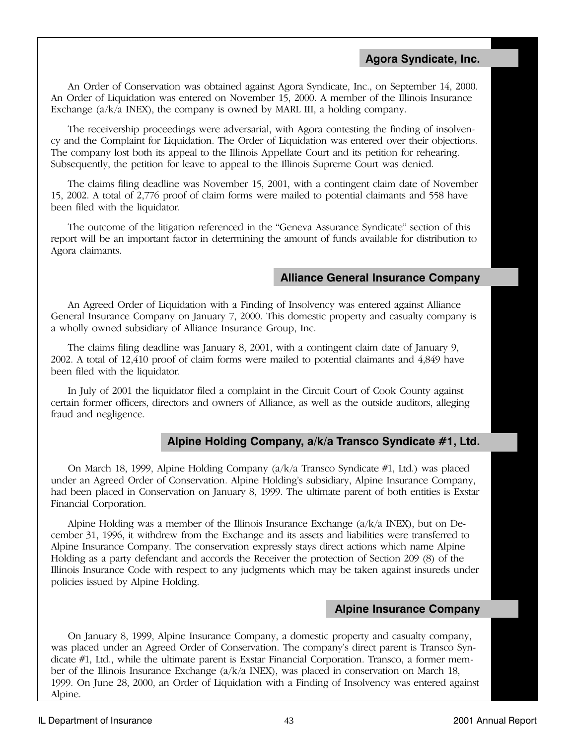## Agora Syndicate, Inc.

An Order of Conservation was obtained against Agora Syndicate, Inc., on September 14, 2000. An Order of Liquidation was entered on November 15, 2000. A member of the Illinois Insurance Exchange (a/k/a INEX), the company is owned by MARL III, a holding company.

The receivership proceedings were adversarial, with Agora contesting the finding of insolvency and the Complaint for Liquidation. The Order of Liquidation was entered over their objections. The company lost both its appeal to the Illinois Appellate Court and its petition for rehearing. Subsequently, the petition for leave to appeal to the Illinois Supreme Court was denied.

The claims filing deadline was November 15, 2001, with a contingent claim date of November 15, 2002. A total of 2,776 proof of claim forms were mailed to potential claimants and 558 have been filed with the liquidator.

The outcome of the litigation referenced in the "Geneva Assurance Syndicate" section of this report will be an important factor in determining the amount of funds available for distribution to Agora claimants.

## Alliance General Insurance Company

An Agreed Order of Liquidation with a Finding of Insolvency was entered against Alliance General Insurance Company on January 7, 2000. This domestic property and casualty company is a wholly owned subsidiary of Alliance Insurance Group, Inc.

The claims filing deadline was January 8, 2001, with a contingent claim date of January 9, 2002. A total of 12,410 proof of claim forms were mailed to potential claimants and 4,849 have been filed with the liquidator.

In July of 2001 the liquidator filed a complaint in the Circuit Court of Cook County against certain former officers, directors and owners of Alliance, as well as the outside auditors, alleging fraud and negligence.

## Alpine Holding Company, a/k/a Transco Syndicate #1, Ltd.

On March 18, 1999, Alpine Holding Company (a/k/a Transco Syndicate #1, Ltd.) was placed under an Agreed Order of Conservation. Alpine Holding's subsidiary, Alpine Insurance Company, had been placed in Conservation on January 8, 1999. The ultimate parent of both entities is Exstar Financial Corporation.

Alpine Holding was a member of the Illinois Insurance Exchange (a/k/a INEX), but on December 31, 1996, it withdrew from the Exchange and its assets and liabilities were transferred to Alpine Insurance Company. The conservation expressly stays direct actions which name Alpine Holding as a party defendant and accords the Receiver the protection of Section 209 (8) of the Illinois Insurance Code with respect to any judgments which may be taken against insureds under policies issued by Alpine Holding.

## Alpine Insurance Company

On January 8, 1999, Alpine Insurance Company, a domestic property and casualty company, was placed under an Agreed Order of Conservation. The company's direct parent is Transco Syndicate #1, Ltd., while the ultimate parent is Exstar Financial Corporation. Transco, a former member of the Illinois Insurance Exchange (a/k/a INEX), was placed in conservation on March 18, 1999. On June 28, 2000, an Order of Liquidation with a Finding of Insolvency was entered against Alpine.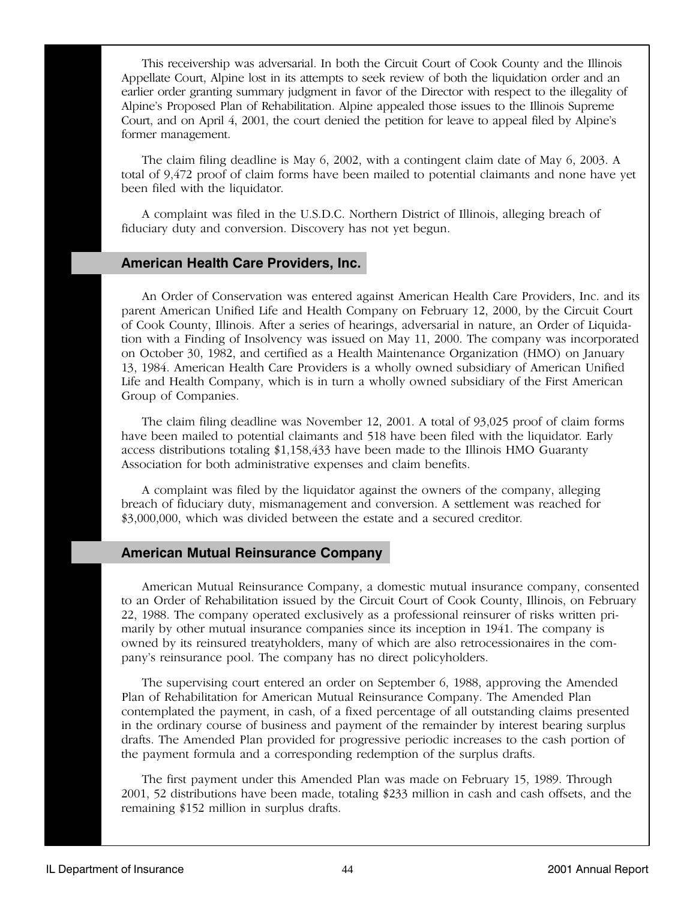This receivership was adversarial. In both the Circuit Court of Cook County and the Illinois Appellate Court, Alpine lost in its attempts to seek review of both the liquidation order and an earlier order granting summary judgment in favor of the Director with respect to the illegality of Alpine's Proposed Plan of Rehabilitation. Alpine appealed those issues to the Illinois Supreme Court, and on April 4, 2001, the court denied the petition for leave to appeal filed by Alpine's former management.

The claim filing deadline is May 6, 2002, with a contingent claim date of May 6, 2003. A total of 9,472 proof of claim forms have been mailed to potential claimants and none have yet been filed with the liquidator.

A complaint was filed in the U.S.D.C. Northern District of Illinois, alleging breach of fiduciary duty and conversion. Discovery has not yet begun.

## American Health Care Providers, Inc.

An Order of Conservation was entered against American Health Care Providers, Inc. and its parent American Unified Life and Health Company on February 12, 2000, by the Circuit Court of Cook County, Illinois. After a series of hearings, adversarial in nature, an Order of Liquidation with a Finding of Insolvency was issued on May 11, 2000. The company was incorporated on October 30, 1982, and certified as a Health Maintenance Organization (HMO) on January 13, 1984. American Health Care Providers is a wholly owned subsidiary of American Unified Life and Health Company, which is in turn a wholly owned subsidiary of the First American Group of Companies.

The claim filing deadline was November 12, 2001. A total of 93,025 proof of claim forms have been mailed to potential claimants and 518 have been filed with the liquidator. Early access distributions totaling $1,158,433 have been made to the Illinois HMO Guaranty Association for both administrative expenses and claim benefits.

A complaint was filed by the liquidator against the owners of the company, alleging breach of fiduciary duty, mismanagement and conversion. A settlement was reached for $3,000,000, which was divided between the estate and a secured creditor.

## American Mutual Reinsurance Company

American Mutual Reinsurance Company, a domestic mutual insurance company, consented to an Order of Rehabilitation issued by the Circuit Court of Cook County, Illinois, on February 22, 1988. The company operated exclusively as a professional reinsurer of risks written primarily by other mutual insurance companies since its inception in 1941. The company is owned by its reinsured treatyholders, many of which are also retrocessionaires in the company's reinsurance pool. The company has no direct policyholders.

The supervising court entered an order on September 6, 1988, approving the Amended Plan of Rehabilitation for American Mutual Reinsurance Company. The Amended Plan contemplated the payment, in cash, of a fixed percentage of all outstanding claims presented in the ordinary course of business and payment of the remainder by interest bearing surplus drafts. The Amended Plan provided for progressive periodic increases to the cash portion of the payment formula and a corresponding redemption of the surplus drafts.

The first payment under this Amended Plan was made on February 15, 1989. Through 2001, 52 distributions have been made, totaling $233 million in cash and cash offsets, and the remaining $152 million in surplus drafts.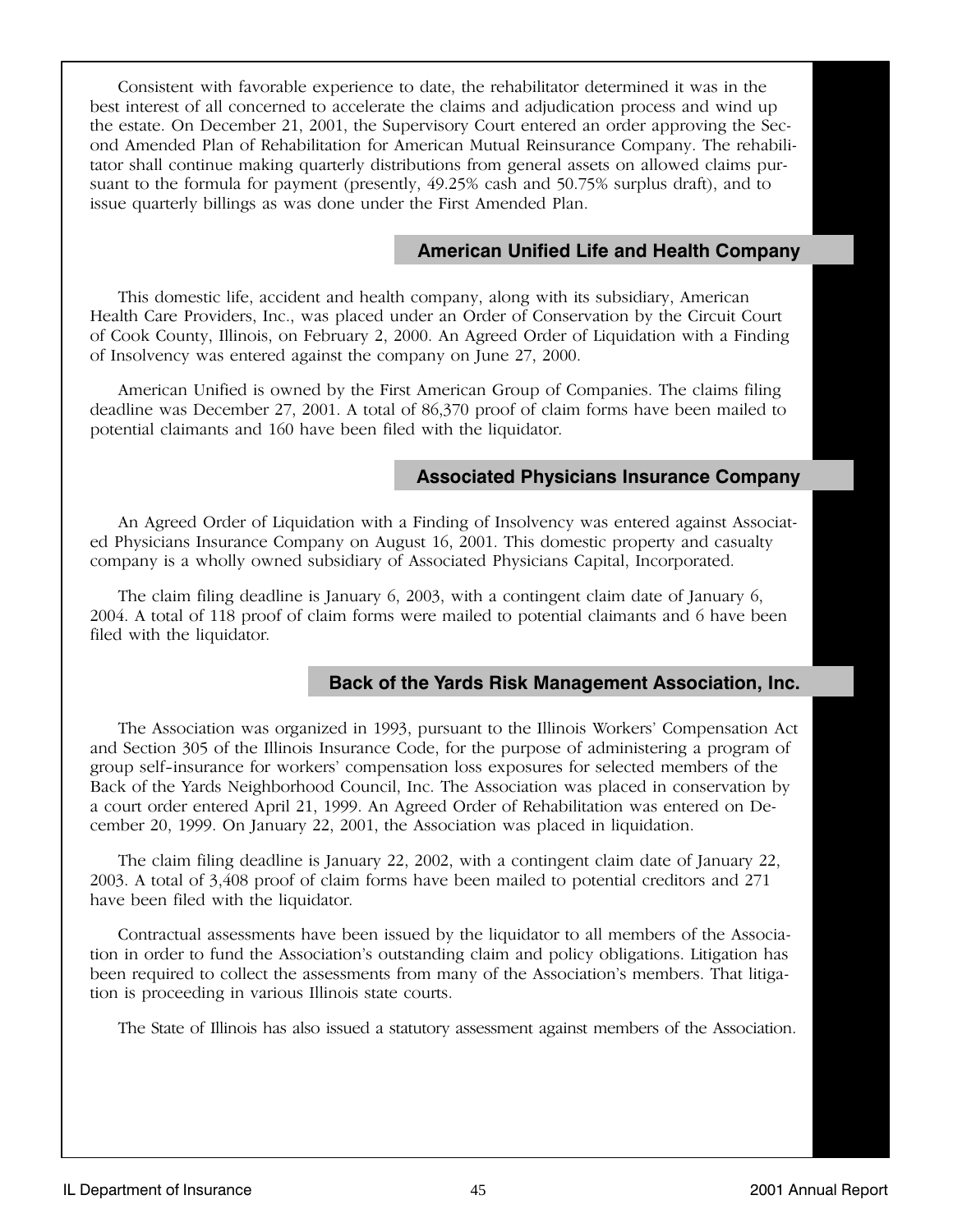Consistent with favorable experience to date, the rehabilitator determined it was in the best interest of all concerned to accelerate the claims and adjudication process and wind up the estate. On December 21, 2001, the Supervisory Court entered an order approving the Second Amended Plan of Rehabilitation for American Mutual Reinsurance Company. The rehabilitator shall continue making quarterly distributions from general assets on allowed claims pursuant to the formula for payment (presently, 49.25% cash and 50.75% surplus draft), and to issue quarterly billings as was done under the First Amended Plan.

## American Unified Life and Health Company

This domestic life, accident and health company, along with its subsidiary, American Health Care Providers, Inc., was placed under an Order of Conservation by the Circuit Court of Cook County, Illinois, on February 2, 2000. An Agreed Order of Liquidation with a Finding of Insolvency was entered against the company on June 27, 2000.

American Unified is owned by the First American Group of Companies. The claims filing deadline was December 27, 2001. A total of 86,370 proof of claim forms have been mailed to potential claimants and 160 have been filed with the liquidator.

## Associated Physicians Insurance Company

An Agreed Order of Liquidation with a Finding of Insolvency was entered against Associated Physicians Insurance Company on August 16, 2001. This domestic property and casualty company is a wholly owned subsidiary of Associated Physicians Capital, Incorporated.

The claim filing deadline is January 6, 2003, with a contingent claim date of January 6, 2004. A total of 118 proof of claim forms were mailed to potential claimants and 6 have been filed with the liquidator.

## Back of the Yards Risk Management Association, Inc.

The Association was organized in 1993, pursuant to the Illinois Workers' Compensation Act and Section 305 of the Illinois Insurance Code, for the purpose of administering a program of group self-insurance for workers' compensation loss exposures for selected members of the Back of the Yards Neighborhood Council, Inc. The Association was placed in conservation by a court order entered April 21, 1999. An Agreed Order of Rehabilitation was entered on December 20, 1999. On January 22, 2001, the Association was placed in liquidation.

The claim filing deadline is January 22, 2002, with a contingent claim date of January 22, 2003. A total of 3,408 proof of claim forms have been mailed to potential creditors and 271 have been filed with the liquidator.

Contractual assessments have been issued by the liquidator to all members of the Association in order to fund the Association's outstanding claim and policy obligations. Litigation has been required to collect the assessments from many of the Association's members. That litigation is proceeding in various Illinois state courts.

The State of Illinois has also issued a statutory assessment against members of the Association.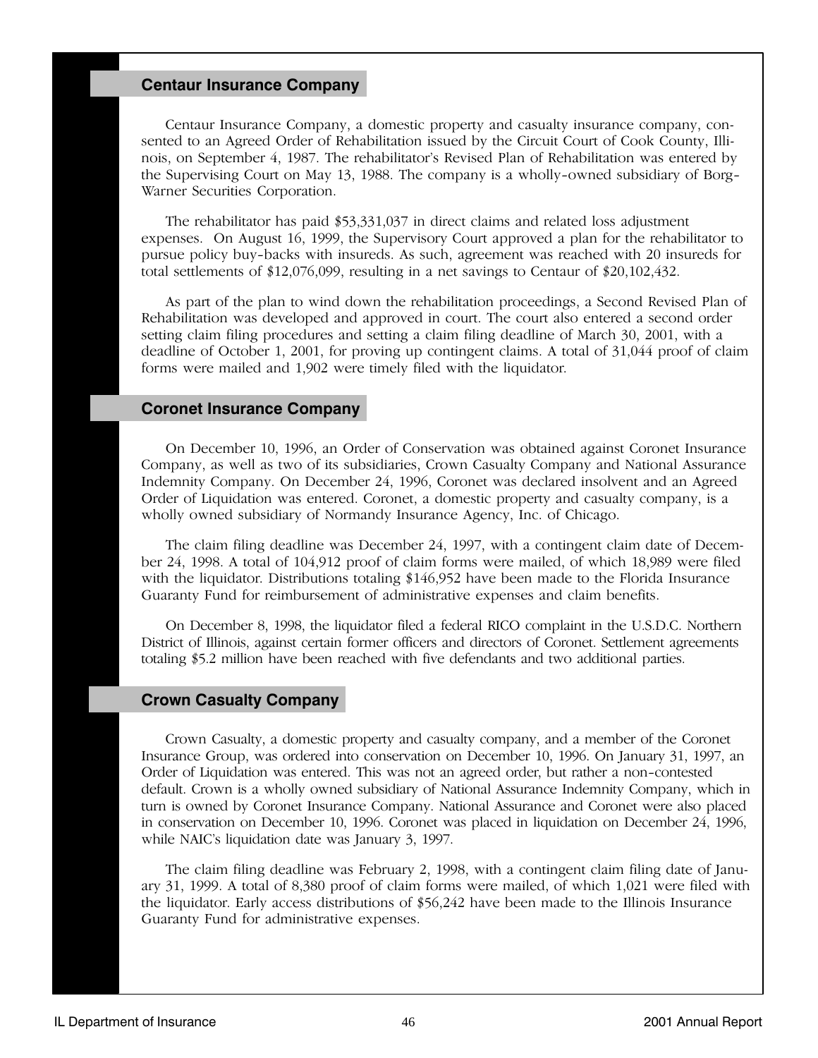## Centaur Insurance Company

Centaur Insurance Company, a domestic property and casualty insurance company, consented to an Agreed Order of Rehabilitation issued by the Circuit Court of Cook County, Illinois, on September 4, 1987. The rehabilitator's Revised Plan of Rehabilitation was entered by the Supervising Court on May 13, 1988. The company is a wholly-owned subsidiary of Borg-Warner Securities Corporation.

The rehabilitator has paid $53,331,037 in direct claims and related loss adjustment expenses. On August 16, 1999, the Supervisory Court approved a plan for the rehabilitator to pursue policy buy-backs with insureds. As such, agreement was reached with 20 insureds for total settlements of $12,076,099, resulting in a net savings to Centaur of $20,102,432.

As part of the plan to wind down the rehabilitation proceedings, a Second Revised Plan of Rehabilitation was developed and approved in court. The court also entered a second order setting claim filing procedures and setting a claim filing deadline of March 30, 2001, with a deadline of October 1, 2001, for proving up contingent claims. A total of 31,044 proof of claim forms were mailed and 1,902 were timely filed with the liquidator.

## Coronet Insurance Company

On December 10, 1996, an Order of Conservation was obtained against Coronet Insurance Company, as well as two of its subsidiaries, Crown Casualty Company and National Assurance Indemnity Company. On December 24, 1996, Coronet was declared insolvent and an Agreed Order of Liquidation was entered. Coronet, a domestic property and casualty company, is a wholly owned subsidiary of Normandy Insurance Agency, Inc. of Chicago.

The claim filing deadline was December 24, 1997, with a contingent claim date of December 24, 1998. A total of 104,912 proof of claim forms were mailed, of which 18,989 were filed with the liquidator. Distributions totaling $146,952 have been made to the Florida Insurance Guaranty Fund for reimbursement of administrative expenses and claim benefits.

On December 8, 1998, the liquidator filed a federal RICO complaint in the U.S.D.C. Northern District of Illinois, against certain former officers and directors of Coronet. Settlement agreements totaling $5.2 million have been reached with five defendants and two additional parties.

## Crown Casualty Company

Crown Casualty, a domestic property and casualty company, and a member of the Coronet Insurance Group, was ordered into conservation on December 10, 1996. On January 31, 1997, an Order of Liquidation was entered. This was not an agreed order, but rather a non-contested default. Crown is a wholly owned subsidiary of National Assurance Indemnity Company, which in turn is owned by Coronet Insurance Company. National Assurance and Coronet were also placed in conservation on December 10, 1996. Coronet was placed in liquidation on December 24, 1996, while NAIC's liquidation date was January 3, 1997.

The claim filing deadline was February 2, 1998, with a contingent claim filing date of January 31, 1999. A total of 8,380 proof of claim forms were mailed, of which 1,021 were filed with the liquidator. Early access distributions of $56,242 have been made to the Illinois Insurance Guaranty Fund for administrative expenses.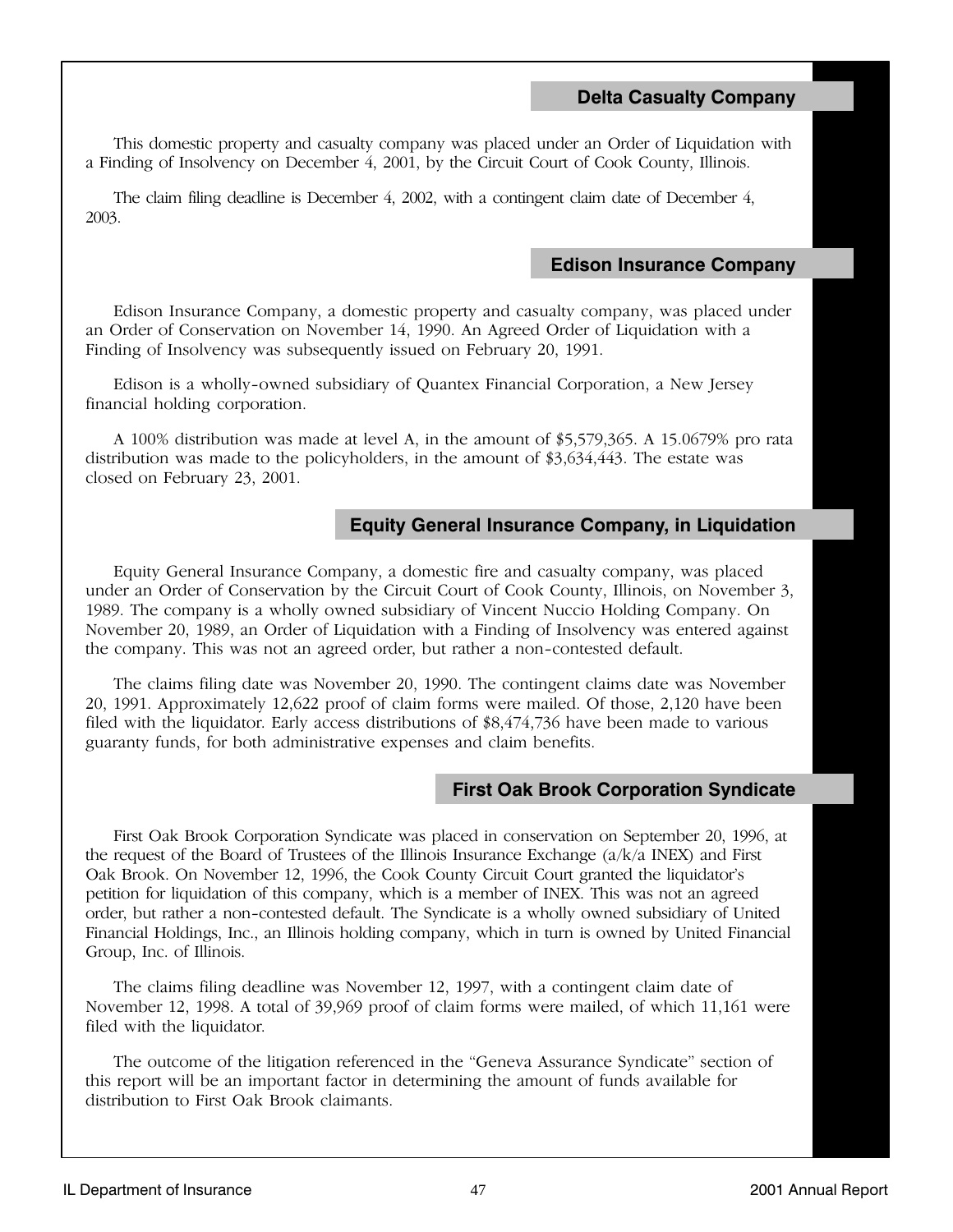## Delta Casualty Company

This domestic property and casualty company was placed under an Order of Liquidation with a Finding of Insolvency on December 4, 2001, by the Circuit Court of Cook County, Illinois.

The claim filing deadline is December 4, 2002, with a contingent claim date of December 4, 2003.

## Edison Insurance Company

Edison Insurance Company, a domestic property and casualty company, was placed under an Order of Conservation on November 14, 1990. An Agreed Order of Liquidation with a Finding of Insolvency was subsequently issued on February 20, 1991.

Edison is a wholly-owned subsidiary of Quantex Financial Corporation, a New Jersey financial holding corporation.

A 100% distribution was made at level A, in the amount of $5,579,365. A 15.0679% pro rata distribution was made to the policyholders, in the amount of $3,634,443. The estate was closed on February 23, 2001.

## Equity General Insurance Company, in Liquidation

Equity General Insurance Company, a domestic fire and casualty company, was placed under an Order of Conservation by the Circuit Court of Cook County, Illinois, on November 3, 1989. The company is a wholly owned subsidiary of Vincent Nuccio Holding Company. On November 20, 1989, an Order of Liquidation with a Finding of Insolvency was entered against the company. This was not an agreed order, but rather a non-contested default.

The claims filing date was November 20, 1990. The contingent claims date was November 20, 1991. Approximately 12,622 proof of claim forms were mailed. Of those, 2,120 have been filed with the liquidator. Early access distributions of $8,474,736 have been made to various guaranty funds, for both administrative expenses and claim benefits.

## First Oak Brook Corporation Syndicate

First Oak Brook Corporation Syndicate was placed in conservation on September 20, 1996, at the request of the Board of Trustees of the Illinois Insurance Exchange (a/k/a INEX) and First Oak Brook. On November 12, 1996, the Cook County Circuit Court granted the liquidator's petition for liquidation of this company, which is a member of INEX. This was not an agreed order, but rather a non-contested default. The Syndicate is a wholly owned subsidiary of United Financial Holdings, Inc., an Illinois holding company, which in turn is owned by United Financial Group, Inc. of Illinois.

The claims filing deadline was November 12, 1997, with a contingent claim date of November 12, 1998. A total of 39,969 proof of claim forms were mailed, of which 11,161 were filed with the liquidator.

The outcome of the litigation referenced in the "Geneva Assurance Syndicate" section of this report will be an important factor in determining the amount of funds available for distribution to First Oak Brook claimants.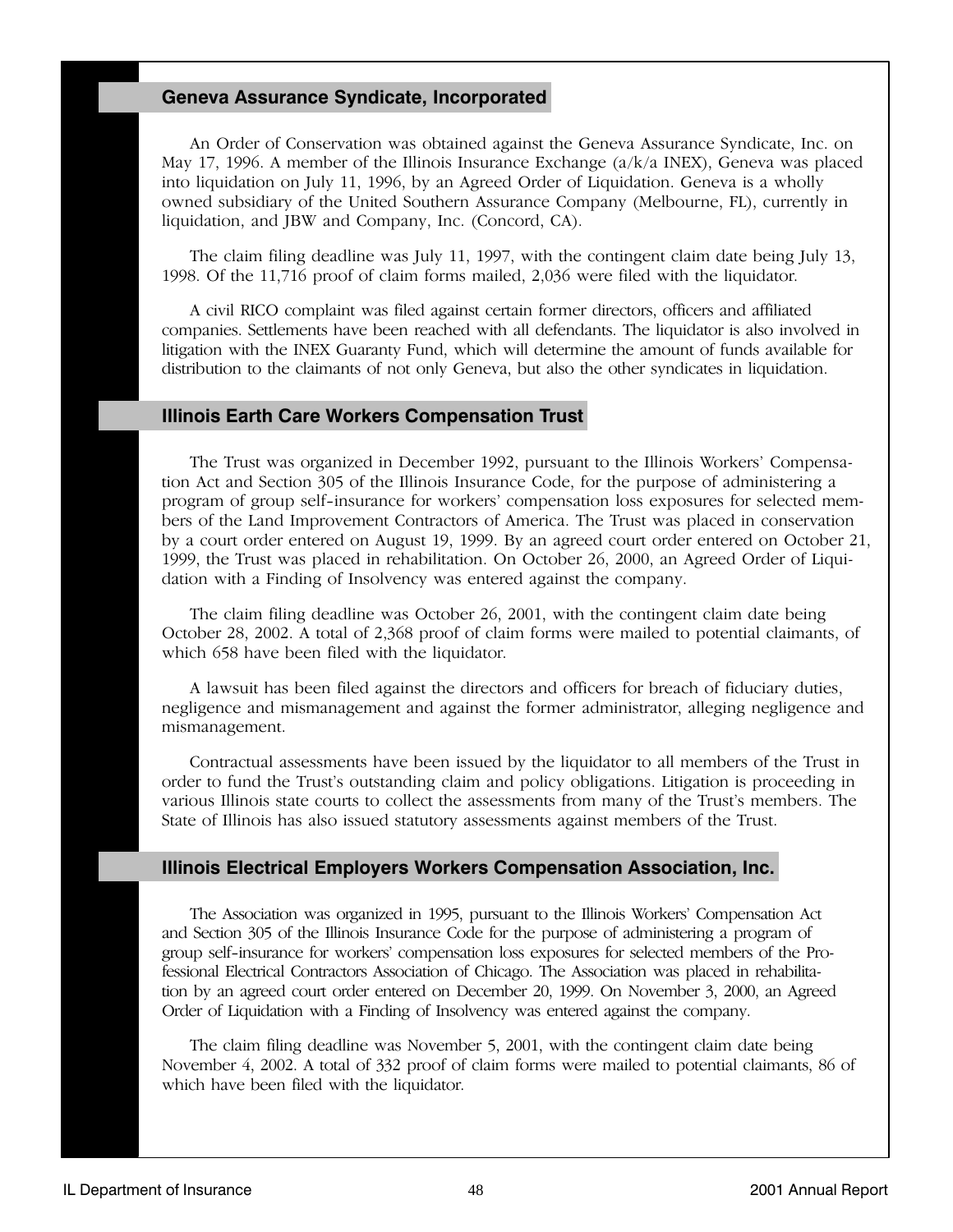## Geneva Assurance Syndicate, Incorporated

An Order of Conservation was obtained against the Geneva Assurance Syndicate, Inc. on May 17, 1996. A member of the Illinois Insurance Exchange (a/k/a INEX), Geneva was placed into liquidation on July 11, 1996, by an Agreed Order of Liquidation. Geneva is a wholly owned subsidiary of the United Southern Assurance Company (Melbourne, FL), currently in liquidation, and JBW and Company, Inc. (Concord, CA).

The claim filing deadline was July 11, 1997, with the contingent claim date being July 13, 1998. Of the 11,716 proof of claim forms mailed, 2,036 were filed with the liquidator.

A civil RICO complaint was filed against certain former directors, officers and affiliated companies. Settlements have been reached with all defendants. The liquidator is also involved in litigation with the INEX Guaranty Fund, which will determine the amount of funds available for distribution to the claimants of not only Geneva, but also the other syndicates in liquidation.

## Illinois Earth Care Workers Compensation Trust

The Trust was organized in December 1992, pursuant to the Illinois Workers' Compensation Act and Section 305 of the Illinois Insurance Code, for the purpose of administering a program of group self-insurance for workers' compensation loss exposures for selected members of the Land Improvement Contractors of America. The Trust was placed in conservation by a court order entered on August 19, 1999. By an agreed court order entered on October 21, 1999, the Trust was placed in rehabilitation. On October 26, 2000, an Agreed Order of Liquidation with a Finding of Insolvency was entered against the company.

The claim filing deadline was October 26, 2001, with the contingent claim date being October 28, 2002. A total of 2,368 proof of claim forms were mailed to potential claimants, of which 658 have been filed with the liquidator.

A lawsuit has been filed against the directors and officers for breach of fiduciary duties, negligence and mismanagement and against the former administrator, alleging negligence and mismanagement.

Contractual assessments have been issued by the liquidator to all members of the Trust in order to fund the Trust's outstanding claim and policy obligations. Litigation is proceeding in various Illinois state courts to collect the assessments from many of the Trust's members. The State of Illinois has also issued statutory assessments against members of the Trust.

## Illinois Electrical Employers Workers Compensation Association, Inc.

The Association was organized in 1995, pursuant to the Illinois Workers' Compensation Act and Section 305 of the Illinois Insurance Code for the purpose of administering a program of group self-insurance for workers' compensation loss exposures for selected members of the Professional Electrical Contractors Association of Chicago. The Association was placed in rehabilitation by an agreed court order entered on December 20, 1999. On November 3, 2000, an Agreed Order of Liquidation with a Finding of Insolvency was entered against the company.

The claim filing deadline was November 5, 2001, with the contingent claim date being November 4, 2002. A total of 332 proof of claim forms were mailed to potential claimants, 86 of which have been filed with the liquidator.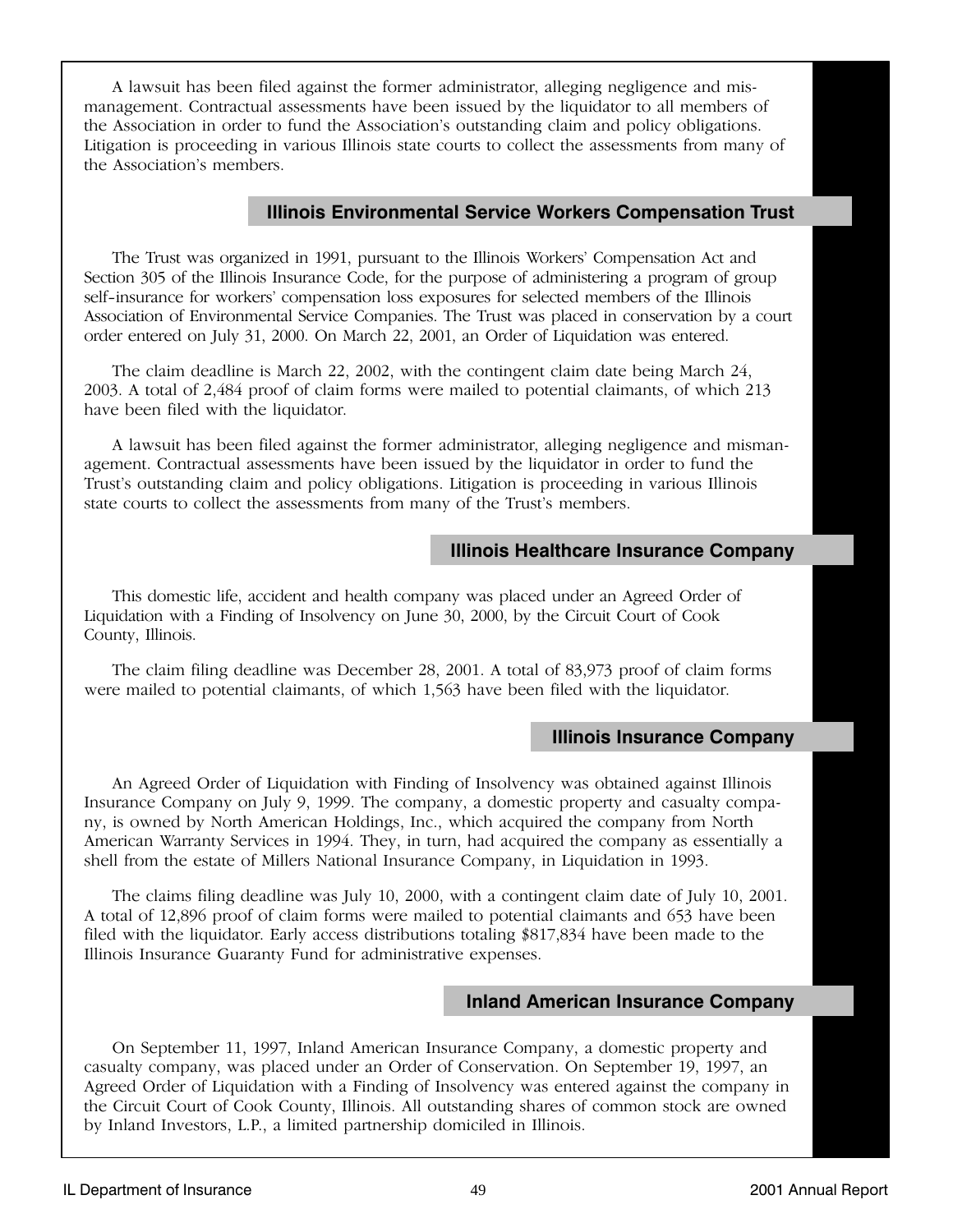A lawsuit has been filed against the former administrator, alleging negligence and mismanagement. Contractual assessments have been issued by the liquidator to all members of the Association in order to fund the Association's outstanding claim and policy obligations. Litigation is proceeding in various Illinois state courts to collect the assessments from many of the Association's members.

## Illinois Environmental Service Workers Compensation Trust

The Trust was organized in 1991, pursuant to the Illinois Workers' Compensation Act and Section 305 of the Illinois Insurance Code, for the purpose of administering a program of group self-insurance for workers' compensation loss exposures for selected members of the Illinois Association of Environmental Service Companies. The Trust was placed in conservation by a court order entered on July 31, 2000. On March 22, 2001, an Order of Liquidation was entered.

The claim deadline is March 22, 2002, with the contingent claim date being March 24, 2003. A total of 2,484 proof of claim forms were mailed to potential claimants, of which 213 have been filed with the liquidator.

A lawsuit has been filed against the former administrator, alleging negligence and mismanagement. Contractual assessments have been issued by the liquidator in order to fund the Trust's outstanding claim and policy obligations. Litigation is proceeding in various Illinois state courts to collect the assessments from many of the Trust's members.

## Illinois Healthcare Insurance Company

This domestic life, accident and health company was placed under an Agreed Order of Liquidation with a Finding of Insolvency on June 30, 2000, by the Circuit Court of Cook County, Illinois.

The claim filing deadline was December 28, 2001. A total of 83,973 proof of claim forms were mailed to potential claimants, of which 1,563 have been filed with the liquidator.

## Illinois Insurance Company

An Agreed Order of Liquidation with Finding of Insolvency was obtained against Illinois Insurance Company on July 9, 1999. The company, a domestic property and casualty company, is owned by North American Holdings, Inc., which acquired the company from North American Warranty Services in 1994. They, in turn, had acquired the company as essentially a shell from the estate of Millers National Insurance Company, in Liquidation in 1993.

The claims filing deadline was July 10, 2000, with a contingent claim date of July 10, 2001. A total of 12,896 proof of claim forms were mailed to potential claimants and 653 have been filed with the liquidator. Early access distributions totaling $817,834 have been made to the Illinois Insurance Guaranty Fund for administrative expenses.

## Inland American Insurance Company

On September 11, 1997, Inland American Insurance Company, a domestic property and casualty company, was placed under an Order of Conservation. On September 19, 1997, an Agreed Order of Liquidation with a Finding of Insolvency was entered against the company in the Circuit Court of Cook County, Illinois. All outstanding shares of common stock are owned by Inland Investors, L.P., a limited partnership domiciled in Illinois.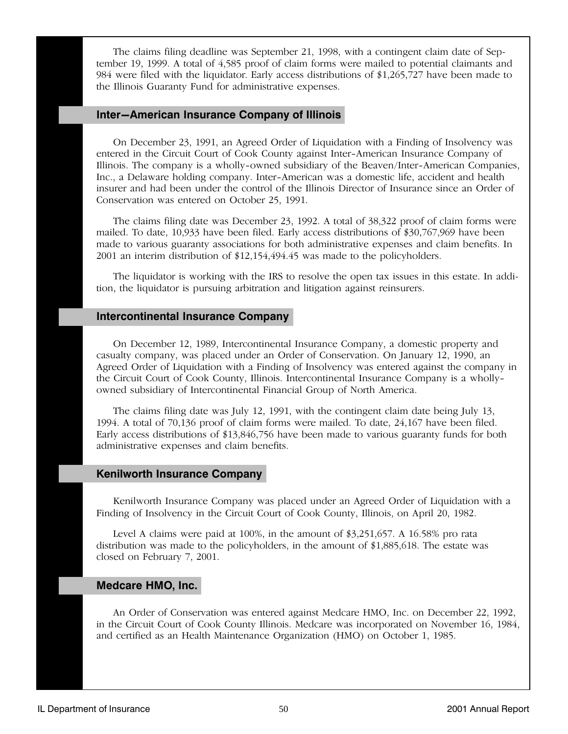The claims filing deadline was September 21, 1998, with a contingent claim date of September 19, 1999. A total of 4,585 proof of claim forms were mailed to potential claimants and 984 were filed with the liquidator. Early access distributions of $1,265,727 have been made to the Illinois Guaranty Fund for administrative expenses.

## Inter—American Insurance Company of Illinois

On December 23, 1991, an Agreed Order of Liquidation with a Finding of Insolvency was entered in the Circuit Court of Cook County against Inter-American Insurance Company of Illinois. The company is a wholly-owned subsidiary of the Beaven/Inter-American Companies, Inc., a Delaware holding company. Inter-American was a domestic life, accident and health insurer and had been under the control of the Illinois Director of Insurance since an Order of Conservation was entered on October 25, 1991.

The claims filing date was December 23, 1992. A total of 38,322 proof of claim forms were mailed. To date, 10,933 have been filed. Early access distributions of $30,767,969 have been made to various guaranty associations for both administrative expenses and claim benefits. In 2001 an interim distribution of $12,154,494.45 was made to the policyholders.

The liquidator is working with the IRS to resolve the open tax issues in this estate. In addition, the liquidator is pursuing arbitration and litigation against reinsurers.

## Intercontinental Insurance Company

On December 12, 1989, Intercontinental Insurance Company, a domestic property and casualty company, was placed under an Order of Conservation. On January 12, 1990, an Agreed Order of Liquidation with a Finding of Insolvency was entered against the company in the Circuit Court of Cook County, Illinois. Intercontinental Insurance Company is a wholly-owned subsidiary of Intercontinental Financial Group of North America.

The claims filing date was July 12, 1991, with the contingent claim date being July 13, 1994. A total of 70,136 proof of claim forms were mailed. To date, 24,167 have been filed. Early access distributions of $13,846,756 have been made to various guaranty funds for both administrative expenses and claim benefits.

## Kenilworth Insurance Company

Kenilworth Insurance Company was placed under an Agreed Order of Liquidation with a Finding of Insolvency in the Circuit Court of Cook County, Illinois, on April 20, 1982.

Level A claims were paid at 100%, in the amount of $3,251,657. A 16.58% pro rata distribution was made to the policyholders, in the amount of $1,885,618. The estate was closed on February 7, 2001.

## Medcare HMO, Inc.

An Order of Conservation was entered against Medcare HMO, Inc. on December 22, 1992, in the Circuit Court of Cook County Illinois. Medcare was incorporated on November 16, 1984, and certified as an Health Maintenance Organization (HMO) on October 1, 1985.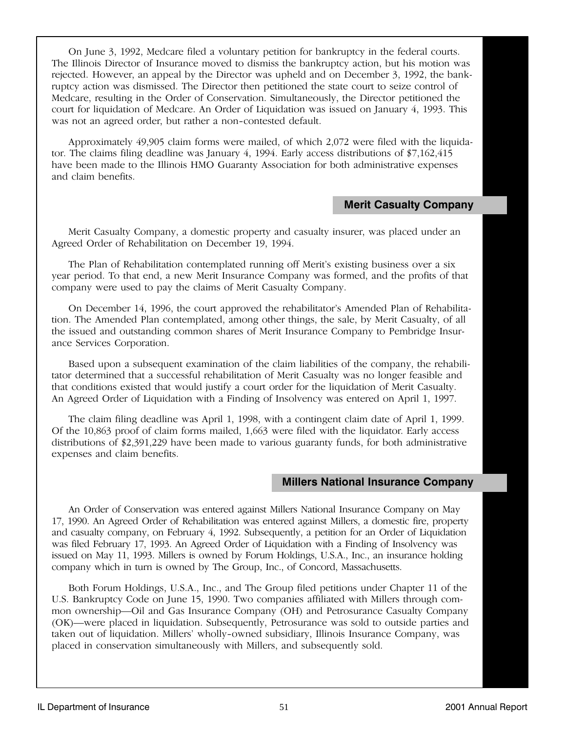On June 3, 1992, Medcare filed a voluntary petition for bankruptcy in the federal courts. The Illinois Director of Insurance moved to dismiss the bankruptcy action, but his motion was rejected. However, an appeal by the Director was upheld and on December 3, 1992, the bankruptcy action was dismissed. The Director then petitioned the state court to seize control of Medcare, resulting in the Order of Conservation. Simultaneously, the Director petitioned the court for liquidation of Medcare. An Order of Liquidation was issued on January 4, 1993. This was not an agreed order, but rather a non-contested default.

Approximately 49,905 claim forms were mailed, of which 2,072 were filed with the liquidator. The claims filing deadline was January 4, 1994. Early access distributions of $7,162,415 have been made to the Illinois HMO Guaranty Association for both administrative expenses and claim benefits.

## Merit Casualty Company

Merit Casualty Company, a domestic property and casualty insurer, was placed under an Agreed Order of Rehabilitation on December 19, 1994.

The Plan of Rehabilitation contemplated running off Merit's existing business over a six year period. To that end, a new Merit Insurance Company was formed, and the profits of that company were used to pay the claims of Merit Casualty Company.

On December 14, 1996, the court approved the rehabilitator's Amended Plan of Rehabilitation. The Amended Plan contemplated, among other things, the sale, by Merit Casualty, of all the issued and outstanding common shares of Merit Insurance Company to Pembridge Insurance Services Corporation.

Based upon a subsequent examination of the claim liabilities of the company, the rehabilitator determined that a successful rehabilitation of Merit Casualty was no longer feasible and that conditions existed that would justify a court order for the liquidation of Merit Casualty. An Agreed Order of Liquidation with a Finding of Insolvency was entered on April 1, 1997.

The claim filing deadline was April 1, 1998, with a contingent claim date of April 1, 1999. Of the 10,863 proof of claim forms mailed, 1,663 were filed with the liquidator. Early access distributions of $2,391,229 have been made to various guaranty funds, for both administrative expenses and claim benefits.

## Millers National Insurance Company

An Order of Conservation was entered against Millers National Insurance Company on May 17, 1990. An Agreed Order of Rehabilitation was entered against Millers, a domestic fire, property and casualty company, on February 4, 1992. Subsequently, a petition for an Order of Liquidation was filed February 17, 1993. An Agreed Order of Liquidation with a Finding of Insolvency was issued on May 11, 1993. Millers is owned by Forum Holdings, U.S.A., Inc., an insurance holding company which in turn is owned by The Group, Inc., of Concord, Massachusetts.

Both Forum Holdings, U.S.A., Inc., and The Group filed petitions under Chapter 11 of the U.S. Bankruptcy Code on June 15, 1990. Two companies affiliated with Millers through common ownership—Oil and Gas Insurance Company (OH) and Petrosurance Casualty Company (OK)—were placed in liquidation. Subsequently, Petrosurance was sold to outside parties and taken out of liquidation. Millers' wholly-owned subsidiary, Illinois Insurance Company, was placed in conservation simultaneously with Millers, and subsequently sold.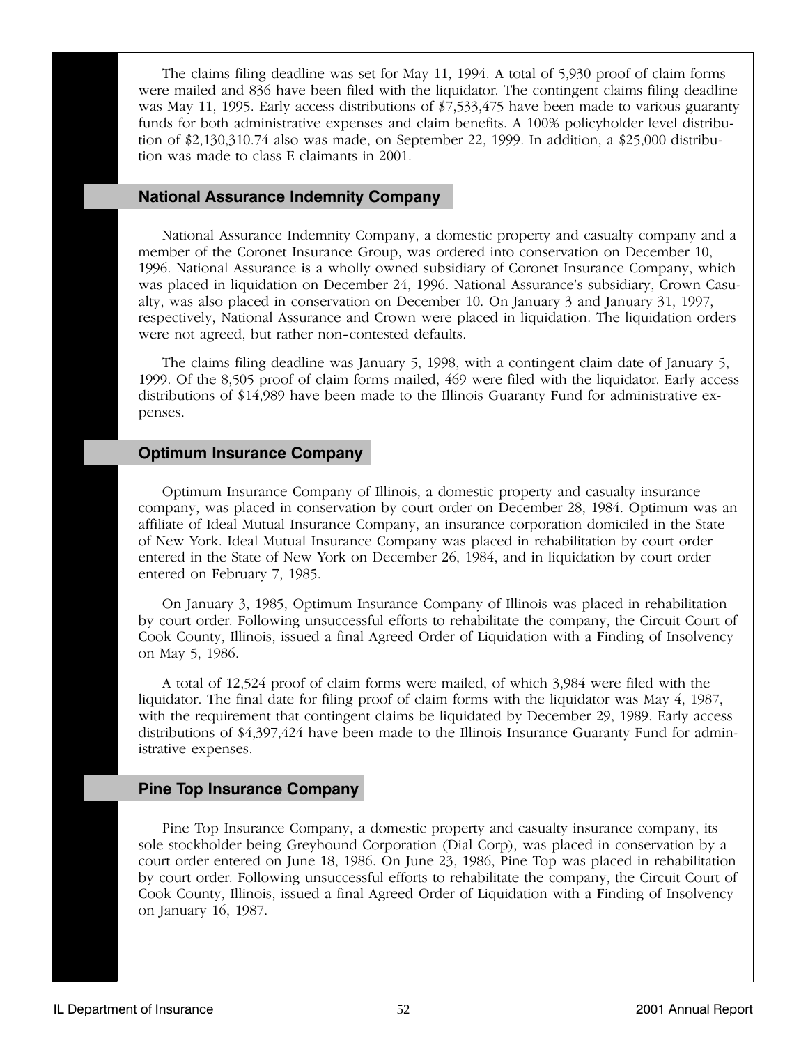The claims filing deadline was set for May 11, 1994. A total of 5,930 proof of claim forms were mailed and 836 have been filed with the liquidator. The contingent claims filing deadline was May 11, 1995. Early access distributions of $7,533,475 have been made to various guaranty funds for both administrative expenses and claim benefits. A 100% policyholder level distribution of $2,130,310.74 also was made, on September 22, 1999. In addition, a $25,000 distribution was made to class E claimants in 2001.

## National Assurance Indemnity Company

National Assurance Indemnity Company, a domestic property and casualty company and a member of the Coronet Insurance Group, was ordered into conservation on December 10, 1996. National Assurance is a wholly owned subsidiary of Coronet Insurance Company, which was placed in liquidation on December 24, 1996. National Assurance's subsidiary, Crown Casualty, was also placed in conservation on December 10. On January 3 and January 31, 1997, respectively, National Assurance and Crown were placed in liquidation. The liquidation orders were not agreed, but rather non-contested defaults.

The claims filing deadline was January 5, 1998, with a contingent claim date of January 5, 1999. Of the 8,505 proof of claim forms mailed, 469 were filed with the liquidator. Early access distributions of $14,989 have been made to the Illinois Guaranty Fund for administrative expenses.

## Optimum Insurance Company

Optimum Insurance Company of Illinois, a domestic property and casualty insurance company, was placed in conservation by court order on December 28, 1984. Optimum was an affiliate of Ideal Mutual Insurance Company, an insurance corporation domiciled in the State of New York. Ideal Mutual Insurance Company was placed in rehabilitation by court order entered in the State of New York on December 26, 1984, and in liquidation by court order entered on February 7, 1985.

On January 3, 1985, Optimum Insurance Company of Illinois was placed in rehabilitation by court order. Following unsuccessful efforts to rehabilitate the company, the Circuit Court of Cook County, Illinois, issued a final Agreed Order of Liquidation with a Finding of Insolvency on May 5, 1986.

A total of 12,524 proof of claim forms were mailed, of which 3,984 were filed with the liquidator. The final date for filing proof of claim forms with the liquidator was May 4, 1987, with the requirement that contingent claims be liquidated by December 29, 1989. Early access distributions of $4,397,424 have been made to the Illinois Insurance Guaranty Fund for administrative expenses.

## Pine Top Insurance Company

Pine Top Insurance Company, a domestic property and casualty insurance company, its sole stockholder being Greyhound Corporation (Dial Corp), was placed in conservation by a court order entered on June 18, 1986. On June 23, 1986, Pine Top was placed in rehabilitation by court order. Following unsuccessful efforts to rehabilitate the company, the Circuit Court of Cook County, Illinois, issued a final Agreed Order of Liquidation with a Finding of Insolvency on January 16, 1987.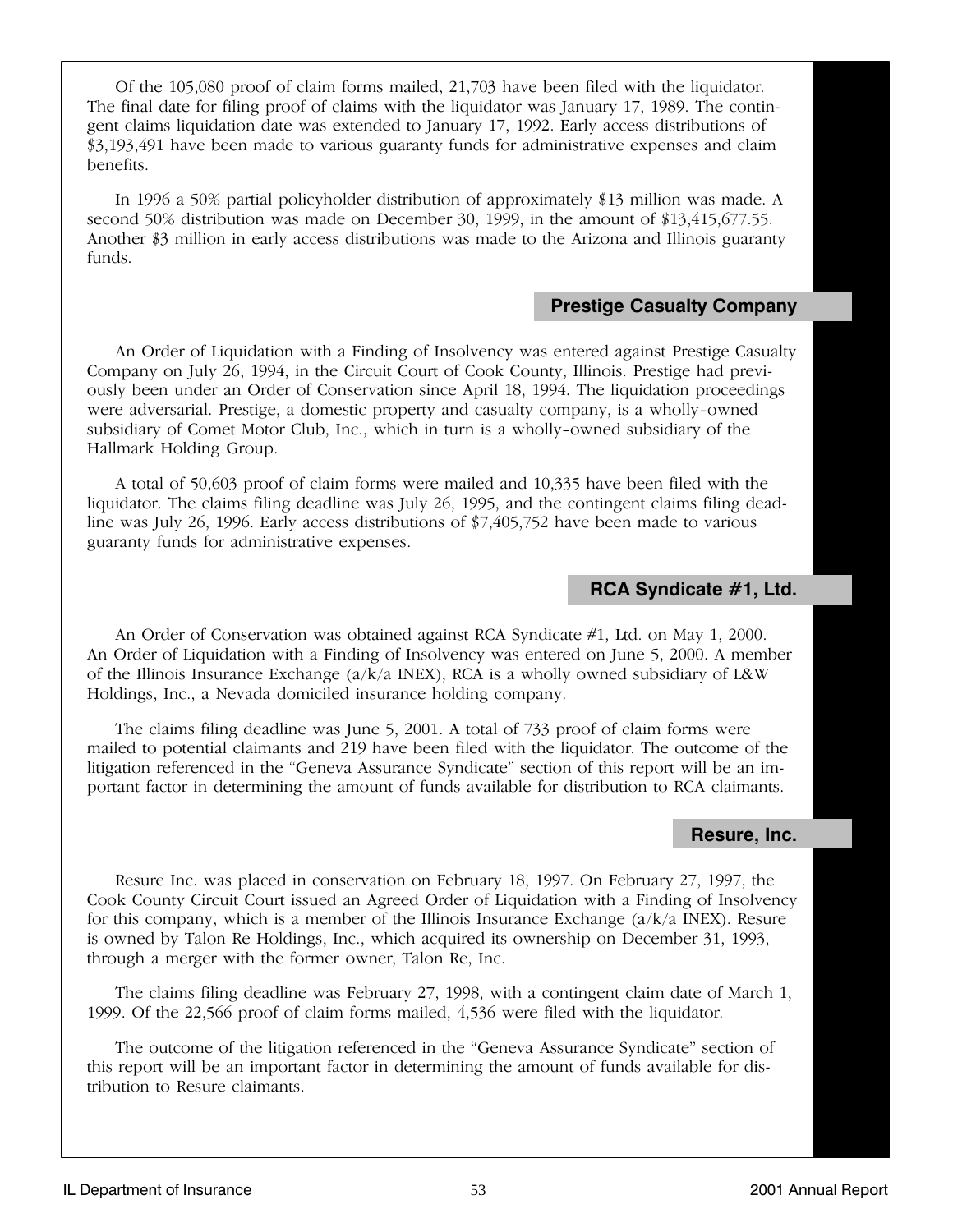Of the 105,080 proof of claim forms mailed, 21,703 have been filed with the liquidator. The final date for filing proof of claims with the liquidator was January 17, 1989. The contingent claims liquidation date was extended to January 17, 1992. Early access distributions of $3,193,491 have been made to various guaranty funds for administrative expenses and claim benefits.

In 1996 a 50% partial policyholder distribution of approximately $13 million was made. A second 50% distribution was made on December 30, 1999, in the amount of $13,415,677.55. Another $3 million in early access distributions was made to the Arizona and Illinois guaranty funds.

## Prestige Casualty Company

An Order of Liquidation with a Finding of Insolvency was entered against Prestige Casualty Company on July 26, 1994, in the Circuit Court of Cook County, Illinois. Prestige had previously been under an Order of Conservation since April 18, 1994. The liquidation proceedings were adversarial. Prestige, a domestic property and casualty company, is a wholly-owned subsidiary of Comet Motor Club, Inc., which in turn is a wholly-owned subsidiary of the Hallmark Holding Group.

A total of 50,603 proof of claim forms were mailed and 10,335 have been filed with the liquidator. The claims filing deadline was July 26, 1995, and the contingent claims filing deadline was July 26, 1996. Early access distributions of $7,405,752 have been made to various guaranty funds for administrative expenses.

## RCA Syndicate #1, Ltd.

An Order of Conservation was obtained against RCA Syndicate #1, Ltd. on May 1, 2000. An Order of Liquidation with a Finding of Insolvency was entered on June 5, 2000. A member of the Illinois Insurance Exchange (a/k/a INEX), RCA is a wholly owned subsidiary of L&W Holdings, Inc., a Nevada domiciled insurance holding company.

The claims filing deadline was June 5, 2001. A total of 733 proof of claim forms were mailed to potential claimants and 219 have been filed with the liquidator. The outcome of the litigation referenced in the "Geneva Assurance Syndicate" section of this report will be an important factor in determining the amount of funds available for distribution to RCA claimants.

## Resure, Inc.

Resure Inc. was placed in conservation on February 18, 1997. On February 27, 1997, the Cook County Circuit Court issued an Agreed Order of Liquidation with a Finding of Insolvency for this company, which is a member of the Illinois Insurance Exchange (a/k/a INEX). Resure is owned by Talon Re Holdings, Inc., which acquired its ownership on December 31, 1993, through a merger with the former owner, Talon Re, Inc.

The claims filing deadline was February 27, 1998, with a contingent claim date of March 1, 1999. Of the 22,566 proof of claim forms mailed, 4,536 were filed with the liquidator.

The outcome of the litigation referenced in the "Geneva Assurance Syndicate" section of this report will be an important factor in determining the amount of funds available for distribution to Resure claimants.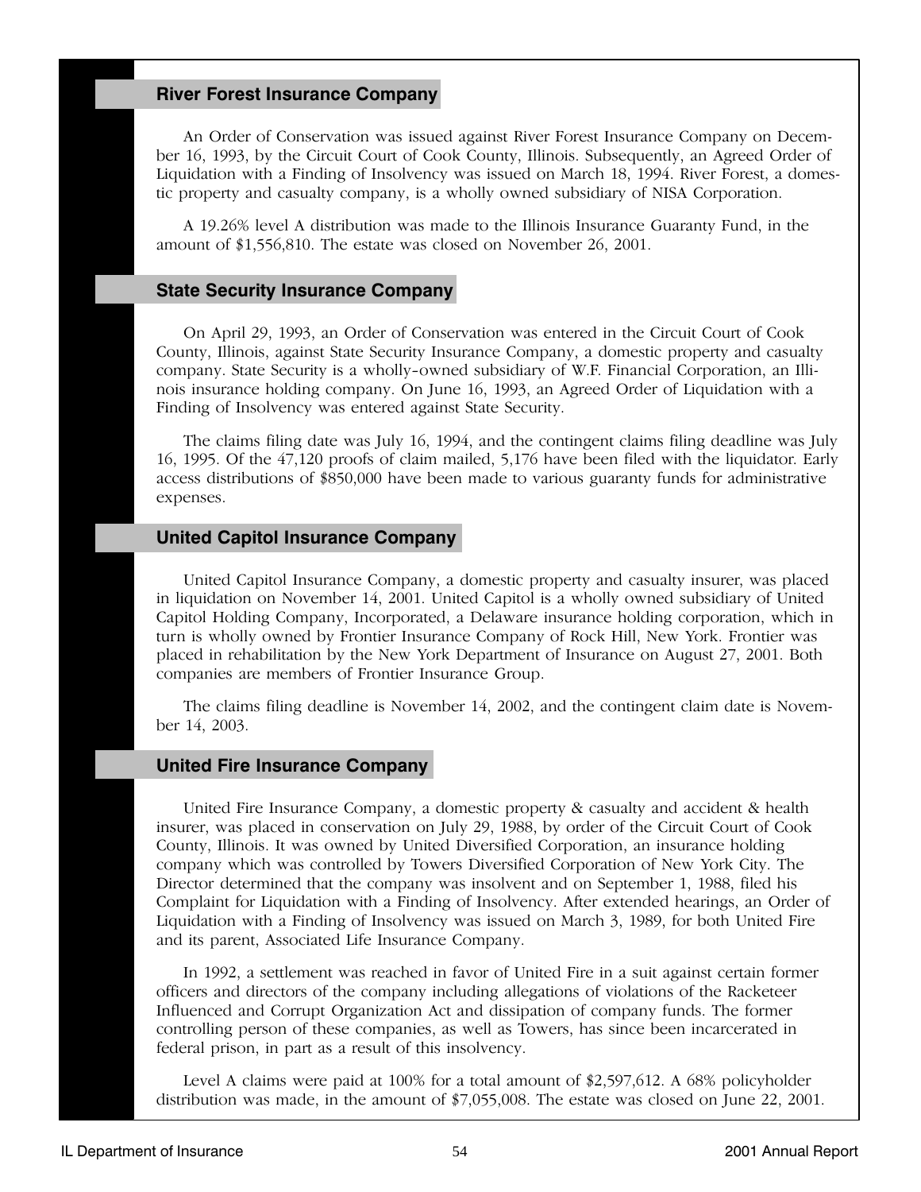## River Forest Insurance Company

An Order of Conservation was issued against River Forest Insurance Company on December 16, 1993, by the Circuit Court of Cook County, Illinois. Subsequently, an Agreed Order of Liquidation with a Finding of Insolvency was issued on March 18, 1994. River Forest, a domestic property and casualty company, is a wholly owned subsidiary of NISA Corporation.

A 19.26% level A distribution was made to the Illinois Insurance Guaranty Fund, in the amount of $1,556,810. The estate was closed on November 26, 2001.

## State Security Insurance Company

On April 29, 1993, an Order of Conservation was entered in the Circuit Court of Cook County, Illinois, against State Security Insurance Company, a domestic property and casualty company. State Security is a wholly-owned subsidiary of W.F. Financial Corporation, an Illinois insurance holding company. On June 16, 1993, an Agreed Order of Liquidation with a Finding of Insolvency was entered against State Security.

The claims filing date was July 16, 1994, and the contingent claims filing deadline was July 16, 1995. Of the 47,120 proofs of claim mailed, 5,176 have been filed with the liquidator. Early access distributions of $850,000 have been made to various guaranty funds for administrative expenses.

## United Capitol Insurance Company

United Capitol Insurance Company, a domestic property and casualty insurer, was placed in liquidation on November 14, 2001. United Capitol is a wholly owned subsidiary of United Capitol Holding Company, Incorporated, a Delaware insurance holding corporation, which in turn is wholly owned by Frontier Insurance Company of Rock Hill, New York. Frontier was placed in rehabilitation by the New York Department of Insurance on August 27, 2001. Both companies are members of Frontier Insurance Group.

The claims filing deadline is November 14, 2002, and the contingent claim date is November 14, 2003.

## United Fire Insurance Company

United Fire Insurance Company, a domestic property & casualty and accident & health insurer, was placed in conservation on July 29, 1988, by order of the Circuit Court of Cook County, Illinois. It was owned by United Diversified Corporation, an insurance holding company which was controlled by Towers Diversified Corporation of New York City. The Director determined that the company was insolvent and on September 1, 1988, filed his Complaint for Liquidation with a Finding of Insolvency. After extended hearings, an Order of Liquidation with a Finding of Insolvency was issued on March 3, 1989, for both United Fire and its parent, Associated Life Insurance Company.

In 1992, a settlement was reached in favor of United Fire in a suit against certain former officers and directors of the company including allegations of violations of the Racketeer Influenced and Corrupt Organization Act and dissipation of company funds. The former controlling person of these companies, as well as Towers, has since been incarcerated in federal prison, in part as a result of this insolvency.

Level A claims were paid at 100% for a total amount of $2,597,612. A 68% policyholder distribution was made, in the amount of $7,055,008. The estate was closed on June 22, 2001.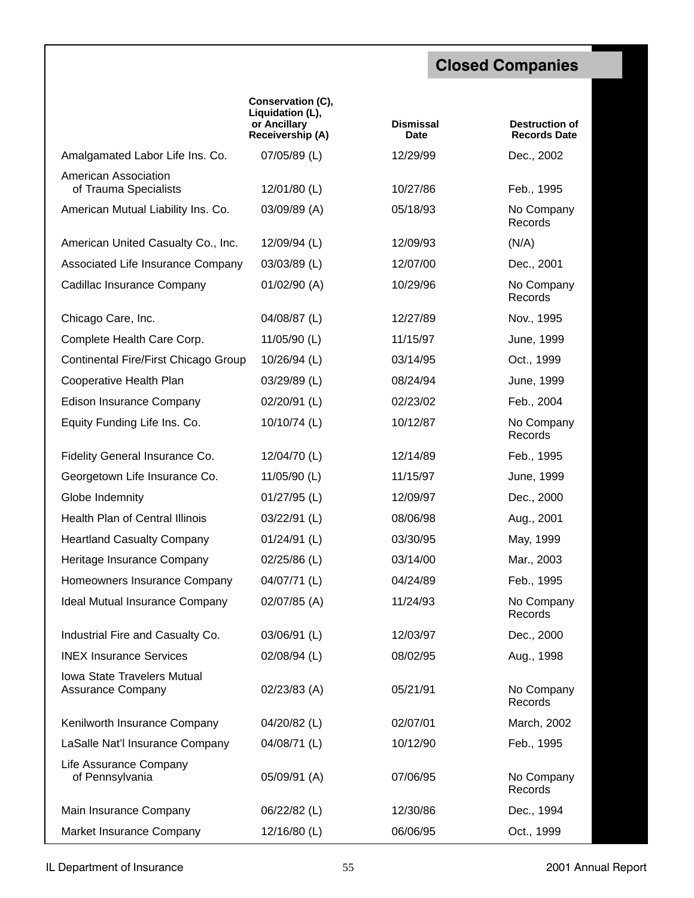## Closed Companies

| | Conservation (C), Liquidation (L), or Ancillary Receivership (A) | Dismissal Date | Destruction of Records Date |
|---|---|---|---|
| Amalgamated Labor Life Ins. Co. | 07/05/89 (L) | 12/29/99 | Dec., 2002 |
| American Association of Trauma Specialists | 12/01/80 (L) | 10/27/86 | Feb., 1995 |
| American Mutual Liability Ins. Co. | 03/09/89 (A) | 05/18/93 | No Company Records |
| American United Casualty Co., Inc. | 12/09/94 (L) | 12/09/93 | (N/A) |
| Associated Life Insurance Company | 03/03/89 (L) | 12/07/00 | Dec., 2001 |
| Cadillac Insurance Company | 01/02/90 (A) | 10/29/96 | No Company Records |
| Chicago Care, Inc. | 04/08/87 (L) | 12/27/89 | Nov., 1995 |
| Complete Health Care Corp. | 11/05/90 (L) | 11/15/97 | June, 1999 |
| Continental Fire/First Chicago Group | 10/26/94 (L) | 03/14/95 | Oct., 1999 |
| Cooperative Health Plan | 03/29/89 (L) | 08/24/94 | June, 1999 |
| Edison Insurance Company | 02/20/91 (L) | 02/23/02 | Feb., 2004 |
| Equity Funding Life Ins. Co. | 10/10/74 (L) | 10/12/87 | No Company Records |
| Fidelity General Insurance Co. | 12/04/70 (L) | 12/14/89 | Feb., 1995 |
| Georgetown Life Insurance Co. | 11/05/90 (L) | 11/15/97 | June, 1999 |
| Globe Indemnity | 01/27/95 (L) | 12/09/97 | Dec., 2000 |
| Health Plan of Central Illinois | 03/22/91 (L) | 08/06/98 | Aug., 2001 |
| Heartland Casualty Company | 01/24/91 (L) | 03/30/95 | May, 1999 |
| Heritage Insurance Company | 02/25/86 (L) | 03/14/00 | Mar., 2003 |
| Homeowners Insurance Company | 04/07/71 (L) | 04/24/89 | Feb., 1995 |
| Ideal Mutual Insurance Company | 02/07/85 (A) | 11/24/93 | No Company Records |
| Industrial Fire and Casualty Co. | 03/06/91 (L) | 12/03/97 | Dec., 2000 |
| INEX Insurance Services | 02/08/94 (L) | 08/02/95 | Aug., 1998 |
| Iowa State Travelers Mutual Assurance Company | 02/23/83 (A) | 05/21/91 | No Company Records |
| Kenilworth Insurance Company | 04/20/82 (L) | 02/07/01 | March, 2002 |
| LaSalle Nat'l Insurance Company | 04/08/71 (L) | 10/12/90 | Feb., 1995 |
| Life Assurance Company of Pennsylvania | 05/09/91 (A) | 07/06/95 | No Company Records |
| Main Insurance Company | 06/22/82 (L) | 12/30/86 | Dec., 1994 |
| Market Insurance Company | 12/16/80 (L) | 06/06/95 | Oct., 1999 |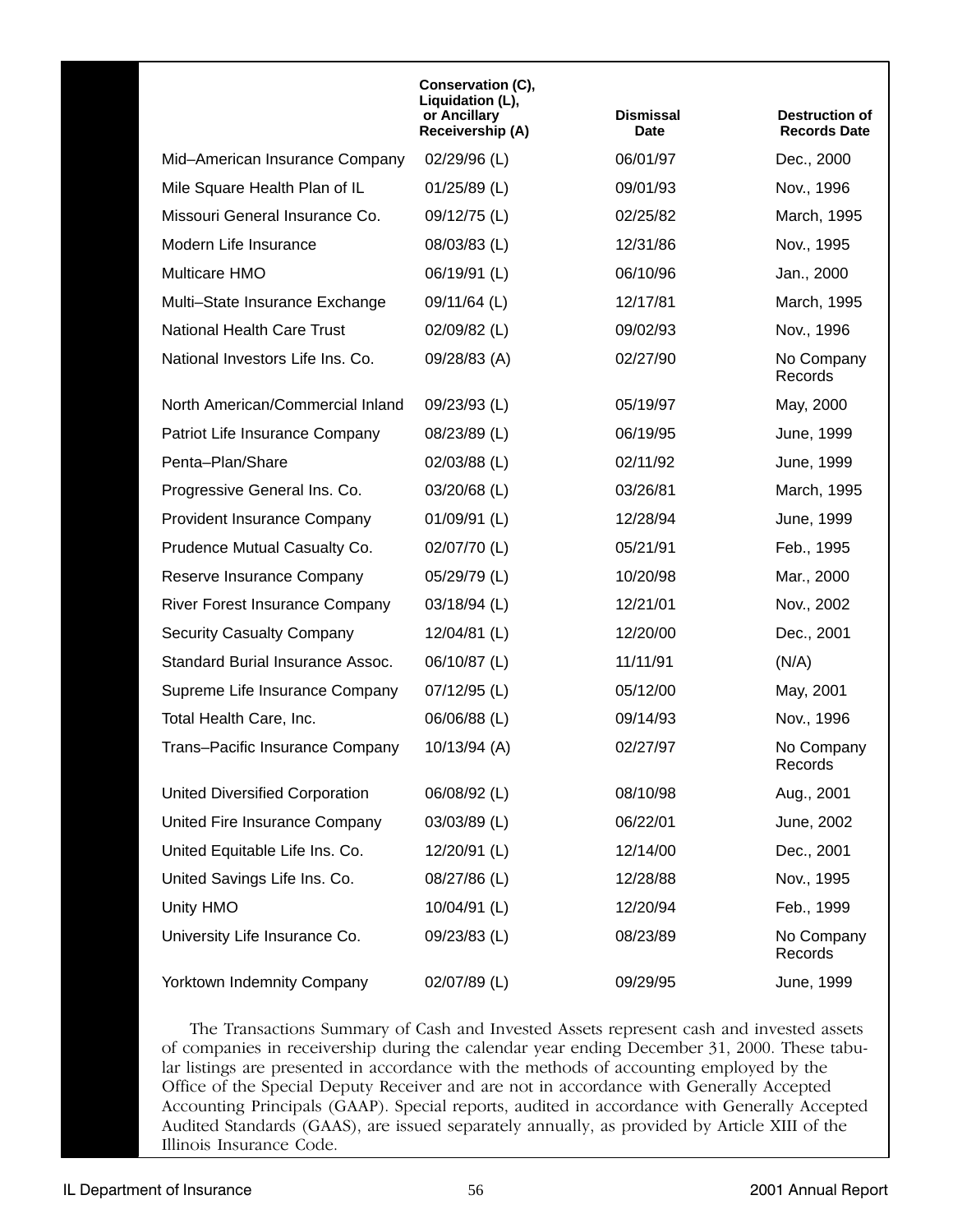| | Conservation (C), Liquidation (L), or Ancillary Receivership (A) | Dismissal Date | Destruction of Records Date |
|---|---|---|---|
| Mid–American Insurance Company | 02/29/96 (L) | 06/01/97 | Dec., 2000 |
| Mile Square Health Plan of IL | 01/25/89 (L) | 09/01/93 | Nov., 1996 |
| Missouri General Insurance Co. | 09/12/75 (L) | 02/25/82 | March, 1995 |
| Modern Life Insurance | 08/03/83 (L) | 12/31/86 | Nov., 1995 |
| Multicare HMO | 06/19/91 (L) | 06/10/96 | Jan., 2000 |
| Multi–State Insurance Exchange | 09/11/64 (L) | 12/17/81 | March, 1995 |
| National Health Care Trust | 02/09/82 (L) | 09/02/93 | Nov., 1996 |
| National Investors Life Ins. Co. | 09/28/83 (A) | 02/27/90 | No Company Records |
| North American/Commercial Inland | 09/23/93 (L) | 05/19/97 | May, 2000 |
| Patriot Life Insurance Company | 08/23/89 (L) | 06/19/95 | June, 1999 |
| Penta–Plan/Share | 02/03/88 (L) | 02/11/92 | June, 1999 |
| Progressive General Ins. Co. | 03/20/68 (L) | 03/26/81 | March, 1995 |
| Provident Insurance Company | 01/09/91 (L) | 12/28/94 | June, 1999 |
| Prudence Mutual Casualty Co. | 02/07/70 (L) | 05/21/91 | Feb., 1995 |
| Reserve Insurance Company | 05/29/79 (L) | 10/20/98 | Mar., 2000 |
| River Forest Insurance Company | 03/18/94 (L) | 12/21/01 | Nov., 2002 |
| Security Casualty Company | 12/04/81 (L) | 12/20/00 | Dec., 2001 |
| Standard Burial Insurance Assoc. | 06/10/87 (L) | 11/11/91 | (N/A) |
| Supreme Life Insurance Company | 07/12/95 (L) | 05/12/00 | May, 2001 |
| Total Health Care, Inc. | 06/06/88 (L) | 09/14/93 | Nov., 1996 |
| Trans–Pacific Insurance Company | 10/13/94 (A) | 02/27/97 | No Company Records |
| United Diversified Corporation | 06/08/92 (L) | 08/10/98 | Aug., 2001 |
| United Fire Insurance Company | 03/03/89 (L) | 06/22/01 | June, 2002 |
| United Equitable Life Ins. Co. | 12/20/91 (L) | 12/14/00 | Dec., 2001 |
| United Savings Life Ins. Co. | 08/27/86 (L) | 12/28/88 | Nov., 1995 |
| Unity HMO | 10/04/91 (L) | 12/20/94 | Feb., 1999 |
| University Life Insurance Co. | 09/23/83 (L) | 08/23/89 | No Company Records |
| Yorktown Indemnity Company | 02/07/89 (L) | 09/29/95 | June, 1999 |

The Transactions Summary of Cash and Invested Assets represent cash and invested assets of companies in receivership during the calendar year ending December 31, 2000. These tabular listings are presented in accordance with the methods of accounting employed by the Office of the Special Deputy Receiver and are not in accordance with Generally Accepted Accounting Principals (GAAP). Special reports, audited in accordance with Generally Accepted Audited Standards (GAAS), are issued separately annually, as provided by Article XIII of the Illinois Insurance Code.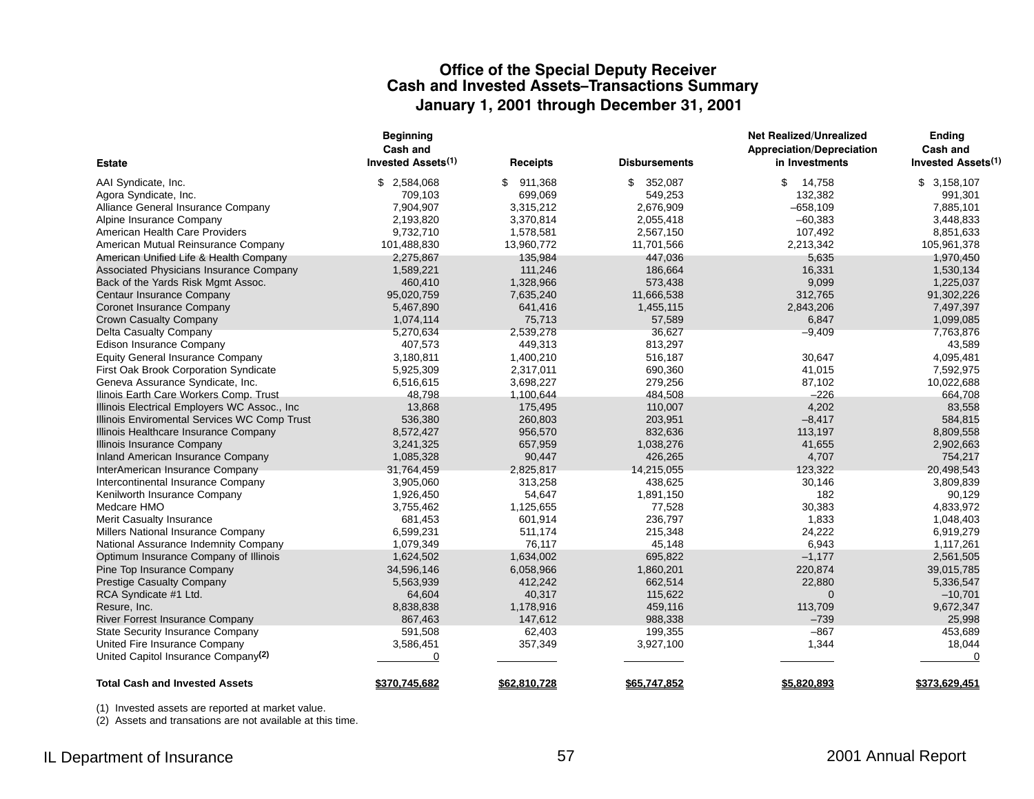# Office of the Special Deputy Receiver
## Cash and Invested Assets–Transactions Summary
### January 1, 2001 through December 31, 2001

| Estate | Beginning Cash and Invested Assets[(1)] | Receipts | Disbursements | Net Realized/Unrealized Appreciation/Depreciation in Investments | Ending Cash and Invested Assets[(1)] |
|---|---|---|---|---|---|
| AAI Syndicate, Inc. | $ 2,584,068 | $ 911,368 | $ 352,087 | $ 14,758 | $ 3,158,107 |
| Agora Syndicate, Inc. | 709,103 | 699,069 | 549,253 | 132,382 | 991,301 |
| Alliance General Insurance Company | 7,904,907 | 3,315,212 | 2,676,909 | –658,109 | 7,885,101 |
| Alpine Insurance Company | 2,193,820 | 3,370,814 | 2,055,418 | –60,383 | 3,448,833 |
| American Health Care Providers | 9,732,710 | 1,578,581 | 2,567,150 | 107,492 | 8,851,633 |
| American Mutual Reinsurance Company | 101,488,830 | 13,960,772 | 11,701,566 | 2,213,342 | 105,961,378 |
| American Unified Life & Health Company | 2,275,867 | 135,984 | 447,036 | 5,635 | 1,970,450 |
| Associated Physicians Insurance Company | 1,589,221 | 111,246 | 186,664 | 16,331 | 1,530,134 |
| Back of the Yards Risk Mgmt Assoc. | 460,410 | 1,328,966 | 573,438 | 9,099 | 1,225,037 |
| Centaur Insurance Company | 95,020,759 | 7,635,240 | 11,666,538 | 312,765 | 91,302,226 |
| Coronet Insurance Company | 5,467,890 | 641,416 | 1,455,115 | 2,843,206 | 7,497,397 |
| Crown Casualty Company | 1,074,114 | 75,713 | 57,589 | 6,847 | 1,099,085 |
| Delta Casualty Company | 5,270,634 | 2,539,278 | 36,627 | –9,409 | 7,763,876 |
| Edison Insurance Company | 407,573 | 449,313 | 813,297 | | 43,589 |
| Equity General Insurance Company | 3,180,811 | 1,400,210 | 516,187 | 30,647 | 4,095,481 |
| First Oak Brook Corporation Syndicate | 5,925,309 | 2,317,011 | 690,360 | 41,015 | 7,592,975 |
| Geneva Assurance Syndicate, Inc. | 6,516,615 | 3,698,227 | 279,256 | 87,102 | 10,022,688 |
| Ilinois Earth Care Workers Comp. Trust | 48,798 | 1,100,644 | 484,508 | –226 | 664,708 |
| Illinois Electrical Employers WC Assoc., Inc | 13,868 | 175,495 | 110,007 | 4,202 | 83,558 |
| Illinois Enviromental Services WC Comp Trust | 536,380 | 260,803 | 203,951 | –8,417 | 584,815 |
| Illinois Healthcare Insurance Company | 8,572,427 | 956,570 | 832,636 | 113,197 | 8,809,558 |
| Illinois Insurance Company | 3,241,325 | 657,959 | 1,038,276 | 41,655 | 2,902,663 |
| Inland American Insurance Company | 1,085,328 | 90,447 | 426,265 | 4,707 | 754,217 |
| InterAmerican Insurance Company | 31,764,459 | 2,825,817 | 14,215,055 | 123,322 | 20,498,543 |
| Intercontinental Insurance Company | 3,905,060 | 313,258 | 438,625 | 30,146 | 3,809,839 |
| Kenilworth Insurance Company | 1,926,450 | 54,647 | 1,891,150 | 182 | 90,129 |
| Medcare HMO | 3,755,462 | 1,125,655 | 77,528 | 30,383 | 4,833,972 |
| Merit Casualty Insurance | 681,453 | 601,914 | 236,797 | 1,833 | 1,048,403 |
| Millers National Insurance Company | 6,599,231 | 511,174 | 215,348 | 24,222 | 6,919,279 |
| National Assurance Indemnity Company | 1,079,349 | 76,117 | 45,148 | 6,943 | 1,117,261 |
| Optimum Insurance Company of Illinois | 1,624,502 | 1,634,002 | 695,822 | –1,177 | 2,561,505 |
| Pine Top Insurance Company | 34,596,146 | 6,058,966 | 1,860,201 | 220,874 | 39,015,785 |
| Prestige Casualty Company | 5,563,939 | 412,242 | 662,514 | 22,880 | 5,336,547 |
| RCA Syndicate #1 Ltd. | 64,604 | 40,317 | 115,622 | 0 | –10,701 |
| Resure, Inc. | 8,838,838 | 1,178,916 | 459,116 | 113,709 | 9,672,347 |
| River Forrest Insurance Company | 867,463 | 147,612 | 988,338 | –739 | 25,998 |
| State Security Insurance Company | 591,508 | 62,403 | 199,355 | –867 | 453,689 |
| United Fire Insurance Company | 3,586,451 | 357,349 | 3,927,100 | 1,344 | 18,044 |
| United Capitol Insurance Company[(2)] | 0 | | | | 0 |
| **Total Cash and Invested Assets** | **$370,745,682** | **$62,810,728** | **$65,747,852** | **$5,820,893** | **$373,629,451** |

(1) Invested assets are reported at market value.
(2) Assets and transations are not available at this time.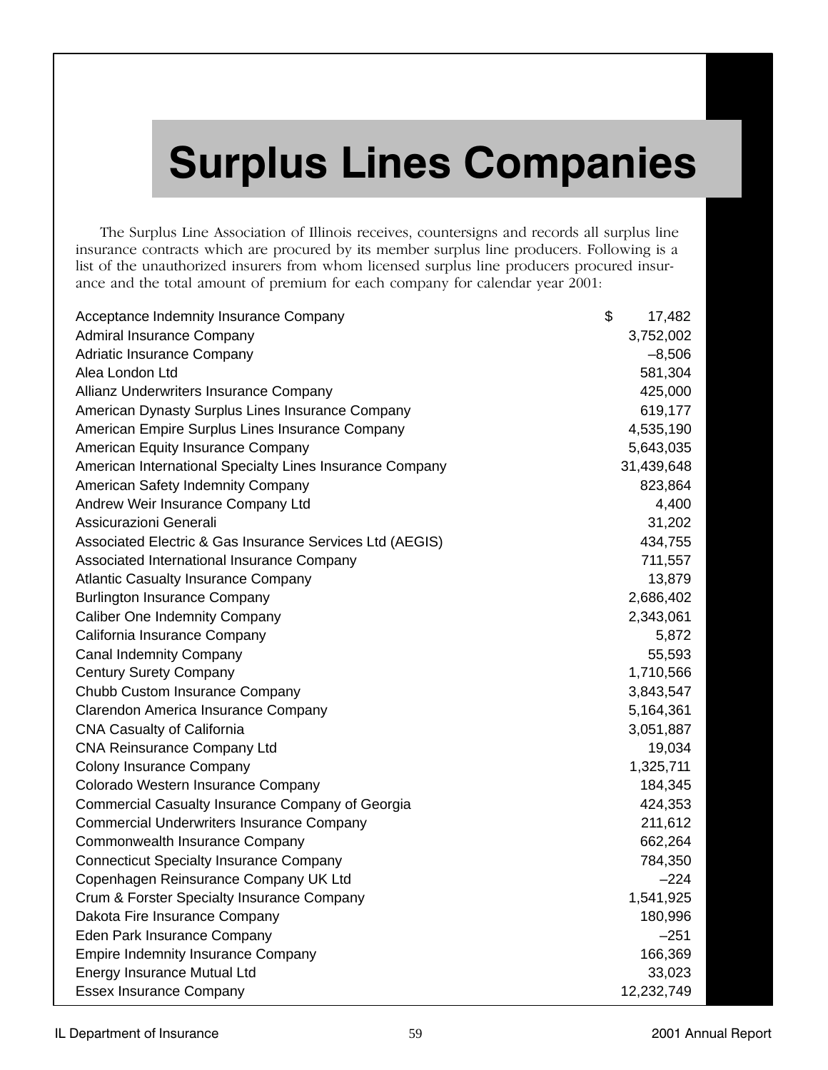# Surplus Lines Companies

The Surplus Line Association of Illinois receives, countersigns and records all surplus line insurance contracts which are procured by its member surplus line producers. Following is a list of the unauthorized insurers from whom licensed surplus line producers procured insurance and the total amount of premium for each company for calendar year 2001:

| Company | Premium |
|---|---|
| Acceptance Indemnity Insurance Company | $ 17,482 |
| Admiral Insurance Company | 3,752,002 |
| Adriatic Insurance Company | –8,506 |
| Alea London Ltd | 581,304 |
| Allianz Underwriters Insurance Company | 425,000 |
| American Dynasty Surplus Lines Insurance Company | 619,177 |
| American Empire Surplus Lines Insurance Company | 4,535,190 |
| American Equity Insurance Company | 5,643,035 |
| American International Specialty Lines Insurance Company | 31,439,648 |
| American Safety Indemnity Company | 823,864 |
| Andrew Weir Insurance Company Ltd | 4,400 |
| Assicurazioni Generali | 31,202 |
| Associated Electric & Gas Insurance Services Ltd (AEGIS) | 434,755 |
| Associated International Insurance Company | 711,557 |
| Atlantic Casualty Insurance Company | 13,879 |
| Burlington Insurance Company | 2,686,402 |
| Caliber One Indemnity Company | 2,343,061 |
| California Insurance Company | 5,872 |
| Canal Indemnity Company | 55,593 |
| Century Surety Company | 1,710,566 |
| Chubb Custom Insurance Company | 3,843,547 |
| Clarendon America Insurance Company | 5,164,361 |
| CNA Casualty of California | 3,051,887 |
| CNA Reinsurance Company Ltd | 19,034 |
| Colony Insurance Company | 1,325,711 |
| Colorado Western Insurance Company | 184,345 |
| Commercial Casualty Insurance Company of Georgia | 424,353 |
| Commercial Underwriters Insurance Company | 211,612 |
| Commonwealth Insurance Company | 662,264 |
| Connecticut Specialty Insurance Company | 784,350 |
| Copenhagen Reinsurance Company UK Ltd | –224 |
| Crum & Forster Specialty Insurance Company | 1,541,925 |
| Dakota Fire Insurance Company | 180,996 |
| Eden Park Insurance Company | –251 |
| Empire Indemnity Insurance Company | 166,369 |
| Energy Insurance Mutual Ltd | 33,023 |
| Essex Insurance Company | 12,232,749 |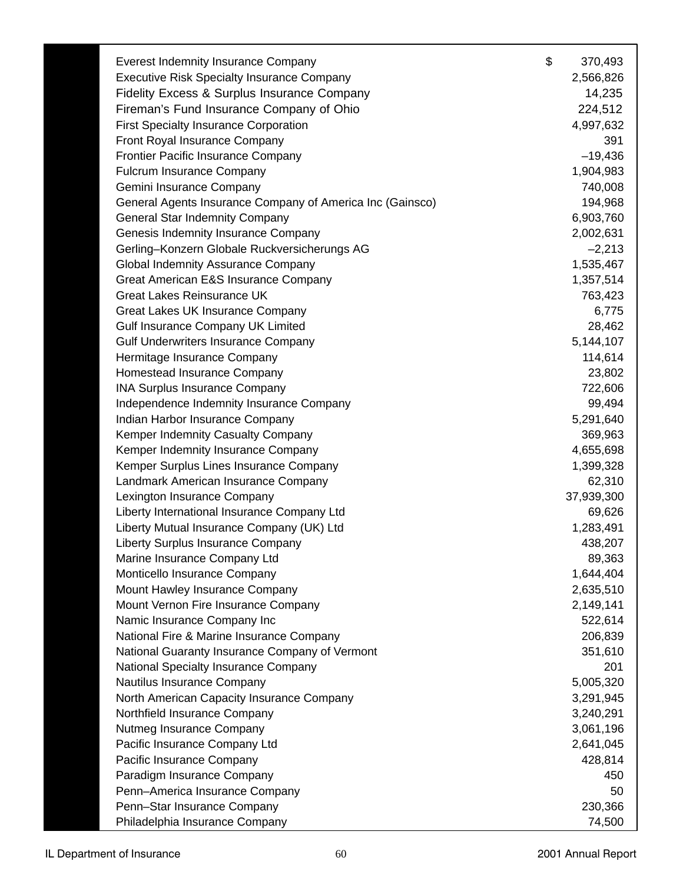| | |
|---|---|
| Everest Indemnity Insurance Company | $ 370,493 |
| Executive Risk Specialty Insurance Company | 2,566,826 |
| Fidelity Excess & Surplus Insurance Company | 14,235 |
| Fireman's Fund Insurance Company of Ohio | 224,512 |
| First Specialty Insurance Corporation | 4,997,632 |
| Front Royal Insurance Company | 391 |
| Frontier Pacific Insurance Company | –19,436 |
| Fulcrum Insurance Company | 1,904,983 |
| Gemini Insurance Company | 740,008 |
| General Agents Insurance Company of America Inc (Gainsco) | 194,968 |
| General Star Indemnity Company | 6,903,760 |
| Genesis Indemnity Insurance Company | 2,002,631 |
| Gerling–Konzern Globale Ruckversicherungs AG | –2,213 |
| Global Indemnity Assurance Company | 1,535,467 |
| Great American E&S Insurance Company | 1,357,514 |
| Great Lakes Reinsurance UK | 763,423 |
| Great Lakes UK Insurance Company | 6,775 |
| Gulf Insurance Company UK Limited | 28,462 |
| Gulf Underwriters Insurance Company | 5,144,107 |
| Hermitage Insurance Company | 114,614 |
| Homestead Insurance Company | 23,802 |
| INA Surplus Insurance Company | 722,606 |
| Independence Indemnity Insurance Company | 99,494 |
| Indian Harbor Insurance Company | 5,291,640 |
| Kemper Indemnity Casualty Company | 369,963 |
| Kemper Indemnity Insurance Company | 4,655,698 |
| Kemper Surplus Lines Insurance Company | 1,399,328 |
| Landmark American Insurance Company | 62,310 |
| Lexington Insurance Company | 37,939,300 |
| Liberty International Insurance Company Ltd | 69,626 |
| Liberty Mutual Insurance Company (UK) Ltd | 1,283,491 |
| Liberty Surplus Insurance Company | 438,207 |
| Marine Insurance Company Ltd | 89,363 |
| Monticello Insurance Company | 1,644,404 |
| Mount Hawley Insurance Company | 2,635,510 |
| Mount Vernon Fire Insurance Company | 2,149,141 |
| Namic Insurance Company Inc | 522,614 |
| National Fire & Marine Insurance Company | 206,839 |
| National Guaranty Insurance Company of Vermont | 351,610 |
| National Specialty Insurance Company | 201 |
| Nautilus Insurance Company | 5,005,320 |
| North American Capacity Insurance Company | 3,291,945 |
| Northfield Insurance Company | 3,240,291 |
| Nutmeg Insurance Company | 3,061,196 |
| Pacific Insurance Company Ltd | 2,641,045 |
| Pacific Insurance Company | 428,814 |
| Paradigm Insurance Company | 450 |
| Penn–America Insurance Company | 50 |
| Penn–Star Insurance Company | 230,366 |
| Philadelphia Insurance Company | 74,500 |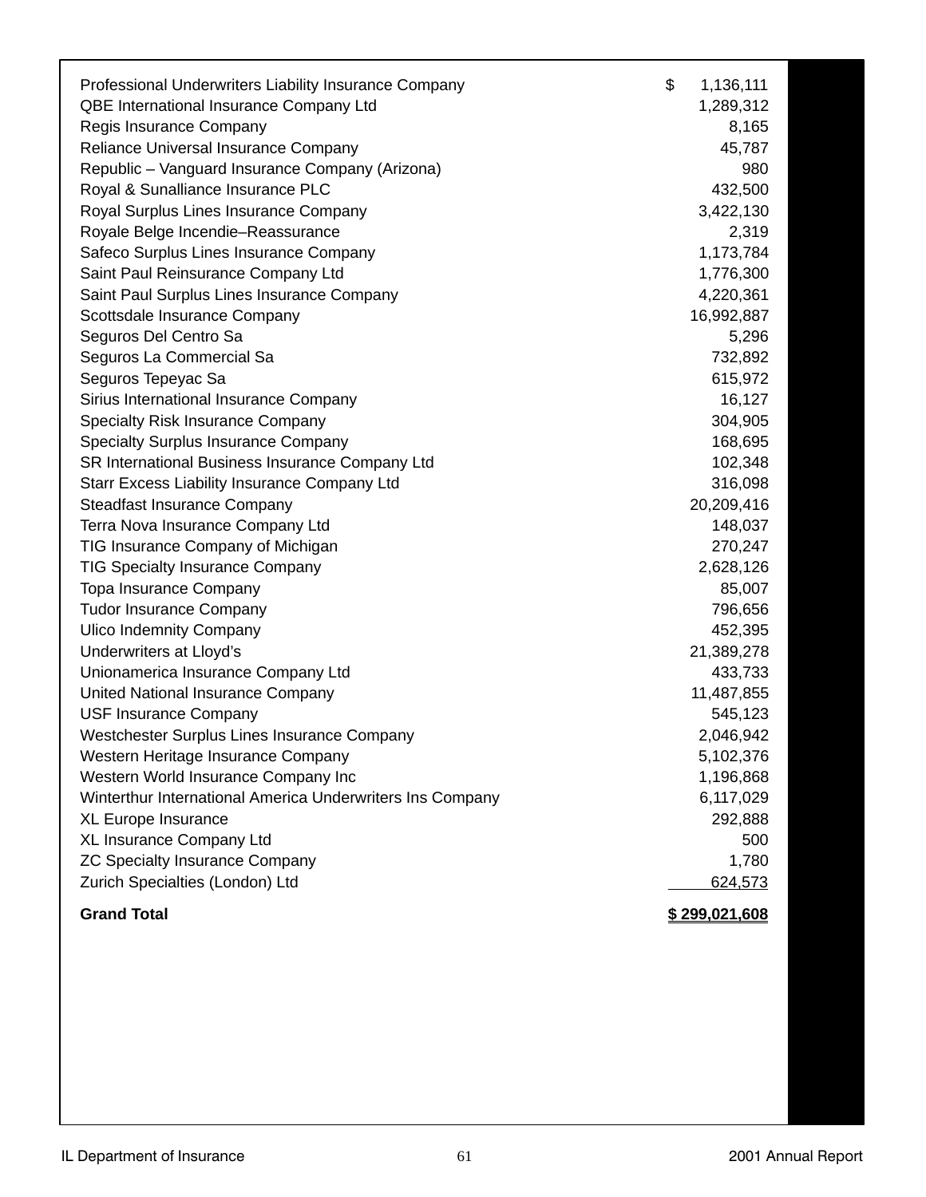| | |
|---|---|
| Professional Underwriters Liability Insurance Company | $ 1,136,111 |
| QBE International Insurance Company Ltd | 1,289,312 |
| Regis Insurance Company | 8,165 |
| Reliance Universal Insurance Company | 45,787 |
| Republic – Vanguard Insurance Company (Arizona) | 980 |
| Royal & Sunalliance Insurance PLC | 432,500 |
| Royal Surplus Lines Insurance Company | 3,422,130 |
| Royale Belge Incendie–Reassurance | 2,319 |
| Safeco Surplus Lines Insurance Company | 1,173,784 |
| Saint Paul Reinsurance Company Ltd | 1,776,300 |
| Saint Paul Surplus Lines Insurance Company | 4,220,361 |
| Scottsdale Insurance Company | 16,992,887 |
| Seguros Del Centro Sa | 5,296 |
| Seguros La Commercial Sa | 732,892 |
| Seguros Tepeyac Sa | 615,972 |
| Sirius International Insurance Company | 16,127 |
| Specialty Risk Insurance Company | 304,905 |
| Specialty Surplus Insurance Company | 168,695 |
| SR International Business Insurance Company Ltd | 102,348 |
| Starr Excess Liability Insurance Company Ltd | 316,098 |
| Steadfast Insurance Company | 20,209,416 |
| Terra Nova Insurance Company Ltd | 148,037 |
| TIG Insurance Company of Michigan | 270,247 |
| TIG Specialty Insurance Company | 2,628,126 |
| Topa Insurance Company | 85,007 |
| Tudor Insurance Company | 796,656 |
| Ulico Indemnity Company | 452,395 |
| Underwriters at Lloyd's | 21,389,278 |
| Unionamerica Insurance Company Ltd | 433,733 |
| United National Insurance Company | 11,487,855 |
| USF Insurance Company | 545,123 |
| Westchester Surplus Lines Insurance Company | 2,046,942 |
| Western Heritage Insurance Company | 5,102,376 |
| Western World Insurance Company Inc | 1,196,868 |
| Winterthur International America Underwriters Ins Company | 6,117,029 |
| XL Europe Insurance | 292,888 |
| XL Insurance Company Ltd | 500 |
| ZC Specialty Insurance Company | 1,780 |
| Zurich Specialties (London) Ltd | 624,573 |
| **Grand Total** | **$ 299,021,608** |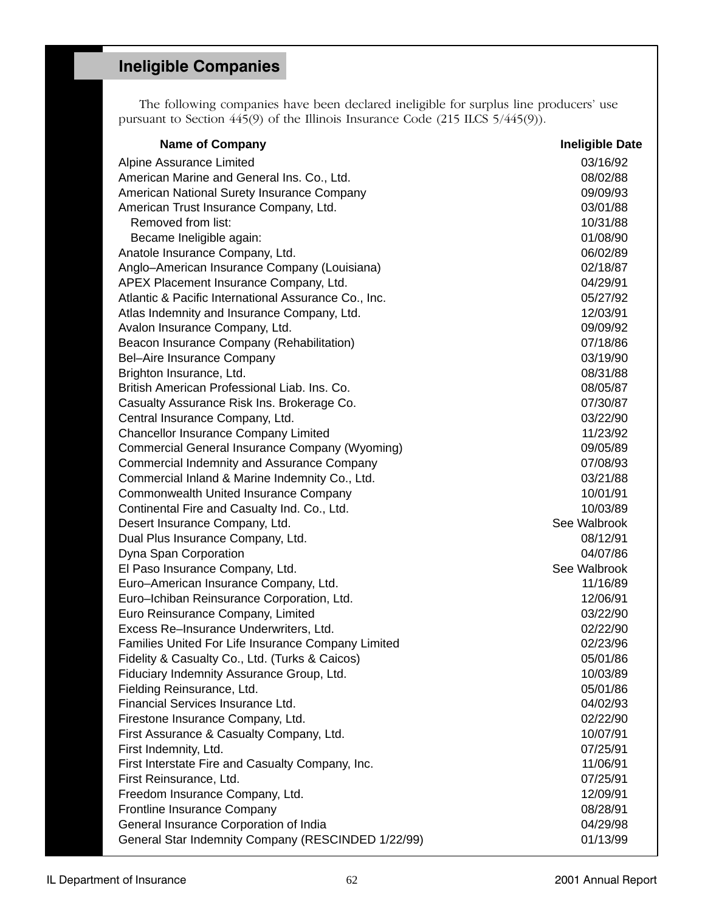## Ineligible Companies

The following companies have been declared ineligible for surplus line producers' use pursuant to Section 445(9) of the Illinois Insurance Code (215 ILCS 5/445(9)).

| Name of Company | Ineligible Date |
|---|---|
| Alpine Assurance Limited | 03/16/92 |
| American Marine and General Ins. Co., Ltd. | 08/02/88 |
| American National Surety Insurance Company | 09/09/93 |
| American Trust Insurance Company, Ltd. | 03/01/88 |
| Removed from list: | 10/31/88 |
| Became Ineligible again: | 01/08/90 |
| Anatole Insurance Company, Ltd. | 06/02/89 |
| Anglo–American Insurance Company (Louisiana) | 02/18/87 |
| APEX Placement Insurance Company, Ltd. | 04/29/91 |
| Atlantic & Pacific International Assurance Co., Inc. | 05/27/92 |
| Atlas Indemnity and Insurance Company, Ltd. | 12/03/91 |
| Avalon Insurance Company, Ltd. | 09/09/92 |
| Beacon Insurance Company (Rehabilitation) | 07/18/86 |
| Bel–Aire Insurance Company | 03/19/90 |
| Brighton Insurance, Ltd. | 08/31/88 |
| British American Professional Liab. Ins. Co. | 08/05/87 |
| Casualty Assurance Risk Ins. Brokerage Co. | 07/30/87 |
| Central Insurance Company, Ltd. | 03/22/90 |
| Chancellor Insurance Company Limited | 11/23/92 |
| Commercial General Insurance Company (Wyoming) | 09/05/89 |
| Commercial Indemnity and Assurance Company | 07/08/93 |
| Commercial Inland & Marine Indemnity Co., Ltd. | 03/21/88 |
| Commonwealth United Insurance Company | 10/01/91 |
| Continental Fire and Casualty Ind. Co., Ltd. | 10/03/89 |
| Desert Insurance Company, Ltd. | See Walbrook |
| Dual Plus Insurance Company, Ltd. | 08/12/91 |
| Dyna Span Corporation | 04/07/86 |
| El Paso Insurance Company, Ltd. | See Walbrook |
| Euro–American Insurance Company, Ltd. | 11/16/89 |
| Euro–Ichiban Reinsurance Corporation, Ltd. | 12/06/91 |
| Euro Reinsurance Company, Limited | 03/22/90 |
| Excess Re–Insurance Underwriters, Ltd. | 02/22/90 |
| Families United For Life Insurance Company Limited | 02/23/96 |
| Fidelity & Casualty Co., Ltd. (Turks & Caicos) | 05/01/86 |
| Fiduciary Indemnity Assurance Group, Ltd. | 10/03/89 |
| Fielding Reinsurance, Ltd. | 05/01/86 |
| Financial Services Insurance Ltd. | 04/02/93 |
| Firestone Insurance Company, Ltd. | 02/22/90 |
| First Assurance & Casualty Company, Ltd. | 10/07/91 |
| First Indemnity, Ltd. | 07/25/91 |
| First Interstate Fire and Casualty Company, Inc. | 11/06/91 |
| First Reinsurance, Ltd. | 07/25/91 |
| Freedom Insurance Company, Ltd. | 12/09/91 |
| Frontline Insurance Company | 08/28/91 |
| General Insurance Corporation of India | 04/29/98 |
| General Star Indemnity Company (RESCINDED 1/22/99) | 01/13/99 |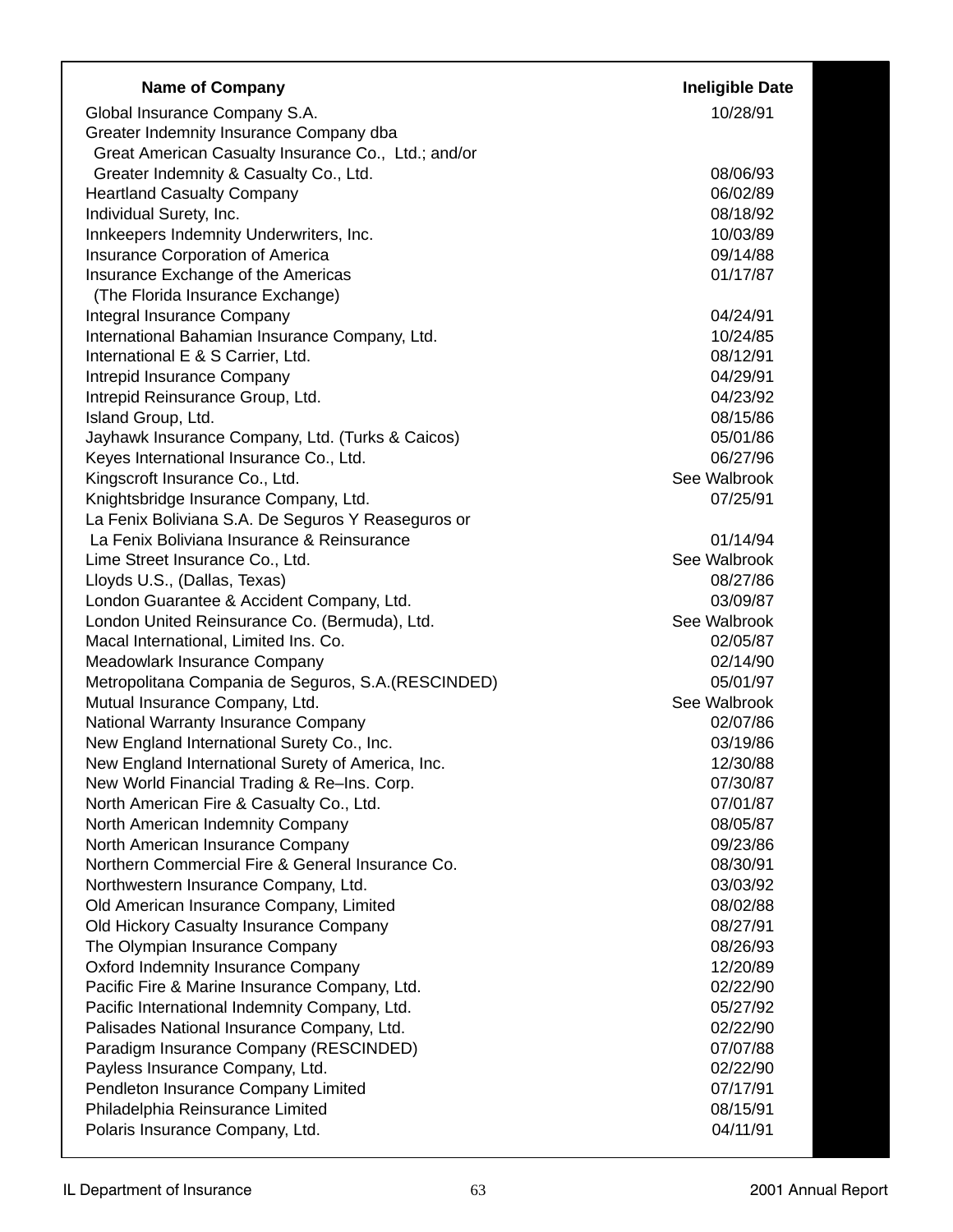| Name of Company | Ineligible Date |
|---|---|
| Global Insurance Company S.A. | 10/28/91 |
| Greater Indemnity Insurance Company dba Great American Casualty Insurance Co., Ltd.; and/or Greater Indemnity & Casualty Co., Ltd. | 08/06/93 |
| Heartland Casualty Company | 06/02/89 |
| Individual Surety, Inc. | 08/18/92 |
| Innkeepers Indemnity Underwriters, Inc. | 10/03/89 |
| Insurance Corporation of America | 09/14/88 |
| Insurance Exchange of the Americas (The Florida Insurance Exchange) | 01/17/87 |
| Integral Insurance Company | 04/24/91 |
| International Bahamian Insurance Company, Ltd. | 10/24/85 |
| International E & S Carrier, Ltd. | 08/12/91 |
| Intrepid Insurance Company | 04/29/91 |
| Intrepid Reinsurance Group, Ltd. | 04/23/92 |
| Island Group, Ltd. | 08/15/86 |
| Jayhawk Insurance Company, Ltd. (Turks & Caicos) | 05/01/86 |
| Keyes International Insurance Co., Ltd. | 06/27/96 |
| Kingscroft Insurance Co., Ltd. | See Walbrook |
| Knightsbridge Insurance Company, Ltd. | 07/25/91 |
| La Fenix Boliviana S.A. De Seguros Y Reaseguros or La Fenix Boliviana Insurance & Reinsurance | 01/14/94 |
| Lime Street Insurance Co., Ltd. | See Walbrook |
| Lloyds U.S., (Dallas, Texas) | 08/27/86 |
| London Guarantee & Accident Company, Ltd. | 03/09/87 |
| London United Reinsurance Co. (Bermuda), Ltd. | See Walbrook |
| Macal International, Limited Ins. Co. | 02/05/87 |
| Meadowlark Insurance Company | 02/14/90 |
| Metropolitana Compania de Seguros, S.A.(RESCINDED) | 05/01/97 |
| Mutual Insurance Company, Ltd. | See Walbrook |
| National Warranty Insurance Company | 02/07/86 |
| New England International Surety Co., Inc. | 03/19/86 |
| New England International Surety of America, Inc. | 12/30/88 |
| New World Financial Trading & Re–Ins. Corp. | 07/30/87 |
| North American Fire & Casualty Co., Ltd. | 07/01/87 |
| North American Indemnity Company | 08/05/87 |
| North American Insurance Company | 09/23/86 |
| Northern Commercial Fire & General Insurance Co. | 08/30/91 |
| Northwestern Insurance Company, Ltd. | 03/03/92 |
| Old American Insurance Company, Limited | 08/02/88 |
| Old Hickory Casualty Insurance Company | 08/27/91 |
| The Olympian Insurance Company | 08/26/93 |
| Oxford Indemnity Insurance Company | 12/20/89 |
| Pacific Fire & Marine Insurance Company, Ltd. | 02/22/90 |
| Pacific International Indemnity Company, Ltd. | 05/27/92 |
| Palisades National Insurance Company, Ltd. | 02/22/90 |
| Paradigm Insurance Company (RESCINDED) | 07/07/88 |
| Payless Insurance Company, Ltd. | 02/22/90 |
| Pendleton Insurance Company Limited | 07/17/91 |
| Philadelphia Reinsurance Limited | 08/15/91 |
| Polaris Insurance Company, Ltd. | 04/11/91 |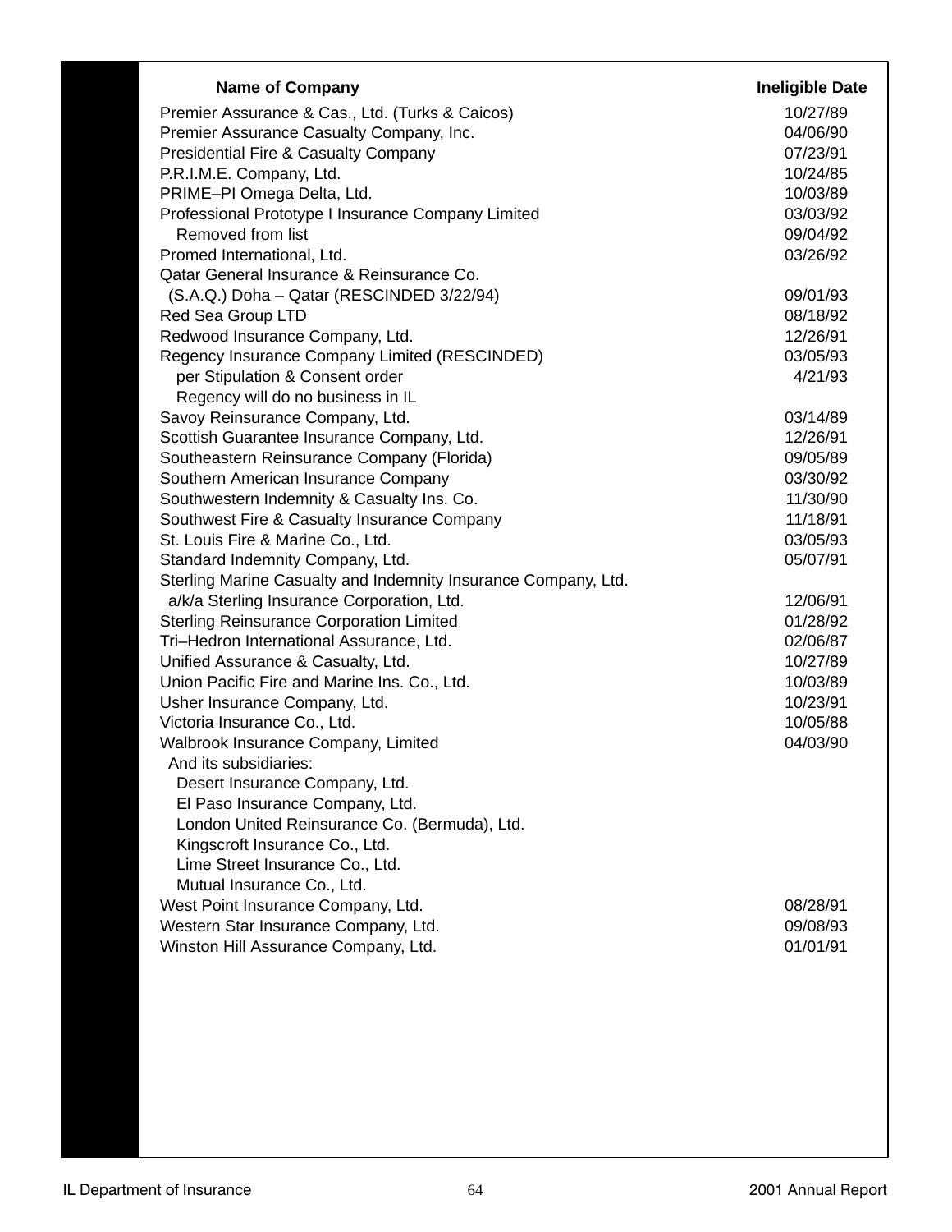| Name of Company | Ineligible Date |
|---|---|
| Premier Assurance & Cas., Ltd. (Turks & Caicos) | 10/27/89 |
| Premier Assurance Casualty Company, Inc. | 04/06/90 |
| Presidential Fire & Casualty Company | 07/23/91 |
| P.R.I.M.E. Company, Ltd. | 10/24/85 |
| PRIME–PI Omega Delta, Ltd. | 10/03/89 |
| Professional Prototype I Insurance Company Limited | 03/03/92 |
| Removed from list | 09/04/92 |
| Promed International, Ltd. | 03/26/92 |
| Qatar General Insurance & Reinsurance Co. (S.A.Q.) Doha – Qatar (RESCINDED 3/22/94) | 09/01/93 |
| Red Sea Group LTD | 08/18/92 |
| Redwood Insurance Company, Ltd. | 12/26/91 |
| Regency Insurance Company Limited (RESCINDED) | 03/05/93 |
| per Stipulation & Consent order | 4/21/93 |
| Regency will do no business in IL | |
| Savoy Reinsurance Company, Ltd. | 03/14/89 |
| Scottish Guarantee Insurance Company, Ltd. | 12/26/91 |
| Southeastern Reinsurance Company (Florida) | 09/05/89 |
| Southern American Insurance Company | 03/30/92 |
| Southwestern Indemnity & Casualty Ins. Co. | 11/30/90 |
| Southwest Fire & Casualty Insurance Company | 11/18/91 |
| St. Louis Fire & Marine Co., Ltd. | 03/05/93 |
| Standard Indemnity Company, Ltd. | 05/07/91 |
| Sterling Marine Casualty and Indemnity Insurance Company, Ltd. a/k/a Sterling Insurance Corporation, Ltd. | 12/06/91 |
| Sterling Reinsurance Corporation Limited | 01/28/92 |
| Tri–Hedron International Assurance, Ltd. | 02/06/87 |
| Unified Assurance & Casualty, Ltd. | 10/27/89 |
| Union Pacific Fire and Marine Ins. Co., Ltd. | 10/03/89 |
| Usher Insurance Company, Ltd. | 10/23/91 |
| Victoria Insurance Co., Ltd. | 10/05/88 |
| Walbrook Insurance Company, Limited | 04/03/90 |
| And its subsidiaries: | |
| Desert Insurance Company, Ltd. | |
| El Paso Insurance Company, Ltd. | |
| London United Reinsurance Co. (Bermuda), Ltd. | |
| Kingscroft Insurance Co., Ltd. | |
| Lime Street Insurance Co., Ltd. | |
| Mutual Insurance Co., Ltd. | |
| West Point Insurance Company, Ltd. | 08/28/91 |
| Western Star Insurance Company, Ltd. | 09/08/93 |
| Winston Hill Assurance Company, Ltd. | 01/01/91 |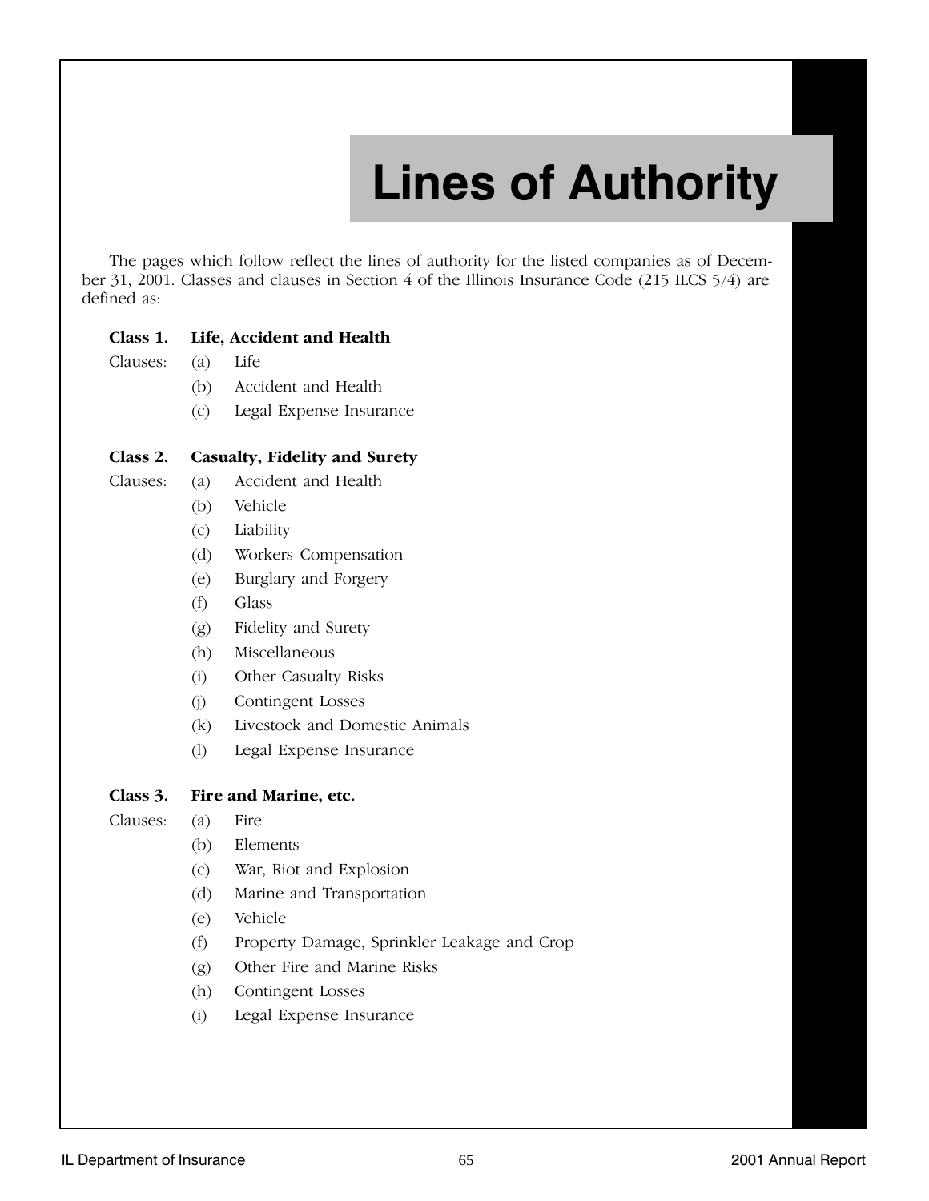# Lines of Authority

The pages which follow reflect the lines of authority for the listed companies as of December 31, 2001. Classes and clauses in Section 4 of the Illinois Insurance Code (215 ILCS 5/4) are defined as:

**Class 1. Life, Accident and Health**

Clauses:
- (a) Life
- (b) Accident and Health
- (c) Legal Expense Insurance

**Class 2. Casualty, Fidelity and Surety**

Clauses:
- (a) Accident and Health
- (b) Vehicle
- (c) Liability
- (d) Workers Compensation
- (e) Burglary and Forgery
- (f) Glass
- (g) Fidelity and Surety
- (h) Miscellaneous
- (i) Other Casualty Risks
- (j) Contingent Losses
- (k) Livestock and Domestic Animals
- (l) Legal Expense Insurance

**Class 3. Fire and Marine, etc.**

Clauses:
- (a) Fire
- (b) Elements
- (c) War, Riot and Explosion
- (d) Marine and Transportation
- (e) Vehicle
- (f) Property Damage, Sprinkler Leakage and Crop
- (g) Other Fire and Marine Risks
- (h) Contingent Losses
- (i) Legal Expense Insurance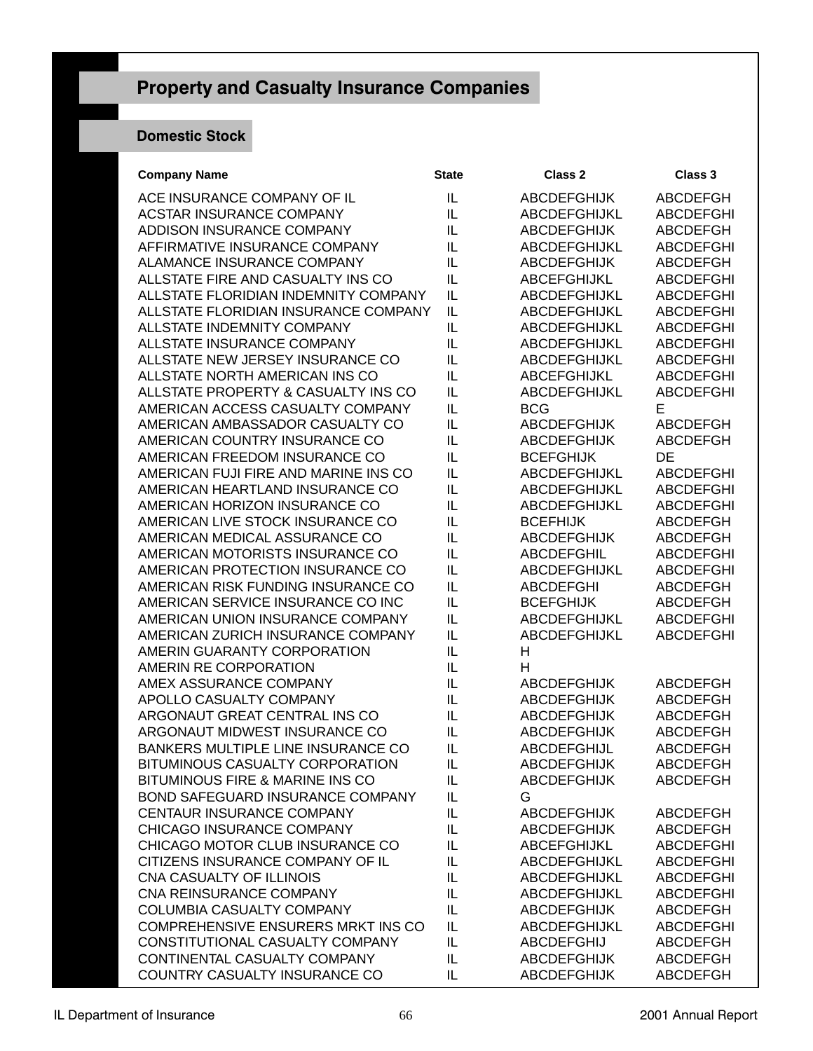# Property and Casualty Insurance Companies

## Domestic Stock

| Company Name | State | Class 2 | Class 3 |
|---|---|---|---|
| ACE INSURANCE COMPANY OF IL | IL | ABCDEFGHIJK | ABCDEFGH |
| ACSTAR INSURANCE COMPANY | IL | ABCDEFGHIJKL | ABCDEFGHI |
| ADDISON INSURANCE COMPANY | IL | ABCDEFGHIJK | ABCDEFGH |
| AFFIRMATIVE INSURANCE COMPANY | IL | ABCDEFGHIJKL | ABCDEFGHI |
| ALAMANCE INSURANCE COMPANY | IL | ABCDEFGHIJK | ABCDEFGH |
| ALLSTATE FIRE AND CASUALTY INS CO | IL | ABCEFGHIJKL | ABCDEFGHI |
| ALLSTATE FLORIDIAN INDEMNITY COMPANY | IL | ABCDEFGHIJKL | ABCDEFGHI |
| ALLSTATE FLORIDIAN INSURANCE COMPANY | IL | ABCDEFGHIJKL | ABCDEFGHI |
| ALLSTATE INDEMNITY COMPANY | IL | ABCDEFGHIJKL | ABCDEFGHI |
| ALLSTATE INSURANCE COMPANY | IL | ABCDEFGHIJKL | ABCDEFGHI |
| ALLSTATE NEW JERSEY INSURANCE CO | IL | ABCDEFGHIJKL | ABCDEFGHI |
| ALLSTATE NORTH AMERICAN INS CO | IL | ABCEFGHIJKL | ABCDEFGHI |
| ALLSTATE PROPERTY & CASUALTY INS CO | IL | ABCDEFGHIJKL | ABCDEFGHI |
| AMERICAN ACCESS CASUALTY COMPANY | IL | BCG | E |
| AMERICAN AMBASSADOR CASUALTY CO | IL | ABCDEFGHIJK | ABCDEFGH |
| AMERICAN COUNTRY INSURANCE CO | IL | ABCDEFGHIJK | ABCDEFGH |
| AMERICAN FREEDOM INSURANCE CO | IL | BCEFGHIJK | DE |
| AMERICAN FUJI FIRE AND MARINE INS CO | IL | ABCDEFGHIJKL | ABCDEFGHI |
| AMERICAN HEARTLAND INSURANCE CO | IL | ABCDEFGHIJKL | ABCDEFGHI |
| AMERICAN HORIZON INSURANCE CO | IL | ABCDEFGHIJKL | ABCDEFGHI |
| AMERICAN LIVE STOCK INSURANCE CO | IL | BCEFHIJK | ABCDEFGH |
| AMERICAN MEDICAL ASSURANCE CO | IL | ABCDEFGHIJK | ABCDEFGH |
| AMERICAN MOTORISTS INSURANCE CO | IL | ABCDEFGHIL | ABCDEFGHI |
| AMERICAN PROTECTION INSURANCE CO | IL | ABCDEFGHIJKL | ABCDEFGHI |
| AMERICAN RISK FUNDING INSURANCE CO | IL | ABCDEFGHI | ABCDEFGH |
| AMERICAN SERVICE INSURANCE CO INC | IL | BCEFGHIJK | ABCDEFGH |
| AMERICAN UNION INSURANCE COMPANY | IL | ABCDEFGHIJKL | ABCDEFGHI |
| AMERICAN ZURICH INSURANCE COMPANY | IL | ABCDEFGHIJKL | ABCDEFGHI |
| AMERIN GUARANTY CORPORATION | IL | H | |
| AMERIN RE CORPORATION | IL | H | |
| AMEX ASSURANCE COMPANY | IL | ABCDEFGHIJK | ABCDEFGH |
| APOLLO CASUALTY COMPANY | IL | ABCDEFGHIJK | ABCDEFGH |
| ARGONAUT GREAT CENTRAL INS CO | IL | ABCDEFGHIJK | ABCDEFGH |
| ARGONAUT MIDWEST INSURANCE CO | IL | ABCDEFGHIJK | ABCDEFGH |
| BANKERS MULTIPLE LINE INSURANCE CO | IL | ABCDEFGHIJL | ABCDEFGH |
| BITUMINOUS CASUALTY CORPORATION | IL | ABCDEFGHIJK | ABCDEFGH |
| BITUMINOUS FIRE & MARINE INS CO | IL | ABCDEFGHIJK | ABCDEFGH |
| BOND SAFEGUARD INSURANCE COMPANY | IL | G | |
| CENTAUR INSURANCE COMPANY | IL | ABCDEFGHIJK | ABCDEFGH |
| CHICAGO INSURANCE COMPANY | IL | ABCDEFGHIJK | ABCDEFGH |
| CHICAGO MOTOR CLUB INSURANCE CO | IL | ABCEFGHIJKL | ABCDEFGHI |
| CITIZENS INSURANCE COMPANY OF IL | IL | ABCDEFGHIJKL | ABCDEFGHI |
| CNA CASUALTY OF ILLINOIS | IL | ABCDEFGHIJKL | ABCDEFGHI |
| CNA REINSURANCE COMPANY | IL | ABCDEFGHIJKL | ABCDEFGHI |
| COLUMBIA CASUALTY COMPANY | IL | ABCDEFGHIJK | ABCDEFGH |
| COMPREHENSIVE ENSURERS MRKT INS CO | IL | ABCDEFGHIJKL | ABCDEFGHI |
| CONSTITUTIONAL CASUALTY COMPANY | IL | ABCDEFGHIJ | ABCDEFGH |
| CONTINENTAL CASUALTY COMPANY | IL | ABCDEFGHIJK | ABCDEFGH |
| COUNTRY CASUALTY INSURANCE CO | IL | ABCDEFGHIJK | ABCDEFGH |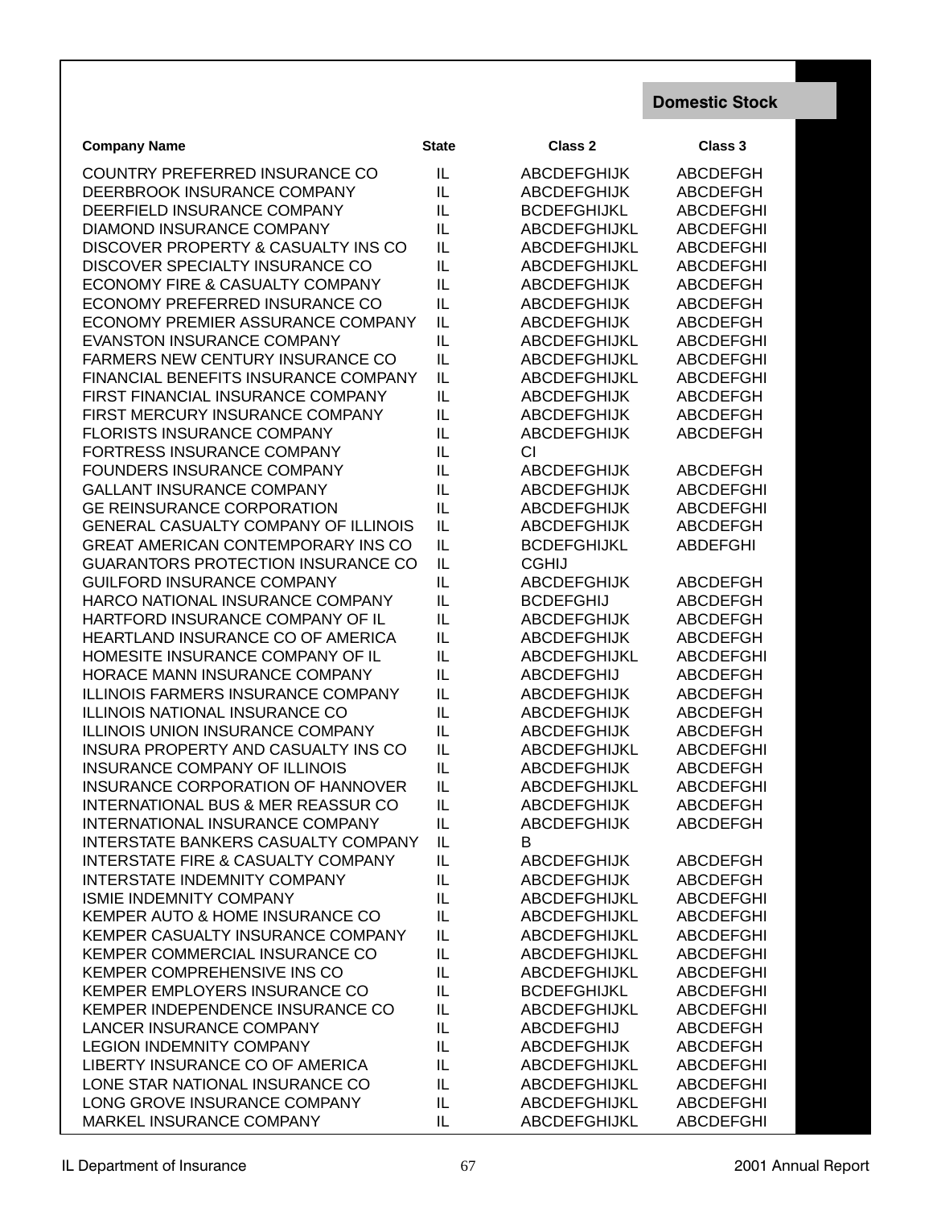**Domestic Stock**

| Company Name | State | Class 2 | Class 3 |
|---|---|---|---|
| COUNTRY PREFERRED INSURANCE CO | IL | ABCDEFGHIJK | ABCDEFGH |
| DEERBROOK INSURANCE COMPANY | IL | ABCDEFGHIJK | ABCDEFGH |
| DEERFIELD INSURANCE COMPANY | IL | BCDEFGHIJKL | ABCDEFGHI |
| DIAMOND INSURANCE COMPANY | IL | ABCDEFGHIJKL | ABCDEFGHI |
| DISCOVER PROPERTY & CASUALTY INS CO | IL | ABCDEFGHIJKL | ABCDEFGHI |
| DISCOVER SPECIALTY INSURANCE CO | IL | ABCDEFGHIJKL | ABCDEFGHI |
| ECONOMY FIRE & CASUALTY COMPANY | IL | ABCDEFGHIJK | ABCDEFGH |
| ECONOMY PREFERRED INSURANCE CO | IL | ABCDEFGHIJK | ABCDEFGH |
| ECONOMY PREMIER ASSURANCE COMPANY | IL | ABCDEFGHIJK | ABCDEFGH |
| EVANSTON INSURANCE COMPANY | IL | ABCDEFGHIJKL | ABCDEFGHI |
| FARMERS NEW CENTURY INSURANCE CO | IL | ABCDEFGHIJKL | ABCDEFGHI |
| FINANCIAL BENEFITS INSURANCE COMPANY | IL | ABCDEFGHIJKL | ABCDEFGHI |
| FIRST FINANCIAL INSURANCE COMPANY | IL | ABCDEFGHIJK | ABCDEFGH |
| FIRST MERCURY INSURANCE COMPANY | IL | ABCDEFGHIJK | ABCDEFGH |
| FLORISTS INSURANCE COMPANY | IL | ABCDEFGHIJK | ABCDEFGH |
| FORTRESS INSURANCE COMPANY | IL | CI | |
| FOUNDERS INSURANCE COMPANY | IL | ABCDEFGHIJK | ABCDEFGH |
| GALLANT INSURANCE COMPANY | IL | ABCDEFGHIJK | ABCDEFGHI |
| GE REINSURANCE CORPORATION | IL | ABCDEFGHIJK | ABCDEFGHI |
| GENERAL CASUALTY COMPANY OF ILLINOIS | IL | ABCDEFGHIJK | ABCDEFGH |
| GREAT AMERICAN CONTEMPORARY INS CO | IL | BCDEFGHIJKL | ABDEFGHI |
| GUARANTORS PROTECTION INSURANCE CO | IL | CGHIJ | |
| GUILFORD INSURANCE COMPANY | IL | ABCDEFGHIJK | ABCDEFGH |
| HARCO NATIONAL INSURANCE COMPANY | IL | BCDEFGHIJ | ABCDEFGH |
| HARTFORD INSURANCE COMPANY OF IL | IL | ABCDEFGHIJK | ABCDEFGH |
| HEARTLAND INSURANCE CO OF AMERICA | IL | ABCDEFGHIJK | ABCDEFGH |
| HOMESITE INSURANCE COMPANY OF IL | IL | ABCDEFGHIJKL | ABCDEFGHI |
| HORACE MANN INSURANCE COMPANY | IL | ABCDEFGHIJ | ABCDEFGH |
| ILLINOIS FARMERS INSURANCE COMPANY | IL | ABCDEFGHIJK | ABCDEFGH |
| ILLINOIS NATIONAL INSURANCE CO | IL | ABCDEFGHIJK | ABCDEFGH |
| ILLINOIS UNION INSURANCE COMPANY | IL | ABCDEFGHIJK | ABCDEFGH |
| INSURA PROPERTY AND CASUALTY INS CO | IL | ABCDEFGHIJKL | ABCDEFGHI |
| INSURANCE COMPANY OF ILLINOIS | IL | ABCDEFGHIJK | ABCDEFGH |
| INSURANCE CORPORATION OF HANNOVER | IL | ABCDEFGHIJKL | ABCDEFGHI |
| INTERNATIONAL BUS & MER REASSUR CO | IL | ABCDEFGHIJK | ABCDEFGH |
| INTERNATIONAL INSURANCE COMPANY | IL | ABCDEFGHIJK | ABCDEFGH |
| INTERSTATE BANKERS CASUALTY COMPANY | IL | B | |
| INTERSTATE FIRE & CASUALTY COMPANY | IL | ABCDEFGHIJK | ABCDEFGH |
| INTERSTATE INDEMNITY COMPANY | IL | ABCDEFGHIJK | ABCDEFGH |
| ISMIE INDEMNITY COMPANY | IL | ABCDEFGHIJKL | ABCDEFGHI |
| KEMPER AUTO & HOME INSURANCE CO | IL | ABCDEFGHIJKL | ABCDEFGHI |
| KEMPER CASUALTY INSURANCE COMPANY | IL | ABCDEFGHIJKL | ABCDEFGHI |
| KEMPER COMMERCIAL INSURANCE CO | IL | ABCDEFGHIJKL | ABCDEFGHI |
| KEMPER COMPREHENSIVE INS CO | IL | ABCDEFGHIJKL | ABCDEFGHI |
| KEMPER EMPLOYERS INSURANCE CO | IL | BCDEFGHIJKL | ABCDEFGHI |
| KEMPER INDEPENDENCE INSURANCE CO | IL | ABCDEFGHIJKL | ABCDEFGHI |
| LANCER INSURANCE COMPANY | IL | ABCDEFGHIJ | ABCDEFGH |
| LEGION INDEMNITY COMPANY | IL | ABCDEFGHIJK | ABCDEFGH |
| LIBERTY INSURANCE CO OF AMERICA | IL | ABCDEFGHIJKL | ABCDEFGHI |
| LONE STAR NATIONAL INSURANCE CO | IL | ABCDEFGHIJKL | ABCDEFGHI |
| LONG GROVE INSURANCE COMPANY | IL | ABCDEFGHIJKL | ABCDEFGHI |
| MARKEL INSURANCE COMPANY | IL | ABCDEFGHIJKL | ABCDEFGHI |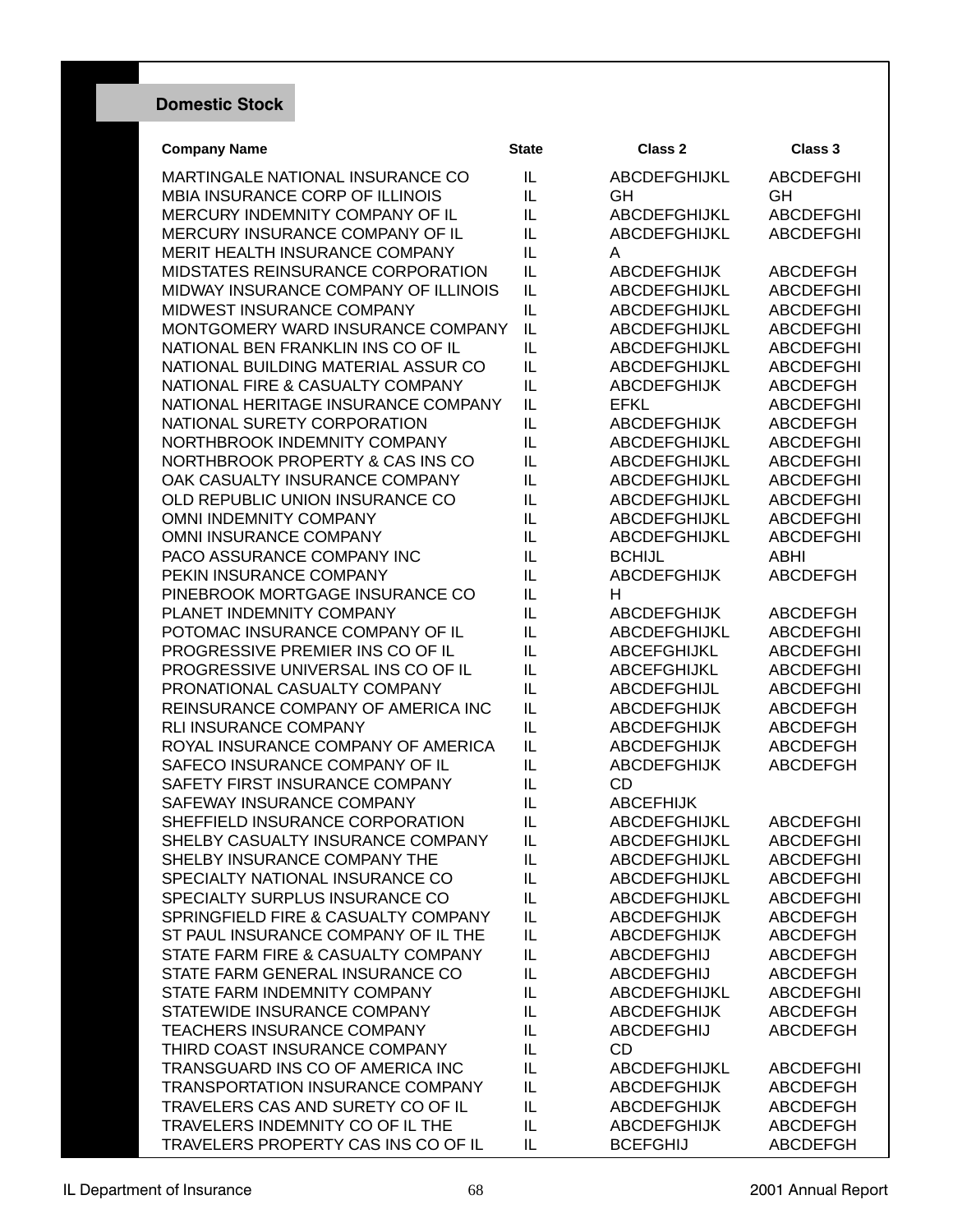## Domestic Stock

| Company Name | State | Class 2 | Class 3 |
|---|---|---|---|
| MARTINGALE NATIONAL INSURANCE CO | IL | ABCDEFGHIJKL | ABCDEFGHI |
| MBIA INSURANCE CORP OF ILLINOIS | IL | GH | GH |
| MERCURY INDEMNITY COMPANY OF IL | IL | ABCDEFGHIJKL | ABCDEFGHI |
| MERCURY INSURANCE COMPANY OF IL | IL | ABCDEFGHIJKL | ABCDEFGHI |
| MERIT HEALTH INSURANCE COMPANY | IL | A | |
| MIDSTATES REINSURANCE CORPORATION | IL | ABCDEFGHIJK | ABCDEFGH |
| MIDWAY INSURANCE COMPANY OF ILLINOIS | IL | ABCDEFGHIJKL | ABCDEFGHI |
| MIDWEST INSURANCE COMPANY | IL | ABCDEFGHIJKL | ABCDEFGHI |
| MONTGOMERY WARD INSURANCE COMPANY | IL | ABCDEFGHIJKL | ABCDEFGHI |
| NATIONAL BEN FRANKLIN INS CO OF IL | IL | ABCDEFGHIJKL | ABCDEFGHI |
| NATIONAL BUILDING MATERIAL ASSUR CO | IL | ABCDEFGHIJKL | ABCDEFGHI |
| NATIONAL FIRE & CASUALTY COMPANY | IL | ABCDEFGHIJK | ABCDEFGH |
| NATIONAL HERITAGE INSURANCE COMPANY | IL | EFKL | ABCDEFGHI |
| NATIONAL SURETY CORPORATION | IL | ABCDEFGHIJK | ABCDEFGH |
| NORTHBROOK INDEMNITY COMPANY | IL | ABCDEFGHIJKL | ABCDEFGHI |
| NORTHBROOK PROPERTY & CAS INS CO | IL | ABCDEFGHIJKL | ABCDEFGHI |
| OAK CASUALTY INSURANCE COMPANY | IL | ABCDEFGHIJKL | ABCDEFGHI |
| OLD REPUBLIC UNION INSURANCE CO | IL | ABCDEFGHIJKL | ABCDEFGHI |
| OMNI INDEMNITY COMPANY | IL | ABCDEFGHIJKL | ABCDEFGHI |
| OMNI INSURANCE COMPANY | IL | ABCDEFGHIJKL | ABCDEFGHI |
| PACO ASSURANCE COMPANY INC | IL | BCHIJL | ABHI |
| PEKIN INSURANCE COMPANY | IL | ABCDEFGHIJK | ABCDEFGH |
| PINEBROOK MORTGAGE INSURANCE CO | IL | H | |
| PLANET INDEMNITY COMPANY | IL | ABCDEFGHIJK | ABCDEFGH |
| POTOMAC INSURANCE COMPANY OF IL | IL | ABCDEFGHIJKL | ABCDEFGHI |
| PROGRESSIVE PREMIER INS CO OF IL | IL | ABCEFGHIJKL | ABCDEFGHI |
| PROGRESSIVE UNIVERSAL INS CO OF IL | IL | ABCEFGHIJKL | ABCDEFGHI |
| PRONATIONAL CASUALTY COMPANY | IL | ABCDEFGHIJL | ABCDEFGHI |
| REINSURANCE COMPANY OF AMERICA INC | IL | ABCDEFGHIJK | ABCDEFGH |
| RLI INSURANCE COMPANY | IL | ABCDEFGHIJK | ABCDEFGH |
| ROYAL INSURANCE COMPANY OF AMERICA | IL | ABCDEFGHIJK | ABCDEFGH |
| SAFECO INSURANCE COMPANY OF IL | IL | ABCDEFGHIJK | ABCDEFGH |
| SAFETY FIRST INSURANCE COMPANY | IL | CD | |
| SAFEWAY INSURANCE COMPANY | IL | ABCEFHIJK | |
| SHEFFIELD INSURANCE CORPORATION | IL | ABCDEFGHIJKL | ABCDEFGHI |
| SHELBY CASUALTY INSURANCE COMPANY | IL | ABCDEFGHIJKL | ABCDEFGHI |
| SHELBY INSURANCE COMPANY THE | IL | ABCDEFGHIJKL | ABCDEFGHI |
| SPECIALTY NATIONAL INSURANCE CO | IL | ABCDEFGHIJKL | ABCDEFGHI |
| SPECIALTY SURPLUS INSURANCE CO | IL | ABCDEFGHIJKL | ABCDEFGHI |
| SPRINGFIELD FIRE & CASUALTY COMPANY | IL | ABCDEFGHIJK | ABCDEFGH |
| ST PAUL INSURANCE COMPANY OF IL THE | IL | ABCDEFGHIJK | ABCDEFGH |
| STATE FARM FIRE & CASUALTY COMPANY | IL | ABCDEFGHIJ | ABCDEFGH |
| STATE FARM GENERAL INSURANCE CO | IL | ABCDEFGHIJ | ABCDEFGH |
| STATE FARM INDEMNITY COMPANY | IL | ABCDEFGHIJKL | ABCDEFGHI |
| STATEWIDE INSURANCE COMPANY | IL | ABCDEFGHIJK | ABCDEFGH |
| TEACHERS INSURANCE COMPANY | IL | ABCDEFGHIJ | ABCDEFGH |
| THIRD COAST INSURANCE COMPANY | IL | CD | |
| TRANSGUARD INS CO OF AMERICA INC | IL | ABCDEFGHIJKL | ABCDEFGHI |
| TRANSPORTATION INSURANCE COMPANY | IL | ABCDEFGHIJK | ABCDEFGH |
| TRAVELERS CAS AND SURETY CO OF IL | IL | ABCDEFGHIJK | ABCDEFGH |
| TRAVELERS INDEMNITY CO OF IL THE | IL | ABCDEFGHIJK | ABCDEFGH |
| TRAVELERS PROPERTY CAS INS CO OF IL | IL | BCEFGHIJ | ABCDEFGH |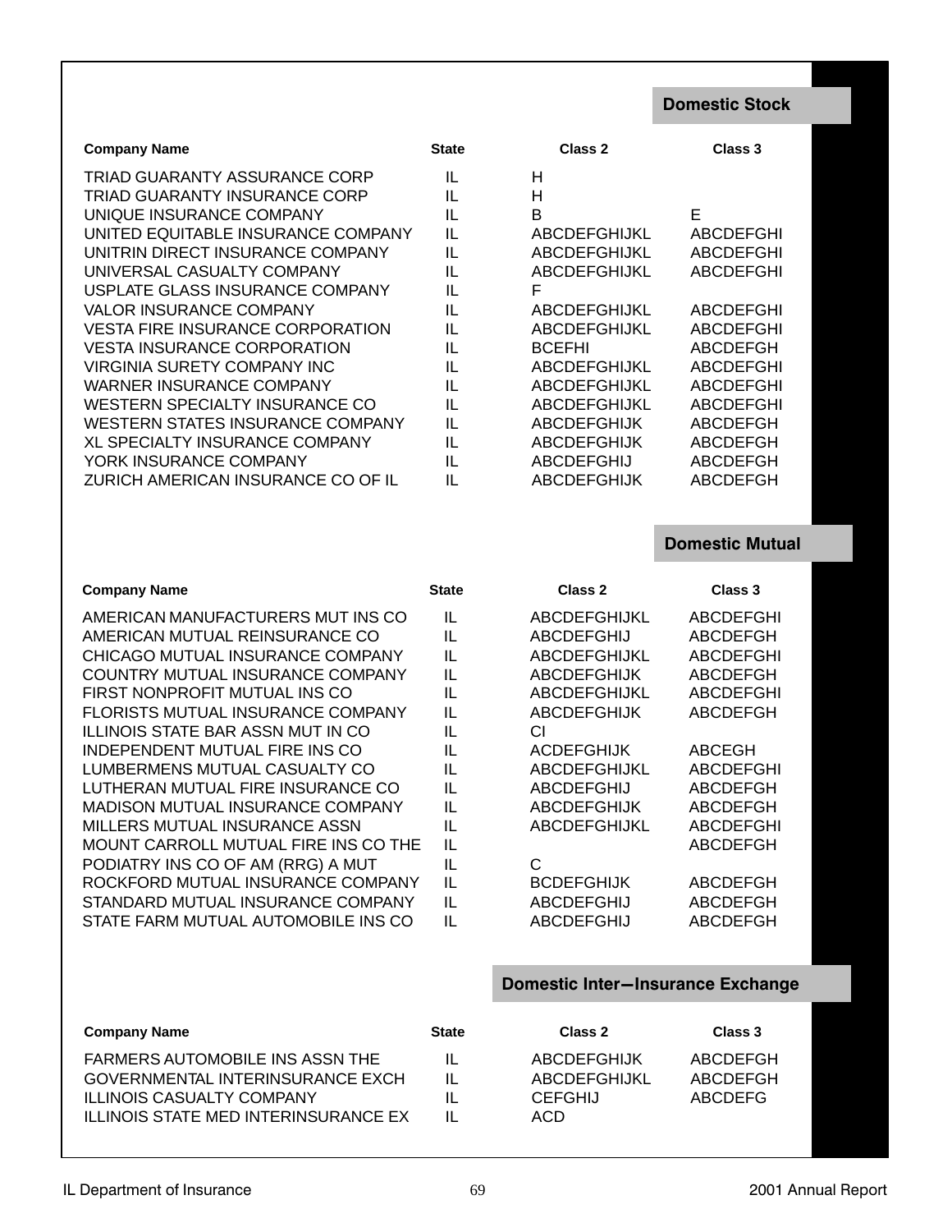## Domestic Stock

| Company Name | State | Class 2 | Class 3 |
|---|---|---|---|
| TRIAD GUARANTY ASSURANCE CORP | IL | H | |
| TRIAD GUARANTY INSURANCE CORP | IL | H | |
| UNIQUE INSURANCE COMPANY | IL | B | E |
| UNITED EQUITABLE INSURANCE COMPANY | IL | ABCDEFGHIJKL | ABCDEFGHI |
| UNITRIN DIRECT INSURANCE COMPANY | IL | ABCDEFGHIJKL | ABCDEFGHI |
| UNIVERSAL CASUALTY COMPANY | IL | ABCDEFGHIJKL | ABCDEFGHI |
| USPLATE GLASS INSURANCE COMPANY | IL | F | |
| VALOR INSURANCE COMPANY | IL | ABCDEFGHIJKL | ABCDEFGHI |
| VESTA FIRE INSURANCE CORPORATION | IL | ABCDEFGHIJKL | ABCDEFGHI |
| VESTA INSURANCE CORPORATION | IL | BCEFHI | ABCDEFGH |
| VIRGINIA SURETY COMPANY INC | IL | ABCDEFGHIJKL | ABCDEFGHI |
| WARNER INSURANCE COMPANY | IL | ABCDEFGHIJKL | ABCDEFGHI |
| WESTERN SPECIALTY INSURANCE CO | IL | ABCDEFGHIJKL | ABCDEFGHI |
| WESTERN STATES INSURANCE COMPANY | IL | ABCDEFGHIJK | ABCDEFGH |
| XL SPECIALTY INSURANCE COMPANY | IL | ABCDEFGHIJK | ABCDEFGH |
| YORK INSURANCE COMPANY | IL | ABCDEFGHIJ | ABCDEFGH |
| ZURICH AMERICAN INSURANCE CO OF IL | IL | ABCDEFGHIJK | ABCDEFGH |

## Domestic Mutual

| Company Name | State | Class 2 | Class 3 |
|---|---|---|---|
| AMERICAN MANUFACTURERS MUT INS CO | IL | ABCDEFGHIJKL | ABCDEFGHI |
| AMERICAN MUTUAL REINSURANCE CO | IL | ABCDEFGHIJ | ABCDEFGH |
| CHICAGO MUTUAL INSURANCE COMPANY | IL | ABCDEFGHIJKL | ABCDEFGHI |
| COUNTRY MUTUAL INSURANCE COMPANY | IL | ABCDEFGHIJK | ABCDEFGH |
| FIRST NONPROFIT MUTUAL INS CO | IL | ABCDEFGHIJKL | ABCDEFGHI |
| FLORISTS MUTUAL INSURANCE COMPANY | IL | ABCDEFGHIJK | ABCDEFGH |
| ILLINOIS STATE BAR ASSN MUT IN CO | IL | CI | |
| INDEPENDENT MUTUAL FIRE INS CO | IL | ACDEFGHIJK | ABCEGH |
| LUMBERMENS MUTUAL CASUALTY CO | IL | ABCDEFGHIJKL | ABCDEFGHI |
| LUTHERAN MUTUAL FIRE INSURANCE CO | IL | ABCDEFGHIJ | ABCDEFGH |
| MADISON MUTUAL INSURANCE COMPANY | IL | ABCDEFGHIJK | ABCDEFGH |
| MILLERS MUTUAL INSURANCE ASSN | IL | ABCDEFGHIJKL | ABCDEFGHI |
| MOUNT CARROLL MUTUAL FIRE INS CO THE | IL | | ABCDEFGH |
| PODIATRY INS CO OF AM (RRG) A MUT | IL | C | |
| ROCKFORD MUTUAL INSURANCE COMPANY | IL | BCDEFGHIJK | ABCDEFGH |
| STANDARD MUTUAL INSURANCE COMPANY | IL | ABCDEFGHIJ | ABCDEFGH |
| STATE FARM MUTUAL AUTOMOBILE INS CO | IL | ABCDEFGHIJ | ABCDEFGH |

## Domestic Inter–Insurance Exchange

| Company Name | State | Class 2 | Class 3 |
|---|---|---|---|
| FARMERS AUTOMOBILE INS ASSN THE | IL | ABCDEFGHIJK | ABCDEFGH |
| GOVERNMENTAL INTERINSURANCE EXCH | IL | ABCDEFGHIJKL | ABCDEFGH |
| ILLINOIS CASUALTY COMPANY | IL | CEFGHIJ | ABCDEFG |
| ILLINOIS STATE MED INTERINSURANCE EX | IL | ACD | |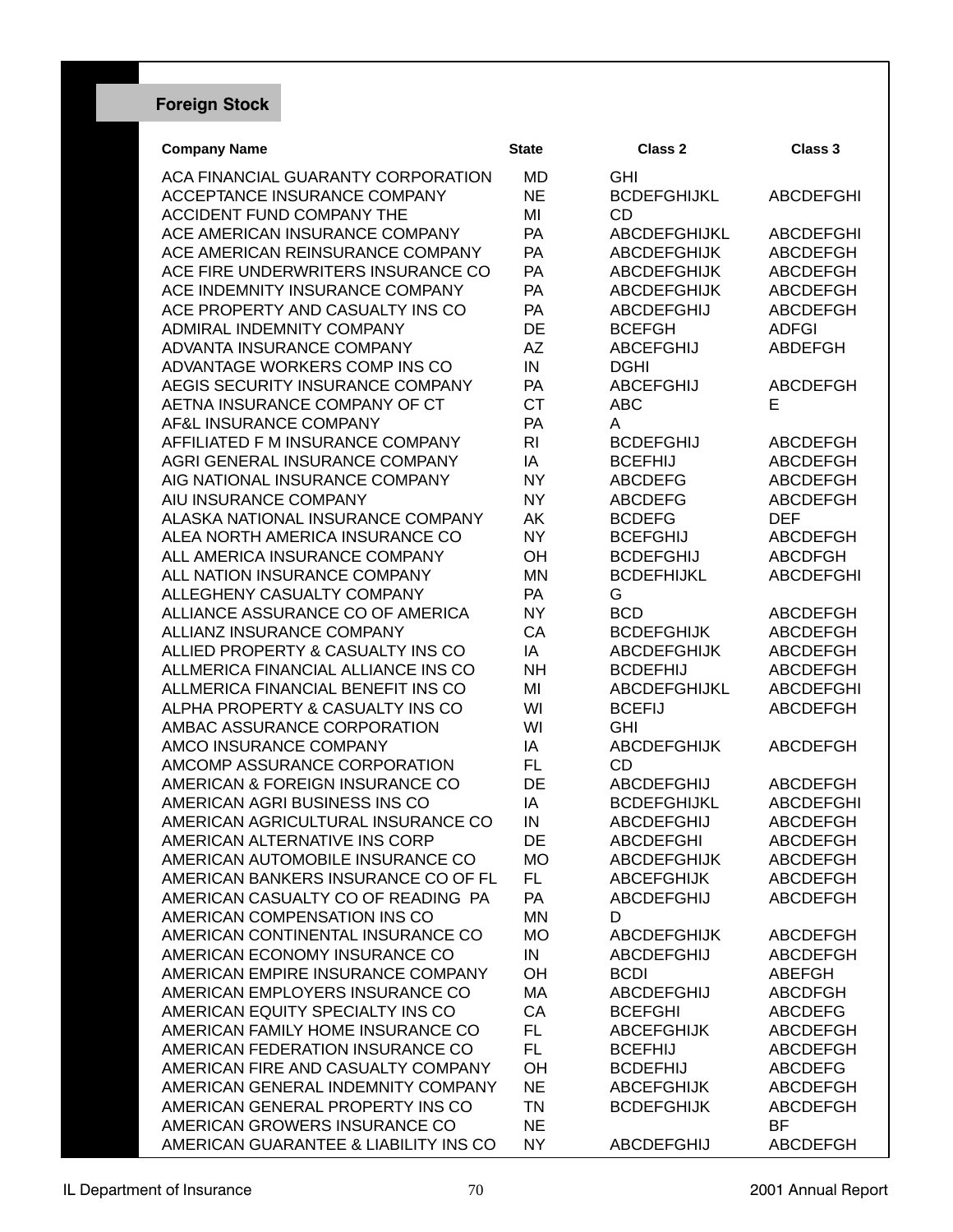## Foreign Stock

| Company Name | State | Class 2 | Class 3 |
|---|---|---|---|
| ACA FINANCIAL GUARANTY CORPORATION | MD | GHI | |
| ACCEPTANCE INSURANCE COMPANY | NE | BCDEFGHIJKL | ABCDEFGHI |
| ACCIDENT FUND COMPANY THE | MI | CD | |
| ACE AMERICAN INSURANCE COMPANY | PA | ABCDEFGHIJKL | ABCDEFGHI |
| ACE AMERICAN REINSURANCE COMPANY | PA | ABCDEFGHIJK | ABCDEFGH |
| ACE FIRE UNDERWRITERS INSURANCE CO | PA | ABCDEFGHIJK | ABCDEFGH |
| ACE INDEMNITY INSURANCE COMPANY | PA | ABCDEFGHIJK | ABCDEFGH |
| ACE PROPERTY AND CASUALTY INS CO | PA | ABCDEFGHIJ | ABCDEFGH |
| ADMIRAL INDEMNITY COMPANY | DE | BCEFGH | ADFGI |
| ADVANTA INSURANCE COMPANY | AZ | ABCEFGHIJ | ABDEFGH |
| ADVANTAGE WORKERS COMP INS CO | IN | DGHI | |
| AEGIS SECURITY INSURANCE COMPANY | PA | ABCEFGHIJ | ABCDEFGH |
| AETNA INSURANCE COMPANY OF CT | CT | ABC | E |
| AF&L INSURANCE COMPANY | PA | A | |
| AFFILIATED F M INSURANCE COMPANY | RI | BCDEFGHIJ | ABCDEFGH |
| AGRI GENERAL INSURANCE COMPANY | IA | BCEFHIJ | ABCDEFGH |
| AIG NATIONAL INSURANCE COMPANY | NY | ABCDEFG | ABCDEFGH |
| AIU INSURANCE COMPANY | NY | ABCDEFG | ABCDEFGH |
| ALASKA NATIONAL INSURANCE COMPANY | AK | BCDEFG | DEF |
| ALEA NORTH AMERICA INSURANCE CO | NY | BCEFGHIJ | ABCDEFGH |
| ALL AMERICA INSURANCE COMPANY | OH | BCDEFGHIJ | ABCDFGH |
| ALL NATION INSURANCE COMPANY | MN | BCDEFHIJKL | ABCDEFGHI |
| ALLEGHENY CASUALTY COMPANY | PA | G | |
| ALLIANCE ASSURANCE CO OF AMERICA | NY | BCD | ABCDEFGH |
| ALLIANZ INSURANCE COMPANY | CA | BCDEFGHIJK | ABCDEFGH |
| ALLIED PROPERTY & CASUALTY INS CO | IA | ABCDEFGHIJK | ABCDEFGH |
| ALLMERICA FINANCIAL ALLIANCE INS CO | NH | BCDEFHIJ | ABCDEFGH |
| ALLMERICA FINANCIAL BENEFIT INS CO | MI | ABCDEFGHIJKL | ABCDEFGHI |
| ALPHA PROPERTY & CASUALTY INS CO | WI | BCEFIJ | ABCDEFGH |
| AMBAC ASSURANCE CORPORATION | WI | GHI | |
| AMCO INSURANCE COMPANY | IA | ABCDEFGHIJK | ABCDEFGH |
| AMCOMP ASSURANCE CORPORATION | FL | CD | |
| AMERICAN & FOREIGN INSURANCE CO | DE | ABCDEFGHIJ | ABCDEFGH |
| AMERICAN AGRI BUSINESS INS CO | IA | BCDEFGHIJKL | ABCDEFGHI |
| AMERICAN AGRICULTURAL INSURANCE CO | IN | ABCDEFGHIJ | ABCDEFGH |
| AMERICAN ALTERNATIVE INS CORP | DE | ABCDEFGHI | ABCDEFGH |
| AMERICAN AUTOMOBILE INSURANCE CO | MO | ABCDEFGHIJK | ABCDEFGH |
| AMERICAN BANKERS INSURANCE CO OF FL | FL | ABCEFGHIJK | ABCDEFGH |
| AMERICAN CASUALTY CO OF READING PA | PA | ABCDEFGHIJ | ABCDEFGH |
| AMERICAN COMPENSATION INS CO | MN | D | |
| AMERICAN CONTINENTAL INSURANCE CO | MO | ABCDEFGHIJK | ABCDEFGH |
| AMERICAN ECONOMY INSURANCE CO | IN | ABCDEFGHIJ | ABCDEFGH |
| AMERICAN EMPIRE INSURANCE COMPANY | OH | BCDI | ABEFGH |
| AMERICAN EMPLOYERS INSURANCE CO | MA | ABCDEFGHIJ | ABCDFGH |
| AMERICAN EQUITY SPECIALTY INS CO | CA | BCEFGHI | ABCDEFG |
| AMERICAN FAMILY HOME INSURANCE CO | FL | ABCEFGHIJK | ABCDEFGH |
| AMERICAN FEDERATION INSURANCE CO | FL | BCEFHIJ | ABCDEFGH |
| AMERICAN FIRE AND CASUALTY COMPANY | OH | BCDEFHIJ | ABCDEFG |
| AMERICAN GENERAL INDEMNITY COMPANY | NE | ABCEFGHIJK | ABCDEFGH |
| AMERICAN GENERAL PROPERTY INS CO | TN | BCDEFGHIJK | ABCDEFGH |
| AMERICAN GROWERS INSURANCE CO | NE | | BF |
| AMERICAN GUARANTEE & LIABILITY INS CO | NY | ABCDEFGHIJ | ABCDEFGH |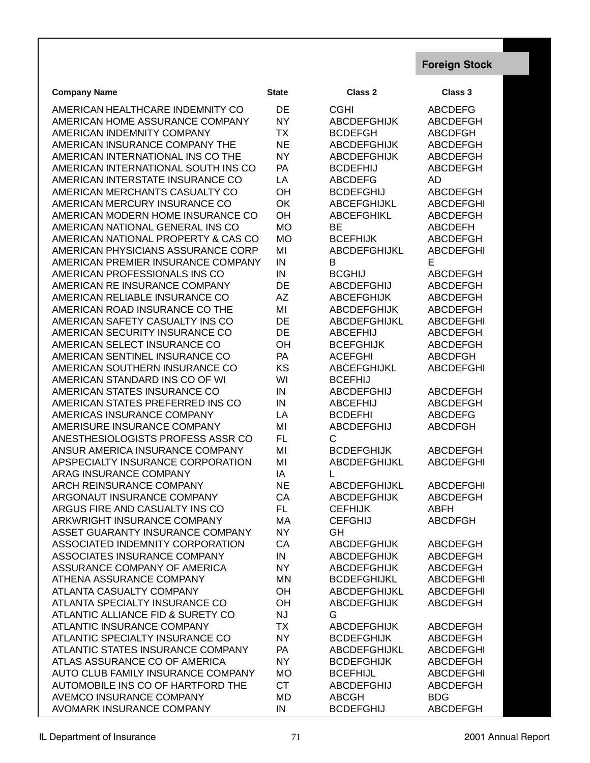**Foreign Stock**

| Company Name | State | Class 2 | Class 3 |
|---|---|---|---|
| AMERICAN HEALTHCARE INDEMNITY CO | DE | CGHI | ABCDEFG |
| AMERICAN HOME ASSURANCE COMPANY | NY | ABCDEFGHIJK | ABCDEFGH |
| AMERICAN INDEMNITY COMPANY | TX | BCDEFGH | ABCDFGH |
| AMERICAN INSURANCE COMPANY THE | NE | ABCDEFGHIJK | ABCDEFGH |
| AMERICAN INTERNATIONAL INS CO THE | NY | ABCDEFGHIJK | ABCDEFGH |
| AMERICAN INTERNATIONAL SOUTH INS CO | PA | BCDEFHIJ | ABCDEFGH |
| AMERICAN INTERSTATE INSURANCE CO | LA | ABCDEFG | AD |
| AMERICAN MERCHANTS CASUALTY CO | OH | BCDEFGHIJ | ABCDEFGH |
| AMERICAN MERCURY INSURANCE CO | OK | ABCEFGHIJKL | ABCDEFGHI |
| AMERICAN MODERN HOME INSURANCE CO | OH | ABCEFGHIKL | ABCDEFGH |
| AMERICAN NATIONAL GENERAL INS CO | MO | BE | ABCDEFH |
| AMERICAN NATIONAL PROPERTY & CAS CO | MO | BCEFHIJK | ABCDEFGH |
| AMERICAN PHYSICIANS ASSURANCE CORP | MI | ABCDEFGHIJKL | ABCDEFGHI |
| AMERICAN PREMIER INSURANCE COMPANY | IN | B | E |
| AMERICAN PROFESSIONALS INS CO | IN | BCGHIJ | ABCDEFGH |
| AMERICAN RE INSURANCE COMPANY | DE | ABCDEFGHIJ | ABCDEFGH |
| AMERICAN RELIABLE INSURANCE CO | AZ | ABCEFGHIJK | ABCDEFGH |
| AMERICAN ROAD INSURANCE CO THE | MI | ABCDEFGHIJK | ABCDEFGH |
| AMERICAN SAFETY CASUALTY INS CO | DE | ABCDEFGHIJKL | ABCDEFGHI |
| AMERICAN SECURITY INSURANCE CO | DE | ABCEFHIJ | ABCDEFGH |
| AMERICAN SELECT INSURANCE CO | OH | BCEFGHIJK | ABCDEFGH |
| AMERICAN SENTINEL INSURANCE CO | PA | ACEFGHI | ABCDFGH |
| AMERICAN SOUTHERN INSURANCE CO | KS | ABCEFGHIJKL | ABCDEFGHI |
| AMERICAN STANDARD INS CO OF WI | WI | BCEFHIJ | |
| AMERICAN STATES INSURANCE CO | IN | ABCDEFGHIJ | ABCDEFGH |
| AMERICAN STATES PREFERRED INS CO | IN | ABCEFHIJ | ABCDEFGH |
| AMERICAS INSURANCE COMPANY | LA | BCDEFHI | ABCDEFG |
| AMERISURE INSURANCE COMPANY | MI | ABCDEFGHIJ | ABCDFGH |
| ANESTHESIOLOGISTS PROFESS ASSR CO | FL | C | |
| ANSUR AMERICA INSURANCE COMPANY | MI | BCDEFGHIJK | ABCDEFGH |
| APSPECIALTY INSURANCE CORPORATION | MI | ABCDEFGHIJKL | ABCDEFGHI |
| ARAG INSURANCE COMPANY | IA | L | |
| ARCH REINSURANCE COMPANY | NE | ABCDEFGHIJKL | ABCDEFGHI |
| ARGONAUT INSURANCE COMPANY | CA | ABCDEFGHIJK | ABCDEFGH |
| ARGUS FIRE AND CASUALTY INS CO | FL | CEFHIJK | ABFH |
| ARKWRIGHT INSURANCE COMPANY | MA | CEFGHIJ | ABCDFGH |
| ASSET GUARANTY INSURANCE COMPANY | NY | GH | |
| ASSOCIATED INDEMNITY CORPORATION | CA | ABCDEFGHIJK | ABCDEFGH |
| ASSOCIATES INSURANCE COMPANY | IN | ABCDEFGHIJK | ABCDEFGH |
| ASSURANCE COMPANY OF AMERICA | NY | ABCDEFGHIJK | ABCDEFGH |
| ATHENA ASSURANCE COMPANY | MN | BCDEFGHIJKL | ABCDEFGHI |
| ATLANTA CASUALTY COMPANY | OH | ABCDEFGHIJKL | ABCDEFGHI |
| ATLANTA SPECIALTY INSURANCE CO | OH | ABCDEFGHIJK | ABCDEFGH |
| ATLANTIC ALLIANCE FID & SURETY CO | NJ | G | |
| ATLANTIC INSURANCE COMPANY | TX | ABCDEFGHIJK | ABCDEFGH |
| ATLANTIC SPECIALTY INSURANCE CO | NY | BCDEFGHIJK | ABCDEFGH |
| ATLANTIC STATES INSURANCE COMPANY | PA | ABCDEFGHIJKL | ABCDEFGHI |
| ATLAS ASSURANCE CO OF AMERICA | NY | BCDEFGHIJK | ABCDEFGH |
| AUTO CLUB FAMILY INSURANCE COMPANY | MO | BCEFHIJL | ABCDEFGHI |
| AUTOMOBILE INS CO OF HARTFORD THE | CT | ABCDEFGHIJ | ABCDEFGH |
| AVEMCO INSURANCE COMPANY | MD | ABCGH | BDG |
| AVOMARK INSURANCE COMPANY | IN | BCDEFGHIJ | ABCDEFGH |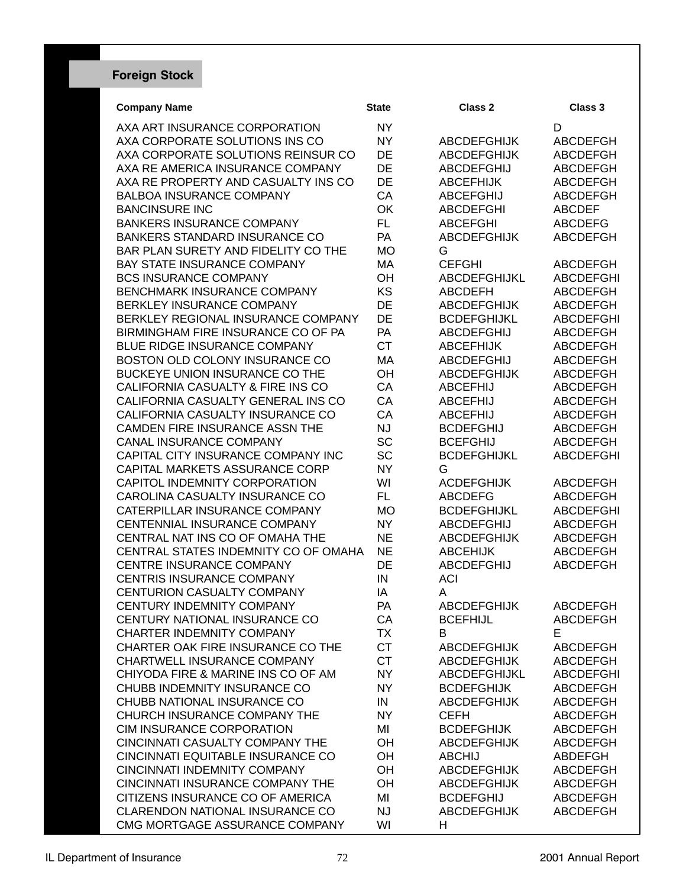## Foreign Stock

| Company Name | State | Class 2 | Class 3 |
|---|---|---|---|
| AXA ART INSURANCE CORPORATION | NY | | D |
| AXA CORPORATE SOLUTIONS INS CO | NY | ABCDEFGHIJK | ABCDEFGH |
| AXA CORPORATE SOLUTIONS REINSUR CO | DE | ABCDEFGHIJK | ABCDEFGH |
| AXA RE AMERICA INSURANCE COMPANY | DE | ABCDEFGHIJ | ABCDEFGH |
| AXA RE PROPERTY AND CASUALTY INS CO | DE | ABCEFHIJK | ABCDEFGH |
| BALBOA INSURANCE COMPANY | CA | ABCEFGHIJ | ABCDEFGH |
| BANCINSURE INC | OK | ABCDEFGHI | ABCDEF |
| BANKERS INSURANCE COMPANY | FL | ABCEFGHI | ABCDEFG |
| BANKERS STANDARD INSURANCE CO | PA | ABCDEFGHIJK | ABCDEFGH |
| BAR PLAN SURETY AND FIDELITY CO THE | MO | G | |
| BAY STATE INSURANCE COMPANY | MA | CEFGHI | ABCDEFGH |
| BCS INSURANCE COMPANY | OH | ABCDEFGHIJKL | ABCDEFGHI |
| BENCHMARK INSURANCE COMPANY | KS | ABCDEFH | ABCDEFGH |
| BERKLEY INSURANCE COMPANY | DE | ABCDEFGHIJK | ABCDEFGH |
| BERKLEY REGIONAL INSURANCE COMPANY | DE | BCDEFGHIJKL | ABCDEFGHI |
| BIRMINGHAM FIRE INSURANCE CO OF PA | PA | ABCDEFGHIJ | ABCDEFGH |
| BLUE RIDGE INSURANCE COMPANY | CT | ABCEFHIJK | ABCDEFGH |
| BOSTON OLD COLONY INSURANCE CO | MA | ABCDEFGHIJ | ABCDEFGH |
| BUCKEYE UNION INSURANCE CO THE | OH | ABCDEFGHIJK | ABCDEFGH |
| CALIFORNIA CASUALTY & FIRE INS CO | CA | ABCEFHIJ | ABCDEFGH |
| CALIFORNIA CASUALTY GENERAL INS CO | CA | ABCEFHIJ | ABCDEFGH |
| CALIFORNIA CASUALTY INSURANCE CO | CA | ABCEFHIJ | ABCDEFGH |
| CAMDEN FIRE INSURANCE ASSN THE | NJ | BCDEFGHIJ | ABCDEFGH |
| CANAL INSURANCE COMPANY | SC | BCEFGHIJ | ABCDEFGH |
| CAPITAL CITY INSURANCE COMPANY INC | SC | BCDEFGHIJKL | ABCDEFGHI |
| CAPITAL MARKETS ASSURANCE CORP | NY | G | |
| CAPITOL INDEMNITY CORPORATION | WI | ACDEFGHIJK | ABCDEFGH |
| CAROLINA CASUALTY INSURANCE CO | FL | ABCDEFG | ABCDEFGH |
| CATERPILLAR INSURANCE COMPANY | MO | BCDEFGHIJKL | ABCDEFGHI |
| CENTENNIAL INSURANCE COMPANY | NY | ABCDEFGHIJ | ABCDEFGH |
| CENTRAL NAT INS CO OF OMAHA THE | NE | ABCDEFGHIJK | ABCDEFGH |
| CENTRAL STATES INDEMNITY CO OF OMAHA | NE | ABCEHIJK | ABCDEFGH |
| CENTRE INSURANCE COMPANY | DE | ABCDEFGHIJ | ABCDEFGH |
| CENTRIS INSURANCE COMPANY | IN | ACI | |
| CENTURION CASUALTY COMPANY | IA | A | |
| CENTURY INDEMNITY COMPANY | PA | ABCDEFGHIJK | ABCDEFGH |
| CENTURY NATIONAL INSURANCE CO | CA | BCEFHIJL | ABCDEFGH |
| CHARTER INDEMNITY COMPANY | TX | B | E |
| CHARTER OAK FIRE INSURANCE CO THE | CT | ABCDEFGHIJK | ABCDEFGH |
| CHARTWELL INSURANCE COMPANY | CT | ABCDEFGHIJK | ABCDEFGH |
| CHIYODA FIRE & MARINE INS CO OF AM | NY | ABCDEFGHIJKL | ABCDEFGHI |
| CHUBB INDEMNITY INSURANCE CO | NY | BCDEFGHIJK | ABCDEFGH |
| CHUBB NATIONAL INSURANCE CO | IN | ABCDEFGHIJK | ABCDEFGH |
| CHURCH INSURANCE COMPANY THE | NY | CEFH | ABCDEFGH |
| CIM INSURANCE CORPORATION | MI | BCDEFGHIJK | ABCDEFGH |
| CINCINNATI CASUALTY COMPANY THE | OH | ABCDEFGHIJK | ABCDEFGH |
| CINCINNATI EQUITABLE INSURANCE CO | OH | ABCHIJ | ABDEFGH |
| CINCINNATI INDEMNITY COMPANY | OH | ABCDEFGHIJK | ABCDEFGH |
| CINCINNATI INSURANCE COMPANY THE | OH | ABCDEFGHIJK | ABCDEFGH |
| CITIZENS INSURANCE CO OF AMERICA | MI | BCDEFGHIJ | ABCDEFGH |
| CLARENDON NATIONAL INSURANCE CO | NJ | ABCDEFGHIJK | ABCDEFGH |
| CMG MORTGAGE ASSURANCE COMPANY | WI | H | |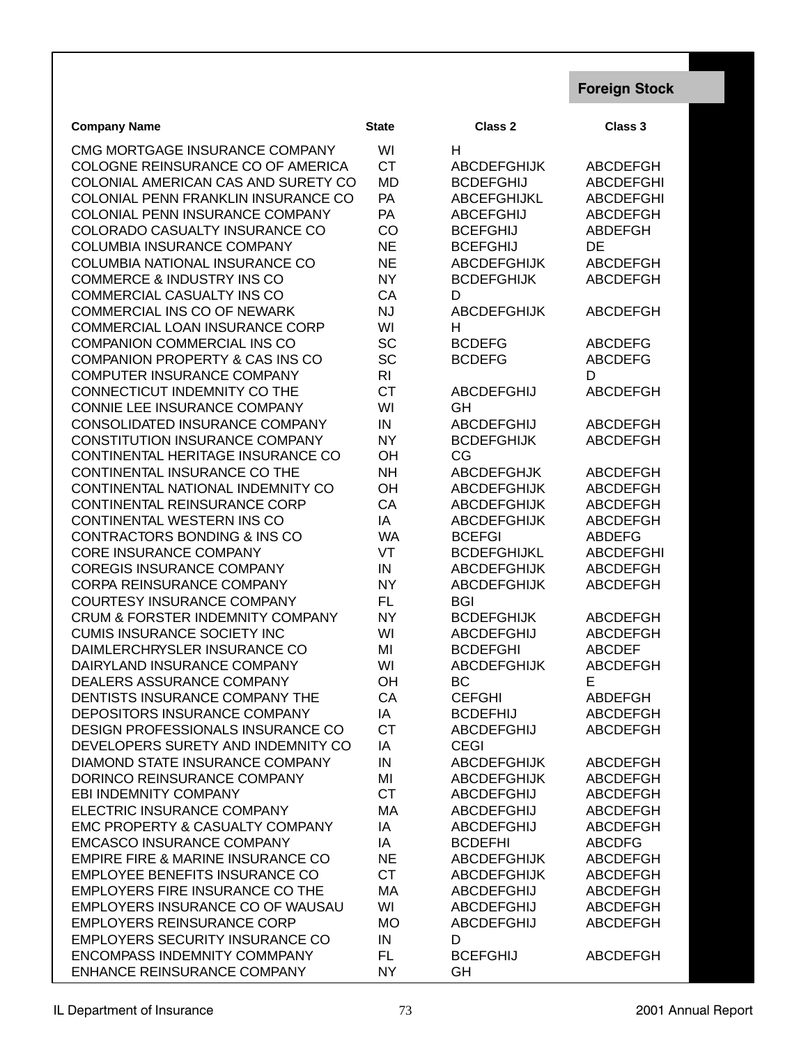## Foreign Stock

| Company Name | State | Class 2 | Class 3 |
|---|---|---|---|
| CMG MORTGAGE INSURANCE COMPANY | WI | H | |
| COLOGNE REINSURANCE CO OF AMERICA | CT | ABCDEFGHIJK | ABCDEFGH |
| COLONIAL AMERICAN CAS AND SURETY CO | MD | BCDEFGHIJ | ABCDEFGHI |
| COLONIAL PENN FRANKLIN INSURANCE CO | PA | ABCEFGHIJKL | ABCDEFGHI |
| COLONIAL PENN INSURANCE COMPANY | PA | ABCEFGHIJ | ABCDEFGH |
| COLORADO CASUALTY INSURANCE CO | CO | BCEFGHIJ | ABDEFGH |
| COLUMBIA INSURANCE COMPANY | NE | BCEFGHIJ | DE |
| COLUMBIA NATIONAL INSURANCE CO | NE | ABCDEFGHIJK | ABCDEFGH |
| COMMERCE & INDUSTRY INS CO | NY | BCDEFGHIJK | ABCDEFGH |
| COMMERCIAL CASUALTY INS CO | CA | D | |
| COMMERCIAL INS CO OF NEWARK | NJ | ABCDEFGHIJK | ABCDEFGH |
| COMMERCIAL LOAN INSURANCE CORP | WI | H | |
| COMPANION COMMERCIAL INS CO | SC | BCDEFG | ABCDEFG |
| COMPANION PROPERTY & CAS INS CO | SC | BCDEFG | ABCDEFG |
| COMPUTER INSURANCE COMPANY | RI | | D |
| CONNECTICUT INDEMNITY CO THE | CT | ABCDEFGHIJ | ABCDEFGH |
| CONNIE LEE INSURANCE COMPANY | WI | GH | |
| CONSOLIDATED INSURANCE COMPANY | IN | ABCDEFGHIJ | ABCDEFGH |
| CONSTITUTION INSURANCE COMPANY | NY | BCDEFGHIJK | ABCDEFGH |
| CONTINENTAL HERITAGE INSURANCE CO | OH | CG | |
| CONTINENTAL INSURANCE CO THE | NH | ABCDEFGHJK | ABCDEFGH |
| CONTINENTAL NATIONAL INDEMNITY CO | OH | ABCDEFGHIJK | ABCDEFGH |
| CONTINENTAL REINSURANCE CORP | CA | ABCDEFGHIJK | ABCDEFGH |
| CONTINENTAL WESTERN INS CO | IA | ABCDEFGHIJK | ABCDEFGH |
| CONTRACTORS BONDING & INS CO | WA | BCEFGI | ABDEFG |
| CORE INSURANCE COMPANY | VT | BCDEFGHIJKL | ABCDEFGHI |
| COREGIS INSURANCE COMPANY | IN | ABCDEFGHIJK | ABCDEFGH |
| CORPA REINSURANCE COMPANY | NY | ABCDEFGHIJK | ABCDEFGH |
| COURTESY INSURANCE COMPANY | FL | BGI | |
| CRUM & FORSTER INDEMNITY COMPANY | NY | BCDEFGHIJK | ABCDEFGH |
| CUMIS INSURANCE SOCIETY INC | WI | ABCDEFGHIJ | ABCDEFGH |
| DAIMLERCHRYSLER INSURANCE CO | MI | BCDEFGHI | ABCDEF |
| DAIRYLAND INSURANCE COMPANY | WI | ABCDEFGHIJK | ABCDEFGH |
| DEALERS ASSURANCE COMPANY | OH | BC | E |
| DENTISTS INSURANCE COMPANY THE | CA | CEFGHI | ABDEFGH |
| DEPOSITORS INSURANCE COMPANY | IA | BCDEFHIJ | ABCDEFGH |
| DESIGN PROFESSIONALS INSURANCE CO | CT | ABCDEFGHIJ | ABCDEFGH |
| DEVELOPERS SURETY AND INDEMNITY CO | IA | CEGI | |
| DIAMOND STATE INSURANCE COMPANY | IN | ABCDEFGHIJK | ABCDEFGH |
| DORINCO REINSURANCE COMPANY | MI | ABCDEFGHIJK | ABCDEFGH |
| EBI INDEMNITY COMPANY | CT | ABCDEFGHIJ | ABCDEFGH |
| ELECTRIC INSURANCE COMPANY | MA | ABCDEFGHIJ | ABCDEFGH |
| EMC PROPERTY & CASUALTY COMPANY | IA | ABCDEFGHIJ | ABCDEFGH |
| EMCASCO INSURANCE COMPANY | IA | BCDEFHI | ABCDFG |
| EMPIRE FIRE & MARINE INSURANCE CO | NE | ABCDEFGHIJK | ABCDEFGH |
| EMPLOYEE BENEFITS INSURANCE CO | CT | ABCDEFGHIJK | ABCDEFGH |
| EMPLOYERS FIRE INSURANCE CO THE | MA | ABCDEFGHIJ | ABCDEFGH |
| EMPLOYERS INSURANCE CO OF WAUSAU | WI | ABCDEFGHIJ | ABCDEFGH |
| EMPLOYERS REINSURANCE CORP | MO | ABCDEFGHIJ | ABCDEFGH |
| EMPLOYERS SECURITY INSURANCE CO | IN | D | |
| ENCOMPASS INDEMNITY COMMPANY | FL | BCEFGHIJ | ABCDEFGH |
| ENHANCE REINSURANCE COMPANY | NY | GH | |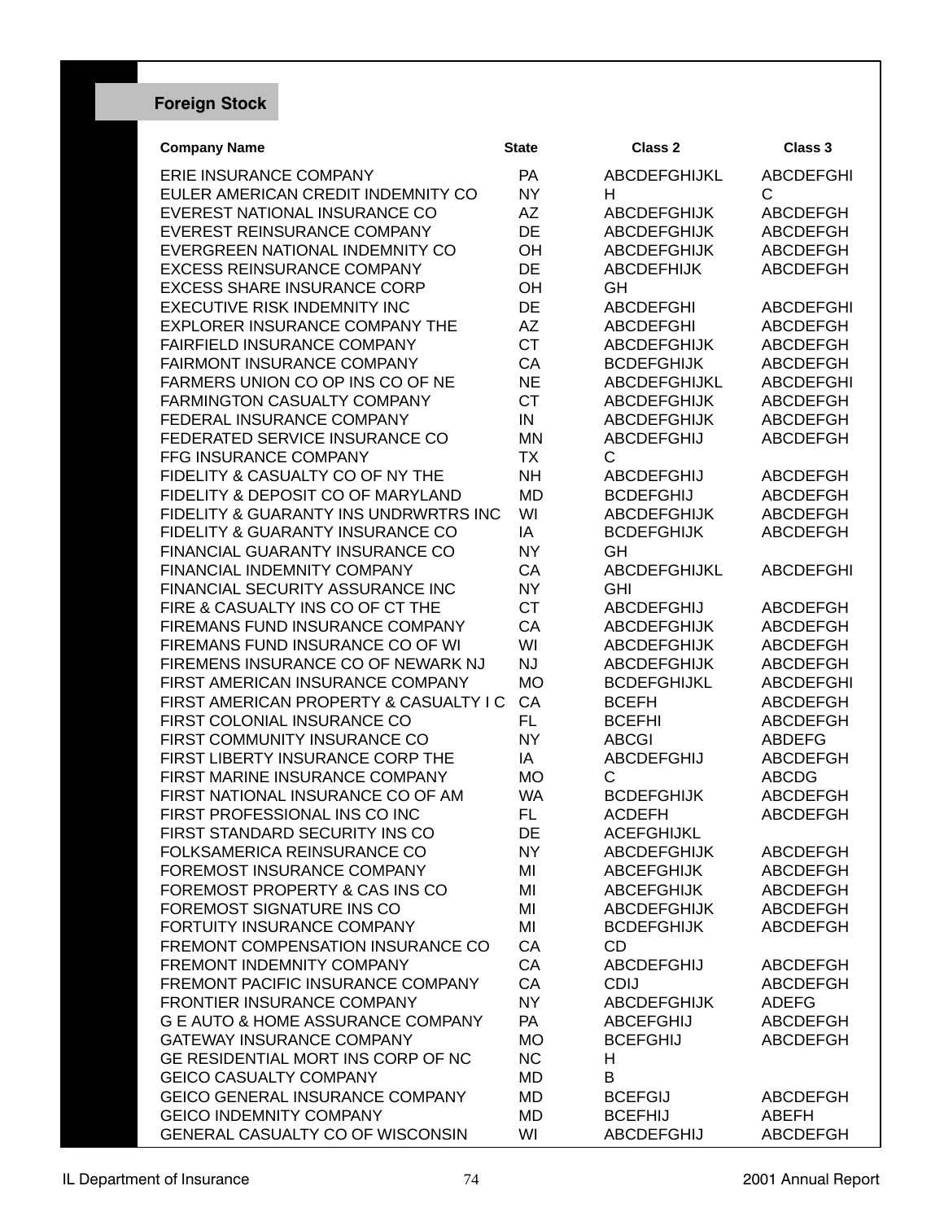## Foreign Stock

| Company Name | State | Class 2 | Class 3 |
|---|---|---|---|
| ERIE INSURANCE COMPANY | PA | ABCDEFGHIJKL | ABCDEFGHI |
| EULER AMERICAN CREDIT INDEMNITY CO | NY | H | C |
| EVEREST NATIONAL INSURANCE CO | AZ | ABCDEFGHIJK | ABCDEFGH |
| EVEREST REINSURANCE COMPANY | DE | ABCDEFGHIJK | ABCDEFGH |
| EVERGREEN NATIONAL INDEMNITY CO | OH | ABCDEFGHIJK | ABCDEFGH |
| EXCESS REINSURANCE COMPANY | DE | ABCDEFHIJK | ABCDEFGH |
| EXCESS SHARE INSURANCE CORP | OH | GH | |
| EXECUTIVE RISK INDEMNITY INC | DE | ABCDEFGHI | ABCDEFGHI |
| EXPLORER INSURANCE COMPANY THE | AZ | ABCDEFGHI | ABCDEFGH |
| FAIRFIELD INSURANCE COMPANY | CT | ABCDEFGHIJK | ABCDEFGH |
| FAIRMONT INSURANCE COMPANY | CA | BCDEFGHIJK | ABCDEFGH |
| FARMERS UNION CO OP INS CO OF NE | NE | ABCDEFGHIJKL | ABCDEFGHI |
| FARMINGTON CASUALTY COMPANY | CT | ABCDEFGHIJK | ABCDEFGH |
| FEDERAL INSURANCE COMPANY | IN | ABCDEFGHIJK | ABCDEFGH |
| FEDERATED SERVICE INSURANCE CO | MN | ABCDEFGHIJ | ABCDEFGH |
| FFG INSURANCE COMPANY | TX | C | |
| FIDELITY & CASUALTY CO OF NY THE | NH | ABCDEFGHIJ | ABCDEFGH |
| FIDELITY & DEPOSIT CO OF MARYLAND | MD | BCDEFGHIJ | ABCDEFGH |
| FIDELITY & GUARANTY INS UNDRWRTRS INC | WI | ABCDEFGHIJK | ABCDEFGH |
| FIDELITY & GUARANTY INSURANCE CO | IA | BCDEFGHIJK | ABCDEFGH |
| FINANCIAL GUARANTY INSURANCE CO | NY | GH | |
| FINANCIAL INDEMNITY COMPANY | CA | ABCDEFGHIJKL | ABCDEFGHI |
| FINANCIAL SECURITY ASSURANCE INC | NY | GHI | |
| FIRE & CASUALTY INS CO OF CT THE | CT | ABCDEFGHIJ | ABCDEFGH |
| FIREMANS FUND INSURANCE COMPANY | CA | ABCDEFGHIJK | ABCDEFGH |
| FIREMANS FUND INSURANCE CO OF WI | WI | ABCDEFGHIJK | ABCDEFGH |
| FIREMENS INSURANCE CO OF NEWARK NJ | NJ | ABCDEFGHIJK | ABCDEFGH |
| FIRST AMERICAN INSURANCE COMPANY | MO | BCDEFGHIJKL | ABCDEFGHI |
| FIRST AMERICAN PROPERTY & CASUALTY I C | CA | BCEFH | ABCDEFGH |
| FIRST COLONIAL INSURANCE CO | FL | BCEFHI | ABCDEFGH |
| FIRST COMMUNITY INSURANCE CO | NY | ABCGI | ABDEFG |
| FIRST LIBERTY INSURANCE CORP THE | IA | ABCDEFGHIJ | ABCDEFGH |
| FIRST MARINE INSURANCE COMPANY | MO | C | ABCDG |
| FIRST NATIONAL INSURANCE CO OF AM | WA | BCDEFGHIJK | ABCDEFGH |
| FIRST PROFESSIONAL INS CO INC | FL | ACDEFH | ABCDEFGH |
| FIRST STANDARD SECURITY INS CO | DE | ACEFGHIJKL | |
| FOLKSAMERICA REINSURANCE CO | NY | ABCDEFGHIJK | ABCDEFGH |
| FOREMOST INSURANCE COMPANY | MI | ABCEFGHIJK | ABCDEFGH |
| FOREMOST PROPERTY & CAS INS CO | MI | ABCEFGHIJK | ABCDEFGH |
| FOREMOST SIGNATURE INS CO | MI | ABCDEFGHIJK | ABCDEFGH |
| FORTUITY INSURANCE COMPANY | MI | BCDEFGHIJK | ABCDEFGH |
| FREMONT COMPENSATION INSURANCE CO | CA | CD | |
| FREMONT INDEMNITY COMPANY | CA | ABCDEFGHIJ | ABCDEFGH |
| FREMONT PACIFIC INSURANCE COMPANY | CA | CDIJ | ABCDEFGH |
| FRONTIER INSURANCE COMPANY | NY | ABCDEFGHIJK | ADEFG |
| G E AUTO & HOME ASSURANCE COMPANY | PA | ABCEFGHIJ | ABCDEFGH |
| GATEWAY INSURANCE COMPANY | MO | BCEFGHIJ | ABCDEFGH |
| GE RESIDENTIAL MORT INS CORP OF NC | NC | H | |
| GEICO CASUALTY COMPANY | MD | B | |
| GEICO GENERAL INSURANCE COMPANY | MD | BCEFGIJ | ABCDEFGH |
| GEICO INDEMNITY COMPANY | MD | BCEFHIJ | ABEFH |
| GENERAL CASUALTY CO OF WISCONSIN | WI | ABCDEFGHIJ | ABCDEFGH |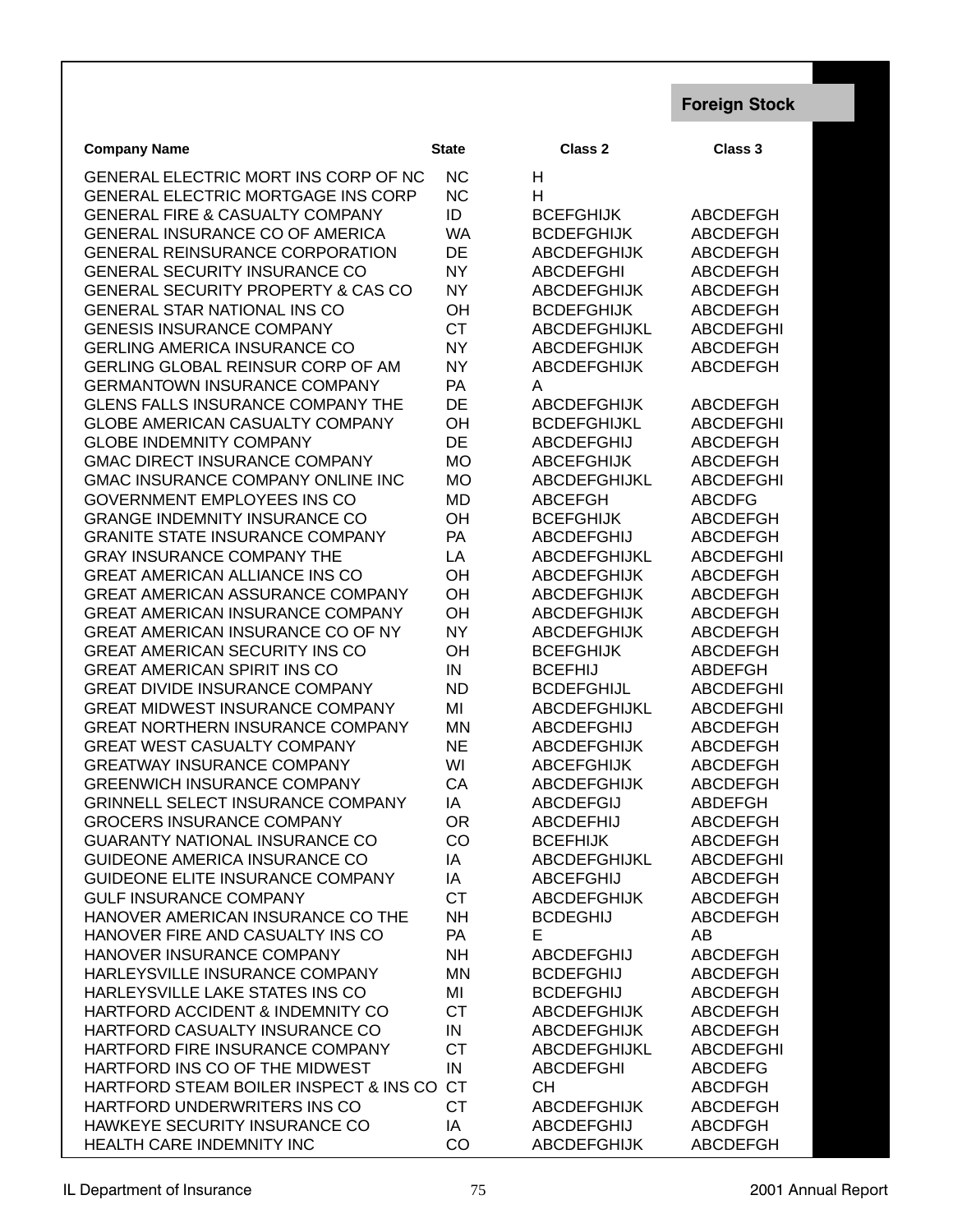## Foreign Stock

| Company Name | State | Class 2 | Class 3 |
|---|---|---|---|
| GENERAL ELECTRIC MORT INS CORP OF NC | NC | H | |
| GENERAL ELECTRIC MORTGAGE INS CORP | NC | H | |
| GENERAL FIRE & CASUALTY COMPANY | ID | BCEFGHIJK | ABCDEFGH |
| GENERAL INSURANCE CO OF AMERICA | WA | BCDEFGHIJK | ABCDEFGH |
| GENERAL REINSURANCE CORPORATION | DE | ABCDEFGHIJK | ABCDEFGH |
| GENERAL SECURITY INSURANCE CO | NY | ABCDEFGHI | ABCDEFGH |
| GENERAL SECURITY PROPERTY & CAS CO | NY | ABCDEFGHIJK | ABCDEFGH |
| GENERAL STAR NATIONAL INS CO | OH | BCDEFGHIJK | ABCDEFGH |
| GENESIS INSURANCE COMPANY | CT | ABCDEFGHIJKL | ABCDEFGHI |
| GERLING AMERICA INSURANCE CO | NY | ABCDEFGHIJK | ABCDEFGH |
| GERLING GLOBAL REINSUR CORP OF AM | NY | ABCDEFGHIJK | ABCDEFGH |
| GERMANTOWN INSURANCE COMPANY | PA | A | |
| GLENS FALLS INSURANCE COMPANY THE | DE | ABCDEFGHIJK | ABCDEFGH |
| GLOBE AMERICAN CASUALTY COMPANY | OH | BCDEFGHIJKL | ABCDEFGHI |
| GLOBE INDEMNITY COMPANY | DE | ABCDEFGHIJ | ABCDEFGH |
| GMAC DIRECT INSURANCE COMPANY | MO | ABCEFGHIJK | ABCDEFGH |
| GMAC INSURANCE COMPANY ONLINE INC | MO | ABCDEFGHIJKL | ABCDEFGHI |
| GOVERNMENT EMPLOYEES INS CO | MD | ABCEFGH | ABCDFG |
| GRANGE INDEMNITY INSURANCE CO | OH | BCEFGHIJK | ABCDEFGH |
| GRANITE STATE INSURANCE COMPANY | PA | ABCDEFGHIJ | ABCDEFGH |
| GRAY INSURANCE COMPANY THE | LA | ABCDEFGHIJKL | ABCDEFGHI |
| GREAT AMERICAN ALLIANCE INS CO | OH | ABCDEFGHIJK | ABCDEFGH |
| GREAT AMERICAN ASSURANCE COMPANY | OH | ABCDEFGHIJK | ABCDEFGH |
| GREAT AMERICAN INSURANCE COMPANY | OH | ABCDEFGHIJK | ABCDEFGH |
| GREAT AMERICAN INSURANCE CO OF NY | NY | ABCDEFGHIJK | ABCDEFGH |
| GREAT AMERICAN SECURITY INS CO | OH | BCEFGHIJK | ABCDEFGH |
| GREAT AMERICAN SPIRIT INS CO | IN | BCEFHIJ | ABDEFGH |
| GREAT DIVIDE INSURANCE COMPANY | ND | BCDEFGHIJL | ABCDEFGHI |
| GREAT MIDWEST INSURANCE COMPANY | MI | ABCDEFGHIJKL | ABCDEFGHI |
| GREAT NORTHERN INSURANCE COMPANY | MN | ABCDEFGHIJ | ABCDEFGH |
| GREAT WEST CASUALTY COMPANY | NE | ABCDEFGHIJK | ABCDEFGH |
| GREATWAY INSURANCE COMPANY | WI | ABCEFGHIJK | ABCDEFGH |
| GREENWICH INSURANCE COMPANY | CA | ABCDEFGHIJK | ABCDEFGH |
| GRINNELL SELECT INSURANCE COMPANY | IA | ABCDEFGIJ | ABDEFGH |
| GROCERS INSURANCE COMPANY | OR | ABCDEFHIJ | ABCDEFGH |
| GUARANTY NATIONAL INSURANCE CO | CO | BCEFHIJK | ABCDEFGH |
| GUIDEONE AMERICA INSURANCE CO | IA | ABCDEFGHIJKL | ABCDEFGHI |
| GUIDEONE ELITE INSURANCE COMPANY | IA | ABCEFGHIJ | ABCDEFGH |
| GULF INSURANCE COMPANY | CT | ABCDEFGHIJK | ABCDEFGH |
| HANOVER AMERICAN INSURANCE CO THE | NH | BCDEGHIJ | ABCDEFGH |
| HANOVER FIRE AND CASUALTY INS CO | PA | E | AB |
| HANOVER INSURANCE COMPANY | NH | ABCDEFGHIJ | ABCDEFGH |
| HARLEYSVILLE INSURANCE COMPANY | MN | BCDEFGHIJ | ABCDEFGH |
| HARLEYSVILLE LAKE STATES INS CO | MI | BCDEFGHIJ | ABCDEFGH |
| HARTFORD ACCIDENT & INDEMNITY CO | CT | ABCDEFGHIJK | ABCDEFGH |
| HARTFORD CASUALTY INSURANCE CO | IN | ABCDEFGHIJK | ABCDEFGH |
| HARTFORD FIRE INSURANCE COMPANY | CT | ABCDEFGHIJKL | ABCDEFGHI |
| HARTFORD INS CO OF THE MIDWEST | IN | ABCDEFGHI | ABCDEFG |
| HARTFORD STEAM BOILER INSPECT & INS CO | CT | CH | ABCDFGH |
| HARTFORD UNDERWRITERS INS CO | CT | ABCDEFGHIJK | ABCDEFGH |
| HAWKEYE SECURITY INSURANCE CO | IA | ABCDEFGHIJ | ABCDFGH |
| HEALTH CARE INDEMNITY INC | CO | ABCDEFGHIJK | ABCDEFGH |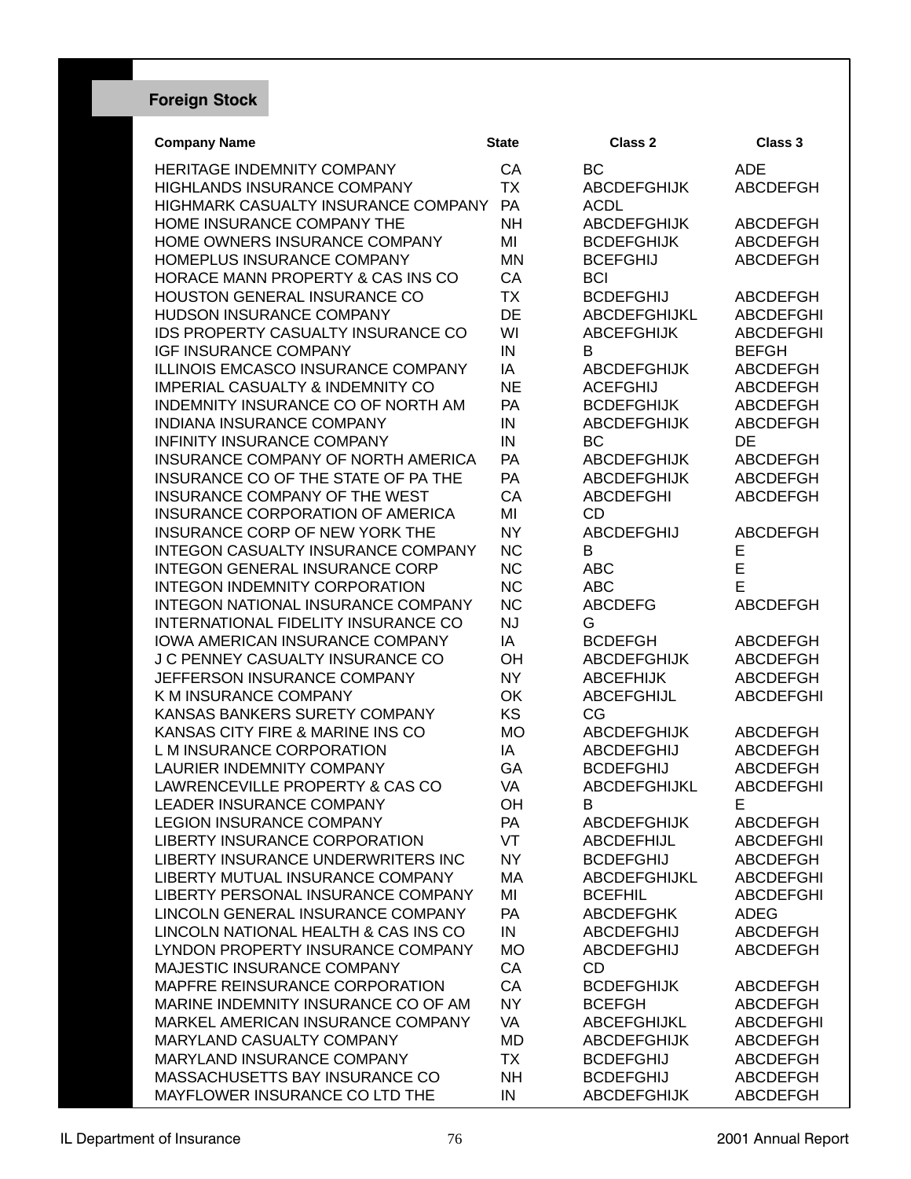## Foreign Stock

| Company Name | State | Class 2 | Class 3 |
|---|---|---|---|
| HERITAGE INDEMNITY COMPANY | CA | BC | ADE |
| HIGHLANDS INSURANCE COMPANY | TX | ABCDEFGHIJK | ABCDEFGH |
| HIGHMARK CASUALTY INSURANCE COMPANY | PA | ACDL | |
| HOME INSURANCE COMPANY THE | NH | ABCDEFGHIJK | ABCDEFGH |
| HOME OWNERS INSURANCE COMPANY | MI | BCDEFGHIJK | ABCDEFGH |
| HOMEPLUS INSURANCE COMPANY | MN | BCEFGHIJ | ABCDEFGH |
| HORACE MANN PROPERTY & CAS INS CO | CA | BCI | |
| HOUSTON GENERAL INSURANCE CO | TX | BCDEFGHIJ | ABCDEFGH |
| HUDSON INSURANCE COMPANY | DE | ABCDEFGHIJKL | ABCDEFGHI |
| IDS PROPERTY CASUALTY INSURANCE CO | WI | ABCEFGHIJK | ABCDEFGHI |
| IGF INSURANCE COMPANY | IN | B | BEFGH |
| ILLINOIS EMCASCO INSURANCE COMPANY | IA | ABCDEFGHIJK | ABCDEFGH |
| IMPERIAL CASUALTY & INDEMNITY CO | NE | ACEFGHIJ | ABCDEFGH |
| INDEMNITY INSURANCE CO OF NORTH AM | PA | BCDEFGHIJK | ABCDEFGH |
| INDIANA INSURANCE COMPANY | IN | ABCDEFGHIJK | ABCDEFGH |
| INFINITY INSURANCE COMPANY | IN | BC | DE |
| INSURANCE COMPANY OF NORTH AMERICA | PA | ABCDEFGHIJK | ABCDEFGH |
| INSURANCE CO OF THE STATE OF PA THE | PA | ABCDEFGHIJK | ABCDEFGH |
| INSURANCE COMPANY OF THE WEST | CA | ABCDEFGHI | ABCDEFGH |
| INSURANCE CORPORATION OF AMERICA | MI | CD | |
| INSURANCE CORP OF NEW YORK THE | NY | ABCDEFGHIJ | ABCDEFGH |
| INTEGON CASUALTY INSURANCE COMPANY | NC | B | E |
| INTEGON GENERAL INSURANCE CORP | NC | ABC | E |
| INTEGON INDEMNITY CORPORATION | NC | ABC | E |
| INTEGON NATIONAL INSURANCE COMPANY | NC | ABCDEFG | ABCDEFGH |
| INTERNATIONAL FIDELITY INSURANCE CO | NJ | G | |
| IOWA AMERICAN INSURANCE COMPANY | IA | BCDEFGH | ABCDEFGH |
| J C PENNEY CASUALTY INSURANCE CO | OH | ABCDEFGHIJK | ABCDEFGH |
| JEFFERSON INSURANCE COMPANY | NY | ABCEFHIJK | ABCDEFGH |
| K M INSURANCE COMPANY | OK | ABCEFGHIJL | ABCDEFGHI |
| KANSAS BANKERS SURETY COMPANY | KS | CG | |
| KANSAS CITY FIRE & MARINE INS CO | MO | ABCDEFGHIJK | ABCDEFGH |
| L M INSURANCE CORPORATION | IA | ABCDEFGHIJ | ABCDEFGH |
| LAURIER INDEMNITY COMPANY | GA | BCDEFGHIJ | ABCDEFGH |
| LAWRENCEVILLE PROPERTY & CAS CO | VA | ABCDEFGHIJKL | ABCDEFGHI |
| LEADER INSURANCE COMPANY | OH | B | E |
| LEGION INSURANCE COMPANY | PA | ABCDEFGHIJK | ABCDEFGH |
| LIBERTY INSURANCE CORPORATION | VT | ABCDEFHIJL | ABCDEFGHI |
| LIBERTY INSURANCE UNDERWRITERS INC | NY | BCDEFGHIJ | ABCDEFGH |
| LIBERTY MUTUAL INSURANCE COMPANY | MA | ABCDEFGHIJKL | ABCDEFGHI |
| LIBERTY PERSONAL INSURANCE COMPANY | MI | BCEFHIL | ABCDEFGHI |
| LINCOLN GENERAL INSURANCE COMPANY | PA | ABCDEFGHK | ADEG |
| LINCOLN NATIONAL HEALTH & CAS INS CO | IN | ABCDEFGHIJ | ABCDEFGH |
| LYNDON PROPERTY INSURANCE COMPANY | MO | ABCDEFGHIJ | ABCDEFGH |
| MAJESTIC INSURANCE COMPANY | CA | CD | |
| MAPFRE REINSURANCE CORPORATION | CA | BCDEFGHIJK | ABCDEFGH |
| MARINE INDEMNITY INSURANCE CO OF AM | NY | BCEFGH | ABCDEFGH |
| MARKEL AMERICAN INSURANCE COMPANY | VA | ABCEFGHIJKL | ABCDEFGHI |
| MARYLAND CASUALTY COMPANY | MD | ABCDEFGHIJK | ABCDEFGH |
| MARYLAND INSURANCE COMPANY | TX | BCDEFGHIJ | ABCDEFGH |
| MASSACHUSETTS BAY INSURANCE CO | NH | BCDEFGHIJ | ABCDEFGH |
| MAYFLOWER INSURANCE CO LTD THE | IN | ABCDEFGHIJK | ABCDEFGH |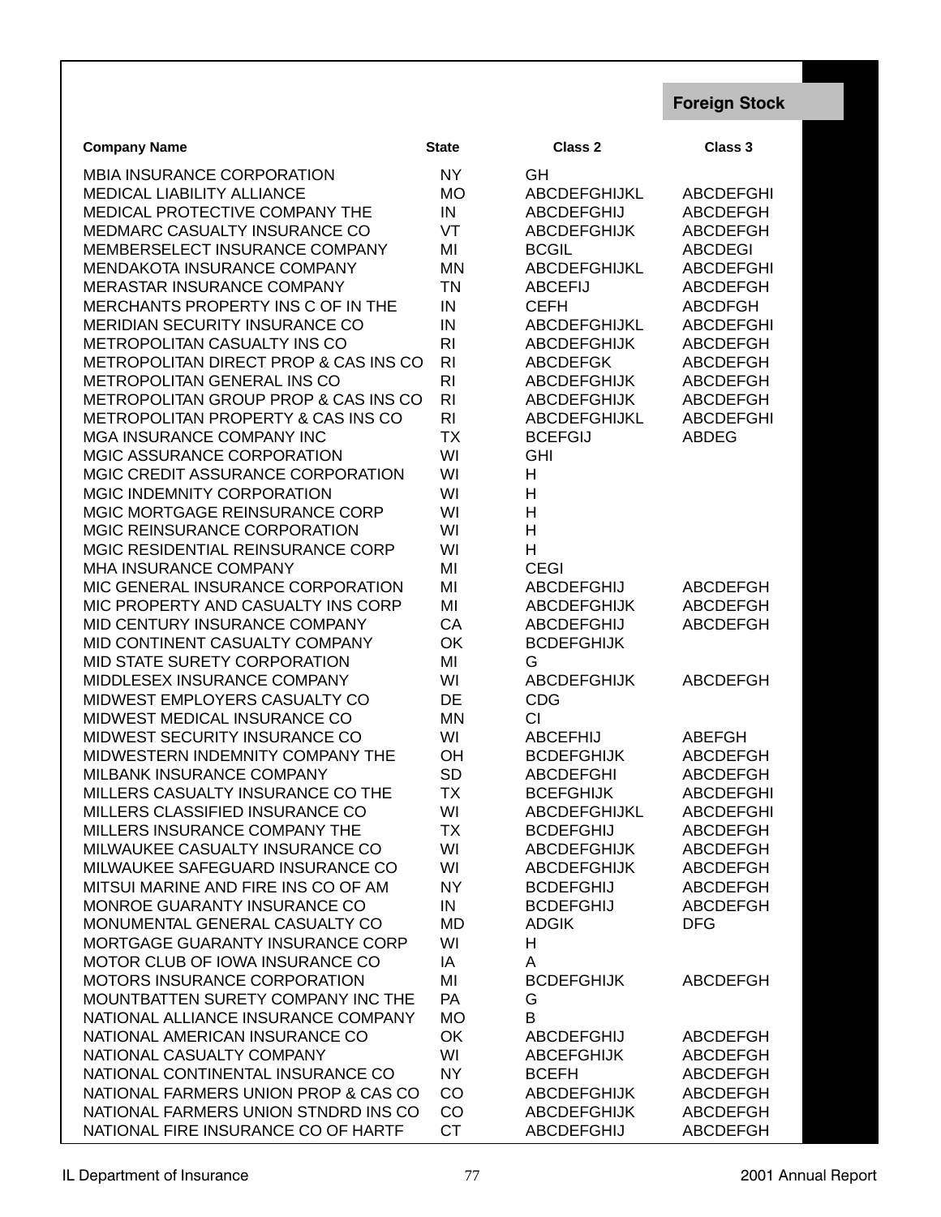**Foreign Stock**

| Company Name | State | Class 2 | Class 3 |
|---|---|---|---|
| MBIA INSURANCE CORPORATION | NY | GH | |
| MEDICAL LIABILITY ALLIANCE | MO | ABCDEFGHIJKL | ABCDEFGHI |
| MEDICAL PROTECTIVE COMPANY THE | IN | ABCDEFGHIJ | ABCDEFGH |
| MEDMARC CASUALTY INSURANCE CO | VT | ABCDEFGHIJK | ABCDEFGH |
| MEMBERSELECT INSURANCE COMPANY | MI | BCGIL | ABCDEGI |
| MENDAKOTA INSURANCE COMPANY | MN | ABCDEFGHIJKL | ABCDEFGHI |
| MERASTAR INSURANCE COMPANY | TN | ABCEFIJ | ABCDEFGH |
| MERCHANTS PROPERTY INS C OF IN THE | IN | CEFH | ABCDFGH |
| MERIDIAN SECURITY INSURANCE CO | IN | ABCDEFGHIJKL | ABCDEFGHI |
| METROPOLITAN CASUALTY INS CO | RI | ABCDEFGHIJK | ABCDEFGH |
| METROPOLITAN DIRECT PROP & CAS INS CO | RI | ABCDEFGK | ABCDEFGH |
| METROPOLITAN GENERAL INS CO | RI | ABCDEFGHIJK | ABCDEFGH |
| METROPOLITAN GROUP PROP & CAS INS CO | RI | ABCDEFGHIJK | ABCDEFGH |
| METROPOLITAN PROPERTY & CAS INS CO | RI | ABCDEFGHIJKL | ABCDEFGHI |
| MGA INSURANCE COMPANY INC | TX | BCEFGIJ | ABDEG |
| MGIC ASSURANCE CORPORATION | WI | GHI | |
| MGIC CREDIT ASSURANCE CORPORATION | WI | H | |
| MGIC INDEMNITY CORPORATION | WI | H | |
| MGIC MORTGAGE REINSURANCE CORP | WI | H | |
| MGIC REINSURANCE CORPORATION | WI | H | |
| MGIC RESIDENTIAL REINSURANCE CORP | WI | H | |
| MHA INSURANCE COMPANY | MI | CEGI | |
| MIC GENERAL INSURANCE CORPORATION | MI | ABCDEFGHIJ | ABCDEFGH |
| MIC PROPERTY AND CASUALTY INS CORP | MI | ABCDEFGHIJK | ABCDEFGH |
| MID CENTURY INSURANCE COMPANY | CA | ABCDEFGHIJ | ABCDEFGH |
| MID CONTINENT CASUALTY COMPANY | OK | BCDEFGHIJK | |
| MID STATE SURETY CORPORATION | MI | G | |
| MIDDLESEX INSURANCE COMPANY | WI | ABCDEFGHIJK | ABCDEFGH |
| MIDWEST EMPLOYERS CASUALTY CO | DE | CDG | |
| MIDWEST MEDICAL INSURANCE CO | MN | CI | |
| MIDWEST SECURITY INSURANCE CO | WI | ABCEFHIJ | ABEFGH |
| MIDWESTERN INDEMNITY COMPANY THE | OH | BCDEFGHIJK | ABCDEFGH |
| MILBANK INSURANCE COMPANY | SD | ABCDEFGHI | ABCDEFGH |
| MILLERS CASUALTY INSURANCE CO THE | TX | BCEFGHIJK | ABCDEFGHI |
| MILLERS CLASSIFIED INSURANCE CO | WI | ABCDEFGHIJKL | ABCDEFGHI |
| MILLERS INSURANCE COMPANY THE | TX | BCDEFGHIJ | ABCDEFGH |
| MILWAUKEE CASUALTY INSURANCE CO | WI | ABCDEFGHIJK | ABCDEFGH |
| MILWAUKEE SAFEGUARD INSURANCE CO | WI | ABCDEFGHIJK | ABCDEFGH |
| MITSUI MARINE AND FIRE INS CO OF AM | NY | BCDEFGHIJ | ABCDEFGH |
| MONROE GUARANTY INSURANCE CO | IN | BCDEFGHIJ | ABCDEFGH |
| MONUMENTAL GENERAL CASUALTY CO | MD | ADGIK | DFG |
| MORTGAGE GUARANTY INSURANCE CORP | WI | H | |
| MOTOR CLUB OF IOWA INSURANCE CO | IA | A | |
| MOTORS INSURANCE CORPORATION | MI | BCDEFGHIJK | ABCDEFGH |
| MOUNTBATTEN SURETY COMPANY INC THE | PA | G | |
| NATIONAL ALLIANCE INSURANCE COMPANY | MO | B | |
| NATIONAL AMERICAN INSURANCE CO | OK | ABCDEFGHIJ | ABCDEFGH |
| NATIONAL CASUALTY COMPANY | WI | ABCEFGHIJK | ABCDEFGH |
| NATIONAL CONTINENTAL INSURANCE CO | NY | BCEFH | ABCDEFGH |
| NATIONAL FARMERS UNION PROP & CAS CO | CO | ABCDEFGHIJK | ABCDEFGH |
| NATIONAL FARMERS UNION STNDRD INS CO | CO | ABCDEFGHIJK | ABCDEFGH |
| NATIONAL FIRE INSURANCE CO OF HARTF | CT | ABCDEFGHIJ | ABCDEFGH |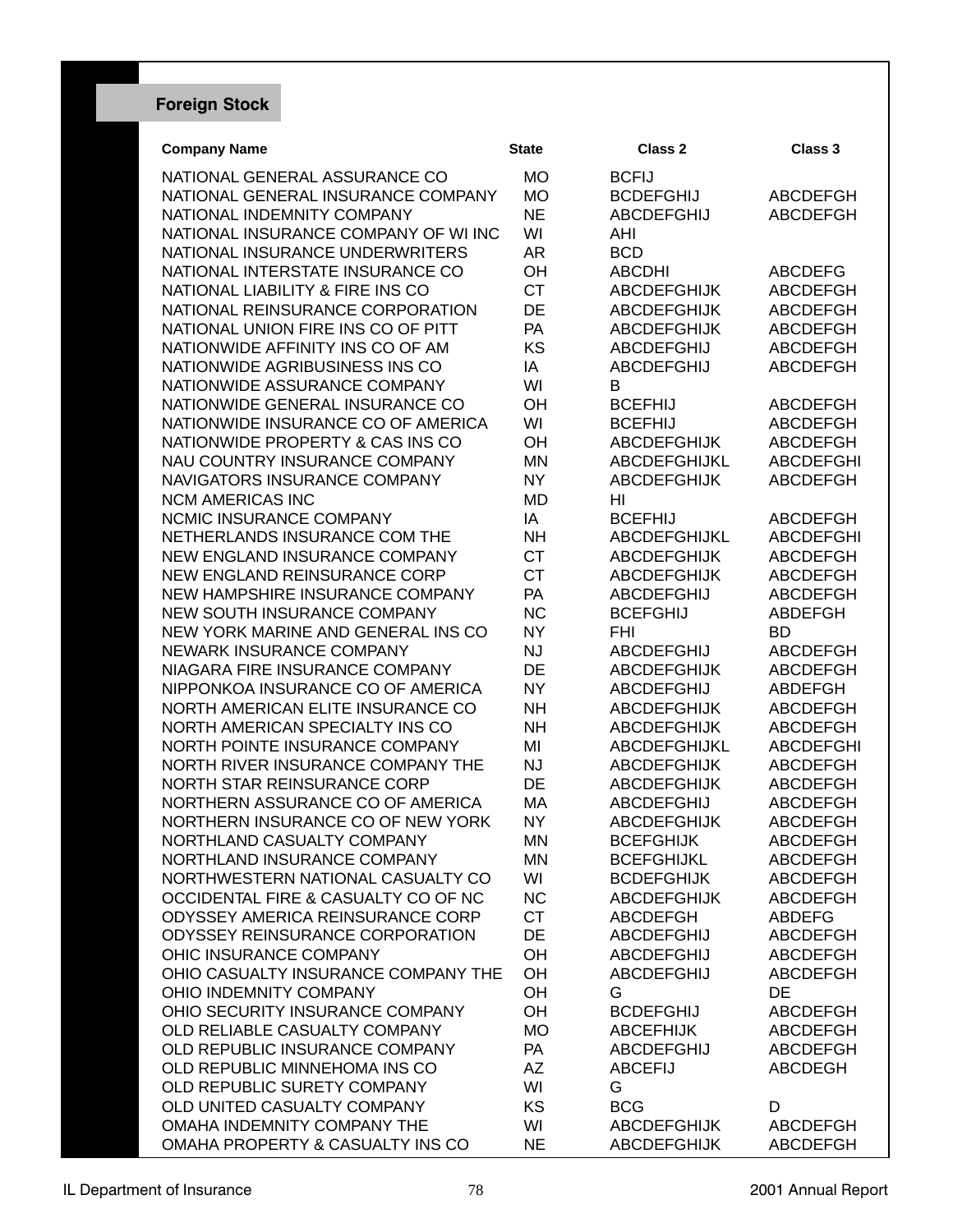## Foreign Stock

| Company Name | State | Class 2 | Class 3 |
|---|---|---|---|
| NATIONAL GENERAL ASSURANCE CO | MO | BCFIJ | |
| NATIONAL GENERAL INSURANCE COMPANY | MO | BCDEFGHIJ | ABCDEFGH |
| NATIONAL INDEMNITY COMPANY | NE | ABCDEFGHIJ | ABCDEFGH |
| NATIONAL INSURANCE COMPANY OF WI INC | WI | AHI | |
| NATIONAL INSURANCE UNDERWRITERS | AR | BCD | |
| NATIONAL INTERSTATE INSURANCE CO | OH | ABCDHI | ABCDEFG |
| NATIONAL LIABILITY & FIRE INS CO | CT | ABCDEFGHIJK | ABCDEFGH |
| NATIONAL REINSURANCE CORPORATION | DE | ABCDEFGHIJK | ABCDEFGH |
| NATIONAL UNION FIRE INS CO OF PITT | PA | ABCDEFGHIJK | ABCDEFGH |
| NATIONWIDE AFFINITY INS CO OF AM | KS | ABCDEFGHIJ | ABCDEFGH |
| NATIONWIDE AGRIBUSINESS INS CO | IA | ABCDEFGHIJ | ABCDEFGH |
| NATIONWIDE ASSURANCE COMPANY | WI | B | |
| NATIONWIDE GENERAL INSURANCE CO | OH | BCEFHIJ | ABCDEFGH |
| NATIONWIDE INSURANCE CO OF AMERICA | WI | BCEFHIJ | ABCDEFGH |
| NATIONWIDE PROPERTY & CAS INS CO | OH | ABCDEFGHIJK | ABCDEFGH |
| NAU COUNTRY INSURANCE COMPANY | MN | ABCDEFGHIJKL | ABCDEFGHI |
| NAVIGATORS INSURANCE COMPANY | NY | ABCDEFGHIJK | ABCDEFGH |
| NCM AMERICAS INC | MD | HI | |
| NCMIC INSURANCE COMPANY | IA | BCEFHIJ | ABCDEFGH |
| NETHERLANDS INSURANCE COM THE | NH | ABCDEFGHIJKL | ABCDEFGHI |
| NEW ENGLAND INSURANCE COMPANY | CT | ABCDEFGHIJK | ABCDEFGH |
| NEW ENGLAND REINSURANCE CORP | CT | ABCDEFGHIJK | ABCDEFGH |
| NEW HAMPSHIRE INSURANCE COMPANY | PA | ABCDEFGHIJ | ABCDEFGH |
| NEW SOUTH INSURANCE COMPANY | NC | BCEFGHIJ | ABDEFGH |
| NEW YORK MARINE AND GENERAL INS CO | NY | FHI | BD |
| NEWARK INSURANCE COMPANY | NJ | ABCDEFGHIJ | ABCDEFGH |
| NIAGARA FIRE INSURANCE COMPANY | DE | ABCDEFGHIJK | ABCDEFGH |
| NIPPONKOA INSURANCE CO OF AMERICA | NY | ABCDEFGHIJ | ABDEFGH |
| NORTH AMERICAN ELITE INSURANCE CO | NH | ABCDEFGHIJK | ABCDEFGH |
| NORTH AMERICAN SPECIALTY INS CO | NH | ABCDEFGHIJK | ABCDEFGH |
| NORTH POINTE INSURANCE COMPANY | MI | ABCDEFGHIJKL | ABCDEFGHI |
| NORTH RIVER INSURANCE COMPANY THE | NJ | ABCDEFGHIJK | ABCDEFGH |
| NORTH STAR REINSURANCE CORP | DE | ABCDEFGHIJK | ABCDEFGH |
| NORTHERN ASSURANCE CO OF AMERICA | MA | ABCDEFGHIJ | ABCDEFGH |
| NORTHERN INSURANCE CO OF NEW YORK | NY | ABCDEFGHIJK | ABCDEFGH |
| NORTHLAND CASUALTY COMPANY | MN | BCEFGHIJK | ABCDEFGH |
| NORTHLAND INSURANCE COMPANY | MN | BCEFGHIJKL | ABCDEFGH |
| NORTHWESTERN NATIONAL CASUALTY CO | WI | BCDEFGHIJK | ABCDEFGH |
| OCCIDENTAL FIRE & CASUALTY CO OF NC | NC | ABCDEFGHIJK | ABCDEFGH |
| ODYSSEY AMERICA REINSURANCE CORP | CT | ABCDEFGH | ABDEFG |
| ODYSSEY REINSURANCE CORPORATION | DE | ABCDEFGHIJ | ABCDEFGH |
| OHIC INSURANCE COMPANY | OH | ABCDEFGHIJ | ABCDEFGH |
| OHIO CASUALTY INSURANCE COMPANY THE | OH | ABCDEFGHIJ | ABCDEFGH |
| OHIO INDEMNITY COMPANY | OH | G | DE |
| OHIO SECURITY INSURANCE COMPANY | OH | BCDEFGHIJ | ABCDEFGH |
| OLD RELIABLE CASUALTY COMPANY | MO | ABCEFHIJK | ABCDEFGH |
| OLD REPUBLIC INSURANCE COMPANY | PA | ABCDEFGHIJ | ABCDEFGH |
| OLD REPUBLIC MINNEHOMA INS CO | AZ | ABCEFIJ | ABCDEGH |
| OLD REPUBLIC SURETY COMPANY | WI | G | |
| OLD UNITED CASUALTY COMPANY | KS | BCG | D |
| OMAHA INDEMNITY COMPANY THE | WI | ABCDEFGHIJK | ABCDEFGH |
| OMAHA PROPERTY & CASUALTY INS CO | NE | ABCDEFGHIJK | ABCDEFGH |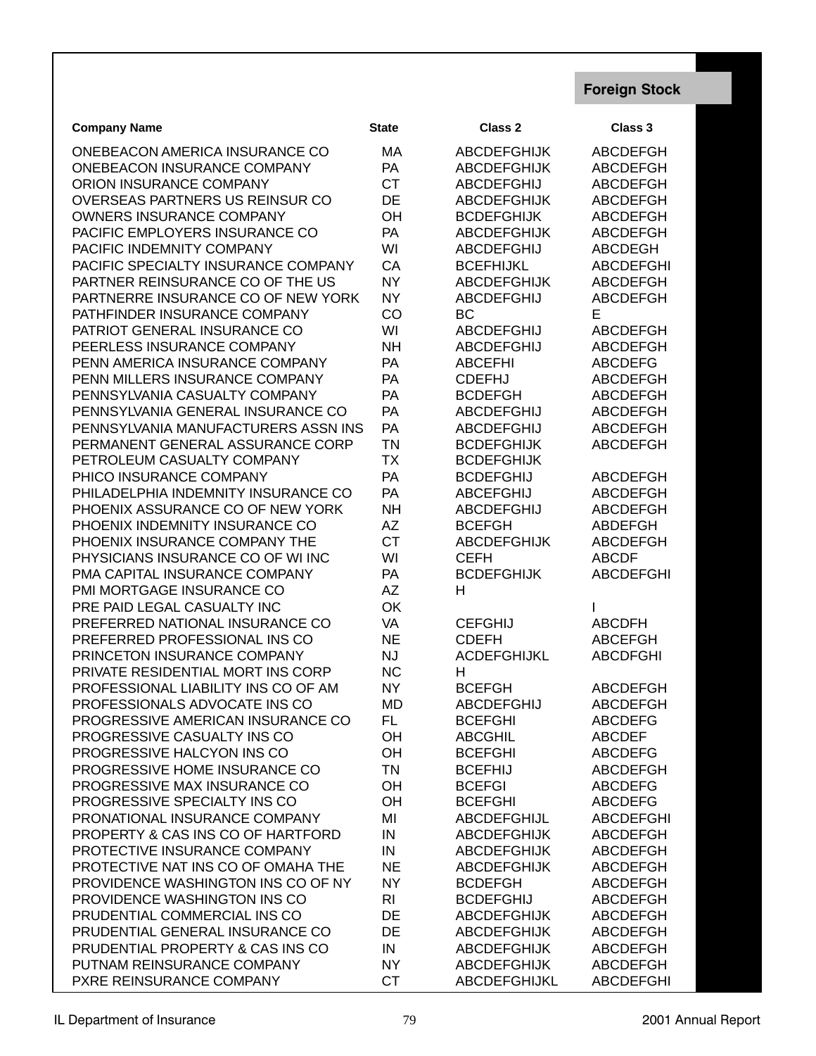## Foreign Stock

| Company Name | State | Class 2 | Class 3 |
|---|---|---|---|
| ONEBEACON AMERICA INSURANCE CO | MA | ABCDEFGHIJK | ABCDEFGH |
| ONEBEACON INSURANCE COMPANY | PA | ABCDEFGHIJK | ABCDEFGH |
| ORION INSURANCE COMPANY | CT | ABCDEFGHIJ | ABCDEFGH |
| OVERSEAS PARTNERS US REINSUR CO | DE | ABCDEFGHIJK | ABCDEFGH |
| OWNERS INSURANCE COMPANY | OH | BCDEFGHIJK | ABCDEFGH |
| PACIFIC EMPLOYERS INSURANCE CO | PA | ABCDEFGHIJK | ABCDEFGH |
| PACIFIC INDEMNITY COMPANY | WI | ABCDEFGHIJ | ABCDEGH |
| PACIFIC SPECIALTY INSURANCE COMPANY | CA | BCEFHIJKL | ABCDEFGHI |
| PARTNER REINSURANCE CO OF THE US | NY | ABCDEFGHIJK | ABCDEFGH |
| PARTNERRE INSURANCE CO OF NEW YORK | NY | ABCDEFGHIJ | ABCDEFGH |
| PATHFINDER INSURANCE COMPANY | CO | BC | E |
| PATRIOT GENERAL INSURANCE CO | WI | ABCDEFGHIJ | ABCDEFGH |
| PEERLESS INSURANCE COMPANY | NH | ABCDEFGHIJ | ABCDEFGH |
| PENN AMERICA INSURANCE COMPANY | PA | ABCEFHI | ABCDEFG |
| PENN MILLERS INSURANCE COMPANY | PA | CDEFHJ | ABCDEFGH |
| PENNSYLVANIA CASUALTY COMPANY | PA | BCDEFGH | ABCDEFGH |
| PENNSYLVANIA GENERAL INSURANCE CO | PA | ABCDEFGHIJ | ABCDEFGH |
| PENNSYLVANIA MANUFACTURERS ASSN INS | PA | ABCDEFGHIJ | ABCDEFGH |
| PERMANENT GENERAL ASSURANCE CORP | TN | BCDEFGHIJK | ABCDEFGH |
| PETROLEUM CASUALTY COMPANY | TX | BCDEFGHIJK | |
| PHICO INSURANCE COMPANY | PA | BCDEFGHIJ | ABCDEFGH |
| PHILADELPHIA INDEMNITY INSURANCE CO | PA | ABCEFGHIJ | ABCDEFGH |
| PHOENIX ASSURANCE CO OF NEW YORK | NH | ABCDEFGHIJ | ABCDEFGH |
| PHOENIX INDEMNITY INSURANCE CO | AZ | BCEFGH | ABDEFGH |
| PHOENIX INSURANCE COMPANY THE | CT | ABCDEFGHIJK | ABCDEFGH |
| PHYSICIANS INSURANCE CO OF WI INC | WI | CEFH | ABCDF |
| PMA CAPITAL INSURANCE COMPANY | PA | BCDEFGHIJK | ABCDEFGHI |
| PMI MORTGAGE INSURANCE CO | AZ | H | |
| PRE PAID LEGAL CASUALTY INC | OK | | I |
| PREFERRED NATIONAL INSURANCE CO | VA | CEFGHIJ | ABCDFH |
| PREFERRED PROFESSIONAL INS CO | NE | CDEFH | ABCEFGH |
| PRINCETON INSURANCE COMPANY | NJ | ACDEFGHIJKL | ABCDFGHI |
| PRIVATE RESIDENTIAL MORT INS CORP | NC | H | |
| PROFESSIONAL LIABILITY INS CO OF AM | NY | BCEFGH | ABCDEFGH |
| PROFESSIONALS ADVOCATE INS CO | MD | ABCDEFGHIJ | ABCDEFGH |
| PROGRESSIVE AMERICAN INSURANCE CO | FL | BCEFGHI | ABCDEFG |
| PROGRESSIVE CASUALTY INS CO | OH | ABCGHIL | ABCDEF |
| PROGRESSIVE HALCYON INS CO | OH | BCEFGHI | ABCDEFG |
| PROGRESSIVE HOME INSURANCE CO | TN | BCEFHIJ | ABCDEFGH |
| PROGRESSIVE MAX INSURANCE CO | OH | BCEFGI | ABCDEFG |
| PROGRESSIVE SPECIALTY INS CO | OH | BCEFGHI | ABCDEFG |
| PRONATIONAL INSURANCE COMPANY | MI | ABCDEFGHIJL | ABCDEFGHI |
| PROPERTY & CAS INS CO OF HARTFORD | IN | ABCDEFGHIJK | ABCDEFGH |
| PROTECTIVE INSURANCE COMPANY | IN | ABCDEFGHIJK | ABCDEFGH |
| PROTECTIVE NAT INS CO OF OMAHA THE | NE | ABCDEFGHIJK | ABCDEFGH |
| PROVIDENCE WASHINGTON INS CO OF NY | NY | BCDEFGH | ABCDEFGH |
| PROVIDENCE WASHINGTON INS CO | RI | BCDEFGHIJ | ABCDEFGH |
| PRUDENTIAL COMMERCIAL INS CO | DE | ABCDEFGHIJK | ABCDEFGH |
| PRUDENTIAL GENERAL INSURANCE CO | DE | ABCDEFGHIJK | ABCDEFGH |
| PRUDENTIAL PROPERTY & CAS INS CO | IN | ABCDEFGHIJK | ABCDEFGH |
| PUTNAM REINSURANCE COMPANY | NY | ABCDEFGHIJK | ABCDEFGH |
| PXRE REINSURANCE COMPANY | CT | ABCDEFGHIJKL | ABCDEFGHI |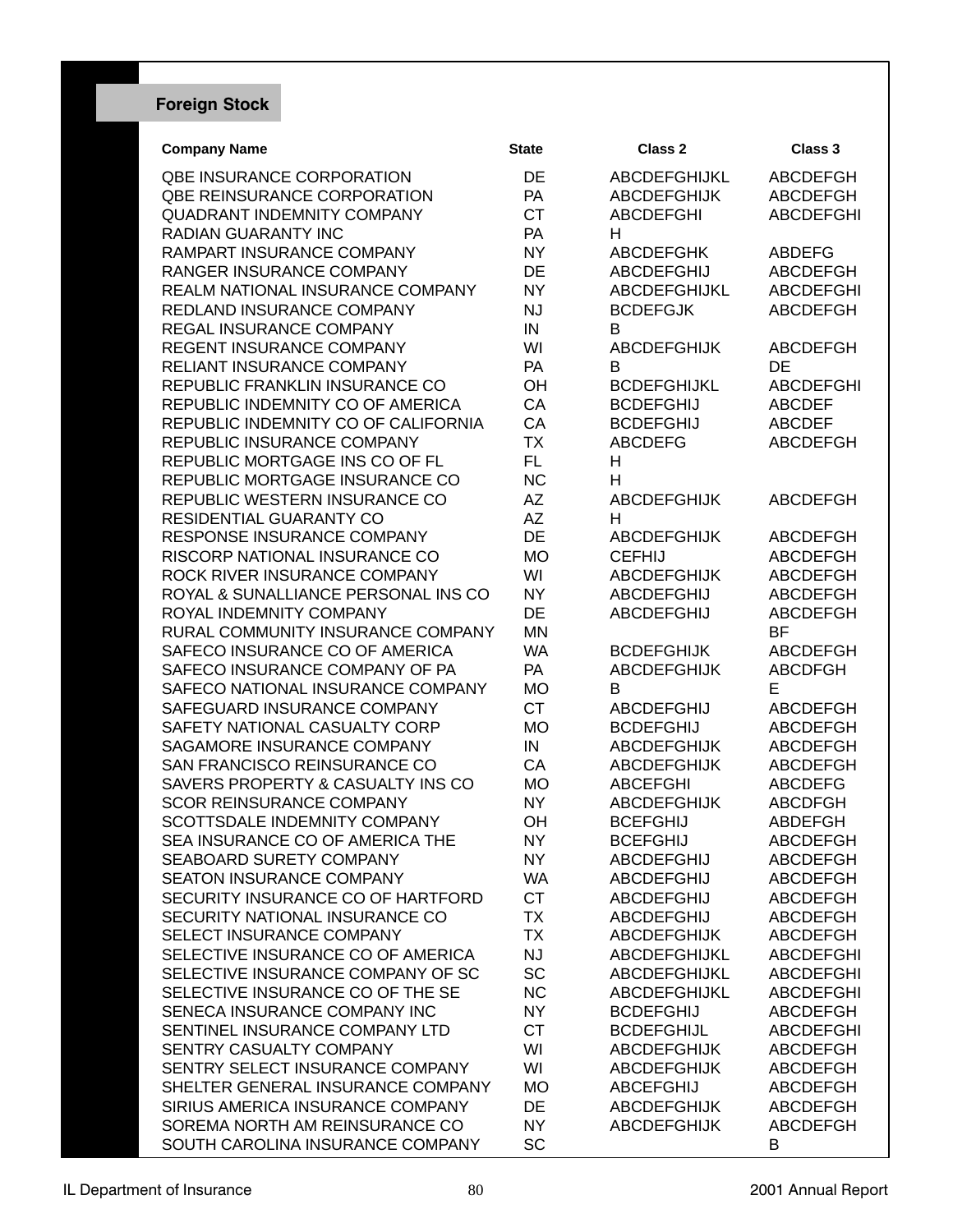## Foreign Stock

| Company Name | State | Class 2 | Class 3 |
|---|---|---|---|
| QBE INSURANCE CORPORATION | DE | ABCDEFGHIJKL | ABCDEFGH |
| QBE REINSURANCE CORPORATION | PA | ABCDEFGHIJK | ABCDEFGH |
| QUADRANT INDEMNITY COMPANY | CT | ABCDEFGHI | ABCDEFGHI |
| RADIAN GUARANTY INC | PA | H | |
| RAMPART INSURANCE COMPANY | NY | ABCDEFGHK | ABDEFG |
| RANGER INSURANCE COMPANY | DE | ABCDEFGHIJ | ABCDEFGH |
| REALM NATIONAL INSURANCE COMPANY | NY | ABCDEFGHIJKL | ABCDEFGHI |
| REDLAND INSURANCE COMPANY | NJ | BCDEFGJK | ABCDEFGH |
| REGAL INSURANCE COMPANY | IN | B | |
| REGENT INSURANCE COMPANY | WI | ABCDEFGHIJK | ABCDEFGH |
| RELIANT INSURANCE COMPANY | PA | B | DE |
| REPUBLIC FRANKLIN INSURANCE CO | OH | BCDEFGHIJKL | ABCDEFGHI |
| REPUBLIC INDEMNITY CO OF AMERICA | CA | BCDEFGHIJ | ABCDEF |
| REPUBLIC INDEMNITY CO OF CALIFORNIA | CA | BCDEFGHIJ | ABCDEF |
| REPUBLIC INSURANCE COMPANY | TX | ABCDEFG | ABCDEFGH |
| REPUBLIC MORTGAGE INS CO OF FL | FL | H | |
| REPUBLIC MORTGAGE INSURANCE CO | NC | H | |
| REPUBLIC WESTERN INSURANCE CO | AZ | ABCDEFGHIJK | ABCDEFGH |
| RESIDENTIAL GUARANTY CO | AZ | H | |
| RESPONSE INSURANCE COMPANY | DE | ABCDEFGHIJK | ABCDEFGH |
| RISCORP NATIONAL INSURANCE CO | MO | CEFHIJ | ABCDEFGH |
| ROCK RIVER INSURANCE COMPANY | WI | ABCDEFGHIJK | ABCDEFGH |
| ROYAL & SUNALLIANCE PERSONAL INS CO | NY | ABCDEFGHIJ | ABCDEFGH |
| ROYAL INDEMNITY COMPANY | DE | ABCDEFGHIJ | ABCDEFGH |
| RURAL COMMUNITY INSURANCE COMPANY | MN | | BF |
| SAFECO INSURANCE CO OF AMERICA | WA | BCDEFGHIJK | ABCDEFGH |
| SAFECO INSURANCE COMPANY OF PA | PA | ABCDEFGHIJK | ABCDFGH |
| SAFECO NATIONAL INSURANCE COMPANY | MO | B | E |
| SAFEGUARD INSURANCE COMPANY | CT | ABCDEFGHIJ | ABCDEFGH |
| SAFETY NATIONAL CASUALTY CORP | MO | BCDEFGHIJ | ABCDEFGH |
| SAGAMORE INSURANCE COMPANY | IN | ABCDEFGHIJK | ABCDEFGH |
| SAN FRANCISCO REINSURANCE CO | CA | ABCDEFGHIJK | ABCDEFGH |
| SAVERS PROPERTY & CASUALTY INS CO | MO | ABCEFGHI | ABCDEFG |
| SCOR REINSURANCE COMPANY | NY | ABCDEFGHIJK | ABCDFGH |
| SCOTTSDALE INDEMNITY COMPANY | OH | BCEFGHIJ | ABDEFGH |
| SEA INSURANCE CO OF AMERICA THE | NY | BCEFGHIJ | ABCDEFGH |
| SEABOARD SURETY COMPANY | NY | ABCDEFGHIJ | ABCDEFGH |
| SEATON INSURANCE COMPANY | WA | ABCDEFGHIJ | ABCDEFGH |
| SECURITY INSURANCE CO OF HARTFORD | CT | ABCDEFGHIJ | ABCDEFGH |
| SECURITY NATIONAL INSURANCE CO | TX | ABCDEFGHIJ | ABCDEFGH |
| SELECT INSURANCE COMPANY | TX | ABCDEFGHIJK | ABCDEFGH |
| SELECTIVE INSURANCE CO OF AMERICA | NJ | ABCDEFGHIJKL | ABCDEFGHI |
| SELECTIVE INSURANCE COMPANY OF SC | SC | ABCDEFGHIJKL | ABCDEFGHI |
| SELECTIVE INSURANCE CO OF THE SE | NC | ABCDEFGHIJKL | ABCDEFGHI |
| SENECA INSURANCE COMPANY INC | NY | BCDEFGHIJ | ABCDEFGH |
| SENTINEL INSURANCE COMPANY LTD | CT | BCDEFGHIJL | ABCDEFGHI |
| SENTRY CASUALTY COMPANY | WI | ABCDEFGHIJK | ABCDEFGH |
| SENTRY SELECT INSURANCE COMPANY | WI | ABCDEFGHIJK | ABCDEFGH |
| SHELTER GENERAL INSURANCE COMPANY | MO | ABCEFGHIJ | ABCDEFGH |
| SIRIUS AMERICA INSURANCE COMPANY | DE | ABCDEFGHIJK | ABCDEFGH |
| SOREMA NORTH AM REINSURANCE CO | NY | ABCDEFGHIJK | ABCDEFGH |
| SOUTH CAROLINA INSURANCE COMPANY | SC | | B |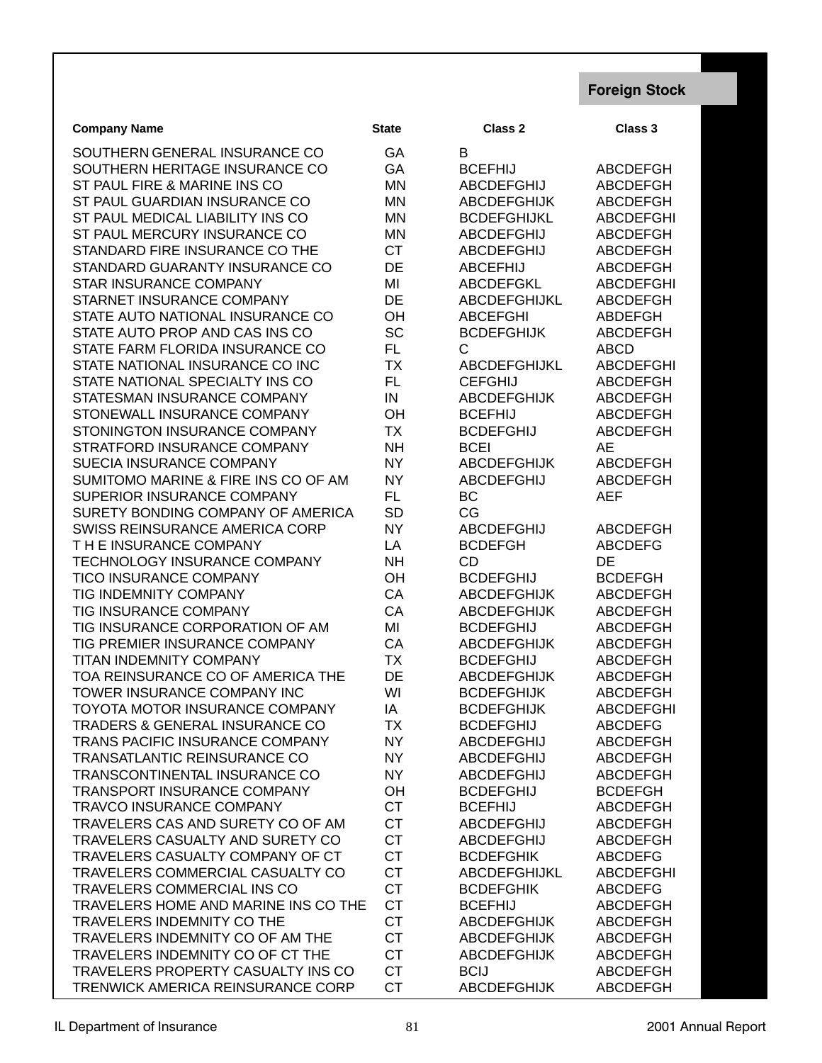**Foreign Stock**

| Company Name | State | Class 2 | Class 3 |
|---|---|---|---|
| SOUTHERN GENERAL INSURANCE CO | GA | B | |
| SOUTHERN HERITAGE INSURANCE CO | GA | BCEFHIJ | ABCDEFGH |
| ST PAUL FIRE & MARINE INS CO | MN | ABCDEFGHIJ | ABCDEFGH |
| ST PAUL GUARDIAN INSURANCE CO | MN | ABCDEFGHIJK | ABCDEFGH |
| ST PAUL MEDICAL LIABILITY INS CO | MN | BCDEFGHIJKL | ABCDEFGHI |
| ST PAUL MERCURY INSURANCE CO | MN | ABCDEFGHIJ | ABCDEFGH |
| STANDARD FIRE INSURANCE CO THE | CT | ABCDEFGHIJ | ABCDEFGH |
| STANDARD GUARANTY INSURANCE CO | DE | ABCEFHIJ | ABCDEFGH |
| STAR INSURANCE COMPANY | MI | ABCDEFGKL | ABCDEFGHI |
| STARNET INSURANCE COMPANY | DE | ABCDEFGHIJKL | ABCDEFGH |
| STATE AUTO NATIONAL INSURANCE CO | OH | ABCEFGHI | ABDEFGH |
| STATE AUTO PROP AND CAS INS CO | SC | BCDEFGHIJK | ABCDEFGH |
| STATE FARM FLORIDA INSURANCE CO | FL | C | ABCD |
| STATE NATIONAL INSURANCE CO INC | TX | ABCDEFGHIJKL | ABCDEFGHI |
| STATE NATIONAL SPECIALTY INS CO | FL | CEFGHIJ | ABCDEFGH |
| STATESMAN INSURANCE COMPANY | IN | ABCDEFGHIJK | ABCDEFGH |
| STONEWALL INSURANCE COMPANY | OH | BCEFHIJ | ABCDEFGH |
| STONINGTON INSURANCE COMPANY | TX | BCDEFGHIJ | ABCDEFGH |
| STRATFORD INSURANCE COMPANY | NH | BCEI | AE |
| SUECIA INSURANCE COMPANY | NY | ABCDEFGHIJK | ABCDEFGH |
| SUMITOMO MARINE & FIRE INS CO OF AM | NY | ABCDEFGHIJ | ABCDEFGH |
| SUPERIOR INSURANCE COMPANY | FL | BC | AEF |
| SURETY BONDING COMPANY OF AMERICA | SD | CG | |
| SWISS REINSURANCE AMERICA CORP | NY | ABCDEFGHIJ | ABCDEFGH |
| T H E INSURANCE COMPANY | LA | BCDEFGH | ABCDEFG |
| TECHNOLOGY INSURANCE COMPANY | NH | CD | DE |
| TICO INSURANCE COMPANY | OH | BCDEFGHIJ | BCDEFGH |
| TIG INDEMNITY COMPANY | CA | ABCDEFGHIJK | ABCDEFGH |
| TIG INSURANCE COMPANY | CA | ABCDEFGHIJK | ABCDEFGH |
| TIG INSURANCE CORPORATION OF AM | MI | BCDEFGHIJ | ABCDEFGH |
| TIG PREMIER INSURANCE COMPANY | CA | ABCDEFGHIJK | ABCDEFGH |
| TITAN INDEMNITY COMPANY | TX | BCDEFGHIJ | ABCDEFGH |
| TOA REINSURANCE CO OF AMERICA THE | DE | ABCDEFGHIJK | ABCDEFGH |
| TOWER INSURANCE COMPANY INC | WI | BCDEFGHIJK | ABCDEFGH |
| TOYOTA MOTOR INSURANCE COMPANY | IA | BCDEFGHIJK | ABCDEFGHI |
| TRADERS & GENERAL INSURANCE CO | TX | BCDEFGHIJ | ABCDEFG |
| TRANS PACIFIC INSURANCE COMPANY | NY | ABCDEFGHIJ | ABCDEFGH |
| TRANSATLANTIC REINSURANCE CO | NY | ABCDEFGHIJ | ABCDEFGH |
| TRANSCONTINENTAL INSURANCE CO | NY | ABCDEFGHIJ | ABCDEFGH |
| TRANSPORT INSURANCE COMPANY | OH | BCDEFGHIJ | BCDEFGH |
| TRAVCO INSURANCE COMPANY | CT | BCEFHIJ | ABCDEFGH |
| TRAVELERS CAS AND SURETY CO OF AM | CT | ABCDEFGHIJ | ABCDEFGH |
| TRAVELERS CASUALTY AND SURETY CO | CT | ABCDEFGHIJ | ABCDEFGH |
| TRAVELERS CASUALTY COMPANY OF CT | CT | BCDEFGHIK | ABCDEFG |
| TRAVELERS COMMERCIAL CASUALTY CO | CT | ABCDEFGHIJKL | ABCDEFGHI |
| TRAVELERS COMMERCIAL INS CO | CT | BCDEFGHIK | ABCDEFG |
| TRAVELERS HOME AND MARINE INS CO THE | CT | BCEFHIJ | ABCDEFGH |
| TRAVELERS INDEMNITY CO THE | CT | ABCDEFGHIJK | ABCDEFGH |
| TRAVELERS INDEMNITY CO OF AM THE | CT | ABCDEFGHIJK | ABCDEFGH |
| TRAVELERS INDEMNITY CO OF CT THE | CT | ABCDEFGHIJK | ABCDEFGH |
| TRAVELERS PROPERTY CASUALTY INS CO | CT | BCIJ | ABCDEFGH |
| TRENWICK AMERICA REINSURANCE CORP | CT | ABCDEFGHIJK | ABCDEFGH |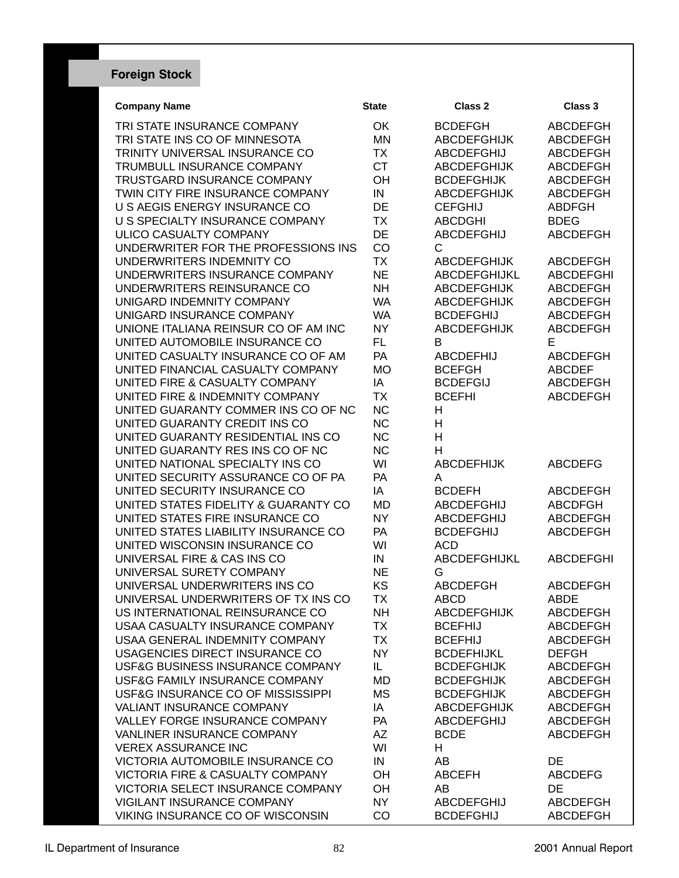## Foreign Stock

| Company Name | State | Class 2 | Class 3 |
|---|---|---|---|
| TRI STATE INSURANCE COMPANY | OK | BCDEFGH | ABCDEFGH |
| TRI STATE INS CO OF MINNESOTA | MN | ABCDEFGHIJK | ABCDEFGH |
| TRINITY UNIVERSAL INSURANCE CO | TX | ABCDEFGHIJ | ABCDEFGH |
| TRUMBULL INSURANCE COMPANY | CT | ABCDEFGHIJK | ABCDEFGH |
| TRUSTGARD INSURANCE COMPANY | OH | BCDEFGHIJK | ABCDEFGH |
| TWIN CITY FIRE INSURANCE COMPANY | IN | ABCDEFGHIJK | ABCDEFGH |
| U S AEGIS ENERGY INSURANCE CO | DE | CEFGHIJ | ABDFGH |
| U S SPECIALTY INSURANCE COMPANY | TX | ABCDGHI | BDEG |
| ULICO CASUALTY COMPANY | DE | ABCDEFGHIJ | ABCDEFGH |
| UNDERWRITER FOR THE PROFESSIONS INS | CO | C | |
| UNDERWRITERS INDEMNITY CO | TX | ABCDEFGHIJK | ABCDEFGH |
| UNDERWRITERS INSURANCE COMPANY | NE | ABCDEFGHIJKL | ABCDEFGHI |
| UNDERWRITERS REINSURANCE CO | NH | ABCDEFGHIJK | ABCDEFGH |
| UNIGARD INDEMNITY COMPANY | WA | ABCDEFGHIJK | ABCDEFGH |
| UNIGARD INSURANCE COMPANY | WA | BCDEFGHIJ | ABCDEFGH |
| UNIONE ITALIANA REINSUR CO OF AM INC | NY | ABCDEFGHIJK | ABCDEFGH |
| UNITED AUTOMOBILE INSURANCE CO | FL | B | E |
| UNITED CASUALTY INSURANCE CO OF AM | PA | ABCDEFHIJ | ABCDEFGH |
| UNITED FINANCIAL CASUALTY COMPANY | MO | BCEFGH | ABCDEF |
| UNITED FIRE & CASUALTY COMPANY | IA | BCDEFGIJ | ABCDEFGH |
| UNITED FIRE & INDEMNITY COMPANY | TX | BCEFHI | ABCDEFGH |
| UNITED GUARANTY COMMER INS CO OF NC | NC | H | |
| UNITED GUARANTY CREDIT INS CO | NC | H | |
| UNITED GUARANTY RESIDENTIAL INS CO | NC | H | |
| UNITED GUARANTY RES INS CO OF NC | NC | H | |
| UNITED NATIONAL SPECIALTY INS CO | WI | ABCDEFHIJK | ABCDEFG |
| UNITED SECURITY ASSURANCE CO OF PA | PA | A | |
| UNITED SECURITY INSURANCE CO | IA | BCDEFH | ABCDEFGH |
| UNITED STATES FIDELITY & GUARANTY CO | MD | ABCDEFGHIJ | ABCDFGH |
| UNITED STATES FIRE INSURANCE CO | NY | ABCDEFGHIJ | ABCDEFGH |
| UNITED STATES LIABILITY INSURANCE CO | PA | BCDEFGHIJ | ABCDEFGH |
| UNITED WISCONSIN INSURANCE CO | WI | ACD | |
| UNIVERSAL FIRE & CAS INS CO | IN | ABCDEFGHIJKL | ABCDEFGHI |
| UNIVERSAL SURETY COMPANY | NE | G | |
| UNIVERSAL UNDERWRITERS INS CO | KS | ABCDEFGH | ABCDEFGH |
| UNIVERSAL UNDERWRITERS OF TX INS CO | TX | ABCD | ABDE |
| US INTERNATIONAL REINSURANCE CO | NH | ABCDEFGHIJK | ABCDEFGH |
| USAA CASUALTY INSURANCE COMPANY | TX | BCEFHIJ | ABCDEFGH |
| USAA GENERAL INDEMNITY COMPANY | TX | BCEFHIJ | ABCDEFGH |
| USAGENCIES DIRECT INSURANCE CO | NY | BCDEFHIJKL | DEFGH |
| USF&G BUSINESS INSURANCE COMPANY | IL | BCDEFGHIJK | ABCDEFGH |
| USF&G FAMILY INSURANCE COMPANY | MD | BCDEFGHIJK | ABCDEFGH |
| USF&G INSURANCE CO OF MISSISSIPPI | MS | BCDEFGHIJK | ABCDEFGH |
| VALIANT INSURANCE COMPANY | IA | ABCDEFGHIJK | ABCDEFGH |
| VALLEY FORGE INSURANCE COMPANY | PA | ABCDEFGHIJ | ABCDEFGH |
| VANLINER INSURANCE COMPANY | AZ | BCDE | ABCDEFGH |
| VEREX ASSURANCE INC | WI | H | |
| VICTORIA AUTOMOBILE INSURANCE CO | IN | AB | DE |
| VICTORIA FIRE & CASUALTY COMPANY | OH | ABCEFH | ABCDEFG |
| VICTORIA SELECT INSURANCE COMPANY | OH | AB | DE |
| VIGILANT INSURANCE COMPANY | NY | ABCDEFGHIJ | ABCDEFGH |
| VIKING INSURANCE CO OF WISCONSIN | CO | BCDEFGHIJ | ABCDEFGH |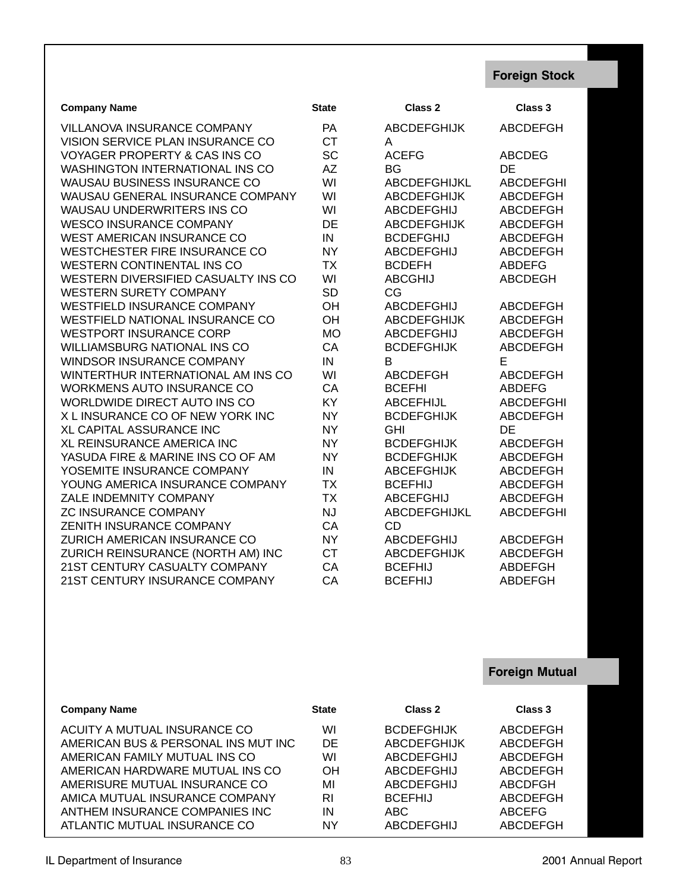## Foreign Stock

| Company Name | State | Class 2 | Class 3 |
|---|---|---|---|
| VILLANOVA INSURANCE COMPANY | PA | ABCDEFGHIJK | ABCDEFGH |
| VISION SERVICE PLAN INSURANCE CO | CT | A | |
| VOYAGER PROPERTY & CAS INS CO | SC | ACEFG | ABCDEG |
| WASHINGTON INTERNATIONAL INS CO | AZ | BG | DE |
| WAUSAU BUSINESS INSURANCE CO | WI | ABCDEFGHIJKL | ABCDEFGHI |
| WAUSAU GENERAL INSURANCE COMPANY | WI | ABCDEFGHIJK | ABCDEFGH |
| WAUSAU UNDERWRITERS INS CO | WI | ABCDEFGHIJ | ABCDEFGH |
| WESCO INSURANCE COMPANY | DE | ABCDEFGHIJK | ABCDEFGH |
| WEST AMERICAN INSURANCE CO | IN | BCDEFGHIJ | ABCDEFGH |
| WESTCHESTER FIRE INSURANCE CO | NY | ABCDEFGHIJ | ABCDEFGH |
| WESTERN CONTINENTAL INS CO | TX | BCDEFH | ABDEFG |
| WESTERN DIVERSIFIED CASUALTY INS CO | WI | ABCGHIJ | ABCDEGH |
| WESTERN SURETY COMPANY | SD | CG | |
| WESTFIELD INSURANCE COMPANY | OH | ABCDEFGHIJ | ABCDEFGH |
| WESTFIELD NATIONAL INSURANCE CO | OH | ABCDEFGHIJK | ABCDEFGH |
| WESTPORT INSURANCE CORP | MO | ABCDEFGHIJ | ABCDEFGH |
| WILLIAMSBURG NATIONAL INS CO | CA | BCDEFGHIJK | ABCDEFGH |
| WINDSOR INSURANCE COMPANY | IN | B | E |
| WINTERTHUR INTERNATIONAL AM INS CO | WI | ABCDEFGH | ABCDEFGH |
| WORKMENS AUTO INSURANCE CO | CA | BCEFHI | ABDEFG |
| WORLDWIDE DIRECT AUTO INS CO | KY | ABCEFHIJL | ABCDEFGHI |
| X L INSURANCE CO OF NEW YORK INC | NY | BCDEFGHIJK | ABCDEFGH |
| XL CAPITAL ASSURANCE INC | NY | GHI | DE |
| XL REINSURANCE AMERICA INC | NY | BCDEFGHIJK | ABCDEFGH |
| YASUDA FIRE & MARINE INS CO OF AM | NY | BCDEFGHIJK | ABCDEFGH |
| YOSEMITE INSURANCE COMPANY | IN | ABCEFGHIJK | ABCDEFGH |
| YOUNG AMERICA INSURANCE COMPANY | TX | BCEFHIJ | ABCDEFGH |
| ZALE INDEMNITY COMPANY | TX | ABCEFGHIJ | ABCDEFGH |
| ZC INSURANCE COMPANY | NJ | ABCDEFGHIJKL | ABCDEFGHI |
| ZENITH INSURANCE COMPANY | CA | CD | |
| ZURICH AMERICAN INSURANCE CO | NY | ABCDEFGHIJ | ABCDEFGH |
| ZURICH REINSURANCE (NORTH AM) INC | CT | ABCDEFGHIJK | ABCDEFGH |
| 21ST CENTURY CASUALTY COMPANY | CA | BCEFHIJ | ABDEFGH |
| 21ST CENTURY INSURANCE COMPANY | CA | BCEFHIJ | ABDEFGH |

## Foreign Mutual

| Company Name | State | Class 2 | Class 3 |
|---|---|---|---|
| ACUITY A MUTUAL INSURANCE CO | WI | BCDEFGHIJK | ABCDEFGH |
| AMERICAN BUS & PERSONAL INS MUT INC | DE | ABCDEFGHIJK | ABCDEFGH |
| AMERICAN FAMILY MUTUAL INS CO | WI | ABCDEFGHIJ | ABCDEFGH |
| AMERICAN HARDWARE MUTUAL INS CO | OH | ABCDEFGHIJ | ABCDEFGH |
| AMERISURE MUTUAL INSURANCE CO | MI | ABCDEFGHIJ | ABCDFGH |
| AMICA MUTUAL INSURANCE COMPANY | RI | BCEFHIJ | ABCDEFGH |
| ANTHEM INSURANCE COMPANIES INC | IN | ABC | ABCEFG |
| ATLANTIC MUTUAL INSURANCE CO | NY | ABCDEFGHIJ | ABCDEFGH |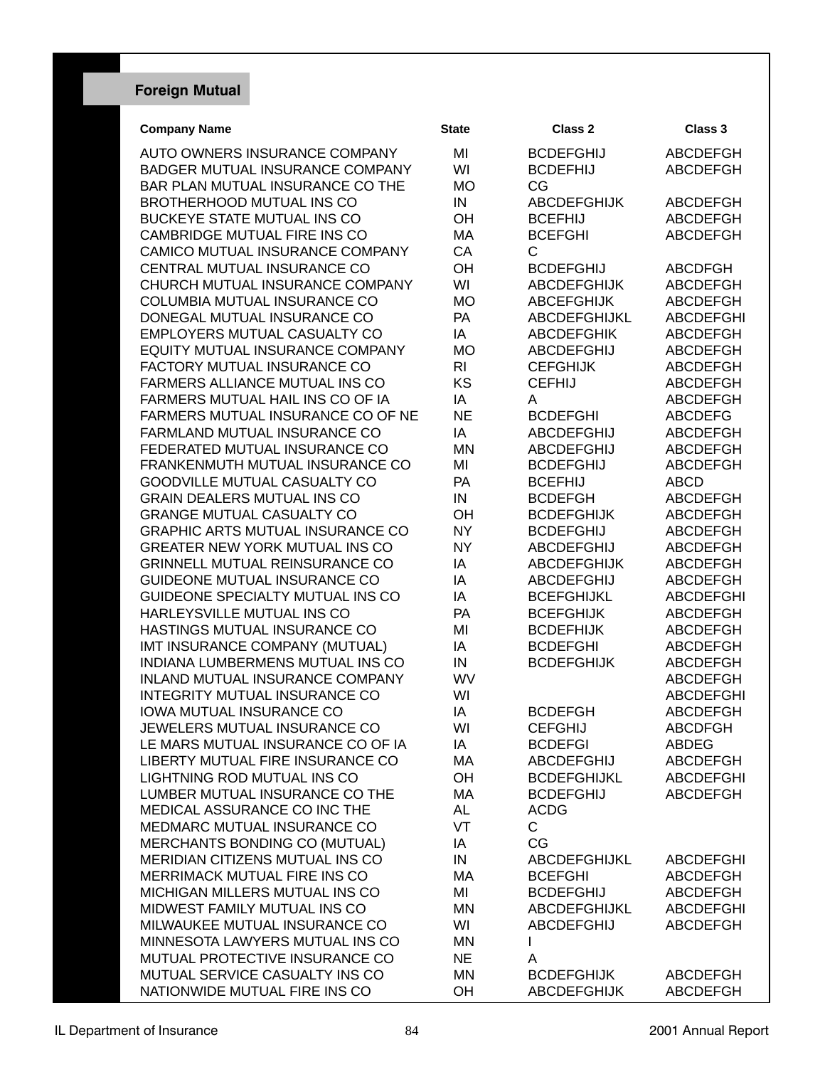## Foreign Mutual

| Company Name | State | Class 2 | Class 3 |
|---|---|---|---|
| AUTO OWNERS INSURANCE COMPANY | MI | BCDEFGHIJ | ABCDEFGH |
| BADGER MUTUAL INSURANCE COMPANY | WI | BCDEFHIJ | ABCDEFGH |
| BAR PLAN MUTUAL INSURANCE CO THE | MO | CG | |
| BROTHERHOOD MUTUAL INS CO | IN | ABCDEFGHIJK | ABCDEFGH |
| BUCKEYE STATE MUTUAL INS CO | OH | BCEFHIJ | ABCDEFGH |
| CAMBRIDGE MUTUAL FIRE INS CO | MA | BCEFGHI | ABCDEFGH |
| CAMICO MUTUAL INSURANCE COMPANY | CA | C | |
| CENTRAL MUTUAL INSURANCE CO | OH | BCDEFGHIJ | ABCDFGH |
| CHURCH MUTUAL INSURANCE COMPANY | WI | ABCDEFGHIJK | ABCDEFGH |
| COLUMBIA MUTUAL INSURANCE CO | MO | ABCEFGHIJK | ABCDEFGH |
| DONEGAL MUTUAL INSURANCE CO | PA | ABCDEFGHIJKL | ABCDEFGHI |
| EMPLOYERS MUTUAL CASUALTY CO | IA | ABCDEFGHIK | ABCDEFGH |
| EQUITY MUTUAL INSURANCE COMPANY | MO | ABCDEFGHIJ | ABCDEFGH |
| FACTORY MUTUAL INSURANCE CO | RI | CEFGHIJK | ABCDEFGH |
| FARMERS ALLIANCE MUTUAL INS CO | KS | CEFHIJ | ABCDEFGH |
| FARMERS MUTUAL HAIL INS CO OF IA | IA | A | ABCDEFGH |
| FARMERS MUTUAL INSURANCE CO OF NE | NE | BCDEFGHI | ABCDEFG |
| FARMLAND MUTUAL INSURANCE CO | IA | ABCDEFGHIJ | ABCDEFGH |
| FEDERATED MUTUAL INSURANCE CO | MN | ABCDEFGHIJ | ABCDEFGH |
| FRANKENMUTH MUTUAL INSURANCE CO | MI | BCDEFGHIJ | ABCDEFGH |
| GOODVILLE MUTUAL CASUALTY CO | PA | BCEFHIJ | ABCD |
| GRAIN DEALERS MUTUAL INS CO | IN | BCDEFGH | ABCDEFGH |
| GRANGE MUTUAL CASUALTY CO | OH | BCDEFGHIJK | ABCDEFGH |
| GRAPHIC ARTS MUTUAL INSURANCE CO | NY | BCDEFGHIJ | ABCDEFGH |
| GREATER NEW YORK MUTUAL INS CO | NY | ABCDEFGHIJ | ABCDEFGH |
| GRINNELL MUTUAL REINSURANCE CO | IA | ABCDEFGHIJK | ABCDEFGH |
| GUIDEONE MUTUAL INSURANCE CO | IA | ABCDEFGHIJ | ABCDEFGH |
| GUIDEONE SPECIALTY MUTUAL INS CO | IA | BCEFGHIJKL | ABCDEFGHI |
| HARLEYSVILLE MUTUAL INS CO | PA | BCEFGHIJK | ABCDEFGH |
| HASTINGS MUTUAL INSURANCE CO | MI | BCDEFHIJK | ABCDEFGH |
| IMT INSURANCE COMPANY (MUTUAL) | IA | BCDEFGHI | ABCDEFGH |
| INDIANA LUMBERMENS MUTUAL INS CO | IN | BCDEFGHIJK | ABCDEFGH |
| INLAND MUTUAL INSURANCE COMPANY | WV | | ABCDEFGH |
| INTEGRITY MUTUAL INSURANCE CO | WI | | ABCDEFGHI |
| IOWA MUTUAL INSURANCE CO | IA | BCDEFGH | ABCDEFGH |
| JEWELERS MUTUAL INSURANCE CO | WI | CEFGHIJ | ABCDFGH |
| LE MARS MUTUAL INSURANCE CO OF IA | IA | BCDEFGI | ABDEG |
| LIBERTY MUTUAL FIRE INSURANCE CO | MA | ABCDEFGHIJ | ABCDEFGH |
| LIGHTNING ROD MUTUAL INS CO | OH | BCDEFGHIJKL | ABCDEFGHI |
| LUMBER MUTUAL INSURANCE CO THE | MA | BCDEFGHIJ | ABCDEFGH |
| MEDICAL ASSURANCE CO INC THE | AL | ACDG | |
| MEDMARC MUTUAL INSURANCE CO | VT | C | |
| MERCHANTS BONDING CO (MUTUAL) | IA | CG | |
| MERIDIAN CITIZENS MUTUAL INS CO | IN | ABCDEFGHIJKL | ABCDEFGHI |
| MERRIMACK MUTUAL FIRE INS CO | MA | BCEFGHI | ABCDEFGH |
| MICHIGAN MILLERS MUTUAL INS CO | MI | BCDEFGHIJ | ABCDEFGH |
| MIDWEST FAMILY MUTUAL INS CO | MN | ABCDEFGHIJKL | ABCDEFGHI |
| MILWAUKEE MUTUAL INSURANCE CO | WI | ABCDEFGHIJ | ABCDEFGH |
| MINNESOTA LAWYERS MUTUAL INS CO | MN | I | |
| MUTUAL PROTECTIVE INSURANCE CO | NE | A | |
| MUTUAL SERVICE CASUALTY INS CO | MN | BCDEFGHIJK | ABCDEFGH |
| NATIONWIDE MUTUAL FIRE INS CO | OH | ABCDEFGHIJK | ABCDEFGH |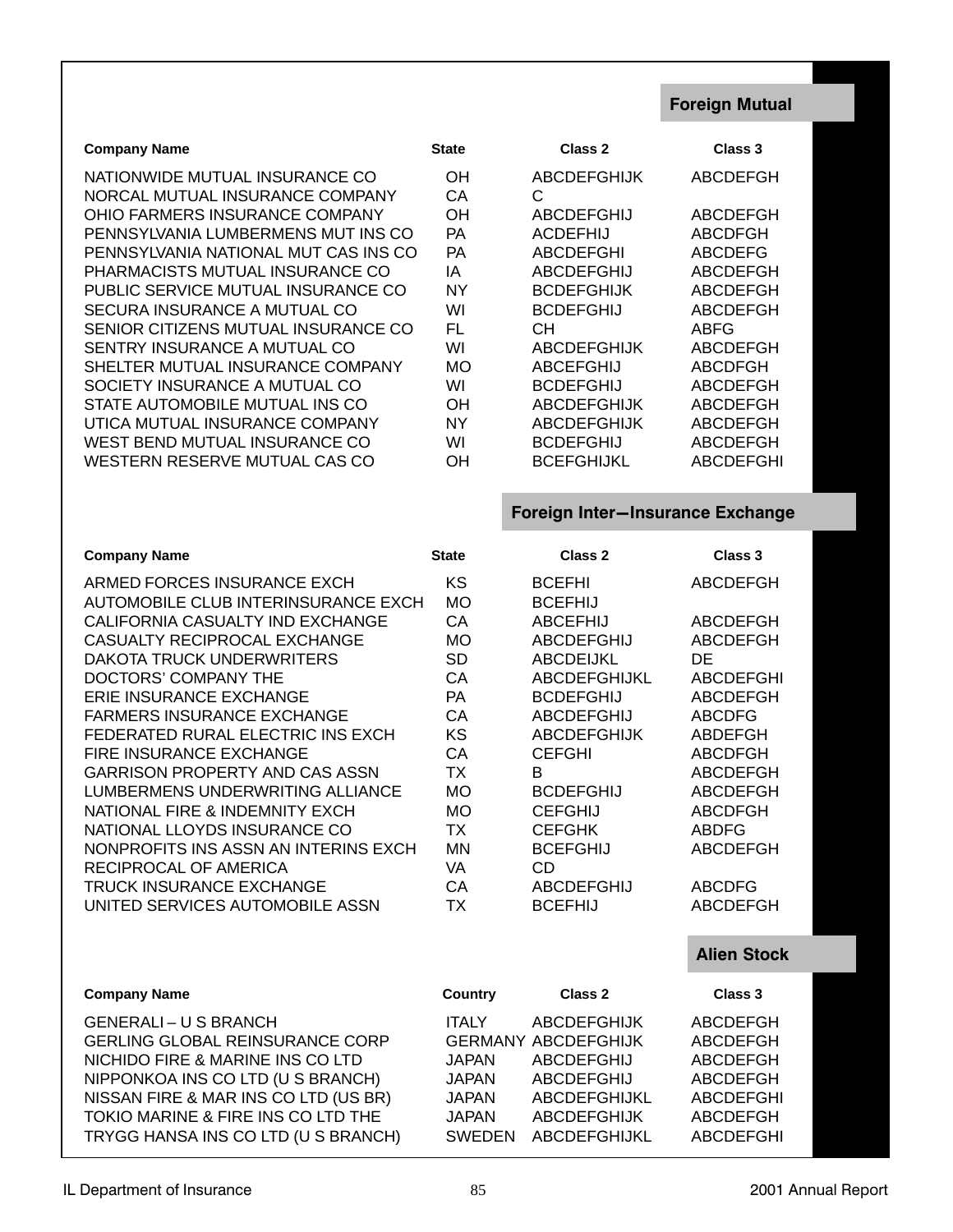## Foreign Mutual

| Company Name | State | Class 2 | Class 3 |
|---|---|---|---|
| NATIONWIDE MUTUAL INSURANCE CO | OH | ABCDEFGHIJK | ABCDEFGH |
| NORCAL MUTUAL INSURANCE COMPANY | CA | C | |
| OHIO FARMERS INSURANCE COMPANY | OH | ABCDEFGHIJ | ABCDEFGH |
| PENNSYLVANIA LUMBERMENS MUT INS CO | PA | ACDEFHIJ | ABCDFGH |
| PENNSYLVANIA NATIONAL MUT CAS INS CO | PA | ABCDEFGHI | ABCDEFG |
| PHARMACISTS MUTUAL INSURANCE CO | IA | ABCDEFGHIJ | ABCDEFGH |
| PUBLIC SERVICE MUTUAL INSURANCE CO | NY | BCDEFGHIJK | ABCDEFGH |
| SECURA INSURANCE A MUTUAL CO | WI | BCDEFGHIJ | ABCDEFGH |
| SENIOR CITIZENS MUTUAL INSURANCE CO | FL | CH | ABFG |
| SENTRY INSURANCE A MUTUAL CO | WI | ABCDEFGHIJK | ABCDEFGH |
| SHELTER MUTUAL INSURANCE COMPANY | MO | ABCEFGHIJ | ABCDFGH |
| SOCIETY INSURANCE A MUTUAL CO | WI | BCDEFGHIJ | ABCDEFGH |
| STATE AUTOMOBILE MUTUAL INS CO | OH | ABCDEFGHIJK | ABCDEFGH |
| UTICA MUTUAL INSURANCE COMPANY | NY | ABCDEFGHIJK | ABCDEFGH |
| WEST BEND MUTUAL INSURANCE CO | WI | BCDEFGHIJ | ABCDEFGH |
| WESTERN RESERVE MUTUAL CAS CO | OH | BCEFGHIJKL | ABCDEFGHI |

## Foreign Inter–Insurance Exchange

| Company Name | State | Class 2 | Class 3 |
|---|---|---|---|
| ARMED FORCES INSURANCE EXCH | KS | BCEFHI | ABCDEFGH |
| AUTOMOBILE CLUB INTERINSURANCE EXCH | MO | BCEFHIJ | |
| CALIFORNIA CASUALTY IND EXCHANGE | CA | ABCEFHIJ | ABCDEFGH |
| CASUALTY RECIPROCAL EXCHANGE | MO | ABCDEFGHIJ | ABCDEFGH |
| DAKOTA TRUCK UNDERWRITERS | SD | ABCDEIJKL | DE |
| DOCTORS' COMPANY THE | CA | ABCDEFGHIJKL | ABCDEFGHI |
| ERIE INSURANCE EXCHANGE | PA | BCDEFGHIJ | ABCDEFGH |
| FARMERS INSURANCE EXCHANGE | CA | ABCDEFGHIJ | ABCDFG |
| FEDERATED RURAL ELECTRIC INS EXCH | KS | ABCDEFGHIJK | ABDEFGH |
| FIRE INSURANCE EXCHANGE | CA | CEFGHI | ABCDFGH |
| GARRISON PROPERTY AND CAS ASSN | TX | B | ABCDEFGH |
| LUMBERMENS UNDERWRITING ALLIANCE | MO | BCDEFGHIJ | ABCDEFGH |
| NATIONAL FIRE & INDEMNITY EXCH | MO | CEFGHIJ | ABCDFGH |
| NATIONAL LLOYDS INSURANCE CO | TX | CEFGHK | ABDFG |
| NONPROFITS INS ASSN AN INTERINS EXCH | MN | BCEFGHIJ | ABCDEFGH |
| RECIPROCAL OF AMERICA | VA | CD | |
| TRUCK INSURANCE EXCHANGE | CA | ABCDEFGHIJ | ABCDFG |
| UNITED SERVICES AUTOMOBILE ASSN | TX | BCEFHIJ | ABCDEFGH |

## Alien Stock

| Company Name | Country | Class 2 | Class 3 |
|---|---|---|---|
| GENERALI – U S BRANCH | ITALY | ABCDEFGHIJK | ABCDEFGH |
| GERLING GLOBAL REINSURANCE CORP | GERMANY | ABCDEFGHIJK | ABCDEFGH |
| NICHIDO FIRE & MARINE INS CO LTD | JAPAN | ABCDEFGHIJ | ABCDEFGH |
| NIPPONKOA INS CO LTD (U S BRANCH) | JAPAN | ABCDEFGHIJ | ABCDEFGH |
| NISSAN FIRE & MAR INS CO LTD (US BR) | JAPAN | ABCDEFGHIJKL | ABCDEFGHI |
| TOKIO MARINE & FIRE INS CO LTD THE | JAPAN | ABCDEFGHIJK | ABCDEFGH |
| TRYGG HANSA INS CO LTD (U S BRANCH) | SWEDEN | ABCDEFGHIJKL | ABCDEFGHI |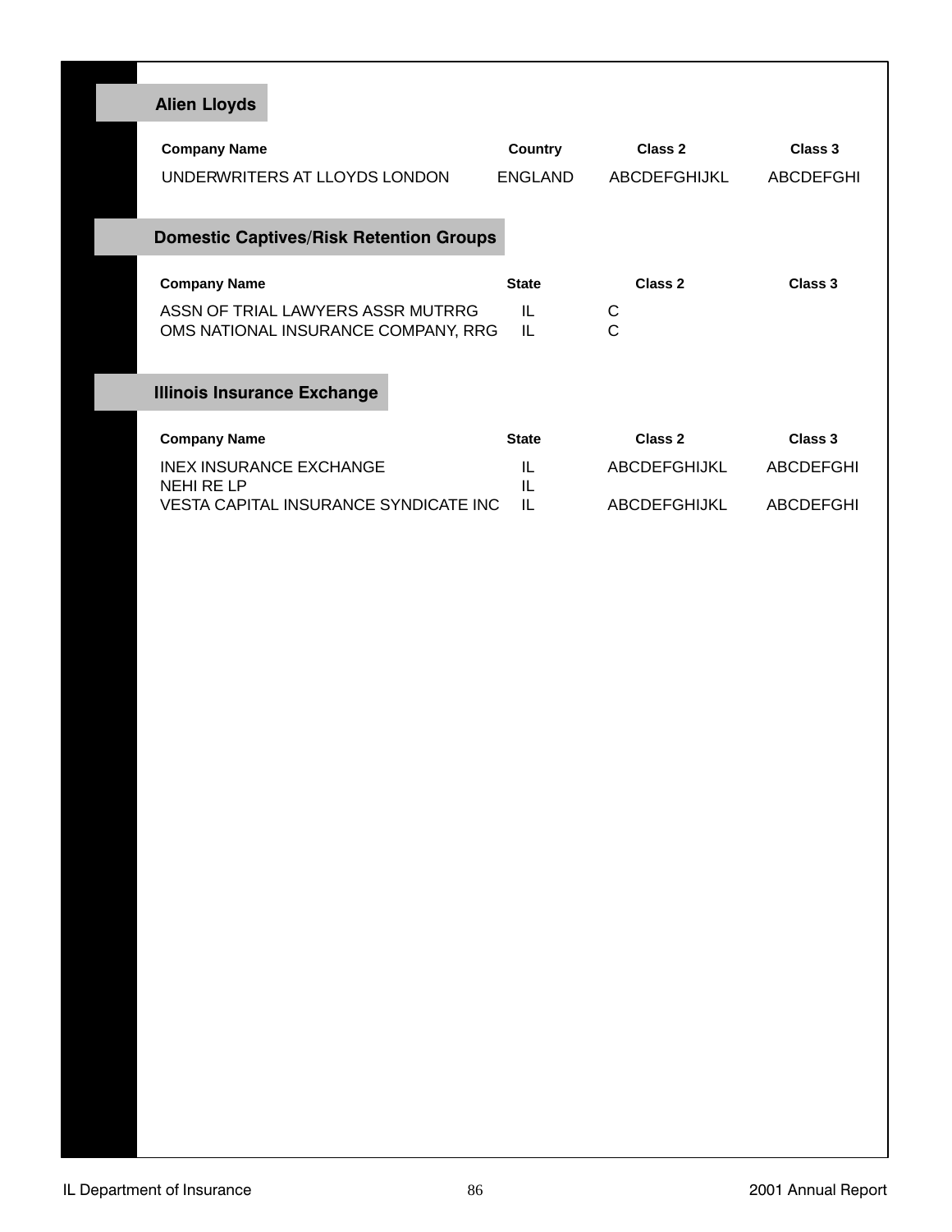## Alien Lloyds

| Company Name | Country | Class 2 | Class 3 |
|---|---|---|---|
| UNDERWRITERS AT LLOYDS LONDON | ENGLAND | ABCDEFGHIJKL | ABCDEFGHI |

## Domestic Captives/Risk Retention Groups

| Company Name | State | Class 2 | Class 3 |
|---|---|---|---|
| ASSN OF TRIAL LAWYERS ASSR MUTRRG | IL | C | |
| OMS NATIONAL INSURANCE COMPANY, RRG | IL | C | |

## Illinois Insurance Exchange

| Company Name | State | Class 2 | Class 3 |
|---|---|---|---|
| INEX INSURANCE EXCHANGE | IL | ABCDEFGHIJKL | ABCDEFGHI |
| NEHI RE LP | IL | | |
| VESTA CAPITAL INSURANCE SYNDICATE INC | IL | ABCDEFGHIJKL | ABCDEFGHI |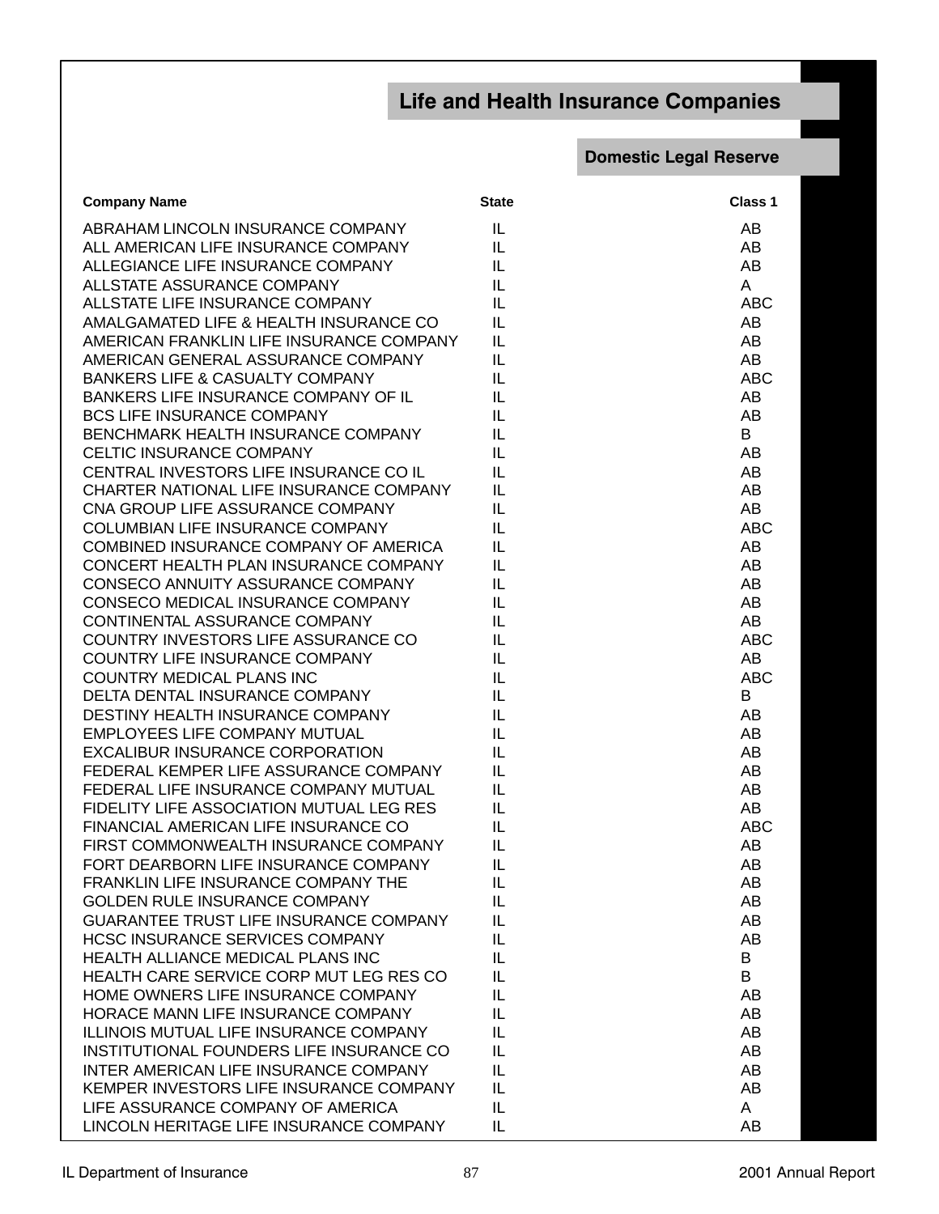## Life and Health Insurance Companies

### Domestic Legal Reserve

| Company Name | State | Class 1 |
|---|---|---|
| ABRAHAM LINCOLN INSURANCE COMPANY | IL | AB |
| ALL AMERICAN LIFE INSURANCE COMPANY | IL | AB |
| ALLEGIANCE LIFE INSURANCE COMPANY | IL | AB |
| ALLSTATE ASSURANCE COMPANY | IL | A |
| ALLSTATE LIFE INSURANCE COMPANY | IL | ABC |
| AMALGAMATED LIFE & HEALTH INSURANCE CO | IL | AB |
| AMERICAN FRANKLIN LIFE INSURANCE COMPANY | IL | AB |
| AMERICAN GENERAL ASSURANCE COMPANY | IL | AB |
| BANKERS LIFE & CASUALTY COMPANY | IL | ABC |
| BANKERS LIFE INSURANCE COMPANY OF IL | IL | AB |
| BCS LIFE INSURANCE COMPANY | IL | AB |
| BENCHMARK HEALTH INSURANCE COMPANY | IL | B |
| CELTIC INSURANCE COMPANY | IL | AB |
| CENTRAL INVESTORS LIFE INSURANCE CO IL | IL | AB |
| CHARTER NATIONAL LIFE INSURANCE COMPANY | IL | AB |
| CNA GROUP LIFE ASSURANCE COMPANY | IL | AB |
| COLUMBIAN LIFE INSURANCE COMPANY | IL | ABC |
| COMBINED INSURANCE COMPANY OF AMERICA | IL | AB |
| CONCERT HEALTH PLAN INSURANCE COMPANY | IL | AB |
| CONSECO ANNUITY ASSURANCE COMPANY | IL | AB |
| CONSECO MEDICAL INSURANCE COMPANY | IL | AB |
| CONTINENTAL ASSURANCE COMPANY | IL | AB |
| COUNTRY INVESTORS LIFE ASSURANCE CO | IL | ABC |
| COUNTRY LIFE INSURANCE COMPANY | IL | AB |
| COUNTRY MEDICAL PLANS INC | IL | ABC |
| DELTA DENTAL INSURANCE COMPANY | IL | B |
| DESTINY HEALTH INSURANCE COMPANY | IL | AB |
| EMPLOYEES LIFE COMPANY MUTUAL | IL | AB |
| EXCALIBUR INSURANCE CORPORATION | IL | AB |
| FEDERAL KEMPER LIFE ASSURANCE COMPANY | IL | AB |
| FEDERAL LIFE INSURANCE COMPANY MUTUAL | IL | AB |
| FIDELITY LIFE ASSOCIATION MUTUAL LEG RES | IL | AB |
| FINANCIAL AMERICAN LIFE INSURANCE CO | IL | ABC |
| FIRST COMMONWEALTH INSURANCE COMPANY | IL | AB |
| FORT DEARBORN LIFE INSURANCE COMPANY | IL | AB |
| FRANKLIN LIFE INSURANCE COMPANY THE | IL | AB |
| GOLDEN RULE INSURANCE COMPANY | IL | AB |
| GUARANTEE TRUST LIFE INSURANCE COMPANY | IL | AB |
| HCSC INSURANCE SERVICES COMPANY | IL | AB |
| HEALTH ALLIANCE MEDICAL PLANS INC | IL | B |
| HEALTH CARE SERVICE CORP MUT LEG RES CO | IL | B |
| HOME OWNERS LIFE INSURANCE COMPANY | IL | AB |
| HORACE MANN LIFE INSURANCE COMPANY | IL | AB |
| ILLINOIS MUTUAL LIFE INSURANCE COMPANY | IL | AB |
| INSTITUTIONAL FOUNDERS LIFE INSURANCE CO | IL | AB |
| INTER AMERICAN LIFE INSURANCE COMPANY | IL | AB |
| KEMPER INVESTORS LIFE INSURANCE COMPANY | IL | AB |
| LIFE ASSURANCE COMPANY OF AMERICA | IL | A |
| LINCOLN HERITAGE LIFE INSURANCE COMPANY | IL | AB |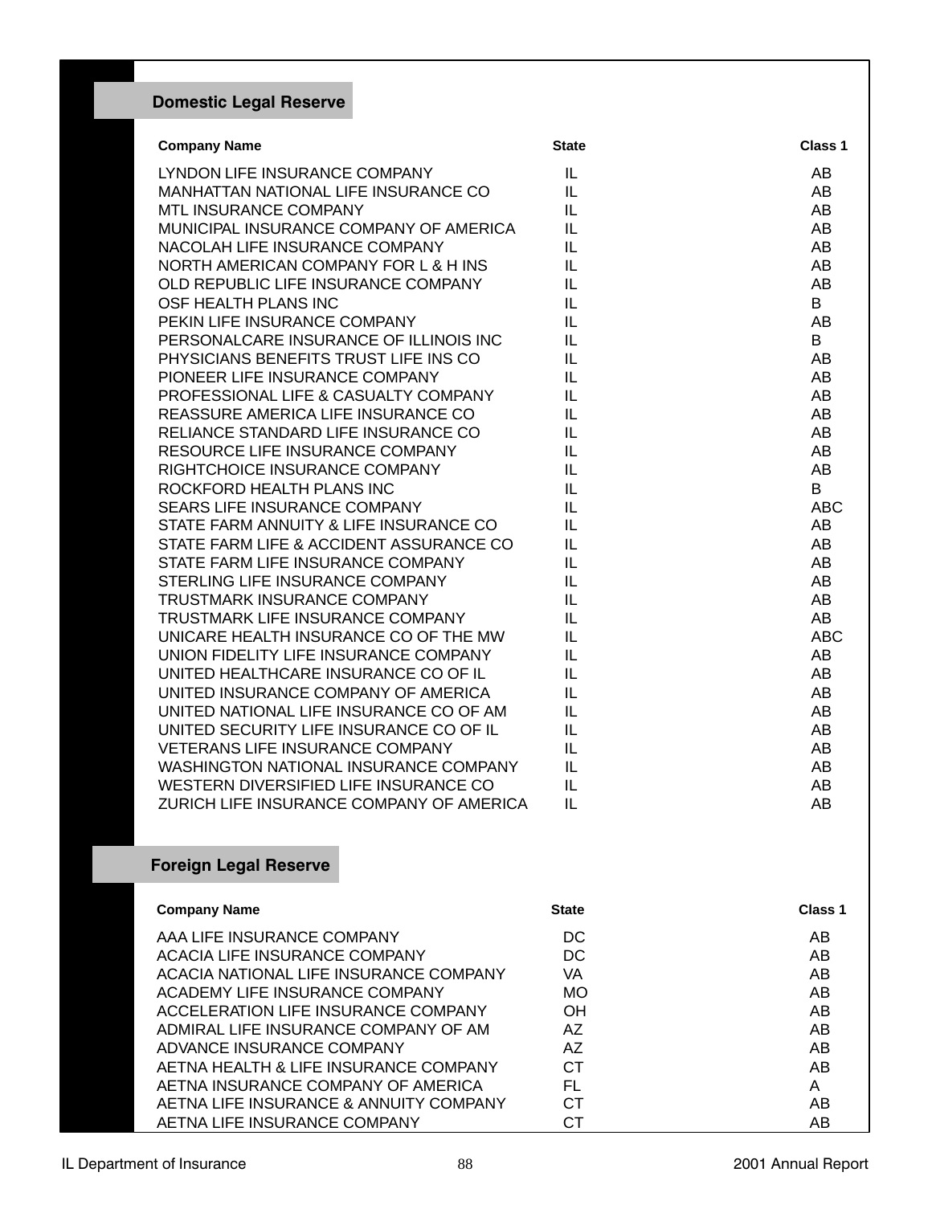## Domestic Legal Reserve

| Company Name | State | Class 1 |
|---|---|---|
| LYNDON LIFE INSURANCE COMPANY | IL | AB |
| MANHATTAN NATIONAL LIFE INSURANCE CO | IL | AB |
| MTL INSURANCE COMPANY | IL | AB |
| MUNICIPAL INSURANCE COMPANY OF AMERICA | IL | AB |
| NACOLAH LIFE INSURANCE COMPANY | IL | AB |
| NORTH AMERICAN COMPANY FOR L & H INS | IL | AB |
| OLD REPUBLIC LIFE INSURANCE COMPANY | IL | AB |
| OSF HEALTH PLANS INC | IL | B |
| PEKIN LIFE INSURANCE COMPANY | IL | AB |
| PERSONALCARE INSURANCE OF ILLINOIS INC | IL | B |
| PHYSICIANS BENEFITS TRUST LIFE INS CO | IL | AB |
| PIONEER LIFE INSURANCE COMPANY | IL | AB |
| PROFESSIONAL LIFE & CASUALTY COMPANY | IL | AB |
| REASSURE AMERICA LIFE INSURANCE CO | IL | AB |
| RELIANCE STANDARD LIFE INSURANCE CO | IL | AB |
| RESOURCE LIFE INSURANCE COMPANY | IL | AB |
| RIGHTCHOICE INSURANCE COMPANY | IL | AB |
| ROCKFORD HEALTH PLANS INC | IL | B |
| SEARS LIFE INSURANCE COMPANY | IL | ABC |
| STATE FARM ANNUITY & LIFE INSURANCE CO | IL | AB |
| STATE FARM LIFE & ACCIDENT ASSURANCE CO | IL | AB |
| STATE FARM LIFE INSURANCE COMPANY | IL | AB |
| STERLING LIFE INSURANCE COMPANY | IL | AB |
| TRUSTMARK INSURANCE COMPANY | IL | AB |
| TRUSTMARK LIFE INSURANCE COMPANY | IL | AB |
| UNICARE HEALTH INSURANCE CO OF THE MW | IL | ABC |
| UNION FIDELITY LIFE INSURANCE COMPANY | IL | AB |
| UNITED HEALTHCARE INSURANCE CO OF IL | IL | AB |
| UNITED INSURANCE COMPANY OF AMERICA | IL | AB |
| UNITED NATIONAL LIFE INSURANCE CO OF AM | IL | AB |
| UNITED SECURITY LIFE INSURANCE CO OF IL | IL | AB |
| VETERANS LIFE INSURANCE COMPANY | IL | AB |
| WASHINGTON NATIONAL INSURANCE COMPANY | IL | AB |
| WESTERN DIVERSIFIED LIFE INSURANCE CO | IL | AB |
| ZURICH LIFE INSURANCE COMPANY OF AMERICA | IL | AB |

## Foreign Legal Reserve

| Company Name | State | Class 1 |
|---|---|---|
| AAA LIFE INSURANCE COMPANY | DC | AB |
| ACACIA LIFE INSURANCE COMPANY | DC | AB |
| ACACIA NATIONAL LIFE INSURANCE COMPANY | VA | AB |
| ACADEMY LIFE INSURANCE COMPANY | MO | AB |
| ACCELERATION LIFE INSURANCE COMPANY | OH | AB |
| ADMIRAL LIFE INSURANCE COMPANY OF AM | AZ | AB |
| ADVANCE INSURANCE COMPANY | AZ | AB |
| AETNA HEALTH & LIFE INSURANCE COMPANY | CT | AB |
| AETNA INSURANCE COMPANY OF AMERICA | FL | A |
| AETNA LIFE INSURANCE & ANNUITY COMPANY | CT | AB |
| AETNA LIFE INSURANCE COMPANY | CT | AB |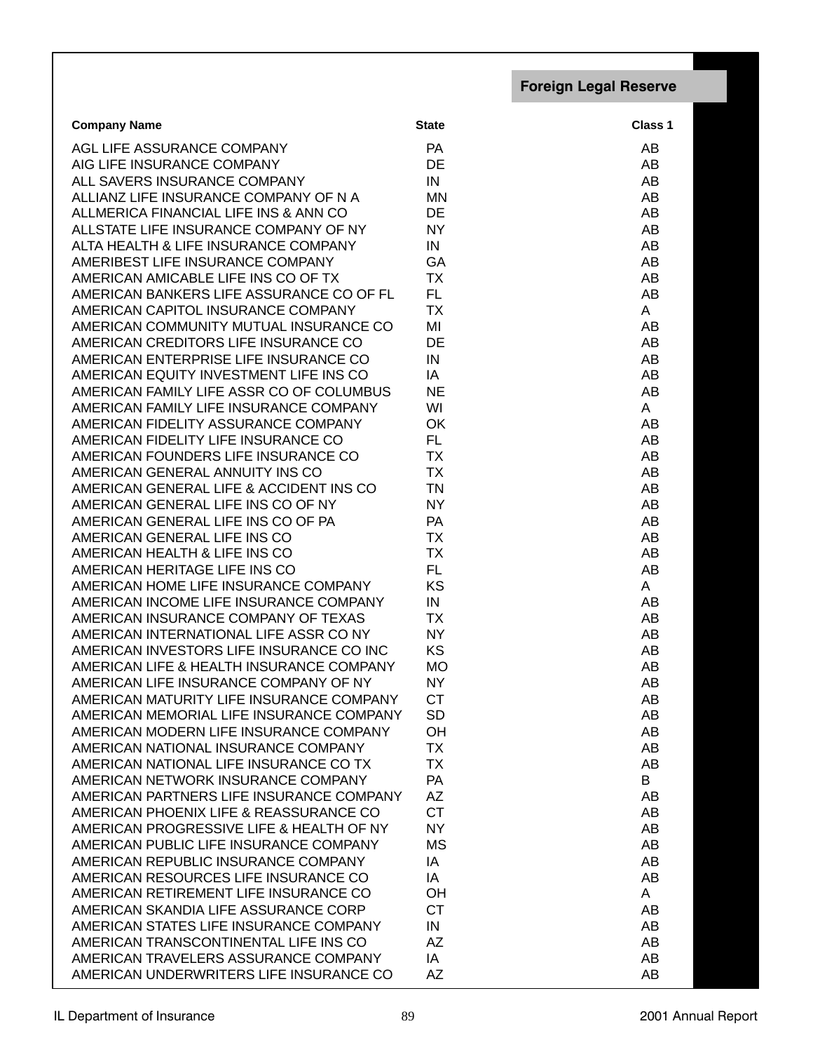## Foreign Legal Reserve

| Company Name | State | Class 1 |
|---|---|---|
| AGL LIFE ASSURANCE COMPANY | PA | AB |
| AIG LIFE INSURANCE COMPANY | DE | AB |
| ALL SAVERS INSURANCE COMPANY | IN | AB |
| ALLIANZ LIFE INSURANCE COMPANY OF N A | MN | AB |
| ALLMERICA FINANCIAL LIFE INS & ANN CO | DE | AB |
| ALLSTATE LIFE INSURANCE COMPANY OF NY | NY | AB |
| ALTA HEALTH & LIFE INSURANCE COMPANY | IN | AB |
| AMERIBEST LIFE INSURANCE COMPANY | GA | AB |
| AMERICAN AMICABLE LIFE INS CO OF TX | TX | AB |
| AMERICAN BANKERS LIFE ASSURANCE CO OF FL | FL | AB |
| AMERICAN CAPITOL INSURANCE COMPANY | TX | A |
| AMERICAN COMMUNITY MUTUAL INSURANCE CO | MI | AB |
| AMERICAN CREDITORS LIFE INSURANCE CO | DE | AB |
| AMERICAN ENTERPRISE LIFE INSURANCE CO | IN | AB |
| AMERICAN EQUITY INVESTMENT LIFE INS CO | IA | AB |
| AMERICAN FAMILY LIFE ASSR CO OF COLUMBUS | NE | AB |
| AMERICAN FAMILY LIFE INSURANCE COMPANY | WI | A |
| AMERICAN FIDELITY ASSURANCE COMPANY | OK | AB |
| AMERICAN FIDELITY LIFE INSURANCE CO | FL | AB |
| AMERICAN FOUNDERS LIFE INSURANCE CO | TX | AB |
| AMERICAN GENERAL ANNUITY INS CO | TX | AB |
| AMERICAN GENERAL LIFE & ACCIDENT INS CO | TN | AB |
| AMERICAN GENERAL LIFE INS CO OF NY | NY | AB |
| AMERICAN GENERAL LIFE INS CO OF PA | PA | AB |
| AMERICAN GENERAL LIFE INS CO | TX | AB |
| AMERICAN HEALTH & LIFE INS CO | TX | AB |
| AMERICAN HERITAGE LIFE INS CO | FL | AB |
| AMERICAN HOME LIFE INSURANCE COMPANY | KS | A |
| AMERICAN INCOME LIFE INSURANCE COMPANY | IN | AB |
| AMERICAN INSURANCE COMPANY OF TEXAS | TX | AB |
| AMERICAN INTERNATIONAL LIFE ASSR CO NY | NY | AB |
| AMERICAN INVESTORS LIFE INSURANCE CO INC | KS | AB |
| AMERICAN LIFE & HEALTH INSURANCE COMPANY | MO | AB |
| AMERICAN LIFE INSURANCE COMPANY OF NY | NY | AB |
| AMERICAN MATURITY LIFE INSURANCE COMPANY | CT | AB |
| AMERICAN MEMORIAL LIFE INSURANCE COMPANY | SD | AB |
| AMERICAN MODERN LIFE INSURANCE COMPANY | OH | AB |
| AMERICAN NATIONAL INSURANCE COMPANY | TX | AB |
| AMERICAN NATIONAL LIFE INSURANCE CO TX | TX | AB |
| AMERICAN NETWORK INSURANCE COMPANY | PA | B |
| AMERICAN PARTNERS LIFE INSURANCE COMPANY | AZ | AB |
| AMERICAN PHOENIX LIFE & REASSURANCE CO | CT | AB |
| AMERICAN PROGRESSIVE LIFE & HEALTH OF NY | NY | AB |
| AMERICAN PUBLIC LIFE INSURANCE COMPANY | MS | AB |
| AMERICAN REPUBLIC INSURANCE COMPANY | IA | AB |
| AMERICAN RESOURCES LIFE INSURANCE CO | IA | AB |
| AMERICAN RETIREMENT LIFE INSURANCE CO | OH | A |
| AMERICAN SKANDIA LIFE ASSURANCE CORP | CT | AB |
| AMERICAN STATES LIFE INSURANCE COMPANY | IN | AB |
| AMERICAN TRANSCONTINENTAL LIFE INS CO | AZ | AB |
| AMERICAN TRAVELERS ASSURANCE COMPANY | IA | AB |
| AMERICAN UNDERWRITERS LIFE INSURANCE CO | AZ | AB |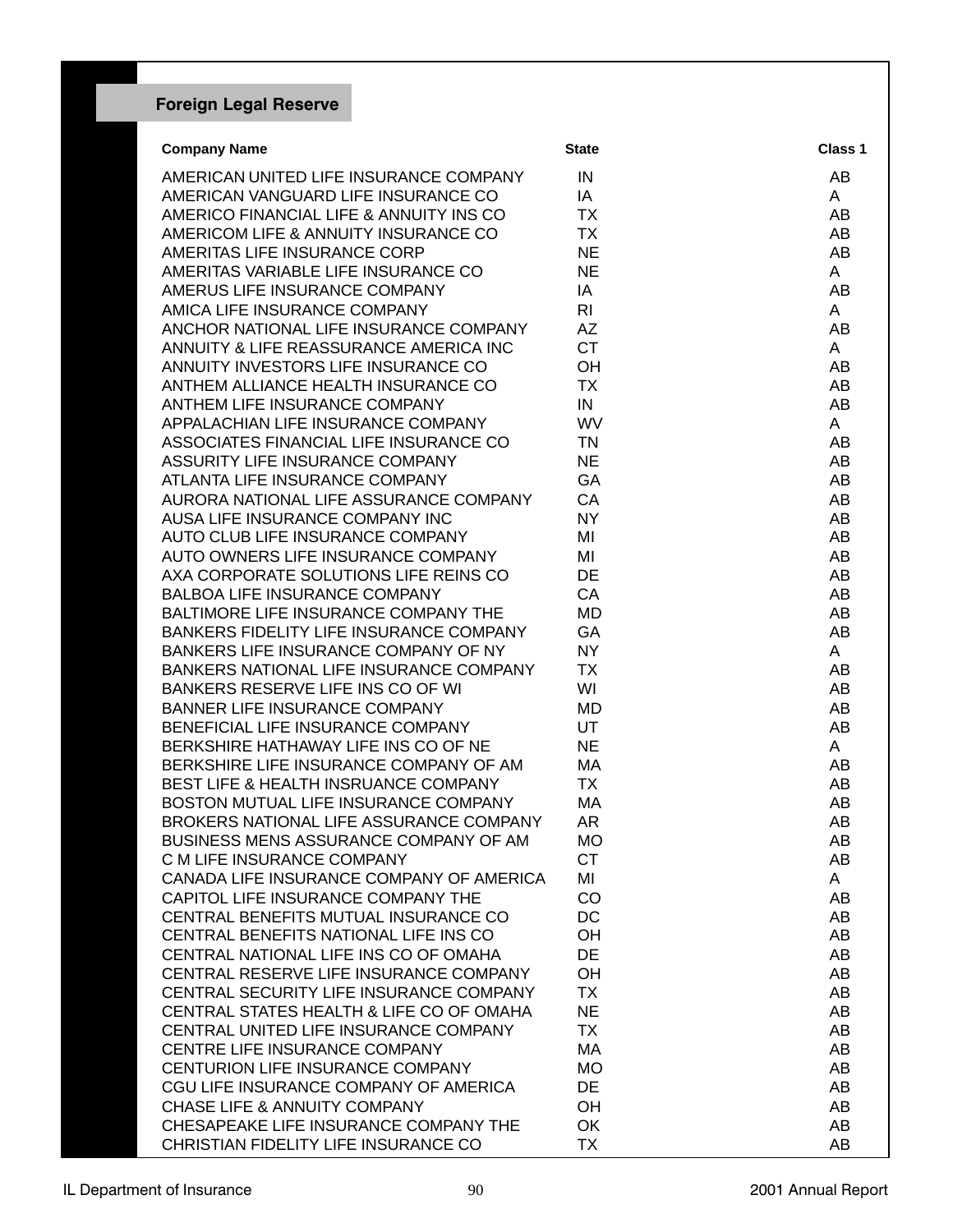## Foreign Legal Reserve

| Company Name | State | Class 1 |
|---|---|---|
| AMERICAN UNITED LIFE INSURANCE COMPANY | IN | AB |
| AMERICAN VANGUARD LIFE INSURANCE CO | IA | A |
| AMERICO FINANCIAL LIFE & ANNUITY INS CO | TX | AB |
| AMERICOM LIFE & ANNUITY INSURANCE CO | TX | AB |
| AMERITAS LIFE INSURANCE CORP | NE | AB |
| AMERITAS VARIABLE LIFE INSURANCE CO | NE | A |
| AMERUS LIFE INSURANCE COMPANY | IA | AB |
| AMICA LIFE INSURANCE COMPANY | RI | A |
| ANCHOR NATIONAL LIFE INSURANCE COMPANY | AZ | AB |
| ANNUITY & LIFE REASSURANCE AMERICA INC | CT | A |
| ANNUITY INVESTORS LIFE INSURANCE CO | OH | AB |
| ANTHEM ALLIANCE HEALTH INSURANCE CO | TX | AB |
| ANTHEM LIFE INSURANCE COMPANY | IN | AB |
| APPALACHIAN LIFE INSURANCE COMPANY | WV | A |
| ASSOCIATES FINANCIAL LIFE INSURANCE CO | TN | AB |
| ASSURITY LIFE INSURANCE COMPANY | NE | AB |
| ATLANTA LIFE INSURANCE COMPANY | GA | AB |
| AURORA NATIONAL LIFE ASSURANCE COMPANY | CA | AB |
| AUSA LIFE INSURANCE COMPANY INC | NY | AB |
| AUTO CLUB LIFE INSURANCE COMPANY | MI | AB |
| AUTO OWNERS LIFE INSURANCE COMPANY | MI | AB |
| AXA CORPORATE SOLUTIONS LIFE REINS CO | DE | AB |
| BALBOA LIFE INSURANCE COMPANY | CA | AB |
| BALTIMORE LIFE INSURANCE COMPANY THE | MD | AB |
| BANKERS FIDELITY LIFE INSURANCE COMPANY | GA | AB |
| BANKERS LIFE INSURANCE COMPANY OF NY | NY | A |
| BANKERS NATIONAL LIFE INSURANCE COMPANY | TX | AB |
| BANKERS RESERVE LIFE INS CO OF WI | WI | AB |
| BANNER LIFE INSURANCE COMPANY | MD | AB |
| BENEFICIAL LIFE INSURANCE COMPANY | UT | AB |
| BERKSHIRE HATHAWAY LIFE INS CO OF NE | NE | A |
| BERKSHIRE LIFE INSURANCE COMPANY OF AM | MA | AB |
| BEST LIFE & HEALTH INSRUANCE COMPANY | TX | AB |
| BOSTON MUTUAL LIFE INSURANCE COMPANY | MA | AB |
| BROKERS NATIONAL LIFE ASSURANCE COMPANY | AR | AB |
| BUSINESS MENS ASSURANCE COMPANY OF AM | MO | AB |
| C M LIFE INSURANCE COMPANY | CT | AB |
| CANADA LIFE INSURANCE COMPANY OF AMERICA | MI | A |
| CAPITOL LIFE INSURANCE COMPANY THE | CO | AB |
| CENTRAL BENEFITS MUTUAL INSURANCE CO | DC | AB |
| CENTRAL BENEFITS NATIONAL LIFE INS CO | OH | AB |
| CENTRAL NATIONAL LIFE INS CO OF OMAHA | DE | AB |
| CENTRAL RESERVE LIFE INSURANCE COMPANY | OH | AB |
| CENTRAL SECURITY LIFE INSURANCE COMPANY | TX | AB |
| CENTRAL STATES HEALTH & LIFE CO OF OMAHA | NE | AB |
| CENTRAL UNITED LIFE INSURANCE COMPANY | TX | AB |
| CENTRE LIFE INSURANCE COMPANY | MA | AB |
| CENTURION LIFE INSURANCE COMPANY | MO | AB |
| CGU LIFE INSURANCE COMPANY OF AMERICA | DE | AB |
| CHASE LIFE & ANNUITY COMPANY | OH | AB |
| CHESAPEAKE LIFE INSURANCE COMPANY THE | OK | AB |
| CHRISTIAN FIDELITY LIFE INSURANCE CO | TX | AB |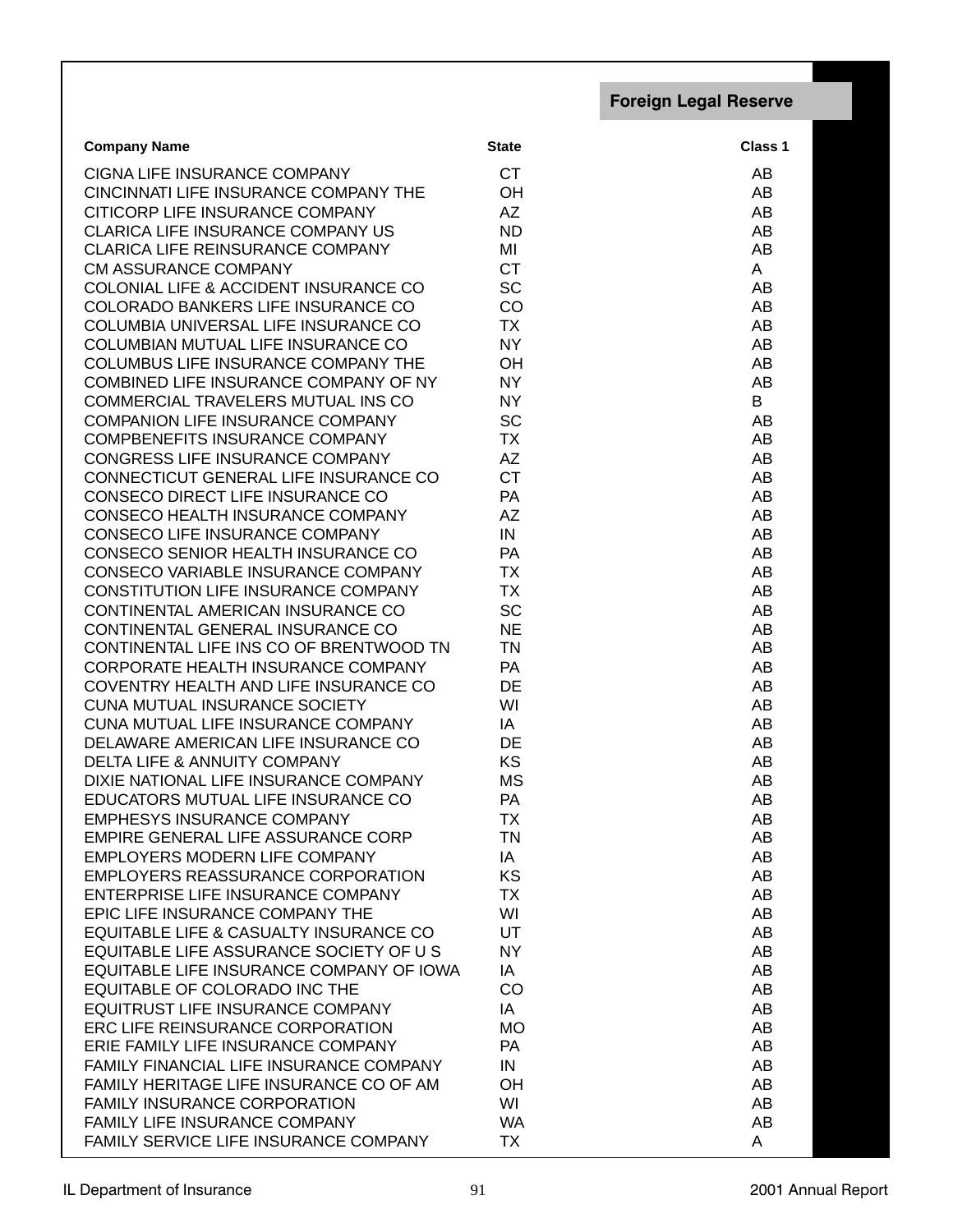## Foreign Legal Reserve

| Company Name | State | Class 1 |
|---|---|---|
| CIGNA LIFE INSURANCE COMPANY | CT | AB |
| CINCINNATI LIFE INSURANCE COMPANY THE | OH | AB |
| CITICORP LIFE INSURANCE COMPANY | AZ | AB |
| CLARICA LIFE INSURANCE COMPANY US | ND | AB |
| CLARICA LIFE REINSURANCE COMPANY | MI | AB |
| CM ASSURANCE COMPANY | CT | A |
| COLONIAL LIFE & ACCIDENT INSURANCE CO | SC | AB |
| COLORADO BANKERS LIFE INSURANCE CO | CO | AB |
| COLUMBIA UNIVERSAL LIFE INSURANCE CO | TX | AB |
| COLUMBIAN MUTUAL LIFE INSURANCE CO | NY | AB |
| COLUMBUS LIFE INSURANCE COMPANY THE | OH | AB |
| COMBINED LIFE INSURANCE COMPANY OF NY | NY | AB |
| COMMERCIAL TRAVELERS MUTUAL INS CO | NY | B |
| COMPANION LIFE INSURANCE COMPANY | SC | AB |
| COMPBENEFITS INSURANCE COMPANY | TX | AB |
| CONGRESS LIFE INSURANCE COMPANY | AZ | AB |
| CONNECTICUT GENERAL LIFE INSURANCE CO | CT | AB |
| CONSECO DIRECT LIFE INSURANCE CO | PA | AB |
| CONSECO HEALTH INSURANCE COMPANY | AZ | AB |
| CONSECO LIFE INSURANCE COMPANY | IN | AB |
| CONSECO SENIOR HEALTH INSURANCE CO | PA | AB |
| CONSECO VARIABLE INSURANCE COMPANY | TX | AB |
| CONSTITUTION LIFE INSURANCE COMPANY | TX | AB |
| CONTINENTAL AMERICAN INSURANCE CO | SC | AB |
| CONTINENTAL GENERAL INSURANCE CO | NE | AB |
| CONTINENTAL LIFE INS CO OF BRENTWOOD TN | TN | AB |
| CORPORATE HEALTH INSURANCE COMPANY | PA | AB |
| COVENTRY HEALTH AND LIFE INSURANCE CO | DE | AB |
| CUNA MUTUAL INSURANCE SOCIETY | WI | AB |
| CUNA MUTUAL LIFE INSURANCE COMPANY | IA | AB |
| DELAWARE AMERICAN LIFE INSURANCE CO | DE | AB |
| DELTA LIFE & ANNUITY COMPANY | KS | AB |
| DIXIE NATIONAL LIFE INSURANCE COMPANY | MS | AB |
| EDUCATORS MUTUAL LIFE INSURANCE CO | PA | AB |
| EMPHESYS INSURANCE COMPANY | TX | AB |
| EMPIRE GENERAL LIFE ASSURANCE CORP | TN | AB |
| EMPLOYERS MODERN LIFE COMPANY | IA | AB |
| EMPLOYERS REASSURANCE CORPORATION | KS | AB |
| ENTERPRISE LIFE INSURANCE COMPANY | TX | AB |
| EPIC LIFE INSURANCE COMPANY THE | WI | AB |
| EQUITABLE LIFE & CASUALTY INSURANCE CO | UT | AB |
| EQUITABLE LIFE ASSURANCE SOCIETY OF U S | NY | AB |
| EQUITABLE LIFE INSURANCE COMPANY OF IOWA | IA | AB |
| EQUITABLE OF COLORADO INC THE | CO | AB |
| EQUITRUST LIFE INSURANCE COMPANY | IA | AB |
| ERC LIFE REINSURANCE CORPORATION | MO | AB |
| ERIE FAMILY LIFE INSURANCE COMPANY | PA | AB |
| FAMILY FINANCIAL LIFE INSURANCE COMPANY | IN | AB |
| FAMILY HERITAGE LIFE INSURANCE CO OF AM | OH | AB |
| FAMILY INSURANCE CORPORATION | WI | AB |
| FAMILY LIFE INSURANCE COMPANY | WA | AB |
| FAMILY SERVICE LIFE INSURANCE COMPANY | TX | A |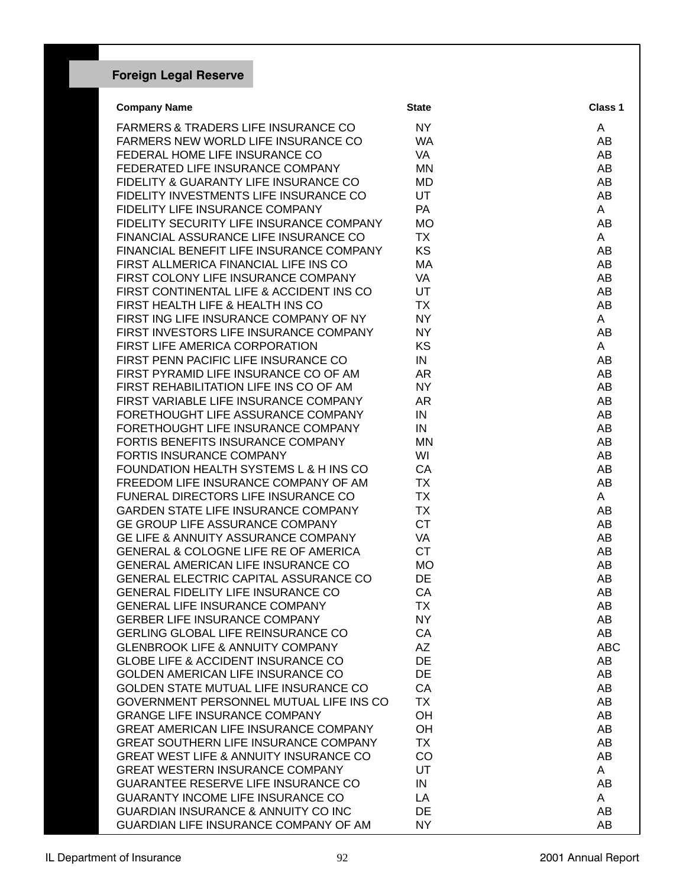## Foreign Legal Reserve

| Company Name | State | Class 1 |
|---|---|---|
| FARMERS & TRADERS LIFE INSURANCE CO | NY | A |
| FARMERS NEW WORLD LIFE INSURANCE CO | WA | AB |
| FEDERAL HOME LIFE INSURANCE CO | VA | AB |
| FEDERATED LIFE INSURANCE COMPANY | MN | AB |
| FIDELITY & GUARANTY LIFE INSURANCE CO | MD | AB |
| FIDELITY INVESTMENTS LIFE INSURANCE CO | UT | AB |
| FIDELITY LIFE INSURANCE COMPANY | PA | A |
| FIDELITY SECURITY LIFE INSURANCE COMPANY | MO | AB |
| FINANCIAL ASSURANCE LIFE INSURANCE CO | TX | A |
| FINANCIAL BENEFIT LIFE INSURANCE COMPANY | KS | AB |
| FIRST ALLMERICA FINANCIAL LIFE INS CO | MA | AB |
| FIRST COLONY LIFE INSURANCE COMPANY | VA | AB |
| FIRST CONTINENTAL LIFE & ACCIDENT INS CO | UT | AB |
| FIRST HEALTH LIFE & HEALTH INS CO | TX | AB |
| FIRST ING LIFE INSURANCE COMPANY OF NY | NY | A |
| FIRST INVESTORS LIFE INSURANCE COMPANY | NY | AB |
| FIRST LIFE AMERICA CORPORATION | KS | A |
| FIRST PENN PACIFIC LIFE INSURANCE CO | IN | AB |
| FIRST PYRAMID LIFE INSURANCE CO OF AM | AR | AB |
| FIRST REHABILITATION LIFE INS CO OF AM | NY | AB |
| FIRST VARIABLE LIFE INSURANCE COMPANY | AR | AB |
| FORETHOUGHT LIFE ASSURANCE COMPANY | IN | AB |
| FORETHOUGHT LIFE INSURANCE COMPANY | IN | AB |
| FORTIS BENEFITS INSURANCE COMPANY | MN | AB |
| FORTIS INSURANCE COMPANY | WI | AB |
| FOUNDATION HEALTH SYSTEMS L & H INS CO | CA | AB |
| FREEDOM LIFE INSURANCE COMPANY OF AM | TX | AB |
| FUNERAL DIRECTORS LIFE INSURANCE CO | TX | A |
| GARDEN STATE LIFE INSURANCE COMPANY | TX | AB |
| GE GROUP LIFE ASSURANCE COMPANY | CT | AB |
| GE LIFE & ANNUITY ASSURANCE COMPANY | VA | AB |
| GENERAL & COLOGNE LIFE RE OF AMERICA | CT | AB |
| GENERAL AMERICAN LIFE INSURANCE CO | MO | AB |
| GENERAL ELECTRIC CAPITAL ASSURANCE CO | DE | AB |
| GENERAL FIDELITY LIFE INSURANCE CO | CA | AB |
| GENERAL LIFE INSURANCE COMPANY | TX | AB |
| GERBER LIFE INSURANCE COMPANY | NY | AB |
| GERLING GLOBAL LIFE REINSURANCE CO | CA | AB |
| GLENBROOK LIFE & ANNUITY COMPANY | AZ | ABC |
| GLOBE LIFE & ACCIDENT INSURANCE CO | DE | AB |
| GOLDEN AMERICAN LIFE INSURANCE CO | DE | AB |
| GOLDEN STATE MUTUAL LIFE INSURANCE CO | CA | AB |
| GOVERNMENT PERSONNEL MUTUAL LIFE INS CO | TX | AB |
| GRANGE LIFE INSURANCE COMPANY | OH | AB |
| GREAT AMERICAN LIFE INSURANCE COMPANY | OH | AB |
| GREAT SOUTHERN LIFE INSURANCE COMPANY | TX | AB |
| GREAT WEST LIFE & ANNUITY INSURANCE CO | CO | AB |
| GREAT WESTERN INSURANCE COMPANY | UT | A |
| GUARANTEE RESERVE LIFE INSURANCE CO | IN | AB |
| GUARANTY INCOME LIFE INSURANCE CO | LA | A |
| GUARDIAN INSURANCE & ANNUITY CO INC | DE | AB |
| GUARDIAN LIFE INSURANCE COMPANY OF AM | NY | AB |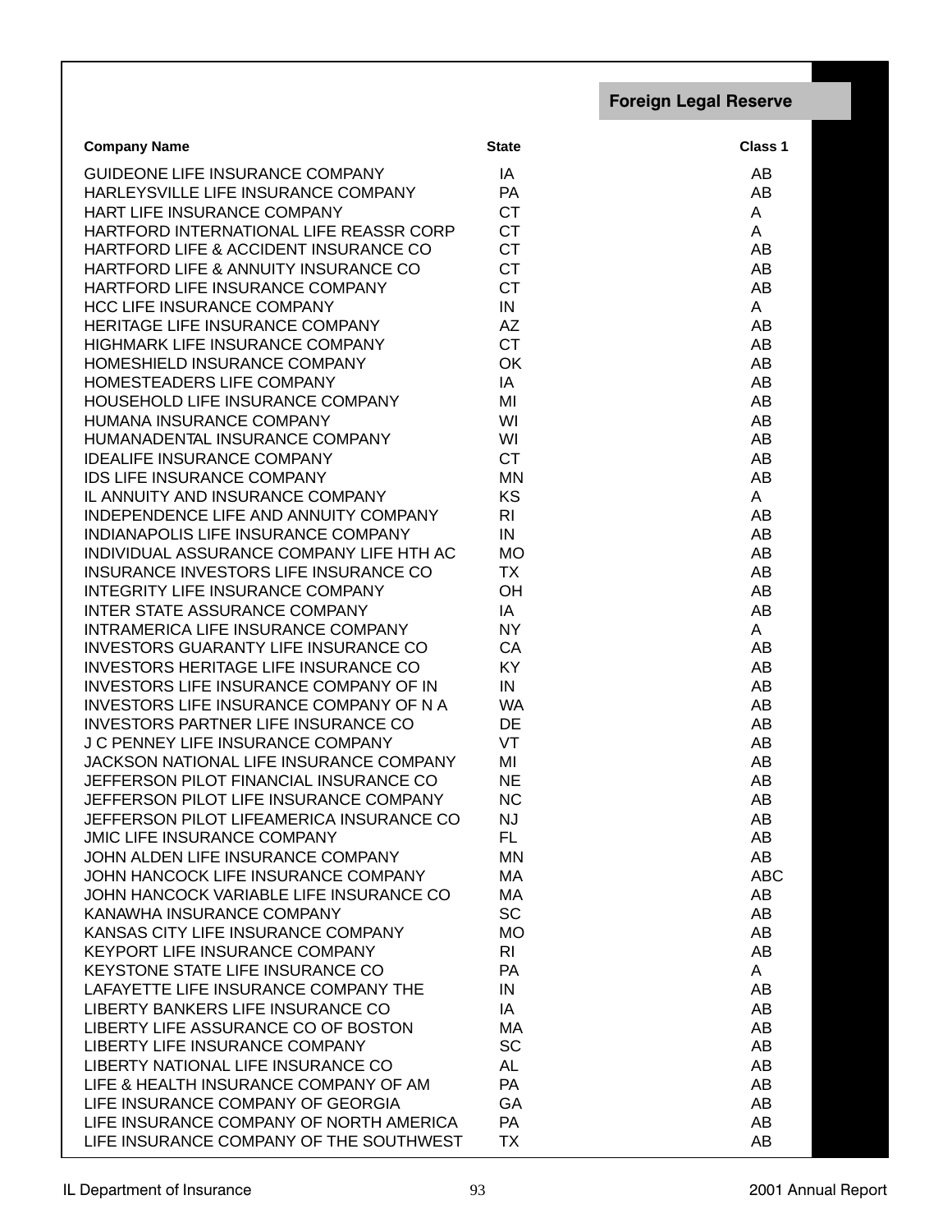## Foreign Legal Reserve

| Company Name | State | Class 1 |
|---|---|---|
| GUIDEONE LIFE INSURANCE COMPANY | IA | AB |
| HARLEYSVILLE LIFE INSURANCE COMPANY | PA | AB |
| HART LIFE INSURANCE COMPANY | CT | A |
| HARTFORD INTERNATIONAL LIFE REASSR CORP | CT | A |
| HARTFORD LIFE & ACCIDENT INSURANCE CO | CT | AB |
| HARTFORD LIFE & ANNUITY INSURANCE CO | CT | AB |
| HARTFORD LIFE INSURANCE COMPANY | CT | AB |
| HCC LIFE INSURANCE COMPANY | IN | A |
| HERITAGE LIFE INSURANCE COMPANY | AZ | AB |
| HIGHMARK LIFE INSURANCE COMPANY | CT | AB |
| HOMESHIELD INSURANCE COMPANY | OK | AB |
| HOMESTEADERS LIFE COMPANY | IA | AB |
| HOUSEHOLD LIFE INSURANCE COMPANY | MI | AB |
| HUMANA INSURANCE COMPANY | WI | AB |
| HUMANADENTAL INSURANCE COMPANY | WI | AB |
| IDEALIFE INSURANCE COMPANY | CT | AB |
| IDS LIFE INSURANCE COMPANY | MN | AB |
| IL ANNUITY AND INSURANCE COMPANY | KS | A |
| INDEPENDENCE LIFE AND ANNUITY COMPANY | RI | AB |
| INDIANAPOLIS LIFE INSURANCE COMPANY | IN | AB |
| INDIVIDUAL ASSURANCE COMPANY LIFE HTH AC | MO | AB |
| INSURANCE INVESTORS LIFE INSURANCE CO | TX | AB |
| INTEGRITY LIFE INSURANCE COMPANY | OH | AB |
| INTER STATE ASSURANCE COMPANY | IA | AB |
| INTRAMERICA LIFE INSURANCE COMPANY | NY | A |
| INVESTORS GUARANTY LIFE INSURANCE CO | CA | AB |
| INVESTORS HERITAGE LIFE INSURANCE CO | KY | AB |
| INVESTORS LIFE INSURANCE COMPANY OF IN | IN | AB |
| INVESTORS LIFE INSURANCE COMPANY OF N A | WA | AB |
| INVESTORS PARTNER LIFE INSURANCE CO | DE | AB |
| J C PENNEY LIFE INSURANCE COMPANY | VT | AB |
| JACKSON NATIONAL LIFE INSURANCE COMPANY | MI | AB |
| JEFFERSON PILOT FINANCIAL INSURANCE CO | NE | AB |
| JEFFERSON PILOT LIFE INSURANCE COMPANY | NC | AB |
| JEFFERSON PILOT LIFEAMERICA INSURANCE CO | NJ | AB |
| JMIC LIFE INSURANCE COMPANY | FL | AB |
| JOHN ALDEN LIFE INSURANCE COMPANY | MN | AB |
| JOHN HANCOCK LIFE INSURANCE COMPANY | MA | ABC |
| JOHN HANCOCK VARIABLE LIFE INSURANCE CO | MA | AB |
| KANAWHA INSURANCE COMPANY | SC | AB |
| KANSAS CITY LIFE INSURANCE COMPANY | MO | AB |
| KEYPORT LIFE INSURANCE COMPANY | RI | AB |
| KEYSTONE STATE LIFE INSURANCE CO | PA | A |
| LAFAYETTE LIFE INSURANCE COMPANY THE | IN | AB |
| LIBERTY BANKERS LIFE INSURANCE CO | IA | AB |
| LIBERTY LIFE ASSURANCE CO OF BOSTON | MA | AB |
| LIBERTY LIFE INSURANCE COMPANY | SC | AB |
| LIBERTY NATIONAL LIFE INSURANCE CO | AL | AB |
| LIFE & HEALTH INSURANCE COMPANY OF AM | PA | AB |
| LIFE INSURANCE COMPANY OF GEORGIA | GA | AB |
| LIFE INSURANCE COMPANY OF NORTH AMERICA | PA | AB |
| LIFE INSURANCE COMPANY OF THE SOUTHWEST | TX | AB |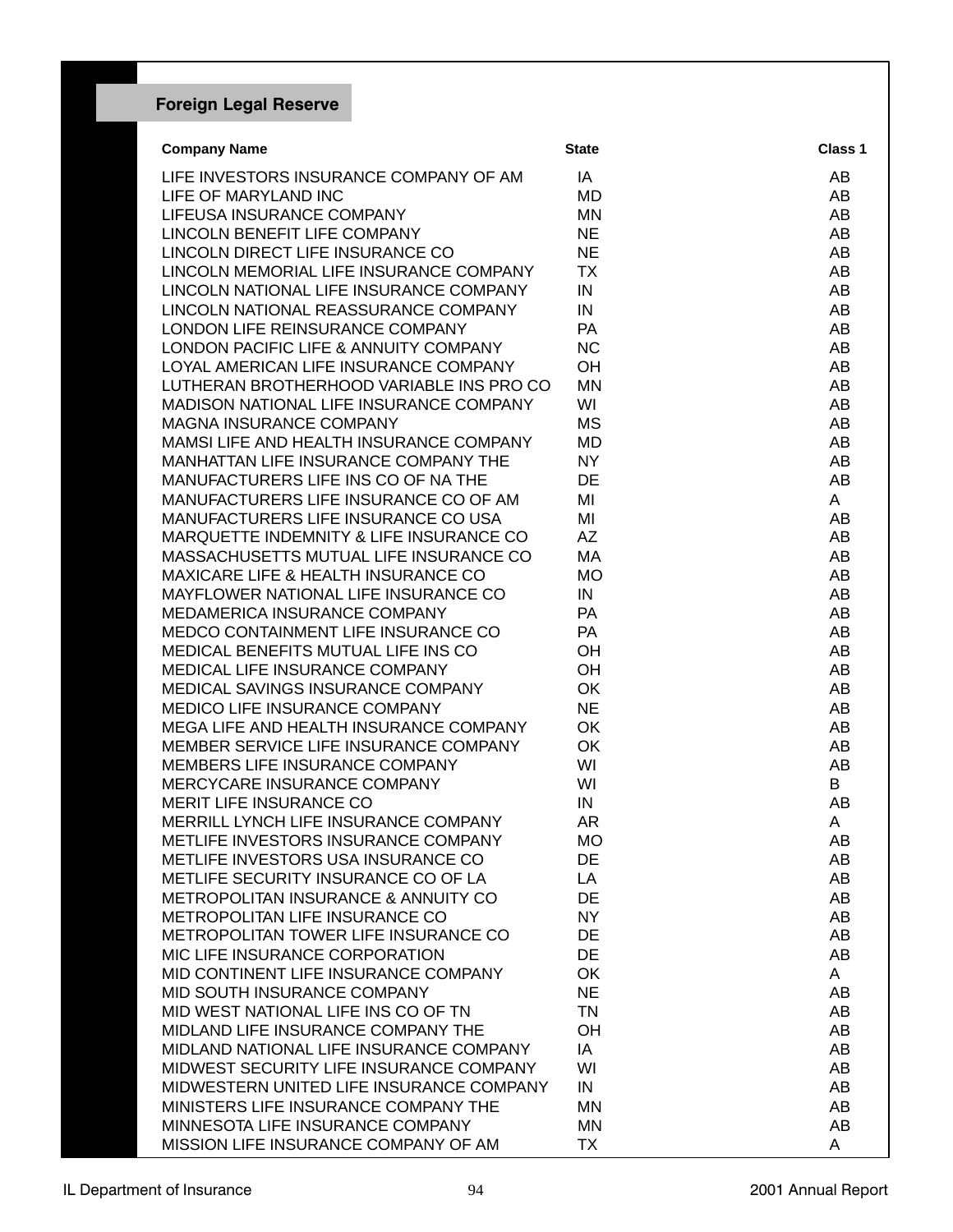## Foreign Legal Reserve

| Company Name | State | Class 1 |
|---|---|---|
| LIFE INVESTORS INSURANCE COMPANY OF AM | IA | AB |
| LIFE OF MARYLAND INC | MD | AB |
| LIFEUSA INSURANCE COMPANY | MN | AB |
| LINCOLN BENEFIT LIFE COMPANY | NE | AB |
| LINCOLN DIRECT LIFE INSURANCE CO | NE | AB |
| LINCOLN MEMORIAL LIFE INSURANCE COMPANY | TX | AB |
| LINCOLN NATIONAL LIFE INSURANCE COMPANY | IN | AB |
| LINCOLN NATIONAL REASSURANCE COMPANY | IN | AB |
| LONDON LIFE REINSURANCE COMPANY | PA | AB |
| LONDON PACIFIC LIFE & ANNUITY COMPANY | NC | AB |
| LOYAL AMERICAN LIFE INSURANCE COMPANY | OH | AB |
| LUTHERAN BROTHERHOOD VARIABLE INS PRO CO | MN | AB |
| MADISON NATIONAL LIFE INSURANCE COMPANY | WI | AB |
| MAGNA INSURANCE COMPANY | MS | AB |
| MAMSI LIFE AND HEALTH INSURANCE COMPANY | MD | AB |
| MANHATTAN LIFE INSURANCE COMPANY THE | NY | AB |
| MANUFACTURERS LIFE INS CO OF NA THE | DE | AB |
| MANUFACTURERS LIFE INSURANCE CO OF AM | MI | A |
| MANUFACTURERS LIFE INSURANCE CO USA | MI | AB |
| MARQUETTE INDEMNITY & LIFE INSURANCE CO | AZ | AB |
| MASSACHUSETTS MUTUAL LIFE INSURANCE CO | MA | AB |
| MAXICARE LIFE & HEALTH INSURANCE CO | MO | AB |
| MAYFLOWER NATIONAL LIFE INSURANCE CO | IN | AB |
| MEDAMERICA INSURANCE COMPANY | PA | AB |
| MEDCO CONTAINMENT LIFE INSURANCE CO | PA | AB |
| MEDICAL BENEFITS MUTUAL LIFE INS CO | OH | AB |
| MEDICAL LIFE INSURANCE COMPANY | OH | AB |
| MEDICAL SAVINGS INSURANCE COMPANY | OK | AB |
| MEDICO LIFE INSURANCE COMPANY | NE | AB |
| MEGA LIFE AND HEALTH INSURANCE COMPANY | OK | AB |
| MEMBER SERVICE LIFE INSURANCE COMPANY | OK | AB |
| MEMBERS LIFE INSURANCE COMPANY | WI | AB |
| MERCYCARE INSURANCE COMPANY | WI | B |
| MERIT LIFE INSURANCE CO | IN | AB |
| MERRILL LYNCH LIFE INSURANCE COMPANY | AR | A |
| METLIFE INVESTORS INSURANCE COMPANY | MO | AB |
| METLIFE INVESTORS USA INSURANCE CO | DE | AB |
| METLIFE SECURITY INSURANCE CO OF LA | LA | AB |
| METROPOLITAN INSURANCE & ANNUITY CO | DE | AB |
| METROPOLITAN LIFE INSURANCE CO | NY | AB |
| METROPOLITAN TOWER LIFE INSURANCE CO | DE | AB |
| MIC LIFE INSURANCE CORPORATION | DE | AB |
| MID CONTINENT LIFE INSURANCE COMPANY | OK | A |
| MID SOUTH INSURANCE COMPANY | NE | AB |
| MID WEST NATIONAL LIFE INS CO OF TN | TN | AB |
| MIDLAND LIFE INSURANCE COMPANY THE | OH | AB |
| MIDLAND NATIONAL LIFE INSURANCE COMPANY | IA | AB |
| MIDWEST SECURITY LIFE INSURANCE COMPANY | WI | AB |
| MIDWESTERN UNITED LIFE INSURANCE COMPANY | IN | AB |
| MINISTERS LIFE INSURANCE COMPANY THE | MN | AB |
| MINNESOTA LIFE INSURANCE COMPANY | MN | AB |
| MISSION LIFE INSURANCE COMPANY OF AM | TX | A |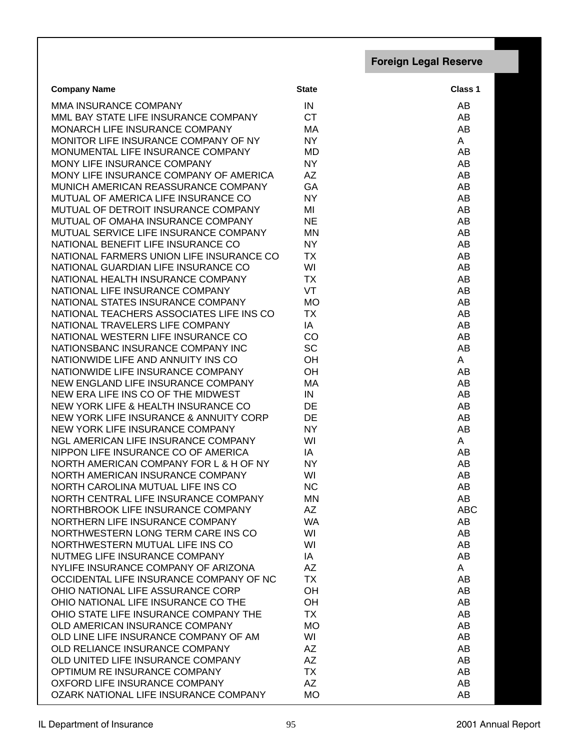## Foreign Legal Reserve

| Company Name | State | Class 1 |
|---|---|---|
| MMA INSURANCE COMPANY | IN | AB |
| MML BAY STATE LIFE INSURANCE COMPANY | CT | AB |
| MONARCH LIFE INSURANCE COMPANY | MA | AB |
| MONITOR LIFE INSURANCE COMPANY OF NY | NY | A |
| MONUMENTAL LIFE INSURANCE COMPANY | MD | AB |
| MONY LIFE INSURANCE COMPANY | NY | AB |
| MONY LIFE INSURANCE COMPANY OF AMERICA | AZ | AB |
| MUNICH AMERICAN REASSURANCE COMPANY | GA | AB |
| MUTUAL OF AMERICA LIFE INSURANCE CO | NY | AB |
| MUTUAL OF DETROIT INSURANCE COMPANY | MI | AB |
| MUTUAL OF OMAHA INSURANCE COMPANY | NE | AB |
| MUTUAL SERVICE LIFE INSURANCE COMPANY | MN | AB |
| NATIONAL BENEFIT LIFE INSURANCE CO | NY | AB |
| NATIONAL FARMERS UNION LIFE INSURANCE CO | TX | AB |
| NATIONAL GUARDIAN LIFE INSURANCE CO | WI | AB |
| NATIONAL HEALTH INSURANCE COMPANY | TX | AB |
| NATIONAL LIFE INSURANCE COMPANY | VT | AB |
| NATIONAL STATES INSURANCE COMPANY | MO | AB |
| NATIONAL TEACHERS ASSOCIATES LIFE INS CO | TX | AB |
| NATIONAL TRAVELERS LIFE COMPANY | IA | AB |
| NATIONAL WESTERN LIFE INSURANCE CO | CO | AB |
| NATIONSBANC INSURANCE COMPANY INC | SC | AB |
| NATIONWIDE LIFE AND ANNUITY INS CO | OH | A |
| NATIONWIDE LIFE INSURANCE COMPANY | OH | AB |
| NEW ENGLAND LIFE INSURANCE COMPANY | MA | AB |
| NEW ERA LIFE INS CO OF THE MIDWEST | IN | AB |
| NEW YORK LIFE & HEALTH INSURANCE CO | DE | AB |
| NEW YORK LIFE INSURANCE & ANNUITY CORP | DE | AB |
| NEW YORK LIFE INSURANCE COMPANY | NY | AB |
| NGL AMERICAN LIFE INSURANCE COMPANY | WI | A |
| NIPPON LIFE INSURANCE CO OF AMERICA | IA | AB |
| NORTH AMERICAN COMPANY FOR L & H OF NY | NY | AB |
| NORTH AMERICAN INSURANCE COMPANY | WI | AB |
| NORTH CAROLINA MUTUAL LIFE INS CO | NC | AB |
| NORTH CENTRAL LIFE INSURANCE COMPANY | MN | AB |
| NORTHBROOK LIFE INSURANCE COMPANY | AZ | ABC |
| NORTHERN LIFE INSURANCE COMPANY | WA | AB |
| NORTHWESTERN LONG TERM CARE INS CO | WI | AB |
| NORTHWESTERN MUTUAL LIFE INS CO | WI | AB |
| NUTMEG LIFE INSURANCE COMPANY | IA | AB |
| NYLIFE INSURANCE COMPANY OF ARIZONA | AZ | A |
| OCCIDENTAL LIFE INSURANCE COMPANY OF NC | TX | AB |
| OHIO NATIONAL LIFE ASSURANCE CORP | OH | AB |
| OHIO NATIONAL LIFE INSURANCE CO THE | OH | AB |
| OHIO STATE LIFE INSURANCE COMPANY THE | TX | AB |
| OLD AMERICAN INSURANCE COMPANY | MO | AB |
| OLD LINE LIFE INSURANCE COMPANY OF AM | WI | AB |
| OLD RELIANCE INSURANCE COMPANY | AZ | AB |
| OLD UNITED LIFE INSURANCE COMPANY | AZ | AB |
| OPTIMUM RE INSURANCE COMPANY | TX | AB |
| OXFORD LIFE INSURANCE COMPANY | AZ | AB |
| OZARK NATIONAL LIFE INSURANCE COMPANY | MO | AB |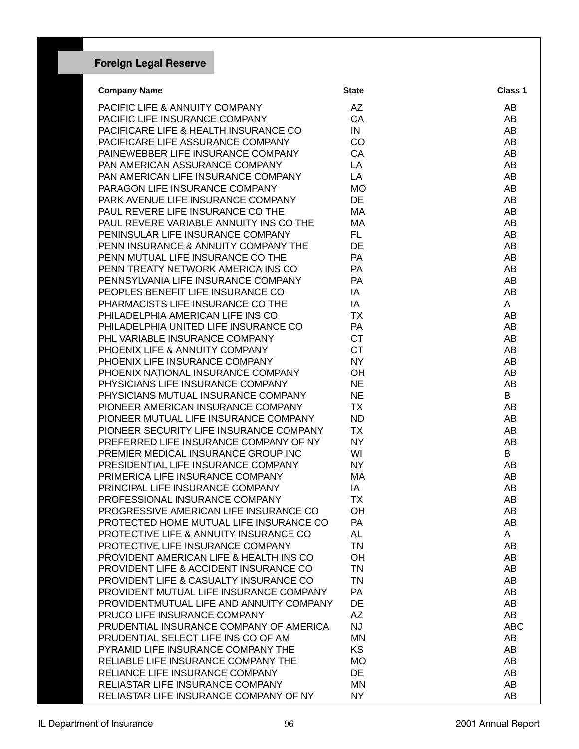## Foreign Legal Reserve

| Company Name | State | Class 1 |
|---|---|---|
| PACIFIC LIFE & ANNUITY COMPANY | AZ | AB |
| PACIFIC LIFE INSURANCE COMPANY | CA | AB |
| PACIFICARE LIFE & HEALTH INSURANCE CO | IN | AB |
| PACIFICARE LIFE ASSURANCE COMPANY | CO | AB |
| PAINEWEBBER LIFE INSURANCE COMPANY | CA | AB |
| PAN AMERICAN ASSURANCE COMPANY | LA | AB |
| PAN AMERICAN LIFE INSURANCE COMPANY | LA | AB |
| PARAGON LIFE INSURANCE COMPANY | MO | AB |
| PARK AVENUE LIFE INSURANCE COMPANY | DE | AB |
| PAUL REVERE LIFE INSURANCE CO THE | MA | AB |
| PAUL REVERE VARIABLE ANNUITY INS CO THE | MA | AB |
| PENINSULAR LIFE INSURANCE COMPANY | FL | AB |
| PENN INSURANCE & ANNUITY COMPANY THE | DE | AB |
| PENN MUTUAL LIFE INSURANCE CO THE | PA | AB |
| PENN TREATY NETWORK AMERICA INS CO | PA | AB |
| PENNSYLVANIA LIFE INSURANCE COMPANY | PA | AB |
| PEOPLES BENEFIT LIFE INSURANCE CO | IA | AB |
| PHARMACISTS LIFE INSURANCE CO THE | IA | A |
| PHILADELPHIA AMERICAN LIFE INS CO | TX | AB |
| PHILADELPHIA UNITED LIFE INSURANCE CO | PA | AB |
| PHL VARIABLE INSURANCE COMPANY | CT | AB |
| PHOENIX LIFE & ANNUITY COMPANY | CT | AB |
| PHOENIX LIFE INSURANCE COMPANY | NY | AB |
| PHOENIX NATIONAL INSURANCE COMPANY | OH | AB |
| PHYSICIANS LIFE INSURANCE COMPANY | NE | AB |
| PHYSICIANS MUTUAL INSURANCE COMPANY | NE | B |
| PIONEER AMERICAN INSURANCE COMPANY | TX | AB |
| PIONEER MUTUAL LIFE INSURANCE COMPANY | ND | AB |
| PIONEER SECURITY LIFE INSURANCE COMPANY | TX | AB |
| PREFERRED LIFE INSURANCE COMPANY OF NY | NY | AB |
| PREMIER MEDICAL INSURANCE GROUP INC | WI | B |
| PRESIDENTIAL LIFE INSURANCE COMPANY | NY | AB |
| PRIMERICA LIFE INSURANCE COMPANY | MA | AB |
| PRINCIPAL LIFE INSURANCE COMPANY | IA | AB |
| PROFESSIONAL INSURANCE COMPANY | TX | AB |
| PROGRESSIVE AMERICAN LIFE INSURANCE CO | OH | AB |
| PROTECTED HOME MUTUAL LIFE INSURANCE CO | PA | AB |
| PROTECTIVE LIFE & ANNUITY INSURANCE CO | AL | A |
| PROTECTIVE LIFE INSURANCE COMPANY | TN | AB |
| PROVIDENT AMERICAN LIFE & HEALTH INS CO | OH | AB |
| PROVIDENT LIFE & ACCIDENT INSURANCE CO | TN | AB |
| PROVIDENT LIFE & CASUALTY INSURANCE CO | TN | AB |
| PROVIDENT MUTUAL LIFE INSURANCE COMPANY | PA | AB |
| PROVIDENTMUTUAL LIFE AND ANNUITY COMPANY | DE | AB |
| PRUCO LIFE INSURANCE COMPANY | AZ | AB |
| PRUDENTIAL INSURANCE COMPANY OF AMERICA | NJ | ABC |
| PRUDENTIAL SELECT LIFE INS CO OF AM | MN | AB |
| PYRAMID LIFE INSURANCE COMPANY THE | KS | AB |
| RELIABLE LIFE INSURANCE COMPANY THE | MO | AB |
| RELIANCE LIFE INSURANCE COMPANY | DE | AB |
| RELIASTAR LIFE INSURANCE COMPANY | MN | AB |
| RELIASTAR LIFE INSURANCE COMPANY OF NY | NY | AB |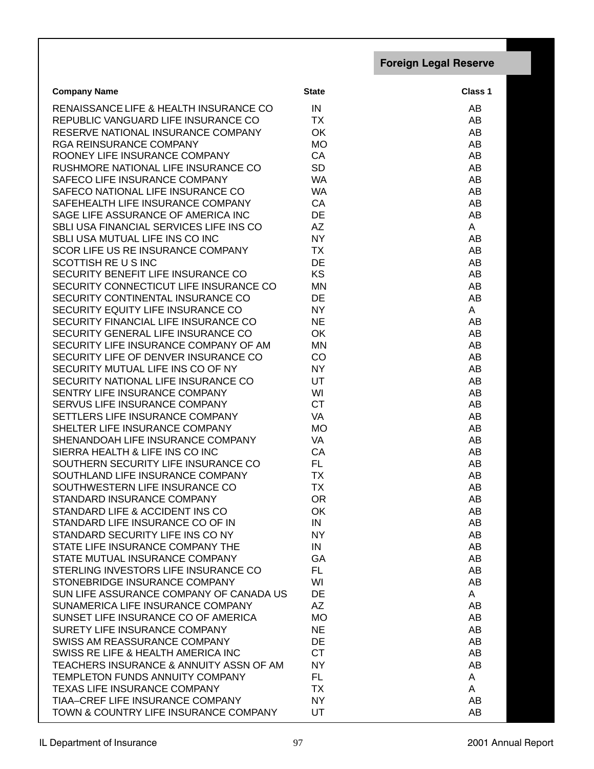## Foreign Legal Reserve

| Company Name | State | Class 1 |
|---|---|---|
| RENAISSANCE LIFE & HEALTH INSURANCE CO | IN | AB |
| REPUBLIC VANGUARD LIFE INSURANCE CO | TX | AB |
| RESERVE NATIONAL INSURANCE COMPANY | OK | AB |
| RGA REINSURANCE COMPANY | MO | AB |
| ROONEY LIFE INSURANCE COMPANY | CA | AB |
| RUSHMORE NATIONAL LIFE INSURANCE CO | SD | AB |
| SAFECO LIFE INSURANCE COMPANY | WA | AB |
| SAFECO NATIONAL LIFE INSURANCE CO | WA | AB |
| SAFEHEALTH LIFE INSURANCE COMPANY | CA | AB |
| SAGE LIFE ASSURANCE OF AMERICA INC | DE | AB |
| SBLI USA FINANCIAL SERVICES LIFE INS CO | AZ | A |
| SBLI USA MUTUAL LIFE INS CO INC | NY | AB |
| SCOR LIFE US RE INSURANCE COMPANY | TX | AB |
| SCOTTISH RE U S INC | DE | AB |
| SECURITY BENEFIT LIFE INSURANCE CO | KS | AB |
| SECURITY CONNECTICUT LIFE INSURANCE CO | MN | AB |
| SECURITY CONTINENTAL INSURANCE CO | DE | AB |
| SECURITY EQUITY LIFE INSURANCE CO | NY | A |
| SECURITY FINANCIAL LIFE INSURANCE CO | NE | AB |
| SECURITY GENERAL LIFE INSURANCE CO | OK | AB |
| SECURITY LIFE INSURANCE COMPANY OF AM | MN | AB |
| SECURITY LIFE OF DENVER INSURANCE CO | CO | AB |
| SECURITY MUTUAL LIFE INS CO OF NY | NY | AB |
| SECURITY NATIONAL LIFE INSURANCE CO | UT | AB |
| SENTRY LIFE INSURANCE COMPANY | WI | AB |
| SERVUS LIFE INSURANCE COMPANY | CT | AB |
| SETTLERS LIFE INSURANCE COMPANY | VA | AB |
| SHELTER LIFE INSURANCE COMPANY | MO | AB |
| SHENANDOAH LIFE INSURANCE COMPANY | VA | AB |
| SIERRA HEALTH & LIFE INS CO INC | CA | AB |
| SOUTHERN SECURITY LIFE INSURANCE CO | FL | AB |
| SOUTHLAND LIFE INSURANCE COMPANY | TX | AB |
| SOUTHWESTERN LIFE INSURANCE CO | TX | AB |
| STANDARD INSURANCE COMPANY | OR | AB |
| STANDARD LIFE & ACCIDENT INS CO | OK | AB |
| STANDARD LIFE INSURANCE CO OF IN | IN | AB |
| STANDARD SECURITY LIFE INS CO NY | NY | AB |
| STATE LIFE INSURANCE COMPANY THE | IN | AB |
| STATE MUTUAL INSURANCE COMPANY | GA | AB |
| STERLING INVESTORS LIFE INSURANCE CO | FL | AB |
| STONEBRIDGE INSURANCE COMPANY | WI | AB |
| SUN LIFE ASSURANCE COMPANY OF CANADA US | DE | A |
| SUNAMERICA LIFE INSURANCE COMPANY | AZ | AB |
| SUNSET LIFE INSURANCE CO OF AMERICA | MO | AB |
| SURETY LIFE INSURANCE COMPANY | NE | AB |
| SWISS AM REASSURANCE COMPANY | DE | AB |
| SWISS RE LIFE & HEALTH AMERICA INC | CT | AB |
| TEACHERS INSURANCE & ANNUITY ASSN OF AM | NY | AB |
| TEMPLETON FUNDS ANNUITY COMPANY | FL | A |
| TEXAS LIFE INSURANCE COMPANY | TX | A |
| TIAA–CREF LIFE INSURANCE COMPANY | NY | AB |
| TOWN & COUNTRY LIFE INSURANCE COMPANY | UT | AB |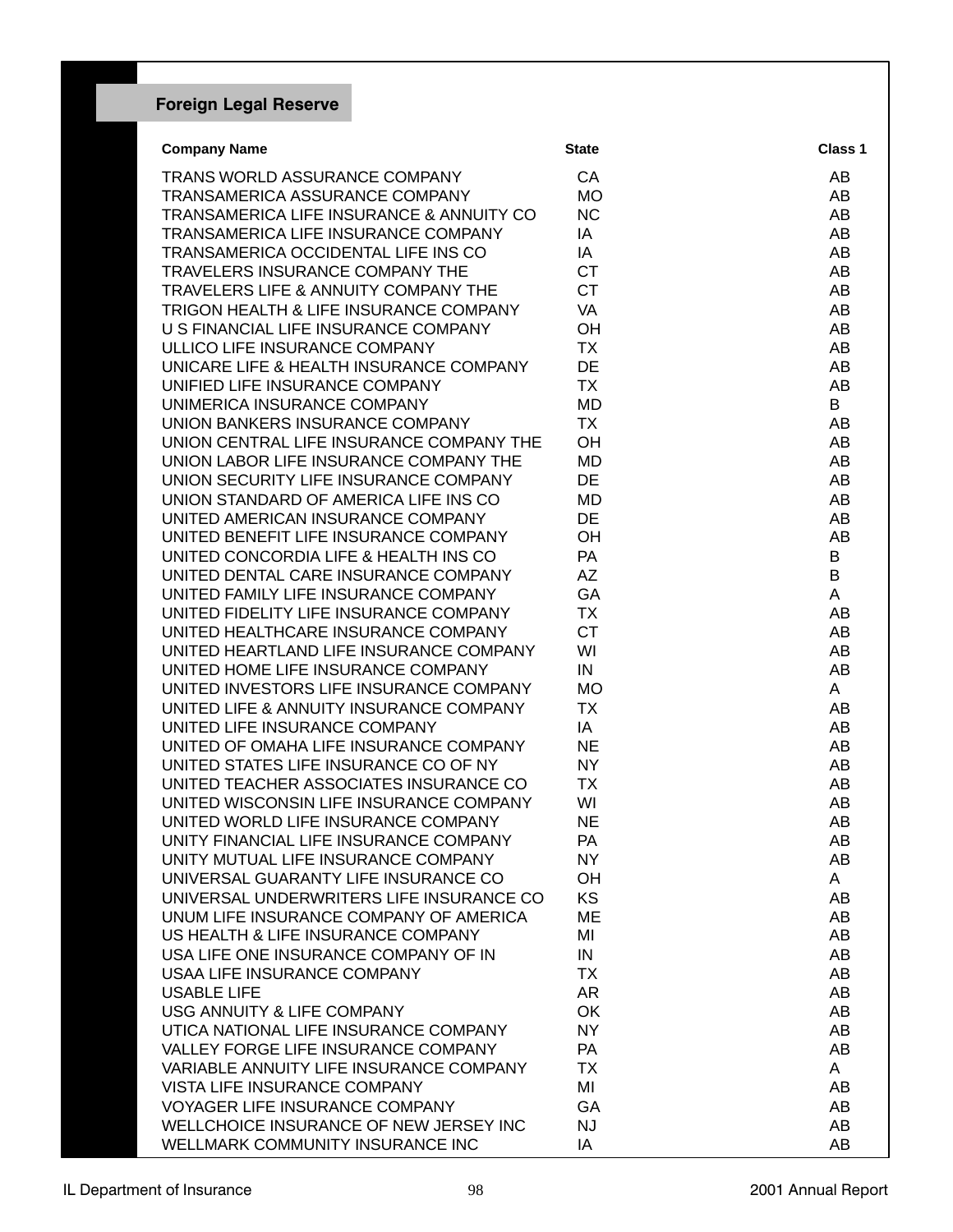## Foreign Legal Reserve

| Company Name | State | Class 1 |
|---|---|---|
| TRANS WORLD ASSURANCE COMPANY | CA | AB |
| TRANSAMERICA ASSURANCE COMPANY | MO | AB |
| TRANSAMERICA LIFE INSURANCE & ANNUITY CO | NC | AB |
| TRANSAMERICA LIFE INSURANCE COMPANY | IA | AB |
| TRANSAMERICA OCCIDENTAL LIFE INS CO | IA | AB |
| TRAVELERS INSURANCE COMPANY THE | CT | AB |
| TRAVELERS LIFE & ANNUITY COMPANY THE | CT | AB |
| TRIGON HEALTH & LIFE INSURANCE COMPANY | VA | AB |
| U S FINANCIAL LIFE INSURANCE COMPANY | OH | AB |
| ULLICO LIFE INSURANCE COMPANY | TX | AB |
| UNICARE LIFE & HEALTH INSURANCE COMPANY | DE | AB |
| UNIFIED LIFE INSURANCE COMPANY | TX | AB |
| UNIMERICA INSURANCE COMPANY | MD | B |
| UNION BANKERS INSURANCE COMPANY | TX | AB |
| UNION CENTRAL LIFE INSURANCE COMPANY THE | OH | AB |
| UNION LABOR LIFE INSURANCE COMPANY THE | MD | AB |
| UNION SECURITY LIFE INSURANCE COMPANY | DE | AB |
| UNION STANDARD OF AMERICA LIFE INS CO | MD | AB |
| UNITED AMERICAN INSURANCE COMPANY | DE | AB |
| UNITED BENEFIT LIFE INSURANCE COMPANY | OH | AB |
| UNITED CONCORDIA LIFE & HEALTH INS CO | PA | B |
| UNITED DENTAL CARE INSURANCE COMPANY | AZ | B |
| UNITED FAMILY LIFE INSURANCE COMPANY | GA | A |
| UNITED FIDELITY LIFE INSURANCE COMPANY | TX | AB |
| UNITED HEALTHCARE INSURANCE COMPANY | CT | AB |
| UNITED HEARTLAND LIFE INSURANCE COMPANY | WI | AB |
| UNITED HOME LIFE INSURANCE COMPANY | IN | AB |
| UNITED INVESTORS LIFE INSURANCE COMPANY | MO | A |
| UNITED LIFE & ANNUITY INSURANCE COMPANY | TX | AB |
| UNITED LIFE INSURANCE COMPANY | IA | AB |
| UNITED OF OMAHA LIFE INSURANCE COMPANY | NE | AB |
| UNITED STATES LIFE INSURANCE CO OF NY | NY | AB |
| UNITED TEACHER ASSOCIATES INSURANCE CO | TX | AB |
| UNITED WISCONSIN LIFE INSURANCE COMPANY | WI | AB |
| UNITED WORLD LIFE INSURANCE COMPANY | NE | AB |
| UNITY FINANCIAL LIFE INSURANCE COMPANY | PA | AB |
| UNITY MUTUAL LIFE INSURANCE COMPANY | NY | AB |
| UNIVERSAL GUARANTY LIFE INSURANCE CO | OH | A |
| UNIVERSAL UNDERWRITERS LIFE INSURANCE CO | KS | AB |
| UNUM LIFE INSURANCE COMPANY OF AMERICA | ME | AB |
| US HEALTH & LIFE INSURANCE COMPANY | MI | AB |
| USA LIFE ONE INSURANCE COMPANY OF IN | IN | AB |
| USAA LIFE INSURANCE COMPANY | TX | AB |
| USABLE LIFE | AR | AB |
| USG ANNUITY & LIFE COMPANY | OK | AB |
| UTICA NATIONAL LIFE INSURANCE COMPANY | NY | AB |
| VALLEY FORGE LIFE INSURANCE COMPANY | PA | AB |
| VARIABLE ANNUITY LIFE INSURANCE COMPANY | TX | A |
| VISTA LIFE INSURANCE COMPANY | MI | AB |
| VOYAGER LIFE INSURANCE COMPANY | GA | AB |
| WELLCHOICE INSURANCE OF NEW JERSEY INC | NJ | AB |
| WELLMARK COMMUNITY INSURANCE INC | IA | AB |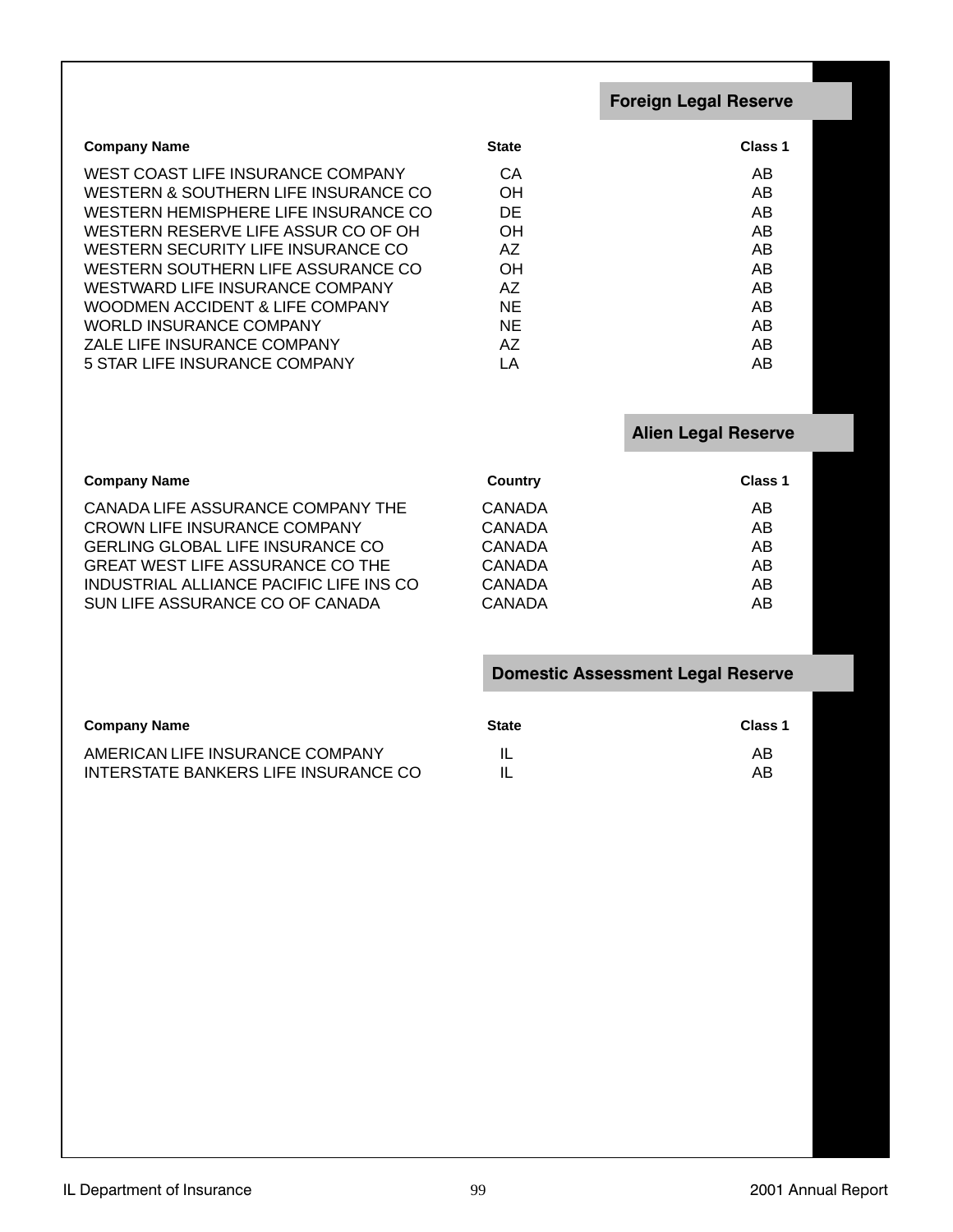## Foreign Legal Reserve

| Company Name | State | Class 1 |
|---|---|---|
| WEST COAST LIFE INSURANCE COMPANY | CA | AB |
| WESTERN & SOUTHERN LIFE INSURANCE CO | OH | AB |
| WESTERN HEMISPHERE LIFE INSURANCE CO | DE | AB |
| WESTERN RESERVE LIFE ASSUR CO OF OH | OH | AB |
| WESTERN SECURITY LIFE INSURANCE CO | AZ | AB |
| WESTERN SOUTHERN LIFE ASSURANCE CO | OH | AB |
| WESTWARD LIFE INSURANCE COMPANY | AZ | AB |
| WOODMEN ACCIDENT & LIFE COMPANY | NE | AB |
| WORLD INSURANCE COMPANY | NE | AB |
| ZALE LIFE INSURANCE COMPANY | AZ | AB |
| 5 STAR LIFE INSURANCE COMPANY | LA | AB |

## Alien Legal Reserve

| Company Name | Country | Class 1 |
|---|---|---|
| CANADA LIFE ASSURANCE COMPANY THE | CANADA | AB |
| CROWN LIFE INSURANCE COMPANY | CANADA | AB |
| GERLING GLOBAL LIFE INSURANCE CO | CANADA | AB |
| GREAT WEST LIFE ASSURANCE CO THE | CANADA | AB |
| INDUSTRIAL ALLIANCE PACIFIC LIFE INS CO | CANADA | AB |
| SUN LIFE ASSURANCE CO OF CANADA | CANADA | AB |

## Domestic Assessment Legal Reserve

| Company Name | State | Class 1 |
|---|---|---|
| AMERICAN LIFE INSURANCE COMPANY | IL | AB |
| INTERSTATE BANKERS LIFE INSURANCE CO | IL | AB |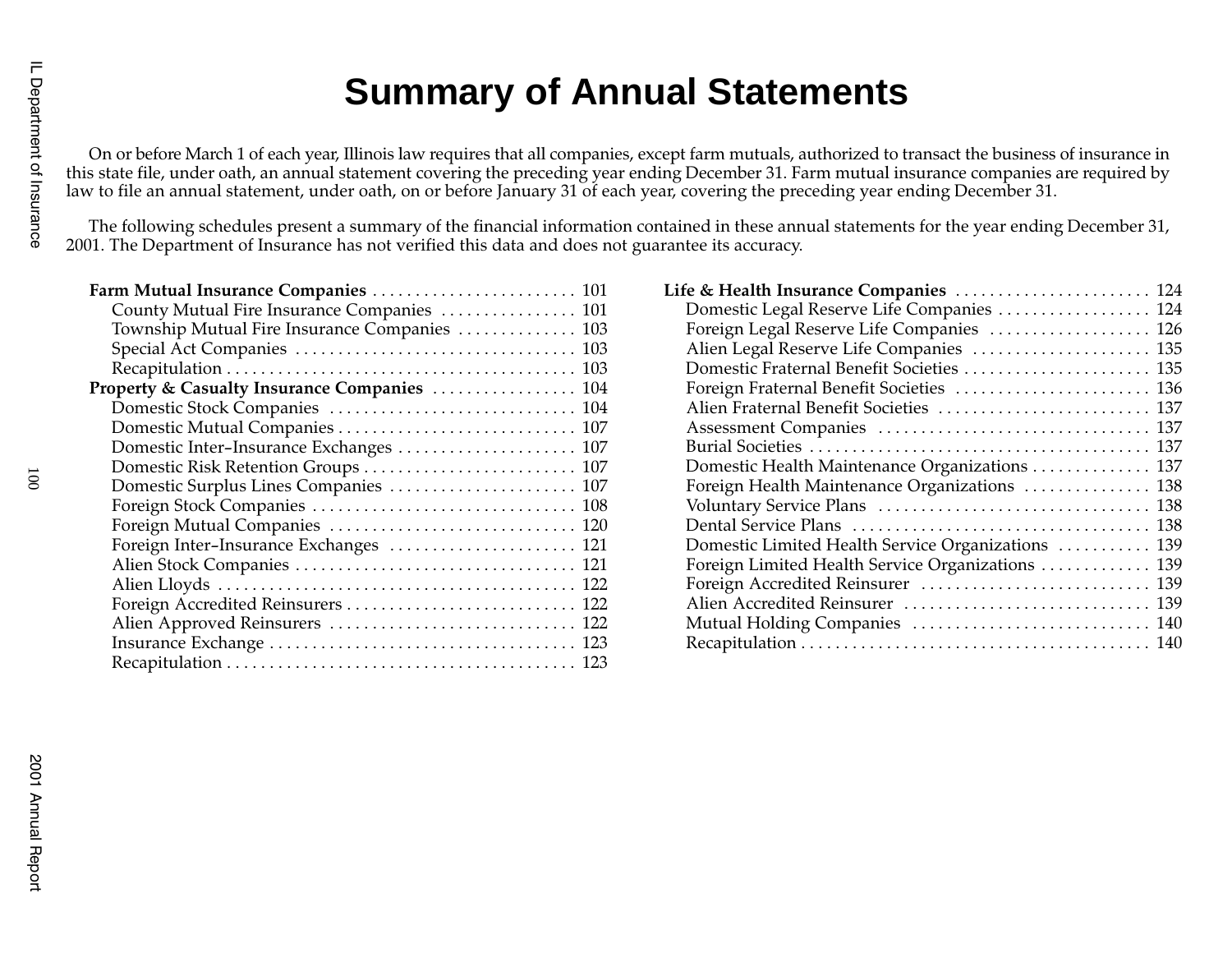# Summary of Annual Statements

On or before March 1 of each year, Illinois law requires that all companies, except farm mutuals, authorized to transact the business of insurance in this state file, under oath, an annual statement covering the preceding year ending December 31. Farm mutual insurance companies are required by law to file an annual statement, under oath, on or before January 31 of each year, covering the preceding year ending December 31.

The following schedules present a summary of the financial information contained in these annual statements for the year ending December 31, 2001. The Department of Insurance has not verified this data and does not guarantee its accuracy.

**Farm Mutual Insurance Companies** . . . . . . . . . . 101
- County Mutual Fire Insurance Companies . . . . . . . . . . 101
- Township Mutual Fire Insurance Companies . . . . . . . . . . 103
- Special Act Companies . . . . . . . . . . 103
- Recapitulation . . . . . . . . . . 103

**Property & Casualty Insurance Companies** . . . . . . . . . . 104
- Domestic Stock Companies . . . . . . . . . . 104
- Domestic Mutual Companies . . . . . . . . . . 107
- Domestic Inter–Insurance Exchanges . . . . . . . . . . 107
- Domestic Risk Retention Groups . . . . . . . . . . 107
- Domestic Surplus Lines Companies . . . . . . . . . . 107
- Foreign Stock Companies . . . . . . . . . . 108
- Foreign Mutual Companies . . . . . . . . . . 120
- Foreign Inter–Insurance Exchanges . . . . . . . . . . 121
- Alien Stock Companies . . . . . . . . . . 121
- Alien Lloyds . . . . . . . . . . 122
- Foreign Accredited Reinsurers . . . . . . . . . . 122
- Alien Approved Reinsurers . . . . . . . . . . 122
- Insurance Exchange . . . . . . . . . . 123
- Recapitulation . . . . . . . . . . 123

**Life & Health Insurance Companies** . . . . . . . . . . 124
- Domestic Legal Reserve Life Companies . . . . . . . . . . 124
- Foreign Legal Reserve Life Companies . . . . . . . . . . 126
- Alien Legal Reserve Life Companies . . . . . . . . . . 135
- Domestic Fraternal Benefit Societies . . . . . . . . . . 135
- Foreign Fraternal Benefit Societies . . . . . . . . . . 136
- Alien Fraternal Benefit Societies . . . . . . . . . . 137
- Assessment Companies . . . . . . . . . . 137
- Burial Societies . . . . . . . . . . 137
- Domestic Health Maintenance Organizations . . . . . . . . . . 137
- Foreign Health Maintenance Organizations . . . . . . . . . . 138
- Voluntary Service Plans . . . . . . . . . . 138
- Dental Service Plans . . . . . . . . . . 138
- Domestic Limited Health Service Organizations . . . . . . . . . . 139
- Foreign Limited Health Service Organizations . . . . . . . . . . 139
- Foreign Accredited Reinsurer . . . . . . . . . . 139
- Alien Accredited Reinsurer . . . . . . . . . . 139
- Mutual Holding Companies . . . . . . . . . . 140
- Recapitulation . . . . . . . . . . 140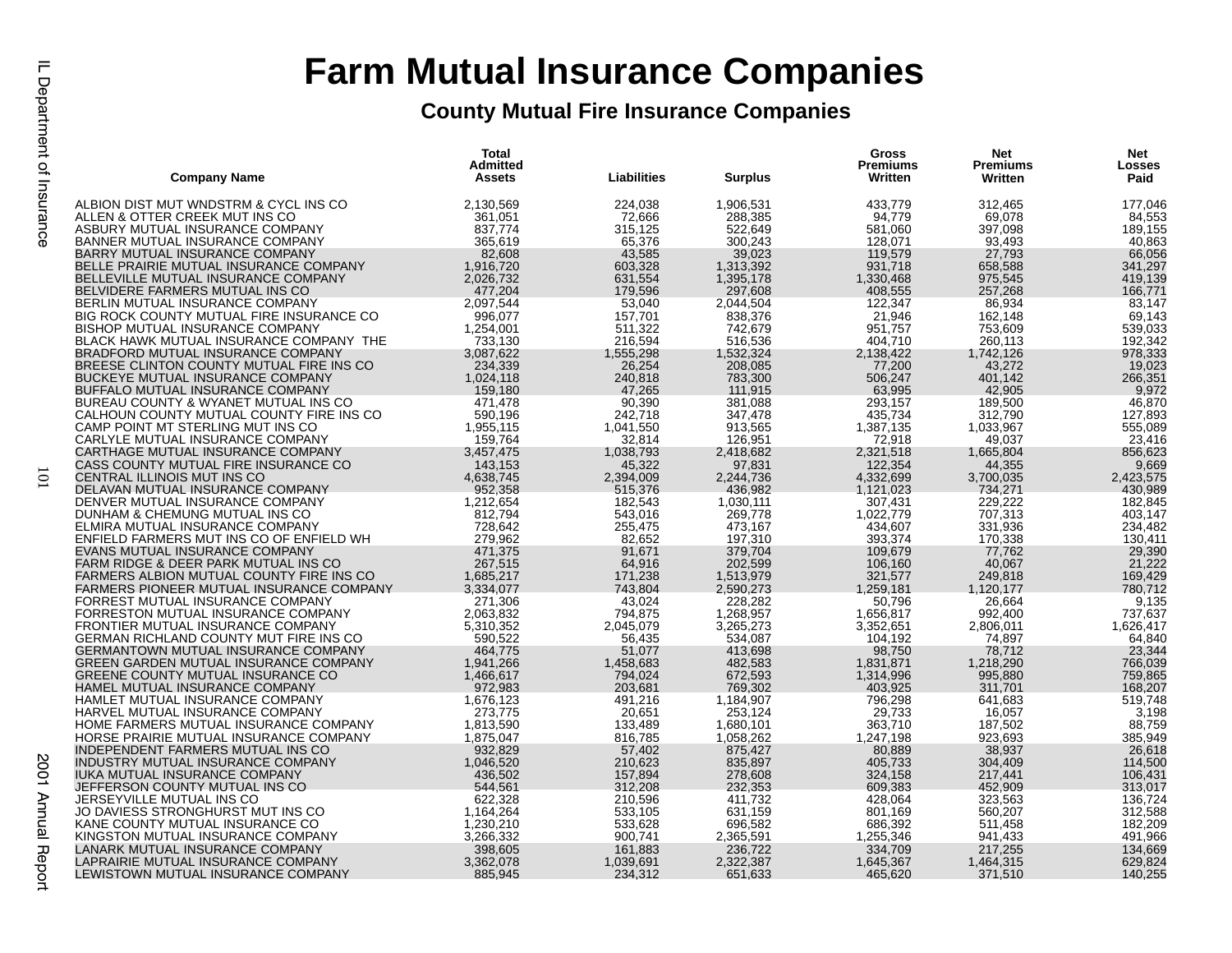# Farm Mutual Insurance Companies

## County Mutual Fire Insurance Companies

| Company Name | Total Admitted Assets | Liabilities | Surplus | Gross Premiums Written | Net Premiums Written | Net Losses Paid |
|---|---|---|---|---|---|---|
| ALBION DIST MUT WNDSTRM & CYCL INS CO | 2,130,569 | 224,038 | 1,906,531 | 433,779 | 312,465 | 177,046 |
| ALLEN & OTTER CREEK MUT INS CO | 361,051 | 72,666 | 288,385 | 94,779 | 69,078 | 84,553 |
| ASBURY MUTUAL INSURANCE COMPANY | 837,774 | 315,125 | 522,649 | 581,060 | 397,098 | 189,155 |
| BANNER MUTUAL INSURANCE COMPANY | 365,619 | 65,376 | 300,243 | 128,071 | 93,493 | 40,863 |
| BARRY MUTUAL INSURANCE COMPANY | 82,608 | 43,585 | 39,023 | 119,579 | 27,793 | 66,056 |
| BELLE PRAIRIE MUTUAL INSURANCE COMPANY | 1,916,720 | 603,328 | 1,313,392 | 931,718 | 658,588 | 341,297 |
| BELLEVILLE MUTUAL INSURANCE COMPANY | 2,026,732 | 631,554 | 1,395,178 | 1,330,468 | 975,545 | 419,139 |
| BELVIDERE FARMERS MUTUAL INS CO | 477,204 | 179,596 | 297,608 | 408,555 | 257,268 | 166,771 |
| BERLIN MUTUAL INSURANCE COMPANY | 2,097,544 | 53,040 | 2,044,504 | 122,347 | 86,934 | 83,147 |
| BIG ROCK COUNTY MUTUAL FIRE INSURANCE CO | 996,077 | 157,701 | 838,376 | 21,946 | 162,148 | 69,143 |
| BISHOP MUTUAL INSURANCE COMPANY | 1,254,001 | 511,322 | 742,679 | 951,757 | 753,609 | 539,033 |
| BLACK HAWK MUTUAL INSURANCE COMPANY THE | 733,130 | 216,594 | 516,536 | 404,710 | 260,113 | 192,342 |
| BRADFORD MUTUAL INSURANCE COMPANY | 3,087,622 | 1,555,298 | 1,532,324 | 2,138,422 | 1,742,126 | 978,333 |
| BREESE CLINTON COUNTY MUTUAL FIRE INS CO | 234,339 | 26,254 | 208,085 | 77,200 | 43,272 | 19,023 |
| BUCKEYE MUTUAL INSURANCE COMPANY | 1,024,118 | 240,818 | 783,300 | 506,247 | 401,142 | 266,351 |
| BUFFALO MUTUAL INSURANCE COMPANY | 159,180 | 47,265 | 111,915 | 63,995 | 42,905 | 9,972 |
| BUREAU COUNTY & WYANET MUTUAL INS CO | 471,478 | 90,390 | 381,088 | 293,157 | 189,500 | 46,870 |
| CALHOUN COUNTY MUTUAL COUNTY FIRE INS CO | 590,196 | 242,718 | 347,478 | 435,734 | 312,790 | 127,893 |
| CAMP POINT MT STERLING MUT INS CO | 1,955,115 | 1,041,550 | 913,565 | 1,387,135 | 1,033,967 | 555,089 |
| CARLYLE MUTUAL INSURANCE COMPANY | 159,764 | 32,814 | 126,951 | 72,918 | 49,037 | 23,416 |
| CARTHAGE MUTUAL INSURANCE COMPANY | 3,457,475 | 1,038,793 | 2,418,682 | 2,321,518 | 1,665,804 | 856,623 |
| CASS COUNTY MUTUAL FIRE INSURANCE CO | 143,153 | 45,322 | 97,831 | 122,354 | 44,355 | 9,669 |
| CENTRAL ILLINOIS MUT INS CO | 4,638,745 | 2,394,009 | 2,244,736 | 4,332,699 | 3,700,035 | 2,423,575 |
| DELAVAN MUTUAL INSURANCE COMPANY | 952,358 | 515,376 | 436,982 | 1,121,023 | 734,271 | 430,989 |
| DENVER MUTUAL INSURANCE COMPANY | 1,212,654 | 182,543 | 1,030,111 | 307,431 | 229,222 | 182,845 |
| DUNHAM & CHEMUNG MUTUAL INS CO | 812,794 | 543,016 | 269,778 | 1,022,779 | 707,313 | 403,147 |
| ELMIRA MUTUAL INSURANCE COMPANY | 728,642 | 255,475 | 473,167 | 434,607 | 331,936 | 234,482 |
| ENFIELD FARMERS MUT INS CO OF ENFIELD WH | 279,962 | 82,652 | 197,310 | 393,374 | 170,338 | 130,411 |
| EVANS MUTUAL INSURANCE COMPANY | 471,375 | 91,671 | 379,704 | 109,679 | 77,762 | 29,390 |
| FARM RIDGE & DEER PARK MUTUAL INS CO | 267,515 | 64,916 | 202,599 | 106,160 | 40,067 | 21,222 |
| FARMERS ALBION MUTUAL COUNTY FIRE INS CO | 1,685,217 | 171,238 | 1,513,979 | 321,577 | 249,818 | 169,429 |
| FARMERS PIONEER MUTUAL INSURANCE COMPANY | 3,334,077 | 743,804 | 2,590,273 | 1,259,181 | 1,120,177 | 780,712 |
| FORREST MUTUAL INSURANCE COMPANY | 271,306 | 43,024 | 228,282 | 50,796 | 26,664 | 9,135 |
| FORRESTON MUTUAL INSURANCE COMPANY | 2,063,832 | 794,875 | 1,268,957 | 1,656,817 | 992,400 | 737,637 |
| FRONTIER MUTUAL INSURANCE COMPANY | 5,310,352 | 2,045,079 | 3,265,273 | 3,352,651 | 2,806,011 | 1,626,417 |
| GERMAN RICHLAND COUNTY MUT FIRE INS CO | 590,522 | 56,435 | 534,087 | 104,192 | 74,897 | 64,840 |
| GERMANTOWN MUTUAL INSURANCE COMPANY | 464,775 | 51,077 | 413,698 | 98,750 | 78,712 | 23,344 |
| GREEN GARDEN MUTUAL INSURANCE COMPANY | 1,941,266 | 1,458,683 | 482,583 | 1,831,871 | 1,218,290 | 766,039 |
| GREENE COUNTY MUTUAL INSURANCE CO | 1,466,617 | 794,024 | 672,593 | 1,314,996 | 995,880 | 759,865 |
| HAMEL MUTUAL INSURANCE COMPANY | 972,983 | 203,681 | 769,302 | 403,925 | 311,701 | 168,207 |
| HAMLET MUTUAL INSURANCE COMPANY | 1,676,123 | 491,216 | 1,184,907 | 796,298 | 641,683 | 519,748 |
| HARVEL MUTUAL INSURANCE COMPANY | 273,775 | 20,651 | 253,124 | 29,733 | 16,057 | 3,198 |
| HOME FARMERS MUTUAL INSURANCE COMPANY | 1,813,590 | 133,489 | 1,680,101 | 363,710 | 187,502 | 88,759 |
| HORSE PRAIRIE MUTUAL INSURANCE COMPANY | 1,875,047 | 816,785 | 1,058,262 | 1,247,198 | 923,693 | 385,949 |
| INDEPENDENT FARMERS MUTUAL INS CO | 932,829 | 57,402 | 875,427 | 80,889 | 38,937 | 26,618 |
| INDUSTRY MUTUAL INSURANCE COMPANY | 1,046,520 | 210,623 | 835,897 | 405,733 | 304,409 | 114,500 |
| IUKA MUTUAL INSURANCE COMPANY | 436,502 | 157,894 | 278,608 | 324,158 | 217,441 | 106,431 |
| JEFFERSON COUNTY MUTUAL INS CO | 544,561 | 312,208 | 232,353 | 609,383 | 452,909 | 313,017 |
| JERSEYVILLE MUTUAL INS CO | 622,328 | 210,596 | 411,732 | 428,064 | 323,563 | 136,724 |
| JO DAVIESS STRONGHURST MUT INS CO | 1,164,264 | 533,105 | 631,159 | 801,169 | 560,207 | 312,588 |
| KANE COUNTY MUTUAL INSURANCE CO | 1,230,210 | 533,628 | 696,582 | 686,392 | 511,458 | 182,209 |
| KINGSTON MUTUAL INSURANCE COMPANY | 3,266,332 | 900,741 | 2,365,591 | 1,255,346 | 941,433 | 491,966 |
| LANARK MUTUAL INSURANCE COMPANY | 398,605 | 161,883 | 236,722 | 334,709 | 217,255 | 134,669 |
| LAPRAIRIE MUTUAL INSURANCE COMPANY | 3,362,078 | 1,039,691 | 2,322,387 | 1,645,367 | 1,464,315 | 629,824 |
| LEWISTOWN MUTUAL INSURANCE COMPANY | 885,945 | 234,312 | 651,633 | 465,620 | 371,510 | 140,255 |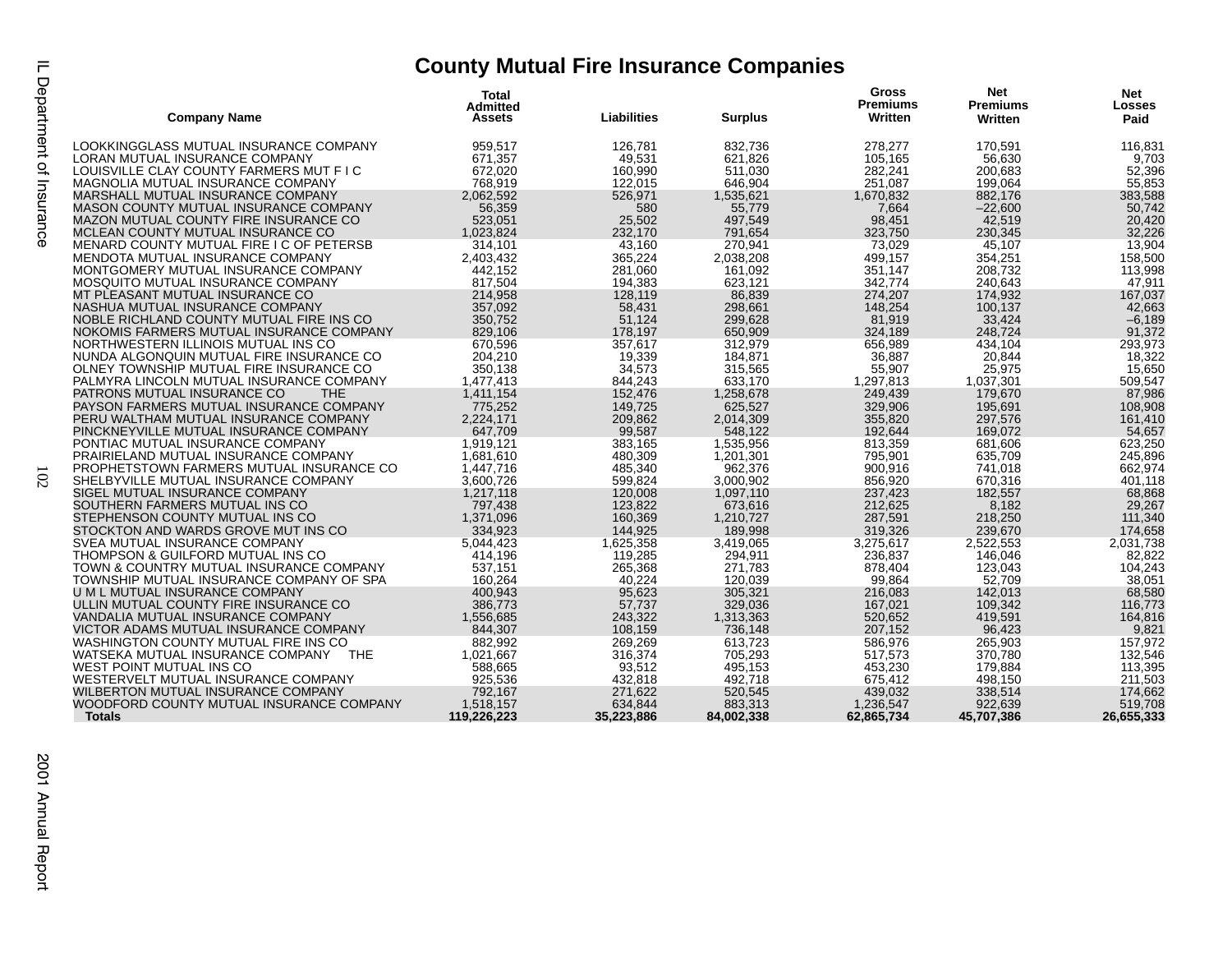# County Mutual Fire Insurance Companies

| Company Name | Total Admitted Assets | Liabilities | Surplus | Gross Premiums Written | Net Premiums Written | Net Losses Paid |
|---|---|---|---|---|---|---|
| LOOKKINGGLASS MUTUAL INSURANCE COMPANY | 959,517 | 126,781 | 832,736 | 278,277 | 170,591 | 116,831 |
| LORAN MUTUAL INSURANCE COMPANY | 671,357 | 49,531 | 621,826 | 105,165 | 56,630 | 9,703 |
| LOUISVILLE CLAY COUNTY FARMERS MUT F I C | 672,020 | 160,990 | 511,030 | 282,241 | 200,683 | 52,396 |
| MAGNOLIA MUTUAL INSURANCE COMPANY | 768,919 | 122,015 | 646,904 | 251,087 | 199,064 | 55,853 |
| MARSHALL MUTUAL INSURANCE COMPANY | 2,062,592 | 526,971 | 1,535,621 | 1,670,832 | 882,176 | 383,588 |
| MASON COUNTY MUTUAL INSURANCE COMPANY | 56,359 | 580 | 55,779 | 7,664 | –22,600 | 50,742 |
| MAZON MUTUAL COUNTY FIRE INSURANCE CO | 523,051 | 25,502 | 497,549 | 98,451 | 42,519 | 20,420 |
| MCLEAN COUNTY MUTUAL INSURANCE CO | 1,023,824 | 232,170 | 791,654 | 323,750 | 230,345 | 32,226 |
| MENARD COUNTY MUTUAL FIRE I C OF PETERSB | 314,101 | 43,160 | 270,941 | 73,029 | 45,107 | 13,904 |
| MENDOTA MUTUAL INSURANCE COMPANY | 2,403,432 | 365,224 | 2,038,208 | 499,157 | 354,251 | 158,500 |
| MONTGOMERY MUTUAL INSURANCE COMPANY | 442,152 | 281,060 | 161,092 | 351,147 | 208,732 | 113,998 |
| MOSQUITO MUTUAL INSURANCE COMPANY | 817,504 | 194,383 | 623,121 | 342,774 | 240,643 | 47,911 |
| MT PLEASANT MUTUAL INSURANCE CO | 214,958 | 128,119 | 86,839 | 274,207 | 174,932 | 167,037 |
| NASHUA MUTUAL INSURANCE COMPANY | 357,092 | 58,431 | 298,661 | 148,254 | 100,137 | 42,663 |
| NOBLE RICHLAND COUNTY MUTUAL FIRE INS CO | 350,752 | 51,124 | 299,628 | 81,919 | 33,424 | –6,189 |
| NOKOMIS FARMERS MUTUAL INSURANCE COMPANY | 829,106 | 178,197 | 650,909 | 324,189 | 248,724 | 91,372 |
| NORTHWESTERN ILLINOIS MUTUAL INS CO | 670,596 | 357,617 | 312,979 | 656,989 | 434,104 | 293,973 |
| NUNDA ALGONQUIN MUTUAL FIRE INSURANCE CO | 204,210 | 19,339 | 184,871 | 36,887 | 20,844 | 18,322 |
| OLNEY TOWNSHIP MUTUAL FIRE INSURANCE CO | 350,138 | 34,573 | 315,565 | 55,907 | 25,975 | 15,650 |
| PALMYRA LINCOLN MUTUAL INSURANCE COMPANY | 1,477,413 | 844,243 | 633,170 | 1,297,813 | 1,037,301 | 509,547 |
| PATRONS MUTUAL INSURANCE CO THE | 1,411,154 | 152,476 | 1,258,678 | 249,439 | 179,670 | 87,986 |
| PAYSON FARMERS MUTUAL INSURANCE COMPANY | 775,252 | 149,725 | 625,527 | 329,906 | 195,691 | 108,908 |
| PERU WALTHAM MUTUAL INSURANCE COMPANY | 2,224,171 | 209,862 | 2,014,309 | 355,820 | 297,576 | 161,410 |
| PINCKNEYVILLE MUTUAL INSURANCE COMPANY | 647,709 | 99,587 | 548,122 | 192,644 | 169,072 | 54,657 |
| PONTIAC MUTUAL INSURANCE COMPANY | 1,919,121 | 383,165 | 1,535,956 | 813,359 | 681,606 | 623,250 |
| PRAIRIELAND MUTUAL INSURANCE COMPANY | 1,681,610 | 480,309 | 1,201,301 | 795,901 | 635,709 | 245,896 |
| PROPHETSTOWN FARMERS MUTUAL INSURANCE CO | 1,447,716 | 485,340 | 962,376 | 900,916 | 741,018 | 662,974 |
| SHELBYVILLE MUTUAL INSURANCE COMPANY | 3,600,726 | 599,824 | 3,000,902 | 856,920 | 670,316 | 401,118 |
| SIGEL MUTUAL INSURANCE COMPANY | 1,217,118 | 120,008 | 1,097,110 | 237,423 | 182,557 | 68,868 |
| SOUTHERN FARMERS MUTUAL INS CO | 797,438 | 123,822 | 673,616 | 212,625 | 8,182 | 29,267 |
| STEPHENSON COUNTY MUTUAL INS CO | 1,371,096 | 160,369 | 1,210,727 | 287,591 | 218,250 | 111,340 |
| STOCKTON AND WARDS GROVE MUT INS CO | 334,923 | 144,925 | 189,998 | 319,326 | 239,670 | 174,658 |
| SVEA MUTUAL INSURANCE COMPANY | 5,044,423 | 1,625,358 | 3,419,065 | 3,275,617 | 2,522,553 | 2,031,738 |
| THOMPSON & GUILFORD MUTUAL INS CO | 414,196 | 119,285 | 294,911 | 236,837 | 146,046 | 82,822 |
| TOWN & COUNTRY MUTUAL INSURANCE COMPANY | 537,151 | 265,368 | 271,783 | 878,404 | 123,043 | 104,243 |
| TOWNSHIP MUTUAL INSURANCE COMPANY OF SPA | 160,264 | 40,224 | 120,039 | 99,864 | 52,709 | 38,051 |
| U M L MUTUAL INSURANCE COMPANY | 400,943 | 95,623 | 305,321 | 216,083 | 142,013 | 68,580 |
| ULLIN MUTUAL COUNTY FIRE INSURANCE CO | 386,773 | 57,737 | 329,036 | 167,021 | 109,342 | 116,773 |
| VANDALIA MUTUAL INSURANCE COMPANY | 1,556,685 | 243,322 | 1,313,363 | 520,652 | 419,591 | 164,816 |
| VICTOR ADAMS MUTUAL INSURANCE COMPANY | 844,307 | 108,159 | 736,148 | 207,152 | 96,423 | 9,821 |
| WASHINGTON COUNTY MUTUAL FIRE INS CO | 882,992 | 269,269 | 613,723 | 586,976 | 265,903 | 157,972 |
| WATSEKA MUTUAL INSURANCE COMPANY THE | 1,021,667 | 316,374 | 705,293 | 517,573 | 370,780 | 132,546 |
| WEST POINT MUTUAL INS CO | 588,665 | 93,512 | 495,153 | 453,230 | 179,884 | 113,395 |
| WESTERVELT MUTUAL INSURANCE COMPANY | 925,536 | 432,818 | 492,718 | 675,412 | 498,150 | 211,503 |
| WILBERTON MUTUAL INSURANCE COMPANY | 792,167 | 271,622 | 520,545 | 439,032 | 338,514 | 174,662 |
| WOODFORD COUNTY MUTUAL INSURANCE COMPANY | 1,518,157 | 634,844 | 883,313 | 1,236,547 | 922,639 | 519,708 |
| **Totals** | **119,226,223** | **35,223,886** | **84,002,338** | **62,865,734** | **45,707,386** | **26,655,333** |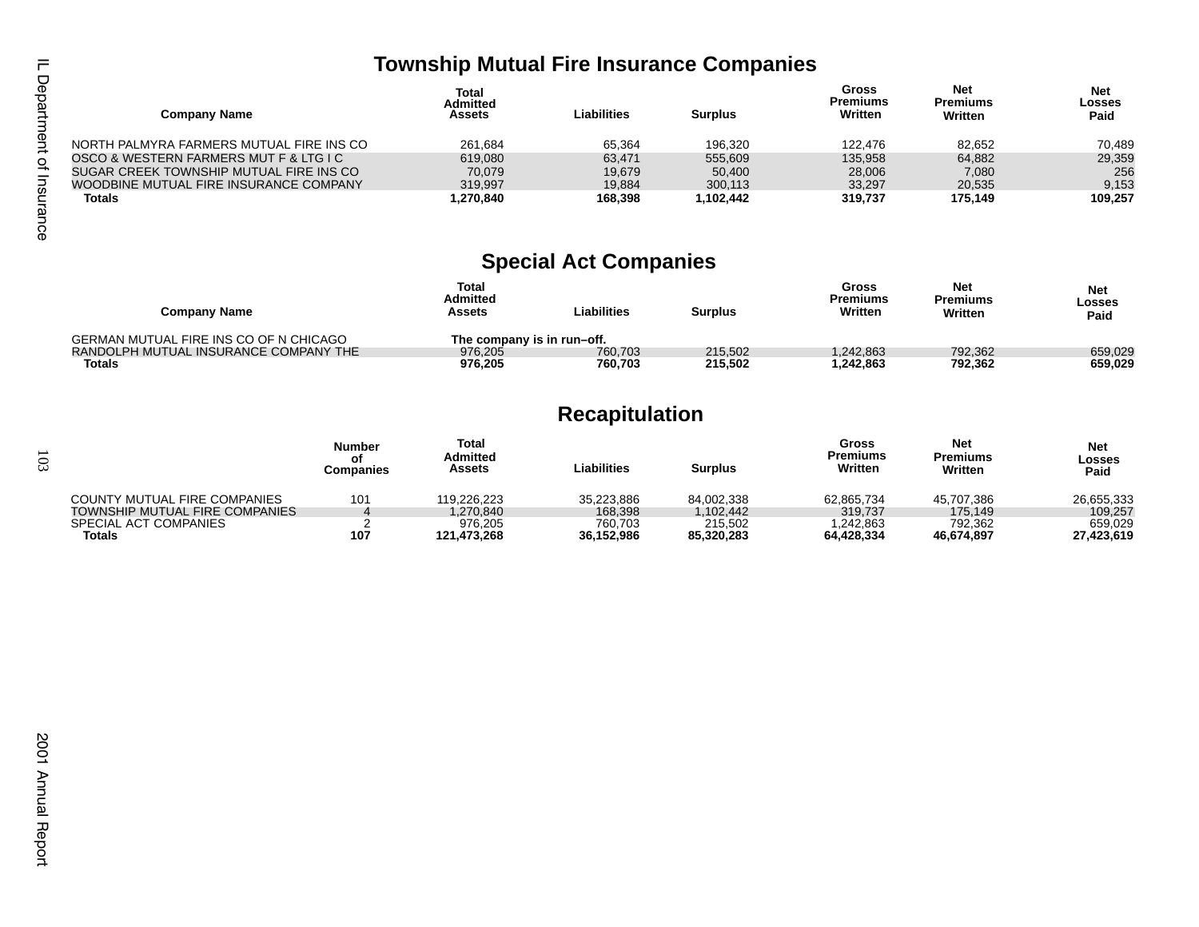## Township Mutual Fire Insurance Companies

| Company Name | Total Admitted Assets | Liabilities | Surplus | Gross Premiums Written | Net Premiums Written | Net Losses Paid |
|---|---|---|---|---|---|---|
| NORTH PALMYRA FARMERS MUTUAL FIRE INS CO | 261,684 | 65,364 | 196,320 | 122,476 | 82,652 | 70,489 |
| OSCO & WESTERN FARMERS MUT F & LTG I C | 619,080 | 63,471 | 555,609 | 135,958 | 64,882 | 29,359 |
| SUGAR CREEK TOWNSHIP MUTUAL FIRE INS CO | 70,079 | 19,679 | 50,400 | 28,006 | 7,080 | 256 |
| WOODBINE MUTUAL FIRE INSURANCE COMPANY | 319,997 | 19,884 | 300,113 | 33,297 | 20,535 | 9,153 |
| **Totals** | **1,270,840** | **168,398** | **1,102,442** | **319,737** | **175,149** | **109,257** |

## Special Act Companies

| Company Name | Total Admitted Assets | Liabilities | Surplus | Gross Premiums Written | Net Premiums Written | Net Losses Paid |
|---|---|---|---|---|---|---|
| GERMAN MUTUAL FIRE INS CO OF N CHICAGO | **The company is in run–off.** | | | | | |
| RANDOLPH MUTUAL INSURANCE COMPANY THE | 976,205 | 760,703 | 215,502 | 1,242,863 | 792,362 | 659,029 |
| **Totals** | **976,205** | **760,703** | **215,502** | **1,242,863** | **792,362** | **659,029** |

## Recapitulation

| | Number of Companies | Total Admitted Assets | Liabilities | Surplus | Gross Premiums Written | Net Premiums Written | Net Losses Paid |
|---|---|---|---|---|---|---|---|
| COUNTY MUTUAL FIRE COMPANIES | 101 | 119,226,223 | 35,223,886 | 84,002,338 | 62,865,734 | 45,707,386 | 26,655,333 |
| TOWNSHIP MUTUAL FIRE COMPANIES | 4 | 1,270,840 | 168,398 | 1,102,442 | 319,737 | 175,149 | 109,257 |
| SPECIAL ACT COMPANIES | 2 | 976,205 | 760,703 | 215,502 | 1,242,863 | 792,362 | 659,029 |
| **Totals** | **107** | **121,473,268** | **36,152,986** | **85,320,283** | **64,428,334** | **46,674,897** | **27,423,619** |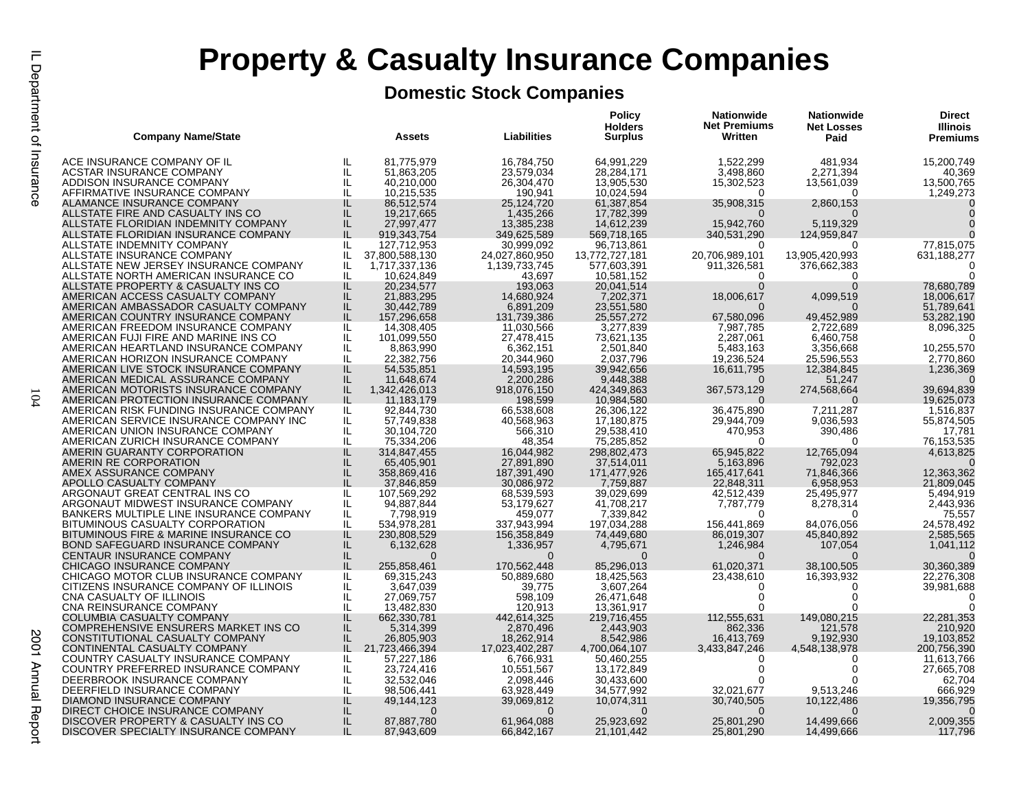# Property & Casualty Insurance Companies

## Domestic Stock Companies

| Company Name/State | | Assets | Liabilities | Policy Holders Surplus | Nationwide Net Premiums Written | Nationwide Net Losses Paid | Direct Illinois Premiums |
|---|---|---|---|---|---|---|---|
| ACE INSURANCE COMPANY OF IL | IL | 81,775,979 | 16,784,750 | 64,991,229 | 1,522,299 | 481,934 | 15,200,749 |
| ACSTAR INSURANCE COMPANY | IL | 51,863,205 | 23,579,034 | 28,284,171 | 3,498,860 | 2,271,394 | 40,369 |
| ADDISON INSURANCE COMPANY | IL | 40,210,000 | 26,304,470 | 13,905,530 | 15,302,523 | 13,561,039 | 13,500,765 |
| AFFIRMATIVE INSURANCE COMPANY | IL | 10,215,535 | 190,941 | 10,024,594 | 0 | 0 | 1,249,273 |
| ALAMANCE INSURANCE COMPANY | IL | 86,512,574 | 25,124,720 | 61,387,854 | 35,908,315 | 2,860,153 | 0 |
| ALLSTATE FIRE AND CASUALTY INS CO | IL | 19,217,665 | 1,435,266 | 17,782,399 | 0 | 0 | 0 |
| ALLSTATE FLORIDIAN INDEMNITY COMPANY | IL | 27,997,477 | 13,385,238 | 14,612,239 | 15,942,760 | 5,119,329 | 0 |
| ALLSTATE FLORIDIAN INSURANCE COMPANY | IL | 919,343,754 | 349,625,589 | 569,718,165 | 340,531,290 | 124,959,847 | 0 |
| ALLSTATE INDEMNITY COMPANY | IL | 127,712,953 | 30,999,092 | 96,713,861 | 0 | 0 | 77,815,075 |
| ALLSTATE INSURANCE COMPANY | IL | 37,800,588,130 | 24,027,860,950 | 13,772,727,181 | 20,706,989,101 | 13,905,420,993 | 631,188,277 |
| ALLSTATE NEW JERSEY INSURANCE COMPANY | IL | 1,717,337,136 | 1,139,733,745 | 577,603,391 | 911,326,581 | 376,662,383 | 0 |
| ALLSTATE NORTH AMERICAN INSURANCE CO | IL | 10,624,849 | 43,697 | 10,581,152 | 0 | 0 | 0 |
| ALLSTATE PROPERTY & CASUALTY INS CO | IL | 20,234,577 | 193,063 | 20,041,514 | 0 | 0 | 78,680,789 |
| AMERICAN ACCESS CASUALTY COMPANY | IL | 21,883,295 | 14,680,924 | 7,202,371 | 18,006,617 | 4,099,519 | 18,006,617 |
| AMERICAN AMBASSADOR CASUALTY COMPANY | IL | 30,442,789 | 6,891,209 | 23,551,580 | 0 | 0 | 51,789,641 |
| AMERICAN COUNTRY INSURANCE COMPANY | IL | 157,296,658 | 131,739,386 | 25,557,272 | 67,580,096 | 49,452,989 | 53,282,190 |
| AMERICAN FREEDOM INSURANCE COMPANY | IL | 14,308,405 | 11,030,566 | 3,277,839 | 7,987,785 | 2,722,689 | 8,096,325 |
| AMERICAN FUJI FIRE AND MARINE INS CO | IL | 101,099,550 | 27,478,415 | 73,621,135 | 2,287,061 | 6,460,758 | 0 |
| AMERICAN HEARTLAND INSURANCE COMPANY | IL | 8,863,990 | 6,362,151 | 2,501,840 | 5,483,163 | 3,356,668 | 10,255,570 |
| AMERICAN HORIZON INSURANCE COMPANY | IL | 22,382,756 | 20,344,960 | 2,037,796 | 19,236,524 | 25,596,553 | 2,770,860 |
| AMERICAN LIVE STOCK INSURANCE COMPANY | IL | 54,535,851 | 14,593,195 | 39,942,656 | 16,611,795 | 12,384,845 | 1,236,369 |
| AMERICAN MEDICAL ASSURANCE COMPANY | IL | 11,648,674 | 2,200,286 | 9,448,388 | 0 | 51,247 | 0 |
| AMERICAN MOTORISTS INSURANCE COMPANY | IL | 1,342,426,013 | 918,076,150 | 424,349,863 | 367,573,129 | 274,568,664 | 39,694,839 |
| AMERICAN PROTECTION INSURANCE COMPANY | IL | 11,183,179 | 198,599 | 10,984,580 | 0 | 0 | 19,625,073 |
| AMERICAN RISK FUNDING INSURANCE COMPANY | IL | 92,844,730 | 66,538,608 | 26,306,122 | 36,475,890 | 7,211,287 | 1,516,837 |
| AMERICAN SERVICE INSURANCE COMPANY INC | IL | 57,749,838 | 40,568,963 | 17,180,875 | 29,944,709 | 9,036,593 | 55,874,505 |
| AMERICAN UNION INSURANCE COMPANY | IL | 30,104,720 | 566,310 | 29,538,410 | 470,953 | 390,486 | 17,781 |
| AMERICAN ZURICH INSURANCE COMPANY | IL | 75,334,206 | 48,354 | 75,285,852 | 0 | 0 | 76,153,535 |
| AMERIN GUARANTY CORPORATION | IL | 314,847,455 | 16,044,982 | 298,802,473 | 65,945,822 | 12,765,094 | 4,613,825 |
| AMERIN RE CORPORATION | IL | 65,405,901 | 27,891,890 | 37,514,011 | 5,163,896 | 792,023 | 0 |
| AMEX ASSURANCE COMPANY | IL | 358,869,416 | 187,391,490 | 171,477,926 | 165,417,641 | 71,846,366 | 12,363,362 |
| APOLLO CASUALTY COMPANY | IL | 37,846,859 | 30,086,972 | 7,759,887 | 22,848,311 | 6,958,953 | 21,809,045 |
| ARGONAUT GREAT CENTRAL INS CO | IL | 107,569,292 | 68,539,593 | 39,029,699 | 42,512,439 | 25,495,977 | 5,494,919 |
| ARGONAUT MIDWEST INSURANCE COMPANY | IL | 94,887,844 | 53,179,627 | 41,708,217 | 7,787,779 | 8,278,314 | 2,443,936 |
| BANKERS MULTIPLE LINE INSURANCE COMPANY | IL | 7,798,919 | 459,077 | 7,339,842 | 0 | 0 | 75,557 |
| BITUMINOUS CASUALTY CORPORATION | IL | 534,978,281 | 337,943,994 | 197,034,288 | 156,441,869 | 84,076,056 | 24,578,492 |
| BITUMINOUS FIRE & MARINE INSURANCE CO | IL | 230,808,529 | 156,358,849 | 74,449,680 | 86,019,307 | 45,840,892 | 2,585,565 |
| BOND SAFEGUARD INSURANCE COMPANY | IL | 6,132,628 | 1,336,957 | 4,795,671 | 1,246,984 | 107,054 | 1,041,112 |
| CENTAUR INSURANCE COMPANY | IL | 0 | 0 | 0 | 0 | 0 | 0 |
| CHICAGO INSURANCE COMPANY | IL | 255,858,461 | 170,562,448 | 85,296,013 | 61,020,371 | 38,100,505 | 30,360,389 |
| CHICAGO MOTOR CLUB INSURANCE COMPANY | IL | 69,315,243 | 50,889,680 | 18,425,563 | 23,438,610 | 16,393,932 | 22,276,308 |
| CITIZENS INSURANCE COMPANY OF ILLINOIS | IL | 3,647,039 | 39,775 | 3,607,264 | 0 | 0 | 39,981,688 |
| CNA CASUALTY OF ILLINOIS | IL | 27,069,757 | 598,109 | 26,471,648 | 0 | 0 | 0 |
| CNA REINSURANCE COMPANY | IL | 13,482,830 | 120,913 | 13,361,917 | 0 | 0 | 0 |
| COLUMBIA CASUALTY COMPANY | IL | 662,330,781 | 442,614,325 | 219,716,455 | 112,555,631 | 149,080,215 | 22,281,353 |
| COMPREHENSIVE ENSURERS MARKET INS CO | IL | 5,314,399 | 2,870,496 | 2,443,903 | 862,336 | 121,578 | 210,920 |
| CONSTITUTIONAL CASUALTY COMPANY | IL | 26,805,903 | 18,262,914 | 8,542,986 | 16,413,769 | 9,192,930 | 19,103,852 |
| CONTINENTAL CASUALTY COMPANY | IL | 21,723,466,394 | 17,023,402,287 | 4,700,064,107 | 3,433,847,246 | 4,548,138,978 | 200,756,390 |
| COUNTRY CASUALTY INSURANCE COMPANY | IL | 57,227,186 | 6,766,931 | 50,460,255 | 0 | 0 | 11,613,766 |
| COUNTRY PREFERRED INSURANCE COMPANY | IL | 23,724,416 | 10,551,567 | 13,172,849 | 0 | 0 | 27,665,708 |
| DEERBROOK INSURANCE COMPANY | IL | 32,532,046 | 2,098,446 | 30,433,600 | 0 | 0 | 62,704 |
| DEERFIELD INSURANCE COMPANY | IL | 98,506,441 | 63,928,449 | 34,577,992 | 32,021,677 | 9,513,246 | 666,929 |
| DIAMOND INSURANCE COMPANY | IL | 49,144,123 | 39,069,812 | 10,074,311 | 30,740,505 | 10,122,486 | 19,356,795 |
| DIRECT CHOICE INSURANCE COMPANY | IL | 0 | 0 | 0 | 0 | 0 | 0 |
| DISCOVER PROPERTY & CASUALTY INS CO | IL | 87,887,780 | 61,964,088 | 25,923,692 | 25,801,290 | 14,499,666 | 2,009,355 |
| DISCOVER SPECIALTY INSURANCE COMPANY | IL | 87,943,609 | 66,842,167 | 21,101,442 | 25,801,290 | 14,499,666 | 117,796 |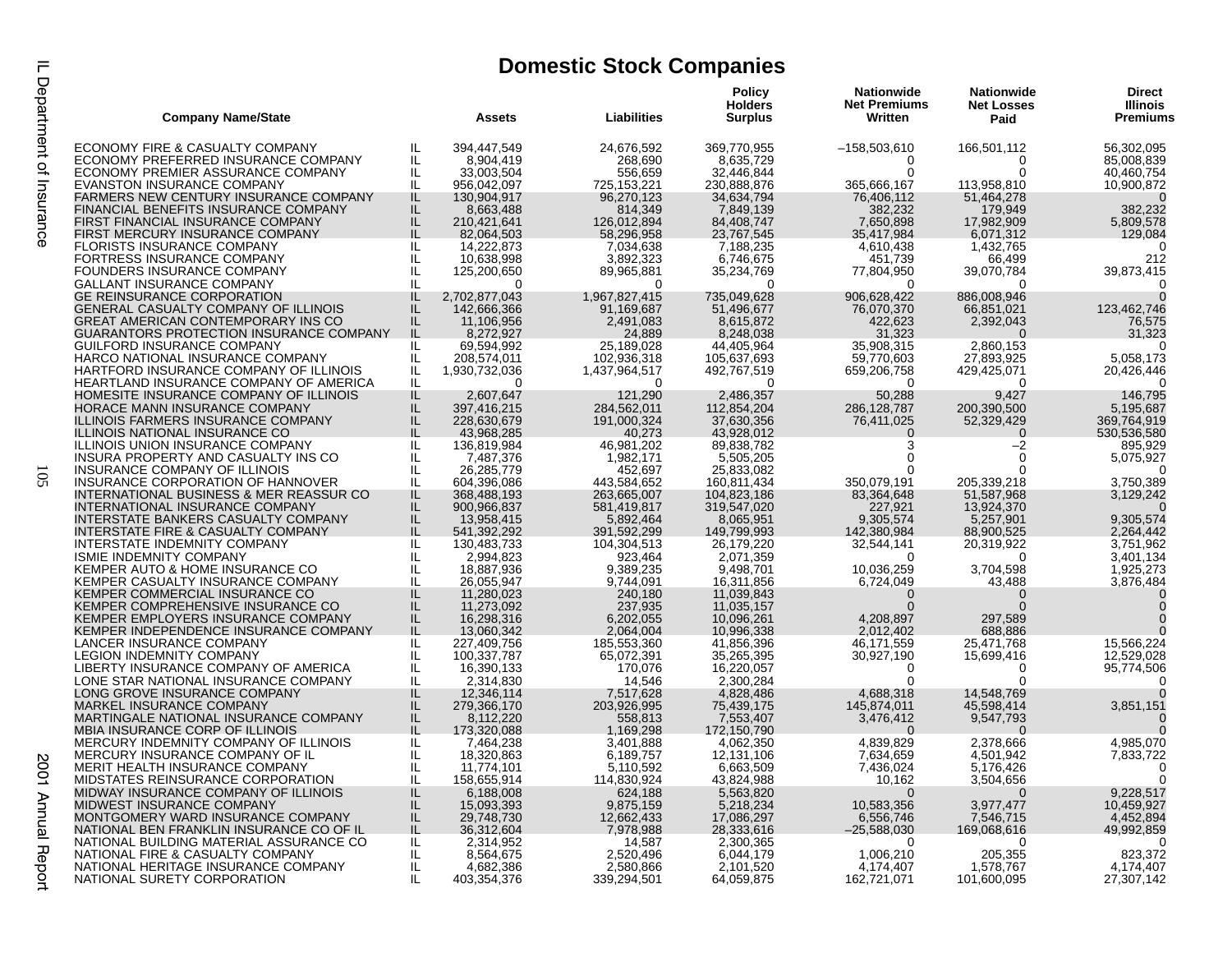# Domestic Stock Companies

| Company Name/State | | Assets | Liabilities | Policy Holders Surplus | Nationwide Net Premiums Written | Nationwide Net Losses Paid | Direct Illinois Premiums |
|---|---|---|---|---|---|---|---|
| ECONOMY FIRE & CASUALTY COMPANY | IL | 394,447,549 | 24,676,592 | 369,770,955 | –158,503,610 | 166,501,112 | 56,302,095 |
| ECONOMY PREFERRED INSURANCE COMPANY | IL | 8,904,419 | 268,690 | 8,635,729 | 0 | 0 | 85,008,839 |
| ECONOMY PREMIER ASSURANCE COMPANY | IL | 33,003,504 | 556,659 | 32,446,844 | 0 | 0 | 40,460,754 |
| EVANSTON INSURANCE COMPANY | IL | 956,042,097 | 725,153,221 | 230,888,876 | 365,666,167 | 113,958,810 | 10,900,872 |
| FARMERS NEW CENTURY INSURANCE COMPANY | IL | 130,904,917 | 96,270,123 | 34,634,794 | 76,406,112 | 51,464,278 | 0 |
| FINANCIAL BENEFITS INSURANCE COMPANY | IL | 8,663,488 | 814,349 | 7,849,139 | 382,232 | 179,949 | 382,232 |
| FIRST FINANCIAL INSURANCE COMPANY | IL | 210,421,641 | 126,012,894 | 84,408,747 | 7,650,898 | 17,982,909 | 5,809,578 |
| FIRST MERCURY INSURANCE COMPANY | IL | 82,064,503 | 58,296,958 | 23,767,545 | 35,417,984 | 6,071,312 | 129,084 |
| FLORISTS INSURANCE COMPANY | IL | 14,222,873 | 7,034,638 | 7,188,235 | 4,610,438 | 1,432,765 | 0 |
| FORTRESS INSURANCE COMPANY | IL | 10,638,998 | 3,892,323 | 6,746,675 | 451,739 | 66,499 | 212 |
| FOUNDERS INSURANCE COMPANY | IL | 125,200,650 | 89,965,881 | 35,234,769 | 77,804,950 | 39,070,784 | 39,873,415 |
| GALLANT INSURANCE COMPANY | IL | 0 | 0 | 0 | 0 | 0 | 0 |
| GE REINSURANCE CORPORATION | IL | 2,702,877,043 | 1,967,827,415 | 735,049,628 | 906,628,422 | 886,008,946 | 0 |
| GENERAL CASUALTY COMPANY OF ILLINOIS | IL | 142,666,366 | 91,169,687 | 51,496,677 | 76,070,370 | 66,851,021 | 123,462,746 |
| GREAT AMERICAN CONTEMPORARY INS CO | IL | 11,106,956 | 2,491,083 | 8,615,872 | 422,623 | 2,392,043 | 76,575 |
| GUARANTORS PROTECTION INSURANCE COMPANY | IL | 8,272,927 | 24,889 | 8,248,038 | 31,323 | 0 | 31,323 |
| GUILFORD INSURANCE COMPANY | IL | 69,594,992 | 25,189,028 | 44,405,964 | 35,908,315 | 2,860,153 | 0 |
| HARCO NATIONAL INSURANCE COMPANY | IL | 208,574,011 | 102,936,318 | 105,637,693 | 59,770,603 | 27,893,925 | 5,058,173 |
| HARTFORD INSURANCE COMPANY OF ILLINOIS | IL | 1,930,732,036 | 1,437,964,517 | 492,767,519 | 659,206,758 | 429,425,071 | 20,426,446 |
| HEARTLAND INSURANCE COMPANY OF AMERICA | IL | 0 | 0 | 0 | 0 | 0 | 0 |
| HOMESITE INSURANCE COMPANY OF ILLINOIS | IL | 2,607,647 | 121,290 | 2,486,357 | 50,288 | 9,427 | 146,795 |
| HORACE MANN INSURANCE COMPANY | IL | 397,416,215 | 284,562,011 | 112,854,204 | 286,128,787 | 200,390,500 | 5,195,687 |
| ILLINOIS FARMERS INSURANCE COMPANY | IL | 228,630,679 | 191,000,324 | 37,630,356 | 76,411,025 | 52,329,429 | 369,764,919 |
| ILLINOIS NATIONAL INSURANCE CO | IL | 43,968,285 | 40,273 | 43,928,012 | 0 | 0 | 530,536,580 |
| ILLINOIS UNION INSURANCE COMPANY | IL | 136,819,984 | 46,981,202 | 89,838,782 | 3 | –2 | 895,929 |
| INSURA PROPERTY AND CASUALTY INS CO | IL | 7,487,376 | 1,982,171 | 5,505,205 | 0 | 0 | 5,075,927 |
| INSURANCE COMPANY OF ILLINOIS | IL | 26,285,779 | 452,697 | 25,833,082 | 0 | 0 | 0 |
| INSURANCE CORPORATION OF HANNOVER | IL | 604,396,086 | 443,584,652 | 160,811,434 | 350,079,191 | 205,339,218 | 3,750,389 |
| INTERNATIONAL BUSINESS & MER REASSUR CO | IL | 368,488,193 | 263,665,007 | 104,823,186 | 83,364,648 | 51,587,968 | 3,129,242 |
| INTERNATIONAL INSURANCE COMPANY | IL | 900,966,837 | 581,419,817 | 319,547,020 | 227,921 | 13,924,370 | 0 |
| INTERSTATE BANKERS CASUALTY COMPANY | IL | 13,958,415 | 5,892,464 | 8,065,951 | 9,305,574 | 5,257,901 | 9,305,574 |
| INTERSTATE FIRE & CASUALTY COMPANY | IL | 541,392,292 | 391,592,299 | 149,799,993 | 142,380,984 | 88,900,525 | 2,264,442 |
| INTERSTATE INDEMNITY COMPANY | IL | 130,483,733 | 104,304,513 | 26,179,220 | 32,544,141 | 20,319,922 | 3,751,962 |
| ISMIE INDEMNITY COMPANY | IL | 2,994,823 | 923,464 | 2,071,359 | 0 | 0 | 3,401,134 |
| KEMPER AUTO & HOME INSURANCE CO | IL | 18,887,936 | 9,389,235 | 9,498,701 | 10,036,259 | 3,704,598 | 1,925,273 |
| KEMPER CASUALTY INSURANCE COMPANY | IL | 26,055,947 | 9,744,091 | 16,311,856 | 6,724,049 | 43,488 | 3,876,484 |
| KEMPER COMMERCIAL INSURANCE CO | IL | 11,280,023 | 240,180 | 11,039,843 | 0 | 0 | 0 |
| KEMPER COMPREHENSIVE INSURANCE CO | IL | 11,273,092 | 237,935 | 11,035,157 | 0 | 0 | 0 |
| KEMPER EMPLOYERS INSURANCE COMPANY | IL | 16,298,316 | 6,202,055 | 10,096,261 | 4,208,897 | 297,589 | 0 |
| KEMPER INDEPENDENCE INSURANCE COMPANY | IL | 13,060,342 | 2,064,004 | 10,996,338 | 2,012,402 | 688,886 | 0 |
| LANCER INSURANCE COMPANY | IL | 227,409,756 | 185,553,360 | 41,856,396 | 46,171,559 | 25,471,768 | 15,566,224 |
| LEGION INDEMNITY COMPANY | IL | 100,337,787 | 65,072,391 | 35,265,395 | 30,927,190 | 15,699,416 | 12,529,028 |
| LIBERTY INSURANCE COMPANY OF AMERICA | IL | 16,390,133 | 170,076 | 16,220,057 | 0 | 0 | 95,774,506 |
| LONE STAR NATIONAL INSURANCE COMPANY | IL | 2,314,830 | 14,546 | 2,300,284 | 0 | 0 | 0 |
| LONG GROVE INSURANCE COMPANY | IL | 12,346,114 | 7,517,628 | 4,828,486 | 4,688,318 | 14,548,769 | 0 |
| MARKEL INSURANCE COMPANY | IL | 279,366,170 | 203,926,995 | 75,439,175 | 145,874,011 | 45,598,414 | 3,851,151 |
| MARTINGALE NATIONAL INSURANCE COMPANY | IL | 8,112,220 | 558,813 | 7,553,407 | 3,476,412 | 9,547,793 | 0 |
| MBIA INSURANCE CORP OF ILLINOIS | IL | 173,320,088 | 1,169,298 | 172,150,790 | 0 | 0 | 0 |
| MERCURY INDEMNITY COMPANY OF ILLINOIS | IL | 7,464,238 | 3,401,888 | 4,062,350 | 4,839,829 | 2,378,666 | 4,985,070 |
| MERCURY INSURANCE COMPANY OF IL | IL | 18,320,863 | 6,189,757 | 12,131,106 | 7,634,659 | 4,501,942 | 7,833,722 |
| MERIT HEALTH INSURANCE COMPANY | IL | 11,774,101 | 5,110,592 | 6,663,509 | 7,436,024 | 5,176,426 | 0 |
| MIDSTATES REINSURANCE CORPORATION | IL | 158,655,914 | 114,830,924 | 43,824,988 | 10,162 | 3,504,656 | 0 |
| MIDWAY INSURANCE COMPANY OF ILLINOIS | IL | 6,188,008 | 624,188 | 5,563,820 | 0 | 0 | 9,228,517 |
| MIDWEST INSURANCE COMPANY | IL | 15,093,393 | 9,875,159 | 5,218,234 | 10,583,356 | 3,977,477 | 10,459,927 |
| MONTGOMERY WARD INSURANCE COMPANY | IL | 29,748,730 | 12,662,433 | 17,086,297 | 6,556,746 | 7,546,715 | 4,452,894 |
| NATIONAL BEN FRANKLIN INSURANCE CO OF IL | IL | 36,312,604 | 7,978,988 | 28,333,616 | –25,588,030 | 169,068,616 | 49,992,859 |
| NATIONAL BUILDING MATERIAL ASSURANCE CO | IL | 2,314,952 | 14,587 | 2,300,365 | 0 | 0 | 0 |
| NATIONAL FIRE & CASUALTY COMPANY | IL | 8,564,675 | 2,520,496 | 6,044,179 | 1,006,210 | 205,355 | 823,372 |
| NATIONAL HERITAGE INSURANCE COMPANY | IL | 4,682,386 | 2,580,866 | 2,101,520 | 4,174,407 | 1,578,767 | 4,174,407 |
| NATIONAL SURETY CORPORATION | IL | 403,354,376 | 339,294,501 | 64,059,875 | 162,721,071 | 101,600,095 | 27,307,142 |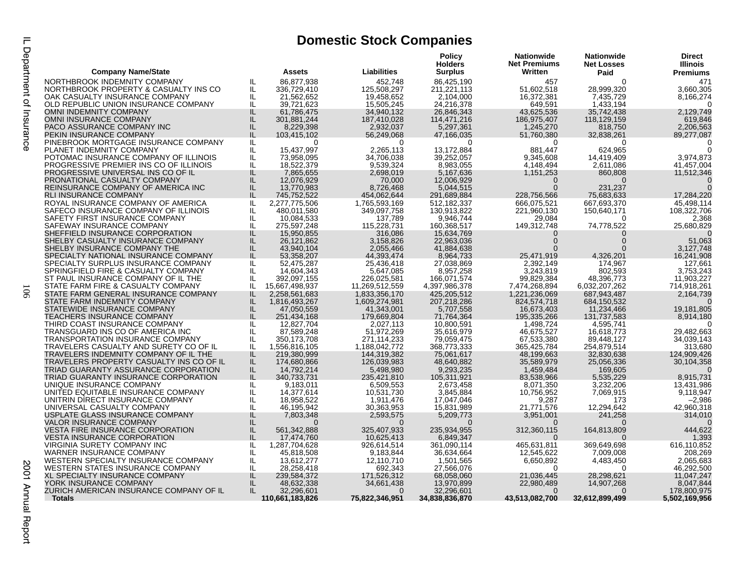## Domestic Stock Companies

| Company Name/State | | Assets | Liabilities | Policy Holders Surplus | Nationwide Net Premiums Written | Nationwide Net Losses Paid | Direct Illinois Premiums |
|---|---|---|---|---|---|---|---|
| NORTHBROOK INDEMNITY COMPANY | IL | 86,877,938 | 452,748 | 86,425,190 | 457 | 0 | 471 |
| NORTHBROOK PROPERTY & CASUALTY INS CO | IL | 336,729,410 | 125,508,297 | 211,221,113 | 51,602,518 | 28,999,320 | 3,660,305 |
| OAK CASUALTY INSURANCE COMPANY | IL | 21,562,652 | 19,458,652 | 2,104,000 | 16,372,381 | 7,435,729 | 8,166,274 |
| OLD REPUBLIC UNION INSURANCE COMPANY | IL | 39,721,623 | 15,505,245 | 24,216,378 | 649,591 | 1,433,194 | 0 |
| OMNI INDEMNITY COMPANY | IL | 61,786,475 | 34,940,132 | 26,846,343 | 43,625,536 | 35,742,438 | 2,129,749 |
| OMNI INSURANCE COMPANY | IL | 301,881,244 | 187,410,028 | 114,471,216 | 186,975,407 | 118,129,159 | 619,846 |
| PACO ASSURANCE COMPANY INC | IL | 8,229,398 | 2,932,037 | 5,297,361 | 1,245,270 | 818,750 | 2,206,563 |
| PEKIN INSURANCE COMPANY | IL | 103,415,102 | 56,249,068 | 47,166,035 | 51,760,380 | 32,838,261 | 89,277,087 |
| PINEBROOK MORTGAGE INSURANCE COMPANY | IL | 0 | 0 | 0 | 0 | 0 | 0 |
| PLANET INDEMNITY COMPANY | IL | 15,437,997 | 2,265,113 | 13,172,884 | 881,447 | 624,965 | 0 |
| POTOMAC INSURANCE COMPANY OF ILLINOIS | IL | 73,958,095 | 34,706,038 | 39,252,057 | 9,345,608 | 14,419,409 | 3,974,873 |
| PROGRESSIVE PREMIER INS CO OF ILLINOIS | IL | 18,522,379 | 9,539,324 | 8,983,055 | 4,148,494 | 2,611,086 | 41,457,004 |
| PROGRESSIVE UNIVERSAL INS CO OF IL | IL | 7,865,655 | 2,698,019 | 5,167,636 | 1,151,253 | 860,808 | 11,512,346 |
| PRONATIONAL CASUALTY COMPANY | IL | 12,076,929 | 70,000 | 12,006,929 | 0 | 0 | 0 |
| REINSURANCE COMPANY OF AMERICA INC | IL | 13,770,983 | 8,726,468 | 5,044,515 | 0 | 231,237 | 0 |
| RLI INSURANCE COMPANY | IL | 745,752,522 | 454,062,644 | 291,689,884 | 228,756,566 | 75,683,633 | 17,284,220 |
| ROYAL INSURANCE COMPANY OF AMERICA | IL | 2,277,775,506 | 1,765,593,169 | 512,182,337 | 666,075,521 | 667,693,370 | 45,498,114 |
| SAFECO INSURANCE COMPANY OF ILLINOIS | IL | 480,011,580 | 349,097,758 | 130,913,822 | 221,960,130 | 150,640,171 | 108,322,706 |
| SAFETY FIRST INSURANCE COMPANY | IL | 10,084,533 | 137,789 | 9,946,744 | 29,084 | 0 | 2,368 |
| SAFEWAY INSURANCE COMPANY | IL | 275,597,248 | 115,228,731 | 160,368,517 | 149,312,748 | 74,778,522 | 25,680,829 |
| SHEFFIELD INSURANCE CORPORATION | IL | 15,950,855 | 316,086 | 15,634,769 | 0 | 0 | 0 |
| SHELBY CASUALTY INSURANCE COMPANY | IL | 26,121,862 | 3,158,826 | 22,963,036 | 0 | 0 | 51,063 |
| SHELBY INSURANCE COMPANY THE | IL | 43,940,104 | 2,055,466 | 41,884,638 | 0 | 0 | 3,127,748 |
| SPECIALTY NATIONAL INSURANCE COMPANY | IL | 53,358,207 | 44,393,474 | 8,964,733 | 25,471,919 | 4,326,201 | 16,241,908 |
| SPECIALTY SURPLUS INSURANCE COMPANY | IL | 52,475,287 | 25,436,418 | 27,038,869 | 2,392,149 | 174,967 | 127,661 |
| SPRINGFIELD FIRE & CASUALTY COMPANY | IL | 14,604,343 | 5,647,085 | 8,957,258 | 3,243,819 | 802,593 | 3,753,243 |
| ST PAUL INSURANCE COMPANY OF IL THE | IL | 392,097,155 | 226,025,581 | 166,071,574 | 99,829,384 | 48,396,773 | 11,903,227 |
| STATE FARM FIRE & CASUALTY COMPANY | IL | 15,667,498,937 | 11,269,512,559 | 4,397,986,378 | 7,474,268,894 | 6,032,207,262 | 714,918,261 |
| STATE FARM GENERAL INSURANCE COMPANY | IL | 2,258,561,683 | 1,833,356,170 | 425,205,512 | 1,221,236,069 | 687,943,487 | 2,164,739 |
| STATE FARM INDEMNITY COMPANY | IL | 1,816,493,267 | 1,609,274,981 | 207,218,286 | 824,574,718 | 684,150,532 | 0 |
| STATEWIDE INSURANCE COMPANY | IL | 47,050,559 | 41,343,001 | 5,707,558 | 16,673,403 | 11,234,466 | 19,181,805 |
| TEACHERS INSURANCE COMPANY | IL | 251,434,168 | 179,669,804 | 71,764,364 | 195,335,266 | 131,737,583 | 8,914,180 |
| THIRD COAST INSURANCE COMPANY | IL | 12,827,704 | 2,027,113 | 10,800,591 | 1,498,724 | 4,595,741 | 0 |
| TRANSGUARD INS CO OF AMERICA INC | IL | 87,589,248 | 51,972,269 | 35,616,979 | 46,675,527 | 16,618,773 | 29,482,663 |
| TRANSPORTATION INSURANCE COMPANY | IL | 350,173,708 | 271,114,233 | 79,059,475 | 67,533,380 | 89,448,127 | 34,039,143 |
| TRAVELERS CASUALTY AND SURETY CO OF IL | IL | 1,556,816,105 | 1,188,042,772 | 368,773,333 | 365,425,784 | 254,879,514 | 313,680 |
| TRAVELERS INDEMNITY COMPANY OF IL THE | IL | 219,380,999 | 144,319,382 | 75,061,617 | 48,199,663 | 32,830,638 | 124,909,426 |
| TRAVELERS PROPERTY CASUALTY INS CO OF IL | IL | 174,680,866 | 126,039,983 | 48,640,882 | 35,589,979 | 25,056,336 | 30,104,358 |
| TRIAD GUARANTY ASSURANCE CORPORATION | IL | 14,792,214 | 5,498,980 | 9,293,235 | 1,459,484 | 169,605 | 0 |
| TRIAD GUARANTY INSURANCE CORPORATION | IL | 340,733,731 | 235,421,810 | 105,311,921 | 83,538,966 | 5,535,229 | 8,915,731 |
| UNIQUE INSURANCE COMPANY | IL | 9,183,011 | 6,509,553 | 2,673,458 | 8,071,350 | 3,232,206 | 13,431,986 |
| UNITED EQUITABLE INSURANCE COMPANY | IL | 14,377,614 | 10,531,730 | 3,845,884 | 10,756,952 | 7,069,915 | 9,118,947 |
| UNITRIN DIRECT INSURANCE COMPANY | IL | 18,958,522 | 1,911,476 | 17,047,046 | 9,287 | 173 | –2,986 |
| UNIVERSAL CASUALTY COMPANY | IL | 46,195,942 | 30,363,953 | 15,831,989 | 21,771,576 | 12,294,642 | 42,960,318 |
| USPLATE GLASS INSURANCE COMPANY | IL | 7,803,348 | 2,593,575 | 5,209,773 | 3,951,001 | 241,258 | 314,010 |
| VALOR INSURANCE COMPANY | IL | 0 | 0 | 0 | 0 | 0 | 0 |
| VESTA FIRE INSURANCE CORPORATION | IL | 561,342,888 | 325,407,933 | 235,934,955 | 312,360,115 | 164,813,809 | 444,622 |
| VESTA INSURANCE CORPORATION | IL | 17,474,760 | 10,625,413 | 6,849,347 | 0 | 0 | 1,393 |
| VIRGINIA SURETY COMPANY INC | IL | 1,287,704,628 | 926,614,514 | 361,090,114 | 465,631,811 | 369,649,698 | 616,110,852 |
| WARNER INSURANCE COMPANY | IL | 45,818,508 | 9,183,844 | 36,634,664 | 12,545,622 | 7,009,008 | 208,269 |
| WESTERN SPECIALTY INSURANCE COMPANY | IL | 13,612,277 | 12,110,710 | 1,501,565 | 6,650,892 | 4,483,450 | 2,065,683 |
| WESTERN STATES INSURANCE COMPANY | IL | 28,258,418 | 692,343 | 27,566,076 | 0 | 0 | 46,292,500 |
| XL SPECIALTY INSURANCE COMPANY | IL | 239,584,372 | 171,526,312 | 68,058,060 | 21,036,445 | 28,298,621 | 11,047,247 |
| YORK INSURANCE COMPANY | IL | 48,632,338 | 34,661,438 | 13,970,899 | 22,980,489 | 14,907,268 | 8,047,844 |
| ZURICH AMERICAN INSURANCE COMPANY OF IL | IL | 32,296,601 | 0 | 32,296,601 | 0 | 0 | 178,800,975 |
| **Totals** | | **110,661,183,826** | **75,822,346,951** | **34,838,836,870** | **43,513,082,700** | **32,612,899,499** | **5,502,169,956** |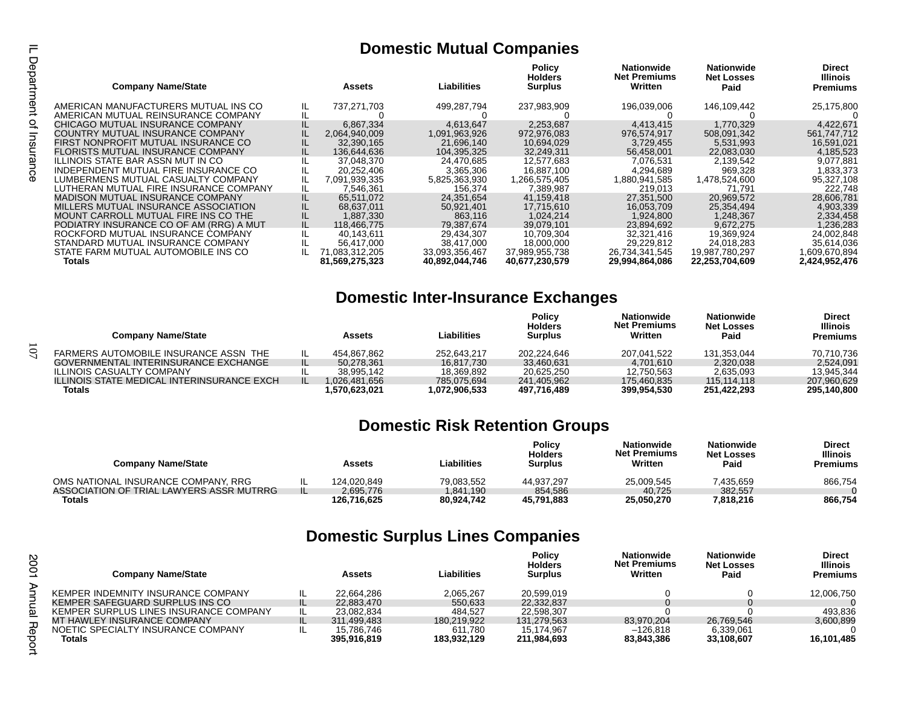## Domestic Mutual Companies

| Company Name/State | | Assets | Liabilities | Policy Holders Surplus | Nationwide Net Premiums Written | Nationwide Net Losses Paid | Direct Illinois Premiums |
|---|---|---|---|---|---|---|---|
| AMERICAN MANUFACTURERS MUTUAL INS CO | IL | 737,271,703 | 499,287,794 | 237,983,909 | 196,039,006 | 146,109,442 | 25,175,800 |
| AMERICAN MUTUAL REINSURANCE COMPANY | IL | 0 | 0 | 0 | 0 | 0 | 0 |
| CHICAGO MUTUAL INSURANCE COMPANY | IL | 6,867,334 | 4,613,647 | 2,253,687 | 4,413,415 | 1,770,329 | 4,422,671 |
| COUNTRY MUTUAL INSURANCE COMPANY | IL | 2,064,940,009 | 1,091,963,926 | 972,976,083 | 976,574,917 | 508,091,342 | 561,747,712 |
| FIRST NONPROFIT MUTUAL INSURANCE CO | IL | 32,390,165 | 21,696,140 | 10,694,029 | 3,729,455 | 5,531,993 | 16,591,021 |
| FLORISTS MUTUAL INSURANCE COMPANY | IL | 136,644,636 | 104,395,325 | 32,249,311 | 56,458,001 | 22,083,030 | 4,185,523 |
| ILLINOIS STATE BAR ASSN MUT IN CO | IL | 37,048,370 | 24,470,685 | 12,577,683 | 7,076,531 | 2,139,542 | 9,077,881 |
| INDEPENDENT MUTUAL FIRE INSURANCE CO | IL | 20,252,406 | 3,365,306 | 16,887,100 | 4,294,689 | 969,328 | 1,833,373 |
| LUMBERMENS MUTUAL CASUALTY COMPANY | IL | 7,091,939,335 | 5,825,363,930 | 1,266,575,405 | 1,880,941,585 | 1,478,524,600 | 95,327,108 |
| LUTHERAN MUTUAL FIRE INSURANCE COMPANY | IL | 7,546,361 | 156,374 | 7,389,987 | 219,013 | 71,791 | 222,748 |
| MADISON MUTUAL INSURANCE COMPANY | IL | 65,511,072 | 24,351,654 | 41,159,418 | 27,351,500 | 20,969,572 | 28,606,781 |
| MILLERS MUTUAL INSURANCE ASSOCIATION | IL | 68,637,011 | 50,921,401 | 17,715,610 | 16,053,709 | 25,354,494 | 4,903,339 |
| MOUNT CARROLL MUTUAL FIRE INS CO THE | IL | 1,887,330 | 863,116 | 1,024,214 | 1,924,800 | 1,248,367 | 2,334,458 |
| PODIATRY INSURANCE CO OF AM (RRG) A MUT | IL | 118,466,775 | 79,387,674 | 39,079,101 | 23,894,692 | 9,672,275 | 1,236,283 |
| ROCKFORD MUTUAL INSURANCE COMPANY | IL | 40,143,611 | 29,434,307 | 10,709,304 | 32,321,416 | 19,369,924 | 24,002,848 |
| STANDARD MUTUAL INSURANCE COMPANY | IL | 56,417,000 | 38,417,000 | 18,000,000 | 29,229,812 | 24,018,283 | 35,614,036 |
| STATE FARM MUTUAL AUTOMOBILE INS CO | IL | 71,083,312,205 | 33,093,356,467 | 37,989,955,738 | 26,734,341,545 | 19,987,780,297 | 1,609,670,894 |
| **Totals** | | **81,569,275,323** | **40,892,044,746** | **40,677,230,579** | **29,994,864,086** | **22,253,704,609** | **2,424,952,476** |

## Domestic Inter-Insurance Exchanges

| Company Name/State | | Assets | Liabilities | Policy Holders Surplus | Nationwide Net Premiums Written | Nationwide Net Losses Paid | Direct Illinois Premiums |
|---|---|---|---|---|---|---|---|
| FARMERS AUTOMOBILE INSURANCE ASSN THE | IL | 454,867,862 | 252,643,217 | 202,224,646 | 207,041,522 | 131,353,044 | 70,710,736 |
| GOVERNMENTAL INTERINSURANCE EXCHANGE | IL | 50,278,361 | 16,817,730 | 33,460,631 | 4,701,610 | 2,320,038 | 2,524,091 |
| ILLINOIS CASUALTY COMPANY | IL | 38,995,142 | 18,369,892 | 20,625,250 | 12,750,563 | 2,635,093 | 13,945,344 |
| ILLINOIS STATE MEDICAL INTERINSURANCE EXCH | IL | 1,026,481,656 | 785,075,694 | 241,405,962 | 175,460,835 | 115,114,118 | 207,960,629 |
| **Totals** | | **1,570,623,021** | **1,072,906,533** | **497,716,489** | **399,954,530** | **251,422,293** | **295,140,800** |

## Domestic Risk Retention Groups

| Company Name/State | | Assets | Liabilities | Policy Holders Surplus | Nationwide Net Premiums Written | Nationwide Net Losses Paid | Direct Illinois Premiums |
|---|---|---|---|---|---|---|---|
| OMS NATIONAL INSURANCE COMPANY, RRG | IL | 124,020,849 | 79,083,552 | 44,937,297 | 25,009,545 | 7,435,659 | 866,754 |
| ASSOCIATION OF TRIAL LAWYERS ASSR MUTRRG | IL | 2,695,776 | 1,841,190 | 854,586 | 40,725 | 382,557 | 0 |
| **Totals** | | **126,716,625** | **80,924,742** | **45,791,883** | **25,050,270** | **7,818,216** | **866,754** |

## Domestic Surplus Lines Companies

| Company Name/State | | Assets | Liabilities | Policy Holders Surplus | Nationwide Net Premiums Written | Nationwide Net Losses Paid | Direct Illinois Premiums |
|---|---|---|---|---|---|---|---|
| KEMPER INDEMNITY INSURANCE COMPANY | IL | 22,664,286 | 2,065,267 | 20,599,019 | 0 | 0 | 12,006,750 |
| KEMPER SAFEGUARD SURPLUS INS CO | IL | 22,883,470 | 550,633 | 22,332,837 | 0 | 0 | 0 |
| KEMPER SURPLUS LINES INSURANCE COMPANY | IL | 23,082,834 | 484,527 | 22,598,307 | 0 | 0 | 493,836 |
| MT HAWLEY INSURANCE COMPANY | IL | 311,499,483 | 180,219,922 | 131,279,563 | 83,970,204 | 26,769,546 | 3,600,899 |
| NOETIC SPECIALTY INSURANCE COMPANY | IL | 15,786,746 | 611,780 | 15,174,967 | –126,818 | 6,339,061 | 0 |
| **Totals** | | **395,916,819** | **183,932,129** | **211,984,693** | **83,843,386** | **33,108,607** | **16,101,485** |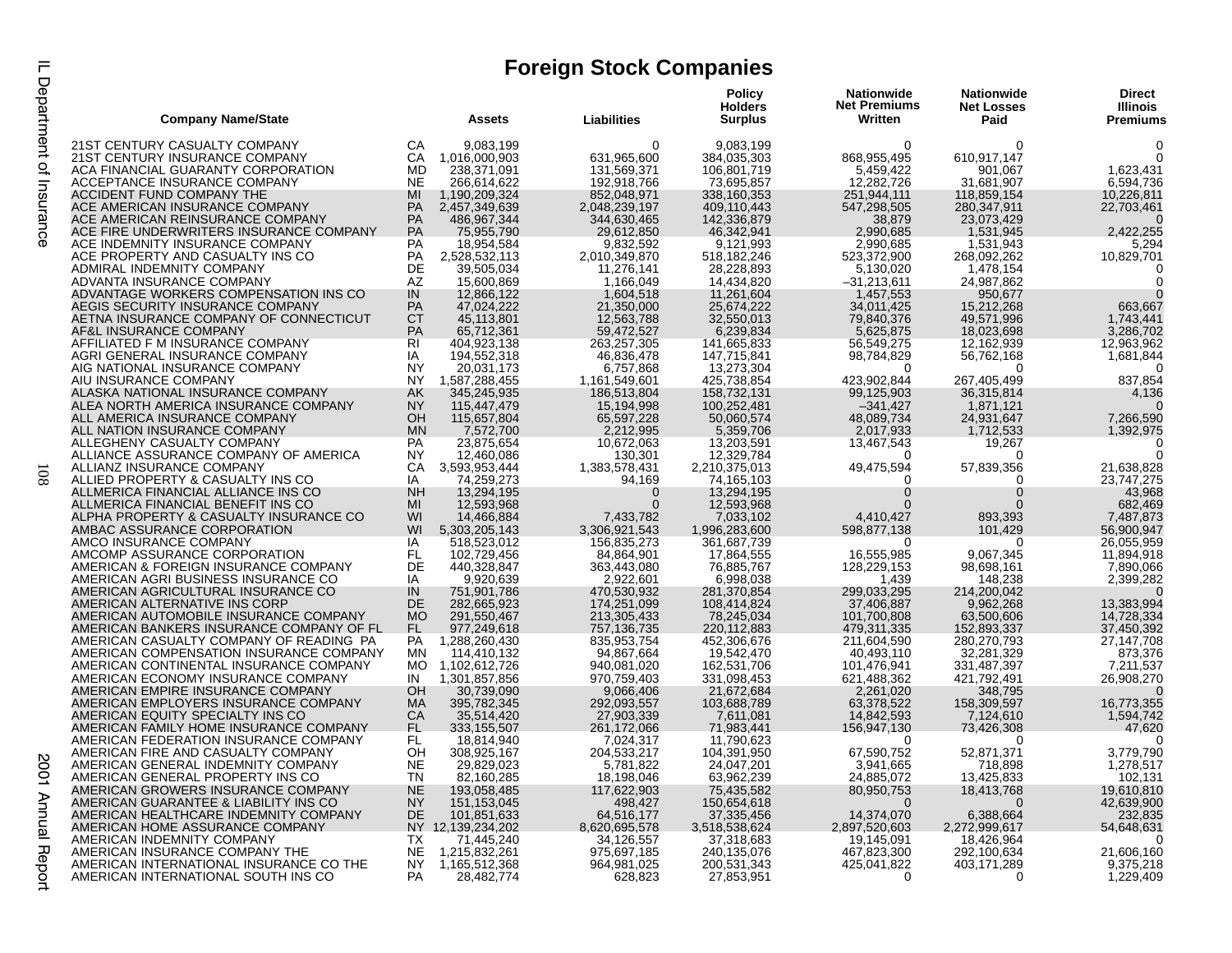# Foreign Stock Companies

| Company Name/State | | Assets | Liabilities | Policy Holders Surplus | Nationwide Net Premiums Written | Nationwide Net Losses Paid | Direct Illinois Premiums |
|---|---|---|---|---|---|---|---|
| 21ST CENTURY CASUALTY COMPANY | CA | 9,083,199 | 0 | 9,083,199 | 0 | 0 | 0 |
| 21ST CENTURY INSURANCE COMPANY | CA | 1,016,000,903 | 631,965,600 | 384,035,303 | 868,955,495 | 610,917,147 | 0 |
| ACA FINANCIAL GUARANTY CORPORATION | MD | 238,371,091 | 131,569,371 | 106,801,719 | 5,459,422 | 901,067 | 1,623,431 |
| ACCEPTANCE INSURANCE COMPANY | NE | 266,614,622 | 192,918,766 | 73,695,857 | 12,282,726 | 31,681,907 | 6,594,736 |
| ACCIDENT FUND COMPANY THE | MI | 1,190,209,324 | 852,048,971 | 338,160,353 | 251,944,111 | 118,859,154 | 10,226,811 |
| ACE AMERICAN INSURANCE COMPANY | PA | 2,457,349,639 | 2,048,239,197 | 409,110,443 | 547,298,505 | 280,347,911 | 22,703,461 |
| ACE AMERICAN REINSURANCE COMPANY | PA | 486,967,344 | 344,630,465 | 142,336,879 | 38,879 | 23,073,429 | 0 |
| ACE FIRE UNDERWRITERS INSURANCE COMPANY | PA | 75,955,790 | 29,612,850 | 46,342,941 | 2,990,685 | 1,531,945 | 2,422,255 |
| ACE INDEMNITY INSURANCE COMPANY | PA | 18,954,584 | 9,832,592 | 9,121,993 | 2,990,685 | 1,531,943 | 5,294 |
| ACE PROPERTY AND CASUALTY INS CO | PA | 2,528,532,113 | 2,010,349,870 | 518,182,246 | 523,372,900 | 268,092,262 | 10,829,701 |
| ADMIRAL INDEMNITY COMPANY | DE | 39,505,034 | 11,276,141 | 28,228,893 | 5,130,020 | 1,478,154 | 0 |
| ADVANTA INSURANCE COMPANY | AZ | 15,600,869 | 1,166,049 | 14,434,820 | –31,213,611 | 24,987,862 | 0 |
| ADVANTAGE WORKERS COMPENSATION INS CO | IN | 12,866,122 | 1,604,518 | 11,261,604 | 1,457,553 | 950,677 | 0 |
| AEGIS SECURITY INSURANCE COMPANY | PA | 47,024,222 | 21,350,000 | 25,674,222 | 34,011,425 | 15,212,268 | 663,667 |
| AETNA INSURANCE COMPANY OF CONNECTICUT | CT | 45,113,801 | 12,563,788 | 32,550,013 | 79,840,376 | 49,571,996 | 1,743,441 |
| AF&L INSURANCE COMPANY | PA | 65,712,361 | 59,472,527 | 6,239,834 | 5,625,875 | 18,023,698 | 3,286,702 |
| AFFILIATED F M INSURANCE COMPANY | RI | 404,923,138 | 263,257,305 | 141,665,833 | 56,549,275 | 12,162,939 | 12,963,962 |
| AGRI GENERAL INSURANCE COMPANY | IA | 194,552,318 | 46,836,478 | 147,715,841 | 98,784,829 | 56,762,168 | 1,681,844 |
| AIG NATIONAL INSURANCE COMPANY | NY | 20,031,173 | 6,757,868 | 13,273,304 | 0 | 0 | 0 |
| AIU INSURANCE COMPANY | NY | 1,587,288,455 | 1,161,549,601 | 425,738,854 | 423,902,844 | 267,405,499 | 837,854 |
| ALASKA NATIONAL INSURANCE COMPANY | AK | 345,245,935 | 186,513,804 | 158,732,131 | 99,125,903 | 36,315,814 | 4,136 |
| ALEA NORTH AMERICA INSURANCE COMPANY | NY | 115,447,479 | 15,194,998 | 100,252,481 | –341,427 | 1,871,121 | 0 |
| ALL AMERICA INSURANCE COMPANY | OH | 115,657,804 | 65,597,228 | 50,060,574 | 48,089,734 | 24,931,647 | 7,266,590 |
| ALL NATION INSURANCE COMPANY | MN | 7,572,700 | 2,212,995 | 5,359,706 | 2,017,933 | 1,712,533 | 1,392,975 |
| ALLEGHENY CASUALTY COMPANY | PA | 23,875,654 | 10,672,063 | 13,203,591 | 13,467,543 | 19,267 | 0 |
| ALLIANCE ASSURANCE COMPANY OF AMERICA | NY | 12,460,086 | 130,301 | 12,329,784 | 0 | 0 | 0 |
| ALLIANZ INSURANCE COMPANY | CA | 3,593,953,444 | 1,383,578,431 | 2,210,375,013 | 49,475,594 | 57,839,356 | 21,638,828 |
| ALLIED PROPERTY & CASUALTY INS CO | IA | 74,259,273 | 94,169 | 74,165,103 | 0 | 0 | 23,747,275 |
| ALLMERICA FINANCIAL ALLIANCE INS CO | NH | 13,294,195 | 0 | 13,294,195 | 0 | 0 | 43,968 |
| ALLMERICA FINANCIAL BENEFIT INS CO | MI | 12,593,968 | 0 | 12,593,968 | 0 | 0 | 682,469 |
| ALPHA PROPERTY & CASUALTY INSURANCE CO | WI | 14,466,884 | 7,433,782 | 7,033,102 | 4,410,427 | 893,393 | 7,487,873 |
| AMBAC ASSURANCE CORPORATION | WI | 5,303,205,143 | 3,306,921,543 | 1,996,283,600 | 598,877,138 | 101,429 | 56,900,947 |
| AMCO INSURANCE COMPANY | IA | 518,523,012 | 156,835,273 | 361,687,739 | 0 | 0 | 26,055,959 |
| AMCOMP ASSURANCE CORPORATION | FL | 102,729,456 | 84,864,901 | 17,864,555 | 16,555,985 | 9,067,345 | 11,894,918 |
| AMERICAN & FOREIGN INSURANCE COMPANY | DE | 440,328,847 | 363,443,080 | 76,885,767 | 128,229,153 | 98,698,161 | 7,890,066 |
| AMERICAN AGRI BUSINESS INSURANCE CO | IA | 9,920,639 | 2,922,601 | 6,998,038 | 1,439 | 148,238 | 2,399,282 |
| AMERICAN AGRICULTURAL INSURANCE CO | IN | 751,901,786 | 470,530,932 | 281,370,854 | 299,033,295 | 214,200,042 | 0 |
| AMERICAN ALTERNATIVE INS CORP | DE | 282,665,923 | 174,251,099 | 108,414,824 | 37,406,887 | 9,962,268 | 13,383,994 |
| AMERICAN AUTOMOBILE INSURANCE COMPANY | MO | 291,550,467 | 213,305,433 | 78,245,034 | 101,700,808 | 63,500,606 | 14,728,334 |
| AMERICAN BANKERS INSURANCE COMPANY OF FL | FL | 977,249,618 | 757,136,735 | 220,112,883 | 479,311,335 | 152,893,337 | 37,450,392 |
| AMERICAN CASUALTY COMPANY OF READING PA | PA | 1,288,260,430 | 835,953,754 | 452,306,676 | 211,604,590 | 280,270,793 | 27,147,708 |
| AMERICAN COMPENSATION INSURANCE COMPANY | MN | 114,410,132 | 94,867,664 | 19,542,470 | 40,493,110 | 32,281,329 | 873,376 |
| AMERICAN CONTINENTAL INSURANCE COMPANY | MO | 1,102,612,726 | 940,081,020 | 162,531,706 | 101,476,941 | 331,487,397 | 7,211,537 |
| AMERICAN ECONOMY INSURANCE COMPANY | IN | 1,301,857,856 | 970,759,403 | 331,098,453 | 621,488,362 | 421,792,491 | 26,908,270 |
| AMERICAN EMPIRE INSURANCE COMPANY | OH | 30,739,090 | 9,066,406 | 21,672,684 | 2,261,020 | 348,795 | 0 |
| AMERICAN EMPLOYERS INSURANCE COMPANY | MA | 395,782,345 | 292,093,557 | 103,688,789 | 63,378,522 | 158,309,597 | 16,773,355 |
| AMERICAN EQUITY SPECIALTY INS CO | CA | 35,514,420 | 27,903,339 | 7,611,081 | 14,842,593 | 7,124,610 | 1,594,742 |
| AMERICAN FAMILY HOME INSURANCE COMPANY | FL | 333,155,507 | 261,172,066 | 71,983,441 | 156,947,130 | 73,426,308 | 47,620 |
| AMERICAN FEDERATION INSURANCE COMPANY | FL | 18,814,940 | 7,024,317 | 11,790,623 | 0 | 0 | 0 |
| AMERICAN FIRE AND CASUALTY COMPANY | OH | 308,925,167 | 204,533,217 | 104,391,950 | 67,590,752 | 52,871,371 | 3,779,790 |
| AMERICAN GENERAL INDEMNITY COMPANY | NE | 29,829,023 | 5,781,822 | 24,047,201 | 3,941,665 | 718,898 | 1,278,517 |
| AMERICAN GENERAL PROPERTY INS CO | TN | 82,160,285 | 18,198,046 | 63,962,239 | 24,885,072 | 13,425,833 | 102,131 |
| AMERICAN GROWERS INSURANCE COMPANY | NE | 193,058,485 | 117,622,903 | 75,435,582 | 80,950,753 | 18,413,768 | 19,610,810 |
| AMERICAN GUARANTEE & LIABILITY INS CO | NY | 151,153,045 | 498,427 | 150,654,618 | 0 | 0 | 42,639,900 |
| AMERICAN HEALTHCARE INDEMNITY COMPANY | DE | 101,851,633 | 64,516,177 | 37,335,456 | 14,374,070 | 6,388,664 | 232,835 |
| AMERICAN HOME ASSURANCE COMPANY | NY | 12,139,234,202 | 8,620,695,578 | 3,518,538,624 | 2,897,520,603 | 2,272,999,617 | 54,648,631 |
| AMERICAN INDEMNITY COMPANY | TX | 71,445,240 | 34,126,557 | 37,318,683 | 19,145,091 | 18,426,964 | 0 |
| AMERICAN INSURANCE COMPANY THE | NE | 1,215,832,261 | 975,697,185 | 240,135,076 | 467,823,300 | 292,100,634 | 21,606,160 |
| AMERICAN INTERNATIONAL INSURANCE CO THE | NY | 1,165,512,368 | 964,981,025 | 200,531,343 | 425,041,822 | 403,171,289 | 9,375,218 |
| AMERICAN INTERNATIONAL SOUTH INS CO | PA | 28,482,774 | 628,823 | 27,853,951 | 0 | 0 | 1,229,409 |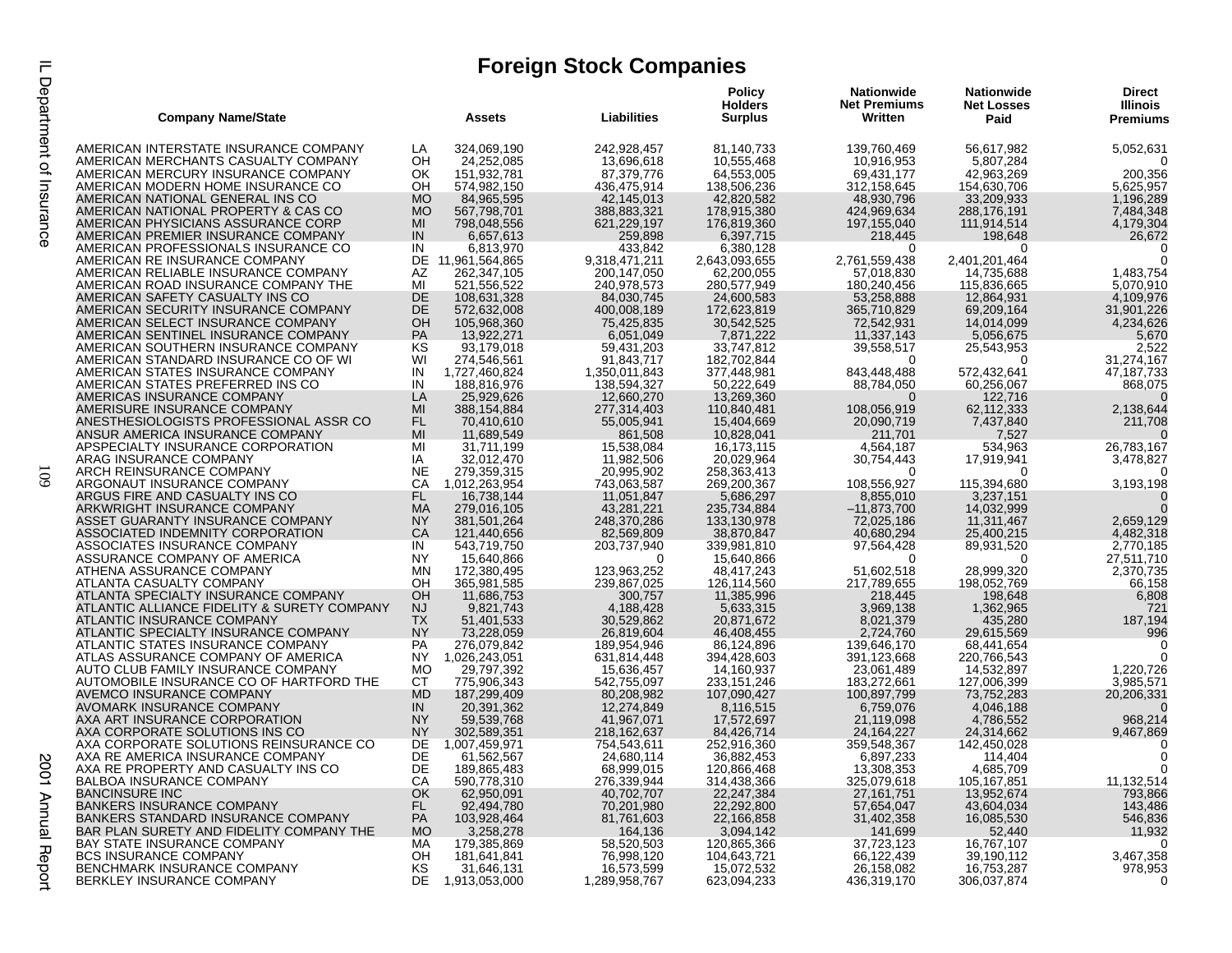# Foreign Stock Companies

| Company Name/State | | Assets | Liabilities | Policy Holders Surplus | Nationwide Net Premiums Written | Nationwide Net Losses Paid | Direct Illinois Premiums |
|---|---|---|---|---|---|---|---|
| AMERICAN INTERSTATE INSURANCE COMPANY | LA | 324,069,190 | 242,928,457 | 81,140,733 | 139,760,469 | 56,617,982 | 5,052,631 |
| AMERICAN MERCHANTS CASUALTY COMPANY | OH | 24,252,085 | 13,696,618 | 10,555,468 | 10,916,953 | 5,807,284 | 0 |
| AMERICAN MERCURY INSURANCE COMPANY | OK | 151,932,781 | 87,379,776 | 64,553,005 | 69,431,177 | 42,963,269 | 200,356 |
| AMERICAN MODERN HOME INSURANCE CO | OH | 574,982,150 | 436,475,914 | 138,506,236 | 312,158,645 | 154,630,706 | 5,625,957 |
| AMERICAN NATIONAL GENERAL INS CO | MO | 84,965,595 | 42,145,013 | 42,820,582 | 48,930,796 | 33,209,933 | 1,196,289 |
| AMERICAN NATIONAL PROPERTY & CAS CO | MO | 567,798,701 | 388,883,321 | 178,915,380 | 424,969,634 | 288,176,191 | 7,484,348 |
| AMERICAN PHYSICIANS ASSURANCE CORP | MI | 798,048,556 | 621,229,197 | 176,819,360 | 197,155,040 | 111,914,514 | 4,179,304 |
| AMERICAN PREMIER INSURANCE COMPANY | IN | 6,657,613 | 259,898 | 6,397,715 | 218,445 | 198,648 | 26,672 |
| AMERICAN PROFESSIONALS INSURANCE CO | IN | 6,813,970 | 433,842 | 6,380,128 | 0 | 0 | 0 |
| AMERICAN RE INSURANCE COMPANY | DE | 11,961,564,865 | 9,318,471,211 | 2,643,093,655 | 2,761,559,438 | 2,401,201,464 | 0 |
| AMERICAN RELIABLE INSURANCE COMPANY | AZ | 262,347,105 | 200,147,050 | 62,200,055 | 57,018,830 | 14,735,688 | 1,483,754 |
| AMERICAN ROAD INSURANCE COMPANY THE | MI | 521,556,522 | 240,978,573 | 280,577,949 | 180,240,456 | 115,836,665 | 5,070,910 |
| AMERICAN SAFETY CASUALTY INS CO | DE | 108,631,328 | 84,030,745 | 24,600,583 | 53,258,888 | 12,864,931 | 4,109,976 |
| AMERICAN SECURITY INSURANCE COMPANY | DE | 572,632,008 | 400,008,189 | 172,623,819 | 365,710,829 | 69,209,164 | 31,901,226 |
| AMERICAN SELECT INSURANCE COMPANY | OH | 105,968,360 | 75,425,835 | 30,542,525 | 72,542,931 | 14,014,099 | 4,234,626 |
| AMERICAN SENTINEL INSURANCE COMPANY | PA | 13,922,271 | 6,051,049 | 7,871,222 | 11,337,143 | 5,056,675 | 5,670 |
| AMERICAN SOUTHERN INSURANCE COMPANY | KS | 93,179,018 | 59,431,203 | 33,747,812 | 39,558,517 | 25,543,953 | 2,522 |
| AMERICAN STANDARD INSURANCE CO OF WI | WI | 274,546,561 | 91,843,717 | 182,702,844 | 0 | 0 | 31,274,167 |
| AMERICAN STATES INSURANCE COMPANY | IN | 1,727,460,824 | 1,350,011,843 | 377,448,981 | 843,448,488 | 572,432,641 | 47,187,733 |
| AMERICAN STATES PREFERRED INS CO | IN | 188,816,976 | 138,594,327 | 50,222,649 | 88,784,050 | 60,256,067 | 868,075 |
| AMERICAS INSURANCE COMPANY | LA | 25,929,626 | 12,660,270 | 13,269,360 | 0 | 122,716 | 0 |
| AMERISURE INSURANCE COMPANY | MI | 388,154,884 | 277,314,403 | 110,840,481 | 108,056,919 | 62,112,333 | 2,138,644 |
| ANESTHESIOLOGISTS PROFESSIONAL ASSR CO | FL | 70,410,610 | 55,005,941 | 15,404,669 | 20,090,719 | 7,437,840 | 211,708 |
| ANSUR AMERICA INSURANCE COMPANY | MI | 11,689,549 | 861,508 | 10,828,041 | 211,701 | 7,527 | 0 |
| APSPECIALTY INSURANCE CORPORATION | MI | 31,711,199 | 15,538,084 | 16,173,115 | 4,564,187 | 534,963 | 26,783,167 |
| ARAG INSURANCE COMPANY | IA | 32,012,470 | 11,982,506 | 20,029,964 | 30,754,443 | 17,919,941 | 3,478,827 |
| ARCH REINSURANCE COMPANY | NE | 279,359,315 | 20,995,902 | 258,363,413 | 0 | 0 | 0 |
| ARGONAUT INSURANCE COMPANY | CA | 1,012,263,954 | 743,063,587 | 269,200,367 | 108,556,927 | 115,394,680 | 3,193,198 |
| ARGUS FIRE AND CASUALTY INS CO | FL | 16,738,144 | 11,051,847 | 5,686,297 | 8,855,010 | 3,237,151 | 0 |
| ARKWRIGHT INSURANCE COMPANY | MA | 279,016,105 | 43,281,221 | 235,734,884 | –11,873,700 | 14,032,999 | 0 |
| ASSET GUARANTY INSURANCE COMPANY | NY | 381,501,264 | 248,370,286 | 133,130,978 | 72,025,186 | 11,311,467 | 2,659,129 |
| ASSOCIATED INDEMNITY CORPORATION | CA | 121,440,656 | 82,569,809 | 38,870,847 | 40,680,294 | 25,400,215 | 4,482,318 |
| ASSOCIATES INSURANCE COMPANY | IN | 543,719,750 | 203,737,940 | 339,981,810 | 97,564,428 | 89,931,520 | 2,770,185 |
| ASSURANCE COMPANY OF AMERICA | NY | 15,640,866 | 0 | 15,640,866 | 0 | 0 | 27,511,710 |
| ATHENA ASSURANCE COMPANY | MN | 172,380,495 | 123,963,252 | 48,417,243 | 51,602,518 | 28,999,320 | 2,370,735 |
| ATLANTA CASUALTY COMPANY | OH | 365,981,585 | 239,867,025 | 126,114,560 | 217,789,655 | 198,052,769 | 66,158 |
| ATLANTA SPECIALTY INSURANCE COMPANY | OH | 11,686,753 | 300,757 | 11,385,996 | 218,445 | 198,648 | 6,808 |
| ATLANTIC ALLIANCE FIDELITY & SURETY COMPANY | NJ | 9,821,743 | 4,188,428 | 5,633,315 | 3,969,138 | 1,362,965 | 721 |
| ATLANTIC INSURANCE COMPANY | TX | 51,401,533 | 30,529,862 | 20,871,672 | 8,021,379 | 435,280 | 187,194 |
| ATLANTIC SPECIALTY INSURANCE COMPANY | NY | 73,228,059 | 26,819,604 | 46,408,455 | 2,724,760 | 29,615,569 | 996 |
| ATLANTIC STATES INSURANCE COMPANY | PA | 276,079,842 | 189,954,946 | 86,124,896 | 139,646,170 | 68,441,654 | 0 |
| ATLAS ASSURANCE COMPANY OF AMERICA | NY | 1,026,243,051 | 631,814,448 | 394,428,603 | 391,123,668 | 220,766,543 | 0 |
| AUTO CLUB FAMILY INSURANCE COMPANY | MO | 29,797,392 | 15,636,457 | 14,160,937 | 23,061,489 | 14,532,897 | 1,220,726 |
| AUTOMOBILE INSURANCE CO OF HARTFORD THE | CT | 775,906,343 | 542,755,097 | 233,151,246 | 183,272,661 | 127,006,399 | 3,985,571 |
| AVEMCO INSURANCE COMPANY | MD | 187,299,409 | 80,208,982 | 107,090,427 | 100,897,799 | 73,752,283 | 20,206,331 |
| AVOMARK INSURANCE COMPANY | IN | 20,391,362 | 12,274,849 | 8,116,515 | 6,759,076 | 4,046,188 | 0 |
| AXA ART INSURANCE CORPORATION | NY | 59,539,768 | 41,967,071 | 17,572,697 | 21,119,098 | 4,786,552 | 968,214 |
| AXA CORPORATE SOLUTIONS INS CO | NY | 302,589,351 | 218,162,637 | 84,426,714 | 24,164,227 | 24,314,662 | 9,467,869 |
| AXA CORPORATE SOLUTIONS REINSURANCE CO | DE | 1,007,459,971 | 754,543,611 | 252,916,360 | 359,548,367 | 142,450,028 | 0 |
| AXA RE AMERICA INSURANCE COMPANY | DE | 61,562,567 | 24,680,114 | 36,882,453 | 6,897,233 | 114,404 | 0 |
| AXA RE PROPERTY AND CASUALTY INS CO | DE | 189,865,483 | 68,999,015 | 120,866,468 | 13,308,353 | 4,685,709 | 0 |
| BALBOA INSURANCE COMPANY | CA | 590,778,310 | 276,339,944 | 314,438,366 | 325,079,618 | 105,167,851 | 11,132,514 |
| BANCINSURE INC | OK | 62,950,091 | 40,702,707 | 22,247,384 | 27,161,751 | 13,952,674 | 793,866 |
| BANKERS INSURANCE COMPANY | FL | 92,494,780 | 70,201,980 | 22,292,800 | 57,654,047 | 43,604,034 | 143,486 |
| BANKERS STANDARD INSURANCE COMPANY | PA | 103,928,464 | 81,761,603 | 22,166,858 | 31,402,358 | 16,085,530 | 546,836 |
| BAR PLAN SURETY AND FIDELITY COMPANY THE | MO | 3,258,278 | 164,136 | 3,094,142 | 141,699 | 52,440 | 11,932 |
| BAY STATE INSURANCE COMPANY | MA | 179,385,869 | 58,520,503 | 120,865,366 | 37,723,123 | 16,767,107 | 0 |
| BCS INSURANCE COMPANY | OH | 181,641,841 | 76,998,120 | 104,643,721 | 66,122,439 | 39,190,112 | 3,467,358 |
| BENCHMARK INSURANCE COMPANY | KS | 31,646,131 | 16,573,599 | 15,072,532 | 26,158,082 | 16,753,287 | 978,953 |
| BERKLEY INSURANCE COMPANY | DE | 1,913,053,000 | 1,289,958,767 | 623,094,233 | 436,319,170 | 306,037,874 | 0 |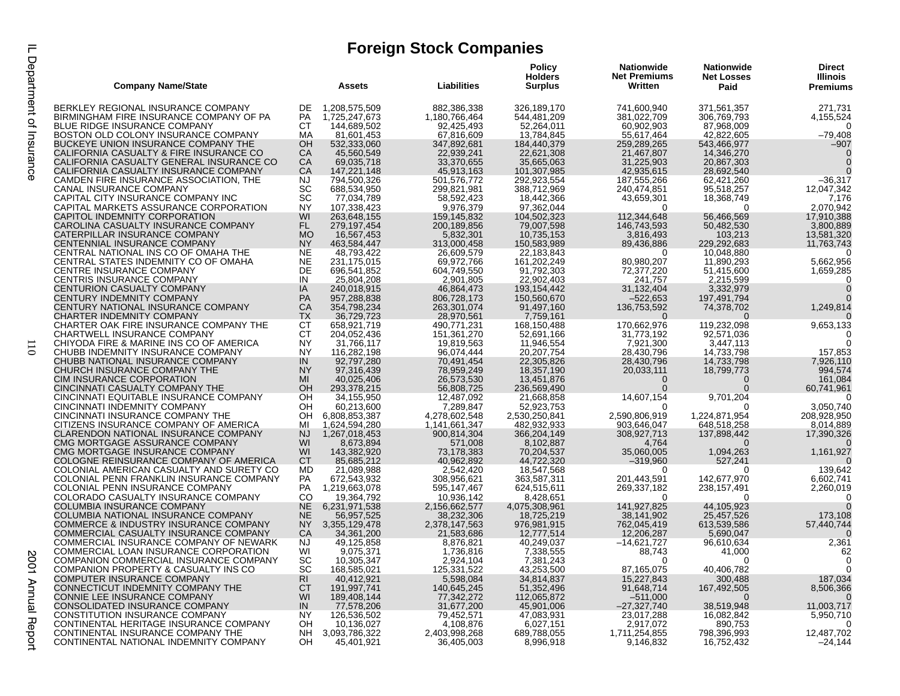# Foreign Stock Companies

| Company Name/State | | Assets | Liabilities | Policy Holders Surplus | Nationwide Net Premiums Written | Nationwide Net Losses Paid | Direct Illinois Premiums |
|---|---|---|---|---|---|---|---|
| BERKLEY REGIONAL INSURANCE COMPANY | DE | 1,208,575,509 | 882,386,338 | 326,189,170 | 741,600,940 | 371,561,357 | 271,731 |
| BIRMINGHAM FIRE INSURANCE COMPANY OF PA | PA | 1,725,247,673 | 1,180,766,464 | 544,481,209 | 381,022,709 | 306,769,793 | 4,155,524 |
| BLUE RIDGE INSURANCE COMPANY | CT | 144,689,502 | 92,425,493 | 52,264,011 | 60,902,903 | 87,968,009 | 0 |
| BOSTON OLD COLONY INSURANCE COMPANY | MA | 81,601,453 | 67,816,609 | 13,784,845 | 55,617,464 | 42,822,605 | –79,408 |
| BUCKEYE UNION INSURANCE COMPANY THE | OH | 532,333,060 | 347,892,681 | 184,440,379 | 259,289,265 | 543,466,977 | –907 |
| CALIFORNIA CASUALTY & FIRE INSURANCE CO | CA | 45,560,549 | 22,939,241 | 22,621,308 | 21,467,807 | 14,346,270 | 0 |
| CALIFORNIA CASUALTY GENERAL INSURANCE CO | CA | 69,035,718 | 33,370,655 | 35,665,063 | 31,225,903 | 20,867,303 | 0 |
| CALIFORNIA CASUALTY INSURANCE COMPANY | CA | 147,221,148 | 45,913,163 | 101,307,985 | 42,935,615 | 28,692,540 | 0 |
| CAMDEN FIRE INSURANCE ASSOCIATION, THE | NJ | 794,500,326 | 501,576,772 | 292,923,554 | 187,555,266 | 62,421,260 | –36,317 |
| CANAL INSURANCE COMPANY | SC | 688,534,950 | 299,821,981 | 388,712,969 | 240,474,851 | 95,518,257 | 12,047,342 |
| CAPITAL CITY INSURANCE COMPANY INC | SC | 77,034,789 | 58,592,423 | 18,442,366 | 43,659,301 | 18,368,749 | 7,176 |
| CAPITAL MARKETS ASSURANCE CORPORATION | NY | 107,338,423 | 9,976,379 | 97,362,044 | 0 | 0 | 2,070,942 |
| CAPITOL INDEMNITY CORPORATION | WI | 263,648,155 | 159,145,832 | 104,502,323 | 112,344,648 | 56,466,569 | 17,910,388 |
| CAROLINA CASUALTY INSURANCE COMPANY | FL | 279,197,454 | 200,189,856 | 79,007,598 | 146,743,593 | 50,482,530 | 3,800,889 |
| CATERPILLAR INSURANCE COMPANY | MO | 16,567,453 | 5,832,301 | 10,735,153 | 3,816,493 | 103,213 | 13,581,320 |
| CENTENNIAL INSURANCE COMPANY | NY | 463,584,447 | 313,000,458 | 150,583,989 | 89,436,886 | 229,292,683 | 11,763,743 |
| CENTRAL NATIONAL INS CO OF OMAHA THE | NE | 48,793,422 | 26,609,579 | 22,183,843 | 0 | 10,048,880 | 0 |
| CENTRAL STATES INDEMNITY CO OF OMAHA | NE | 231,175,015 | 69,972,766 | 161,202,249 | 80,980,207 | 11,890,293 | 5,662,956 |
| CENTRE INSURANCE COMPANY | DE | 696,541,852 | 604,749,550 | 91,792,303 | 72,377,220 | 51,415,600 | 1,659,285 |
| CENTRIS INSURANCE COMPANY | IN | 25,804,208 | 2,901,805 | 22,902,403 | 241,757 | 2,215,599 | 0 |
| CENTURION CASUALTY COMPANY | IA | 240,018,915 | 46,864,473 | 193,154,442 | 31,132,404 | 3,332,979 | 0 |
| CENTURY INDEMNITY COMPANY | PA | 957,288,838 | 806,728,173 | 150,560,670 | –522,653 | 197,491,794 | 0 |
| CENTURY NATIONAL INSURANCE COMPANY | CA | 354,798,234 | 263,301,074 | 91,497,160 | 136,753,592 | 74,378,702 | 1,249,814 |
| CHARTER INDEMNITY COMPANY | TX | 36,729,723 | 28,970,561 | 7,759,161 | 0 | 0 | 0 |
| CHARTER OAK FIRE INSURANCE COMPANY THE | CT | 658,921,719 | 490,771,231 | 168,150,488 | 170,662,976 | 119,232,098 | 9,653,133 |
| CHARTWELL INSURANCE COMPANY | CT | 204,052,436 | 151,361,270 | 52,691,166 | 31,773,192 | 92,571,036 | 0 |
| CHIYODA FIRE & MARINE INS CO OF AMERICA | NY | 31,766,117 | 19,819,563 | 11,946,554 | 7,921,300 | 3,447,113 | 0 |
| CHUBB INDEMNITY INSURANCE COMPANY | NY | 116,282,198 | 96,074,444 | 20,207,754 | 28,430,796 | 14,733,798 | 157,853 |
| CHUBB NATIONAL INSURANCE COMPANY | IN | 92,797,280 | 70,491,454 | 22,305,826 | 28,430,796 | 14,733,798 | 7,926,110 |
| CHURCH INSURANCE COMPANY THE | NY | 97,316,439 | 78,959,249 | 18,357,190 | 20,033,111 | 18,799,773 | 994,574 |
| CIM INSURANCE CORPORATION | MI | 40,025,406 | 26,573,530 | 13,451,876 | 0 | 0 | 161,084 |
| CINCINNATI CASUALTY COMPANY THE | OH | 293,378,215 | 56,808,725 | 236,569,490 | 0 | 0 | 60,741,961 |
| CINCINNATI EQUITABLE INSURANCE COMPANY | OH | 34,155,950 | 12,487,092 | 21,668,858 | 14,607,154 | 9,701,204 | 0 |
| CINCINNATI INDEMNITY COMPANY | OH | 60,213,600 | 7,289,847 | 52,923,753 | 0 | 0 | 3,050,740 |
| CINCINNATI INSURANCE COMPANY THE | OH | 6,808,853,387 | 4,278,602,548 | 2,530,250,841 | 2,590,806,919 | 1,224,871,954 | 208,928,950 |
| CITIZENS INSURANCE COMPANY OF AMERICA | MI | 1,624,594,280 | 1,141,661,347 | 482,932,933 | 903,646,047 | 648,518,258 | 8,014,889 |
| CLARENDON NATIONAL INSURANCE COMPANY | NJ | 1,267,018,453 | 900,814,304 | 366,204,149 | 308,927,713 | 137,898,442 | 17,390,326 |
| CMG MORTGAGE ASSURANCE COMPANY | WI | 8,673,894 | 571,008 | 8,102,887 | 4,764 | 0 | 0 |
| CMG MORTGAGE INSURANCE COMPANY | WI | 143,382,920 | 73,178,383 | 70,204,537 | 35,060,005 | 1,094,263 | 1,161,927 |
| COLOGNE REINSURANCE COMPANY OF AMERICA | CT | 85,685,212 | 40,962,892 | 44,722,320 | –319,960 | 527,241 | 0 |
| COLONIAL AMERICAN CASUALTY AND SURETY CO | MD | 21,089,988 | 2,542,420 | 18,547,568 | 0 | 0 | 139,642 |
| COLONIAL PENN FRANKLIN INSURANCE COMPANY | PA | 672,543,932 | 308,956,621 | 363,587,311 | 201,443,591 | 142,677,970 | 6,602,741 |
| COLONIAL PENN INSURANCE COMPANY | PA | 1,219,663,078 | 595,147,467 | 624,515,611 | 269,337,182 | 238,157,491 | 2,260,019 |
| COLORADO CASUALTY INSURANCE COMPANY | CO | 19,364,792 | 10,936,142 | 8,428,651 | 0 | 0 | 0 |
| COLUMBIA INSURANCE COMPANY | NE | 6,231,971,538 | 2,156,662,577 | 4,075,308,961 | 141,927,825 | 44,105,923 | 0 |
| COLUMBIA NATIONAL INSURANCE COMPANY | NE | 56,957,525 | 38,232,306 | 18,725,219 | 38,141,902 | 25,457,526 | 173,108 |
| COMMERCE & INDUSTRY INSURANCE COMPANY | NY | 3,355,129,478 | 2,378,147,563 | 976,981,915 | 762,045,419 | 613,539,586 | 57,440,744 |
| COMMERCIAL CASUALTY INSURANCE COMPANY | CA | 34,361,200 | 21,583,686 | 12,777,514 | 12,206,287 | 5,690,047 | 0 |
| COMMERCIAL INSURANCE COMPANY OF NEWARK | NJ | 49,125,858 | 8,876,821 | 40,249,037 | –14,621,727 | 96,610,634 | 2,361 |
| COMMERCIAL LOAN INSURANCE CORPORATION | WI | 9,075,371 | 1,736,816 | 7,338,555 | 88,743 | 41,000 | 62 |
| COMPANION COMMERCIAL INSURANCE COMPANY | SC | 10,305,347 | 2,924,104 | 7,381,243 | 0 | 0 | 0 |
| COMPANION PROPERTY & CASUALTY INS CO | SC | 168,585,021 | 125,331,522 | 43,253,500 | 87,165,075 | 40,406,782 | 0 |
| COMPUTER INSURANCE COMPANY | RI | 40,412,921 | 5,598,084 | 34,814,837 | 15,227,843 | 300,488 | 187,034 |
| CONNECTICUT INDEMNITY COMPANY THE | CT | 191,997,741 | 140,645,245 | 51,352,496 | 91,648,714 | 167,492,505 | 8,506,366 |
| CONNIE LEE INSURANCE COMPANY | WI | 189,408,144 | 77,342,272 | 112,065,872 | –511,000 | 0 | 0 |
| CONSOLIDATED INSURANCE COMPANY | IN | 77,578,206 | 31,677,200 | 45,901,006 | –27,327,740 | 38,519,948 | 11,003,717 |
| CONSTITUTION INSURANCE COMPANY | NY | 126,536,502 | 79,452,571 | 47,083,931 | 23,017,288 | 16,082,842 | 5,950,710 |
| CONTINENTAL HERITAGE INSURANCE COMPANY | OH | 10,136,027 | 4,108,876 | 6,027,151 | 2,917,072 | 890,753 | 0 |
| CONTINENTAL INSURANCE COMPANY THE | NH | 3,093,786,322 | 2,403,998,268 | 689,788,055 | 1,711,254,855 | 798,396,993 | 12,487,702 |
| CONTINENTAL NATIONAL INDEMNITY COMPANY | OH | 45,401,921 | 36,405,003 | 8,996,918 | 9,146,832 | 16,752,432 | –24,144 |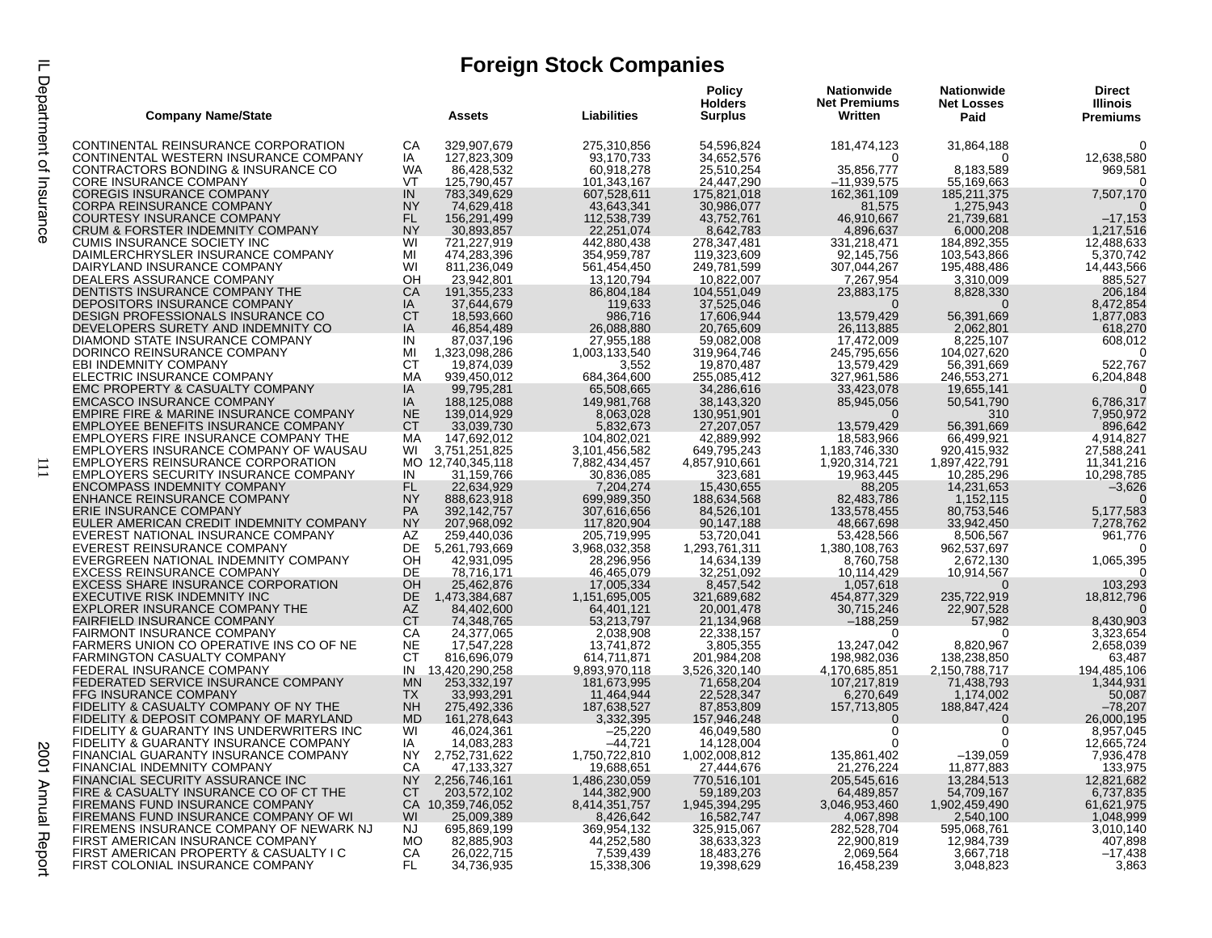# Foreign Stock Companies

| Company Name/State | | Assets | Liabilities | Policy Holders Surplus | Nationwide Net Premiums Written | Nationwide Net Losses Paid | Direct Illinois Premiums |
|---|---|---|---|---|---|---|---|
| CONTINENTAL REINSURANCE CORPORATION | CA | 329,907,679 | 275,310,856 | 54,596,824 | 181,474,123 | 31,864,188 | 0 |
| CONTINENTAL WESTERN INSURANCE COMPANY | IA | 127,823,309 | 93,170,733 | 34,652,576 | 0 | 0 | 12,638,580 |
| CONTRACTORS BONDING & INSURANCE CO | WA | 86,428,532 | 60,918,278 | 25,510,254 | 35,856,777 | 8,183,589 | 969,581 |
| CORE INSURANCE COMPANY | VT | 125,790,457 | 101,343,167 | 24,447,290 | –11,939,575 | 55,169,663 | 0 |
| COREGIS INSURANCE COMPANY | IN | 783,349,629 | 607,528,611 | 175,821,018 | 162,361,109 | 185,211,375 | 7,507,170 |
| CORPA REINSURANCE COMPANY | NY | 74,629,418 | 43,643,341 | 30,986,077 | 81,575 | 1,275,943 | 0 |
| COURTESY INSURANCE COMPANY | FL | 156,291,499 | 112,538,739 | 43,752,761 | 46,910,667 | 21,739,681 | –17,153 |
| CRUM & FORSTER INDEMNITY COMPANY | NY | 30,893,857 | 22,251,074 | 8,642,783 | 4,896,637 | 6,000,208 | 1,217,516 |
| CUMIS INSURANCE SOCIETY INC | WI | 721,227,919 | 442,880,438 | 278,347,481 | 331,218,471 | 184,892,355 | 12,488,633 |
| DAIMLERCHRYSLER INSURANCE COMPANY | MI | 474,283,396 | 354,959,787 | 119,323,609 | 92,145,756 | 103,543,866 | 5,370,742 |
| DAIRYLAND INSURANCE COMPANY | WI | 811,236,049 | 561,454,450 | 249,781,599 | 307,044,267 | 195,488,486 | 14,443,566 |
| DEALERS ASSURANCE COMPANY | OH | 23,942,801 | 13,120,794 | 10,822,007 | 7,267,954 | 3,310,009 | 885,527 |
| DENTISTS INSURANCE COMPANY THE | CA | 191,355,233 | 86,804,184 | 104,551,049 | 23,883,175 | 8,828,330 | 206,184 |
| DEPOSITORS INSURANCE COMPANY | IA | 37,644,679 | 119,633 | 37,525,046 | 0 | 0 | 8,472,854 |
| DESIGN PROFESSIONALS INSURANCE CO | CT | 18,593,660 | 986,716 | 17,606,944 | 13,579,429 | 56,391,669 | 1,877,083 |
| DEVELOPERS SURETY AND INDEMNITY CO | IA | 46,854,489 | 26,088,880 | 20,765,609 | 26,113,885 | 2,062,801 | 618,270 |
| DIAMOND STATE INSURANCE COMPANY | IN | 87,037,196 | 27,955,188 | 59,082,008 | 17,472,009 | 8,225,107 | 608,012 |
| DORINCO REINSURANCE COMPANY | MI | 1,323,098,286 | 1,003,133,540 | 319,964,746 | 245,795,656 | 104,027,620 | 0 |
| EBI INDEMNITY COMPANY | CT | 19,874,039 | 3,552 | 19,870,487 | 13,579,429 | 56,391,669 | 522,767 |
| ELECTRIC INSURANCE COMPANY | MA | 939,450,012 | 684,364,600 | 255,085,412 | 327,961,586 | 246,553,271 | 6,204,848 |
| EMC PROPERTY & CASUALTY COMPANY | IA | 99,795,281 | 65,508,665 | 34,286,616 | 33,423,078 | 19,655,141 | 0 |
| EMCASCO INSURANCE COMPANY | IA | 188,125,088 | 149,981,768 | 38,143,320 | 85,945,056 | 50,541,790 | 6,786,317 |
| EMPIRE FIRE & MARINE INSURANCE COMPANY | NE | 139,014,929 | 8,063,028 | 130,951,901 | 0 | 310 | 7,950,972 |
| EMPLOYEE BENEFITS INSURANCE COMPANY | CT | 33,039,730 | 5,832,673 | 27,207,057 | 13,579,429 | 56,391,669 | 896,642 |
| EMPLOYERS FIRE INSURANCE COMPANY THE | MA | 147,692,012 | 104,802,021 | 42,889,992 | 18,583,966 | 66,499,921 | 4,914,827 |
| EMPLOYERS INSURANCE COMPANY OF WAUSAU | WI | 3,751,251,825 | 3,101,456,582 | 649,795,243 | 1,183,746,330 | 920,415,932 | 27,588,241 |
| EMPLOYERS REINSURANCE CORPORATION | MO | 12,740,345,118 | 7,882,434,457 | 4,857,910,661 | 1,920,314,721 | 1,897,422,791 | 11,341,216 |
| EMPLOYERS SECURITY INSURANCE COMPANY | IN | 31,159,766 | 30,836,085 | 323,681 | 19,963,445 | 10,285,296 | 10,298,785 |
| ENCOMPASS INDEMNITY COMPANY | FL | 22,634,929 | 7,204,274 | 15,430,655 | 88,205 | 14,231,653 | –3,626 |
| ENHANCE REINSURANCE COMPANY | NY | 888,623,918 | 699,989,350 | 188,634,568 | 82,483,786 | 1,152,115 | 0 |
| ERIE INSURANCE COMPANY | PA | 392,142,757 | 307,616,656 | 84,526,101 | 133,578,455 | 80,753,546 | 5,177,583 |
| EULER AMERICAN CREDIT INDEMNITY COMPANY | NY | 207,968,092 | 117,820,904 | 90,147,188 | 48,667,698 | 33,942,450 | 7,278,762 |
| EVEREST NATIONAL INSURANCE COMPANY | AZ | 259,440,036 | 205,719,995 | 53,720,041 | 53,428,566 | 8,506,567 | 961,776 |
| EVEREST REINSURANCE COMPANY | DE | 5,261,793,669 | 3,968,032,358 | 1,293,761,311 | 1,380,108,763 | 962,537,697 | 0 |
| EVERGREEN NATIONAL INDEMNITY COMPANY | OH | 42,931,095 | 28,296,956 | 14,634,139 | 8,760,758 | 2,672,130 | 1,065,395 |
| EXCESS REINSURANCE COMPANY | DE | 78,716,171 | 46,465,079 | 32,251,092 | 10,114,429 | 10,914,567 | 0 |
| EXCESS SHARE INSURANCE CORPORATION | OH | 25,462,876 | 17,005,334 | 8,457,542 | 1,057,618 | 0 | 103,293 |
| EXECUTIVE RISK INDEMNITY INC | DE | 1,473,384,687 | 1,151,695,005 | 321,689,682 | 454,877,329 | 235,722,919 | 18,812,796 |
| EXPLORER INSURANCE COMPANY THE | AZ | 84,402,600 | 64,401,121 | 20,001,478 | 30,715,246 | 22,907,528 | 0 |
| FAIRFIELD INSURANCE COMPANY | CT | 74,348,765 | 53,213,797 | 21,134,968 | –188,259 | 57,982 | 8,430,903 |
| FAIRMONT INSURANCE COMPANY | CA | 24,377,065 | 2,038,908 | 22,338,157 | 0 | 0 | 3,323,654 |
| FARMERS UNION CO OPERATIVE INS CO OF NE | NE | 17,547,228 | 13,741,872 | 3,805,355 | 13,247,042 | 8,820,967 | 2,658,039 |
| FARMINGTON CASUALTY COMPANY | CT | 816,696,079 | 614,711,871 | 201,984,208 | 198,982,036 | 138,238,850 | 63,487 |
| FEDERAL INSURANCE COMPANY | IN | 13,420,290,258 | 9,893,970,118 | 3,526,320,140 | 4,170,685,851 | 2,150,788,717 | 194,485,106 |
| FEDERATED SERVICE INSURANCE COMPANY | MN | 253,332,197 | 181,673,995 | 71,658,204 | 107,217,819 | 71,438,793 | 1,344,931 |
| FFG INSURANCE COMPANY | TX | 33,993,291 | 11,464,944 | 22,528,347 | 6,270,649 | 1,174,002 | 50,087 |
| FIDELITY & CASUALTY COMPANY OF NY THE | NH | 275,492,336 | 187,638,527 | 87,853,809 | 157,713,805 | 188,847,424 | –78,207 |
| FIDELITY & DEPOSIT COMPANY OF MARYLAND | MD | 161,278,643 | 3,332,395 | 157,946,248 | 0 | 0 | 26,000,195 |
| FIDELITY & GUARANTY INS UNDERWRITERS INC | WI | 46,024,361 | –25,220 | 46,049,580 | 0 | 0 | 8,957,045 |
| FIDELITY & GUARANTY INSURANCE COMPANY | IA | 14,083,283 | –44,721 | 14,128,004 | 0 | 0 | 12,665,724 |
| FINANCIAL GUARANTY INSURANCE COMPANY | NY | 2,752,731,622 | 1,750,722,810 | 1,002,008,812 | 135,861,402 | –139,059 | 7,936,478 |
| FINANCIAL INDEMNITY COMPANY | CA | 47,133,327 | 19,688,651 | 27,444,676 | 21,276,224 | 11,877,883 | 133,975 |
| FINANCIAL SECURITY ASSURANCE INC | NY | 2,256,746,161 | 1,486,230,059 | 770,516,101 | 205,545,616 | 13,284,513 | 12,821,682 |
| FIRE & CASUALTY INSURANCE CO OF CT THE | CT | 203,572,102 | 144,382,900 | 59,189,203 | 64,489,857 | 54,709,167 | 6,737,835 |
| FIREMANS FUND INSURANCE COMPANY | CA | 10,359,746,052 | 8,414,351,757 | 1,945,394,295 | 3,046,953,460 | 1,902,459,490 | 61,621,975 |
| FIREMANS FUND INSURANCE COMPANY OF WI | WI | 25,009,389 | 8,426,642 | 16,582,747 | 4,067,898 | 2,540,100 | 1,048,999 |
| FIREMENS INSURANCE COMPANY OF NEWARK NJ | NJ | 695,869,199 | 369,954,132 | 325,915,067 | 282,528,704 | 595,068,761 | 3,010,140 |
| FIRST AMERICAN INSURANCE COMPANY | MO | 82,885,903 | 44,252,580 | 38,633,323 | 22,900,819 | 12,984,739 | 407,898 |
| FIRST AMERICAN PROPERTY & CASUALTY I C | CA | 26,022,715 | 7,539,439 | 18,483,276 | 2,069,564 | 3,667,718 | –17,438 |
| FIRST COLONIAL INSURANCE COMPANY | FL | 34,736,935 | 15,338,306 | 19,398,629 | 16,458,239 | 3,048,823 | 3,863 |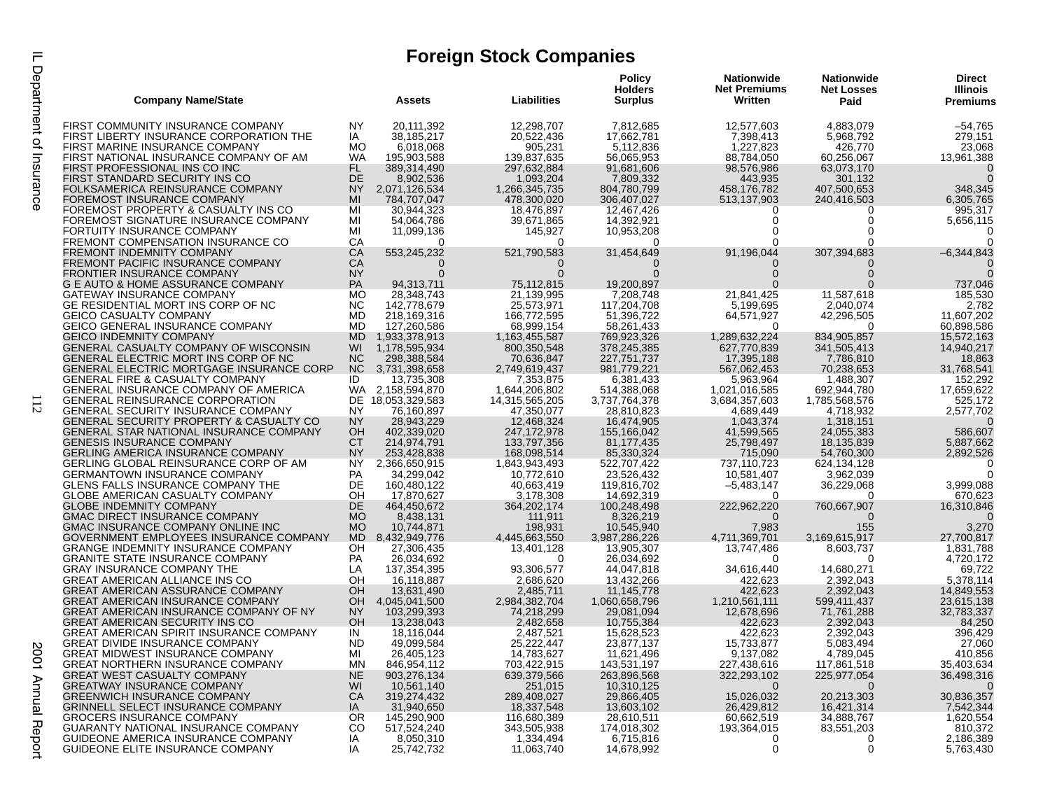# Foreign Stock Companies

| Company Name/State | | Assets | Liabilities | Policy Holders Surplus | Nationwide Net Premiums Written | Nationwide Net Losses Paid | Direct Illinois Premiums |
|---|---|---|---|---|---|---|---|
| FIRST COMMUNITY INSURANCE COMPANY | NY | 20,111,392 | 12,298,707 | 7,812,685 | 12,577,603 | 4,883,079 | –54,765 |
| FIRST LIBERTY INSURANCE CORPORATION THE | IA | 38,185,217 | 20,522,436 | 17,662,781 | 7,398,413 | 5,968,792 | 279,151 |
| FIRST MARINE INSURANCE COMPANY | MO | 6,018,068 | 905,231 | 5,112,836 | 1,227,823 | 426,770 | 23,068 |
| FIRST NATIONAL INSURANCE COMPANY OF AM | WA | 195,903,588 | 139,837,635 | 56,065,953 | 88,784,050 | 60,256,067 | 13,961,388 |
| FIRST PROFESSIONAL INS CO INC | FL | 389,314,490 | 297,632,884 | 91,681,606 | 98,576,986 | 63,073,170 | 0 |
| FIRST STANDARD SECURITY INS CO | DE | 8,902,536 | 1,093,204 | 7,809,332 | 443,935 | 301,132 | 0 |
| FOLKSAMERICA REINSURANCE COMPANY | NY | 2,071,126,534 | 1,266,345,735 | 804,780,799 | 458,176,782 | 407,500,653 | 348,345 |
| FOREMOST INSURANCE COMPANY | MI | 784,707,047 | 478,300,020 | 306,407,027 | 513,137,903 | 240,416,503 | 6,305,765 |
| FOREMOST PROPERTY & CASUALTY INS CO | MI | 30,944,323 | 18,476,897 | 12,467,426 | 0 | 0 | 995,317 |
| FOREMOST SIGNATURE INSURANCE COMPANY | MI | 54,064,786 | 39,671,865 | 14,392,921 | 0 | 0 | 5,656,115 |
| FORTUITY INSURANCE COMPANY | MI | 11,099,136 | 145,927 | 10,953,208 | 0 | 0 | 0 |
| FREMONT COMPENSATION INSURANCE CO | CA | 0 | 0 | 0 | 0 | 0 | 0 |
| FREMONT INDEMNITY COMPANY | CA | 553,245,232 | 521,790,583 | 31,454,649 | 91,196,044 | 307,394,683 | –6,344,843 |
| FREMONT PACIFIC INSURANCE COMPANY | CA | 0 | 0 | 0 | 0 | 0 | 0 |
| FRONTIER INSURANCE COMPANY | NY | 0 | 0 | 0 | 0 | 0 | 0 |
| G E AUTO & HOME ASSURANCE COMPANY | PA | 94,313,711 | 75,112,815 | 19,200,897 | 0 | 0 | 737,046 |
| GATEWAY INSURANCE COMPANY | MO | 28,348,743 | 21,139,995 | 7,208,748 | 21,841,425 | 11,587,618 | 185,530 |
| GE RESIDENTIAL MORT INS CORP OF NC | NC | 142,778,679 | 25,573,971 | 117,204,708 | 5,199,695 | 2,040,074 | 2,782 |
| GEICO CASUALTY COMPANY | MD | 218,169,316 | 166,772,595 | 51,396,722 | 64,571,927 | 42,296,505 | 11,607,202 |
| GEICO GENERAL INSURANCE COMPANY | MD | 127,260,586 | 68,999,154 | 58,261,433 | 0 | 0 | 60,898,586 |
| GEICO INDEMNITY COMPANY | MD | 1,933,378,913 | 1,163,455,587 | 769,923,326 | 1,289,632,224 | 834,905,857 | 15,572,163 |
| GENERAL CASUALTY COMPANY OF WISCONSIN | WI | 1,178,595,934 | 800,350,548 | 378,245,385 | 627,770,839 | 341,505,413 | 14,940,217 |
| GENERAL ELECTRIC MORT INS CORP OF NC | NC | 298,388,584 | 70,636,847 | 227,751,737 | 17,395,188 | 7,786,810 | 18,863 |
| GENERAL ELECTRIC MORTGAGE INSURANCE CORP | NC | 3,731,398,658 | 2,749,619,437 | 981,779,221 | 567,062,453 | 70,238,653 | 31,768,541 |
| GENERAL FIRE & CASUALTY COMPANY | ID | 13,735,308 | 7,353,875 | 6,381,433 | 5,963,964 | 1,488,307 | 152,292 |
| GENERAL INSURANCE COMPANY OF AMERICA | WA | 2,158,594,870 | 1,644,206,802 | 514,388,068 | 1,021,016,585 | 692,944,780 | 17,659,622 |
| GENERAL REINSURANCE CORPORATION | DE | 18,053,329,583 | 14,315,565,205 | 3,737,764,378 | 3,684,357,603 | 1,785,568,576 | 525,172 |
| GENERAL SECURITY INSURANCE COMPANY | NY | 76,160,897 | 47,350,077 | 28,810,823 | 4,689,449 | 4,718,932 | 2,577,702 |
| GENERAL SECURITY PROPERTY & CASUALTY CO | NY | 28,943,229 | 12,468,324 | 16,474,905 | 1,043,374 | 1,318,151 | 0 |
| GENERAL STAR NATIONAL INSURANCE COMPANY | OH | 402,339,020 | 247,172,978 | 155,166,042 | 41,599,565 | 24,055,383 | 586,607 |
| GENESIS INSURANCE COMPANY | CT | 214,974,791 | 133,797,356 | 81,177,435 | 25,798,497 | 18,135,839 | 5,887,662 |
| GERLING AMERICA INSURANCE COMPANY | NY | 253,428,838 | 168,098,514 | 85,330,324 | 715,090 | 54,760,300 | 2,892,526 |
| GERLING GLOBAL REINSURANCE CORP OF AM | NY | 2,366,650,915 | 1,843,943,493 | 522,707,422 | 737,110,723 | 624,134,128 | 0 |
| GERMANTOWN INSURANCE COMPANY | PA | 34,299,042 | 10,772,610 | 23,526,432 | 10,581,407 | 3,962,039 | 0 |
| GLENS FALLS INSURANCE COMPANY THE | DE | 160,480,122 | 40,663,419 | 119,816,702 | –5,483,147 | 36,229,068 | 3,999,088 |
| GLOBE AMERICAN CASUALTY COMPANY | OH | 17,870,627 | 3,178,308 | 14,692,319 | 0 | 0 | 670,623 |
| GLOBE INDEMNITY COMPANY | DE | 464,450,672 | 364,202,174 | 100,248,498 | 222,962,220 | 760,667,907 | 16,310,846 |
| GMAC DIRECT INSURANCE COMPANY | MO | 8,438,131 | 111,911 | 8,326,219 | 0 | 0 | 0 |
| GMAC INSURANCE COMPANY ONLINE INC | MO | 10,744,871 | 198,931 | 10,545,940 | 7,983 | 155 | 3,270 |
| GOVERNMENT EMPLOYEES INSURANCE COMPANY | MD | 8,432,949,776 | 4,445,663,550 | 3,987,286,226 | 4,711,369,701 | 3,169,615,917 | 27,700,817 |
| GRANGE INDEMNITY INSURANCE COMPANY | OH | 27,306,435 | 13,401,128 | 13,905,307 | 13,747,486 | 8,603,737 | 1,831,788 |
| GRANITE STATE INSURANCE COMPANY | PA | 26,034,692 | 0 | 26,034,692 | 0 | 0 | 4,720,172 |
| GRAY INSURANCE COMPANY THE | LA | 137,354,395 | 93,306,577 | 44,047,818 | 34,616,440 | 14,680,271 | 69,722 |
| GREAT AMERICAN ALLIANCE INS CO | OH | 16,118,887 | 2,686,620 | 13,432,266 | 422,623 | 2,392,043 | 5,378,114 |
| GREAT AMERICAN ASSURANCE COMPANY | OH | 13,631,490 | 2,485,711 | 11,145,778 | 422,623 | 2,392,043 | 14,849,553 |
| GREAT AMERICAN INSURANCE COMPANY | OH | 4,045,041,500 | 2,984,382,704 | 1,060,658,796 | 1,210,561,111 | 599,411,437 | 23,615,138 |
| GREAT AMERICAN INSURANCE COMPANY OF NY | NY | 103,299,393 | 74,218,299 | 29,081,094 | 12,678,696 | 71,761,288 | 32,783,337 |
| GREAT AMERICAN SECURITY INS CO | OH | 13,238,043 | 2,482,658 | 10,755,384 | 422,623 | 2,392,043 | 84,250 |
| GREAT AMERICAN SPIRIT INSURANCE COMPANY | IN | 18,116,044 | 2,487,521 | 15,628,523 | 422,623 | 2,392,043 | 396,429 |
| GREAT DIVIDE INSURANCE COMPANY | ND | 49,099,584 | 25,222,447 | 23,877,137 | 15,733,877 | 5,083,494 | 27,060 |
| GREAT MIDWEST INSURANCE COMPANY | MI | 26,405,123 | 14,783,627 | 11,621,496 | 9,137,082 | 4,789,045 | 410,856 |
| GREAT NORTHERN INSURANCE COMPANY | MN | 846,954,112 | 703,422,915 | 143,531,197 | 227,438,616 | 117,861,518 | 35,403,634 |
| GREAT WEST CASUALTY COMPANY | NE | 903,276,134 | 639,379,566 | 263,896,568 | 322,293,102 | 225,977,054 | 36,498,316 |
| GREATWAY INSURANCE COMPANY | WI | 10,561,140 | 251,015 | 10,310,125 | 0 | 0 | 0 |
| GREENWICH INSURANCE COMPANY | CA | 319,274,432 | 289,408,027 | 29,866,405 | 15,026,032 | 20,213,303 | 30,836,357 |
| GRINNELL SELECT INSURANCE COMPANY | IA | 31,940,650 | 18,337,548 | 13,603,102 | 26,429,812 | 16,421,314 | 7,542,344 |
| GROCERS INSURANCE COMPANY | OR | 145,290,900 | 116,680,389 | 28,610,511 | 60,662,519 | 34,888,767 | 1,620,554 |
| GUARANTY NATIONAL INSURANCE COMPANY | CO | 517,524,240 | 343,505,938 | 174,018,302 | 193,364,015 | 83,551,203 | 810,372 |
| GUIDEONE AMERICA INSURANCE COMPANY | IA | 8,050,310 | 1,334,494 | 6,715,816 | 0 | 0 | 2,186,389 |
| GUIDEONE ELITE INSURANCE COMPANY | IA | 25,742,732 | 11,063,740 | 14,678,992 | 0 | 0 | 5,763,430 |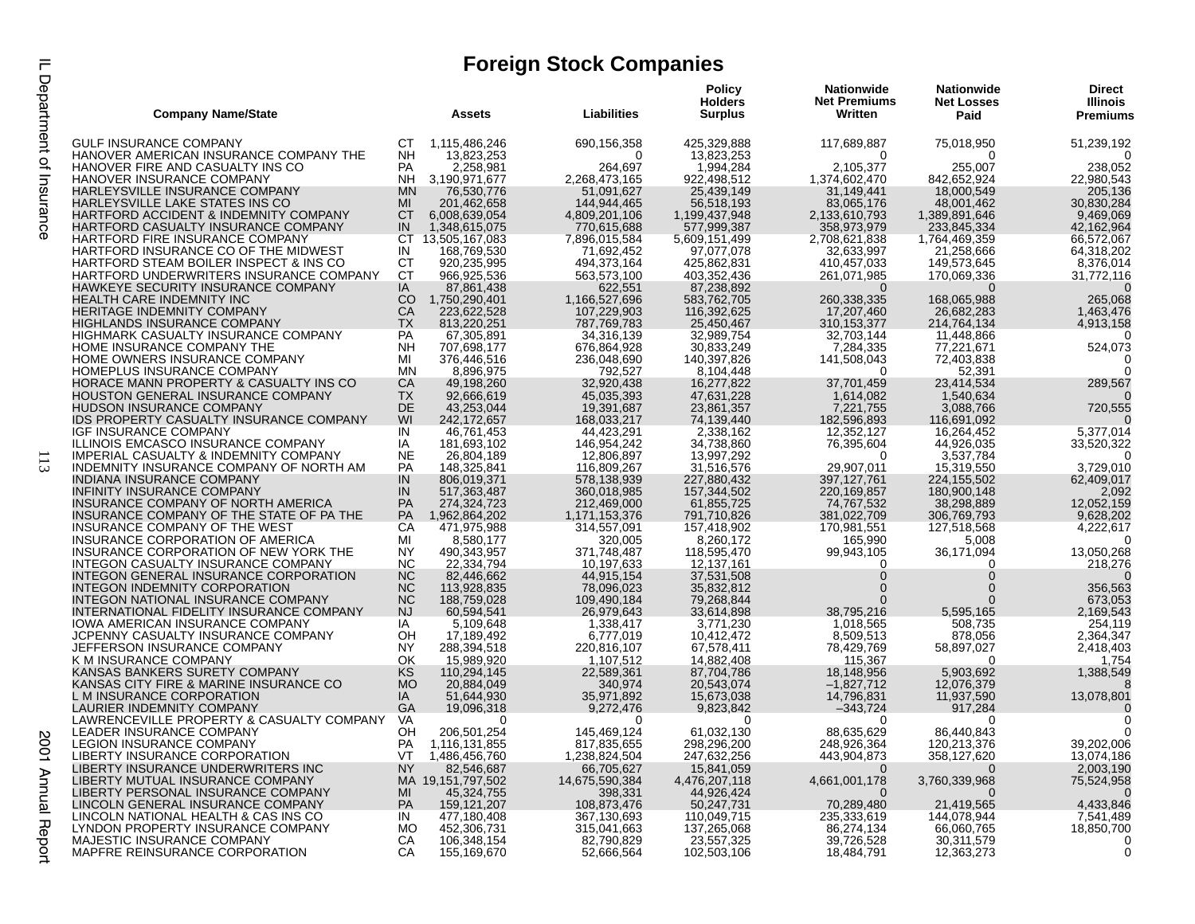# Foreign Stock Companies

| Company Name/State | | Assets | Liabilities | Policy Holders Surplus | Nationwide Net Premiums Written | Nationwide Net Losses Paid | Direct Illinois Premiums |
|---|---|---|---|---|---|---|---|
| GULF INSURANCE COMPANY | CT | 1,115,486,246 | 690,156,358 | 425,329,888 | 117,689,887 | 75,018,950 | 51,239,192 |
| HANOVER AMERICAN INSURANCE COMPANY THE | NH | 13,823,253 | 0 | 13,823,253 | 0 | 0 | 0 |
| HANOVER FIRE AND CASUALTY INS CO | PA | 2,258,981 | 264,697 | 1,994,284 | 2,105,377 | 255,007 | 238,052 |
| HANOVER INSURANCE COMPANY | NH | 3,190,971,677 | 2,268,473,165 | 922,498,512 | 1,374,602,470 | 842,652,924 | 22,980,543 |
| HARLEYSVILLE INSURANCE COMPANY | MN | 76,530,776 | 51,091,627 | 25,439,149 | 31,149,441 | 18,000,549 | 205,136 |
| HARLEYSVILLE LAKE STATES INS CO | MI | 201,462,658 | 144,944,465 | 56,518,193 | 83,065,176 | 48,001,462 | 30,830,284 |
| HARTFORD ACCIDENT & INDEMNITY COMPANY | CT | 6,008,639,054 | 4,809,201,106 | 1,199,437,948 | 2,133,610,793 | 1,389,891,646 | 9,469,069 |
| HARTFORD CASUALTY INSURANCE COMPANY | IN | 1,348,615,075 | 770,615,688 | 577,999,387 | 358,973,979 | 233,845,334 | 42,162,964 |
| HARTFORD FIRE INSURANCE COMPANY | CT | 13,505,167,083 | 7,896,015,584 | 5,609,151,499 | 2,708,621,838 | 1,764,469,359 | 66,572,067 |
| HARTFORD INSURANCE CO OF THE MIDWEST | IN | 168,769,530 | 71,692,452 | 97,077,078 | 32,633,997 | 21,258,666 | 64,318,202 |
| HARTFORD STEAM BOILER INSPECT & INS CO | CT | 920,235,995 | 494,373,164 | 425,862,831 | 410,457,033 | 149,573,645 | 8,376,014 |
| HARTFORD UNDERWRITERS INSURANCE COMPANY | CT | 966,925,536 | 563,573,100 | 403,352,436 | 261,071,985 | 170,069,336 | 31,772,116 |
| HAWKEYE SECURITY INSURANCE COMPANY | IA | 87,861,438 | 622,551 | 87,238,892 | 0 | 0 | 0 |
| HEALTH CARE INDEMNITY INC | CO | 1,750,290,401 | 1,166,527,696 | 583,762,705 | 260,338,335 | 168,065,988 | 265,068 |
| HERITAGE INDEMNITY COMPANY | CA | 223,622,528 | 107,229,903 | 116,392,625 | 17,207,460 | 26,682,283 | 1,463,476 |
| HIGHLANDS INSURANCE COMPANY | TX | 813,220,251 | 787,769,783 | 25,450,467 | 310,153,377 | 214,764,134 | 4,913,158 |
| HIGHMARK CASUALTY INSURANCE COMPANY | PA | 67,305,891 | 34,316,139 | 32,989,754 | 32,703,144 | 11,448,866 | 0 |
| HOME INSURANCE COMPANY THE | NH | 707,698,177 | 676,864,928 | 30,833,249 | 7,284,335 | 77,221,671 | 524,073 |
| HOME OWNERS INSURANCE COMPANY | MI | 376,446,516 | 236,048,690 | 140,397,826 | 141,508,043 | 72,403,838 | 0 |
| HOMEPLUS INSURANCE COMPANY | MN | 8,896,975 | 792,527 | 8,104,448 | 0 | 52,391 | 0 |
| HORACE MANN PROPERTY & CASUALTY INS CO | CA | 49,198,260 | 32,920,438 | 16,277,822 | 37,701,459 | 23,414,534 | 289,567 |
| HOUSTON GENERAL INSURANCE COMPANY | TX | 92,666,619 | 45,035,393 | 47,631,228 | 1,614,082 | 1,540,634 | 0 |
| HUDSON INSURANCE COMPANY | DE | 43,253,044 | 19,391,687 | 23,861,357 | 7,221,755 | 3,088,766 | 720,555 |
| IDS PROPERTY CASUALTY INSURANCE COMPANY | WI | 242,172,657 | 168,033,217 | 74,139,440 | 182,596,893 | 116,691,092 | 0 |
| IGF INSURANCE COMPANY | IN | 46,761,453 | 44,423,291 | 2,338,162 | 12,352,127 | 16,264,452 | 5,377,014 |
| ILLINOIS EMCASCO INSURANCE COMPANY | IA | 181,693,102 | 146,954,242 | 34,738,860 | 76,395,604 | 44,926,035 | 33,520,322 |
| IMPERIAL CASUALTY & INDEMNITY COMPANY | NE | 26,804,189 | 12,806,897 | 13,997,292 | 0 | 3,537,784 | 0 |
| INDEMNITY INSURANCE COMPANY OF NORTH AM | PA | 148,325,841 | 116,809,267 | 31,516,576 | 29,907,011 | 15,319,550 | 3,729,010 |
| INDIANA INSURANCE COMPANY | IN | 806,019,371 | 578,138,939 | 227,880,432 | 397,127,761 | 224,155,502 | 62,409,017 |
| INFINITY INSURANCE COMPANY | IN | 517,363,487 | 360,018,985 | 157,344,502 | 220,169,857 | 180,900,148 | 2,092 |
| INSURANCE COMPANY OF NORTH AMERICA | PA | 274,324,723 | 212,469,000 | 61,855,725 | 74,767,532 | 38,298,889 | 12,052,159 |
| INSURANCE COMPANY OF THE STATE OF PA THE | PA | 1,962,864,202 | 1,171,153,376 | 791,710,826 | 381,022,709 | 306,769,793 | 9,628,202 |
| INSURANCE COMPANY OF THE WEST | CA | 471,975,988 | 314,557,091 | 157,418,902 | 170,981,551 | 127,518,568 | 4,222,617 |
| INSURANCE CORPORATION OF AMERICA | MI | 8,580,177 | 320,005 | 8,260,172 | 165,990 | 5,008 | 0 |
| INSURANCE CORPORATION OF NEW YORK THE | NY | 490,343,957 | 371,748,487 | 118,595,470 | 99,943,105 | 36,171,094 | 13,050,268 |
| INTEGON CASUALTY INSURANCE COMPANY | NC | 22,334,794 | 10,197,633 | 12,137,161 | 0 | 0 | 218,276 |
| INTEGON GENERAL INSURANCE CORPORATION | NC | 82,446,662 | 44,915,154 | 37,531,508 | 0 | 0 | 0 |
| INTEGON INDEMNITY CORPORATION | NC | 113,928,835 | 78,096,023 | 35,832,812 | 0 | 0 | 356,563 |
| INTEGON NATIONAL INSURANCE COMPANY | NC | 188,759,028 | 109,490,184 | 79,268,844 | 0 | 0 | 673,053 |
| INTERNATIONAL FIDELITY INSURANCE COMPANY | NJ | 60,594,541 | 26,979,643 | 33,614,898 | 38,795,216 | 5,595,165 | 2,169,543 |
| IOWA AMERICAN INSURANCE COMPANY | IA | 5,109,648 | 1,338,417 | 3,771,230 | 1,018,565 | 508,735 | 254,119 |
| JCPENNY CASUALTY INSURANCE COMPANY | OH | 17,189,492 | 6,777,019 | 10,412,472 | 8,509,513 | 878,056 | 2,364,347 |
| JEFFERSON INSURANCE COMPANY | NY | 288,394,518 | 220,816,107 | 67,578,411 | 78,429,769 | 58,897,027 | 2,418,403 |
| K M INSURANCE COMPANY | OK | 15,989,920 | 1,107,512 | 14,882,408 | 115,367 | 0 | 1,754 |
| KANSAS BANKERS SURETY COMPANY | KS | 110,294,145 | 22,589,361 | 87,704,786 | 18,148,956 | 5,903,692 | 1,388,549 |
| KANSAS CITY FIRE & MARINE INSURANCE CO | MO | 20,884,049 | 340,974 | 20,543,074 | –1,827,712 | 12,076,379 | 8 |
| L M INSURANCE CORPORATION | IA | 51,644,930 | 35,971,892 | 15,673,038 | 14,796,831 | 11,937,590 | 13,078,801 |
| LAURIER INDEMNITY COMPANY | GA | 19,096,318 | 9,272,476 | 9,823,842 | –343,724 | 917,284 | 0 |
| LAWRENCEVILLE PROPERTY & CASUALTY COMPANY | VA | 0 | 0 | 0 | 0 | 0 | 0 |
| LEADER INSURANCE COMPANY | OH | 206,501,254 | 145,469,124 | 61,032,130 | 88,635,629 | 86,440,843 | 0 |
| LEGION INSURANCE COMPANY | PA | 1,116,131,855 | 817,835,655 | 298,296,200 | 248,926,364 | 120,213,376 | 39,202,006 |
| LIBERTY INSURANCE CORPORATION | VT | 1,486,456,760 | 1,238,824,504 | 247,632,256 | 443,904,873 | 358,127,620 | 13,074,186 |
| LIBERTY INSURANCE UNDERWRITERS INC | NY | 82,546,687 | 66,705,627 | 15,841,059 | 0 | 0 | 2,003,190 |
| LIBERTY MUTUAL INSURANCE COMPANY | MA | 19,151,797,502 | 14,675,590,384 | 4,476,207,118 | 4,661,001,178 | 3,760,339,968 | 75,524,958 |
| LIBERTY PERSONAL INSURANCE COMPANY | MI | 45,324,755 | 398,331 | 44,926,424 | 0 | 0 | 0 |
| LINCOLN GENERAL INSURANCE COMPANY | PA | 159,121,207 | 108,873,476 | 50,247,731 | 70,289,480 | 21,419,565 | 4,433,846 |
| LINCOLN NATIONAL HEALTH & CAS INS CO | IN | 477,180,408 | 367,130,693 | 110,049,715 | 235,333,619 | 144,078,944 | 7,541,489 |
| LYNDON PROPERTY INSURANCE COMPANY | MO | 452,306,731 | 315,041,663 | 137,265,068 | 86,274,134 | 66,060,765 | 18,850,700 |
| MAJESTIC INSURANCE COMPANY | CA | 106,348,154 | 82,790,829 | 23,557,325 | 39,726,528 | 30,311,579 | 0 |
| MAPFRE REINSURANCE CORPORATION | CA | 155,169,670 | 52,666,564 | 102,503,106 | 18,484,791 | 12,363,273 | 0 |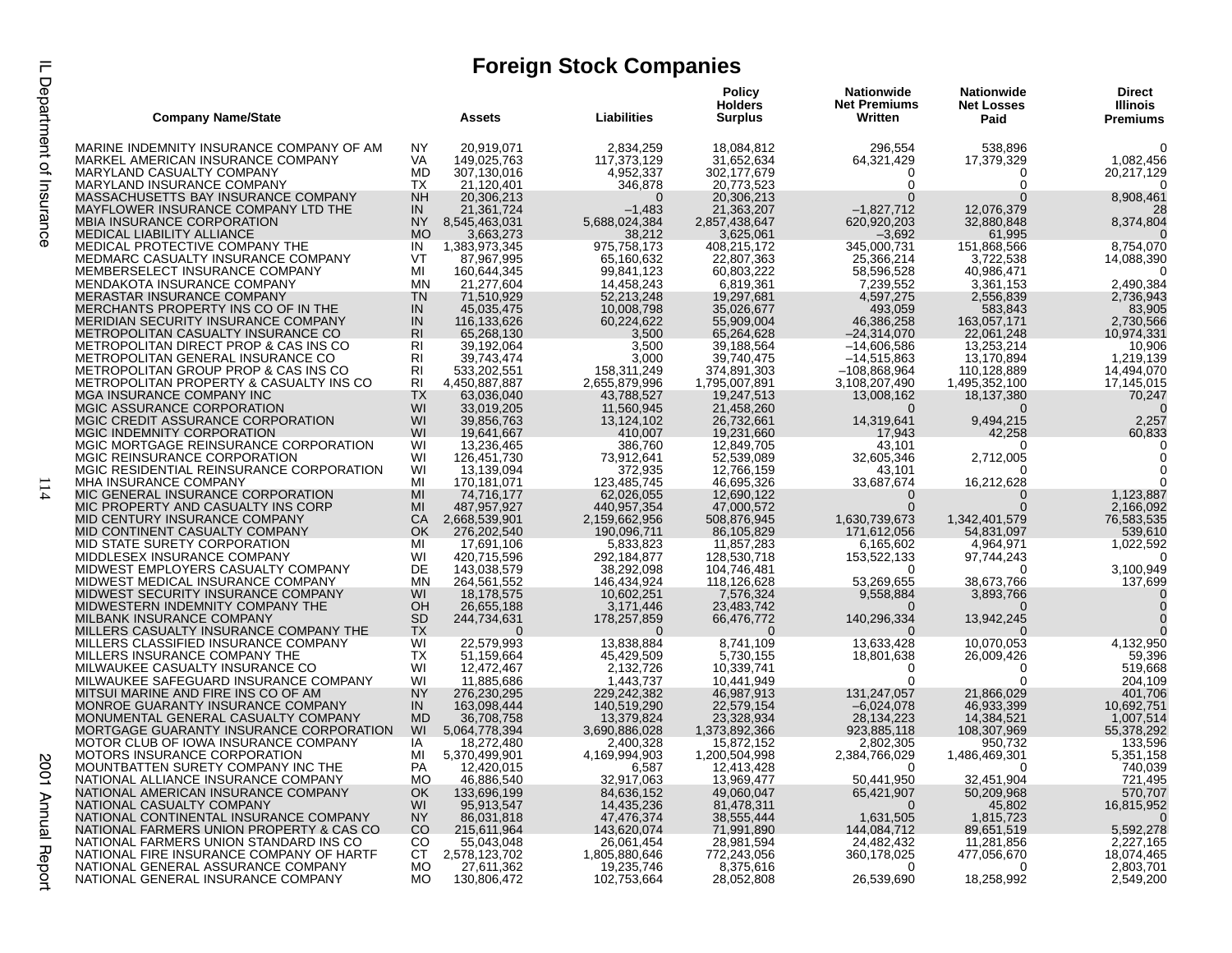# Foreign Stock Companies

| Company Name/State | | Assets | Liabilities | Policy Holders Surplus | Nationwide Net Premiums Written | Nationwide Net Losses Paid | Direct Illinois Premiums |
|---|---|---|---|---|---|---|---|
| MARINE INDEMNITY INSURANCE COMPANY OF AM | NY | 20,919,071 | 2,834,259 | 18,084,812 | 296,554 | 538,896 | 0 |
| MARKEL AMERICAN INSURANCE COMPANY | VA | 149,025,763 | 117,373,129 | 31,652,634 | 64,321,429 | 17,379,329 | 1,082,456 |
| MARYLAND CASUALTY COMPANY | MD | 307,130,016 | 4,952,337 | 302,177,679 | 0 | 0 | 20,217,129 |
| MARYLAND INSURANCE COMPANY | TX | 21,120,401 | 346,878 | 20,773,523 | 0 | 0 | 0 |
| MASSACHUSETTS BAY INSURANCE COMPANY | NH | 20,306,213 | 0 | 20,306,213 | 0 | 0 | 8,908,461 |
| MAYFLOWER INSURANCE COMPANY LTD THE | IN | 21,361,724 | –1,483 | 21,363,207 | –1,827,712 | 12,076,379 | 28 |
| MBIA INSURANCE CORPORATION | NY | 8,545,463,031 | 5,688,024,384 | 2,857,438,647 | 620,920,203 | 32,880,848 | 8,374,804 |
| MEDICAL LIABILITY ALLIANCE | MO | 3,663,273 | 38,212 | 3,625,061 | –3,692 | 61,995 | 0 |
| MEDICAL PROTECTIVE COMPANY THE | IN | 1,383,973,345 | 975,758,173 | 408,215,172 | 345,000,731 | 151,868,566 | 8,754,070 |
| MEDMARC CASUALTY INSURANCE COMPANY | VT | 87,967,995 | 65,160,632 | 22,807,363 | 25,366,214 | 3,722,538 | 14,088,390 |
| MEMBERSELECT INSURANCE COMPANY | MI | 160,644,345 | 99,841,123 | 60,803,222 | 58,596,528 | 40,986,471 | 0 |
| MENDAKOTA INSURANCE COMPANY | MN | 21,277,604 | 14,458,243 | 6,819,361 | 7,239,552 | 3,361,153 | 2,490,384 |
| MERASTAR INSURANCE COMPANY | TN | 71,510,929 | 52,213,248 | 19,297,681 | 4,597,275 | 2,556,839 | 2,736,943 |
| MERCHANTS PROPERTY INS CO OF IN THE | IN | 45,035,475 | 10,008,798 | 35,026,677 | 493,059 | 583,843 | 83,905 |
| MERIDIAN SECURITY INSURANCE COMPANY | IN | 116,133,626 | 60,224,622 | 55,909,004 | 46,386,258 | 163,057,171 | 2,730,566 |
| METROPOLITAN CASUALTY INSURANCE CO | RI | 65,268,130 | 3,500 | 65,264,628 | –24,314,070 | 22,061,248 | 10,974,331 |
| METROPOLITAN DIRECT PROP & CAS INS CO | RI | 39,192,064 | 3,500 | 39,188,564 | –14,606,586 | 13,253,214 | 10,906 |
| METROPOLITAN GENERAL INSURANCE CO | RI | 39,743,474 | 3,000 | 39,740,475 | –14,515,863 | 13,170,894 | 1,219,139 |
| METROPOLITAN GROUP PROP & CAS INS CO | RI | 533,202,551 | 158,311,249 | 374,891,303 | –108,868,964 | 110,128,889 | 14,494,070 |
| METROPOLITAN PROPERTY & CASUALTY INS CO | RI | 4,450,887,887 | 2,655,879,996 | 1,795,007,891 | 3,108,207,490 | 1,495,352,100 | 17,145,015 |
| MGA INSURANCE COMPANY INC | TX | 63,036,040 | 43,788,527 | 19,247,513 | 13,008,162 | 18,137,380 | 70,247 |
| MGIC ASSURANCE CORPORATION | WI | 33,019,205 | 11,560,945 | 21,458,260 | 0 | 0 | 0 |
| MGIC CREDIT ASSURANCE CORPORATION | WI | 39,856,763 | 13,124,102 | 26,732,661 | 14,319,641 | 9,494,215 | 2,257 |
| MGIC INDEMNITY CORPORATION | WI | 19,641,667 | 410,007 | 19,231,660 | 17,943 | 42,258 | 60,833 |
| MGIC MORTGAGE REINSURANCE CORPORATION | WI | 13,236,465 | 386,760 | 12,849,705 | 43,101 | 0 | 0 |
| MGIC REINSURANCE CORPORATION | WI | 126,451,730 | 73,912,641 | 52,539,089 | 32,605,346 | 2,712,005 | 0 |
| MGIC RESIDENTIAL REINSURANCE CORPORATION | WI | 13,139,094 | 372,935 | 12,766,159 | 43,101 | 0 | 0 |
| MHA INSURANCE COMPANY | MI | 170,181,071 | 123,485,745 | 46,695,326 | 33,687,674 | 16,212,628 | 0 |
| MIC GENERAL INSURANCE CORPORATION | MI | 74,716,177 | 62,026,055 | 12,690,122 | 0 | 0 | 1,123,887 |
| MIC PROPERTY AND CASUALTY INS CORP | MI | 487,957,927 | 440,957,354 | 47,000,572 | 0 | 0 | 2,166,092 |
| MID CENTURY INSURANCE COMPANY | CA | 2,668,539,901 | 2,159,662,956 | 508,876,945 | 1,630,739,673 | 1,342,401,579 | 76,583,535 |
| MID CONTINENT CASUALTY COMPANY | OK | 276,202,540 | 190,096,711 | 86,105,829 | 171,612,056 | 54,831,097 | 539,610 |
| MID STATE SURETY CORPORATION | MI | 17,691,106 | 5,833,823 | 11,857,283 | 6,165,602 | 4,964,971 | 1,022,592 |
| MIDDLESEX INSURANCE COMPANY | WI | 420,715,596 | 292,184,877 | 128,530,718 | 153,522,133 | 97,744,243 | 0 |
| MIDWEST EMPLOYERS CASUALTY COMPANY | DE | 143,038,579 | 38,292,098 | 104,746,481 | 0 | 0 | 3,100,949 |
| MIDWEST MEDICAL INSURANCE COMPANY | MN | 264,561,552 | 146,434,924 | 118,126,628 | 53,269,655 | 38,673,766 | 137,699 |
| MIDWEST SECURITY INSURANCE COMPANY | WI | 18,178,575 | 10,602,251 | 7,576,324 | 9,558,884 | 3,893,766 | 0 |
| MIDWESTERN INDEMNITY COMPANY THE | OH | 26,655,188 | 3,171,446 | 23,483,742 | 0 | 0 | 0 |
| MILBANK INSURANCE COMPANY | SD | 244,734,631 | 178,257,859 | 66,476,772 | 140,296,334 | 13,942,245 | 0 |
| MILLERS CASUALTY INSURANCE COMPANY THE | TX | 0 | 0 | 0 | 0 | 0 | 0 |
| MILLERS CLASSIFIED INSURANCE COMPANY | WI | 22,579,993 | 13,838,884 | 8,741,109 | 13,633,428 | 10,070,053 | 4,132,950 |
| MILLERS INSURANCE COMPANY THE | TX | 51,159,664 | 45,429,509 | 5,730,155 | 18,801,638 | 26,009,426 | 59,396 |
| MILWAUKEE CASUALTY INSURANCE CO | WI | 12,472,467 | 2,132,726 | 10,339,741 | 0 | 0 | 519,668 |
| MILWAUKEE SAFEGUARD INSURANCE COMPANY | WI | 11,885,686 | 1,443,737 | 10,441,949 | 0 | 0 | 204,109 |
| MITSUI MARINE AND FIRE INS CO OF AM | NY | 276,230,295 | 229,242,382 | 46,987,913 | 131,247,057 | 21,866,029 | 401,706 |
| MONROE GUARANTY INSURANCE COMPANY | IN | 163,098,444 | 140,519,290 | 22,579,154 | –6,024,078 | 46,933,399 | 10,692,751 |
| MONUMENTAL GENERAL CASUALTY COMPANY | MD | 36,708,758 | 13,379,824 | 23,328,934 | 28,134,223 | 14,384,521 | 1,007,514 |
| MORTGAGE GUARANTY INSURANCE CORPORATION | WI | 5,064,778,394 | 3,690,886,028 | 1,373,892,366 | 923,885,118 | 108,307,969 | 55,378,292 |
| MOTOR CLUB OF IOWA INSURANCE COMPANY | IA | 18,272,480 | 2,400,328 | 15,872,152 | 2,802,305 | 950,732 | 133,596 |
| MOTORS INSURANCE CORPORATION | MI | 5,370,499,901 | 4,169,994,903 | 1,200,504,998 | 2,384,766,029 | 1,486,469,301 | 5,351,158 |
| MOUNTBATTEN SURETY COMPANY INC THE | PA | 12,420,015 | 6,587 | 12,413,428 | 0 | 0 | 740,039 |
| NATIONAL ALLIANCE INSURANCE COMPANY | MO | 46,886,540 | 32,917,063 | 13,969,477 | 50,441,950 | 32,451,904 | 721,495 |
| NATIONAL AMERICAN INSURANCE COMPANY | OK | 133,696,199 | 84,636,152 | 49,060,047 | 65,421,907 | 50,209,968 | 570,707 |
| NATIONAL CASUALTY COMPANY | WI | 95,913,547 | 14,435,236 | 81,478,311 | 0 | 45,802 | 16,815,952 |
| NATIONAL CONTINENTAL INSURANCE COMPANY | NY | 86,031,818 | 47,476,374 | 38,555,444 | 1,631,505 | 1,815,723 | 0 |
| NATIONAL FARMERS UNION PROPERTY & CAS CO | CO | 215,611,964 | 143,620,074 | 71,991,890 | 144,084,712 | 89,651,519 | 5,592,278 |
| NATIONAL FARMERS UNION STANDARD INS CO | CO | 55,043,048 | 26,061,454 | 28,981,594 | 24,482,432 | 11,281,856 | 2,227,165 |
| NATIONAL FIRE INSURANCE COMPANY OF HARTF | CT | 2,578,123,702 | 1,805,880,646 | 772,243,056 | 360,178,025 | 477,056,670 | 18,074,465 |
| NATIONAL GENERAL ASSURANCE COMPANY | MO | 27,611,362 | 19,235,746 | 8,375,616 | 0 | 0 | 2,803,701 |
| NATIONAL GENERAL INSURANCE COMPANY | MO | 130,806,472 | 102,753,664 | 28,052,808 | 26,539,690 | 18,258,992 | 2,549,200 |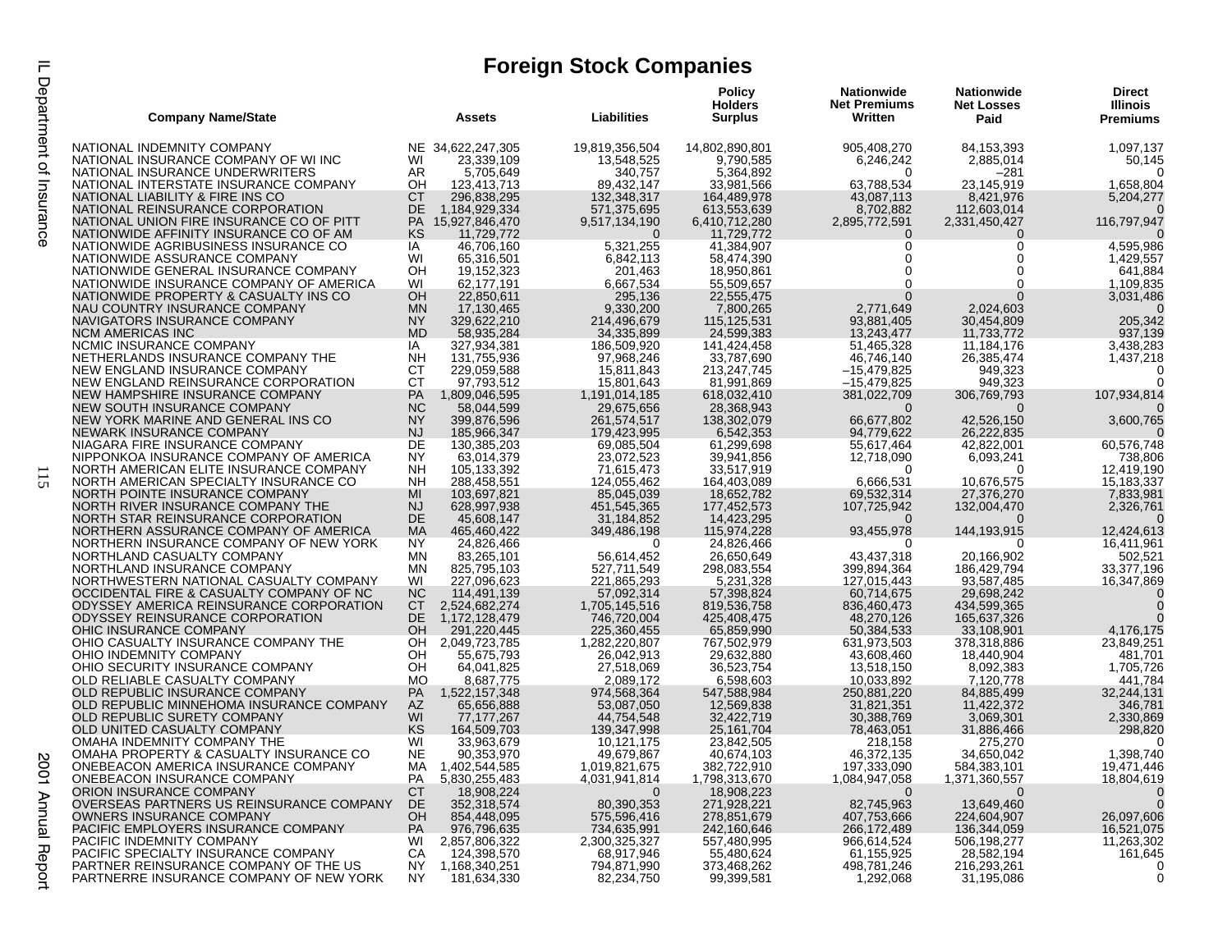# Foreign Stock Companies

| Company Name/State | | Assets | Liabilities | Policy Holders Surplus | Nationwide Net Premiums Written | Nationwide Net Losses Paid | Direct Illinois Premiums |
|---|---|---|---|---|---|---|---|
| NATIONAL INDEMNITY COMPANY | NE | 34,622,247,305 | 19,819,356,504 | 14,802,890,801 | 905,408,270 | 84,153,393 | 1,097,137 |
| NATIONAL INSURANCE COMPANY OF WI INC | WI | 23,339,109 | 13,548,525 | 9,790,585 | 6,246,242 | 2,885,014 | 50,145 |
| NATIONAL INSURANCE UNDERWRITERS | AR | 5,705,649 | 340,757 | 5,364,892 | 0 | –281 | 0 |
| NATIONAL INTERSTATE INSURANCE COMPANY | OH | 123,413,713 | 89,432,147 | 33,981,566 | 63,788,534 | 23,145,919 | 1,658,804 |
| NATIONAL LIABILITY & FIRE INS CO | CT | 296,838,295 | 132,348,317 | 164,489,978 | 43,087,113 | 8,421,976 | 5,204,277 |
| NATIONAL REINSURANCE CORPORATION | DE | 1,184,929,334 | 571,375,695 | 613,553,639 | 8,702,882 | 112,603,014 | 0 |
| NATIONAL UNION FIRE INSURANCE CO OF PITT | PA | 15,927,846,470 | 9,517,134,190 | 6,410,712,280 | 2,895,772,591 | 2,331,450,427 | 116,797,947 |
| NATIONWIDE AFFINITY INSURANCE CO OF AM | KS | 11,729,772 | 0 | 11,729,772 | 0 | 0 | 0 |
| NATIONWIDE AGRIBUSINESS INSURANCE CO | IA | 46,706,160 | 5,321,255 | 41,384,907 | 0 | 0 | 4,595,986 |
| NATIONWIDE ASSURANCE COMPANY | WI | 65,316,501 | 6,842,113 | 58,474,390 | 0 | 0 | 1,429,557 |
| NATIONWIDE GENERAL INSURANCE COMPANY | OH | 19,152,323 | 201,463 | 18,950,861 | 0 | 0 | 641,884 |
| NATIONWIDE INSURANCE COMPANY OF AMERICA | WI | 62,177,191 | 6,667,534 | 55,509,657 | 0 | 0 | 1,109,835 |
| NATIONWIDE PROPERTY & CASUALTY INS CO | OH | 22,850,611 | 295,136 | 22,555,475 | 0 | 0 | 3,031,486 |
| NAU COUNTRY INSURANCE COMPANY | MN | 17,130,465 | 9,330,200 | 7,800,265 | 2,771,649 | 2,024,603 | 0 |
| NAVIGATORS INSURANCE COMPANY | NY | 329,622,210 | 214,496,679 | 115,125,531 | 93,881,405 | 30,454,809 | 205,342 |
| NCM AMERICAS INC | MD | 58,935,284 | 34,335,899 | 24,599,383 | 13,243,477 | 11,733,772 | 937,139 |
| NCMIC INSURANCE COMPANY | IA | 327,934,381 | 186,509,920 | 141,424,458 | 51,465,328 | 11,184,176 | 3,438,283 |
| NETHERLANDS INSURANCE COMPANY THE | NH | 131,755,936 | 97,968,246 | 33,787,690 | 46,746,140 | 26,385,474 | 1,437,218 |
| NEW ENGLAND INSURANCE COMPANY | CT | 229,059,588 | 15,811,843 | 213,247,745 | –15,479,825 | 949,323 | 0 |
| NEW ENGLAND REINSURANCE CORPORATION | CT | 97,793,512 | 15,801,643 | 81,991,869 | –15,479,825 | 949,323 | 0 |
| NEW HAMPSHIRE INSURANCE COMPANY | PA | 1,809,046,595 | 1,191,014,185 | 618,032,410 | 381,022,709 | 306,769,793 | 107,934,814 |
| NEW SOUTH INSURANCE COMPANY | NC | 58,044,599 | 29,675,656 | 28,368,943 | 0 | 0 | 0 |
| NEW YORK MARINE AND GENERAL INS CO | NY | 399,876,596 | 261,574,517 | 138,302,079 | 66,677,802 | 42,526,150 | 3,600,765 |
| NEWARK INSURANCE COMPANY | NJ | 185,966,347 | 179,423,995 | 6,542,353 | 94,779,622 | 26,222,835 | 0 |
| NIAGARA FIRE INSURANCE COMPANY | DE | 130,385,203 | 69,085,504 | 61,299,698 | 55,617,464 | 42,822,001 | 60,576,748 |
| NIPPONKOA INSURANCE COMPANY OF AMERICA | NY | 63,014,379 | 23,072,523 | 39,941,856 | 12,718,090 | 6,093,241 | 738,806 |
| NORTH AMERICAN ELITE INSURANCE COMPANY | NH | 105,133,392 | 71,615,473 | 33,517,919 | 0 | 0 | 12,419,190 |
| NORTH AMERICAN SPECIALTY INSURANCE CO | NH | 288,458,551 | 124,055,462 | 164,403,089 | 6,666,531 | 10,676,575 | 15,183,337 |
| NORTH POINTE INSURANCE COMPANY | MI | 103,697,821 | 85,045,039 | 18,652,782 | 69,532,314 | 27,376,270 | 7,833,981 |
| NORTH RIVER INSURANCE COMPANY THE | NJ | 628,997,938 | 451,545,365 | 177,452,573 | 107,725,942 | 132,004,470 | 2,326,761 |
| NORTH STAR REINSURANCE CORPORATION | DE | 45,608,147 | 31,184,852 | 14,423,295 | 0 | 0 | 0 |
| NORTHERN ASSURANCE COMPANY OF AMERICA | MA | 465,460,422 | 349,486,198 | 115,974,228 | 93,455,978 | 144,193,915 | 12,424,613 |
| NORTHERN INSURANCE COMPANY OF NEW YORK | NY | 24,826,466 | 0 | 24,826,466 | 0 | 0 | 16,411,961 |
| NORTHLAND CASUALTY COMPANY | MN | 83,265,101 | 56,614,452 | 26,650,649 | 43,437,318 | 20,166,902 | 502,521 |
| NORTHLAND INSURANCE COMPANY | MN | 825,795,103 | 527,711,549 | 298,083,554 | 399,894,364 | 186,429,794 | 33,377,196 |
| NORTHWESTERN NATIONAL CASUALTY COMPANY | WI | 227,096,623 | 221,865,293 | 5,231,328 | 127,015,443 | 93,587,485 | 16,347,869 |
| OCCIDENTAL FIRE & CASUALTY COMPANY OF NC | NC | 114,491,139 | 57,092,314 | 57,398,824 | 60,714,675 | 29,698,242 | 0 |
| ODYSSEY AMERICA REINSURANCE CORPORATION | CT | 2,524,682,274 | 1,705,145,516 | 819,536,758 | 836,460,473 | 434,599,365 | 0 |
| ODYSSEY REINSURANCE CORPORATION | DE | 1,172,128,479 | 746,720,004 | 425,408,475 | 48,270,126 | 165,637,326 | 0 |
| OHIC INSURANCE COMPANY | OH | 291,220,445 | 225,360,455 | 65,859,990 | 50,384,533 | 33,108,901 | 4,176,175 |
| OHIO CASUALTY INSURANCE COMPANY THE | OH | 2,049,723,785 | 1,282,220,807 | 767,502,979 | 631,973,503 | 378,318,886 | 23,849,251 |
| OHIO INDEMNITY COMPANY | OH | 55,675,793 | 26,042,913 | 29,632,880 | 43,608,460 | 18,440,904 | 481,701 |
| OHIO SECURITY INSURANCE COMPANY | OH | 64,041,825 | 27,518,069 | 36,523,754 | 13,518,150 | 8,092,383 | 1,705,726 |
| OLD RELIABLE CASUALTY COMPANY | MO | 8,687,775 | 2,089,172 | 6,598,603 | 10,033,892 | 7,120,778 | 441,784 |
| OLD REPUBLIC INSURANCE COMPANY | PA | 1,522,157,348 | 974,568,364 | 547,588,984 | 250,881,220 | 84,885,499 | 32,244,131 |
| OLD REPUBLIC MINNEHOMA INSURANCE COMPANY | AZ | 65,656,888 | 53,087,050 | 12,569,838 | 31,821,351 | 11,422,372 | 346,781 |
| OLD REPUBLIC SURETY COMPANY | WI | 77,177,267 | 44,754,548 | 32,422,719 | 30,388,769 | 3,069,301 | 2,330,869 |
| OLD UNITED CASUALTY COMPANY | KS | 164,509,703 | 139,347,998 | 25,161,704 | 78,463,051 | 31,886,466 | 298,820 |
| OMAHA INDEMNITY COMPANY THE | WI | 33,963,679 | 10,121,175 | 23,842,505 | 218,158 | 275,270 | 0 |
| OMAHA PROPERTY & CASUALTY INSURANCE CO | NE | 90,353,970 | 49,679,867 | 40,674,103 | 46,372,135 | 34,650,042 | 1,398,740 |
| ONEBEACON AMERICA INSURANCE COMPANY | MA | 1,402,544,585 | 1,019,821,675 | 382,722,910 | 197,333,090 | 584,383,101 | 19,471,446 |
| ONEBEACON INSURANCE COMPANY | PA | 5,830,255,483 | 4,031,941,814 | 1,798,313,670 | 1,084,947,058 | 1,371,360,557 | 18,804,619 |
| ORION INSURANCE COMPANY | CT | 18,908,224 | 0 | 18,908,223 | 0 | 0 | 0 |
| OVERSEAS PARTNERS US REINSURANCE COMPANY | DE | 352,318,574 | 80,390,353 | 271,928,221 | 82,745,963 | 13,649,460 | 0 |
| OWNERS INSURANCE COMPANY | OH | 854,448,095 | 575,596,416 | 278,851,679 | 407,753,666 | 224,604,907 | 26,097,606 |
| PACIFIC EMPLOYERS INSURANCE COMPANY | PA | 976,796,635 | 734,635,991 | 242,160,646 | 266,172,489 | 136,344,059 | 16,521,075 |
| PACIFIC INDEMNITY COMPANY | WI | 2,857,806,322 | 2,300,325,327 | 557,480,995 | 966,614,524 | 506,198,277 | 11,263,302 |
| PACIFIC SPECIALTY INSURANCE COMPANY | CA | 124,398,570 | 68,917,946 | 55,480,624 | 61,155,925 | 28,582,194 | 161,645 |
| PARTNER REINSURANCE COMPANY OF THE US | NY | 1,168,340,251 | 794,871,990 | 373,468,262 | 498,781,246 | 216,293,261 | 0 |
| PARTNERRE INSURANCE COMPANY OF NEW YORK | NY | 181,634,330 | 82,234,750 | 99,399,581 | 1,292,068 | 31,195,086 | 0 |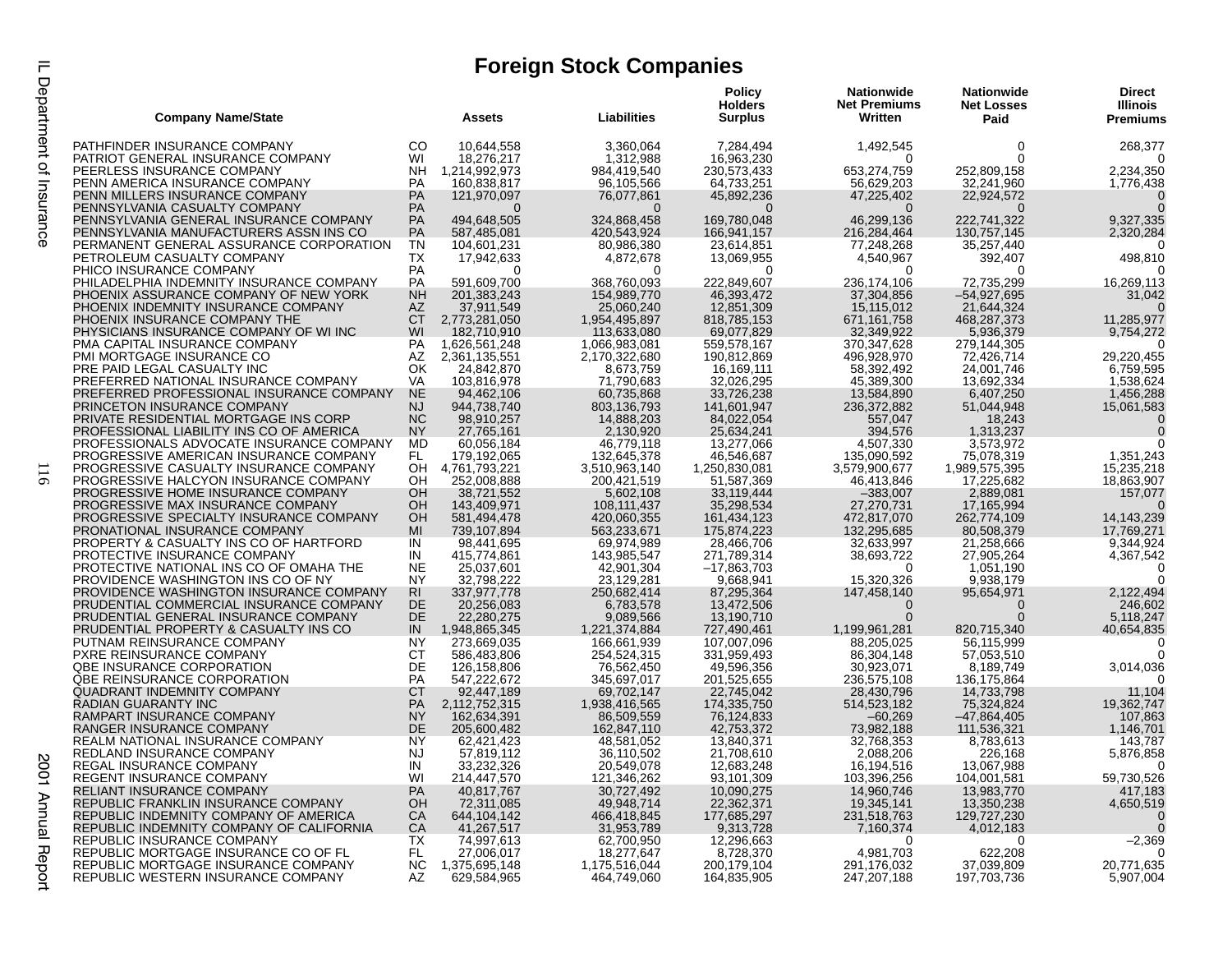# Foreign Stock Companies

| Company Name/State | | Assets | Liabilities | Policy Holders Surplus | Nationwide Net Premiums Written | Nationwide Net Losses Paid | Direct Illinois Premiums |
|---|---|---|---|---|---|---|---|
| PATHFINDER INSURANCE COMPANY | CO | 10,644,558 | 3,360,064 | 7,284,494 | 1,492,545 | 0 | 268,377 |
| PATRIOT GENERAL INSURANCE COMPANY | WI | 18,276,217 | 1,312,988 | 16,963,230 | 0 | 0 | 0 |
| PEERLESS INSURANCE COMPANY | NH | 1,214,992,973 | 984,419,540 | 230,573,433 | 653,274,759 | 252,809,158 | 2,234,350 |
| PENN AMERICA INSURANCE COMPANY | PA | 160,838,817 | 96,105,566 | 64,733,251 | 56,629,203 | 32,241,960 | 1,776,438 |
| PENN MILLERS INSURANCE COMPANY | PA | 121,970,097 | 76,077,861 | 45,892,236 | 47,225,402 | 22,924,572 | 0 |
| PENNSYLVANIA CASUALTY COMPANY | PA | 0 | 0 | 0 | 0 | 0 | 0 |
| PENNSYLVANIA GENERAL INSURANCE COMPANY | PA | 494,648,505 | 324,868,458 | 169,780,048 | 46,299,136 | 222,741,322 | 9,327,335 |
| PENNSYLVANIA MANUFACTURERS ASSN INS CO | PA | 587,485,081 | 420,543,924 | 166,941,157 | 216,284,464 | 130,757,145 | 2,320,284 |
| PERMANENT GENERAL ASSURANCE CORPORATION | TN | 104,601,231 | 80,986,380 | 23,614,851 | 77,248,268 | 35,257,440 | 0 |
| PETROLEUM CASUALTY COMPANY | TX | 17,942,633 | 4,872,678 | 13,069,955 | 4,540,967 | 392,407 | 498,810 |
| PHICO INSURANCE COMPANY | PA | 0 | 0 | 0 | 0 | 0 | 0 |
| PHILADELPHIA INDEMNITY INSURANCE COMPANY | PA | 591,609,700 | 368,760,093 | 222,849,607 | 236,174,106 | 72,735,299 | 16,269,113 |
| PHOENIX ASSURANCE COMPANY OF NEW YORK | NH | 201,383,243 | 154,989,770 | 46,393,472 | 37,304,856 | –54,927,695 | 31,042 |
| PHOENIX INDEMNITY INSURANCE COMPANY | AZ | 37,911,549 | 25,060,240 | 12,851,309 | 15,115,012 | 21,644,324 | 0 |
| PHOENIX INSURANCE COMPANY THE | CT | 2,773,281,050 | 1,954,495,897 | 818,785,153 | 671,161,758 | 468,287,373 | 11,285,977 |
| PHYSICIANS INSURANCE COMPANY OF WI INC | WI | 182,710,910 | 113,633,080 | 69,077,829 | 32,349,922 | 5,936,379 | 9,754,272 |
| PMA CAPITAL INSURANCE COMPANY | PA | 1,626,561,248 | 1,066,983,081 | 559,578,167 | 370,347,628 | 279,144,305 | 0 |
| PMI MORTGAGE INSURANCE CO | AZ | 2,361,135,551 | 2,170,322,680 | 190,812,869 | 496,928,970 | 72,426,714 | 29,220,455 |
| PRE PAID LEGAL CASUALTY INC | OK | 24,842,870 | 8,673,759 | 16,169,111 | 58,392,492 | 24,001,746 | 6,759,595 |
| PREFERRED NATIONAL INSURANCE COMPANY | VA | 103,816,978 | 71,790,683 | 32,026,295 | 45,389,300 | 13,692,334 | 1,538,624 |
| PREFERRED PROFESSIONAL INSURANCE COMPANY | NE | 94,462,106 | 60,735,868 | 33,726,238 | 13,584,890 | 6,407,250 | 1,456,288 |
| PRINCETON INSURANCE COMPANY | NJ | 944,738,740 | 803,136,793 | 141,601,947 | 236,372,882 | 51,044,948 | 15,061,583 |
| PRIVATE RESIDENTIAL MORTGAGE INS CORP | NC | 98,910,257 | 14,888,203 | 84,022,054 | 557,047 | 18,243 | 0 |
| PROFESSIONAL LIABILITY INS CO OF AMERICA | NY | 27,765,161 | 2,130,920 | 25,634,241 | 394,576 | 1,313,237 | 0 |
| PROFESSIONALS ADVOCATE INSURANCE COMPANY | MD | 60,056,184 | 46,779,118 | 13,277,066 | 4,507,330 | 3,573,972 | 0 |
| PROGRESSIVE AMERICAN INSURANCE COMPANY | FL | 179,192,065 | 132,645,378 | 46,546,687 | 135,090,592 | 75,078,319 | 1,351,243 |
| PROGRESSIVE CASUALTY INSURANCE COMPANY | OH | 4,761,793,221 | 3,510,963,140 | 1,250,830,081 | 3,579,900,677 | 1,989,575,395 | 15,235,218 |
| PROGRESSIVE HALCYON INSURANCE COMPANY | OH | 252,008,888 | 200,421,519 | 51,587,369 | 46,413,846 | 17,225,682 | 18,863,907 |
| PROGRESSIVE HOME INSURANCE COMPANY | OH | 38,721,552 | 5,602,108 | 33,119,444 | –383,007 | 2,889,081 | 157,077 |
| PROGRESSIVE MAX INSURANCE COMPANY | OH | 143,409,971 | 108,111,437 | 35,298,534 | 27,270,731 | 17,165,994 | 0 |
| PROGRESSIVE SPECIALTY INSURANCE COMPANY | OH | 581,494,478 | 420,060,355 | 161,434,123 | 472,817,070 | 262,774,109 | 14,143,239 |
| PRONATIONAL INSURANCE COMPANY | MI | 739,107,894 | 563,233,671 | 175,874,223 | 132,295,685 | 80,508,379 | 17,769,271 |
| PROPERTY & CASUALTY INS CO OF HARTFORD | IN | 98,441,695 | 69,974,989 | 28,466,706 | 32,633,997 | 21,258,666 | 9,344,924 |
| PROTECTIVE INSURANCE COMPANY | IN | 415,774,861 | 143,985,547 | 271,789,314 | 38,693,722 | 27,905,264 | 4,367,542 |
| PROTECTIVE NATIONAL INS CO OF OMAHA THE | NE | 25,037,601 | 42,901,304 | –17,863,703 | 0 | 1,051,190 | 0 |
| PROVIDENCE WASHINGTON INS CO OF NY | NY | 32,798,222 | 23,129,281 | 9,668,941 | 15,320,326 | 9,938,179 | 0 |
| PROVIDENCE WASHINGTON INSURANCE COMPANY | RI | 337,977,778 | 250,682,414 | 87,295,364 | 147,458,140 | 95,654,971 | 2,122,494 |
| PRUDENTIAL COMMERCIAL INSURANCE COMPANY | DE | 20,256,083 | 6,783,578 | 13,472,506 | 0 | 0 | 246,602 |
| PRUDENTIAL GENERAL INSURANCE COMPANY | DE | 22,280,275 | 9,089,566 | 13,190,710 | 0 | 0 | 5,118,247 |
| PRUDENTIAL PROPERTY & CASUALTY INS CO | IN | 1,948,865,345 | 1,221,374,884 | 727,490,461 | 1,199,961,281 | 820,715,340 | 40,654,835 |
| PUTNAM REINSURANCE COMPANY | NY | 273,669,035 | 166,661,939 | 107,007,096 | 88,205,025 | 56,115,999 | 0 |
| PXRE REINSURANCE COMPANY | CT | 586,483,806 | 254,524,315 | 331,959,493 | 86,304,148 | 57,053,510 | 0 |
| QBE INSURANCE CORPORATION | DE | 126,158,806 | 76,562,450 | 49,596,356 | 30,923,071 | 8,189,749 | 3,014,036 |
| QBE REINSURANCE CORPORATION | PA | 547,222,672 | 345,697,017 | 201,525,655 | 236,575,108 | 136,175,864 | 0 |
| QUADRANT INDEMNITY COMPANY | CT | 92,447,189 | 69,702,147 | 22,745,042 | 28,430,796 | 14,733,798 | 11,104 |
| RADIAN GUARANTY INC | PA | 2,112,752,315 | 1,938,416,565 | 174,335,750 | 514,523,182 | 75,324,824 | 19,362,747 |
| RAMPART INSURANCE COMPANY | NY | 162,634,391 | 86,509,559 | 76,124,833 | –60,269 | –47,864,405 | 107,863 |
| RANGER INSURANCE COMPANY | DE | 205,600,482 | 162,847,110 | 42,753,372 | 73,982,188 | 111,536,321 | 1,146,701 |
| REALM NATIONAL INSURANCE COMPANY | NY | 62,421,423 | 48,581,052 | 13,840,371 | 32,768,353 | 8,783,613 | 143,787 |
| REDLAND INSURANCE COMPANY | NJ | 57,819,112 | 36,110,502 | 21,708,610 | 2,088,206 | 226,168 | 5,876,858 |
| REGAL INSURANCE COMPANY | IN | 33,232,326 | 20,549,078 | 12,683,248 | 16,194,516 | 13,067,988 | 0 |
| REGENT INSURANCE COMPANY | WI | 214,447,570 | 121,346,262 | 93,101,309 | 103,396,256 | 104,001,581 | 59,730,526 |
| RELIANT INSURANCE COMPANY | PA | 40,817,767 | 30,727,492 | 10,090,275 | 14,960,746 | 13,983,770 | 417,183 |
| REPUBLIC FRANKLIN INSURANCE COMPANY | OH | 72,311,085 | 49,948,714 | 22,362,371 | 19,345,141 | 13,350,238 | 4,650,519 |
| REPUBLIC INDEMNITY COMPANY OF AMERICA | CA | 644,104,142 | 466,418,845 | 177,685,297 | 231,518,763 | 129,727,230 | 0 |
| REPUBLIC INDEMNITY COMPANY OF CALIFORNIA | CA | 41,267,517 | 31,953,789 | 9,313,728 | 7,160,374 | 4,012,183 | 0 |
| REPUBLIC INSURANCE COMPANY | TX | 74,997,613 | 62,700,950 | 12,296,663 | 0 | 0 | –2,369 |
| REPUBLIC MORTGAGE INSURANCE CO OF FL | FL | 27,006,017 | 18,277,647 | 8,728,370 | 4,981,703 | 622,208 | 0 |
| REPUBLIC MORTGAGE INSURANCE COMPANY | NC | 1,375,695,148 | 1,175,516,044 | 200,179,104 | 291,176,032 | 37,039,809 | 20,771,635 |
| REPUBLIC WESTERN INSURANCE COMPANY | AZ | 629,584,965 | 464,749,060 | 164,835,905 | 247,207,188 | 197,703,736 | 5,907,004 |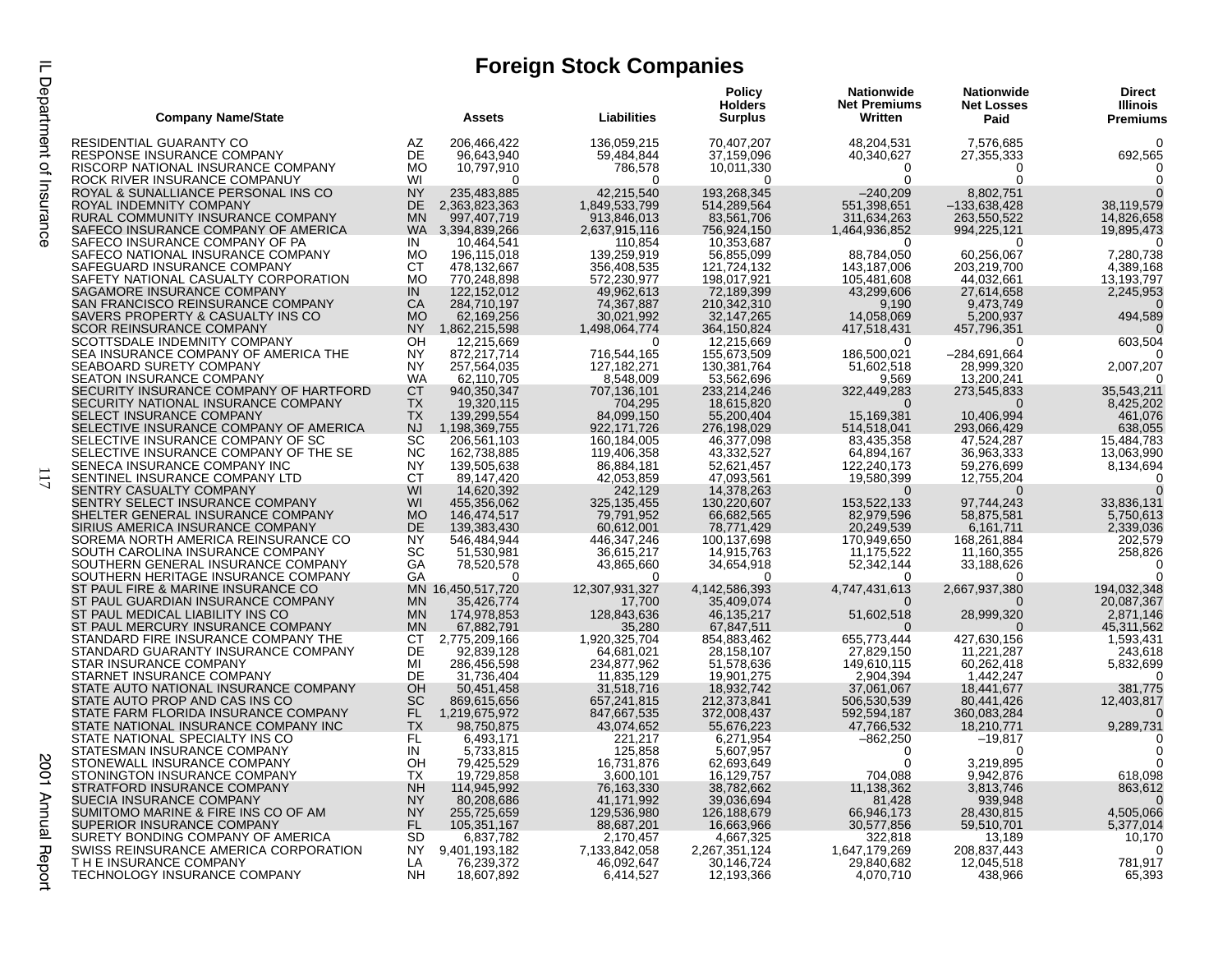# Foreign Stock Companies

| Company Name/State | | Assets | Liabilities | Policy Holders Surplus | Nationwide Net Premiums Written | Nationwide Net Losses Paid | Direct Illinois Premiums |
|---|---|---|---|---|---|---|---|
| RESIDENTIAL GUARANTY CO | AZ | 206,466,422 | 136,059,215 | 70,407,207 | 48,204,531 | 7,576,685 | 0 |
| RESPONSE INSURANCE COMPANY | DE | 96,643,940 | 59,484,844 | 37,159,096 | 40,340,627 | 27,355,333 | 692,565 |
| RISCORP NATIONAL INSURANCE COMPANY | MO | 10,797,910 | 786,578 | 10,011,330 | 0 | 0 | 0 |
| ROCK RIVER INSURANCE COMPANUY | WI | 0 | 0 | 0 | 0 | 0 | 0 |
| ROYAL & SUNALLIANCE PERSONAL INS CO | NY | 235,483,885 | 42,215,540 | 193,268,345 | –240,209 | 8,802,751 | 0 |
| ROYAL INDEMNITY COMPANY | DE | 2,363,823,363 | 1,849,533,799 | 514,289,564 | 551,398,651 | –133,638,428 | 38,119,579 |
| RURAL COMMUNITY INSURANCE COMPANY | MN | 997,407,719 | 913,846,013 | 83,561,706 | 311,634,263 | 263,550,522 | 14,826,658 |
| SAFECO INSURANCE COMPANY OF AMERICA | WA | 3,394,839,266 | 2,637,915,116 | 756,924,150 | 1,464,936,852 | 994,225,121 | 19,895,473 |
| SAFECO INSURANCE COMPANY OF PA | IN | 10,464,541 | 110,854 | 10,353,687 | 0 | 0 | 0 |
| SAFECO NATIONAL INSURANCE COMPANY | MO | 196,115,018 | 139,259,919 | 56,855,099 | 88,784,050 | 60,256,067 | 7,280,738 |
| SAFEGUARD INSURANCE COMPANY | CT | 478,132,667 | 356,408,535 | 121,724,132 | 143,187,006 | 203,219,700 | 4,389,168 |
| SAFETY NATIONAL CASUALTY CORPORATION | MO | 770,248,898 | 572,230,977 | 198,017,921 | 105,481,608 | 44,032,661 | 13,193,797 |
| SAGAMORE INSURANCE COMPANY | IN | 122,152,012 | 49,962,613 | 72,189,399 | 43,299,606 | 27,614,658 | 2,245,953 |
| SAN FRANCISCO REINSURANCE COMPANY | CA | 284,710,197 | 74,367,887 | 210,342,310 | 9,190 | 9,473,749 | 0 |
| SAVERS PROPERTY & CASUALTY INS CO | MO | 62,169,256 | 30,021,992 | 32,147,265 | 14,058,069 | 5,200,937 | 494,589 |
| SCOR REINSURANCE COMPANY | NY | 1,862,215,598 | 1,498,064,774 | 364,150,824 | 417,518,431 | 457,796,351 | 0 |
| SCOTTSDALE INDEMNITY COMPANY | OH | 12,215,669 | 0 | 12,215,669 | 0 | 0 | 603,504 |
| SEA INSURANCE COMPANY OF AMERICA THE | NY | 872,217,714 | 716,544,165 | 155,673,509 | 186,500,021 | –284,691,664 | 0 |
| SEABOARD SURETY COMPANY | NY | 257,564,035 | 127,182,271 | 130,381,764 | 51,602,518 | 28,999,320 | 2,007,207 |
| SEATON INSURANCE COMPANY | WA | 62,110,705 | 8,548,009 | 53,562,696 | 9,569 | 13,200,241 | 0 |
| SECURITY INSURANCE COMPANY OF HARTFORD | CT | 940,350,347 | 707,136,101 | 233,214,246 | 322,449,283 | 273,545,833 | 35,543,211 |
| SECURITY NATIONAL INSURANCE COMPANY | TX | 19,320,115 | 704,295 | 18,615,820 | 0 | 0 | 8,425,202 |
| SELECT INSURANCE COMPANY | TX | 139,299,554 | 84,099,150 | 55,200,404 | 15,169,381 | 10,406,994 | 461,076 |
| SELECTIVE INSURANCE COMPANY OF AMERICA | NJ | 1,198,369,755 | 922,171,726 | 276,198,029 | 514,518,041 | 293,066,429 | 638,055 |
| SELECTIVE INSURANCE COMPANY OF SC | SC | 206,561,103 | 160,184,005 | 46,377,098 | 83,435,358 | 47,524,287 | 15,484,783 |
| SELECTIVE INSURANCE COMPANY OF THE SE | NC | 162,738,885 | 119,406,358 | 43,332,527 | 64,894,167 | 36,963,333 | 13,063,990 |
| SENECA INSURANCE COMPANY INC | NY | 139,505,638 | 86,884,181 | 52,621,457 | 122,240,173 | 59,276,699 | 8,134,694 |
| SENTINEL INSURANCE COMPANY LTD | CT | 89,147,420 | 42,053,859 | 47,093,561 | 19,580,399 | 12,755,204 | 0 |
| SENTRY CASUALTY COMPANY | WI | 14,620,392 | 242,129 | 14,378,263 | 0 | 0 | 0 |
| SENTRY SELECT INSURANCE COMPANY | WI | 455,356,062 | 325,135,455 | 130,220,607 | 153,522,133 | 97,744,243 | 33,836,131 |
| SHELTER GENERAL INSURANCE COMPANY | MO | 146,474,517 | 79,791,952 | 66,682,565 | 82,979,596 | 58,875,581 | 5,750,613 |
| SIRIUS AMERICA INSURANCE COMPANY | DE | 139,383,430 | 60,612,001 | 78,771,429 | 20,249,539 | 6,161,711 | 2,339,036 |
| SOREMA NORTH AMERICA REINSURANCE CO | NY | 546,484,944 | 446,347,246 | 100,137,698 | 170,949,650 | 168,261,884 | 202,579 |
| SOUTH CAROLINA INSURANCE COMPANY | SC | 51,530,981 | 36,615,217 | 14,915,763 | 11,175,522 | 11,160,355 | 258,826 |
| SOUTHERN GENERAL INSURANCE COMPANY | GA | 78,520,578 | 43,865,660 | 34,654,918 | 52,342,144 | 33,188,626 | 0 |
| SOUTHERN HERITAGE INSURANCE COMPANY | GA | 0 | 0 | 0 | 0 | 0 | 0 |
| ST PAUL FIRE & MARINE INSURANCE CO | MN | 16,450,517,720 | 12,307,931,327 | 4,142,586,393 | 4,747,431,613 | 2,667,937,380 | 194,032,348 |
| ST PAUL GUARDIAN INSURANCE COMPANY | MN | 35,426,774 | 17,700 | 35,409,074 | 0 | 0 | 20,087,367 |
| ST PAUL MEDICAL LIABILITY INS CO | MN | 174,978,853 | 128,843,636 | 46,135,217 | 51,602,518 | 28,999,320 | 2,871,146 |
| ST PAUL MERCURY INSURANCE COMPANY | MN | 67,882,791 | 35,280 | 67,847,511 | 0 | 0 | 45,311,562 |
| STANDARD FIRE INSURANCE COMPANY THE | CT | 2,775,209,166 | 1,920,325,704 | 854,883,462 | 655,773,444 | 427,630,156 | 1,593,431 |
| STANDARD GUARANTY INSURANCE COMPANY | DE | 92,839,128 | 64,681,021 | 28,158,107 | 27,829,150 | 11,221,287 | 243,618 |
| STAR INSURANCE COMPANY | MI | 286,456,598 | 234,877,962 | 51,578,636 | 149,610,115 | 60,262,418 | 5,832,699 |
| STARNET INSURANCE COMPANY | DE | 31,736,404 | 11,835,129 | 19,901,275 | 2,904,394 | 1,442,247 | 0 |
| STATE AUTO NATIONAL INSURANCE COMPANY | OH | 50,451,458 | 31,518,716 | 18,932,742 | 37,061,067 | 18,441,677 | 381,775 |
| STATE AUTO PROP AND CAS INS CO | SC | 869,615,656 | 657,241,815 | 212,373,841 | 506,530,539 | 80,441,426 | 12,403,817 |
| STATE FARM FLORIDA INSURANCE COMPANY | FL | 1,219,675,972 | 847,667,535 | 372,008,437 | 592,594,187 | 360,083,284 | 0 |
| STATE NATIONAL INSURANCE COMPANY INC | TX | 98,750,875 | 43,074,652 | 55,676,223 | 47,766,532 | 18,210,771 | 9,289,731 |
| STATE NATIONAL SPECIALTY INS CO | FL | 6,493,171 | 221,217 | 6,271,954 | –862,250 | –19,817 | 0 |
| STATESMAN INSURANCE COMPANY | IN | 5,733,815 | 125,858 | 5,607,957 | 0 | 0 | 0 |
| STONEWALL INSURANCE COMPANY | OH | 79,425,529 | 16,731,876 | 62,693,649 | 0 | 3,219,895 | 0 |
| STONINGTON INSURANCE COMPANY | TX | 19,729,858 | 3,600,101 | 16,129,757 | 704,088 | 9,942,876 | 618,098 |
| STRATFORD INSURANCE COMPANY | NH | 114,945,992 | 76,163,330 | 38,782,662 | 11,138,362 | 3,813,746 | 863,612 |
| SUECIA INSURANCE COMPANY | NY | 80,208,686 | 41,171,992 | 39,036,694 | 81,428 | 939,948 | 0 |
| SUMITOMO MARINE & FIRE INS CO OF AM | NY | 255,725,659 | 129,536,980 | 126,188,679 | 66,946,173 | 28,430,815 | 4,505,066 |
| SUPERIOR INSURANCE COMPANY | FL | 105,351,167 | 88,687,201 | 16,663,966 | 30,577,856 | 59,510,701 | 5,377,014 |
| SURETY BONDING COMPANY OF AMERICA | SD | 6,837,782 | 2,170,457 | 4,667,325 | 322,818 | 13,189 | 10,170 |
| SWISS REINSURANCE AMERICA CORPORATION | NY | 9,401,193,182 | 7,133,842,058 | 2,267,351,124 | 1,647,179,269 | 208,837,443 | 0 |
| T H E INSURANCE COMPANY | LA | 76,239,372 | 46,092,647 | 30,146,724 | 29,840,682 | 12,045,518 | 781,917 |
| TECHNOLOGY INSURANCE COMPANY | NH | 18,607,892 | 6,414,527 | 12,193,366 | 4,070,710 | 438,966 | 65,393 |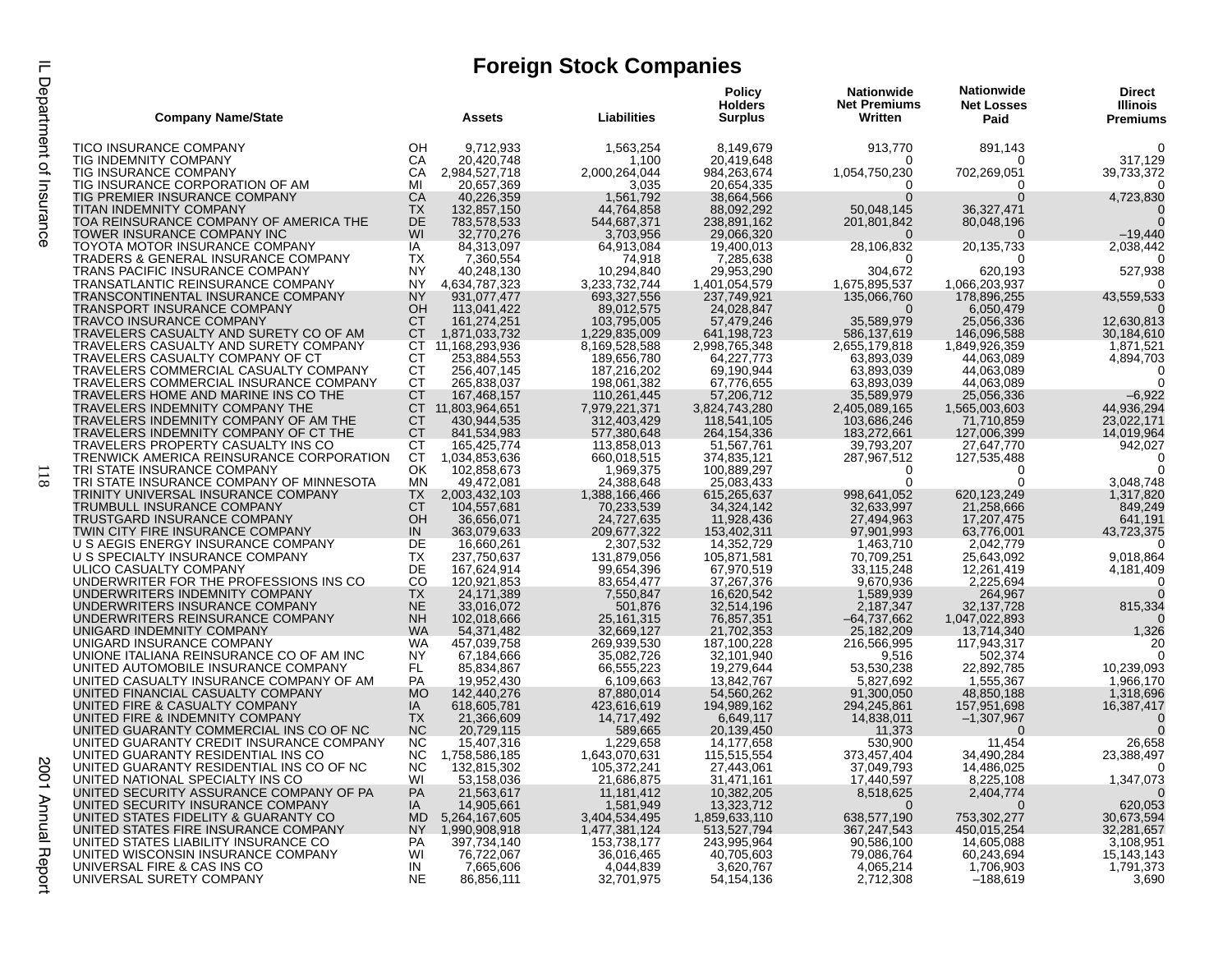# Foreign Stock Companies

| Company Name/State | | Assets | Liabilities | Policy Holders Surplus | Nationwide Net Premiums Written | Nationwide Net Losses Paid | Direct Illinois Premiums |
|---|---|---|---|---|---|---|---|
| TICO INSURANCE COMPANY | OH | 9,712,933 | 1,563,254 | 8,149,679 | 913,770 | 891,143 | 0 |
| TIG INDEMNITY COMPANY | CA | 20,420,748 | 1,100 | 20,419,648 | 0 | 0 | 317,129 |
| TIG INSURANCE COMPANY | CA | 2,984,527,718 | 2,000,264,044 | 984,263,674 | 1,054,750,230 | 702,269,051 | 39,733,372 |
| TIG INSURANCE CORPORATION OF AM | MI | 20,657,369 | 3,035 | 20,654,335 | 0 | 0 | 0 |
| TIG PREMIER INSURANCE COMPANY | CA | 40,226,359 | 1,561,792 | 38,664,566 | 0 | 0 | 4,723,830 |
| TITAN INDEMNITY COMPANY | TX | 132,857,150 | 44,764,858 | 88,092,292 | 50,048,145 | 36,327,471 | 0 |
| TOA REINSURANCE COMPANY OF AMERICA THE | DE | 783,578,533 | 544,687,371 | 238,891,162 | 201,801,842 | 80,048,196 | 0 |
| TOWER INSURANCE COMPANY INC | WI | 32,770,276 | 3,703,956 | 29,066,320 | 0 | 0 | –19,440 |
| TOYOTA MOTOR INSURANCE COMPANY | IA | 84,313,097 | 64,913,084 | 19,400,013 | 28,106,832 | 20,135,733 | 2,038,442 |
| TRADERS & GENERAL INSURANCE COMPANY | TX | 7,360,554 | 74,918 | 7,285,638 | 0 | 0 | 0 |
| TRANS PACIFIC INSURANCE COMPANY | NY | 40,248,130 | 10,294,840 | 29,953,290 | 304,672 | 620,193 | 527,938 |
| TRANSATLANTIC REINSURANCE COMPANY | NY | 4,634,787,323 | 3,233,732,744 | 1,401,054,579 | 1,675,895,537 | 1,066,203,937 | 0 |
| TRANSCONTINENTAL INSURANCE COMPANY | NY | 931,077,477 | 693,327,556 | 237,749,921 | 135,066,760 | 178,896,255 | 43,559,533 |
| TRANSPORT INSURANCE COMPANY | OH | 113,041,422 | 89,012,575 | 24,028,847 | 0 | 6,050,479 | 0 |
| TRAVCO INSURANCE COMPANY | CT | 161,274,251 | 103,795,005 | 57,479,246 | 35,589,979 | 25,056,336 | 12,630,813 |
| TRAVELERS CASUALTY AND SURETY CO OF AM | CT | 1,871,033,732 | 1,229,835,009 | 641,198,723 | 586,137,619 | 146,096,588 | 30,184,610 |
| TRAVELERS CASUALTY AND SURETY COMPANY | CT | 11,168,293,936 | 8,169,528,588 | 2,998,765,348 | 2,655,179,818 | 1,849,926,359 | 1,871,521 |
| TRAVELERS CASUALTY COMPANY OF CT | CT | 253,884,553 | 189,656,780 | 64,227,773 | 63,893,039 | 44,063,089 | 4,894,703 |
| TRAVELERS COMMERCIAL CASUALTY COMPANY | CT | 256,407,145 | 187,216,202 | 69,190,944 | 63,893,039 | 44,063,089 | 0 |
| TRAVELERS COMMERCIAL INSURANCE COMPANY | CT | 265,838,037 | 198,061,382 | 67,776,655 | 63,893,039 | 44,063,089 | 0 |
| TRAVELERS HOME AND MARINE INS CO THE | CT | 167,468,157 | 110,261,445 | 57,206,712 | 35,589,979 | 25,056,336 | –6,922 |
| TRAVELERS INDEMNITY COMPANY THE | CT | 11,803,964,651 | 7,979,221,371 | 3,824,743,280 | 2,405,089,165 | 1,565,003,603 | 44,936,294 |
| TRAVELERS INDEMNITY COMPANY OF AM THE | CT | 430,944,535 | 312,403,429 | 118,541,105 | 103,686,246 | 71,710,859 | 23,022,171 |
| TRAVELERS INDEMNITY COMPANY OF CT THE | CT | 841,534,983 | 577,380,648 | 264,154,336 | 183,272,661 | 127,006,399 | 14,019,964 |
| TRAVELERS PROPERTY CASUALTY INS CO | CT | 165,425,774 | 113,858,013 | 51,567,761 | 39,793,207 | 27,647,770 | 942,027 |
| TRENWICK AMERICA REINSURANCE CORPORATION | CT | 1,034,853,636 | 660,018,515 | 374,835,121 | 287,967,512 | 127,535,488 | 0 |
| TRI STATE INSURANCE COMPANY | OK | 102,858,673 | 1,969,375 | 100,889,297 | 0 | 0 | 0 |
| TRI STATE INSURANCE COMPANY OF MINNESOTA | MN | 49,472,081 | 24,388,648 | 25,083,433 | 0 | 0 | 3,048,748 |
| TRINITY UNIVERSAL INSURANCE COMPANY | TX | 2,003,432,103 | 1,388,166,466 | 615,265,637 | 998,641,052 | 620,123,249 | 1,317,820 |
| TRUMBULL INSURANCE COMPANY | CT | 104,557,681 | 70,233,539 | 34,324,142 | 32,633,997 | 21,258,666 | 849,249 |
| TRUSTGARD INSURANCE COMPANY | OH | 36,656,071 | 24,727,635 | 11,928,436 | 27,494,963 | 17,207,475 | 641,191 |
| TWIN CITY FIRE INSURANCE COMPANY | IN | 363,079,633 | 209,677,322 | 153,402,311 | 97,901,993 | 63,776,001 | 43,723,375 |
| U S AEGIS ENERGY INSURANCE COMPANY | DE | 16,660,261 | 2,307,532 | 14,352,729 | 1,463,710 | 2,042,779 | 0 |
| U S SPECIALTY INSURANCE COMPANY | TX | 237,750,637 | 131,879,056 | 105,871,581 | 70,709,251 | 25,643,092 | 9,018,864 |
| ULICO CASUALTY COMPANY | DE | 167,624,914 | 99,654,396 | 67,970,519 | 33,115,248 | 12,261,419 | 4,181,409 |
| UNDERWRITER FOR THE PROFESSIONS INS CO | CO | 120,921,853 | 83,654,477 | 37,267,376 | 9,670,936 | 2,225,694 | 0 |
| UNDERWRITERS INDEMNITY COMPANY | TX | 24,171,389 | 7,550,847 | 16,620,542 | 1,589,939 | 264,967 | 0 |
| UNDERWRITERS INSURANCE COMPANY | NE | 33,016,072 | 501,876 | 32,514,196 | 2,187,347 | 32,137,728 | 815,334 |
| UNDERWRITERS REINSURANCE COMPANY | NH | 102,018,666 | 25,161,315 | 76,857,351 | –64,737,662 | 1,047,022,893 | 0 |
| UNIGARD INDEMNITY COMPANY | WA | 54,371,482 | 32,669,127 | 21,702,353 | 25,182,209 | 13,714,340 | 1,326 |
| UNIGARD INSURANCE COMPANY | WA | 457,039,758 | 269,939,530 | 187,100,228 | 216,566,995 | 117,943,317 | 20 |
| UNIONE ITALIANA REINSURANCE CO OF AM INC | NY | 67,184,666 | 35,082,726 | 32,101,940 | 9,516 | 502,374 | 0 |
| UNITED AUTOMOBILE INSURANCE COMPANY | FL | 85,834,867 | 66,555,223 | 19,279,644 | 53,530,238 | 22,892,785 | 10,239,093 |
| UNITED CASUALTY INSURANCE COMPANY OF AM | PA | 19,952,430 | 6,109,663 | 13,842,767 | 5,827,692 | 1,555,367 | 1,966,170 |
| UNITED FINANCIAL CASUALTY COMPANY | MO | 142,440,276 | 87,880,014 | 54,560,262 | 91,300,050 | 48,850,188 | 1,318,696 |
| UNITED FIRE & CASUALTY COMPANY | IA | 618,605,781 | 423,616,619 | 194,989,162 | 294,245,861 | 157,951,698 | 16,387,417 |
| UNITED FIRE & INDEMNITY COMPANY | TX | 21,366,609 | 14,717,492 | 6,649,117 | 14,838,011 | –1,307,967 | 0 |
| UNITED GUARANTY COMMERCIAL INS CO OF NC | NC | 20,729,115 | 589,665 | 20,139,450 | 11,373 | 0 | 0 |
| UNITED GUARANTY CREDIT INSURANCE COMPANY | NC | 15,407,316 | 1,229,658 | 14,177,658 | 530,900 | 11,454 | 26,658 |
| UNITED GUARANTY RESIDENTIAL INS CO | NC | 1,758,586,185 | 1,643,070,631 | 115,515,554 | 373,457,404 | 34,490,284 | 23,388,497 |
| UNITED GUARANTY RESIDENTIAL INS CO OF NC | NC | 132,815,302 | 105,372,241 | 27,443,061 | 37,049,793 | 14,486,025 | 0 |
| UNITED NATIONAL SPECIALTY INS CO | WI | 53,158,036 | 21,686,875 | 31,471,161 | 17,440,597 | 8,225,108 | 1,347,073 |
| UNITED SECURITY ASSURANCE COMPANY OF PA | PA | 21,563,617 | 11,181,412 | 10,382,205 | 8,518,625 | 2,404,774 | 0 |
| UNITED SECURITY INSURANCE COMPANY | IA | 14,905,661 | 1,581,949 | 13,323,712 | 0 | 0 | 620,053 |
| UNITED STATES FIDELITY & GUARANTY CO | MD | 5,264,167,605 | 3,404,534,495 | 1,859,633,110 | 638,577,190 | 753,302,277 | 30,673,594 |
| UNITED STATES FIRE INSURANCE COMPANY | NY | 1,990,908,918 | 1,477,381,124 | 513,527,794 | 367,247,543 | 450,015,254 | 32,281,657 |
| UNITED STATES LIABILITY INSURANCE CO | PA | 397,734,140 | 153,738,177 | 243,995,964 | 90,586,100 | 14,605,088 | 3,108,951 |
| UNITED WISCONSIN INSURANCE COMPANY | WI | 76,722,067 | 36,016,465 | 40,705,603 | 79,086,764 | 60,243,694 | 15,143,143 |
| UNIVERSAL FIRE & CAS INS CO | IN | 7,665,606 | 4,044,839 | 3,620,767 | 4,065,214 | 1,706,903 | 1,791,373 |
| UNIVERSAL SURETY COMPANY | NE | 86,856,111 | 32,701,975 | 54,154,136 | 2,712,308 | –188,619 | 3,690 |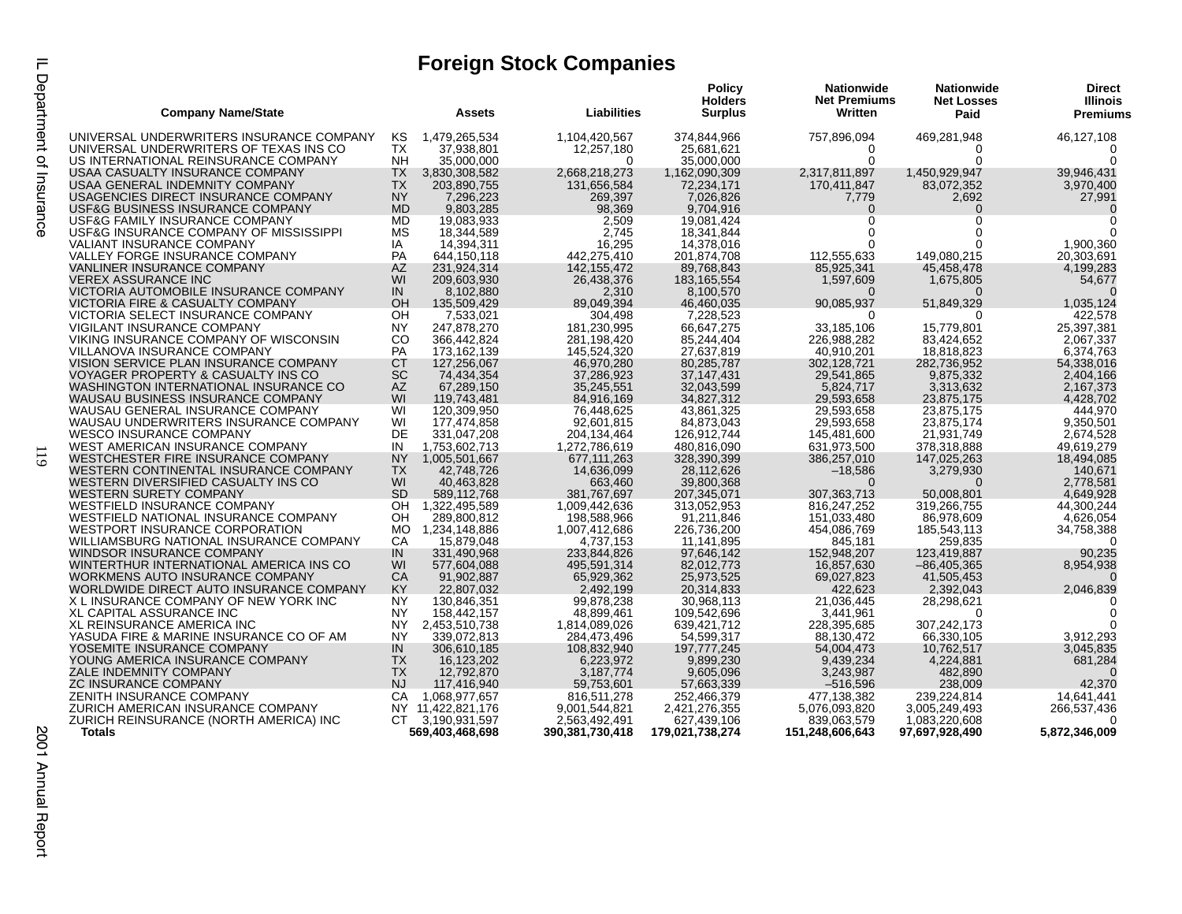# Foreign Stock Companies

| Company Name/State | | Assets | Liabilities | Policy Holders Surplus | Nationwide Net Premiums Written | Nationwide Net Losses Paid | Direct Illinois Premiums |
|---|---|---|---|---|---|---|---|
| UNIVERSAL UNDERWRITERS INSURANCE COMPANY | KS | 1,479,265,534 | 1,104,420,567 | 374,844,966 | 757,896,094 | 469,281,948 | 46,127,108 |
| UNIVERSAL UNDERWRITERS OF TEXAS INS CO | TX | 37,938,801 | 12,257,180 | 25,681,621 | 0 | 0 | 0 |
| US INTERNATIONAL REINSURANCE COMPANY | NH | 35,000,000 | 0 | 35,000,000 | 0 | 0 | 0 |
| USAA CASUALTY INSURANCE COMPANY | TX | 3,830,308,582 | 2,668,218,273 | 1,162,090,309 | 2,317,811,897 | 1,450,929,947 | 39,946,431 |
| USAA GENERAL INDEMNITY COMPANY | TX | 203,890,755 | 131,656,584 | 72,234,171 | 170,411,847 | 83,072,352 | 3,970,400 |
| USAGENCIES DIRECT INSURANCE COMPANY | NY | 7,296,223 | 269,397 | 7,026,826 | 7,779 | 2,692 | 27,991 |
| USF&G BUSINESS INSURANCE COMPANY | MD | 9,803,285 | 98,369 | 9,704,916 | 0 | 0 | 0 |
| USF&G FAMILY INSURANCE COMPANY | MD | 19,083,933 | 2,509 | 19,081,424 | 0 | 0 | 0 |
| USF&G INSURANCE COMPANY OF MISSISSIPPI | MS | 18,344,589 | 2,745 | 18,341,844 | 0 | 0 | 0 |
| VALIANT INSURANCE COMPANY | IA | 14,394,311 | 16,295 | 14,378,016 | 0 | 0 | 1,900,360 |
| VALLEY FORGE INSURANCE COMPANY | PA | 644,150,118 | 442,275,410 | 201,874,708 | 112,555,633 | 149,080,215 | 20,303,691 |
| VANLINER INSURANCE COMPANY | AZ | 231,924,314 | 142,155,472 | 89,768,843 | 85,925,341 | 45,458,478 | 4,199,283 |
| VEREX ASSURANCE INC | WI | 209,603,930 | 26,438,376 | 183,165,554 | 1,597,609 | 1,675,805 | 54,677 |
| VICTORIA AUTOMOBILE INSURANCE COMPANY | IN | 8,102,880 | 2,310 | 8,100,570 | 0 | 0 | 0 |
| VICTORIA FIRE & CASUALTY COMPANY | OH | 135,509,429 | 89,049,394 | 46,460,035 | 90,085,937 | 51,849,329 | 1,035,124 |
| VICTORIA SELECT INSURANCE COMPANY | OH | 7,533,021 | 304,498 | 7,228,523 | 0 | 0 | 422,578 |
| VIGILANT INSURANCE COMPANY | NY | 247,878,270 | 181,230,995 | 66,647,275 | 33,185,106 | 15,779,801 | 25,397,381 |
| VIKING INSURANCE COMPANY OF WISCONSIN | CO | 366,442,824 | 281,198,420 | 85,244,404 | 226,988,282 | 83,424,652 | 2,067,337 |
| VILLANOVA INSURANCE COMPANY | PA | 173,162,139 | 145,524,320 | 27,637,819 | 40,910,201 | 18,818,823 | 6,374,763 |
| VISION SERVICE PLAN INSURANCE COMPANY | CT | 127,256,067 | 46,970,280 | 80,285,787 | 302,128,721 | 282,736,952 | 54,338,016 |
| VOYAGER PROPERTY & CASUALTY INS CO | SC | 74,434,354 | 37,286,923 | 37,147,431 | 29,541,865 | 9,875,332 | 2,404,166 |
| WASHINGTON INTERNATIONAL INSURANCE CO | AZ | 67,289,150 | 35,245,551 | 32,043,599 | 5,824,717 | 3,313,632 | 2,167,373 |
| WAUSAU BUSINESS INSURANCE COMPANY | WI | 119,743,481 | 84,916,169 | 34,827,312 | 29,593,658 | 23,875,175 | 4,428,702 |
| WAUSAU GENERAL INSURANCE COMPANY | WI | 120,309,950 | 76,448,625 | 43,861,325 | 29,593,658 | 23,875,175 | 444,970 |
| WAUSAU UNDERWRITERS INSURANCE COMPANY | WI | 177,474,858 | 92,601,815 | 84,873,043 | 29,593,658 | 23,875,174 | 9,350,501 |
| WESCO INSURANCE COMPANY | DE | 331,047,208 | 204,134,464 | 126,912,744 | 145,481,600 | 21,931,749 | 2,674,528 |
| WEST AMERICAN INSURANCE COMPANY | IN | 1,753,602,713 | 1,272,786,619 | 480,816,090 | 631,973,500 | 378,318,888 | 49,619,279 |
| WESTCHESTER FIRE INSURANCE COMPANY | NY | 1,005,501,667 | 677,111,263 | 328,390,399 | 386,257,010 | 147,025,263 | 18,494,085 |
| WESTERN CONTINENTAL INSURANCE COMPANY | TX | 42,748,726 | 14,636,099 | 28,112,626 | –18,586 | 3,279,930 | 140,671 |
| WESTERN DIVERSIFIED CASUALTY INS CO | WI | 40,463,828 | 663,460 | 39,800,368 | 0 | 0 | 2,778,581 |
| WESTERN SURETY COMPANY | SD | 589,112,768 | 381,767,697 | 207,345,071 | 307,363,713 | 50,008,801 | 4,649,928 |
| WESTFIELD INSURANCE COMPANY | OH | 1,322,495,589 | 1,009,442,636 | 313,052,953 | 816,247,252 | 319,266,755 | 44,300,244 |
| WESTFIELD NATIONAL INSURANCE COMPANY | OH | 289,800,812 | 198,588,966 | 91,211,846 | 151,033,480 | 86,978,609 | 4,626,054 |
| WESTPORT INSURANCE CORPORATION | MO | 1,234,148,886 | 1,007,412,686 | 226,736,200 | 454,086,769 | 185,543,113 | 34,758,388 |
| WILLIAMSBURG NATIONAL INSURANCE COMPANY | CA | 15,879,048 | 4,737,153 | 11,141,895 | 845,181 | 259,835 | 0 |
| WINDSOR INSURANCE COMPANY | IN | 331,490,968 | 233,844,826 | 97,646,142 | 152,948,207 | 123,419,887 | 90,235 |
| WINTERTHUR INTERNATIONAL AMERICA INS CO | WI | 577,604,088 | 495,591,314 | 82,012,773 | 16,857,630 | –86,405,365 | 8,954,938 |
| WORKMENS AUTO INSURANCE COMPANY | CA | 91,902,887 | 65,929,362 | 25,973,525 | 69,027,823 | 41,505,453 | 0 |
| WORLDWIDE DIRECT AUTO INSURANCE COMPANY | KY | 22,807,032 | 2,492,199 | 20,314,833 | 422,623 | 2,392,043 | 2,046,839 |
| X L INSURANCE COMPANY OF NEW YORK INC | NY | 130,846,351 | 99,878,238 | 30,968,113 | 21,036,445 | 28,298,621 | 0 |
| XL CAPITAL ASSURANCE INC | NY | 158,442,157 | 48,899,461 | 109,542,696 | 3,441,961 | 0 | 0 |
| XL REINSURANCE AMERICA INC | NY | 2,453,510,738 | 1,814,089,026 | 639,421,712 | 228,395,685 | 307,242,173 | 0 |
| YASUDA FIRE & MARINE INSURANCE CO OF AM | NY | 339,072,813 | 284,473,496 | 54,599,317 | 88,130,472 | 66,330,105 | 3,912,293 |
| YOSEMITE INSURANCE COMPANY | IN | 306,610,185 | 108,832,940 | 197,777,245 | 54,004,473 | 10,762,517 | 3,045,835 |
| YOUNG AMERICA INSURANCE COMPANY | TX | 16,123,202 | 6,223,972 | 9,899,230 | 9,439,234 | 4,224,881 | 681,284 |
| ZALE INDEMNITY COMPANY | TX | 12,792,870 | 3,187,774 | 9,605,096 | 3,243,987 | 482,890 | 0 |
| ZC INSURANCE COMPANY | NJ | 117,416,940 | 59,753,601 | 57,663,339 | –516,596 | 238,009 | 42,370 |
| ZENITH INSURANCE COMPANY | CA | 1,068,977,657 | 816,511,278 | 252,466,379 | 477,138,382 | 239,224,814 | 14,641,441 |
| ZURICH AMERICAN INSURANCE COMPANY | NY | 11,422,821,176 | 9,001,544,821 | 2,421,276,355 | 5,076,093,820 | 3,005,249,493 | 266,537,436 |
| ZURICH REINSURANCE (NORTH AMERICA) INC | CT | 3,190,931,597 | 2,563,492,491 | 627,439,106 | 839,063,579 | 1,083,220,608 | 0 |
| **Totals** | | **569,403,468,698** | **390,381,730,418** | **179,021,738,274** | **151,248,606,643** | **97,697,928,490** | **5,872,346,009** |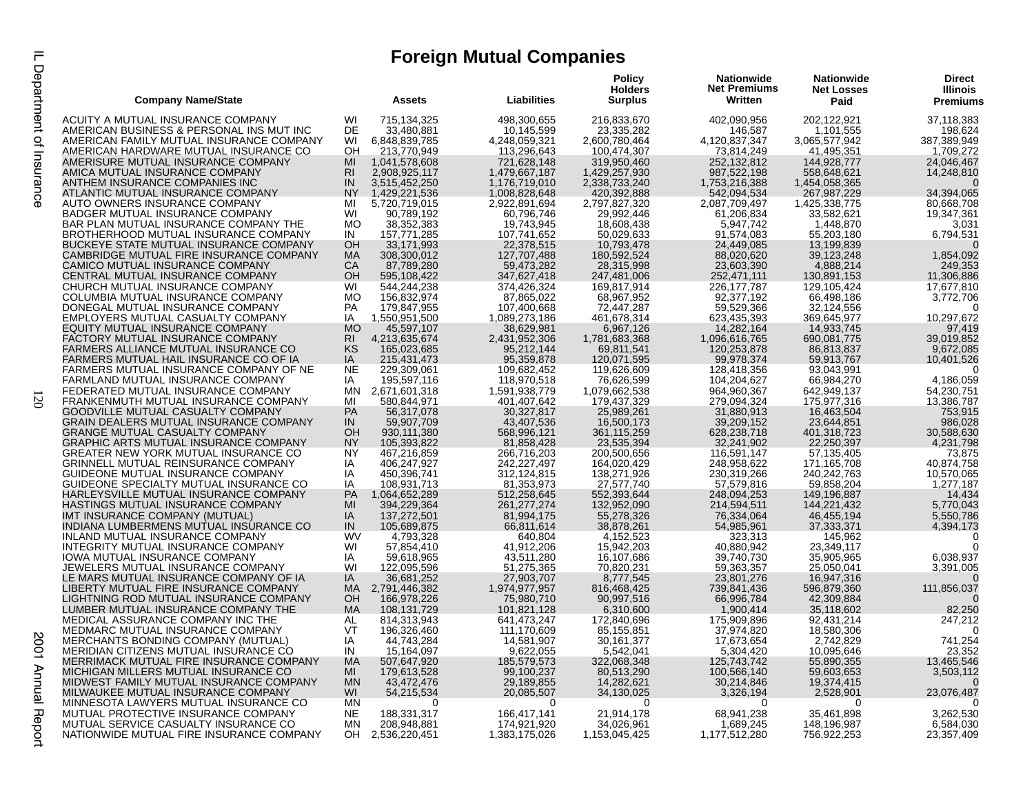# Foreign Mutual Companies

| Company Name/State | | Assets | Liabilities | Policy Holders Surplus | Nationwide Net Premiums Written | Nationwide Net Losses Paid | Direct Illinois Premiums |
|---|---|---|---|---|---|---|---|
| ACUITY A MUTUAL INSURANCE COMPANY | WI | 715,134,325 | 498,300,655 | 216,833,670 | 402,090,956 | 202,122,921 | 37,118,383 |
| AMERICAN BUSINESS & PERSONAL INS MUT INC | DE | 33,480,881 | 10,145,599 | 23,335,282 | 146,587 | 1,101,555 | 198,624 |
| AMERICAN FAMILY MUTUAL INSURANCE COMPANY | WI | 6,848,839,785 | 4,248,059,321 | 2,600,780,464 | 4,120,837,347 | 3,065,577,942 | 387,389,949 |
| AMERICAN HARDWARE MUTUAL INSURANCE CO | OH | 213,770,949 | 113,296,643 | 100,474,307 | 73,814,249 | 41,495,351 | 1,709,272 |
| AMERISURE MUTUAL INSURANCE COMPANY | MI | 1,041,578,608 | 721,628,148 | 319,950,460 | 252,132,812 | 144,928,777 | 24,046,467 |
| AMICA MUTUAL INSURANCE COMPANY | RI | 2,908,925,117 | 1,479,667,187 | 1,429,257,930 | 987,522,198 | 558,648,621 | 14,248,810 |
| ANTHEM INSURANCE COMPANIES INC | IN | 3,515,452,250 | 1,176,719,010 | 2,338,733,240 | 1,753,216,388 | 1,454,058,365 | 0 |
| ATLANTIC MUTUAL INSURANCE COMPANY | NY | 1,429,221,536 | 1,008,828,648 | 420,392,888 | 542,094,534 | 267,987,229 | 34,394,065 |
| AUTO OWNERS INSURANCE COMPANY | MI | 5,720,719,015 | 2,922,891,694 | 2,797,827,320 | 2,087,709,497 | 1,425,338,775 | 80,668,708 |
| BADGER MUTUAL INSURANCE COMPANY | WI | 90,789,192 | 60,796,746 | 29,992,446 | 61,206,834 | 33,582,621 | 19,347,361 |
| BAR PLAN MUTUAL INSURANCE COMPANY THE | MO | 38,352,383 | 19,743,945 | 18,608,438 | 5,947,742 | 1,448,870 | 3,031 |
| BROTHERHOOD MUTUAL INSURANCE COMPANY | IN | 157,771,285 | 107,741,652 | 50,029,633 | 91,574,083 | 55,203,180 | 6,794,531 |
| BUCKEYE STATE MUTUAL INSURANCE COMPANY | OH | 33,171,993 | 22,378,515 | 10,793,478 | 24,449,085 | 13,199,839 | 0 |
| CAMBRIDGE MUTUAL FIRE INSURANCE COMPANY | MA | 308,300,012 | 127,707,488 | 180,592,524 | 88,020,620 | 39,123,248 | 1,854,092 |
| CAMICO MUTUAL INSURANCE COMPANY | CA | 87,789,280 | 59,473,282 | 28,315,998 | 23,603,390 | 4,888,214 | 249,353 |
| CENTRAL MUTUAL INSURANCE COMPANY | OH | 595,108,422 | 347,627,418 | 247,481,006 | 252,471,111 | 130,891,153 | 11,306,886 |
| CHURCH MUTUAL INSURANCE COMPANY | WI | 544,244,238 | 374,426,324 | 169,817,914 | 226,177,787 | 129,105,424 | 17,677,810 |
| COLUMBIA MUTUAL INSURANCE COMPANY | MO | 156,832,974 | 87,865,022 | 68,967,952 | 92,377,192 | 66,498,186 | 3,772,706 |
| DONEGAL MUTUAL INSURANCE COMPANY | PA | 179,847,955 | 107,400,668 | 72,447,287 | 59,529,366 | 32,124,556 | 0 |
| EMPLOYERS MUTUAL CASUALTY COMPANY | IA | 1,550,951,500 | 1,089,273,186 | 461,678,314 | 623,435,393 | 369,645,977 | 10,297,672 |
| EQUITY MUTUAL INSURANCE COMPANY | MO | 45,597,107 | 38,629,981 | 6,967,126 | 14,282,164 | 14,933,745 | 97,419 |
| FACTORY MUTUAL INSURANCE COMPANY | RI | 4,213,635,674 | 2,431,952,306 | 1,781,683,368 | 1,096,616,765 | 690,081,775 | 39,019,852 |
| FARMERS ALLIANCE MUTUAL INSURANCE CO | KS | 165,023,685 | 95,212,144 | 69,811,541 | 120,253,878 | 86,813,837 | 9,672,085 |
| FARMERS MUTUAL HAIL INSURANCE CO OF IA | IA | 215,431,473 | 95,359,878 | 120,071,595 | 99,978,374 | 59,913,767 | 10,401,526 |
| FARMERS MUTUAL INSURANCE COMPANY OF NE | NE | 229,309,061 | 109,682,452 | 119,626,609 | 128,418,356 | 93,043,991 | 0 |
| FARMLAND MUTUAL INSURANCE COMPANY | IA | 195,597,116 | 118,970,518 | 76,626,599 | 104,204,627 | 66,984,270 | 4,186,059 |
| FEDERATED MUTUAL INSURANCE COMPANY | MN | 2,671,601,318 | 1,591,938,779 | 1,079,662,538 | 964,960,367 | 642,949,137 | 54,230,751 |
| FRANKENMUTH MUTUAL INSURANCE COMPANY | MI | 580,844,971 | 401,407,642 | 179,437,329 | 279,094,324 | 175,977,316 | 13,386,787 |
| GOODVILLE MUTUAL CASUALTY COMPANY | PA | 56,317,078 | 30,327,817 | 25,989,261 | 31,880,913 | 16,463,504 | 753,915 |
| GRAIN DEALERS MUTUAL INSURANCE COMPANY | IN | 59,907,709 | 43,407,536 | 16,500,173 | 39,209,152 | 23,644,851 | 986,028 |
| GRANGE MUTUAL CASUALTY COMPANY | OH | 930,111,380 | 568,996,121 | 361,115,259 | 628,238,718 | 401,318,723 | 30,588,630 |
| GRAPHIC ARTS MUTUAL INSURANCE COMPANY | NY | 105,393,822 | 81,858,428 | 23,535,394 | 32,241,902 | 22,250,397 | 4,231,798 |
| GREATER NEW YORK MUTUAL INSURANCE CO | NY | 467,216,859 | 266,716,203 | 200,500,656 | 116,591,147 | 57,135,405 | 73,875 |
| GRINNELL MUTUAL REINSURANCE COMPANY | IA | 406,247,927 | 242,227,497 | 164,020,429 | 248,958,622 | 171,165,708 | 40,874,758 |
| GUIDEONE MUTUAL INSURANCE COMPANY | IA | 450,396,741 | 312,124,815 | 138,271,926 | 230,319,266 | 240,242,763 | 10,570,065 |
| GUIDEONE SPECIALTY MUTUAL INSURANCE CO | IA | 108,931,713 | 81,353,973 | 27,577,740 | 57,579,816 | 59,858,204 | 1,277,187 |
| HARLEYSVILLE MUTUAL INSURANCE COMPANY | PA | 1,064,652,289 | 512,258,645 | 552,393,644 | 248,094,253 | 149,196,887 | 14,434 |
| HASTINGS MUTUAL INSURANCE COMPANY | MI | 394,229,364 | 261,277,274 | 132,952,090 | 214,594,511 | 144,221,432 | 5,770,043 |
| IMT INSURANCE COMPANY (MUTUAL) | IA | 137,272,501 | 81,994,175 | 55,278,326 | 76,334,064 | 46,455,194 | 5,550,786 |
| INDIANA LUMBERMENS MUTUAL INSURANCE CO | IN | 105,689,875 | 66,811,614 | 38,878,261 | 54,985,961 | 37,333,371 | 4,394,173 |
| INLAND MUTUAL INSURANCE COMPANY | WV | 4,793,328 | 640,804 | 4,152,523 | 323,313 | 145,962 | 0 |
| INTEGRITY MUTUAL INSURANCE COMPANY | WI | 57,854,410 | 41,912,206 | 15,942,203 | 40,880,942 | 23,349,117 | 0 |
| IOWA MUTUAL INSURANCE COMPANY | IA | 59,618,965 | 43,511,280 | 16,107,686 | 39,740,730 | 35,905,965 | 6,038,937 |
| JEWELERS MUTUAL INSURANCE COMPANY | WI | 122,095,596 | 51,275,365 | 70,820,231 | 59,363,357 | 25,050,041 | 3,391,005 |
| LE MARS MUTUAL INSURANCE COMPANY OF IA | IA | 36,681,252 | 27,903,707 | 8,777,545 | 23,801,276 | 16,947,316 | 0 |
| LIBERTY MUTUAL FIRE INSURANCE COMPANY | MA | 2,791,446,382 | 1,974,977,957 | 816,468,425 | 739,841,436 | 596,879,360 | 111,856,037 |
| LIGHTNING ROD MUTUAL INSURANCE COMPANY | OH | 166,978,226 | 75,980,710 | 90,997,516 | 66,996,784 | 42,309,884 | 0 |
| LUMBER MUTUAL INSURANCE COMPANY THE | MA | 108,131,729 | 101,821,128 | 6,310,600 | 1,900,414 | 35,118,602 | 82,250 |
| MEDICAL ASSURANCE COMPANY INC THE | AL | 814,313,943 | 641,473,247 | 172,840,696 | 175,909,896 | 92,431,214 | 247,212 |
| MEDMARC MUTUAL INSURANCE COMPANY | VT | 196,326,460 | 111,170,609 | 85,155,851 | 37,974,820 | 18,580,306 | 0 |
| MERCHANTS BONDING COMPANY (MUTUAL) | IA | 44,743,284 | 14,581,907 | 30,161,377 | 17,673,654 | 2,742,829 | 741,254 |
| MERIDIAN CITIZENS MUTUAL INSURANCE CO | IN | 15,164,097 | 9,622,055 | 5,542,041 | 5,304,420 | 10,095,646 | 23,352 |
| MERRIMACK MUTUAL FIRE INSURANCE COMPANY | MA | 507,647,920 | 185,579,573 | 322,068,348 | 125,743,742 | 55,890,355 | 13,465,546 |
| MICHIGAN MILLERS MUTUAL INSURANCE CO | MI | 179,613,528 | 99,100,237 | 80,513,290 | 100,566,140 | 59,603,653 | 3,503,112 |
| MIDWEST FAMILY MUTUAL INSURANCE COMPANY | MN | 43,472,476 | 29,189,855 | 14,282,621 | 30,214,846 | 19,374,415 | 0 |
| MILWAUKEE MUTUAL INSURANCE COMPANY | WI | 54,215,534 | 20,085,507 | 34,130,025 | 3,326,194 | 2,528,901 | 23,076,487 |
| MINNESOTA LAWYERS MUTUAL INSURANCE CO | MN | 0 | 0 | 0 | 0 | 0 | 0 |
| MUTUAL PROTECTIVE INSURANCE COMPANY | NE | 188,331,317 | 166,417,141 | 21,914,178 | 68,941,238 | 35,461,898 | 3,262,530 |
| MUTUAL SERVICE CASUALTY INSURANCE CO | MN | 208,948,881 | 174,921,920 | 34,026,961 | 1,689,245 | 148,196,987 | 6,584,030 |
| NATIONWIDE MUTUAL FIRE INSURANCE COMPANY | OH | 2,536,220,451 | 1,383,175,026 | 1,153,045,425 | 1,177,512,280 | 756,922,253 | 23,357,409 |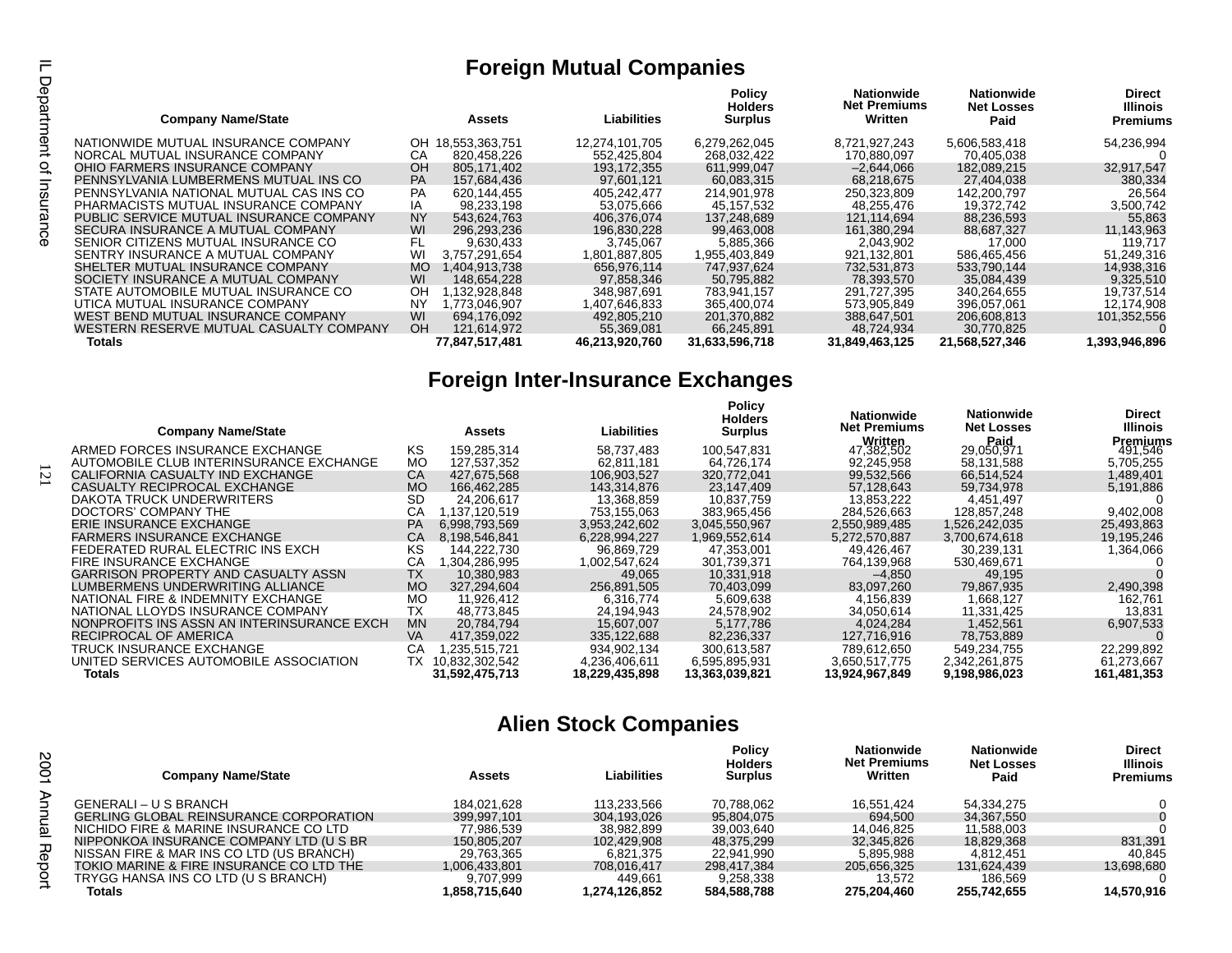## Foreign Mutual Companies

| Company Name/State | | Assets | Liabilities | Policy Holders Surplus | Nationwide Net Premiums Written | Nationwide Net Losses Paid | Direct Illinois Premiums |
|---|---|---|---|---|---|---|---|
| NATIONWIDE MUTUAL INSURANCE COMPANY | OH | 18,553,363,751 | 12,274,101,705 | 6,279,262,045 | 8,721,927,243 | 5,606,583,418 | 54,236,994 |
| NORCAL MUTUAL INSURANCE COMPANY | CA | 820,458,226 | 552,425,804 | 268,032,422 | 170,880,097 | 70,405,038 | 0 |
| OHIO FARMERS INSURANCE COMPANY | OH | 805,171,402 | 193,172,355 | 611,999,047 | –2,644,066 | 182,089,215 | 32,917,547 |
| PENNSYLVANIA LUMBERMENS MUTUAL INS CO | PA | 157,684,436 | 97,601,121 | 60,083,315 | 68,218,675 | 27,404,038 | 380,334 |
| PENNSYLVANIA NATIONAL MUTUAL CAS INS CO | PA | 620,144,455 | 405,242,477 | 214,901,978 | 250,323,809 | 142,200,797 | 26,564 |
| PHARMACISTS MUTUAL INSURANCE COMPANY | IA | 98,233,198 | 53,075,666 | 45,157,532 | 48,255,476 | 19,372,742 | 3,500,742 |
| PUBLIC SERVICE MUTUAL INSURANCE COMPANY | NY | 543,624,763 | 406,376,074 | 137,248,689 | 121,114,694 | 88,236,593 | 55,863 |
| SECURA INSURANCE A MUTUAL COMPANY | WI | 296,293,236 | 196,830,228 | 99,463,008 | 161,380,294 | 88,687,327 | 11,143,963 |
| SENIOR CITIZENS MUTUAL INSURANCE CO | FL | 9,630,433 | 3,745,067 | 5,885,366 | 2,043,902 | 17,000 | 119,717 |
| SENTRY INSURANCE A MUTUAL COMPANY | WI | 3,757,291,654 | 1,801,887,805 | 1,955,403,849 | 921,132,801 | 586,465,456 | 51,249,316 |
| SHELTER MUTUAL INSURANCE COMPANY | MO | 1,404,913,738 | 656,976,114 | 747,937,624 | 732,531,873 | 533,790,144 | 14,938,316 |
| SOCIETY INSURANCE A MUTUAL COMPANY | WI | 148,654,228 | 97,858,346 | 50,795,882 | 78,393,570 | 35,084,439 | 9,325,510 |
| STATE AUTOMOBILE MUTUAL INSURANCE CO | OH | 1,132,928,848 | 348,987,691 | 783,941,157 | 291,727,395 | 340,264,655 | 19,737,514 |
| UTICA MUTUAL INSURANCE COMPANY | NY | 1,773,046,907 | 1,407,646,833 | 365,400,074 | 573,905,849 | 396,057,061 | 12,174,908 |
| WEST BEND MUTUAL INSURANCE COMPANY | WI | 694,176,092 | 492,805,210 | 201,370,882 | 388,647,501 | 206,608,813 | 101,352,556 |
| WESTERN RESERVE MUTUAL CASUALTY COMPANY | OH | 121,614,972 | 55,369,081 | 66,245,891 | 48,724,934 | 30,770,825 | 0 |
| **Totals** | | **77,847,517,481** | **46,213,920,760** | **31,633,596,718** | **31,849,463,125** | **21,568,527,346** | **1,393,946,896** |

## Foreign Inter-Insurance Exchanges

| Company Name/State | | Assets | Liabilities | Policy Holders Surplus | Nationwide Net Premiums Written | Nationwide Net Losses Paid | Direct Illinois Premiums |
|---|---|---|---|---|---|---|---|
| ARMED FORCES INSURANCE EXCHANGE | KS | 159,285,314 | 58,737,483 | 100,547,831 | 47,382,502 | 29,050,971 | 491,546 |
| AUTOMOBILE CLUB INTERINSURANCE EXCHANGE | MO | 127,537,352 | 62,811,181 | 64,726,174 | 92,245,958 | 58,131,588 | 5,705,255 |
| CALIFORNIA CASUALTY IND EXCHANGE | CA | 427,675,568 | 106,903,527 | 320,772,041 | 99,532,566 | 66,514,524 | 1,489,401 |
| CASUALTY RECIPROCAL EXCHANGE | MO | 166,462,285 | 143,314,876 | 23,147,409 | 57,128,643 | 59,734,978 | 5,191,886 |
| DAKOTA TRUCK UNDERWRITERS | SD | 24,206,617 | 13,368,859 | 10,837,759 | 13,853,222 | 4,451,497 | 0 |
| DOCTORS' COMPANY THE | CA | 1,137,120,519 | 753,155,063 | 383,965,456 | 284,526,663 | 128,857,248 | 9,402,008 |
| ERIE INSURANCE EXCHANGE | PA | 6,998,793,569 | 3,953,242,602 | 3,045,550,967 | 2,550,989,485 | 1,526,242,035 | 25,493,863 |
| FARMERS INSURANCE EXCHANGE | CA | 8,198,546,841 | 6,228,994,227 | 1,969,552,614 | 5,272,570,887 | 3,700,674,618 | 19,195,246 |
| FEDERATED RURAL ELECTRIC INS EXCH | KS | 144,222,730 | 96,869,729 | 47,353,001 | 49,426,467 | 30,239,131 | 1,364,066 |
| FIRE INSURANCE EXCHANGE | CA | 1,304,286,995 | 1,002,547,624 | 301,739,371 | 764,139,968 | 530,469,671 | 0 |
| GARRISON PROPERTY AND CASUALTY ASSN | TX | 10,380,983 | 49,065 | 10,331,918 | –4,850 | 49,195 | 0 |
| LUMBERMENS UNDERWRITING ALLIANCE | MO | 327,294,604 | 256,891,505 | 70,403,099 | 83,097,260 | 79,867,935 | 2,490,398 |
| NATIONAL FIRE & INDEMNITY EXCHANGE | MO | 11,926,412 | 6,316,774 | 5,609,638 | 4,156,839 | 1,668,127 | 162,761 |
| NATIONAL LLOYDS INSURANCE COMPANY | TX | 48,773,845 | 24,194,943 | 24,578,902 | 34,050,614 | 11,331,425 | 13,831 |
| NONPROFITS INS ASSN AN INTERINSURANCE EXCH | MN | 20,784,794 | 15,607,007 | 5,177,786 | 4,024,284 | 1,452,561 | 6,907,533 |
| RECIPROCAL OF AMERICA | VA | 417,359,022 | 335,122,688 | 82,236,337 | 127,716,916 | 78,753,889 | 0 |
| TRUCK INSURANCE EXCHANGE | CA | 1,235,515,721 | 934,902,134 | 300,613,587 | 789,612,650 | 549,234,755 | 22,299,892 |
| UNITED SERVICES AUTOMOBILE ASSOCIATION | TX | 10,832,302,542 | 4,236,406,611 | 6,595,895,931 | 3,650,517,775 | 2,342,261,875 | 61,273,667 |
| **Totals** | | **31,592,475,713** | **18,229,435,898** | **13,363,039,821** | **13,924,967,849** | **9,198,986,023** | **161,481,353** |

## Alien Stock Companies

| Company Name/State | Assets | Liabilities | Policy Holders Surplus | Nationwide Net Premiums Written | Nationwide Net Losses Paid | Direct Illinois Premiums |
|---|---|---|---|---|---|---|
| GENERALI – U S BRANCH | 184,021,628 | 113,233,566 | 70,788,062 | 16,551,424 | 54,334,275 | 0 |
| GERLING GLOBAL REINSURANCE CORPORATION | 399,997,101 | 304,193,026 | 95,804,075 | 694,500 | 34,367,550 | 0 |
| NICHIDO FIRE & MARINE INSURANCE CO LTD | 77,986,539 | 38,982,899 | 39,003,640 | 14,046,825 | 11,588,003 | 0 |
| NIPPONKOA INSURANCE COMPANY LTD (U S BR | 150,805,207 | 102,429,908 | 48,375,299 | 32,345,826 | 18,829,368 | 831,391 |
| NISSAN FIRE & MAR INS CO LTD (US BRANCH) | 29,763,365 | 6,821,375 | 22,941,990 | 5,895,988 | 4,812,451 | 40,845 |
| TOKIO MARINE & FIRE INSURANCE CO LTD THE | 1,006,433,801 | 708,016,417 | 298,417,384 | 205,656,325 | 131,624,439 | 13,698,680 |
| TRYGG HANSA INS CO LTD (U S BRANCH) | 9,707,999 | 449,661 | 9,258,338 | 13,572 | 186,569 | 0 |
| **Totals** | **1,858,715,640** | **1,274,126,852** | **584,588,788** | **275,204,460** | **255,742,655** | **14,570,916** |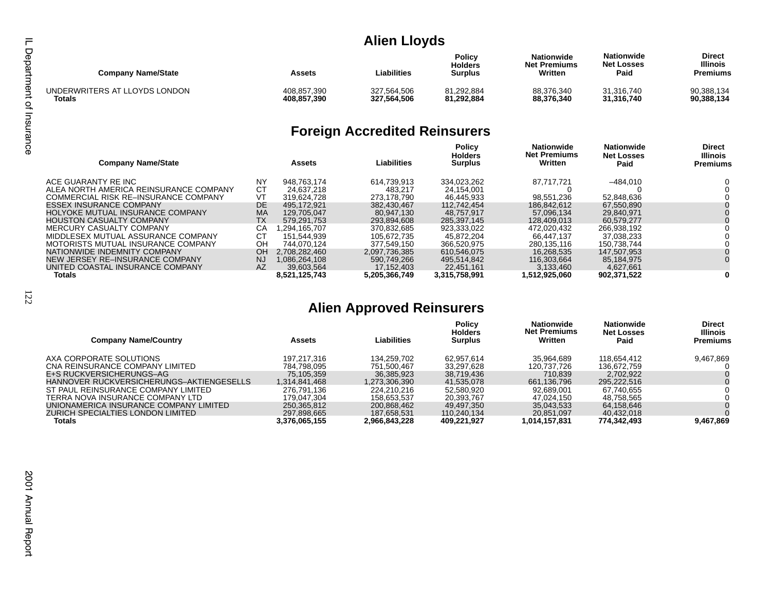## Alien Lloyds

| Company Name/State | | Assets | Liabilities | Policy Holders Surplus | Nationwide Net Premiums Written | Nationwide Net Losses Paid | Direct Illinois Premiums |
|---|---|---|---|---|---|---|---|
| UNDERWRITERS AT LLOYDS LONDON | | 408,857,390 | 327,564,506 | 81,292,884 | 88,376,340 | 31,316,740 | 90,388,134 |
| **Totals** | | **408,857,390** | **327,564,506** | **81,292,884** | **88,376,340** | **31,316,740** | **90,388,134** |

## Foreign Accredited Reinsurers

| Company Name/State | | Assets | Liabilities | Policy Holders Surplus | Nationwide Net Premiums Written | Nationwide Net Losses Paid | Direct Illinois Premiums |
|---|---|---|---|---|---|---|---|
| ACE GUARANTY RE INC | NY | 948,763,174 | 614,739,913 | 334,023,262 | 87,717,721 | –484,010 | 0 |
| ALEA NORTH AMERICA REINSURANCE COMPANY | CT | 24,637,218 | 483,217 | 24,154,001 | 0 | 0 | 0 |
| COMMERCIAL RISK RE–INSURANCE COMPANY | VT | 319,624,728 | 273,178,790 | 46,445,933 | 98,551,236 | 52,848,636 | 0 |
| ESSEX INSURANCE COMPANY | DE | 495,172,921 | 382,430,467 | 112,742,454 | 186,842,612 | 67,550,890 | 0 |
| HOLYOKE MUTUAL INSURANCE COMPANY | MA | 129,705,047 | 80,947,130 | 48,757,917 | 57,096,134 | 29,840,971 | 0 |
| HOUSTON CASUALTY COMPANY | TX | 579,291,753 | 293,894,608 | 285,397,145 | 128,409,013 | 60,579,277 | 0 |
| MERCURY CASUALTY COMPANY | CA | 1,294,165,707 | 370,832,685 | 923,333,022 | 472,020,432 | 266,938,192 | 0 |
| MIDDLESEX MUTUAL ASSURANCE COMPANY | CT | 151,544,939 | 105,672,735 | 45,872,204 | 66,447,137 | 37,038,233 | 0 |
| MOTORISTS MUTUAL INSURANCE COMPANY | OH | 744,070,124 | 377,549,150 | 366,520,975 | 280,135,116 | 150,738,744 | 0 |
| NATIONWIDE INDEMNITY COMPANY | OH | 2,708,282,460 | 2,097,736,385 | 610,546,075 | 16,268,535 | 147,507,953 | 0 |
| NEW JERSEY RE–INSURANCE COMPANY | NJ | 1,086,264,108 | 590,749,266 | 495,514,842 | 116,303,664 | 85,184,975 | 0 |
| UNITED COASTAL INSURANCE COMPANY | AZ | 39,603,564 | 17,152,403 | 22,451,161 | 3,133,460 | 4,627,661 | |
| **Totals** | | **8,521,125,743** | **5,205,366,749** | **3,315,758,991** | **1,512,925,060** | **902,371,522** | **0** |

## Alien Approved Reinsurers

| Company Name/Country | Assets | Liabilities | Policy Holders Surplus | Nationwide Net Premiums Written | Nationwide Net Losses Paid | Direct Illinois Premiums |
|---|---|---|---|---|---|---|
| AXA CORPORATE SOLUTIONS | 197,217,316 | 134,259,702 | 62,957,614 | 35,964,689 | 118,654,412 | 9,467,869 |
| CNA REINSURANCE COMPANY LIMITED | 784,798,095 | 751,500,467 | 33,297,628 | 120,737,726 | 136,672,759 | 0 |
| E+S RUCKVERSICHERUNGS–AG | 75,105,359 | 36,385,923 | 38,719,436 | 710,839 | 2,702,922 | 0 |
| HANNOVER RUCKVERSICHERUNGS–AKTIENGESELLS | 1,314,841,468 | 1,273,306,390 | 41,535,078 | 661,136,796 | 295,222,516 | 0 |
| ST PAUL REINSURANCE COMPANY LIMITED | 276,791,136 | 224,210,216 | 52,580,920 | 92,689,001 | 67,740,655 | 0 |
| TERRA NOVA INSURANCE COMPANY LTD | 179,047,304 | 158,653,537 | 20,393,767 | 47,024,150 | 48,758,565 | 0 |
| UNIONAMERICA INSURANCE COMPANY LIMITED | 250,365,812 | 200,868,462 | 49,497,350 | 35,043,533 | 64,158,646 | 0 |
| ZURICH SPECIALTIES LONDON LIMITED | 297,898,665 | 187,658,531 | 110,240,134 | 20,851,097 | 40,432,018 | 0 |
| **Totals** | **3,376,065,155** | **2,966,843,228** | **409,221,927** | **1,014,157,831** | **774,342,493** | **9,467,869** |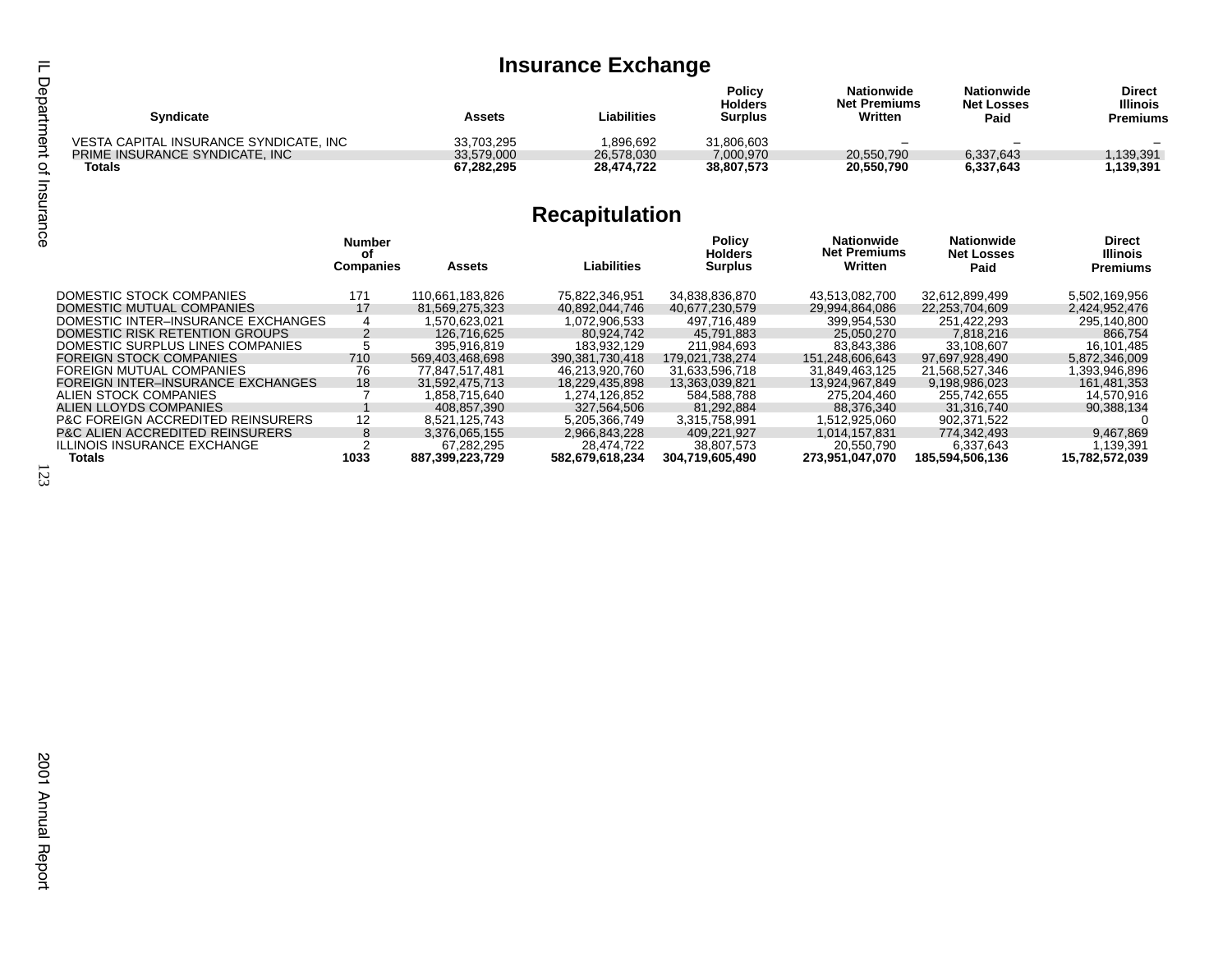## Insurance Exchange

| Syndicate | Assets | Liabilities | Policy Holders Surplus | Nationwide Net Premiums Written | Nationwide Net Losses Paid | Direct Illinois Premiums |
|---|---|---|---|---|---|---|
| VESTA CAPITAL INSURANCE SYNDICATE, INC | 33,703,295 | 1,896,692 | 31,806,603 | – | – | – |
| PRIME INSURANCE SYNDICATE, INC | 33,579,000 | 26,578,030 | 7,000,970 | 20,550,790 | 6,337,643 | 1,139,391 |
| **Totals** | **67,282,295** | **28,474,722** | **38,807,573** | **20,550,790** | **6,337,643** | **1,139,391** |

## Recapitulation

| | Number of Companies | Assets | Liabilities | Policy Holders Surplus | Nationwide Net Premiums Written | Nationwide Net Losses Paid | Direct Illinois Premiums |
|---|---|---|---|---|---|---|---|
| DOMESTIC STOCK COMPANIES | 171 | 110,661,183,826 | 75,822,346,951 | 34,838,836,870 | 43,513,082,700 | 32,612,899,499 | 5,502,169,956 |
| DOMESTIC MUTUAL COMPANIES | 17 | 81,569,275,323 | 40,892,044,746 | 40,677,230,579 | 29,994,864,086 | 22,253,704,609 | 2,424,952,476 |
| DOMESTIC INTER–INSURANCE EXCHANGES | 4 | 1,570,623,021 | 1,072,906,533 | 497,716,489 | 399,954,530 | 251,422,293 | 295,140,800 |
| DOMESTIC RISK RETENTION GROUPS | 2 | 126,716,625 | 80,924,742 | 45,791,883 | 25,050,270 | 7,818,216 | 866,754 |
| DOMESTIC SURPLUS LINES COMPANIES | 5 | 395,916,819 | 183,932,129 | 211,984,693 | 83,843,386 | 33,108,607 | 16,101,485 |
| FOREIGN STOCK COMPANIES | 710 | 569,403,468,698 | 390,381,730,418 | 179,021,738,274 | 151,248,606,643 | 97,697,928,490 | 5,872,346,009 |
| FOREIGN MUTUAL COMPANIES | 76 | 77,847,517,481 | 46,213,920,760 | 31,633,596,718 | 31,849,463,125 | 21,568,527,346 | 1,393,946,896 |
| FOREIGN INTER–INSURANCE EXCHANGES | 18 | 31,592,475,713 | 18,229,435,898 | 13,363,039,821 | 13,924,967,849 | 9,198,986,023 | 161,481,353 |
| ALIEN STOCK COMPANIES | 7 | 1,858,715,640 | 1,274,126,852 | 584,588,788 | 275,204,460 | 255,742,655 | 14,570,916 |
| ALIEN LLOYDS COMPANIES | 1 | 408,857,390 | 327,564,506 | 81,292,884 | 88,376,340 | 31,316,740 | 90,388,134 |
| P&C FOREIGN ACCREDITED REINSURERS | 12 | 8,521,125,743 | 5,205,366,749 | 3,315,758,991 | 1,512,925,060 | 902,371,522 | 0 |
| P&C ALIEN ACCREDITED REINSURERS | 8 | 3,376,065,155 | 2,966,843,228 | 409,221,927 | 1,014,157,831 | 774,342,493 | 9,467,869 |
| ILLINOIS INSURANCE EXCHANGE | 2 | 67,282,295 | 28,474,722 | 38,807,573 | 20,550,790 | 6,337,643 | 1,139,391 |
| **Totals** | **1033** | **887,399,223,729** | **582,679,618,234** | **304,719,605,490** | **273,951,047,070** | **185,594,506,136** | **15,782,572,039** |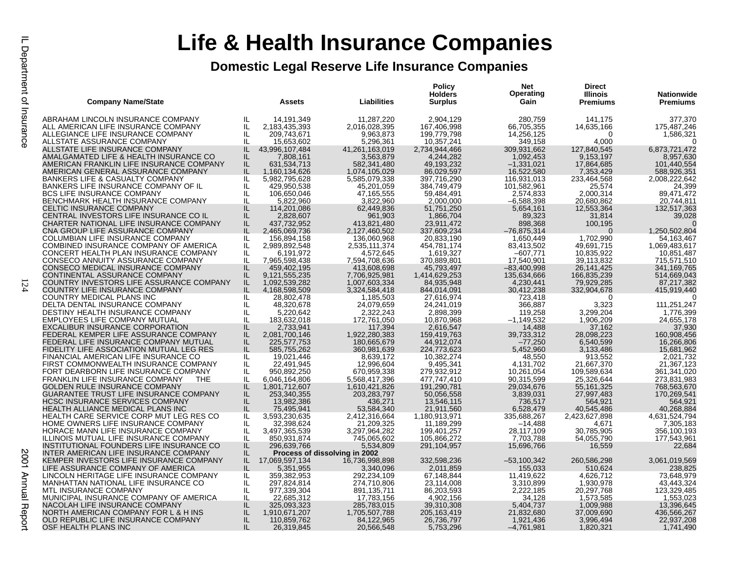# Life & Health Insurance Companies

## Domestic Legal Reserve Life Insurance Companies

| Company Name/State | | Assets | Liabilities | Policy Holders Surplus | Net Operating Gain | Direct Illinois Premiums | Nationwide Premiums |
|---|---|---|---|---|---|---|---|
| ABRAHAM LINCOLN INSURANCE COMPANY | IL | 14,191,349 | 11,287,220 | 2,904,129 | 280,759 | 141,175 | 377,370 |
| ALL AMERICAN LIFE INSURANCE COMPANY | IL | 2,183,435,393 | 2,016,028,395 | 167,406,998 | 66,705,355 | 14,635,166 | 175,487,246 |
| ALLEGIANCE LIFE INSURANCE COMPANY | IL | 209,743,671 | 9,963,873 | 199,779,798 | 14,256,125 | 0 | 1,586,321 |
| ALLSTATE ASSURANCE COMPANY | IL | 15,653,602 | 5,296,361 | 10,357,241 | 349,158 | 4,000 | 0 |
| ALLSTATE LIFE INSURANCE COMPANY | IL | 43,996,107,484 | 41,261,163,019 | 2,734,944,466 | 309,931,662 | 127,840,545 | 6,873,721,472 |
| AMALGAMATED LIFE & HEALTH INSURANCE CO | IL | 7,808,161 | 3,563,879 | 4,244,282 | 1,092,453 | 9,153,197 | 8,957,630 |
| AMERICAN FRANKLIN LIFE INSURANCE COMPANY | IL | 631,534,713 | 582,341,480 | 49,193,232 | –1,331,021 | 17,864,685 | 101,440,554 |
| AMERICAN GENERAL ASSURANCE COMPANY | IL | 1,160,134,626 | 1,074,105,029 | 86,029,597 | 16,522,580 | 7,353,429 | 588,926,351 |
| BANKERS LIFE & CASUALTY COMPANY | IL | 5,982,795,628 | 5,585,079,338 | 397,716,290 | 116,931,013 | 233,464,568 | 2,008,222,642 |
| BANKERS LIFE INSURANCE COMPANY OF IL | IL | 429,950,538 | 45,201,059 | 384,749,479 | 101,582,961 | 25,574 | 24,399 |
| BCS LIFE INSURANCE COMPANY | IL | 106,650,046 | 47,165,555 | 59,484,491 | 2,574,833 | 2,000,314 | 89,471,472 |
| BENCHMARK HEALTH INSURANCE COMPANY | IL | 5,822,960 | 3,822,960 | 2,000,000 | –6,588,398 | 20,680,862 | 20,744,811 |
| CELTIC INSURANCE COMPANY | IL | 114,201,086 | 62,449,836 | 51,751,250 | 5,654,161 | 12,553,364 | 132,517,363 |
| CENTRAL INVESTORS LIFE INSURANCE CO IL | IL | 2,828,607 | 961,903 | 1,866,704 | 89,323 | 31,814 | 39,028 |
| CHARTER NATIONAL LIFE INSURANCE COMPANY | IL | 437,732,952 | 413,821,480 | 23,911,472 | 898,368 | 100,195 | 0 |
| CNA GROUP LIFE ASSURANCE COMPANY | IL | 2,465,069,736 | 2,127,460,502 | 337,609,234 | –76,875,314 | 0 | 1,250,502,804 |
| COLUMBIAN LIFE INSURANCE COMPANY | IL | 156,894,158 | 136,060,968 | 20,833,190 | 1,650,449 | 1,702,990 | 54,163,467 |
| COMBINED INSURANCE COMPANY OF AMERICA | IL | 2,989,892,548 | 2,535,111,374 | 454,781,174 | 83,413,502 | 49,691,715 | 1,069,483,617 |
| CONCERT HEALTH PLAN INSURANCE COMPANY | IL | 6,191,972 | 4,572,645 | 1,619,327 | –607,771 | 10,835,922 | 10,851,487 |
| CONSECO ANNUITY ASSURANCE COMPANY | IL | 7,965,598,438 | 7,594,708,636 | 370,889,801 | 17,540,901 | 39,113,832 | 715,571,510 |
| CONSECO MEDICAL INSURANCE COMPANY | IL | 459,402,195 | 413,608,698 | 45,793,497 | –83,400,998 | 26,141,425 | 341,169,765 |
| CONTINENTAL ASSURANCE COMPANY | IL | 9,121,555,235 | 7,706,925,981 | 1,414,629,253 | 135,634,666 | 166,835,239 | 514,669,043 |
| COUNTRY INVESTORS LIFE ASSURANCE COMPANY | IL | 1,092,539,282 | 1,007,603,334 | 84,935,948 | 4,230,441 | 79,929,285 | 87,217,382 |
| COUNTRY LIFE INSURANCE COMPANY | IL | 4,168,598,509 | 3,324,584,418 | 844,014,091 | 30,412,238 | 332,904,678 | 415,919,440 |
| COUNTRY MEDICAL PLANS INC | IL | 28,802,478 | 1,185,503 | 27,616,974 | 723,418 | 0 | 0 |
| DELTA DENTAL INSURANCE COMPANY | IL | 48,320,678 | 24,079,659 | 24,241,019 | 366,887 | 3,323 | 111,251,247 |
| DESTINY HEALTH INSURANCE COMPANY | IL | 5,220,642 | 2,322,243 | 2,898,399 | 119,258 | 3,299,204 | 1,776,399 |
| EMPLOYEES LIFE COMPANY MUTUAL | IL | 183,632,018 | 172,761,050 | 10,870,968 | –1,149,532 | 1,906,209 | 24,655,178 |
| EXCALIBUR INSURANCE CORPORATION | IL | 2,733,941 | 117,394 | 2,616,547 | 14,488 | 37,162 | 37,930 |
| FEDERAL KEMPER LIFE ASSURANCE COMPANY | IL | 2,081,700,146 | 1,922,280,383 | 159,419,763 | 39,733,312 | 28,098,223 | 160,908,456 |
| FEDERAL LIFE INSURANCE COMPANY MUTUAL | IL | 225,577,753 | 180,665,679 | 44,912,074 | –77,250 | 6,540,599 | 16,266,806 |
| FIDELITY LIFE ASSOCIATION MUTUAL LEG RES | IL | 585,755,262 | 360,981,639 | 224,773,623 | 5,452,960 | 3,133,486 | 15,681,962 |
| FINANCIAL AMERICAN LIFE INSURANCE CO | IL | 19,021,446 | 8,639,172 | 10,382,274 | 48,550 | 913,552 | 2,021,732 |
| FIRST COMMONWEALTH INSURANCE COMPANY | IL | 22,491,945 | 12,996,604 | 9,495,341 | 4,131,702 | 21,667,370 | 21,367,123 |
| FORT DEARBORN LIFE INSURANCE COMPANY | IL | 950,892,250 | 670,959,338 | 279,932,912 | 10,261,054 | 109,589,634 | 361,341,020 |
| FRANKLIN LIFE INSURANCE COMPANY THE | IL | 6,046,164,806 | 5,568,417,396 | 477,747,410 | 90,315,599 | 25,326,644 | 273,831,983 |
| GOLDEN RULE INSURANCE COMPANY | IL | 1,801,712,607 | 1,610,421,826 | 191,290,781 | 29,034,676 | 55,161,325 | 768,563,670 |
| GUARANTEE TRUST LIFE INSURANCE COMPANY | IL | 253,340,355 | 203,283,797 | 50,056,558 | 3,839,031 | 27,997,483 | 170,269,541 |
| HCSC INSURANCE SERVICES COMPANY | IL | 13,982,386 | 436,271 | 13,546,115 | 736,517 | 564,921 | 564,921 |
| HEALTH ALLIANCE MEDICAL PLANS INC | IL | 75,495,941 | 53,584,340 | 21,911,560 | 6,528,479 | 40,545,486 | 40,268,884 |
| HEALTH CARE SERVICE CORP MUT LEG RES CO | IL | 3,593,230,635 | 2,412,316,664 | 1,180,913,971 | 335,688,267 | 2,423,627,898 | 4,631,524,794 |
| HOME OWNERS LIFE INSURANCE COMPANY | IL | 32,398,624 | 21,209,325 | 11,189,299 | –14,488 | 4,671 | 7,305,183 |
| HORACE MANN LIFE INSURANCE COMPANY | IL | 3,497,365,539 | 3,297,964,282 | 199,401,257 | 28,117,109 | 30,785,905 | 356,100,193 |
| ILLINOIS MUTUAL LIFE INSURANCE COMPANY | IL | 850,931,874 | 745,065,602 | 105,866,272 | 7,703,788 | 54,055,790 | 177,543,961 |
| INSTITUTIONAL FOUNDERS LIFE INSURANCE CO | IL | 296,639,766 | 5,534,809 | 291,104,957 | 15,696,766 | 16,559 | 22,684 |
| INTER AMERICAN LIFE INSURANCE COMPANY | IL | **Process of dissolving in 2002** | | | | | |
| KEMPER INVESTORS LIFE INSURANCE COMPANY | IL | 17,069,597,134 | 16,736,998,898 | 332,598,236 | –53,100,342 | 260,586,298 | 3,061,019,569 |
| LIFE ASSURANCE COMPANY OF AMERICA | IL | 5,351,955 | 3,340,096 | 2,011,859 | 155,033 | 510,624 | 238,825 |
| LINCOLN HERITAGE LIFE INSURANCE COMPANY | IL | 359,382,953 | 292,234,109 | 67,148,844 | 11,419,622 | 4,626,712 | 73,648,979 |
| MANHATTAN NATIONAL LIFE INSURANCE CO | IL | 297,824,814 | 274,710,806 | 23,114,008 | 3,310,899 | 1,930,978 | 43,443,324 |
| MTL INSURANCE COMPANY | IL | 977,339,304 | 891,135,711 | 86,203,593 | 2,222,185 | 20,297,768 | 123,329,485 |
| MUNICIPAL INSURANCE COMPANY OF AMERICA | IL | 22,685,312 | 17,783,156 | 4,902,156 | 34,128 | 1,573,585 | 1,553,023 |
| NACOLAH LIFE INSURANCE COMPANY | IL | 325,093,323 | 285,783,015 | 39,310,308 | 5,404,737 | 1,009,988 | 13,396,645 |
| NORTH AMERICAN COMPANY FOR L & H INS | IL | 1,910,671,207 | 1,705,507,788 | 205,163,419 | 21,832,680 | 37,009,690 | 436,566,267 |
| OLD REPUBLIC LIFE INSURANCE COMPANY | IL | 110,859,762 | 84,122,965 | 26,736,797 | 1,921,436 | 3,996,494 | 22,937,208 |
| OSF HEALTH PLANS INC | IL | 26,319,845 | 20,566,548 | 5,753,296 | –4,761,981 | 1,820,321 | 1,741,490 |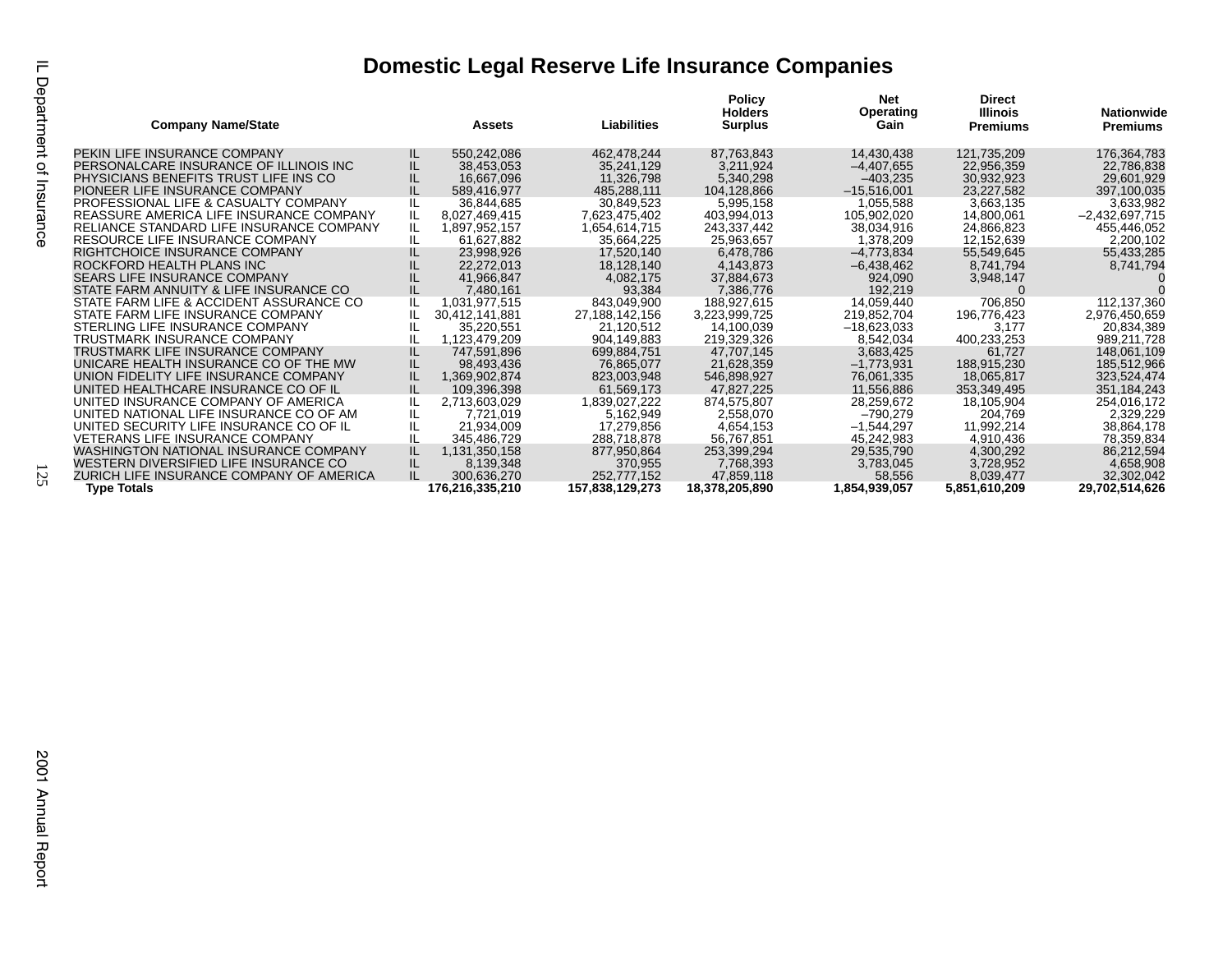# Domestic Legal Reserve Life Insurance Companies

| Company Name/State | | Assets | Liabilities | Policy Holders Surplus | Net Operating Gain | Direct Illinois Premiums | Nationwide Premiums |
|---|---|---|---|---|---|---|---|
| PEKIN LIFE INSURANCE COMPANY | IL | 550,242,086 | 462,478,244 | 87,763,843 | 14,430,438 | 121,735,209 | 176,364,783 |
| PERSONALCARE INSURANCE OF ILLINOIS INC | IL | 38,453,053 | 35,241,129 | 3,211,924 | –4,407,655 | 22,956,359 | 22,786,838 |
| PHYSICIANS BENEFITS TRUST LIFE INS CO | IL | 16,667,096 | 11,326,798 | 5,340,298 | –403,235 | 30,932,923 | 29,601,929 |
| PIONEER LIFE INSURANCE COMPANY | IL | 589,416,977 | 485,288,111 | 104,128,866 | –15,516,001 | 23,227,582 | 397,100,035 |
| PROFESSIONAL LIFE & CASUALTY COMPANY | IL | 36,844,685 | 30,849,523 | 5,995,158 | 1,055,588 | 3,663,135 | 3,633,982 |
| REASSURE AMERICA LIFE INSURANCE COMPANY | IL | 8,027,469,415 | 7,623,475,402 | 403,994,013 | 105,902,020 | 14,800,061 | –2,432,697,715 |
| RELIANCE STANDARD LIFE INSURANCE COMPANY | IL | 1,897,952,157 | 1,654,614,715 | 243,337,442 | 38,034,916 | 24,866,823 | 455,446,052 |
| RESOURCE LIFE INSURANCE COMPANY | IL | 61,627,882 | 35,664,225 | 25,963,657 | 1,378,209 | 12,152,639 | 2,200,102 |
| RIGHTCHOICE INSURANCE COMPANY | IL | 23,998,926 | 17,520,140 | 6,478,786 | –4,773,834 | 55,549,645 | 55,433,285 |
| ROCKFORD HEALTH PLANS INC | IL | 22,272,013 | 18,128,140 | 4,143,873 | –6,438,462 | 8,741,794 | 8,741,794 |
| SEARS LIFE INSURANCE COMPANY | IL | 41,966,847 | 4,082,175 | 37,884,673 | 924,090 | 3,948,147 | 0 |
| STATE FARM ANNUITY & LIFE INSURANCE CO | IL | 7,480,161 | 93,384 | 7,386,776 | 192,219 | 0 | 0 |
| STATE FARM LIFE & ACCIDENT ASSURANCE CO | IL | 1,031,977,515 | 843,049,900 | 188,927,615 | 14,059,440 | 706,850 | 112,137,360 |
| STATE FARM LIFE INSURANCE COMPANY | IL | 30,412,141,881 | 27,188,142,156 | 3,223,999,725 | 219,852,704 | 196,776,423 | 2,976,450,659 |
| STERLING LIFE INSURANCE COMPANY | IL | 35,220,551 | 21,120,512 | 14,100,039 | –18,623,033 | 3,177 | 20,834,389 |
| TRUSTMARK INSURANCE COMPANY | IL | 1,123,479,209 | 904,149,883 | 219,329,326 | 8,542,034 | 400,233,253 | 989,211,728 |
| TRUSTMARK LIFE INSURANCE COMPANY | IL | 747,591,896 | 699,884,751 | 47,707,145 | 3,683,425 | 61,727 | 148,061,109 |
| UNICARE HEALTH INSURANCE CO OF THE MW | IL | 98,493,436 | 76,865,077 | 21,628,359 | –1,773,931 | 188,915,230 | 185,512,966 |
| UNION FIDELITY LIFE INSURANCE COMPANY | IL | 1,369,902,874 | 823,003,948 | 546,898,927 | 76,061,335 | 18,065,817 | 323,524,474 |
| UNITED HEALTHCARE INSURANCE CO OF IL | IL | 109,396,398 | 61,569,173 | 47,827,225 | 11,556,886 | 353,349,495 | 351,184,243 |
| UNITED INSURANCE COMPANY OF AMERICA | IL | 2,713,603,029 | 1,839,027,222 | 874,575,807 | 28,259,672 | 18,105,904 | 254,016,172 |
| UNITED NATIONAL LIFE INSURANCE CO OF AM | IL | 7,721,019 | 5,162,949 | 2,558,070 | –790,279 | 204,769 | 2,329,229 |
| UNITED SECURITY LIFE INSURANCE CO OF IL | IL | 21,934,009 | 17,279,856 | 4,654,153 | –1,544,297 | 11,992,214 | 38,864,178 |
| VETERANS LIFE INSURANCE COMPANY | IL | 345,486,729 | 288,718,878 | 56,767,851 | 45,242,983 | 4,910,436 | 78,359,834 |
| WASHINGTON NATIONAL INSURANCE COMPANY | IL | 1,131,350,158 | 877,950,864 | 253,399,294 | 29,535,790 | 4,300,292 | 86,212,594 |
| WESTERN DIVERSIFIED LIFE INSURANCE CO | IL | 8,139,348 | 370,955 | 7,768,393 | 3,783,045 | 3,728,952 | 4,658,908 |
| ZURICH LIFE INSURANCE COMPANY OF AMERICA | IL | 300,636,270 | 252,777,152 | 47,859,118 | 58,556 | 8,039,477 | 32,302,042 |
| **Type Totals** | | **176,216,335,210** | **157,838,129,273** | **18,378,205,890** | **1,854,939,057** | **5,851,610,209** | **29,702,514,626** |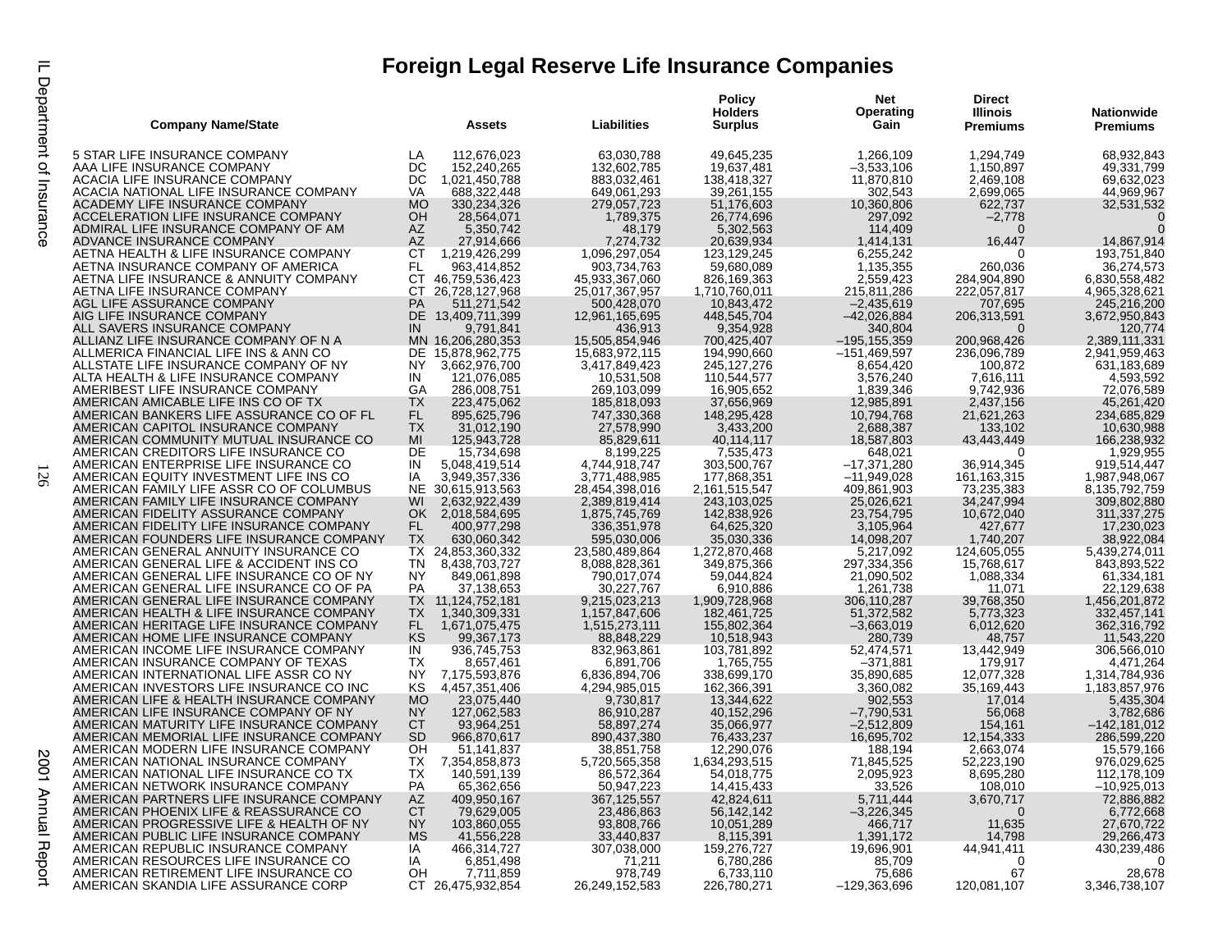# Foreign Legal Reserve Life Insurance Companies

| Company Name/State | | Assets | Liabilities | Policy Holders Surplus | Net Operating Gain | Direct Illinois Premiums | Nationwide Premiums |
|---|---|---|---|---|---|---|---|
| 5 STAR LIFE INSURANCE COMPANY | LA | 112,676,023 | 63,030,788 | 49,645,235 | 1,266,109 | 1,294,749 | 68,932,843 |
| AAA LIFE INSURANCE COMPANY | DC | 152,240,265 | 132,602,785 | 19,637,481 | –3,533,106 | 1,150,897 | 49,331,799 |
| ACACIA LIFE INSURANCE COMPANY | DC | 1,021,450,788 | 883,032,461 | 138,418,327 | 11,870,810 | 2,469,108 | 69,632,023 |
| ACACIA NATIONAL LIFE INSURANCE COMPANY | VA | 688,322,448 | 649,061,293 | 39,261,155 | 302,543 | 2,699,065 | 44,969,967 |
| ACADEMY LIFE INSURANCE COMPANY | MO | 330,234,326 | 279,057,723 | 51,176,603 | 10,360,806 | 622,737 | 32,531,532 |
| ACCELERATION LIFE INSURANCE COMPANY | OH | 28,564,071 | 1,789,375 | 26,774,696 | 297,092 | –2,778 | 0 |
| ADMIRAL LIFE INSURANCE COMPANY OF AM | AZ | 5,350,742 | 48,179 | 5,302,563 | 114,409 | 0 | 0 |
| ADVANCE INSURANCE COMPANY | AZ | 27,914,666 | 7,274,732 | 20,639,934 | 1,414,131 | 16,447 | 14,867,914 |
| AETNA HEALTH & LIFE INSURANCE COMPANY | CT | 1,219,426,299 | 1,096,297,054 | 123,129,245 | 6,255,242 | 0 | 193,751,840 |
| AETNA INSURANCE COMPANY OF AMERICA | FL | 963,414,852 | 903,734,763 | 59,680,089 | 1,135,355 | 260,036 | 36,274,573 |
| AETNA LIFE INSURANCE & ANNUITY COMPANY | CT | 46,759,536,423 | 45,933,367,060 | 826,169,363 | 2,559,423 | 284,904,890 | 6,830,558,482 |
| AETNA LIFE INSURANCE COMPANY | CT | 26,728,127,968 | 25,017,367,957 | 1,710,760,011 | 215,811,286 | 222,057,817 | 4,965,328,621 |
| AGL LIFE ASSURANCE COMPANY | PA | 511,271,542 | 500,428,070 | 10,843,472 | –2,435,619 | 707,695 | 245,216,200 |
| AIG LIFE INSURANCE COMPANY | DE | 13,409,711,399 | 12,961,165,695 | 448,545,704 | –42,026,884 | 206,313,591 | 3,672,950,843 |
| ALL SAVERS INSURANCE COMPANY | IN | 9,791,841 | 436,913 | 9,354,928 | 340,804 | 0 | 120,774 |
| ALLIANZ LIFE INSURANCE COMPANY OF N A | MN | 16,206,280,353 | 15,505,854,946 | 700,425,407 | –195,155,359 | 200,968,426 | 2,389,111,331 |
| ALLMERICA FINANCIAL LIFE INS & ANN CO | DE | 15,878,962,775 | 15,683,972,115 | 194,990,660 | –151,469,597 | 236,096,789 | 2,941,959,463 |
| ALLSTATE LIFE INSURANCE COMPANY OF NY | NY | 3,662,976,700 | 3,417,849,423 | 245,127,276 | 8,654,420 | 100,872 | 631,183,689 |
| ALTA HEALTH & LIFE INSURANCE COMPANY | IN | 121,076,085 | 10,531,508 | 110,544,577 | 3,576,240 | 7,616,111 | 4,593,592 |
| AMERIBEST LIFE INSURANCE COMPANY | GA | 286,008,751 | 269,103,099 | 16,905,652 | 1,839,346 | 9,742,936 | 72,076,589 |
| AMERICAN AMICABLE LIFE INS CO OF TX | TX | 223,475,062 | 185,818,093 | 37,656,969 | 12,985,891 | 2,437,156 | 45,261,420 |
| AMERICAN BANKERS LIFE ASSURANCE CO OF FL | FL | 895,625,796 | 747,330,368 | 148,295,428 | 10,794,768 | 21,621,263 | 234,685,829 |
| AMERICAN CAPITOL INSURANCE COMPANY | TX | 31,012,190 | 27,578,990 | 3,433,200 | 2,688,387 | 133,102 | 10,630,988 |
| AMERICAN COMMUNITY MUTUAL INSURANCE CO | MI | 125,943,728 | 85,829,611 | 40,114,117 | 18,587,803 | 43,443,449 | 166,238,932 |
| AMERICAN CREDITORS LIFE INSURANCE CO | DE | 15,734,698 | 8,199,225 | 7,535,473 | 648,021 | 0 | 1,929,955 |
| AMERICAN ENTERPRISE LIFE INSURANCE CO | IN | 5,048,419,514 | 4,744,918,747 | 303,500,767 | –17,371,280 | 36,914,345 | 919,514,447 |
| AMERICAN EQUITY INVESTMENT LIFE INS CO | IA | 3,949,357,336 | 3,771,488,985 | 177,868,351 | –11,949,028 | 161,163,315 | 1,987,948,067 |
| AMERICAN FAMILY LIFE ASSR CO OF COLUMBUS | NE | 30,615,913,563 | 28,454,398,016 | 2,161,515,547 | 409,861,903 | 73,235,383 | 8,135,792,759 |
| AMERICAN FAMILY LIFE INSURANCE COMPANY | WI | 2,632,922,439 | 2,389,819,414 | 243,103,025 | 25,026,621 | 34,247,994 | 309,802,880 |
| AMERICAN FIDELITY ASSURANCE COMPANY | OK | 2,018,584,695 | 1,875,745,769 | 142,838,926 | 23,754,795 | 10,672,040 | 311,337,275 |
| AMERICAN FIDELITY LIFE INSURANCE COMPANY | FL | 400,977,298 | 336,351,978 | 64,625,320 | 3,105,964 | 427,677 | 17,230,023 |
| AMERICAN FOUNDERS LIFE INSURANCE COMPANY | TX | 630,060,342 | 595,030,006 | 35,030,336 | 14,098,207 | 1,740,207 | 38,922,084 |
| AMERICAN GENERAL ANNUITY INSURANCE CO | TX | 24,853,360,332 | 23,580,489,864 | 1,272,870,468 | 5,217,092 | 124,605,055 | 5,439,274,011 |
| AMERICAN GENERAL LIFE & ACCIDENT INS CO | TN | 8,438,703,727 | 8,088,828,361 | 349,875,366 | 297,334,356 | 15,768,617 | 843,893,522 |
| AMERICAN GENERAL LIFE INSURANCE CO OF NY | NY | 849,061,898 | 790,017,074 | 59,044,824 | 21,090,502 | 1,088,334 | 61,334,181 |
| AMERICAN GENERAL LIFE INSURANCE CO OF PA | PA | 37,138,653 | 30,227,767 | 6,910,886 | 1,261,738 | 11,071 | 22,129,638 |
| AMERICAN GENERAL LIFE INSURANCE COMPANY | TX | 11,124,752,181 | 9,215,023,213 | 1,909,728,968 | 306,110,287 | 39,768,350 | 1,456,201,872 |
| AMERICAN HEALTH & LIFE INSURANCE COMPANY | TX | 1,340,309,331 | 1,157,847,606 | 182,461,725 | 51,372,582 | 5,773,323 | 332,457,141 |
| AMERICAN HERITAGE LIFE INSURANCE COMPANY | FL | 1,671,075,475 | 1,515,273,111 | 155,802,364 | –3,663,019 | 6,012,620 | 362,316,792 |
| AMERICAN HOME LIFE INSURANCE COMPANY | KS | 99,367,173 | 88,848,229 | 10,518,943 | 280,739 | 48,757 | 11,543,220 |
| AMERICAN INCOME LIFE INSURANCE COMPANY | IN | 936,745,753 | 832,963,861 | 103,781,892 | 52,474,571 | 13,442,949 | 306,566,010 |
| AMERICAN INSURANCE COMPANY OF TEXAS | TX | 8,657,461 | 6,891,706 | 1,765,755 | –371,881 | 179,917 | 4,471,264 |
| AMERICAN INTERNATIONAL LIFE ASSR CO NY | NY | 7,175,593,876 | 6,836,894,706 | 338,699,170 | 35,890,685 | 12,077,328 | 1,314,784,936 |
| AMERICAN INVESTORS LIFE INSURANCE CO INC | KS | 4,457,351,406 | 4,294,985,015 | 162,366,391 | 3,360,082 | 35,169,443 | 1,183,857,976 |
| AMERICAN LIFE & HEALTH INSURANCE COMPANY | MO | 23,075,440 | 9,730,817 | 13,344,622 | 902,553 | 17,014 | 5,435,304 |
| AMERICAN LIFE INSURANCE COMPANY OF NY | NY | 127,062,583 | 86,910,287 | 40,152,296 | –7,790,531 | 56,068 | 3,782,686 |
| AMERICAN MATURITY LIFE INSURANCE COMPANY | CT | 93,964,251 | 58,897,274 | 35,066,977 | –2,512,809 | 154,161 | –142,181,012 |
| AMERICAN MEMORIAL LIFE INSURANCE COMPANY | SD | 966,870,617 | 890,437,380 | 76,433,237 | 16,695,702 | 12,154,333 | 286,599,220 |
| AMERICAN MODERN LIFE INSURANCE COMPANY | OH | 51,141,837 | 38,851,758 | 12,290,076 | 188,194 | 2,663,074 | 15,579,166 |
| AMERICAN NATIONAL INSURANCE COMPANY | TX | 7,354,858,873 | 5,720,565,358 | 1,634,293,515 | 71,845,525 | 52,223,190 | 976,029,625 |
| AMERICAN NATIONAL LIFE INSURANCE CO TX | TX | 140,591,139 | 86,572,364 | 54,018,775 | 2,095,923 | 8,695,280 | 112,178,109 |
| AMERICAN NETWORK INSURANCE COMPANY | PA | 65,362,656 | 50,947,223 | 14,415,433 | 33,526 | 108,010 | –10,925,013 |
| AMERICAN PARTNERS LIFE INSURANCE COMPANY | AZ | 409,950,167 | 367,125,557 | 42,824,611 | 5,711,444 | 3,670,717 | 72,886,882 |
| AMERICAN PHOENIX LIFE & REASSURANCE CO | CT | 79,629,005 | 23,486,863 | 56,142,142 | –3,226,345 | 0 | 6,772,668 |
| AMERICAN PROGRESSIVE LIFE & HEALTH OF NY | NY | 103,860,055 | 93,808,766 | 10,051,289 | 466,717 | 11,635 | 27,670,722 |
| AMERICAN PUBLIC LIFE INSURANCE COMPANY | MS | 41,556,228 | 33,440,837 | 8,115,391 | 1,391,172 | 14,798 | 29,266,473 |
| AMERICAN REPUBLIC INSURANCE COMPANY | IA | 466,314,727 | 307,038,000 | 159,276,727 | 19,696,901 | 44,941,411 | 430,239,486 |
| AMERICAN RESOURCES LIFE INSURANCE CO | IA | 6,851,498 | 71,211 | 6,780,286 | 85,709 | 0 | 0 |
| AMERICAN RETIREMENT LIFE INSURANCE CO | OH | 7,711,859 | 978,749 | 6,733,110 | 75,686 | 67 | 28,678 |
| AMERICAN SKANDIA LIFE ASSURANCE CORP | CT | 26,475,932,854 | 26,249,152,583 | 226,780,271 | –129,363,696 | 120,081,107 | 3,346,738,107 |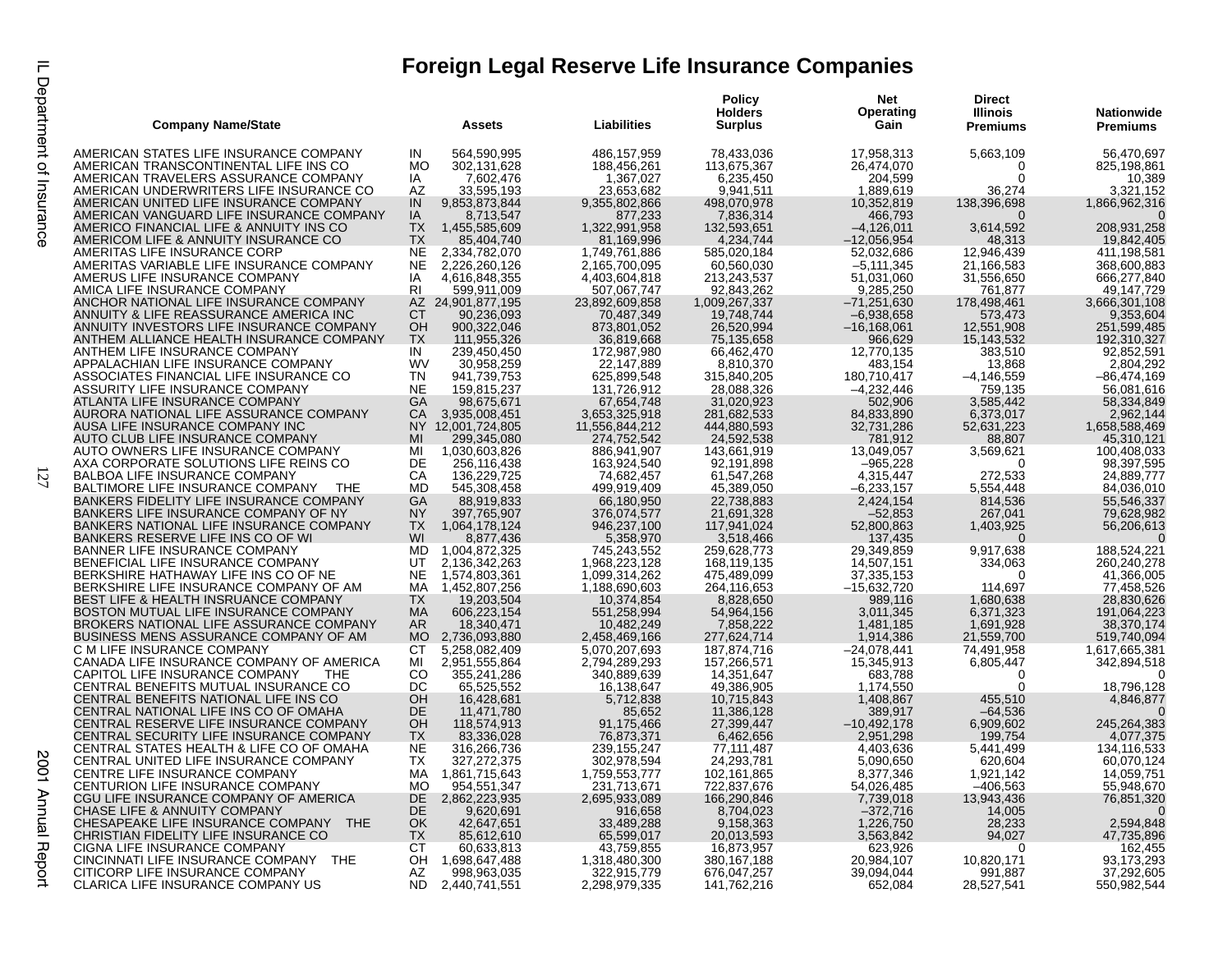# Foreign Legal Reserve Life Insurance Companies

| Company Name/State | | Assets | Liabilities | Policy Holders Surplus | Net Operating Gain | Direct Illinois Premiums | Nationwide Premiums |
|---|---|---|---|---|---|---|---|
| AMERICAN STATES LIFE INSURANCE COMPANY | IN | 564,590,995 | 486,157,959 | 78,433,036 | 17,958,313 | 5,663,109 | 56,470,697 |
| AMERICAN TRANSCONTINENTAL LIFE INS CO | MO | 302,131,628 | 188,456,261 | 113,675,367 | 26,474,070 | 0 | 825,198,861 |
| AMERICAN TRAVELERS ASSURANCE COMPANY | IA | 7,602,476 | 1,367,027 | 6,235,450 | 204,599 | 0 | 10,389 |
| AMERICAN UNDERWRITERS LIFE INSURANCE CO | AZ | 33,595,193 | 23,653,682 | 9,941,511 | 1,889,619 | 36,274 | 3,321,152 |
| AMERICAN UNITED LIFE INSURANCE COMPANY | IN | 9,853,873,844 | 9,355,802,866 | 498,070,978 | 10,352,819 | 138,396,698 | 1,866,962,316 |
| AMERICAN VANGUARD LIFE INSURANCE COMPANY | IA | 8,713,547 | 877,233 | 7,836,314 | 466,793 | 0 | 0 |
| AMERICO FINANCIAL LIFE & ANNUITY INS CO | TX | 1,455,585,609 | 1,322,991,958 | 132,593,651 | –4,126,011 | 3,614,592 | 208,931,258 |
| AMERICOM LIFE & ANNUITY INSURANCE CO | TX | 85,404,740 | 81,169,996 | 4,234,744 | –12,056,954 | 48,313 | 19,842,405 |
| AMERITAS LIFE INSURANCE CORP | NE | 2,334,782,070 | 1,749,761,886 | 585,020,184 | 52,032,686 | 12,946,439 | 411,198,581 |
| AMERITAS VARIABLE LIFE INSURANCE COMPANY | NE | 2,226,260,126 | 2,165,700,095 | 60,560,030 | –5,111,345 | 21,166,583 | 368,600,883 |
| AMERUS LIFE INSURANCE COMPANY | IA | 4,616,848,355 | 4,403,604,818 | 213,243,537 | 51,031,060 | 31,556,650 | 666,277,840 |
| AMICA LIFE INSURANCE COMPANY | RI | 599,911,009 | 507,067,747 | 92,843,262 | 9,285,250 | 761,877 | 49,147,729 |
| ANCHOR NATIONAL LIFE INSURANCE COMPANY | AZ | 24,901,877,195 | 23,892,609,858 | 1,009,267,337 | –71,251,630 | 178,498,461 | 3,666,301,108 |
| ANNUITY & LIFE REASSURANCE AMERICA INC | CT | 90,236,093 | 70,487,349 | 19,748,744 | –6,938,658 | 573,473 | 9,353,604 |
| ANNUITY INVESTORS LIFE INSURANCE COMPANY | OH | 900,322,046 | 873,801,052 | 26,520,994 | –16,168,061 | 12,551,908 | 251,599,485 |
| ANTHEM ALLIANCE HEALTH INSURANCE COMPANY | TX | 111,955,326 | 36,819,668 | 75,135,658 | 966,629 | 15,143,532 | 192,310,327 |
| ANTHEM LIFE INSURANCE COMPANY | IN | 239,450,450 | 172,987,980 | 66,462,470 | 12,770,135 | 383,510 | 92,852,591 |
| APPALACHIAN LIFE INSURANCE COMPANY | WV | 30,958,259 | 22,147,889 | 8,810,370 | 483,154 | 13,868 | 2,804,292 |
| ASSOCIATES FINANCIAL LIFE INSURANCE CO | TN | 941,739,753 | 625,899,548 | 315,840,205 | 180,710,417 | –4,146,559 | –86,474,169 |
| ASSURITY LIFE INSURANCE COMPANY | NE | 159,815,237 | 131,726,912 | 28,088,326 | –4,232,446 | 759,135 | 56,081,616 |
| ATLANTA LIFE INSURANCE COMPANY | GA | 98,675,671 | 67,654,748 | 31,020,923 | 502,906 | 3,585,442 | 58,334,849 |
| AURORA NATIONAL LIFE ASSURANCE COMPANY | CA | 3,935,008,451 | 3,653,325,918 | 281,682,533 | 84,833,890 | 6,373,017 | 2,962,144 |
| AUSA LIFE INSURANCE COMPANY INC | NY | 12,001,724,805 | 11,556,844,212 | 444,880,593 | 32,731,286 | 52,631,223 | 1,658,588,469 |
| AUTO CLUB LIFE INSURANCE COMPANY | MI | 299,345,080 | 274,752,542 | 24,592,538 | 781,912 | 88,807 | 45,310,121 |
| AUTO OWNERS LIFE INSURANCE COMPANY | MI | 1,030,603,826 | 886,941,907 | 143,661,919 | 13,049,057 | 3,569,621 | 100,408,033 |
| AXA CORPORATE SOLUTIONS LIFE REINS CO | DE | 256,116,438 | 163,924,540 | 92,191,898 | –965,228 | 0 | 98,397,595 |
| BALBOA LIFE INSURANCE COMPANY | CA | 136,229,725 | 74,682,457 | 61,547,268 | 4,315,447 | 272,533 | 24,889,777 |
| BALTIMORE LIFE INSURANCE COMPANY THE | MD | 545,308,458 | 499,919,409 | 45,389,050 | –6,233,157 | 5,554,448 | 84,036,010 |
| BANKERS FIDELITY LIFE INSURANCE COMPANY | GA | 88,919,833 | 66,180,950 | 22,738,883 | 2,424,154 | 814,536 | 55,546,337 |
| BANKERS LIFE INSURANCE COMPANY OF NY | NY | 397,765,907 | 376,074,577 | 21,691,328 | –52,853 | 267,041 | 79,628,982 |
| BANKERS NATIONAL LIFE INSURANCE COMPANY | TX | 1,064,178,124 | 946,237,100 | 117,941,024 | 52,800,863 | 1,403,925 | 56,206,613 |
| BANKERS RESERVE LIFE INS CO OF WI | WI | 8,877,436 | 5,358,970 | 3,518,466 | 137,435 | 0 | 0 |
| BANNER LIFE INSURANCE COMPANY | MD | 1,004,872,325 | 745,243,552 | 259,628,773 | 29,349,859 | 9,917,638 | 188,524,221 |
| BENEFICIAL LIFE INSURANCE COMPANY | UT | 2,136,342,263 | 1,968,223,128 | 168,119,135 | 14,507,151 | 334,063 | 260,240,278 |
| BERKSHIRE HATHAWAY LIFE INS CO OF NE | NE | 1,574,803,361 | 1,099,314,262 | 475,489,099 | 37,335,153 | 0 | 41,366,005 |
| BERKSHIRE LIFE INSURANCE COMPANY OF AM | MA | 1,452,807,256 | 1,188,690,603 | 264,116,653 | –15,632,720 | 114,697 | 77,458,526 |
| BEST LIFE & HEALTH INSRUANCE COMPANY | TX | 19,203,504 | 10,374,854 | 8,828,650 | 989,116 | 1,680,638 | 28,830,626 |
| BOSTON MUTUAL LIFE INSURANCE COMPANY | MA | 606,223,154 | 551,258,994 | 54,964,156 | 3,011,345 | 6,371,323 | 191,064,223 |
| BROKERS NATIONAL LIFE ASSURANCE COMPANY | AR | 18,340,471 | 10,482,249 | 7,858,222 | 1,481,185 | 1,691,928 | 38,370,174 |
| BUSINESS MENS ASSURANCE COMPANY OF AM | MO | 2,736,093,880 | 2,458,469,166 | 277,624,714 | 1,914,386 | 21,559,700 | 519,740,094 |
| C M LIFE INSURANCE COMPANY | CT | 5,258,082,409 | 5,070,207,693 | 187,874,716 | –24,078,441 | 74,491,958 | 1,617,665,381 |
| CANADA LIFE INSURANCE COMPANY OF AMERICA | MI | 2,951,555,864 | 2,794,289,293 | 157,266,571 | 15,345,913 | 6,805,447 | 342,894,518 |
| CAPITOL LIFE INSURANCE COMPANY THE | CO | 355,241,286 | 340,889,639 | 14,351,647 | 683,788 | 0 | 0 |
| CENTRAL BENEFITS MUTUAL INSURANCE CO | DC | 65,525,552 | 16,138,647 | 49,386,905 | 1,174,550 | 0 | 18,796,128 |
| CENTRAL BENEFITS NATIONAL LIFE INS CO | OH | 16,428,681 | 5,712,838 | 10,715,843 | 1,408,867 | 455,510 | 4,846,877 |
| CENTRAL NATIONAL LIFE INS CO OF OMAHA | DE | 11,471,780 | 85,652 | 11,386,128 | 389,917 | –64,536 | 0 |
| CENTRAL RESERVE LIFE INSURANCE COMPANY | OH | 118,574,913 | 91,175,466 | 27,399,447 | –10,492,178 | 6,909,602 | 245,264,383 |
| CENTRAL SECURITY LIFE INSURANCE COMPANY | TX | 83,336,028 | 76,873,371 | 6,462,656 | 2,951,298 | 199,754 | 4,077,375 |
| CENTRAL STATES HEALTH & LIFE CO OF OMAHA | NE | 316,266,736 | 239,155,247 | 77,111,487 | 4,403,636 | 5,441,499 | 134,116,533 |
| CENTRAL UNITED LIFE INSURANCE COMPANY | TX | 327,272,375 | 302,978,594 | 24,293,781 | 5,090,650 | 620,604 | 60,070,124 |
| CENTRE LIFE INSURANCE COMPANY | MA | 1,861,715,643 | 1,759,553,777 | 102,161,865 | 8,377,346 | 1,921,142 | 14,059,751 |
| CENTURION LIFE INSURANCE COMPANY | MO | 954,551,347 | 231,713,671 | 722,837,676 | 54,026,485 | –406,563 | 55,948,670 |
| CGU LIFE INSURANCE COMPANY OF AMERICA | DE | 2,862,223,935 | 2,695,933,089 | 166,290,846 | 7,739,018 | 13,943,436 | 76,851,320 |
| CHASE LIFE & ANNUITY COMPANY | DE | 9,620,691 | 916,658 | 8,704,023 | –372,716 | 14,005 | 0 |
| CHESAPEAKE LIFE INSURANCE COMPANY THE | OK | 42,647,651 | 33,489,288 | 9,158,363 | 1,226,750 | 28,233 | 2,594,848 |
| CHRISTIAN FIDELITY LIFE INSURANCE CO | TX | 85,612,610 | 65,599,017 | 20,013,593 | 3,563,842 | 94,027 | 47,735,896 |
| CIGNA LIFE INSURANCE COMPANY | CT | 60,633,813 | 43,759,855 | 16,873,957 | 623,926 | 0 | 162,455 |
| CINCINNATI LIFE INSURANCE COMPANY THE | OH | 1,698,647,488 | 1,318,480,300 | 380,167,188 | 20,984,107 | 10,820,171 | 93,173,293 |
| CITICORP LIFE INSURANCE COMPANY | AZ | 998,963,035 | 322,915,779 | 676,047,257 | 39,094,044 | 991,887 | 37,292,605 |
| CLARICA LIFE INSURANCE COMPANY US | ND | 2,440,741,551 | 2,298,979,335 | 141,762,216 | 652,084 | 28,527,541 | 550,982,544 |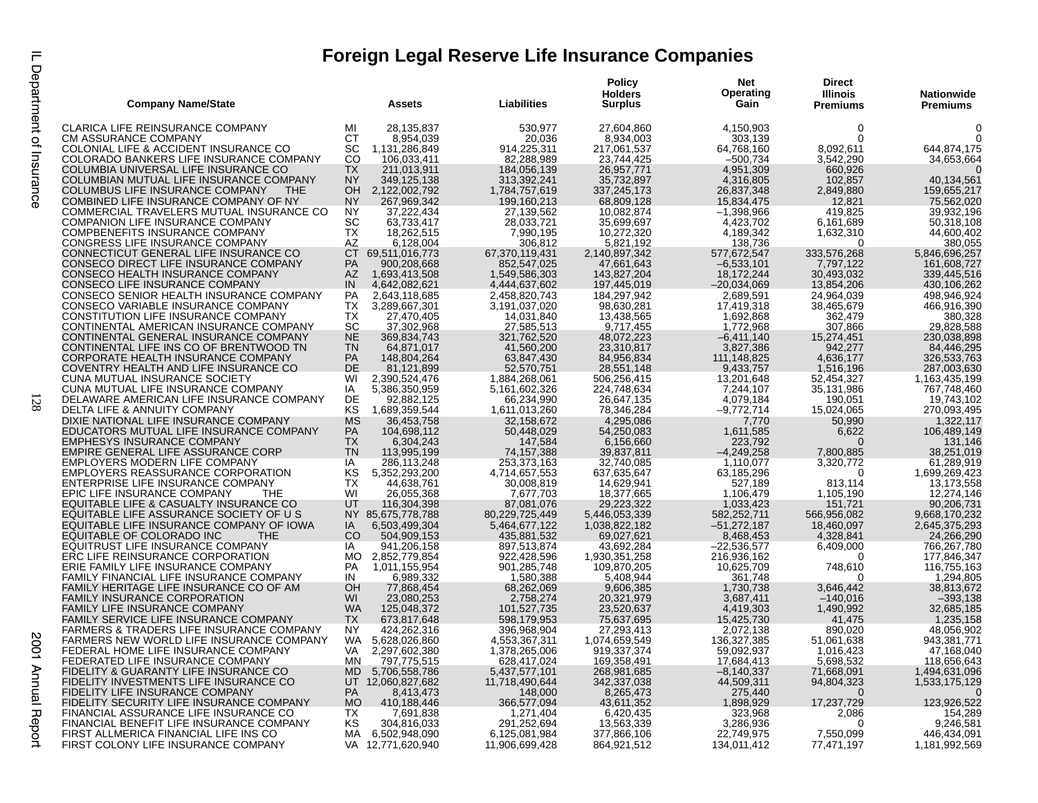# Foreign Legal Reserve Life Insurance Companies

| Company Name/State | | Assets | Liabilities | Policy Holders Surplus | Net Operating Gain | Direct Illinois Premiums | Nationwide Premiums |
|---|---|---|---|---|---|---|---|
| CLARICA LIFE REINSURANCE COMPANY | MI | 28,135,837 | 530,977 | 27,604,860 | 4,150,903 | 0 | 0 |
| CM ASSURANCE COMPANY | CT | 8,954,039 | 20,036 | 8,934,003 | 303,139 | 0 | 0 |
| COLONIAL LIFE & ACCIDENT INSURANCE CO | SC | 1,131,286,849 | 914,225,311 | 217,061,537 | 64,768,160 | 8,092,611 | 644,874,175 |
| COLORADO BANKERS LIFE INSURANCE COMPANY | CO | 106,033,411 | 82,288,989 | 23,744,425 | –500,734 | 3,542,290 | 34,653,664 |
| COLUMBIA UNIVERSAL LIFE INSURANCE CO | TX | 211,013,911 | 184,056,139 | 26,957,771 | 4,951,309 | 660,926 | 0 |
| COLUMBIAN MUTUAL LIFE INSURANCE COMPANY | NY | 349,125,138 | 313,392,241 | 35,732,897 | 4,316,805 | 102,857 | 40,134,561 |
| COLUMBUS LIFE INSURANCE COMPANY THE | OH | 2,122,002,792 | 1,784,757,619 | 337,245,173 | 26,837,348 | 2,849,880 | 159,655,217 |
| COMBINED LIFE INSURANCE COMPANY OF NY | NY | 267,969,342 | 199,160,213 | 68,809,128 | 15,834,475 | 12,821 | 75,562,020 |
| COMMERCIAL TRAVELERS MUTUAL INSURANCE CO | NY | 37,222,434 | 27,139,562 | 10,082,874 | –1,398,966 | 419,825 | 39,932,196 |
| COMPANION LIFE INSURANCE COMPANY | SC | 63,733,417 | 28,033,721 | 35,699,697 | 4,423,702 | 6,161,689 | 50,318,108 |
| COMPBENEFITS INSURANCE COMPANY | TX | 18,262,515 | 7,990,195 | 10,272,320 | 4,189,342 | 1,632,310 | 44,600,402 |
| CONGRESS LIFE INSURANCE COMPANY | AZ | 6,128,004 | 306,812 | 5,821,192 | 138,736 | 0 | 380,055 |
| CONNECTICUT GENERAL LIFE INSURANCE CO | CT | 69,511,016,773 | 67,370,119,431 | 2,140,897,342 | 577,672,547 | 333,576,268 | 5,846,696,257 |
| CONSECO DIRECT LIFE INSURANCE COMPANY | PA | 900,208,668 | 852,547,025 | 47,661,643 | –6,533,101 | 7,797,122 | 161,608,727 |
| CONSECO HEALTH INSURANCE COMPANY | AZ | 1,693,413,508 | 1,549,586,303 | 143,827,204 | 18,172,244 | 30,493,032 | 339,445,516 |
| CONSECO LIFE INSURANCE COMPANY | IN | 4,642,082,621 | 4,444,637,602 | 197,445,019 | –20,034,069 | 13,854,206 | 430,106,262 |
| CONSECO SENIOR HEALTH INSURANCE COMPANY | PA | 2,643,118,685 | 2,458,820,743 | 184,297,942 | 2,689,591 | 24,964,039 | 498,946,924 |
| CONSECO VARIABLE INSURANCE COMPANY | TX | 3,289,667,301 | 3,191,037,020 | 98,630,281 | 17,419,318 | 38,465,679 | 466,916,390 |
| CONSTITUTION LIFE INSURANCE COMPANY | TX | 27,470,405 | 14,031,840 | 13,438,565 | 1,692,868 | 362,479 | 380,328 |
| CONTINENTAL AMERICAN INSURANCE COMPANY | SC | 37,302,968 | 27,585,513 | 9,717,455 | 1,772,968 | 307,866 | 29,828,588 |
| CONTINENTAL GENERAL INSURANCE COMPANY | NE | 369,834,743 | 321,762,520 | 48,072,223 | –6,411,140 | 15,274,451 | 230,038,898 |
| CONTINENTAL LIFE INS CO OF BRENTWOOD TN | TN | 64,871,017 | 41,560,200 | 23,310,817 | 3,827,386 | 942,277 | 84,446,295 |
| CORPORATE HEALTH INSURANCE COMPANY | PA | 148,804,264 | 63,847,430 | 84,956,834 | 111,148,825 | 4,636,177 | 326,533,763 |
| COVENTRY HEALTH AND LIFE INSURANCE CO | DE | 81,121,899 | 52,570,751 | 28,551,148 | 9,433,757 | 1,516,196 | 287,003,630 |
| CUNA MUTUAL INSURANCE SOCIETY | WI | 2,390,524,476 | 1,884,268,061 | 506,256,415 | 13,201,648 | 52,454,327 | 1,163,435,199 |
| CUNA MUTUAL LIFE INSURANCE COMPANY | IA | 5,386,350,959 | 5,161,602,326 | 224,748,634 | 7,244,107 | 35,131,986 | 767,748,460 |
| DELAWARE AMERICAN LIFE INSURANCE COMPANY | DE | 92,882,125 | 66,234,990 | 26,647,135 | 4,079,184 | 190,051 | 19,743,102 |
| DELTA LIFE & ANNUITY COMPANY | KS | 1,689,359,544 | 1,611,013,260 | 78,346,284 | –9,772,714 | 15,024,065 | 270,093,495 |
| DIXIE NATIONAL LIFE INSURANCE COMPANY | MS | 36,453,758 | 32,158,672 | 4,295,086 | 7,770 | 50,990 | 1,322,117 |
| EDUCATORS MUTUAL LIFE INSURANCE COMPANY | PA | 104,698,112 | 50,448,029 | 54,250,083 | 1,611,585 | 6,622 | 106,489,149 |
| EMPHESYS INSURANCE COMPANY | TX | 6,304,243 | 147,584 | 6,156,660 | 223,792 | 0 | 131,146 |
| EMPIRE GENERAL LIFE ASSURANCE CORP | TN | 113,995,199 | 74,157,388 | 39,837,811 | –4,249,258 | 7,800,885 | 38,251,019 |
| EMPLOYERS MODERN LIFE COMPANY | IA | 286,113,248 | 253,373,163 | 32,740,085 | 1,110,077 | 3,320,772 | 61,289,919 |
| EMPLOYERS REASSURANCE CORPORATION | KS | 5,352,293,200 | 4,714,657,553 | 637,635,647 | 63,185,296 | 0 | 1,699,269,423 |
| ENTERPRISE LIFE INSURANCE COMPANY | TX | 44,638,761 | 30,008,819 | 14,629,941 | 527,189 | 813,114 | 13,173,558 |
| EPIC LIFE INSURANCE COMPANY THE | WI | 26,055,368 | 7,677,703 | 18,377,665 | 1,106,479 | 1,105,190 | 12,274,146 |
| EQUITABLE LIFE & CASUALTY INSURANCE CO | UT | 116,304,398 | 87,081,076 | 29,223,322 | 1,033,423 | 151,721 | 90,206,731 |
| EQUITABLE LIFE ASSURANCE SOCIETY OF U S | NY | 85,675,778,788 | 80,229,725,449 | 5,446,053,339 | 582,252,711 | 566,956,082 | 9,668,170,232 |
| EQUITABLE LIFE INSURANCE COMPANY OF IOWA | IA | 6,503,499,304 | 5,464,677,122 | 1,038,822,182 | –51,272,187 | 18,460,097 | 2,645,375,293 |
| EQUITABLE OF COLORADO INC THE | CO | 504,909,153 | 435,881,532 | 69,027,621 | 8,468,453 | 4,328,841 | 24,266,290 |
| EQUITRUST LIFE INSURANCE COMPANY | IA | 941,206,158 | 897,513,874 | 43,692,284 | –22,536,577 | 6,409,000 | 766,267,780 |
| ERC LIFE REINSURANCE CORPORATION | MO | 2,852,779,854 | 922,428,596 | 1,930,351,258 | 216,936,162 | 0 | 177,846,347 |
| ERIE FAMILY LIFE INSURANCE COMPANY | PA | 1,011,155,954 | 901,285,748 | 109,870,205 | 10,625,709 | 748,610 | 116,755,163 |
| FAMILY FINANCIAL LIFE INSURANCE COMPANY | IN | 6,989,332 | 1,580,388 | 5,408,944 | 361,748 | 0 | 1,294,805 |
| FAMILY HERITAGE LIFE INSURANCE CO OF AM | OH | 77,868,454 | 68,262,069 | 9,606,385 | 1,730,738 | 3,646,442 | 38,813,672 |
| FAMILY INSURANCE CORPORATION | WI | 23,080,253 | 2,758,274 | 20,321,979 | 3,687,411 | –140,016 | –393,138 |
| FAMILY LIFE INSURANCE COMPANY | WA | 125,048,372 | 101,527,735 | 23,520,637 | 4,419,303 | 1,490,992 | 32,685,185 |
| FAMILY SERVICE LIFE INSURANCE COMPANY | TX | 673,817,648 | 598,179,953 | 75,637,695 | 15,425,730 | 41,475 | 1,235,158 |
| FARMERS & TRADERS LIFE INSURANCE COMPANY | NY | 424,262,316 | 396,968,904 | 27,293,413 | 2,072,138 | 890,020 | 48,056,902 |
| FARMERS NEW WORLD LIFE INSURANCE COMPANY | WA | 5,628,026,860 | 4,553,367,311 | 1,074,659,549 | 136,327,385 | 51,061,638 | 943,381,771 |
| FEDERAL HOME LIFE INSURANCE COMPANY | VA | 2,297,602,380 | 1,378,265,006 | 919,337,374 | 59,092,937 | 1,016,423 | 47,168,040 |
| FEDERATED LIFE INSURANCE COMPANY | MN | 797,775,515 | 628,417,024 | 169,358,491 | 17,684,413 | 5,698,532 | 118,656,643 |
| FIDELITY & GUARANTY LIFE INSURANCE CO | MD | 5,706,558,786 | 5,437,577,101 | 268,981,685 | –8,140,337 | 71,668,091 | 1,494,631,096 |
| FIDELITY INVESTMENTS LIFE INSURANCE CO | UT | 12,060,827,682 | 11,718,490,644 | 342,337,038 | 44,509,311 | 94,804,323 | 1,533,175,129 |
| FIDELITY LIFE INSURANCE COMPANY | PA | 8,413,473 | 148,000 | 8,265,473 | 275,440 | 0 | 0 |
| FIDELITY SECURITY LIFE INSURANCE COMPANY | MO | 410,188,446 | 366,577,094 | 43,611,352 | 1,898,929 | 17,237,729 | 123,926,522 |
| FINANCIAL ASSURANCE LIFE INSURANCE CO | TX | 7,691,838 | 1,271,404 | 6,420,435 | 323,968 | 2,086 | 154,289 |
| FINANCIAL BENEFIT LIFE INSURANCE COMPANY | KS | 304,816,033 | 291,252,694 | 13,563,339 | 3,286,936 | 0 | 9,246,581 |
| FIRST ALLMERICA FINANCIAL LIFE INS CO | MA | 6,502,948,090 | 6,125,081,984 | 377,866,106 | 22,749,975 | 7,550,099 | 446,434,091 |
| FIRST COLONY LIFE INSURANCE COMPANY | VA | 12,771,620,940 | 11,906,699,428 | 864,921,512 | 134,011,412 | 77,471,197 | 1,181,992,569 |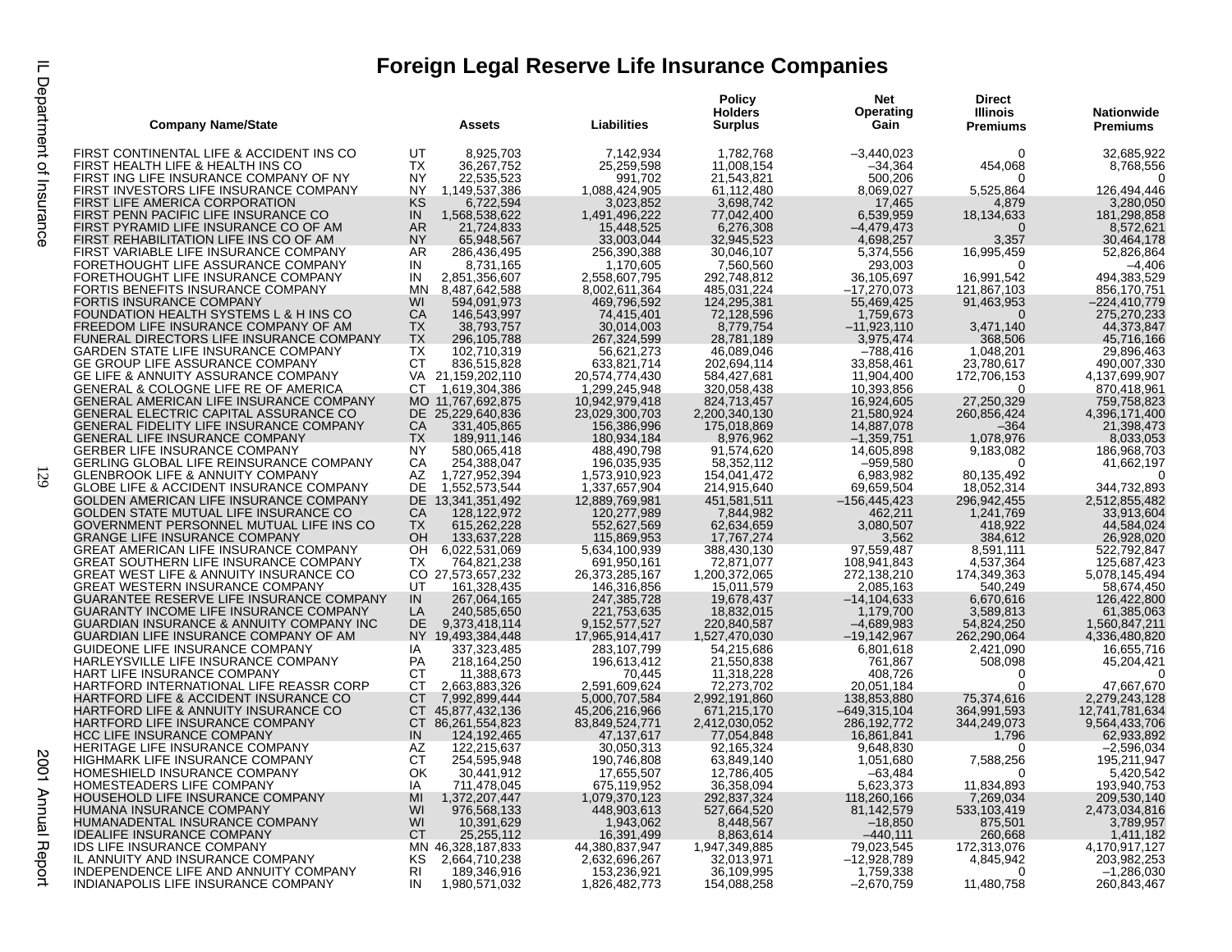# Foreign Legal Reserve Life Insurance Companies

| Company Name/State | | Assets | Liabilities | Policy Holders Surplus | Net Operating Gain | Direct Illinois Premiums | Nationwide Premiums |
|---|---|---|---|---|---|---|---|
| FIRST CONTINENTAL LIFE & ACCIDENT INS CO | UT | 8,925,703 | 7,142,934 | 1,782,768 | –3,440,023 | 0 | 32,685,922 |
| FIRST HEALTH LIFE & HEALTH INS CO | TX | 36,267,752 | 25,259,598 | 11,008,154 | –34,364 | 454,068 | 8,768,556 |
| FIRST ING LIFE INSURANCE COMPANY OF NY | NY | 22,535,523 | 991,702 | 21,543,821 | 500,206 | 0 | 0 |
| FIRST INVESTORS LIFE INSURANCE COMPANY | NY | 1,149,537,386 | 1,088,424,905 | 61,112,480 | 8,069,027 | 5,525,864 | 126,494,446 |
| FIRST LIFE AMERICA CORPORATION | KS | 6,722,594 | 3,023,852 | 3,698,742 | 17,465 | 4,879 | 3,280,050 |
| FIRST PENN PACIFIC LIFE INSURANCE CO | IN | 1,568,538,622 | 1,491,496,222 | 77,042,400 | 6,539,959 | 18,134,633 | 181,298,858 |
| FIRST PYRAMID LIFE INSURANCE CO OF AM | AR | 21,724,833 | 15,448,525 | 6,276,308 | –4,479,473 | 0 | 8,572,621 |
| FIRST REHABILITATION LIFE INS CO OF AM | NY | 65,948,567 | 33,003,044 | 32,945,523 | 4,698,257 | 3,357 | 30,464,178 |
| FIRST VARIABLE LIFE INSURANCE COMPANY | AR | 286,436,495 | 256,390,388 | 30,046,107 | 5,374,556 | 16,995,459 | 52,826,864 |
| FORETHOUGHT LIFE ASSURANCE COMPANY | IN | 8,731,165 | 1,170,605 | 7,560,560 | 293,003 | 0 | –4,406 |
| FORETHOUGHT LIFE INSURANCE COMPANY | IN | 2,851,356,607 | 2,558,607,795 | 292,748,812 | 36,105,697 | 16,991,542 | 494,383,529 |
| FORTIS BENEFITS INSURANCE COMPANY | MN | 8,487,642,588 | 8,002,611,364 | 485,031,224 | –17,270,073 | 121,867,103 | 856,170,751 |
| FORTIS INSURANCE COMPANY | WI | 594,091,973 | 469,796,592 | 124,295,381 | 55,469,425 | 91,463,953 | –224,410,779 |
| FOUNDATION HEALTH SYSTEMS L & H INS CO | CA | 146,543,997 | 74,415,401 | 72,128,596 | 1,759,673 | 0 | 275,270,233 |
| FREEDOM LIFE INSURANCE COMPANY OF AM | TX | 38,793,757 | 30,014,003 | 8,779,754 | –11,923,110 | 3,471,140 | 44,373,847 |
| FUNERAL DIRECTORS LIFE INSURANCE COMPANY | TX | 296,105,788 | 267,324,599 | 28,781,189 | 3,975,474 | 368,506 | 45,716,166 |
| GARDEN STATE LIFE INSURANCE COMPANY | TX | 102,710,319 | 56,621,273 | 46,089,046 | –788,416 | 1,048,201 | 29,896,463 |
| GE GROUP LIFE ASSURANCE COMPANY | CT | 836,515,828 | 633,821,714 | 202,694,114 | 33,858,461 | 23,780,617 | 490,007,330 |
| GE LIFE & ANNUITY ASSURANCE COMPANY | VA | 21,159,202,110 | 20,574,774,430 | 584,427,681 | 11,904,400 | 172,706,153 | 4,137,699,907 |
| GENERAL & COLOGNE LIFE RE OF AMERICA | CT | 1,619,304,386 | 1,299,245,948 | 320,058,438 | 10,393,856 | 0 | 870,418,961 |
| GENERAL AMERICAN LIFE INSURANCE COMPANY | MO | 11,767,692,875 | 10,942,979,418 | 824,713,457 | 16,924,605 | 27,250,329 | 759,758,823 |
| GENERAL ELECTRIC CAPITAL ASSURANCE CO | DE | 25,229,640,836 | 23,029,300,703 | 2,200,340,130 | 21,580,924 | 260,856,424 | 4,396,171,400 |
| GENERAL FIDELITY LIFE INSURANCE COMPANY | CA | 331,405,865 | 156,386,996 | 175,018,869 | 14,887,078 | –364 | 21,398,473 |
| GENERAL LIFE INSURANCE COMPANY | TX | 189,911,146 | 180,934,184 | 8,976,962 | –1,359,751 | 1,078,976 | 8,033,053 |
| GERBER LIFE INSURANCE COMPANY | NY | 580,065,418 | 488,490,798 | 91,574,620 | 14,605,898 | 9,183,082 | 186,968,703 |
| GERLING GLOBAL LIFE REINSURANCE COMPANY | CA | 254,388,047 | 196,035,935 | 58,352,112 | –959,580 | 0 | 41,662,197 |
| GLENBROOK LIFE & ANNUITY COMPANY | AZ | 1,727,952,394 | 1,573,910,923 | 154,041,472 | 6,983,982 | 80,135,492 | 0 |
| GLOBE LIFE & ACCIDENT INSURANCE COMPANY | DE | 1,552,573,544 | 1,337,657,904 | 214,915,640 | 69,659,504 | 18,052,314 | 344,732,893 |
| GOLDEN AMERICAN LIFE INSURANCE COMPANY | DE | 13,341,351,492 | 12,889,769,981 | 451,581,511 | –156,445,423 | 296,942,455 | 2,512,855,482 |
| GOLDEN STATE MUTUAL LIFE INSURANCE CO | CA | 128,122,972 | 120,277,989 | 7,844,982 | 462,211 | 1,241,769 | 33,913,604 |
| GOVERNMENT PERSONNEL MUTUAL LIFE INS CO | TX | 615,262,228 | 552,627,569 | 62,634,659 | 3,080,507 | 418,922 | 44,584,024 |
| GRANGE LIFE INSURANCE COMPANY | OH | 133,637,228 | 115,869,953 | 17,767,274 | 3,562 | 384,612 | 26,928,020 |
| GREAT AMERICAN LIFE INSURANCE COMPANY | OH | 6,022,531,069 | 5,634,100,939 | 388,430,130 | 97,559,487 | 8,591,111 | 522,792,847 |
| GREAT SOUTHERN LIFE INSURANCE COMPANY | TX | 764,821,238 | 691,950,161 | 72,871,077 | 108,941,843 | 4,537,364 | 125,687,423 |
| GREAT WEST LIFE & ANNUITY INSURANCE CO | CO | 27,573,657,232 | 26,373,285,167 | 1,200,372,065 | 272,138,210 | 174,349,363 | 5,078,145,494 |
| GREAT WESTERN INSURANCE COMPANY | UT | 161,328,435 | 146,316,856 | 15,011,579 | 2,085,163 | 540,249 | 58,674,450 |
| GUARANTEE RESERVE LIFE INSURANCE COMPANY | IN | 267,064,165 | 247,385,728 | 19,678,437 | –14,104,633 | 6,670,616 | 126,422,800 |
| GUARANTY INCOME LIFE INSURANCE COMPANY | LA | 240,585,650 | 221,753,635 | 18,832,015 | 1,179,700 | 3,589,813 | 61,385,063 |
| GUARDIAN INSURANCE & ANNUITY COMPANY INC | DE | 9,373,418,114 | 9,152,577,527 | 220,840,587 | –4,689,983 | 54,824,250 | 1,560,847,211 |
| GUARDIAN LIFE INSURANCE COMPANY OF AM | NY | 19,493,384,448 | 17,965,914,417 | 1,527,470,030 | –19,142,967 | 262,290,064 | 4,336,480,820 |
| GUIDEONE LIFE INSURANCE COMPANY | IA | 337,323,485 | 283,107,799 | 54,215,686 | 6,801,618 | 2,421,090 | 16,655,716 |
| HARLEYSVILLE LIFE INSURANCE COMPANY | PA | 218,164,250 | 196,613,412 | 21,550,838 | 761,867 | 508,098 | 45,204,421 |
| HART LIFE INSURANCE COMPANY | CT | 11,388,673 | 70,445 | 11,318,228 | 408,726 | 0 | 0 |
| HARTFORD INTERNATIONAL LIFE REASSR CORP | CT | 2,663,883,326 | 2,591,609,624 | 72,273,702 | 20,051,184 | 0 | 47,667,670 |
| HARTFORD LIFE & ACCIDENT INSURANCE CO | CT | 7,992,899,444 | 5,000,707,584 | 2,992,191,860 | 138,853,880 | 75,374,616 | 2,279,243,128 |
| HARTFORD LIFE & ANNUITY INSURANCE CO | CT | 45,877,432,136 | 45,206,216,966 | 671,215,170 | –649,315,104 | 364,991,593 | 12,741,781,634 |
| HARTFORD LIFE INSURANCE COMPANY | CT | 86,261,554,823 | 83,849,524,771 | 2,412,030,052 | 286,192,772 | 344,249,073 | 9,564,433,706 |
| HCC LIFE INSURANCE COMPANY | IN | 124,192,465 | 47,137,617 | 77,054,848 | 16,861,841 | 1,796 | 62,933,892 |
| HERITAGE LIFE INSURANCE COMPANY | AZ | 122,215,637 | 30,050,313 | 92,165,324 | 9,648,830 | 0 | –2,596,034 |
| HIGHMARK LIFE INSURANCE COMPANY | CT | 254,595,948 | 190,746,808 | 63,849,140 | 1,051,680 | 7,588,256 | 195,211,947 |
| HOMESHIELD INSURANCE COMPANY | OK | 30,441,912 | 17,655,507 | 12,786,405 | –63,484 | 0 | 5,420,542 |
| HOMESTEADERS LIFE COMPANY | IA | 711,478,045 | 675,119,952 | 36,358,094 | 5,623,373 | 11,834,893 | 193,940,753 |
| HOUSEHOLD LIFE INSURANCE COMPANY | MI | 1,372,207,447 | 1,079,370,123 | 292,837,324 | 118,260,166 | 7,269,034 | 209,530,140 |
| HUMANA INSURANCE COMPANY | WI | 976,568,133 | 448,903,613 | 527,664,520 | 81,142,579 | 533,103,419 | 2,473,034,816 |
| HUMANADENTAL INSURANCE COMPANY | WI | 10,391,629 | 1,943,062 | 8,448,567 | –18,850 | 875,501 | 3,789,957 |
| IDEALIFE INSURANCE COMPANY | CT | 25,255,112 | 16,391,499 | 8,863,614 | –440,111 | 260,668 | 1,411,182 |
| IDS LIFE INSURANCE COMPANY | MN | 46,328,187,833 | 44,380,837,947 | 1,947,349,885 | 79,023,545 | 172,313,076 | 4,170,917,127 |
| IL ANNUITY AND INSURANCE COMPANY | KS | 2,664,710,238 | 2,632,696,267 | 32,013,971 | –12,928,789 | 4,845,942 | 203,982,253 |
| INDEPENDENCE LIFE AND ANNUITY COMPANY | RI | 189,346,916 | 153,236,921 | 36,109,995 | 1,759,338 | 0 | –1,286,030 |
| INDIANAPOLIS LIFE INSURANCE COMPANY | IN | 1,980,571,032 | 1,826,482,773 | 154,088,258 | –2,670,759 | 11,480,758 | 260,843,467 |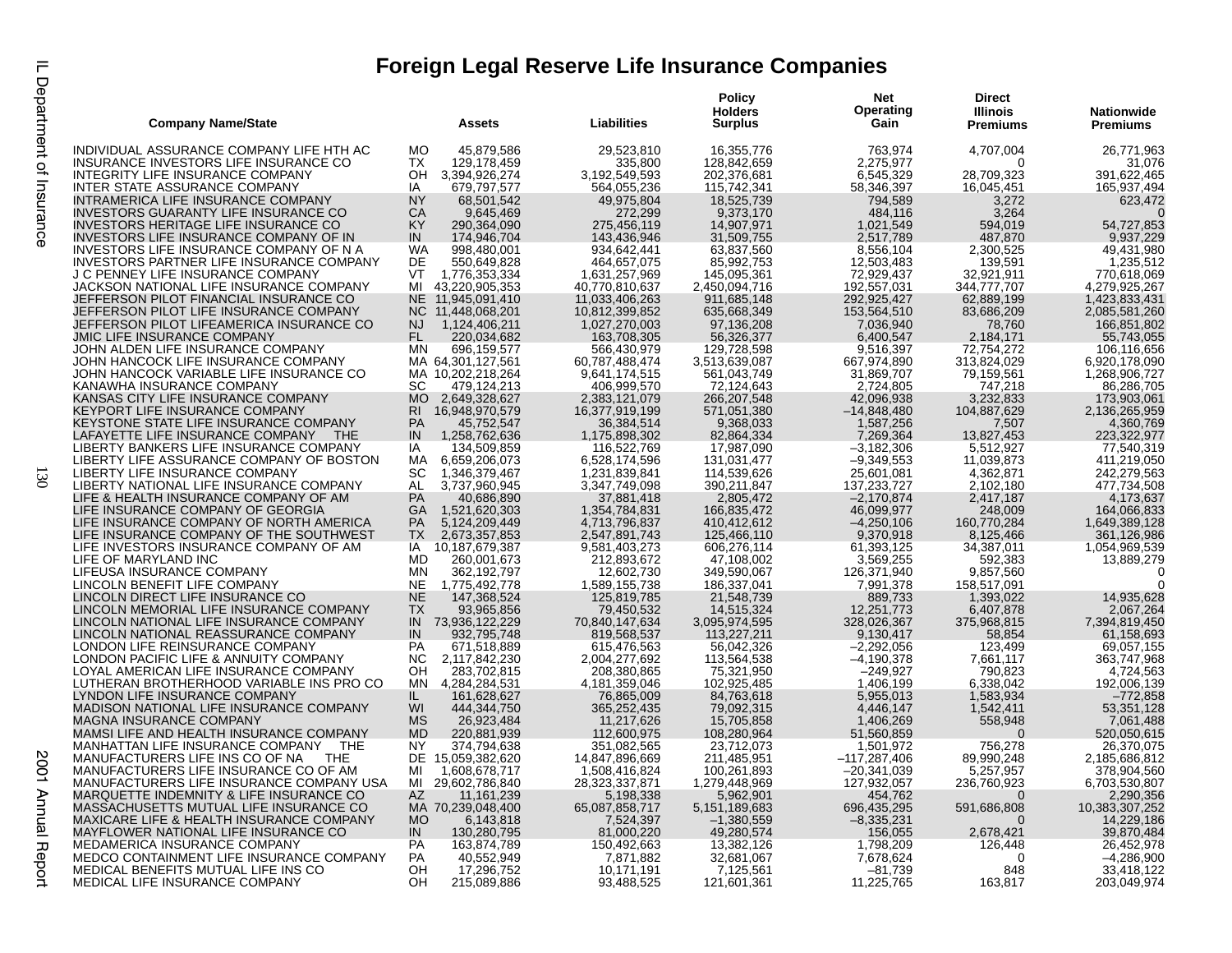# Foreign Legal Reserve Life Insurance Companies

| Company Name/State | | Assets | Liabilities | Policy Holders Surplus | Net Operating Gain | Direct Illinois Premiums | Nationwide Premiums |
|---|---|---|---|---|---|---|---|
| INDIVIDUAL ASSURANCE COMPANY LIFE HTH AC | MO | 45,879,586 | 29,523,810 | 16,355,776 | 763,974 | 4,707,004 | 26,771,963 |
| INSURANCE INVESTORS LIFE INSURANCE CO | TX | 129,178,459 | 335,800 | 128,842,659 | 2,275,977 | 0 | 31,076 |
| INTEGRITY LIFE INSURANCE COMPANY | OH | 3,394,926,274 | 3,192,549,593 | 202,376,681 | 6,545,329 | 28,709,323 | 391,622,465 |
| INTER STATE ASSURANCE COMPANY | IA | 679,797,577 | 564,055,236 | 115,742,341 | 58,346,397 | 16,045,451 | 165,937,494 |
| INTRAMERICA LIFE INSURANCE COMPANY | NY | 68,501,542 | 49,975,804 | 18,525,739 | 794,589 | 3,272 | 623,472 |
| INVESTORS GUARANTY LIFE INSURANCE CO | CA | 9,645,469 | 272,299 | 9,373,170 | 484,116 | 3,264 | 0 |
| INVESTORS HERITAGE LIFE INSURANCE CO | KY | 290,364,090 | 275,456,119 | 14,907,971 | 1,021,549 | 594,019 | 54,727,853 |
| INVESTORS LIFE INSURANCE COMPANY OF IN | IN | 174,946,704 | 143,436,946 | 31,509,755 | 2,517,789 | 487,870 | 9,937,229 |
| INVESTORS LIFE INSURANCE COMPANY OF N A | WA | 998,480,001 | 934,642,441 | 63,837,560 | 8,556,104 | 2,300,525 | 49,431,980 |
| INVESTORS PARTNER LIFE INSURANCE COMPANY | DE | 550,649,828 | 464,657,075 | 85,992,753 | 12,503,483 | 139,591 | 1,235,512 |
| J C PENNEY LIFE INSURANCE COMPANY | VT | 1,776,353,334 | 1,631,257,969 | 145,095,361 | 72,929,437 | 32,921,911 | 770,618,069 |
| JACKSON NATIONAL LIFE INSURANCE COMPANY | MI | 43,220,905,353 | 40,770,810,637 | 2,450,094,716 | 192,557,031 | 344,777,707 | 4,279,925,267 |
| JEFFERSON PILOT FINANCIAL INSURANCE CO | NE | 11,945,091,410 | 11,033,406,263 | 911,685,148 | 292,925,427 | 62,889,199 | 1,423,833,431 |
| JEFFERSON PILOT LIFE INSURANCE COMPANY | NC | 11,448,068,201 | 10,812,399,852 | 635,668,349 | 153,564,510 | 83,686,209 | 2,085,581,260 |
| JEFFERSON PILOT LIFEAMERICA INSURANCE CO | NJ | 1,124,406,211 | 1,027,270,003 | 97,136,208 | 7,036,940 | 78,760 | 166,851,802 |
| JMIC LIFE INSURANCE COMPANY | FL | 220,034,682 | 163,708,305 | 56,326,377 | 6,400,547 | 2,184,171 | 55,743,055 |
| JOHN ALDEN LIFE INSURANCE COMPANY | MN | 696,159,577 | 566,430,979 | 129,728,598 | 9,516,397 | 72,754,272 | 106,116,656 |
| JOHN HANCOCK LIFE INSURANCE COMPANY | MA | 64,301,127,561 | 60,787,488,474 | 3,513,639,087 | 667,974,890 | 313,824,029 | 6,920,178,090 |
| JOHN HANCOCK VARIABLE LIFE INSURANCE CO | MA | 10,202,218,264 | 9,641,174,515 | 561,043,749 | 31,869,707 | 79,159,561 | 1,268,906,727 |
| KANAWHA INSURANCE COMPANY | SC | 479,124,213 | 406,999,570 | 72,124,643 | 2,724,805 | 747,218 | 86,286,705 |
| KANSAS CITY LIFE INSURANCE COMPANY | MO | 2,649,328,627 | 2,383,121,079 | 266,207,548 | 42,096,938 | 3,232,833 | 173,903,061 |
| KEYPORT LIFE INSURANCE COMPANY | RI | 16,948,970,579 | 16,377,919,199 | 571,051,380 | –14,848,480 | 104,887,629 | 2,136,265,959 |
| KEYSTONE STATE LIFE INSURANCE COMPANY | PA | 45,752,547 | 36,384,514 | 9,368,033 | 1,587,256 | 7,507 | 4,360,769 |
| LAFAYETTE LIFE INSURANCE COMPANY THE | IN | 1,258,762,636 | 1,175,898,302 | 82,864,334 | 7,269,364 | 13,827,453 | 223,322,977 |
| LIBERTY BANKERS LIFE INSURANCE COMPANY | IA | 134,509,859 | 116,522,769 | 17,987,090 | –3,182,306 | 5,512,927 | 77,540,319 |
| LIBERTY LIFE ASSURANCE COMPANY OF BOSTON | MA | 6,659,206,073 | 6,528,174,596 | 131,031,477 | –9,349,553 | 11,039,873 | 411,219,050 |
| LIBERTY LIFE INSURANCE COMPANY | SC | 1,346,379,467 | 1,231,839,841 | 114,539,626 | 25,601,081 | 4,362,871 | 242,279,563 |
| LIBERTY NATIONAL LIFE INSURANCE COMPANY | AL | 3,737,960,945 | 3,347,749,098 | 390,211,847 | 137,233,727 | 2,102,180 | 477,734,508 |
| LIFE & HEALTH INSURANCE COMPANY OF AM | PA | 40,686,890 | 37,881,418 | 2,805,472 | –2,170,874 | 2,417,187 | 4,173,637 |
| LIFE INSURANCE COMPANY OF GEORGIA | GA | 1,521,620,303 | 1,354,784,831 | 166,835,472 | 46,099,977 | 248,009 | 164,066,833 |
| LIFE INSURANCE COMPANY OF NORTH AMERICA | PA | 5,124,209,449 | 4,713,796,837 | 410,412,612 | –4,250,106 | 160,770,284 | 1,649,389,128 |
| LIFE INSURANCE COMPANY OF THE SOUTHWEST | TX | 2,673,357,853 | 2,547,891,743 | 125,466,110 | 9,370,918 | 8,125,466 | 361,126,986 |
| LIFE INVESTORS INSURANCE COMPANY OF AM | IA | 10,187,679,387 | 9,581,403,273 | 606,276,114 | 61,393,125 | 34,387,011 | 1,054,969,539 |
| LIFE OF MARYLAND INC | MD | 260,001,673 | 212,893,672 | 47,108,002 | 3,569,255 | 592,383 | 13,889,279 |
| LIFEUSA INSURANCE COMPANY | MN | 362,192,797 | 12,602,730 | 349,590,067 | 126,371,940 | 9,857,560 | 0 |
| LINCOLN BENEFIT LIFE COMPANY | NE | 1,775,492,778 | 1,589,155,738 | 186,337,041 | 7,991,378 | 158,517,091 | 0 |
| LINCOLN DIRECT LIFE INSURANCE CO | NE | 147,368,524 | 125,819,785 | 21,548,739 | 889,733 | 1,393,022 | 14,935,628 |
| LINCOLN MEMORIAL LIFE INSURANCE COMPANY | TX | 93,965,856 | 79,450,532 | 14,515,324 | 12,251,773 | 6,407,878 | 2,067,264 |
| LINCOLN NATIONAL LIFE INSURANCE COMPANY | IN | 73,936,122,229 | 70,840,147,634 | 3,095,974,595 | 328,026,367 | 375,968,815 | 7,394,819,450 |
| LINCOLN NATIONAL REASSURANCE COMPANY | IN | 932,795,748 | 819,568,537 | 113,227,211 | 9,130,417 | 58,854 | 61,158,693 |
| LONDON LIFE REINSURANCE COMPANY | PA | 671,518,889 | 615,476,563 | 56,042,326 | –2,292,056 | 123,499 | 69,057,155 |
| LONDON PACIFIC LIFE & ANNUITY COMPANY | NC | 2,117,842,230 | 2,004,277,692 | 113,564,538 | –4,190,378 | 7,661,117 | 363,747,968 |
| LOYAL AMERICAN LIFE INSURANCE COMPANY | OH | 283,702,815 | 208,380,865 | 75,321,950 | –249,927 | 790,823 | 4,724,563 |
| LUTHERAN BROTHERHOOD VARIABLE INS PRO CO | MN | 4,284,284,531 | 4,181,359,046 | 102,925,485 | 1,406,199 | 6,338,042 | 192,006,139 |
| LYNDON LIFE INSURANCE COMPANY | IL | 161,628,627 | 76,865,009 | 84,763,618 | 5,955,013 | 1,583,934 | –772,858 |
| MADISON NATIONAL LIFE INSURANCE COMPANY | WI | 444,344,750 | 365,252,435 | 79,092,315 | 4,446,147 | 1,542,411 | 53,351,128 |
| MAGNA INSURANCE COMPANY | MS | 26,923,484 | 11,217,626 | 15,705,858 | 1,406,269 | 558,948 | 7,061,488 |
| MAMSI LIFE AND HEALTH INSURANCE COMPANY | MD | 220,881,939 | 112,600,975 | 108,280,964 | 51,560,859 | 0 | 520,050,615 |
| MANHATTAN LIFE INSURANCE COMPANY THE | NY | 374,794,638 | 351,082,565 | 23,712,073 | 1,501,972 | 756,278 | 26,370,075 |
| MANUFACTURERS LIFE INS CO OF NA THE | DE | 15,059,382,620 | 14,847,896,669 | 211,485,951 | –117,287,406 | 89,990,248 | 2,185,686,812 |
| MANUFACTURERS LIFE INSURANCE CO OF AM | MI | 1,608,678,717 | 1,508,416,824 | 100,261,893 | –20,341,039 | 5,257,957 | 378,904,560 |
| MANUFACTURERS LIFE INSURANCE COMPANY USA | MI | 29,602,786,840 | 28,323,337,871 | 1,279,448,969 | 127,932,057 | 236,760,923 | 6,703,530,807 |
| MARQUETTE INDEMNITY & LIFE INSURANCE CO | AZ | 11,161,239 | 5,198,338 | 5,962,901 | 454,762 | 0 | 2,290,356 |
| MASSACHUSETTS MUTUAL LIFE INSURANCE CO | MA | 70,239,048,400 | 65,087,858,717 | 5,151,189,683 | 696,435,295 | 591,686,808 | 10,383,307,252 |
| MAXICARE LIFE & HEALTH INSURANCE COMPANY | MO | 6,143,818 | 7,524,397 | –1,380,559 | –8,335,231 | 0 | 14,229,186 |
| MAYFLOWER NATIONAL LIFE INSURANCE CO | IN | 130,280,795 | 81,000,220 | 49,280,574 | 156,055 | 2,678,421 | 39,870,484 |
| MEDAMERICA INSURANCE COMPANY | PA | 163,874,789 | 150,492,663 | 13,382,126 | 1,798,209 | 126,448 | 26,452,978 |
| MEDCO CONTAINMENT LIFE INSURANCE COMPANY | PA | 40,552,949 | 7,871,882 | 32,681,067 | 7,678,624 | 0 | –4,286,900 |
| MEDICAL BENEFITS MUTUAL LIFE INS CO | OH | 17,296,752 | 10,171,191 | 7,125,561 | –81,739 | 848 | 33,418,122 |
| MEDICAL LIFE INSURANCE COMPANY | OH | 215,089,886 | 93,488,525 | 121,601,361 | 11,225,765 | 163,817 | 203,049,974 |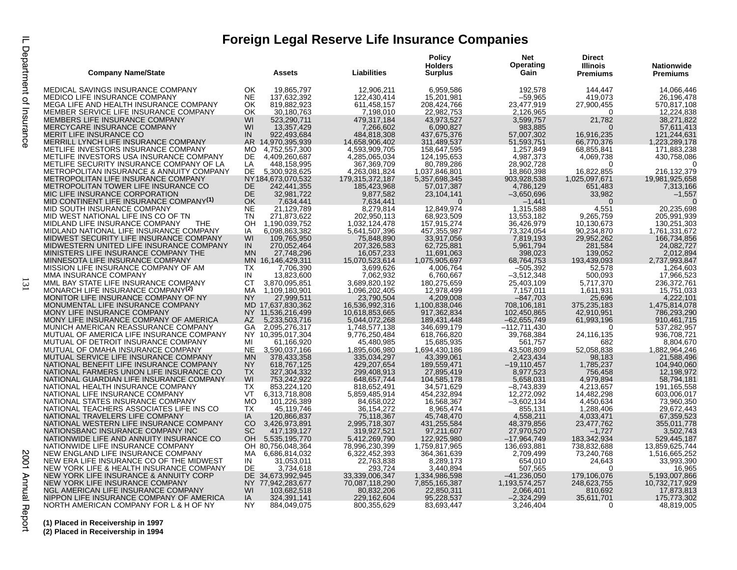# Foreign Legal Reserve Life Insurance Companies

| Company Name/State | | Assets | Liabilities | Policy Holders Surplus | Net Operating Gain | Direct Illinois Premiums | Nationwide Premiums |
|---|---|---|---|---|---|---|---|
| MEDICAL SAVINGS INSURANCE COMPANY | OK | 19,865,797 | 12,906,211 | 6,959,586 | 192,578 | 144,447 | 14,066,446 |
| MEDICO LIFE INSURANCE COMPANY | NE | 137,632,392 | 122,430,414 | 15,201,981 | –59,965 | 419,073 | 26,196,478 |
| MEGA LIFE AND HEALTH INSURANCE COMPANY | OK | 819,882,923 | 611,458,157 | 208,424,766 | 23,477,919 | 27,900,455 | 570,817,108 |
| MEMBER SERVICE LIFE INSURANCE COMPANY | OK | 30,180,763 | 7,198,010 | 22,982,753 | 2,126,965 | 0 | 12,224,838 |
| MEMBERS LIFE INSURANCE COMPANY | WI | 523,290,711 | 479,317,184 | 43,973,527 | 3,599,757 | 21,782 | 38,271,822 |
| MERCYCARE INSURANCE COMPANY | WI | 13,357,429 | 7,266,602 | 6,090,827 | 983,885 | 0 | 57,611,413 |
| MERIT LIFE INSURANCE CO | IN | 922,493,684 | 484,818,308 | 437,675,376 | 57,007,302 | 16,916,235 | 121,244,631 |
| MERRILL LYNCH LIFE INSURANCE COMPANY | AR | 14,970,395,939 | 14,658,906,402 | 311,489,537 | 51,593,751 | 66,770,376 | 1,223,289,178 |
| METLIFE INVESTORS INSURANCE COMPANY | MO | 4,752,557,300 | 4,593,909,705 | 158,647,595 | 1,257,849 | 68,855,841 | 171,883,238 |
| METLIFE INVESTORS USA INSURANCE COMPANY | DE | 4,409,260,687 | 4,285,065,034 | 124,195,653 | 4,987,373 | 4,069,738 | 430,758,086 |
| METLIFE SECURITY INSURANCE COMPANY OF LA | LA | 448,158,995 | 367,369,709 | 80,789,286 | 28,902,728 | 0 | 0 |
| METROPOLITAN INSURANCE & ANNUITY COMPANY | DE | 5,300,928,625 | 4,263,081,824 | 1,037,846,801 | 18,860,398 | 16,822,855 | 216,132,379 |
| METROPOLITAN LIFE INSURANCE COMPANY | NY | 184,673,070,532 | 179,315,372,187 | 5,357,698,345 | 903,928,538 | 1,025,097,671 | 19,981,925,658 |
| METROPOLITAN TOWER LIFE INSURANCE CO | DE | 242,441,355 | 185,423,968 | 57,017,387 | 4,786,129 | 651,483 | 7,313,166 |
| MIC LIFE INSURANCE CORPORATION | DE | 32,981,722 | 9,877,582 | 23,104,141 | –3,650,696 | 33,982 | –1,557 |
| MID CONTINENT LIFE INSURANCE COMPANY[(1)] | OK | 7,634,441 | 7,634,441 | 0 | –1,441 | 0 | 0 |
| MID SOUTH INSURANCE COMPANY | NE | 21,129,789 | 8,279,814 | 12,849,974 | 1,315,588 | 4,551 | 20,235,698 |
| MID WEST NATIONAL LIFE INS CO OF TN | TN | 271,873,622 | 202,950,113 | 68,923,509 | 13,553,182 | 9,265,759 | 205,991,939 |
| MIDLAND LIFE INSURANCE COMPANY THE | OH | 1,190,039,752 | 1,032,124,478 | 157,915,274 | 36,426,979 | 10,130,673 | 130,251,303 |
| MIDLAND NATIONAL LIFE INSURANCE COMPANY | IA | 6,098,863,382 | 5,641,507,396 | 457,355,987 | 73,324,054 | 90,234,870 | 1,761,331,672 |
| MIDWEST SECURITY LIFE INSURANCE COMPANY | WI | 109,765,950 | 75,848,890 | 33,917,056 | 7,819,193 | 29,952,262 | 166,734,856 |
| MIDWESTERN UNITED LIFE INSURANCE COMPANY | IN | 270,052,464 | 207,326,583 | 62,725,881 | 5,961,794 | 281,584 | 24,082,727 |
| MINISTERS LIFE INSURANCE COMPANY THE | MN | 27,748,296 | 16,057,233 | 11,691,063 | 398,023 | 139,052 | 2,012,894 |
| MINNESOTA LIFE INSURANCE COMPANY | MN | 16,146,429,311 | 15,070,523,614 | 1,075,905,697 | 68,764,753 | 193,439,093 | 2,737,993,847 |
| MISSION LIFE INSURANCE COMPANY OF AM | TX | 7,706,390 | 3,699,626 | 4,006,764 | –505,392 | 52,578 | 1,264,603 |
| MMA INSURANCE COMPANY | IN | 13,823,600 | 7,062,932 | 6,760,667 | –3,512,348 | 500,093 | 17,966,523 |
| MML BAY STATE LIFE INSURANCE COMPANY | CT | 3,870,095,851 | 3,689,820,192 | 180,275,659 | 25,403,109 | 5,717,370 | 236,372,761 |
| MONARCH LIFE INSURANCE COMPANY[(2)] | MA | 1,109,180,901 | 1,096,202,405 | 12,978,499 | 7,157,011 | 1,611,931 | 15,751,033 |
| MONITOR LIFE INSURANCE COMPANY OF NY | NY | 27,999,511 | 23,790,504 | 4,209,008 | –847,703 | 25,696 | 4,222,101 |
| MONUMENTAL LIFE INSURANCE COMPANY | MD | 17,637,830,362 | 16,536,992,316 | 1,100,838,046 | 708,106,181 | 375,235,183 | 1,475,814,078 |
| MONY LIFE INSURANCE COMPANY | NY | 11,536,216,499 | 10,618,853,665 | 917,362,834 | 102,450,865 | 42,910,951 | 786,293,290 |
| MONY LIFE INSURANCE COMPANY OF AMERICA | AZ | 5,233,503,716 | 5,044,072,268 | 189,431,448 | –62,655,749 | 61,993,196 | 910,461,715 |
| MUNICH AMERICAN REASSURANCE COMPANY | GA | 2,095,276,317 | 1,748,577,138 | 346,699,179 | –112,711,430 | 0 | 537,282,957 |
| MUTUAL OF AMERICA LIFE INSURANCE COMPANY | NY | 10,395,017,304 | 9,776,250,484 | 618,766,820 | 39,768,384 | 24,116,135 | 936,708,721 |
| MUTUAL OF DETROIT INSURANCE COMPANY | MI | 61,166,920 | 45,480,985 | 15,685,935 | 561,757 | 682 | 8,804,670 |
| MUTUAL OF OMAHA INSURANCE COMPANY | NE | 3,590,037,166 | 1,895,606,980 | 1,694,430,186 | 43,508,809 | 52,058,838 | 1,882,964,246 |
| MUTUAL SERVICE LIFE INSURANCE COMPANY | MN | 378,433,358 | 335,034,297 | 43,399,061 | 2,423,434 | 98,183 | 21,588,496 |
| NATIONAL BENEFIT LIFE INSURANCE COMPANY | NY | 618,767,125 | 429,207,654 | 189,559,471 | –19,110,457 | 1,785,237 | 104,940,060 |
| NATIONAL FARMERS UNION LIFE INSURANCE CO | TX | 327,304,332 | 299,408,913 | 27,895,419 | 8,977,523 | 756,458 | 12,198,972 |
| NATIONAL GUARDIAN LIFE INSURANCE COMPANY | WI | 753,242,922 | 648,657,744 | 104,585,178 | 5,658,031 | 4,979,894 | 58,794,181 |
| NATIONAL HEALTH INSURANCE COMPANY | TX | 853,224,120 | 818,652,491 | 34,571,629 | –8,743,839 | 4,213,657 | 191,165,558 |
| NATIONAL LIFE INSURANCE COMPANY | VT | 6,313,718,808 | 5,859,485,914 | 454,232,894 | 12,272,092 | 14,482,298 | 603,006,017 |
| NATIONAL STATES INSURANCE COMPANY | MO | 101,226,389 | 84,658,022 | 16,568,367 | –3,602,134 | 4,450,634 | 73,960,350 |
| NATIONAL TEACHERS ASSOCIATES LIFE INS CO | TX | 45,119,746 | 36,154,272 | 8,965,474 | 855,131 | 1,288,406 | 29,672,443 |
| NATIONAL TRAVELERS LIFE COMPANY | IA | 120,866,837 | 75,118,367 | 45,748,470 | 4,558,211 | 4,033,471 | 67,359,523 |
| NATIONAL WESTERN LIFE INSURANCE COMPANY | CO | 3,426,973,891 | 2,995,718,307 | 431,255,584 | 48,379,856 | 23,477,762 | 355,011,778 |
| NATIONSBANC INSURANCE COMPANY INC | SC | 417,139,127 | 319,927,521 | 97,211,607 | 27,970,520 | –1,727 | 3,502,743 |
| NATIONWIDE LIFE AND ANNUITY INSURANCE CO | OH | 5,535,195,770 | 5,412,269,790 | 122,925,980 | –17,964,749 | 183,342,934 | 529,445,187 |
| NATIONWIDE LIFE INSURANCE COMPANY | OH | 80,756,048,364 | 78,996,230,399 | 1,759,817,965 | 136,693,881 | 738,832,688 | 13,859,625,744 |
| NEW ENGLAND LIFE INSURANCE COMPANY | MA | 6,686,814,032 | 6,322,452,393 | 364,361,639 | 2,709,499 | 73,240,768 | 1,516,665,252 |
| NEW ERA LIFE INSURANCE CO OF THE MIDWEST | IN | 31,053,011 | 22,763,838 | 8,289,173 | 654,010 | 24,643 | 33,993,390 |
| NEW YORK LIFE & HEALTH INSURANCE COMPANY | DE | 3,734,618 | 293,724 | 3,440,894 | 507,565 | 0 | 16,965 |
| NEW YORK LIFE INSURANCE & ANNUITY CORP | DE | 34,673,992,945 | 33,339,006,347 | 1,334,986,598 | –41,236,050 | 179,106,076 | 5,193,007,866 |
| NEW YORK LIFE INSURANCE COMPANY | NY | 77,942,283,677 | 70,087,118,290 | 7,855,165,387 | 1,193,574,257 | 248,623,755 | 10,732,717,929 |
| NGL AMERICAN LIFE INSURANCE COMPANY | WI | 103,682,518 | 80,832,206 | 22,850,311 | 2,066,401 | 810,692 | 17,873,813 |
| NIPPON LIFE INSURANCE COMPANY OF AMERICA | IA | 324,391,141 | 229,162,604 | 95,228,537 | –2,324,299 | 35,611,701 | 175,773,302 |
| NORTH AMERICAN COMPANY FOR L & H OF NY | NY | 884,049,075 | 800,355,629 | 83,693,447 | 3,246,404 | 0 | 48,819,005 |

**(1) Placed in Receivership in 1997**
**(2) Placed in Receivership in 1994**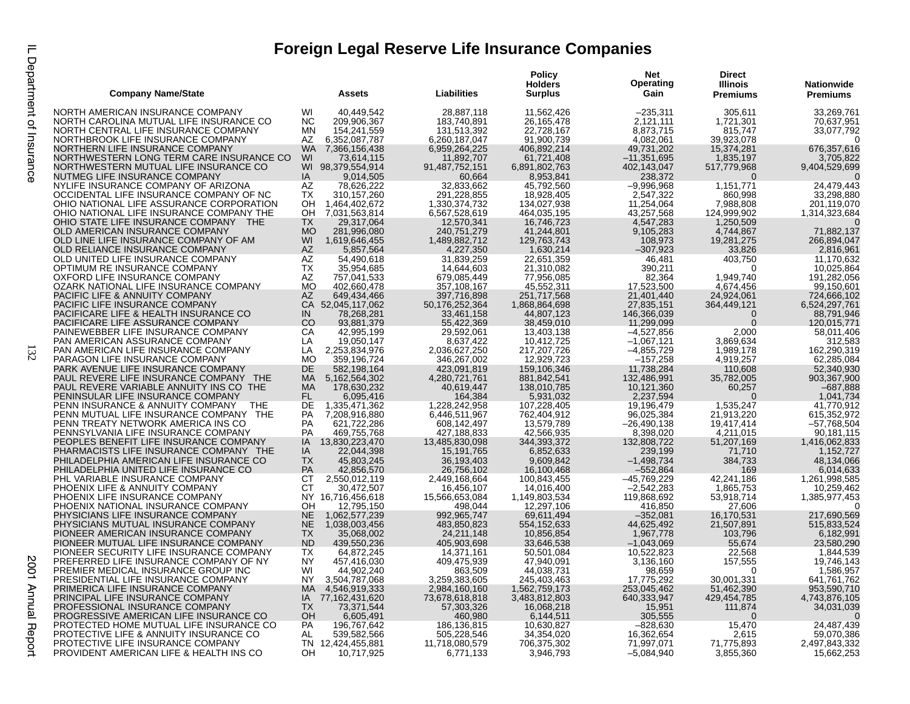# Foreign Legal Reserve Life Insurance Companies

| Company Name/State | | Assets | Liabilities | Policy Holders Surplus | Net Operating Gain | Direct Illinois Premiums | Nationwide Premiums |
|---|---|---|---|---|---|---|---|
| NORTH AMERICAN INSURANCE COMPANY | WI | 40,449,542 | 28,887,118 | 11,562,426 | –235,311 | 305,611 | 33,269,761 |
| NORTH CAROLINA MUTUAL LIFE INSURANCE CO | NC | 209,906,367 | 183,740,891 | 26,165,478 | 2,121,111 | 1,721,301 | 70,637,951 |
| NORTH CENTRAL LIFE INSURANCE COMPANY | MN | 154,241,559 | 131,513,392 | 22,728,167 | 8,873,715 | 815,747 | 33,077,792 |
| NORTHBROOK LIFE INSURANCE COMPANY | AZ | 6,352,087,787 | 6,260,187,047 | 91,900,739 | 4,082,061 | 39,923,078 | 0 |
| NORTHERN LIFE INSURANCE COMPANY | WA | 7,366,156,438 | 6,959,264,225 | 406,892,214 | 49,731,202 | 15,374,281 | 676,357,616 |
| NORTHWESTERN LONG TERM CARE INSURANCE CO | WI | 73,614,115 | 11,892,707 | 61,721,408 | –11,351,695 | 1,835,197 | 3,705,822 |
| NORTHWESTERN MUTUAL LIFE INSURANCE CO | WI | 98,379,554,914 | 91,487,752,151 | 6,891,802,763 | 402,143,047 | 517,779,968 | 9,404,529,699 |
| NUTMEG LIFE INSURANCE COMPANY | IA | 9,014,505 | 60,664 | 8,953,841 | 238,372 | 0 | 0 |
| NYLIFE INSURANCE COMPANY OF ARIZONA | AZ | 78,626,222 | 32,833,662 | 45,792,560 | –9,996,968 | 1,151,771 | 24,479,443 |
| OCCIDENTAL LIFE INSURANCE COMPANY OF NC | TX | 310,157,260 | 291,228,855 | 18,928,405 | 2,547,322 | 860,998 | 33,298,880 |
| OHIO NATIONAL LIFE ASSURANCE CORPORATION | OH | 1,464,402,672 | 1,330,374,732 | 134,027,938 | 11,254,064 | 7,988,808 | 201,119,070 |
| OHIO NATIONAL LIFE INSURANCE COMPANY THE | OH | 7,031,563,814 | 6,567,528,619 | 464,035,195 | 43,257,568 | 124,999,902 | 1,314,323,684 |
| OHIO STATE LIFE INSURANCE COMPANY THE | TX | 29,317,064 | 12,570,341 | 16,746,723 | 4,547,283 | 1,250,509 | 0 |
| OLD AMERICAN INSURANCE COMPANY | MO | 281,996,080 | 240,751,279 | 41,244,801 | 9,105,283 | 4,744,867 | 71,882,137 |
| OLD LINE LIFE INSURANCE COMPANY OF AM | WI | 1,619,646,455 | 1,489,882,712 | 129,763,743 | 108,973 | 19,281,275 | 266,894,047 |
| OLD RELIANCE INSURANCE COMPANY | AZ | 5,857,564 | 4,227,350 | 1,630,214 | –307,923 | 33,826 | 2,816,961 |
| OLD UNITED LIFE INSURANCE COMPANY | AZ | 54,490,618 | 31,839,259 | 22,651,359 | 46,481 | 403,750 | 11,170,632 |
| OPTIMUM RE INSURANCE COMPANY | TX | 35,954,685 | 14,644,603 | 21,310,082 | 390,211 | 0 | 10,025,864 |
| OXFORD LIFE INSURANCE COMPANY | AZ | 757,041,533 | 679,085,449 | 77,956,085 | 82,364 | 1,949,740 | 191,282,056 |
| OZARK NATIONAL LIFE INSURANCE COMPANY | MO | 402,660,478 | 357,108,167 | 45,552,311 | 17,523,500 | 4,674,456 | 99,150,601 |
| PACIFIC LIFE & ANNUITY COMPANY | AZ | 649,434,466 | 397,716,898 | 251,717,568 | 21,401,440 | 24,924,061 | 724,666,102 |
| PACIFIC LIFE INSURANCE COMPANY | CA | 52,045,117,062 | 50,176,252,364 | 1,868,864,698 | 27,835,151 | 364,449,121 | 6,524,297,761 |
| PACIFICARE LIFE & HEALTH INSURANCE CO | IN | 78,268,281 | 33,461,158 | 44,807,123 | 146,366,039 | 0 | 88,791,946 |
| PACIFICARE LIFE ASSURANCE COMPANY | CO | 93,881,379 | 55,422,369 | 38,459,010 | 11,299,099 | 0 | 120,015,771 |
| PAINEWEBBER LIFE INSURANCE COMPANY | CA | 42,995,199 | 29,592,061 | 13,403,138 | –4,527,856 | 2,000 | 58,011,406 |
| PAN AMERICAN ASSURANCE COMPANY | LA | 19,050,147 | 8,637,422 | 10,412,725 | –1,067,121 | 3,869,634 | 312,583 |
| PAN AMERICAN LIFE INSURANCE COMPANY | LA | 2,253,834,976 | 2,036,627,250 | 217,207,726 | –4,855,729 | 1,989,178 | 162,290,319 |
| PARAGON LIFE INSURANCE COMPANY | MO | 359,196,724 | 346,267,002 | 12,929,723 | –157,258 | 4,919,257 | 62,285,084 |
| PARK AVENUE LIFE INSURANCE COMPANY | DE | 582,198,164 | 423,091,819 | 159,106,346 | 11,738,284 | 110,608 | 52,340,930 |
| PAUL REVERE LIFE INSURANCE COMPANY THE | MA | 5,162,564,302 | 4,280,721,761 | 881,842,541 | 132,486,991 | 35,782,005 | 903,367,900 |
| PAUL REVERE VARIABLE ANNUITY INS CO THE | MA | 178,630,232 | 40,619,447 | 138,010,785 | 10,121,360 | 60,257 | –687,888 |
| PENINSULAR LIFE INSURANCE COMPANY | FL | 6,095,416 | 164,384 | 5,931,032 | 2,237,594 | 0 | 1,041,734 |
| PENN INSURANCE & ANNUITY COMPANY THE | DE | 1,335,471,362 | 1,228,242,958 | 107,228,405 | 19,196,479 | 1,535,247 | 41,770,912 |
| PENN MUTUAL LIFE INSURANCE COMPANY THE | PA | 7,208,916,880 | 6,446,511,967 | 762,404,912 | 96,025,384 | 21,913,220 | 615,352,972 |
| PENN TREATY NETWORK AMERICA INS CO | PA | 621,722,286 | 608,142,497 | 13,579,789 | –26,490,138 | 19,417,414 | –57,768,504 |
| PENNSYLVANIA LIFE INSURANCE COMPANY | PA | 469,755,768 | 427,188,833 | 42,566,935 | 8,398,020 | 4,211,015 | 90,181,115 |
| PEOPLES BENEFIT LIFE INSURANCE COMPANY | IA | 13,830,223,470 | 13,485,830,098 | 344,393,372 | 132,808,722 | 51,207,169 | 1,416,062,833 |
| PHARMACISTS LIFE INSURANCE COMPANY THE | IA | 22,044,398 | 15,191,765 | 6,852,633 | 239,199 | 71,710 | 1,152,727 |
| PHILADELPHIA AMERICAN LIFE INSURANCE CO | TX | 45,803,245 | 36,193,403 | 9,609,842 | –1,498,734 | 384,733 | 48,134,066 |
| PHILADELPHIA UNITED LIFE INSURANCE CO | PA | 42,856,570 | 26,756,102 | 16,100,468 | –552,864 | 169 | 6,014,633 |
| PHL VARIABLE INSURANCE COMPANY | CT | 2,550,012,119 | 2,449,168,664 | 100,843,455 | –45,769,229 | 42,241,186 | 1,261,998,585 |
| PHOENIX LIFE & ANNUITY COMPANY | CT | 30,472,507 | 16,456,107 | 14,016,400 | –2,542,283 | 1,865,753 | 10,259,462 |
| PHOENIX LIFE INSURANCE COMPANY | NY | 16,716,456,618 | 15,566,653,084 | 1,149,803,534 | 119,868,692 | 53,918,714 | 1,385,977,453 |
| PHOENIX NATIONAL INSURANCE COMPANY | OH | 12,795,150 | 498,044 | 12,297,106 | 416,850 | 27,606 | 0 |
| PHYSICIANS LIFE INSURANCE COMPANY | NE | 1,062,577,239 | 992,965,747 | 69,611,494 | –352,081 | 16,170,531 | 217,690,569 |
| PHYSICIANS MUTUAL INSURANCE COMPANY | NE | 1,038,003,456 | 483,850,823 | 554,152,633 | 44,625,492 | 21,507,891 | 515,833,524 |
| PIONEER AMERICAN INSURANCE COMPANY | TX | 35,068,002 | 24,211,148 | 10,856,854 | 1,967,778 | 103,796 | 6,182,991 |
| PIONEER MUTUAL LIFE INSURANCE COMPANY | ND | 439,550,236 | 405,903,698 | 33,646,538 | –1,043,069 | 55,674 | 23,580,290 |
| PIONEER SECURITY LIFE INSURANCE COMPANY | TX | 64,872,245 | 14,371,161 | 50,501,084 | 10,522,823 | 22,568 | 1,844,539 |
| PREFERRED LIFE INSURANCE COMPANY OF NY | NY | 457,416,030 | 409,475,939 | 47,940,091 | 3,136,160 | 157,555 | 19,746,143 |
| PREMIER MEDICAL INSURANCE GROUP INC | WI | 44,902,240 | 863,509 | 44,038,731 | 98,659 | 0 | 1,586,957 |
| PRESIDENTIAL LIFE INSURANCE COMPANY | NY | 3,504,787,068 | 3,259,383,605 | 245,403,463 | 17,775,292 | 30,001,331 | 641,761,762 |
| PRIMERICA LIFE INSURANCE COMPANY | MA | 4,546,919,333 | 2,984,160,160 | 1,562,759,173 | 253,045,462 | 51,462,390 | 953,590,710 |
| PRINCIPAL LIFE INSURANCE COMPANY | IA | 77,162,431,620 | 73,678,618,818 | 3,483,812,803 | 640,333,947 | 429,454,785 | 4,743,876,105 |
| PROFESSIONAL INSURANCE COMPANY | TX | 73,371,544 | 57,303,326 | 16,068,218 | 15,951 | 111,874 | 34,031,039 |
| PROGRESSIVE AMERICAN LIFE INSURANCE CO | OH | 6,605,491 | 460,980 | 6,144,511 | 305,555 | 0 | 0 |
| PROTECTED HOME MUTUAL LIFE INSURANCE CO | PA | 196,767,642 | 186,136,815 | 10,630,827 | –828,630 | 15,470 | 24,487,439 |
| PROTECTIVE LIFE & ANNUITY INSURANCE CO | AL | 539,582,566 | 505,228,546 | 34,354,020 | 16,362,654 | 2,615 | 59,070,386 |
| PROTECTIVE LIFE INSURANCE COMPANY | TN | 12,424,455,881 | 11,718,080,579 | 706,375,302 | 71,997,071 | 71,775,893 | 2,497,843,332 |
| PROVIDENT AMERICAN LIFE & HEALTH INS CO | OH | 10,717,925 | 6,771,133 | 3,946,793 | –5,084,940 | 3,855,360 | 15,662,253 |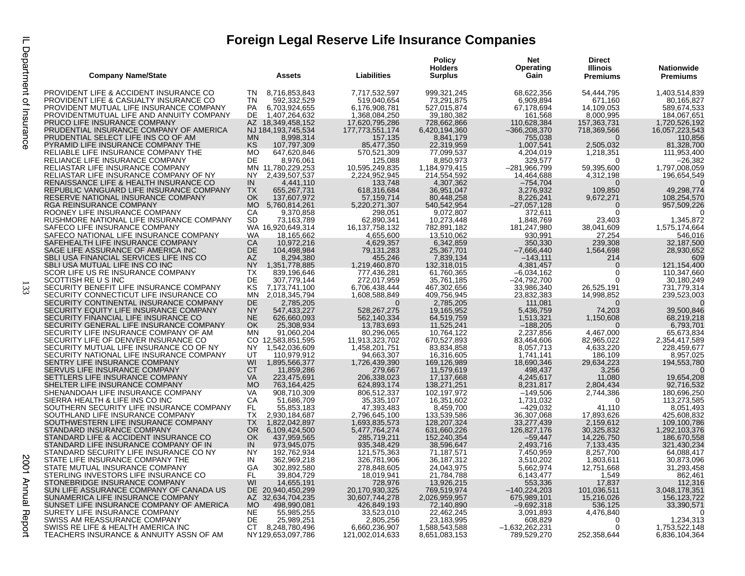# Foreign Legal Reserve Life Insurance Companies

| Company Name/State | | Assets | Liabilities | Policy Holders Surplus | Net Operating Gain | Direct Illinois Premiums | Nationwide Premiums |
|---|---|---|---|---|---|---|---|
| PROVIDENT LIFE & ACCIDENT INSURANCE CO | TN | 8,716,853,843 | 7,717,532,597 | 999,321,245 | 68,622,356 | 54,444,795 | 1,403,514,839 |
| PROVIDENT LIFE & CASUALTY INSURANCE CO | TN | 592,332,529 | 519,040,654 | 73,291,875 | 6,909,894 | 671,160 | 80,165,827 |
| PROVIDENT MUTUAL LIFE INSURANCE COMPANY | PA | 6,703,924,655 | 6,176,908,781 | 527,015,874 | 67,178,694 | 14,109,053 | 589,674,533 |
| PROVIDENTMUTUAL LIFE AND ANNUITY COMPANY | DE | 1,407,264,632 | 1,368,084,250 | 39,180,382 | 161,568 | 8,000,995 | 184,067,651 |
| PRUCO LIFE INSURANCE COMPANY | AZ | 18,349,458,152 | 17,620,795,286 | 728,662,866 | 110,628,384 | 157,363,731 | 1,720,526,192 |
| PRUDENTIAL INSURANCE COMPANY OF AMERICA | NJ | 184,193,745,534 | 177,773,551,174 | 6,420,194,360 | –366,208,370 | 718,369,566 | 16,057,223,543 |
| PRUDENTIAL SELECT LIFE INS CO OF AM | MN | 8,998,314 | 157,135 | 8,841,179 | 755,038 | 0 | 110,856 |
| PYRAMID LIFE INSURANCE COMPANY THE | KS | 107,797,309 | 85,477,350 | 22,319,959 | 1,007,541 | 2,505,032 | 81,328,700 |
| RELIABLE LIFE INSURANCE COMPANY THE | MO | 647,620,846 | 570,521,309 | 77,099,537 | 4,204,019 | 1,218,351 | 111,953,400 |
| RELIANCE LIFE INSURANCE COMPANY | DE | 8,976,061 | 125,088 | 8,850,973 | 329,577 | 0 | –26,382 |
| RELIASTAR LIFE INSURANCE COMPANY | MN | 11,780,229,253 | 10,595,249,835 | 1,184,979,415 | –281,966,799 | 59,395,600 | 1,797,008,059 |
| RELIASTAR LIFE INSURANCE COMPANY OF NY | NY | 2,439,507,537 | 2,224,952,945 | 214,554,592 | 14,464,688 | 4,312,198 | 196,654,549 |
| RENAISSANCE LIFE & HEALTH INSURANCE CO | IN | 4,441,110 | 133,748 | 4,307,362 | –754,704 | 0 | 0 |
| REPUBLIC VANGUARD LIFE INSURANCE COMPANY | TX | 655,267,731 | 618,316,684 | 36,951,047 | 3,276,932 | 109,850 | 49,298,774 |
| RESERVE NATIONAL INSURANCE COMPANY | OK | 137,607,972 | 57,159,714 | 80,448,258 | 8,226,241 | 9,672,271 | 108,254,570 |
| RGA REINSURANCE COMPANY | MO | 5,760,814,261 | 5,220,271,307 | 540,542,954 | –27,057,128 | 0 | 957,509,226 |
| ROONEY LIFE INSURANCE COMPANY | CA | 9,370,858 | 298,051 | 9,072,807 | 372,611 | 0 | 0 |
| RUSHMORE NATIONAL LIFE INSURANCE COMPANY | SD | 73,163,789 | 62,890,341 | 10,273,448 | 1,848,769 | 23,403 | 1,345,872 |
| SAFECO LIFE INSURANCE COMPANY | WA | 16,920,649,314 | 16,137,758,132 | 782,891,182 | 181,247,980 | 38,041,609 | 1,575,174,664 |
| SAFECO NATIONAL LIFE INSURANCE COMPANY | WA | 18,165,662 | 4,655,600 | 13,510,062 | 930,991 | 27,254 | 546,016 |
| SAFEHEALTH LIFE INSURANCE COMPANY | CA | 10,972,216 | 4,629,357 | 6,342,859 | 350,330 | 239,308 | 32,187,500 |
| SAGE LIFE ASSURANCE OF AMERICA INC | DE | 104,498,984 | 79,131,283 | 25,367,701 | –7,666,440 | 1,564,698 | 28,930,652 |
| SBLI USA FINANCIAL SERVICES LIFE INS CO | AZ | 8,294,380 | 455,246 | 7,839,134 | –143,111 | 214 | 609 |
| SBLI USA MUTUAL LIFE INS CO INC | NY | 1,351,778,885 | 1,219,460,870 | 132,318,015 | 4,381,457 | 0 | 121,154,400 |
| SCOR LIFE US RE INSURANCE COMPANY | TX | 839,196,646 | 777,436,281 | 61,760,365 | –6,034,162 | 0 | 110,347,660 |
| SCOTTISH RE U S INC | DE | 307,779,144 | 272,017,959 | 35,761,185 | –24,792,700 | 0 | 30,180,249 |
| SECURITY BENEFIT LIFE INSURANCE COMPANY | KS | 7,173,741,100 | 6,706,438,444 | 467,302,656 | 33,986,340 | 26,525,191 | 731,779,314 |
| SECURITY CONNECTICUT LIFE INSURANCE CO | MN | 2,018,345,794 | 1,608,588,849 | 409,756,945 | 23,832,383 | 14,998,852 | 239,523,003 |
| SECURITY CONTINENTAL INSURANCE COMPANY | DE | 2,785,205 | 0 | 2,785,205 | 111,081 | 0 | 0 |
| SECURITY EQUITY LIFE INSURANCE COMPANY | NY | 547,433,227 | 528,267,275 | 19,165,952 | 5,436,759 | 74,203 | 39,500,846 |
| SECURITY FINANCIAL LIFE INSURANCE CO | NE | 626,660,093 | 562,140,334 | 64,519,759 | 1,513,321 | 1,150,608 | 68,219,218 |
| SECURITY GENERAL LIFE INSURANCE COMPANY | OK | 25,308,934 | 13,783,693 | 11,525,241 | –188,205 | 0 | 6,793,701 |
| SECURITY LIFE INSURANCE COMPANY OF AM | MN | 91,060,204 | 80,296,065 | 10,764,122 | 2,237,856 | 4,467,000 | 65,673,834 |
| SECURITY LIFE OF DENVER INSURANCE CO | CO | 12,583,851,595 | 11,913,323,702 | 670,527,893 | 83,464,606 | 82,965,022 | 2,354,417,589 |
| SECURITY MUTUAL LIFE INSURANCE CO OF NY | NY | 1,542,036,609 | 1,458,201,751 | 83,834,858 | 8,057,713 | 4,633,220 | 228,459,677 |
| SECURITY NATIONAL LIFE INSURANCE COMPANY | UT | 110,979,912 | 94,663,307 | 16,316,605 | 1,741,141 | 186,109 | 8,957,025 |
| SENTRY LIFE INSURANCE COMPANY | WI | 1,895,566,377 | 1,726,439,390 | 169,126,989 | 18,690,346 | 29,634,223 | 194,553,780 |
| SERVUS LIFE INSURANCE COMPANY | CT | 11,859,286 | 279,667 | 11,579,619 | 498,437 | 3,256 | 0 |
| SETTLERS LIFE INSURANCE COMPANY | VA | 223,475,691 | 206,338,023 | 17,137,668 | 4,245,617 | 11,080 | 19,654,208 |
| SHELTER LIFE INSURANCE COMPANY | MO | 763,164,425 | 624,893,174 | 138,271,251 | 8,231,817 | 2,804,434 | 92,716,532 |
| SHENANDOAH LIFE INSURANCE COMPANY | VA | 908,710,309 | 806,512,337 | 102,197,972 | –149,506 | 2,744,386 | 180,696,250 |
| SIERRA HEALTH & LIFE INS CO INC | CA | 51,686,709 | 35,335,107 | 16,351,602 | 1,731,032 | 0 | 113,273,585 |
| SOUTHERN SECURITY LIFE INSURANCE COMPANY | FL | 55,853,183 | 47,393,483 | 8,459,700 | –429,032 | 41,110 | 8,051,493 |
| SOUTHLAND LIFE INSURANCE COMPANY | TX | 2,930,184,687 | 2,796,645,100 | 133,539,586 | 36,307,068 | 17,893,626 | 425,608,832 |
| SOUTHWESTERN LIFE INSURANCE COMPANY | TX | 1,822,042,897 | 1,693,835,573 | 128,207,324 | 33,277,439 | 2,159,612 | 109,100,786 |
| STANDARD INSURANCE COMPANY | OR | 6,109,424,500 | 5,477,764,274 | 631,660,226 | 126,827,176 | 30,325,832 | 1,292,103,376 |
| STANDARD LIFE & ACCIDENT INSURANCE CO | OK | 437,959,565 | 285,719,211 | 152,240,354 | –59,447 | 14,226,750 | 186,670,558 |
| STANDARD LIFE INSURANCE COMPANY OF IN | IN | 973,945,075 | 935,348,429 | 38,596,647 | 2,493,716 | 7,133,435 | 321,430,234 |
| STANDARD SECURITY LIFE INSURANCE CO NY | NY | 192,762,934 | 121,575,363 | 71,187,571 | 7,450,959 | 8,257,700 | 64,088,417 |
| STATE LIFE INSURANCE COMPANY THE | IN | 362,969,218 | 326,781,906 | 36,187,312 | 3,510,202 | 1,803,611 | 30,873,096 |
| STATE MUTUAL INSURANCE COMPANY | GA | 302,892,580 | 278,848,605 | 24,043,975 | 5,662,974 | 12,751,668 | 31,293,458 |
| STERLING INVESTORS LIFE INSURANCE CO | FL | 39,804,729 | 18,019,941 | 21,784,788 | 6,143,477 | 1,549 | 862,461 |
| STONEBRIDGE INSURANCE COMPANY | WI | 14,655,191 | 728,976 | 13,926,215 | 553,336 | 17,837 | 112,316 |
| SUN LIFE ASSURANCE COMPANY OF CANADA US | DE | 20,940,450,299 | 20,170,930,325 | 769,519,974 | –140,224,203 | 101,036,511 | 3,048,178,351 |
| SUNAMERICA LIFE INSURANCE COMPANY | AZ | 32,634,704,235 | 30,607,744,278 | 2,026,959,957 | 675,989,101 | 15,216,026 | 156,123,722 |
| SUNSET LIFE INSURANCE COMPANY OF AMERICA | MO | 498,990,081 | 426,849,193 | 72,140,890 | –9,692,318 | 536,125 | 33,390,571 |
| SURETY LIFE INSURANCE COMPANY | NE | 55,985,255 | 33,523,010 | 22,462,245 | 3,091,893 | 4,476,840 | 0 |
| SWISS AM REASSURANCE COMPANY | DE | 25,989,251 | 2,805,256 | 23,183,995 | 608,829 | 0 | 1,234,313 |
| SWISS RE LIFE & HEALTH AMERICA INC | CT | 8,248,780,496 | 6,660,236,907 | 1,588,543,588 | –1,632,262,231 | 0 | 1,753,522,148 |
| TEACHERS INSURANCE & ANNUITY ASSN OF AM | NY | 129,653,097,786 | 121,002,014,633 | 8,651,083,153 | 789,529,270 | 252,358,644 | 6,836,104,364 |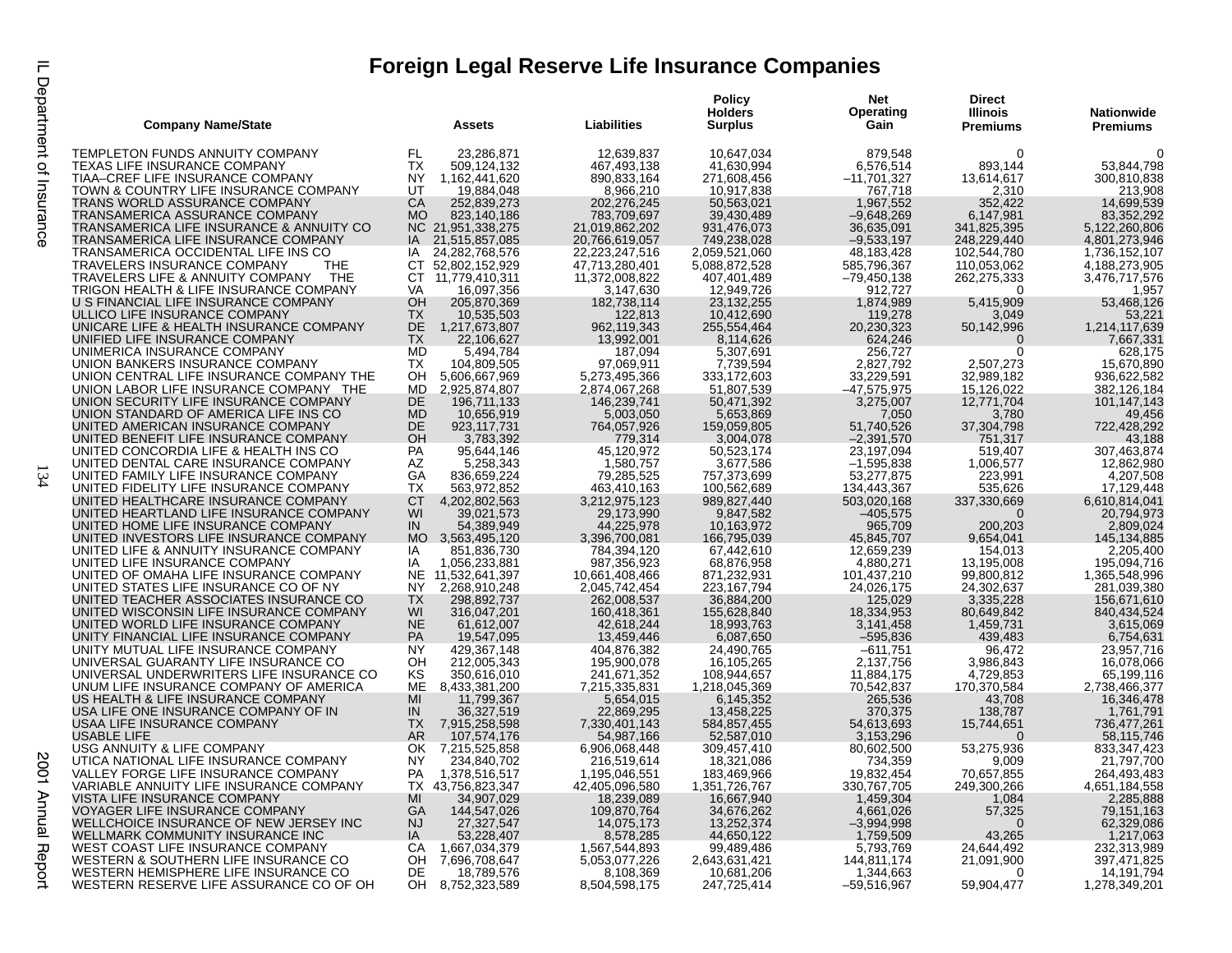# Foreign Legal Reserve Life Insurance Companies

| Company Name/State | | Assets | Liabilities | Policy Holders Surplus | Net Operating Gain | Direct Illinois Premiums | Nationwide Premiums |
|---|---|---|---|---|---|---|---|
| TEMPLETON FUNDS ANNUITY COMPANY | FL | 23,286,871 | 12,639,837 | 10,647,034 | 879,548 | 0 | 0 |
| TEXAS LIFE INSURANCE COMPANY | TX | 509,124,132 | 467,493,138 | 41,630,994 | 6,576,514 | 893,144 | 53,844,798 |
| TIAA–CREF LIFE INSURANCE COMPANY | NY | 1,162,441,620 | 890,833,164 | 271,608,456 | –11,701,327 | 13,614,617 | 300,810,838 |
| TOWN & COUNTRY LIFE INSURANCE COMPANY | UT | 19,884,048 | 8,966,210 | 10,917,838 | 767,718 | 2,310 | 213,908 |
| TRANS WORLD ASSURANCE COMPANY | CA | 252,839,273 | 202,276,245 | 50,563,021 | 1,967,552 | 352,422 | 14,699,539 |
| TRANSAMERICA ASSURANCE COMPANY | MO | 823,140,186 | 783,709,697 | 39,430,489 | –9,648,269 | 6,147,981 | 83,352,292 |
| TRANSAMERICA LIFE INSURANCE & ANNUITY CO | NC | 21,951,338,275 | 21,019,862,202 | 931,476,073 | 36,635,091 | 341,825,395 | 5,122,260,806 |
| TRANSAMERICA LIFE INSURANCE COMPANY | IA | 21,515,857,085 | 20,766,619,057 | 749,238,028 | –9,533,197 | 248,229,440 | 4,801,273,946 |
| TRANSAMERICA OCCIDENTAL LIFE INS CO | IA | 24,282,768,576 | 22,223,247,516 | 2,059,521,060 | 48,183,428 | 102,544,780 | 1,736,152,107 |
| TRAVELERS INSURANCE COMPANY THE | CT | 52,802,152,929 | 47,713,280,401 | 5,088,872,528 | 585,796,367 | 110,053,062 | 4,188,273,905 |
| TRAVELERS LIFE & ANNUITY COMPANY THE | CT | 11,779,410,311 | 11,372,008,822 | 407,401,489 | –79,450,138 | 262,275,333 | 3,476,717,576 |
| TRIGON HEALTH & LIFE INSURANCE COMPANY | VA | 16,097,356 | 3,147,630 | 12,949,726 | 912,727 | 0 | 1,957 |
| U S FINANCIAL LIFE INSURANCE COMPANY | OH | 205,870,369 | 182,738,114 | 23,132,255 | 1,874,989 | 5,415,909 | 53,468,126 |
| ULLICO LIFE INSURANCE COMPANY | TX | 10,535,503 | 122,813 | 10,412,690 | 119,278 | 3,049 | 53,221 |
| UNICARE LIFE & HEALTH INSURANCE COMPANY | DE | 1,217,673,807 | 962,119,343 | 255,554,464 | 20,230,323 | 50,142,996 | 1,214,117,639 |
| UNIFIED LIFE INSURANCE COMPANY | TX | 22,106,627 | 13,992,001 | 8,114,626 | 624,246 | 0 | 7,667,331 |
| UNIMERICA INSURANCE COMPANY | MD | 5,494,784 | 187,094 | 5,307,691 | 256,727 | 0 | 628,175 |
| UNION BANKERS INSURANCE COMPANY | TX | 104,809,505 | 97,069,911 | 7,739,594 | 2,827,792 | 2,507,273 | 15,670,890 |
| UNION CENTRAL LIFE INSURANCE COMPANY THE | OH | 5,606,667,969 | 5,273,495,366 | 333,172,603 | 33,229,591 | 32,989,182 | 936,622,582 |
| UNION LABOR LIFE INSURANCE COMPANY THE | MD | 2,925,874,807 | 2,874,067,268 | 51,807,539 | –47,575,975 | 15,126,022 | 382,126,184 |
| UNION SECURITY LIFE INSURANCE COMPANY | DE | 196,711,133 | 146,239,741 | 50,471,392 | 3,275,007 | 12,771,704 | 101,147,143 |
| UNION STANDARD OF AMERICA LIFE INS CO | MD | 10,656,919 | 5,003,050 | 5,653,869 | 7,050 | 3,780 | 49,456 |
| UNITED AMERICAN INSURANCE COMPANY | DE | 923,117,731 | 764,057,926 | 159,059,805 | 51,740,526 | 37,304,798 | 722,428,292 |
| UNITED BENEFIT LIFE INSURANCE COMPANY | OH | 3,783,392 | 779,314 | 3,004,078 | –2,391,570 | 751,317 | 43,188 |
| UNITED CONCORDIA LIFE & HEALTH INS CO | PA | 95,644,146 | 45,120,972 | 50,523,174 | 23,197,094 | 519,407 | 307,463,874 |
| UNITED DENTAL CARE INSURANCE COMPANY | AZ | 5,258,343 | 1,580,757 | 3,677,586 | –1,595,838 | 1,006,577 | 12,862,980 |
| UNITED FAMILY LIFE INSURANCE COMPANY | GA | 836,659,224 | 79,285,525 | 757,373,699 | 53,277,875 | 223,991 | 4,207,508 |
| UNITED FIDELITY LIFE INSURANCE COMPANY | TX | 563,972,852 | 463,410,163 | 100,562,689 | 134,443,367 | 535,626 | 17,129,448 |
| UNITED HEALTHCARE INSURANCE COMPANY | CT | 4,202,802,563 | 3,212,975,123 | 989,827,440 | 503,020,168 | 337,330,669 | 6,610,814,041 |
| UNITED HEARTLAND LIFE INSURANCE COMPANY | WI | 39,021,573 | 29,173,990 | 9,847,582 | –405,575 | 0 | 20,794,973 |
| UNITED HOME LIFE INSURANCE COMPANY | IN | 54,389,949 | 44,225,978 | 10,163,972 | 965,709 | 200,203 | 2,809,024 |
| UNITED INVESTORS LIFE INSURANCE COMPANY | MO | 3,563,495,120 | 3,396,700,081 | 166,795,039 | 45,845,707 | 9,654,041 | 145,134,885 |
| UNITED LIFE & ANNUITY INSURANCE COMPANY | IA | 851,836,730 | 784,394,120 | 67,442,610 | 12,659,239 | 154,013 | 2,205,400 |
| UNITED LIFE INSURANCE COMPANY | IA | 1,056,233,881 | 987,356,923 | 68,876,958 | 4,880,271 | 13,195,008 | 195,094,716 |
| UNITED OF OMAHA LIFE INSURANCE COMPANY | NE | 11,532,641,397 | 10,661,408,466 | 871,232,931 | 101,437,210 | 99,800,812 | 1,365,548,996 |
| UNITED STATES LIFE INSURANCE CO OF NY | NY | 2,268,910,248 | 2,045,742,454 | 223,167,794 | 24,026,175 | 24,302,637 | 281,039,380 |
| UNITED TEACHER ASSOCIATES INSURANCE CO | TX | 298,892,737 | 262,008,537 | 36,884,200 | 125,029 | 3,335,228 | 156,671,610 |
| UNITED WISCONSIN LIFE INSURANCE COMPANY | WI | 316,047,201 | 160,418,361 | 155,628,840 | 18,334,953 | 80,649,842 | 840,434,524 |
| UNITED WORLD LIFE INSURANCE COMPANY | NE | 61,612,007 | 42,618,244 | 18,993,763 | 3,141,458 | 1,459,731 | 3,615,069 |
| UNITY FINANCIAL LIFE INSURANCE COMPANY | PA | 19,547,095 | 13,459,446 | 6,087,650 | –595,836 | 439,483 | 6,754,631 |
| UNITY MUTUAL LIFE INSURANCE COMPANY | NY | 429,367,148 | 404,876,382 | 24,490,765 | –611,751 | 96,472 | 23,957,716 |
| UNIVERSAL GUARANTY LIFE INSURANCE CO | OH | 212,005,343 | 195,900,078 | 16,105,265 | 2,137,756 | 3,986,843 | 16,078,066 |
| UNIVERSAL UNDERWRITERS LIFE INSURANCE CO | KS | 350,616,010 | 241,671,352 | 108,944,657 | 11,884,175 | 4,729,853 | 65,199,116 |
| UNUM LIFE INSURANCE COMPANY OF AMERICA | ME | 8,433,381,200 | 7,215,335,831 | 1,218,045,369 | 70,542,837 | 170,370,584 | 2,738,466,377 |
| US HEALTH & LIFE INSURANCE COMPANY | MI | 11,799,367 | 5,654,015 | 6,145,352 | 265,536 | 43,708 | 16,346,478 |
| USA LIFE ONE INSURANCE COMPANY OF IN | IN | 36,327,519 | 22,869,295 | 13,458,225 | 370,375 | 138,787 | 1,761,791 |
| USAA LIFE INSURANCE COMPANY | TX | 7,915,258,598 | 7,330,401,143 | 584,857,455 | 54,613,693 | 15,744,651 | 736,477,261 |
| USABLE LIFE | AR | 107,574,176 | 54,987,166 | 52,587,010 | 3,153,296 | 0 | 58,115,746 |
| USG ANNUITY & LIFE COMPANY | OK | 7,215,525,858 | 6,906,068,448 | 309,457,410 | 80,602,500 | 53,275,936 | 833,347,423 |
| UTICA NATIONAL LIFE INSURANCE COMPANY | NY | 234,840,702 | 216,519,614 | 18,321,086 | 734,359 | 9,009 | 21,797,700 |
| VALLEY FORGE LIFE INSURANCE COMPANY | PA | 1,378,516,517 | 1,195,046,551 | 183,469,966 | 19,832,454 | 70,657,855 | 264,493,483 |
| VARIABLE ANNUITY LIFE INSURANCE COMPANY | TX | 43,756,823,347 | 42,405,096,580 | 1,351,726,767 | 330,767,705 | 249,300,266 | 4,651,184,558 |
| VISTA LIFE INSURANCE COMPANY | MI | 34,907,029 | 18,239,089 | 16,667,940 | 1,459,304 | 1,084 | 2,285,888 |
| VOYAGER LIFE INSURANCE COMPANY | GA | 144,547,026 | 109,870,764 | 34,676,262 | 4,661,026 | 57,325 | 79,151,163 |
| WELLCHOICE INSURANCE OF NEW JERSEY INC | NJ | 27,327,547 | 14,075,173 | 13,252,374 | –3,994,998 | 0 | 62,329,086 |
| WELLMARK COMMUNITY INSURANCE INC | IA | 53,228,407 | 8,578,285 | 44,650,122 | 1,759,509 | 43,265 | 1,217,063 |
| WEST COAST LIFE INSURANCE COMPANY | CA | 1,667,034,379 | 1,567,544,893 | 99,489,486 | 5,793,769 | 24,644,492 | 232,313,989 |
| WESTERN & SOUTHERN LIFE INSURANCE CO | OH | 7,696,708,647 | 5,053,077,226 | 2,643,631,421 | 144,811,174 | 21,091,900 | 397,471,825 |
| WESTERN HEMISPHERE LIFE INSURANCE CO | DE | 18,789,576 | 8,108,369 | 10,681,206 | 1,344,663 | 0 | 14,191,794 |
| WESTERN RESERVE LIFE ASSURANCE CO OF OH | OH | 8,752,323,589 | 8,504,598,175 | 247,725,414 | –59,516,967 | 59,904,477 | 1,278,349,201 |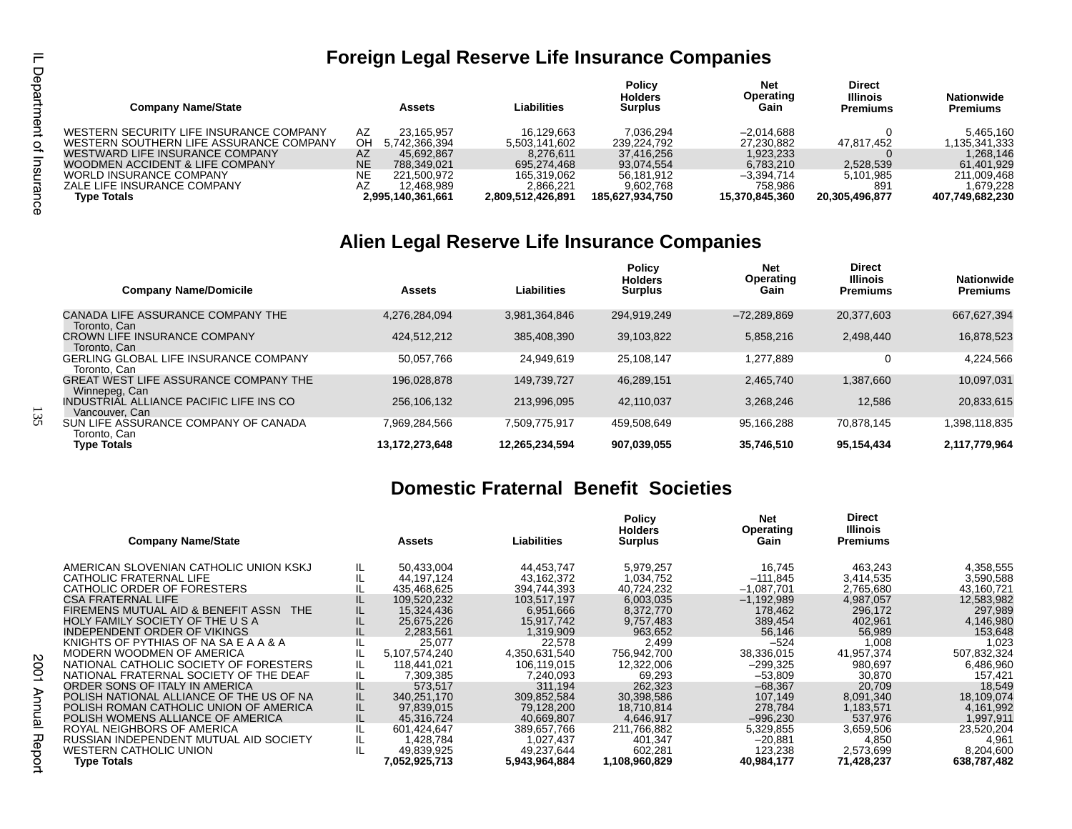## Foreign Legal Reserve Life Insurance Companies

| Company Name/State | | Assets | Liabilities | Policy Holders Surplus | Net Operating Gain | Direct Illinois Premiums | Nationwide Premiums |
|---|---|---|---|---|---|---|---|
| WESTERN SECURITY LIFE INSURANCE COMPANY | AZ | 23,165,957 | 16,129,663 | 7,036,294 | –2,014,688 | 0 | 5,465,160 |
| WESTERN SOUTHERN LIFE ASSURANCE COMPANY | OH | 5,742,366,394 | 5,503,141,602 | 239,224,792 | 27,230,882 | 47,817,452 | 1,135,341,333 |
| WESTWARD LIFE INSURANCE COMPANY | AZ | 45,692,867 | 8,276,611 | 37,416,256 | 1,923,233 | 0 | 1,268,146 |
| WOODMEN ACCIDENT & LIFE COMPANY | NE | 788,349,021 | 695,274,468 | 93,074,554 | 6,783,210 | 2,528,539 | 61,401,929 |
| WORLD INSURANCE COMPANY | NE | 221,500,972 | 165,319,062 | 56,181,912 | –3,394,714 | 5,101,985 | 211,009,468 |
| ZALE LIFE INSURANCE COMPANY | AZ | 12,468,989 | 2,866,221 | 9,602,768 | 758,986 | 891 | 1,679,228 |
| **Type Totals** | | **2,995,140,361,661** | **2,809,512,426,891** | **185,627,934,750** | **15,370,845,360** | **20,305,496,877** | **407,749,682,230** |

## Alien Legal Reserve Life Insurance Companies

| Company Name/Domicile | Assets | Liabilities | Policy Holders Surplus | Net Operating Gain | Direct Illinois Premiums | Nationwide Premiums |
|---|---|---|---|---|---|---|
| CANADA LIFE ASSURANCE COMPANY THE<br>Toronto, Can | 4,276,284,094 | 3,981,364,846 | 294,919,249 | –72,289,869 | 20,377,603 | 667,627,394 |
| CROWN LIFE INSURANCE COMPANY<br>Toronto, Can | 424,512,212 | 385,408,390 | 39,103,822 | 5,858,216 | 2,498,440 | 16,878,523 |
| GERLING GLOBAL LIFE INSURANCE COMPANY<br>Toronto, Can | 50,057,766 | 24,949,619 | 25,108,147 | 1,277,889 | 0 | 4,224,566 |
| GREAT WEST LIFE ASSURANCE COMPANY THE<br>Winnepeg, Can | 196,028,878 | 149,739,727 | 46,289,151 | 2,465,740 | 1,387,660 | 10,097,031 |
| INDUSTRIAL ALLIANCE PACIFIC LIFE INS CO<br>Vancouver, Can | 256,106,132 | 213,996,095 | 42,110,037 | 3,268,246 | 12,586 | 20,833,615 |
| SUN LIFE ASSURANCE COMPANY OF CANADA<br>Toronto, Can | 7,969,284,566 | 7,509,775,917 | 459,508,649 | 95,166,288 | 70,878,145 | 1,398,118,835 |
| **Type Totals** | **13,172,273,648** | **12,265,234,594** | **907,039,055** | **35,746,510** | **95,154,434** | **2,117,779,964** |

## Domestic Fraternal Benefit Societies

| Company Name/State | | Assets | Liabilities | Policy Holders Surplus | Net Operating Gain | Direct Illinois Premiums | |
|---|---|---|---|---|---|---|---|
| AMERICAN SLOVENIAN CATHOLIC UNION KSKJ | IL | 50,433,004 | 44,453,747 | 5,979,257 | 16,745 | 463,243 | 4,358,555 |
| CATHOLIC FRATERNAL LIFE | IL | 44,197,124 | 43,162,372 | 1,034,752 | –111,845 | 3,414,535 | 3,590,588 |
| CATHOLIC ORDER OF FORESTERS | IL | 435,468,625 | 394,744,393 | 40,724,232 | –1,087,701 | 2,765,680 | 43,160,721 |
| CSA FRATERNAL LIFE | IL | 109,520,232 | 103,517,197 | 6,003,035 | –1,192,989 | 4,987,057 | 12,583,982 |
| FIREMENS MUTUAL AID & BENEFIT ASSN THE | IL | 15,324,436 | 6,951,666 | 8,372,770 | 178,462 | 296,172 | 297,989 |
| HOLY FAMILY SOCIETY OF THE U S A | IL | 25,675,226 | 15,917,742 | 9,757,483 | 389,454 | 402,961 | 4,146,980 |
| INDEPENDENT ORDER OF VIKINGS | IL | 2,283,561 | 1,319,909 | 963,652 | 56,146 | 56,989 | 153,648 |
| KNIGHTS OF PYTHIAS OF NA SA E A A & A | IL | 25,077 | 22,578 | 2,499 | –524 | 1,008 | 1,023 |
| MODERN WOODMEN OF AMERICA | IL | 5,107,574,240 | 4,350,631,540 | 756,942,700 | 38,336,015 | 41,957,374 | 507,832,324 |
| NATIONAL CATHOLIC SOCIETY OF FORESTERS | IL | 118,441,021 | 106,119,015 | 12,322,006 | –299,325 | 980,697 | 6,486,960 |
| NATIONAL FRATERNAL SOCIETY OF THE DEAF | IL | 7,309,385 | 7,240,093 | 69,293 | –53,809 | 30,870 | 157,421 |
| ORDER SONS OF ITALY IN AMERICA | IL | 573,517 | 311,194 | 262,323 | –68,367 | 20,709 | 18,549 |
| POLISH NATIONAL ALLIANCE OF THE US OF NA | IL | 340,251,170 | 309,852,584 | 30,398,586 | 107,149 | 8,091,340 | 18,109,074 |
| POLISH ROMAN CATHOLIC UNION OF AMERICA | IL | 97,839,015 | 79,128,200 | 18,710,814 | 278,784 | 1,183,571 | 4,161,992 |
| POLISH WOMENS ALLIANCE OF AMERICA | IL | 45,316,724 | 40,669,807 | 4,646,917 | –996,230 | 537,976 | 1,997,911 |
| ROYAL NEIGHBORS OF AMERICA | IL | 601,424,647 | 389,657,766 | 211,766,882 | 5,329,855 | 3,659,506 | 23,520,204 |
| RUSSIAN INDEPENDENT MUTUAL AID SOCIETY | IL | 1,428,784 | 1,027,437 | 401,347 | –20,881 | 4,850 | 4,961 |
| WESTERN CATHOLIC UNION | IL | 49,839,925 | 49,237,644 | 602,281 | 123,238 | 2,573,699 | 8,204,600 |
| **Type Totals** | | **7,052,925,713** | **5,943,964,884** | **1,108,960,829** | **40,984,177** | **71,428,237** | **638,787,482** |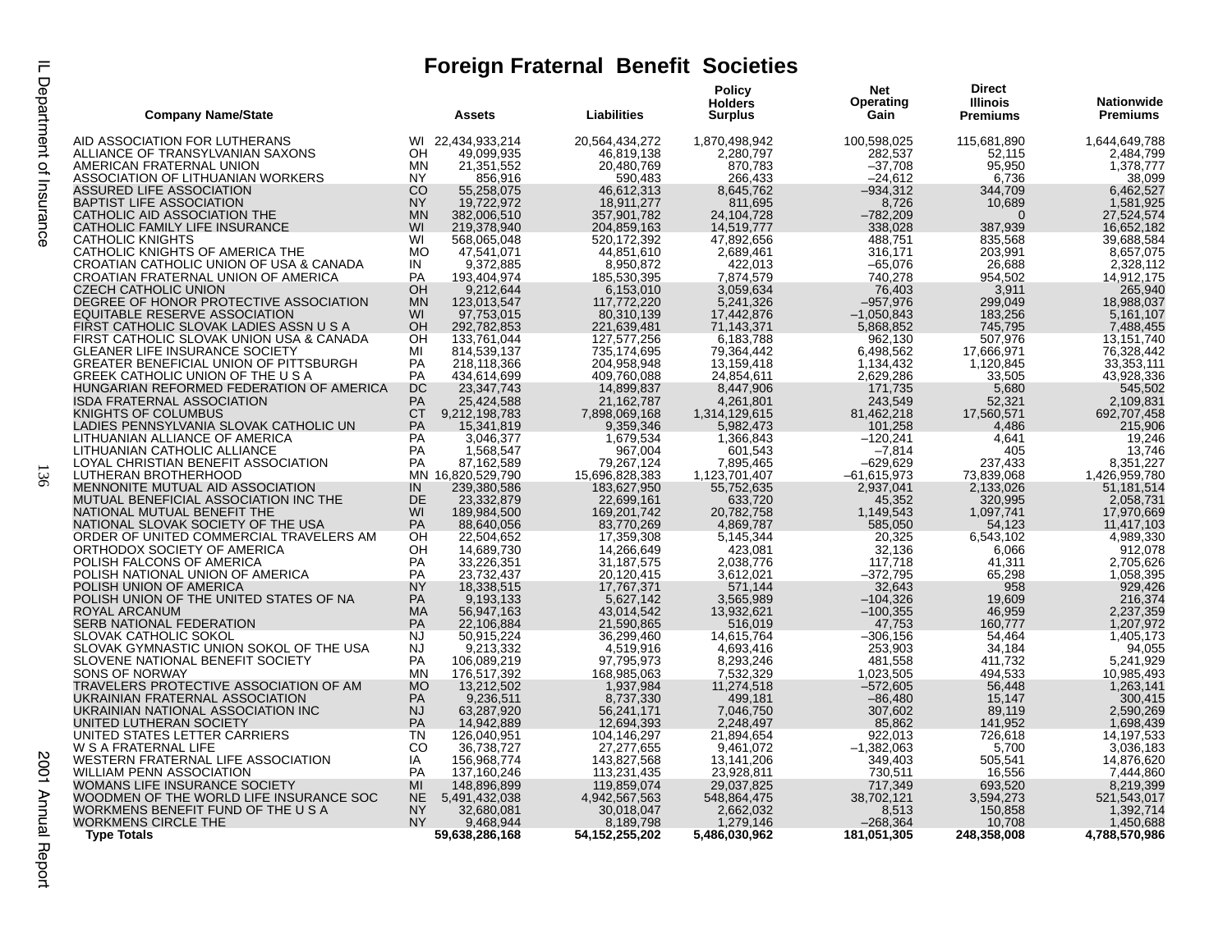# Foreign Fraternal Benefit Societies

| Company Name/State | | Assets | Liabilities | Policy Holders Surplus | Net Operating Gain | Direct Illinois Premiums | Nationwide Premiums |
|---|---|---|---|---|---|---|---|
| AID ASSOCIATION FOR LUTHERANS | WI | 22,434,933,214 | 20,564,434,272 | 1,870,498,942 | 100,598,025 | 115,681,890 | 1,644,649,788 |
| ALLIANCE OF TRANSYLVANIAN SAXONS | OH | 49,099,935 | 46,819,138 | 2,280,797 | 282,537 | 52,115 | 2,484,799 |
| AMERICAN FRATERNAL UNION | MN | 21,351,552 | 20,480,769 | 870,783 | –37,708 | 95,950 | 1,378,777 |
| ASSOCIATION OF LITHUANIAN WORKERS | NY | 856,916 | 590,483 | 266,433 | –24,612 | 6,736 | 38,099 |
| ASSURED LIFE ASSOCIATION | CO | 55,258,075 | 46,612,313 | 8,645,762 | –934,312 | 344,709 | 6,462,527 |
| BAPTIST LIFE ASSOCIATION | NY | 19,722,972 | 18,911,277 | 811,695 | 8,726 | 10,689 | 1,581,925 |
| CATHOLIC AID ASSOCIATION THE | MN | 382,006,510 | 357,901,782 | 24,104,728 | –782,209 | 0 | 27,524,574 |
| CATHOLIC FAMILY LIFE INSURANCE | WI | 219,378,940 | 204,859,163 | 14,519,777 | 338,028 | 387,939 | 16,652,182 |
| CATHOLIC KNIGHTS | WI | 568,065,048 | 520,172,392 | 47,892,656 | 488,751 | 835,568 | 39,688,584 |
| CATHOLIC KNIGHTS OF AMERICA THE | MO | 47,541,071 | 44,851,610 | 2,689,461 | 316,171 | 203,991 | 8,657,075 |
| CROATIAN CATHOLIC UNION OF USA & CANADA | IN | 9,372,885 | 8,950,872 | 422,013 | –65,076 | 26,688 | 2,328,112 |
| CROATIAN FRATERNAL UNION OF AMERICA | PA | 193,404,974 | 185,530,395 | 7,874,579 | 740,278 | 954,502 | 14,912,175 |
| CZECH CATHOLIC UNION | OH | 9,212,644 | 6,153,010 | 3,059,634 | 76,403 | 3,911 | 265,940 |
| DEGREE OF HONOR PROTECTIVE ASSOCIATION | MN | 123,013,547 | 117,772,220 | 5,241,326 | –957,976 | 299,049 | 18,988,037 |
| EQUITABLE RESERVE ASSOCIATION | WI | 97,753,015 | 80,310,139 | 17,442,876 | –1,050,843 | 183,256 | 5,161,107 |
| FIRST CATHOLIC SLOVAK LADIES ASSN U S A | OH | 292,782,853 | 221,639,481 | 71,143,371 | 5,868,852 | 745,795 | 7,488,455 |
| FIRST CATHOLIC SLOVAK UNION USA & CANADA | OH | 133,761,044 | 127,577,256 | 6,183,788 | 962,130 | 507,976 | 13,151,740 |
| GLEANER LIFE INSURANCE SOCIETY | MI | 814,539,137 | 735,174,695 | 79,364,442 | 6,498,562 | 17,666,971 | 76,328,442 |
| GREATER BENEFICIAL UNION OF PITTSBURGH | PA | 218,118,366 | 204,958,948 | 13,159,418 | 1,134,432 | 1,120,845 | 33,353,111 |
| GREEK CATHOLIC UNION OF THE U S A | PA | 434,614,699 | 409,760,088 | 24,854,611 | 2,629,286 | 33,505 | 43,928,336 |
| HUNGARIAN REFORMED FEDERATION OF AMERICA | DC | 23,347,743 | 14,899,837 | 8,447,906 | 171,735 | 5,680 | 545,502 |
| ISDA FRATERNAL ASSOCIATION | PA | 25,424,588 | 21,162,787 | 4,261,801 | 243,549 | 52,321 | 2,109,831 |
| KNIGHTS OF COLUMBUS | CT | 9,212,198,783 | 7,898,069,168 | 1,314,129,615 | 81,462,218 | 17,560,571 | 692,707,458 |
| LADIES PENNSYLVANIA SLOVAK CATHOLIC UN | PA | 15,341,819 | 9,359,346 | 5,982,473 | 101,258 | 4,486 | 215,906 |
| LITHUANIAN ALLIANCE OF AMERICA | PA | 3,046,377 | 1,679,534 | 1,366,843 | –120,241 | 4,641 | 19,246 |
| LITHUANIAN CATHOLIC ALLIANCE | PA | 1,568,547 | 967,004 | 601,543 | –7,814 | 405 | 13,746 |
| LOYAL CHRISTIAN BENEFIT ASSOCIATION | PA | 87,162,589 | 79,267,124 | 7,895,465 | –629,629 | 237,433 | 8,351,227 |
| LUTHERAN BROTHERHOOD | MN | 16,820,529,790 | 15,696,828,383 | 1,123,701,407 | –61,615,973 | 73,839,068 | 1,426,959,780 |
| MENNONITE MUTUAL AID ASSOCIATION | IN | 239,380,586 | 183,627,950 | 55,752,635 | 2,937,041 | 2,133,026 | 51,181,514 |
| MUTUAL BENEFICIAL ASSOCIATION INC THE | DE | 23,332,879 | 22,699,161 | 633,720 | 45,352 | 320,995 | 2,058,731 |
| NATIONAL MUTUAL BENEFIT THE | WI | 189,984,500 | 169,201,742 | 20,782,758 | 1,149,543 | 1,097,741 | 17,970,669 |
| NATIONAL SLOVAK SOCIETY OF THE USA | PA | 88,640,056 | 83,770,269 | 4,869,787 | 585,050 | 54,123 | 11,417,103 |
| ORDER OF UNITED COMMERCIAL TRAVELERS AM | OH | 22,504,652 | 17,359,308 | 5,145,344 | 20,325 | 6,543,102 | 4,989,330 |
| ORTHODOX SOCIETY OF AMERICA | OH | 14,689,730 | 14,266,649 | 423,081 | 32,136 | 6,066 | 912,078 |
| POLISH FALCONS OF AMERICA | PA | 33,226,351 | 31,187,575 | 2,038,776 | 117,718 | 41,311 | 2,705,626 |
| POLISH NATIONAL UNION OF AMERICA | PA | 23,732,437 | 20,120,415 | 3,612,021 | –372,795 | 65,298 | 1,058,395 |
| POLISH UNION OF AMERICA | NY | 18,338,515 | 17,767,371 | 571,144 | 32,643 | 958 | 929,426 |
| POLISH UNION OF THE UNITED STATES OF NA | PA | 9,193,133 | 5,627,142 | 3,565,989 | –104,326 | 19,609 | 216,374 |
| ROYAL ARCANUM | MA | 56,947,163 | 43,014,542 | 13,932,621 | –100,355 | 46,959 | 2,237,359 |
| SERB NATIONAL FEDERATION | PA | 22,106,884 | 21,590,865 | 516,019 | 47,753 | 160,777 | 1,207,972 |
| SLOVAK CATHOLIC SOKOL | NJ | 50,915,224 | 36,299,460 | 14,615,764 | –306,156 | 54,464 | 1,405,173 |
| SLOVAK GYMNASTIC UNION SOKOL OF THE USA | NJ | 9,213,332 | 4,519,916 | 4,693,416 | 253,903 | 34,184 | 94,055 |
| SLOVENE NATIONAL BENEFIT SOCIETY | PA | 106,089,219 | 97,795,973 | 8,293,246 | 481,558 | 411,732 | 5,241,929 |
| SONS OF NORWAY | MN | 176,517,392 | 168,985,063 | 7,532,329 | 1,023,505 | 494,533 | 10,985,493 |
| TRAVELERS PROTECTIVE ASSOCIATION OF AM | MO | 13,212,502 | 1,937,984 | 11,274,518 | –572,605 | 56,448 | 1,263,141 |
| UKRAINIAN FRATERNAL ASSOCIATION | PA | 9,236,511 | 8,737,330 | 499,181 | –86,480 | 15,147 | 300,415 |
| UKRAINIAN NATIONAL ASSOCIATION INC | NJ | 63,287,920 | 56,241,171 | 7,046,750 | 307,602 | 89,119 | 2,590,269 |
| UNITED LUTHERAN SOCIETY | PA | 14,942,889 | 12,694,393 | 2,248,497 | 85,862 | 141,952 | 1,698,439 |
| UNITED STATES LETTER CARRIERS | TN | 126,040,951 | 104,146,297 | 21,894,654 | 922,013 | 726,618 | 14,197,533 |
| W S A FRATERNAL LIFE | CO | 36,738,727 | 27,277,655 | 9,461,072 | –1,382,063 | 5,700 | 3,036,183 |
| WESTERN FRATERNAL LIFE ASSOCIATION | IA | 156,968,774 | 143,827,568 | 13,141,206 | 349,403 | 505,541 | 14,876,620 |
| WILLIAM PENN ASSOCIATION | PA | 137,160,246 | 113,231,435 | 23,928,811 | 730,511 | 16,556 | 7,444,860 |
| WOMANS LIFE INSURANCE SOCIETY | MI | 148,896,899 | 119,859,074 | 29,037,825 | 717,349 | 693,520 | 8,219,399 |
| WOODMEN OF THE WORLD LIFE INSURANCE SOC | NE | 5,491,432,038 | 4,942,567,563 | 548,864,475 | 38,702,121 | 3,594,273 | 521,543,017 |
| WORKMENS BENEFIT FUND OF THE U S A | NY | 32,680,081 | 30,018,047 | 2,662,032 | 8,513 | 150,858 | 1,392,714 |
| WORKMENS CIRCLE THE | NY | 9,468,944 | 8,189,798 | 1,279,146 | –268,364 | 10,708 | 1,450,688 |
| **Type Totals** | | **59,638,286,168** | **54,152,255,202** | **5,486,030,962** | **181,051,305** | **248,358,008** | **4,788,570,986** |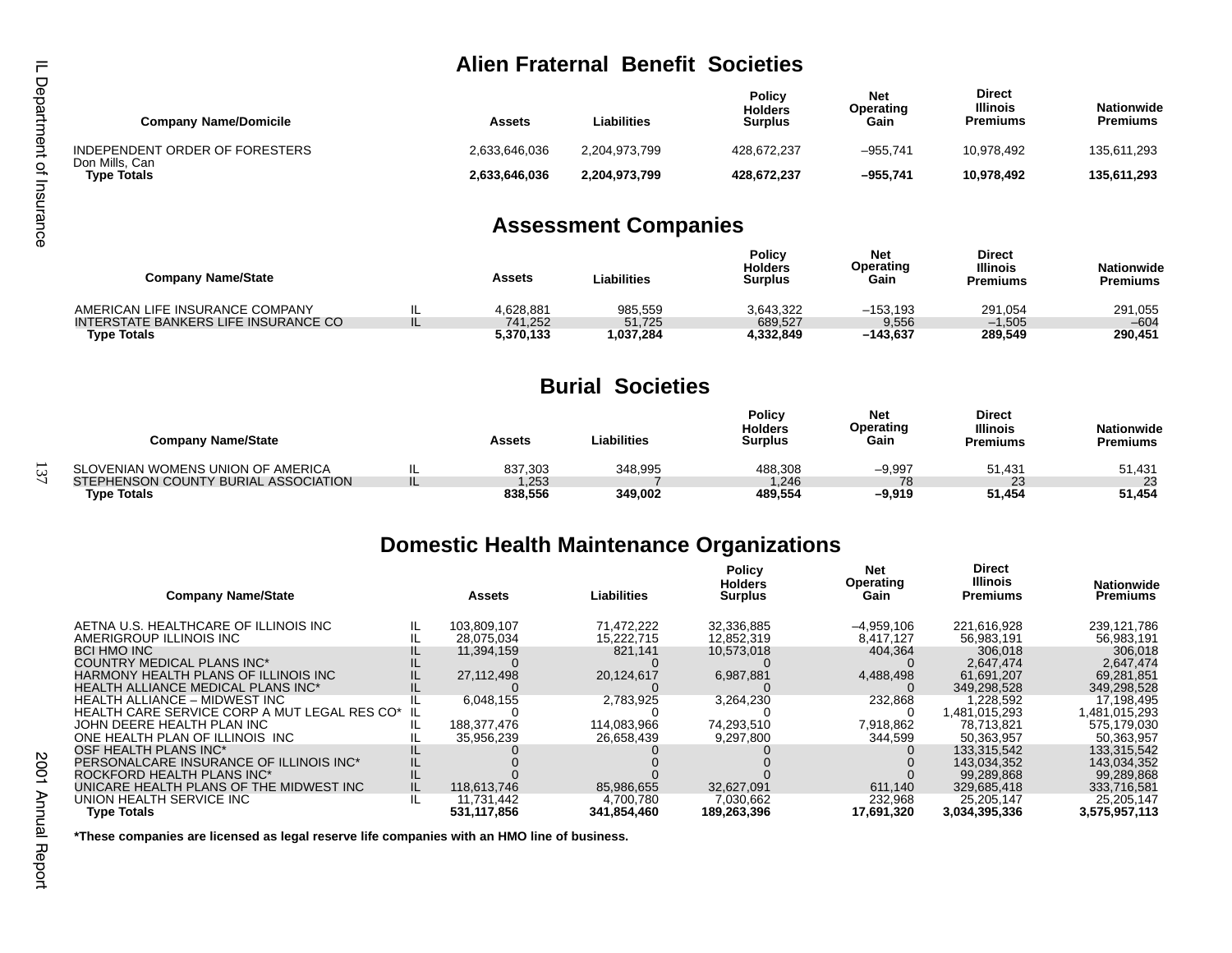## Alien Fraternal Benefit Societies

| Company Name/Domicile | Assets | Liabilities | Policy Holders Surplus | Net Operating Gain | Direct Illinois Premiums | Nationwide Premiums |
|---|---|---|---|---|---|---|
| INDEPENDENT ORDER OF FORESTERS Don Mills, Can | 2,633,646,036 | 2,204,973,799 | 428,672,237 | –955,741 | 10,978,492 | 135,611,293 |
| **Type Totals** | **2,633,646,036** | **2,204,973,799** | **428,672,237** | **–955,741** | **10,978,492** | **135,611,293** |

## Assessment Companies

| Company Name/State | | Assets | Liabilities | Policy Holders Surplus | Net Operating Gain | Direct Illinois Premiums | Nationwide Premiums |
|---|---|---|---|---|---|---|---|
| AMERICAN LIFE INSURANCE COMPANY | IL | 4,628,881 | 985,559 | 3,643,322 | –153,193 | 291,054 | 291,055 |
| INTERSTATE BANKERS LIFE INSURANCE CO | IL | 741,252 | 51,725 | 689,527 | 9,556 | –1,505 | –604 |
| **Type Totals** | | **5,370,133** | **1,037,284** | **4,332,849** | **–143,637** | **289,549** | **290,451** |

## Burial Societies

| Company Name/State | | Assets | Liabilities | Policy Holders Surplus | Net Operating Gain | Direct Illinois Premiums | Nationwide Premiums |
|---|---|---|---|---|---|---|---|
| SLOVENIAN WOMENS UNION OF AMERICA | IL | 837,303 | 348,995 | 488,308 | –9,997 | 51,431 | 51,431 |
| STEPHENSON COUNTY BURIAL ASSOCIATION | IL | 1,253 | 7 | 1,246 | 78 | 23 | 23 |
| **Type Totals** | | **838,556** | **349,002** | **489,554** | **–9,919** | **51,454** | **51,454** |

## Domestic Health Maintenance Organizations

| Company Name/State | | Assets | Liabilities | Policy Holders Surplus | Net Operating Gain | Direct Illinois Premiums | Nationwide Premiums |
|---|---|---|---|---|---|---|---|
| AETNA U.S. HEALTHCARE OF ILLINOIS INC | IL | 103,809,107 | 71,472,222 | 32,336,885 | –4,959,106 | 221,616,928 | 239,121,786 |
| AMERIGROUP ILLINOIS INC | IL | 28,075,034 | 15,222,715 | 12,852,319 | 8,417,127 | 56,983,191 | 56,983,191 |
| BCI HMO INC | IL | 11,394,159 | 821,141 | 10,573,018 | 404,364 | 306,018 | 306,018 |
| COUNTRY MEDICAL PLANS INC* | IL | 0 | 0 | 0 | 0 | 2,647,474 | 2,647,474 |
| HARMONY HEALTH PLANS OF ILLINOIS INC | IL | 27,112,498 | 20,124,617 | 6,987,881 | 4,488,498 | 61,691,207 | 69,281,851 |
| HEALTH ALLIANCE MEDICAL PLANS INC* | IL | 0 | 0 | 0 | 0 | 349,298,528 | 349,298,528 |
| HEALTH ALLIANCE – MIDWEST INC | IL | 6,048,155 | 2,783,925 | 3,264,230 | 232,868 | 1,228,592 | 17,198,495 |
| HEALTH CARE SERVICE CORP A MUT LEGAL RES CO* | IL | 0 | 0 | 0 | 0 | 1,481,015,293 | 1,481,015,293 |
| JOHN DEERE HEALTH PLAN INC | IL | 188,377,476 | 114,083,966 | 74,293,510 | 7,918,862 | 78,713,821 | 575,179,030 |
| ONE HEALTH PLAN OF ILLINOIS INC | IL | 35,956,239 | 26,658,439 | 9,297,800 | 344,599 | 50,363,957 | 50,363,957 |
| OSF HEALTH PLANS INC* | IL | 0 | 0 | 0 | 0 | 133,315,542 | 133,315,542 |
| PERSONALCARE INSURANCE OF ILLINOIS INC* | IL | 0 | 0 | 0 | 0 | 143,034,352 | 143,034,352 |
| ROCKFORD HEALTH PLANS INC* | IL | 0 | 0 | 0 | 0 | 99,289,868 | 99,289,868 |
| UNICARE HEALTH PLANS OF THE MIDWEST INC | IL | 118,613,746 | 85,986,655 | 32,627,091 | 611,140 | 329,685,418 | 333,716,581 |
| UNION HEALTH SERVICE INC | IL | 11,731,442 | 4,700,780 | 7,030,662 | 232,968 | 25,205,147 | 25,205,147 |
| **Type Totals** | | **531,117,856** | **341,854,460** | **189,263,396** | **17,691,320** | **3,034,395,336** | **3,575,957,113** |

**\*These companies are licensed as legal reserve life companies with an HMO line of business.**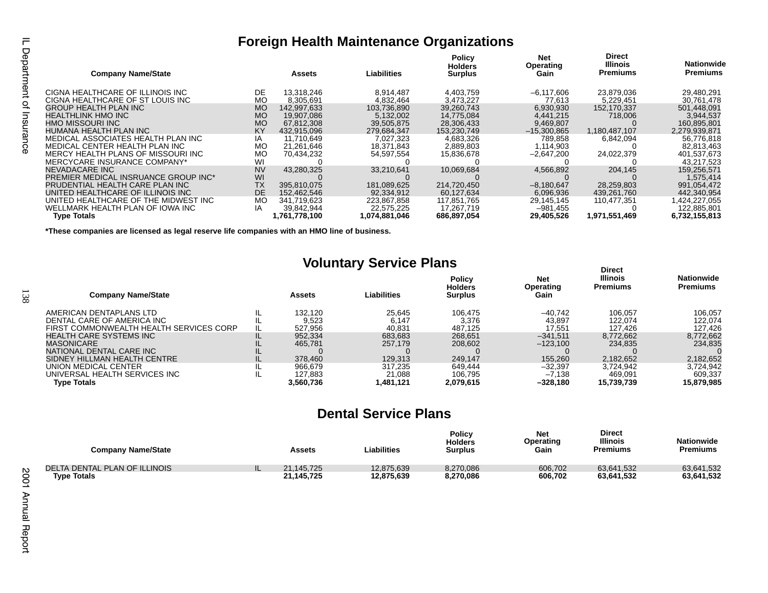## Foreign Health Maintenance Organizations

| Company Name/State | | Assets | Liabilities | Policy Holders Surplus | Net Operating Gain | Direct Illinois Premiums | Nationwide Premiums |
|---|---|---|---|---|---|---|---|
| CIGNA HEALTHCARE OF ILLINOIS INC | DE | 13,318,246 | 8,914,487 | 4,403,759 | –6,117,606 | 23,879,036 | 29,480,291 |
| CIGNA HEALTHCARE OF ST LOUIS INC | MO | 8,305,691 | 4,832,464 | 3,473,227 | 77,613 | 5,229,451 | 30,761,478 |
| GROUP HEALTH PLAN INC | MO | 142,997,633 | 103,736,890 | 39,260,743 | 6,930,930 | 152,170,337 | 501,448,091 |
| HEALTHLINK HMO INC | MO | 19,907,086 | 5,132,002 | 14,775,084 | 4,441,215 | 718,006 | 3,944,537 |
| HMO MISSOURI INC | MO | 67,812,308 | 39,505,875 | 28,306,433 | 9,469,807 | 0 | 160,895,801 |
| HUMANA HEALTH PLAN INC | KY | 432,915,096 | 279,684,347 | 153,230,749 | –15,300,865 | 1,180,487,107 | 2,279,939,871 |
| MEDICAL ASSOCIATES HEALTH PLAN INC | IA | 11,710,649 | 7,027,323 | 4,683,326 | 789,858 | 6,842,094 | 56,776,818 |
| MEDICAL CENTER HEALTH PLAN INC | MO | 21,261,646 | 18,371,843 | 2,889,803 | 1,114,903 | 0 | 82,813,463 |
| MERCY HEALTH PLANS OF MISSOURI INC | MO | 70,434,232 | 54,597,554 | 15,836,678 | –2,647,200 | 24,022,379 | 401,537,673 |
| MERCYCARE INSURANCE COMPANY* | WI | 0 | 0 | 0 | 0 | 0 | 43,217,523 |
| NEVADACARE INC | NV | 43,280,325 | 33,210,641 | 10,069,684 | 4,566,892 | 204,145 | 159,256,571 |
| PREMIER MEDICAL INSRUANCE GROUP INC* | WI | 0 | 0 | 0 | 0 | 0 | 1,575,414 |
| PRUDENTIAL HEALTH CARE PLAN INC | TX | 395,810,075 | 181,089,625 | 214,720,450 | –8,180,647 | 28,259,803 | 991,054,472 |
| UNITED HEALTHCARE OF ILLINOIS INC | DE | 152,462,546 | 92,334,912 | 60,127,634 | 6,096,936 | 439,261,760 | 442,340,954 |
| UNITED HEALTHCARE OF THE MIDWEST INC | MO | 341,719,623 | 223,867,858 | 117,851,765 | 29,145,145 | 110,477,351 | 1,424,227,055 |
| WELLMARK HEALTH PLAN OF IOWA INC | IA | 39,842,944 | 22,575,225 | 17,267,719 | –981,455 | 0 | 122,885,801 |
| **Type Totals** | | **1,761,778,100** | **1,074,881,046** | **686,897,054** | **29,405,526** | **1,971,551,469** | **6,732,155,813** |

**\*These companies are licensed as legal reserve life companies with an HMO line of business.**

## Voluntary Service Plans

| Company Name/State | | Assets | Liabilities | Policy Holders Surplus | Net Operating Gain | Direct Illinois Premiums | Nationwide Premiums |
|---|---|---|---|---|---|---|---|
| AMERICAN DENTAPLANS LTD | IL | 132,120 | 25,645 | 106,475 | –40,742 | 106,057 | 106,057 |
| DENTAL CARE OF AMERICA INC | IL | 9,523 | 6,147 | 3,376 | 43,897 | 122,074 | 122,074 |
| FIRST COMMONWEALTH HEALTH SERVICES CORP | IL | 527,956 | 40,831 | 487,125 | 17,551 | 127,426 | 127,426 |
| HEALTH CARE SYSTEMS INC | IL | 952,334 | 683,683 | 268,651 | –341,511 | 8,772,662 | 8,772,662 |
| MASONICARE | IL | 465,781 | 257,179 | 208,602 | –123,100 | 234,835 | 234,835 |
| NATIONAL DENTAL CARE INC | IL | 0 | 0 | 0 | 0 | 0 | 0 |
| SIDNEY HILLMAN HEALTH CENTRE | IL | 378,460 | 129,313 | 249,147 | 155,260 | 2,182,652 | 2,182,652 |
| UNION MEDICAL CENTER | IL | 966,679 | 317,235 | 649,444 | –32,397 | 3,724,942 | 3,724,942 |
| UNIVERSAL HEALTH SERVICES INC | IL | 127,883 | 21,088 | 106,795 | –7,138 | 469,091 | 609,337 |
| **Type Totals** | | **3,560,736** | **1,481,121** | **2,079,615** | **–328,180** | **15,739,739** | **15,879,985** |

## Dental Service Plans

| Company Name/State | | Assets | Liabilities | Policy Holders Surplus | Net Operating Gain | Direct Illinois Premiums | Nationwide Premiums |
|---|---|---|---|---|---|---|---|
| DELTA DENTAL PLAN OF ILLINOIS | IL | 21,145,725 | 12,875,639 | 8,270,086 | 606,702 | 63,641,532 | 63,641,532 |
| **Type Totals** | | **21,145,725** | **12,875,639** | **8,270,086** | **606,702** | **63,641,532** | **63,641,532** |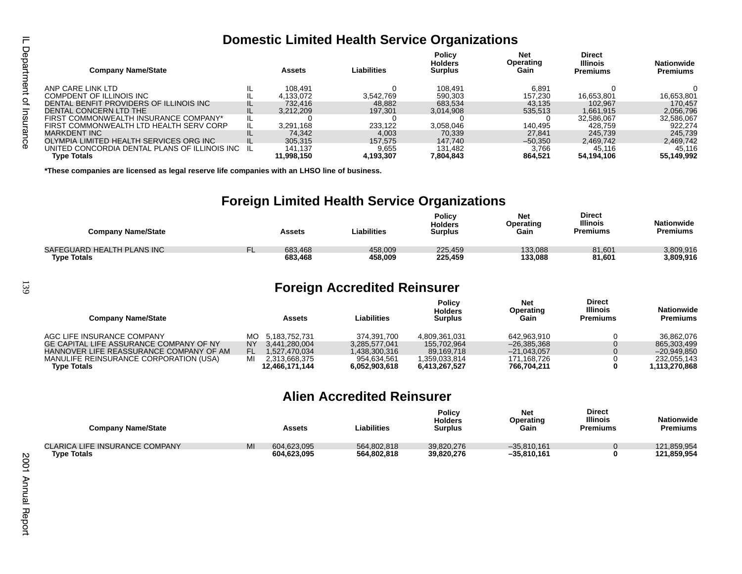## Domestic Limited Health Service Organizations

| Company Name/State | | Assets | Liabilities | Policy Holders Surplus | Net Operating Gain | Direct Illinois Premiums | Nationwide Premiums |
|---|---|---|---|---|---|---|---|
| ANP CARE LINK LTD | IL | 108,491 | 0 | 108,491 | 6,891 | 0 | 0 |
| COMPDENT OF ILLINOIS INC | IL | 4,133,072 | 3,542,769 | 590,303 | 157,230 | 16,653,801 | 16,653,801 |
| DENTAL BENFIT PROVIDERS OF ILLINOIS INC | IL | 732,416 | 48,882 | 683,534 | 43,135 | 102,967 | 170,457 |
| DENTAL CONCERN LTD THE | IL | 3,212,209 | 197,301 | 3,014,908 | 535,513 | 1,661,915 | 2,056,796 |
| FIRST COMMONWEALTH INSURANCE COMPANY* | IL | 0 | 0 | 0 | 0 | 32,586,067 | 32,586,067 |
| FIRST COMMONWEALTH LTD HEALTH SERV CORP | IL | 3,291,168 | 233,122 | 3,058,046 | 140,495 | 428,759 | 922,274 |
| MARKDENT INC | IL | 74,342 | 4,003 | 70,339 | 27,841 | 245,739 | 245,739 |
| OLYMPIA LIMITED HEALTH SERVICES ORG INC | IL | 305,315 | 157,575 | 147,740 | –50,350 | 2,469,742 | 2,469,742 |
| UNITED CONCORDIA DENTAL PLANS OF ILLINOIS INC | IL | 141,137 | 9,655 | 131,482 | 3,766 | 45,116 | 45,116 |
| **Type Totals** | | **11,998,150** | **4,193,307** | **7,804,843** | **864,521** | **54,194,106** | **55,149,992** |

**\*These companies are licensed as legal reserve life companies with an LHSO line of business.**

## Foreign Limited Health Service Organizations

| Company Name/State | | Assets | Liabilities | Policy Holders Surplus | Net Operating Gain | Direct Illinois Premiums | Nationwide Premiums |
|---|---|---|---|---|---|---|---|
| SAFEGUARD HEALTH PLANS INC | FL | 683,468 | 458,009 | 225,459 | 133,088 | 81,601 | 3,809,916 |
| **Type Totals** | | **683,468** | **458,009** | **225,459** | **133,088** | **81,601** | **3,809,916** |

## Foreign Accredited Reinsurer

| Company Name/State | | Assets | Liabilities | Policy Holders Surplus | Net Operating Gain | Direct Illinois Premiums | Nationwide Premiums |
|---|---|---|---|---|---|---|---|
| AGC LIFE INSURANCE COMPANY | MO | 5,183,752,731 | 374,391,700 | 4,809,361,031 | 642,963,910 | 0 | 36,862,076 |
| GE CAPITAL LIFE ASSURANCE COMPANY OF NY | NY | 3,441,280,004 | 3,285,577,041 | 155,702,964 | –26,385,368 | 0 | 865,303,499 |
| HANNOVER LIFE REASSURANCE COMPANY OF AM | FL | 1,527,470,034 | 1,438,300,316 | 89,169,718 | –21,043,057 | 0 | –20,949,850 |
| MANULIFE REINSURANCE CORPORATION (USA) | MI | 2,313,668,375 | 954,634,561 | 1,359,033,814 | 171,168,726 | 0 | 232,055,143 |
| **Type Totals** | | **12,466,171,144** | **6,052,903,618** | **6,413,267,527** | **766,704,211** | **0** | **1,113,270,868** |

## Alien Accredited Reinsurer

| Company Name/State | | Assets | Liabilities | Policy Holders Surplus | Net Operating Gain | Direct Illinois Premiums | Nationwide Premiums |
|---|---|---|---|---|---|---|---|
| CLARICA LIFE INSURANCE COMPANY | MI | 604,623,095 | 564,802,818 | 39,820,276 | –35,810,161 | 0 | 121,859,954 |
| **Type Totals** | | **604,623,095** | **564,802,818** | **39,820,276** | **–35,810,161** | **0** | **121,859,954** |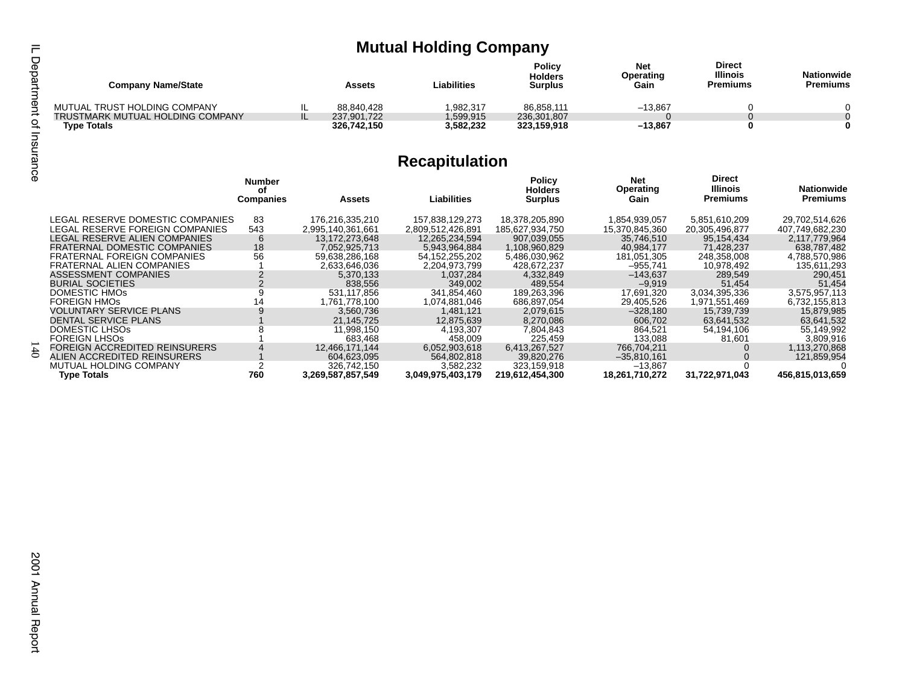## Mutual Holding Company

| Company Name/State | | Assets | Liabilities | Policy Holders Surplus | Net Operating Gain | Direct Illinois Premiums | Nationwide Premiums |
|---|---|---|---|---|---|---|---|
| MUTUAL TRUST HOLDING COMPANY | IL | 88,840,428 | 1,982,317 | 86,858,111 | –13,867 | 0 | 0 |
| TRUSTMARK MUTUAL HOLDING COMPANY | IL | 237,901,722 | 1,599,915 | 236,301,807 | 0 | 0 | 0 |
| **Type Totals** | | **326,742,150** | **3,582,232** | **323,159,918** | **–13,867** | **0** | **0** |

## Recapitulation

| | Number of Companies | Assets | Liabilities | Policy Holders Surplus | Net Operating Gain | Direct Illinois Premiums | Nationwide Premiums |
|---|---|---|---|---|---|---|---|
| LEGAL RESERVE DOMESTIC COMPANIES | 83 | 176,216,335,210 | 157,838,129,273 | 18,378,205,890 | 1,854,939,057 | 5,851,610,209 | 29,702,514,626 |
| LEGAL RESERVE FOREIGN COMPANIES | 543 | 2,995,140,361,661 | 2,809,512,426,891 | 185,627,934,750 | 15,370,845,360 | 20,305,496,877 | 407,749,682,230 |
| LEGAL RESERVE ALIEN COMPANIES | 6 | 13,172,273,648 | 12,265,234,594 | 907,039,055 | 35,746,510 | 95,154,434 | 2,117,779,964 |
| FRATERNAL DOMESTIC COMPANIES | 18 | 7,052,925,713 | 5,943,964,884 | 1,108,960,829 | 40,984,177 | 71,428,237 | 638,787,482 |
| FRATERNAL FOREIGN COMPANIES | 56 | 59,638,286,168 | 54,152,255,202 | 5,486,030,962 | 181,051,305 | 248,358,008 | 4,788,570,986 |
| FRATERNAL ALIEN COMPANIES | 1 | 2,633,646,036 | 2,204,973,799 | 428,672,237 | –955,741 | 10,978,492 | 135,611,293 |
| ASSESSMENT COMPANIES | 2 | 5,370,133 | 1,037,284 | 4,332,849 | –143,637 | 289,549 | 290,451 |
| BURIAL SOCIETIES | 2 | 838,556 | 349,002 | 489,554 | –9,919 | 51,454 | 51,454 |
| DOMESTIC HMOs | 9 | 531,117,856 | 341,854,460 | 189,263,396 | 17,691,320 | 3,034,395,336 | 3,575,957,113 |
| FOREIGN HMOs | 14 | 1,761,778,100 | 1,074,881,046 | 686,897,054 | 29,405,526 | 1,971,551,469 | 6,732,155,813 |
| VOLUNTARY SERVICE PLANS | 9 | 3,560,736 | 1,481,121 | 2,079,615 | –328,180 | 15,739,739 | 15,879,985 |
| DENTAL SERVICE PLANS | 1 | 21,145,725 | 12,875,639 | 8,270,086 | 606,702 | 63,641,532 | 63,641,532 |
| DOMESTIC LHSOs | 8 | 11,998,150 | 4,193,307 | 7,804,843 | 864,521 | 54,194,106 | 55,149,992 |
| FOREIGN LHSOs | 1 | 683,468 | 458,009 | 225,459 | 133,088 | 81,601 | 3,809,916 |
| FOREIGN ACCREDITED REINSURERS | 4 | 12,466,171,144 | 6,052,903,618 | 6,413,267,527 | 766,704,211 | 0 | 1,113,270,868 |
| ALIEN ACCREDITED REINSURERS | 1 | 604,623,095 | 564,802,818 | 39,820,276 | –35,810,161 | 0 | 121,859,954 |
| MUTUAL HOLDING COMPANY | 2 | 326,742,150 | 3,582,232 | 323,159,918 | –13,867 | 0 | 0 |
| **Type Totals** | **760** | **3,269,587,857,549** | **3,049,975,403,179** | **219,612,454,300** | **18,261,710,272** | **31,722,971,043** | **456,815,013,659** |